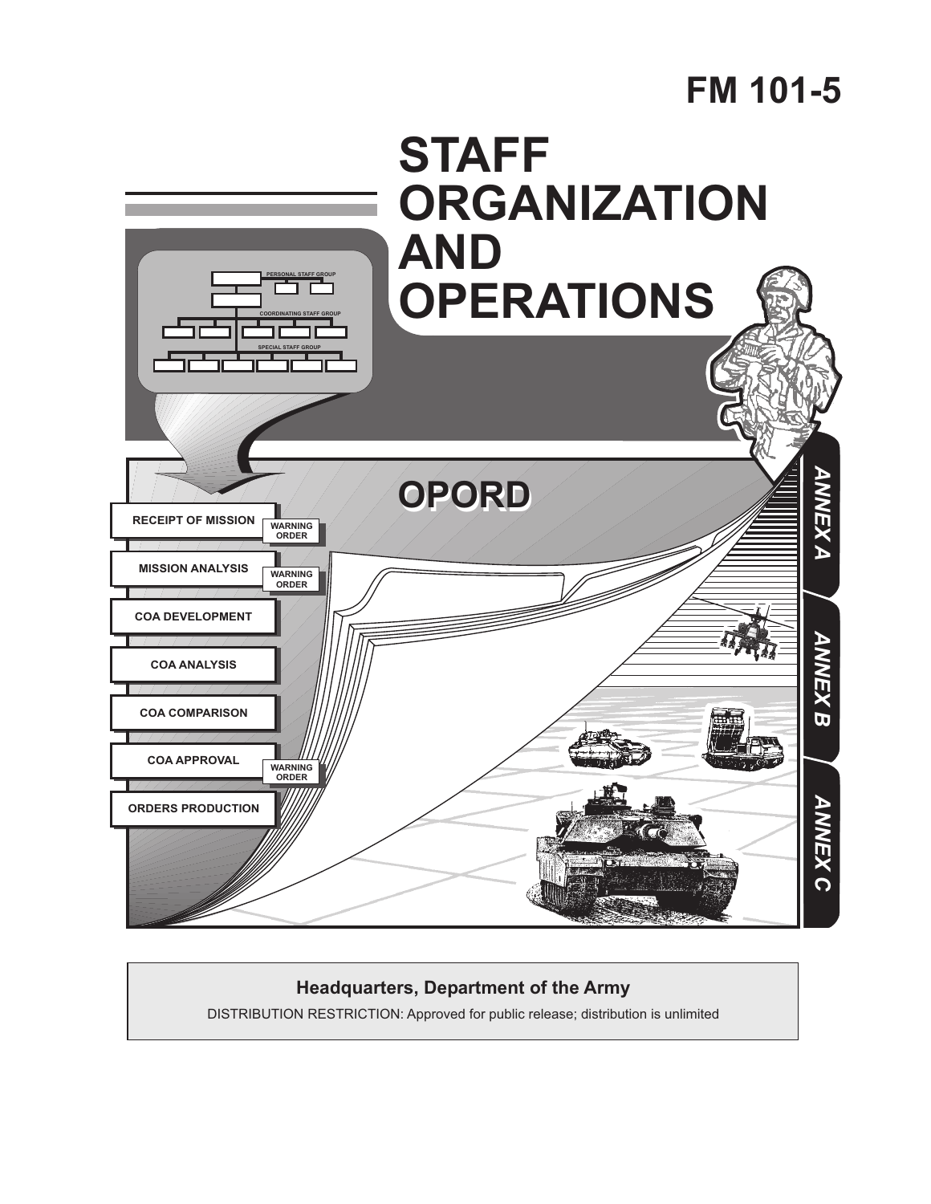# FM 101-5

# STAFF ORGANIZATION AND OPERATIONS

**Headquarters, Department of the Army**

DISTRIBUTION RESTRICTION: Approved for public release; distribution is unlimited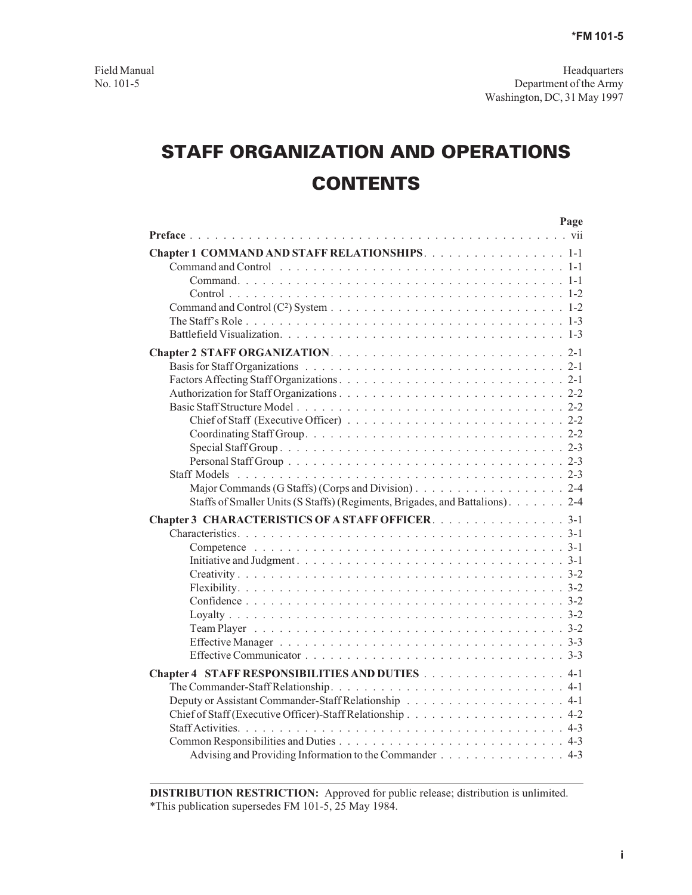*FM 101-5

Field Manual
No. 101-5

Headquarters
Department of the Army
Washington, DC, 31 May 1997

# STAFF ORGANIZATION AND OPERATIONS

# CONTENTS

| | Page |
|---|---|
| **Preface** | vii |
| **Chapter 1 COMMAND AND STAFF RELATIONSHIPS** | 1-1 |
| Command and Control | 1-1 |
| Command | 1-1 |
| Control | 1-2 |
| Command and Control ($C^2$) System | 1-2 |
| The Staff's Role | 1-3 |
| Battlefield Visualization | 1-3 |
| **Chapter 2 STAFF ORGANIZATION** | 2-1 |
| Basis for Staff Organizations | 2-1 |
| Factors Affecting Staff Organizations | 2-1 |
| Authorization for Staff Organizations | 2-2 |
| Basic Staff Structure Model | 2-2 |
| Chief of Staff (Executive Officer) | 2-2 |
| Coordinating Staff Group | 2-2 |
| Special Staff Group | 2-3 |
| Personal Staff Group | 2-3 |
| Staff Models | 2-3 |
| Major Commands (G Staffs) (Corps and Division) | 2-4 |
| Staffs of Smaller Units (S Staffs) (Regiments, Brigades, and Battalions) | 2-4 |
| **Chapter 3 CHARACTERISTICS OF A STAFF OFFICER** | 3-1 |
| Characteristics | 3-1 |
| Competence | 3-1 |
| Initiative and Judgment | 3-1 |
| Creativity | 3-2 |
| Flexibility | 3-2 |
| Confidence | 3-2 |
| Loyalty | 3-2 |
| Team Player | 3-2 |
| Effective Manager | 3-3 |
| Effective Communicator | 3-3 |
| **Chapter 4 STAFF RESPONSIBILITIES AND DUTIES** | 4-1 |
| The Commander-Staff Relationship | 4-1 |
| Deputy or Assistant Commander-Staff Relationship | 4-1 |
| Chief of Staff (Executive Officer)-Staff Relationship | 4-2 |
| Staff Activities | 4-3 |
| Common Responsibilities and Duties | 4-3 |
| Advising and Providing Information to the Commander | 4-3 |

**DISTRIBUTION RESTRICTION:** Approved for public release; distribution is unlimited.
*This publication supersedes FM 101-5, 25 May 1984.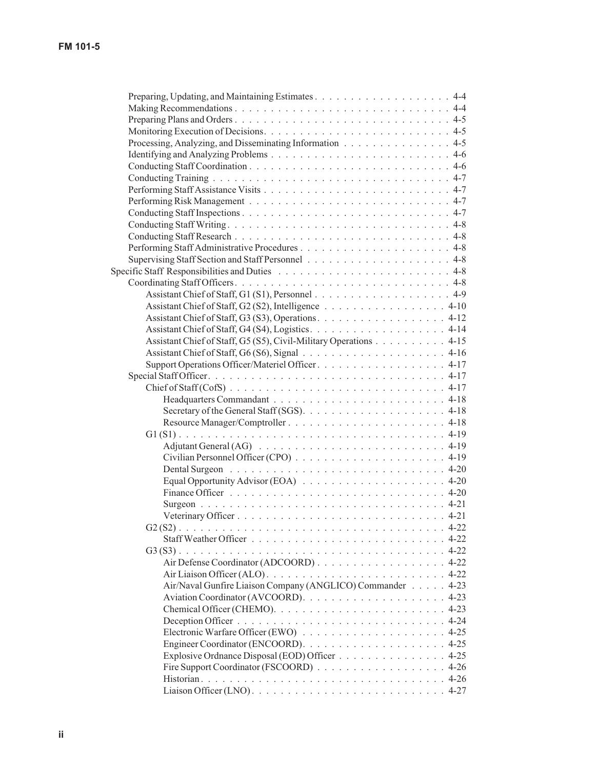Preparing, Updating, and Maintaining Estimates . . . . . . . . . . . . . . . . . . 4-4
Making Recommendations . . . . . . . . . . . . . . . . . . . . . . . . . . . . . . 4-4
Preparing Plans and Orders . . . . . . . . . . . . . . . . . . . . . . . . . . . . . 4-5
Monitoring Execution of Decisions. . . . . . . . . . . . . . . . . . . . . . . . . . 4-5
Processing, Analyzing, and Disseminating Information . . . . . . . . . . . . . . . 4-5
Identifying and Analyzing Problems . . . . . . . . . . . . . . . . . . . . . . . . . 4-6
Conducting Staff Coordination . . . . . . . . . . . . . . . . . . . . . . . . . . . 4-6
Conducting Training . . . . . . . . . . . . . . . . . . . . . . . . . . . . . . . . 4-7
Performing Staff Assistance Visits . . . . . . . . . . . . . . . . . . . . . . . . . 4-7
Performing Risk Management . . . . . . . . . . . . . . . . . . . . . . . . . . . 4-7
Conducting Staff Inspections . . . . . . . . . . . . . . . . . . . . . . . . . . . . 4-7
Conducting Staff Writing. . . . . . . . . . . . . . . . . . . . . . . . . . . . . . 4-8
Conducting Staff Research . . . . . . . . . . . . . . . . . . . . . . . . . . . . . 4-8
Performing Staff Administrative Procedures . . . . . . . . . . . . . . . . . . . . 4-8
Supervising Staff Section and Staff Personnel . . . . . . . . . . . . . . . . . . . 4-8

Specific Staff Responsibilities and Duties . . . . . . . . . . . . . . . . . . . . . . . 4-8
Coordinating Staff Officers. . . . . . . . . . . . . . . . . . . . . . . . . . . . . 4-8
Assistant Chief of Staff, G1 (S1), Personnel . . . . . . . . . . . . . . . . . . . 4-9
Assistant Chief of Staff, G2 (S2), Intelligence . . . . . . . . . . . . . . . . . 4-10
Assistant Chief of Staff, G3 (S3), Operations. . . . . . . . . . . . . . . . . . 4-12
Assistant Chief of Staff, G4 (S4), Logistics. . . . . . . . . . . . . . . . . . . 4-14
Assistant Chief of Staff, G5 (S5), Civil-Military Operations . . . . . . . . . . 4-15
Assistant Chief of Staff, G6 (S6), Signal . . . . . . . . . . . . . . . . . . . . 4-16
Support Operations Officer/Materiel Officer . . . . . . . . . . . . . . . . . . . 4-17
Special Staff Officer. . . . . . . . . . . . . . . . . . . . . . . . . . . . . . . . 4-17
Chief of Staff (CofS) . . . . . . . . . . . . . . . . . . . . . . . . . . . . . . 4-17
Headquarters Commandant . . . . . . . . . . . . . . . . . . . . . . . . . 4-18
Secretary of the General Staff (SGS). . . . . . . . . . . . . . . . . . . . . 4-18
Resource Manager/Comptroller . . . . . . . . . . . . . . . . . . . . . . . 4-18
G1 (S1) . . . . . . . . . . . . . . . . . . . . . . . . . . . . . . . . . . . . 4-19
Adjutant General (AG) . . . . . . . . . . . . . . . . . . . . . . . . . . . 4-19
Civilian Personnel Officer (CPO) . . . . . . . . . . . . . . . . . . . . . . 4-19
Dental Surgeon . . . . . . . . . . . . . . . . . . . . . . . . . . . . . . . 4-20
Equal Opportunity Advisor (EOA) . . . . . . . . . . . . . . . . . . . . . 4-20
Finance Officer . . . . . . . . . . . . . . . . . . . . . . . . . . . . . . . 4-20
Surgeon . . . . . . . . . . . . . . . . . . . . . . . . . . . . . . . . . . . 4-21
Veterinary Officer . . . . . . . . . . . . . . . . . . . . . . . . . . . . . . 4-21
G2 (S2) . . . . . . . . . . . . . . . . . . . . . . . . . . . . . . . . . . . . 4-22
Staff Weather Officer . . . . . . . . . . . . . . . . . . . . . . . . . . . . 4-22
G3 (S3) . . . . . . . . . . . . . . . . . . . . . . . . . . . . . . . . . . . . 4-22
Air Defense Coordinator (ADCOORD) . . . . . . . . . . . . . . . . . . . 4-22
Air Liaison Officer (ALO) . . . . . . . . . . . . . . . . . . . . . . . . . . 4-22
Air/Naval Gunfire Liaison Company (ANGLICO) Commander . . . . . . 4-23
Aviation Coordinator (AVCOORD). . . . . . . . . . . . . . . . . . . . . 4-23
Chemical Officer (CHEMO). . . . . . . . . . . . . . . . . . . . . . . . . 4-23
Deception Officer . . . . . . . . . . . . . . . . . . . . . . . . . . . . . . 4-24
Electronic Warfare Officer (EWO) . . . . . . . . . . . . . . . . . . . . . 4-25
Engineer Coordinator (ENCOORD). . . . . . . . . . . . . . . . . . . . . 4-25
Explosive Ordnance Disposal (EOD) Officer . . . . . . . . . . . . . . . . 4-25
Fire Support Coordinator (FSCOORD) . . . . . . . . . . . . . . . . . . . 4-26
Historian. . . . . . . . . . . . . . . . . . . . . . . . . . . . . . . . . . . 4-26
Liaison Officer (LNO) . . . . . . . . . . . . . . . . . . . . . . . . . . . . 4-27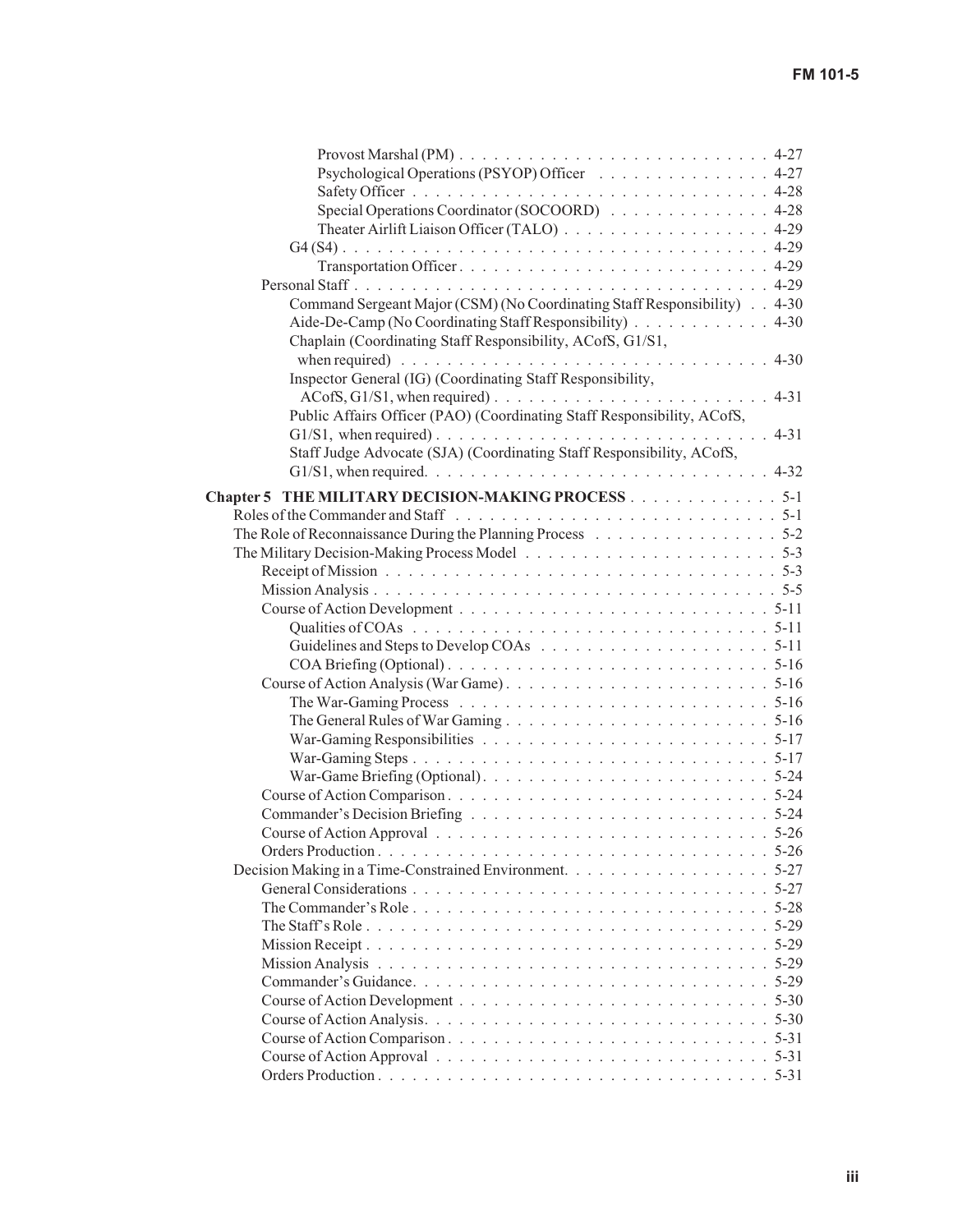Provost Marshal (PM) . . . . . . . . . . . . . . . . . . . . . . . . . . 4-27
Psychological Operations (PSYOP) Officer . . . . . . . . . . . . . . . 4-27
Safety Officer . . . . . . . . . . . . . . . . . . . . . . . . . . . . . . . 4-28
Special Operations Coordinator (SOCOORD) . . . . . . . . . . . . . . 4-28
Theater Airlift Liaison Officer (TALO) . . . . . . . . . . . . . . . . . . 4-29
G4 (S4) . . . . . . . . . . . . . . . . . . . . . . . . . . . . . . . . . . . . 4-29
Transportation Officer . . . . . . . . . . . . . . . . . . . . . . . . . . 4-29
Personal Staff . . . . . . . . . . . . . . . . . . . . . . . . . . . . . . . . . 4-29
Command Sergeant Major (CSM) (No Coordinating Staff Responsibility) . . 4-30
Aide-De-Camp (No Coordinating Staff Responsibility) . . . . . . . . . . . 4-30
Chaplain (Coordinating Staff Responsibility, ACofS, G1/S1, when required) . . . . . . . . . . . . . . . . . . . . . . . . . . . . . . 4-30
Inspector General (IG) (Coordinating Staff Responsibility, ACofS, G1/S1, when required) . . . . . . . . . . . . . . . . . . . . . . . 4-31
Public Affairs Officer (PAO) (Coordinating Staff Responsibility, ACofS, G1/S1, when required) . . . . . . . . . . . . . . . . . . . . . . . . . . 4-31
Staff Judge Advocate (SJA) (Coordinating Staff Responsibility, ACofS, G1/S1, when required. . . . . . . . . . . . . . . . . . . . . . . . . . . 4-32

**Chapter 5 THE MILITARY DECISION-MAKING PROCESS . . . . . . . . . . . . . 5-1**

Roles of the Commander and Staff . . . . . . . . . . . . . . . . . . . . . . . . . 5-1
The Role of Reconnaissance During the Planning Process . . . . . . . . . . . . . 5-2
The Military Decision-Making Process Model . . . . . . . . . . . . . . . . . . . 5-3
Receipt of Mission . . . . . . . . . . . . . . . . . . . . . . . . . . . . . . . . 5-3
Mission Analysis . . . . . . . . . . . . . . . . . . . . . . . . . . . . . . . . . 5-5
Course of Action Development . . . . . . . . . . . . . . . . . . . . . . . . . . 5-11
Qualities of COAs . . . . . . . . . . . . . . . . . . . . . . . . . . . . . . 5-11
Guidelines and Steps to Develop COAs . . . . . . . . . . . . . . . . . . . . 5-11
COA Briefing (Optional) . . . . . . . . . . . . . . . . . . . . . . . . . . . 5-16
Course of Action Analysis (War Game) . . . . . . . . . . . . . . . . . . . . . . 5-16
The War-Gaming Process . . . . . . . . . . . . . . . . . . . . . . . . . . . 5-16
The General Rules of War Gaming . . . . . . . . . . . . . . . . . . . . . . 5-16
War-Gaming Responsibilities . . . . . . . . . . . . . . . . . . . . . . . . . 5-17
War-Gaming Steps . . . . . . . . . . . . . . . . . . . . . . . . . . . . . . 5-17
War-Game Briefing (Optional) . . . . . . . . . . . . . . . . . . . . . . . . 5-24
Course of Action Comparison . . . . . . . . . . . . . . . . . . . . . . . . . . . 5-24
Commander's Decision Briefing . . . . . . . . . . . . . . . . . . . . . . . . . 5-24
Course of Action Approval . . . . . . . . . . . . . . . . . . . . . . . . . . . . 5-26
Orders Production . . . . . . . . . . . . . . . . . . . . . . . . . . . . . . . . 5-26
Decision Making in a Time-Constrained Environment. . . . . . . . . . . . . . . . 5-27
General Considerations . . . . . . . . . . . . . . . . . . . . . . . . . . . . . 5-27
The Commander's Role . . . . . . . . . . . . . . . . . . . . . . . . . . . . . 5-28
The Staff's Role . . . . . . . . . . . . . . . . . . . . . . . . . . . . . . . . 5-29
Mission Receipt . . . . . . . . . . . . . . . . . . . . . . . . . . . . . . . . . 5-29
Mission Analysis . . . . . . . . . . . . . . . . . . . . . . . . . . . . . . . . 5-29
Commander's Guidance. . . . . . . . . . . . . . . . . . . . . . . . . . . . . 5-29
Course of Action Development . . . . . . . . . . . . . . . . . . . . . . . . . . 5-30
Course of Action Analysis. . . . . . . . . . . . . . . . . . . . . . . . . . . . 5-30
Course of Action Comparison . . . . . . . . . . . . . . . . . . . . . . . . . . 5-31
Course of Action Approval . . . . . . . . . . . . . . . . . . . . . . . . . . . . 5-31
Orders Production . . . . . . . . . . . . . . . . . . . . . . . . . . . . . . . . 5-31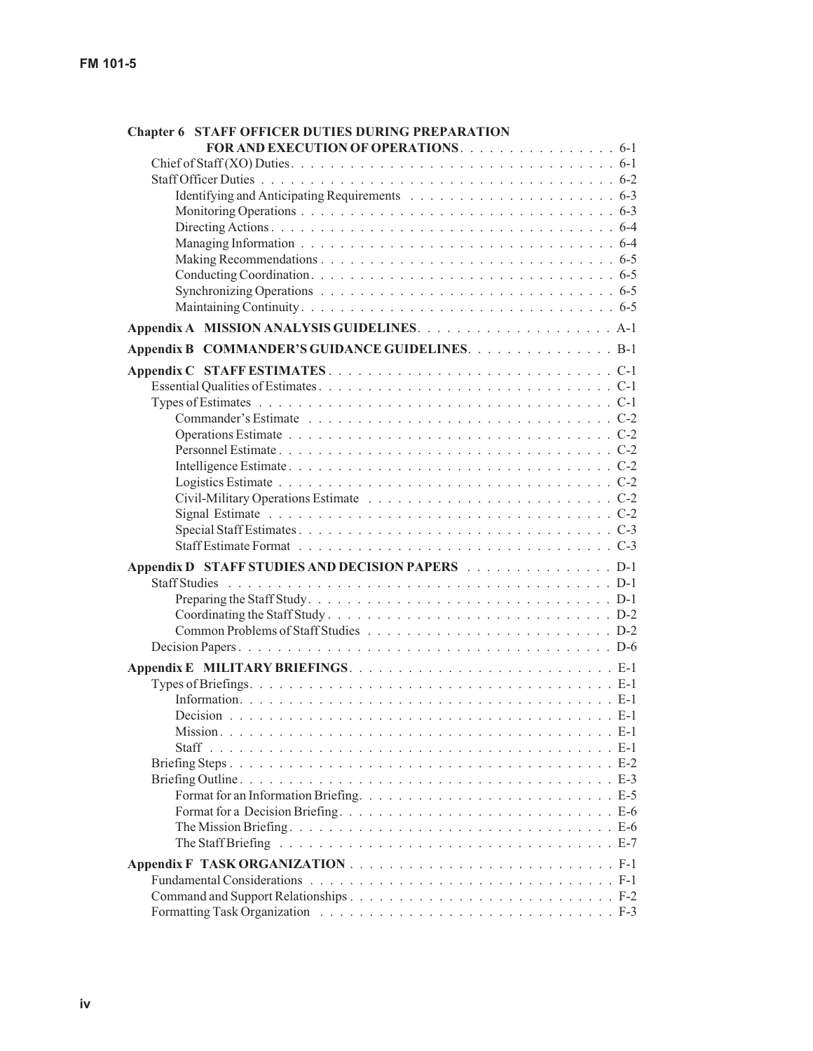**Chapter 6 STAFF OFFICER DUTIES DURING PREPARATION FOR AND EXECUTION OF OPERATIONS** . . . . . . . . . . . . . . . . 6-1

Chief of Staff (XO) Duties . . . . . . . . . . . . . . . . . . . . . . . . . . . . . . . . . 6-1

Staff Officer Duties . . . . . . . . . . . . . . . . . . . . . . . . . . . . . . . . . . . . 6-2

- Identifying and Anticipating Requirements . . . . . . . . . . . . . . . . . . . . 6-3
- Monitoring Operations . . . . . . . . . . . . . . . . . . . . . . . . . . . . . . . . 6-3
- Directing Actions . . . . . . . . . . . . . . . . . . . . . . . . . . . . . . . . . . . 6-4
- Managing Information . . . . . . . . . . . . . . . . . . . . . . . . . . . . . . . . 6-4
- Making Recommendations . . . . . . . . . . . . . . . . . . . . . . . . . . . . . . 6-5
- Conducting Coordination . . . . . . . . . . . . . . . . . . . . . . . . . . . . . . . 6-5
- Synchronizing Operations . . . . . . . . . . . . . . . . . . . . . . . . . . . . . . 6-5
- Maintaining Continuity . . . . . . . . . . . . . . . . . . . . . . . . . . . . . . . . 6-5

**Appendix A MISSION ANALYSIS GUIDELINES** . . . . . . . . . . . . . . . . . . . . A-1

**Appendix B COMMANDER'S GUIDANCE GUIDELINES** . . . . . . . . . . . . . . . B-1

**Appendix C STAFF ESTIMATES** . . . . . . . . . . . . . . . . . . . . . . . . . . . . . C-1

Essential Qualities of Estimates . . . . . . . . . . . . . . . . . . . . . . . . . . . . . C-1

Types of Estimates . . . . . . . . . . . . . . . . . . . . . . . . . . . . . . . . . . . . C-1

- Commander's Estimate . . . . . . . . . . . . . . . . . . . . . . . . . . . . . . . C-2
- Operations Estimate . . . . . . . . . . . . . . . . . . . . . . . . . . . . . . . . . C-2
- Personnel Estimate . . . . . . . . . . . . . . . . . . . . . . . . . . . . . . . . . C-2
- Intelligence Estimate . . . . . . . . . . . . . . . . . . . . . . . . . . . . . . . . C-2
- Logistics Estimate . . . . . . . . . . . . . . . . . . . . . . . . . . . . . . . . . . C-2
- Civil-Military Operations Estimate . . . . . . . . . . . . . . . . . . . . . . . . . C-2
- Signal Estimate . . . . . . . . . . . . . . . . . . . . . . . . . . . . . . . . . . . C-2
- Special Staff Estimates . . . . . . . . . . . . . . . . . . . . . . . . . . . . . . . C-3
- Staff Estimate Format . . . . . . . . . . . . . . . . . . . . . . . . . . . . . . . . C-3

**Appendix D STAFF STUDIES AND DECISION PAPERS** . . . . . . . . . . . . . . . D-1

Staff Studies . . . . . . . . . . . . . . . . . . . . . . . . . . . . . . . . . . . . . . . D-1

- Preparing the Staff Study . . . . . . . . . . . . . . . . . . . . . . . . . . . . . . D-1
- Coordinating the Staff Study . . . . . . . . . . . . . . . . . . . . . . . . . . . . D-2
- Common Problems of Staff Studies . . . . . . . . . . . . . . . . . . . . . . . . D-2

Decision Papers . . . . . . . . . . . . . . . . . . . . . . . . . . . . . . . . . . . . . D-6

**Appendix E MILITARY BRIEFINGS** . . . . . . . . . . . . . . . . . . . . . . . . . . . E-1

Types of Briefings . . . . . . . . . . . . . . . . . . . . . . . . . . . . . . . . . . . . E-1

- Information . . . . . . . . . . . . . . . . . . . . . . . . . . . . . . . . . . . . . . E-1
- Decision . . . . . . . . . . . . . . . . . . . . . . . . . . . . . . . . . . . . . . . E-1
- Mission . . . . . . . . . . . . . . . . . . . . . . . . . . . . . . . . . . . . . . . . E-1
- Staff . . . . . . . . . . . . . . . . . . . . . . . . . . . . . . . . . . . . . . . . . E-1

Briefing Steps . . . . . . . . . . . . . . . . . . . . . . . . . . . . . . . . . . . . . . E-2

Briefing Outline . . . . . . . . . . . . . . . . . . . . . . . . . . . . . . . . . . . . . E-3

- Format for an Information Briefing . . . . . . . . . . . . . . . . . . . . . . . . E-5
- Format for a Decision Briefing . . . . . . . . . . . . . . . . . . . . . . . . . . . E-6
- The Mission Briefing . . . . . . . . . . . . . . . . . . . . . . . . . . . . . . . . E-6
- The Staff Briefing . . . . . . . . . . . . . . . . . . . . . . . . . . . . . . . . . . E-7

**Appendix F TASK ORGANIZATION** . . . . . . . . . . . . . . . . . . . . . . . . . . . F-1

Fundamental Considerations . . . . . . . . . . . . . . . . . . . . . . . . . . . . . . F-1

Command and Support Relationships . . . . . . . . . . . . . . . . . . . . . . . . . F-2

Formatting Task Organization . . . . . . . . . . . . . . . . . . . . . . . . . . . . . F-3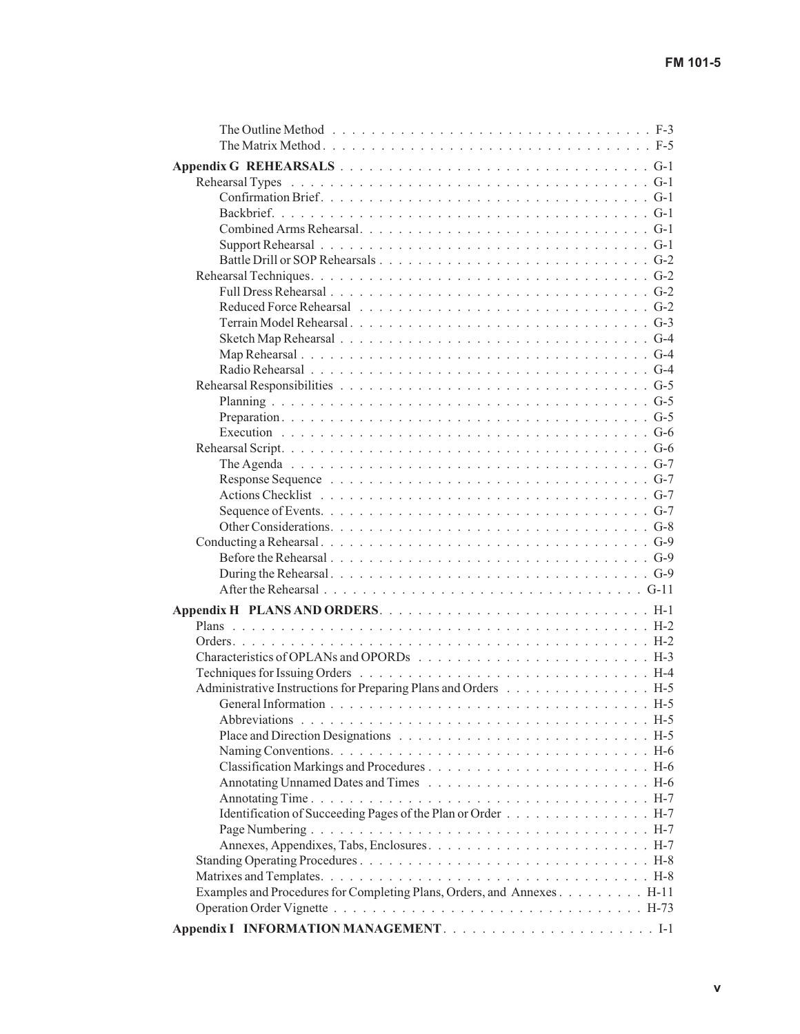The Outline Method . . . . . . . . . . . . . . . . . . . . . . . . . . . . . . . . . F-3
The Matrix Method . . . . . . . . . . . . . . . . . . . . . . . . . . . . . . . . . F-5

**Appendix G REHEARSALS** . . . . . . . . . . . . . . . . . . . . . . . . . . . . . G-1
- Rehearsal Types . . . . . . . . . . . . . . . . . . . . . . . . . . . . . . . . . . . G-1
  - Confirmation Brief . . . . . . . . . . . . . . . . . . . . . . . . . . . . . . . . G-1
  - Backbrief . . . . . . . . . . . . . . . . . . . . . . . . . . . . . . . . . . . . . G-1
  - Combined Arms Rehearsal . . . . . . . . . . . . . . . . . . . . . . . . . . . . . G-1
  - Support Rehearsal . . . . . . . . . . . . . . . . . . . . . . . . . . . . . . . . . G-1
  - Battle Drill or SOP Rehearsals . . . . . . . . . . . . . . . . . . . . . . . . . G-2
- Rehearsal Techniques . . . . . . . . . . . . . . . . . . . . . . . . . . . . . . . . G-2
  - Full Dress Rehearsal . . . . . . . . . . . . . . . . . . . . . . . . . . . . . . . G-2
  - Reduced Force Rehearsal . . . . . . . . . . . . . . . . . . . . . . . . . . . . . G-2
  - Terrain Model Rehearsal . . . . . . . . . . . . . . . . . . . . . . . . . . . . . G-3
  - Sketch Map Rehearsal . . . . . . . . . . . . . . . . . . . . . . . . . . . . . . G-4
  - Map Rehearsal . . . . . . . . . . . . . . . . . . . . . . . . . . . . . . . . . . G-4
  - Radio Rehearsal . . . . . . . . . . . . . . . . . . . . . . . . . . . . . . . . . G-4
- Rehearsal Responsibilities . . . . . . . . . . . . . . . . . . . . . . . . . . . . . G-5
  - Planning . . . . . . . . . . . . . . . . . . . . . . . . . . . . . . . . . . . . . G-5
  - Preparation . . . . . . . . . . . . . . . . . . . . . . . . . . . . . . . . . . . G-5
  - Execution . . . . . . . . . . . . . . . . . . . . . . . . . . . . . . . . . . . . G-6
- Rehearsal Script . . . . . . . . . . . . . . . . . . . . . . . . . . . . . . . . . . G-6
  - The Agenda . . . . . . . . . . . . . . . . . . . . . . . . . . . . . . . . . . . G-7
  - Response Sequence . . . . . . . . . . . . . . . . . . . . . . . . . . . . . . . . G-7
  - Actions Checklist . . . . . . . . . . . . . . . . . . . . . . . . . . . . . . . . G-7
  - Sequence of Events . . . . . . . . . . . . . . . . . . . . . . . . . . . . . . . G-7
  - Other Considerations . . . . . . . . . . . . . . . . . . . . . . . . . . . . . . G-8
- Conducting a Rehearsal . . . . . . . . . . . . . . . . . . . . . . . . . . . . . . G-9
  - Before the Rehearsal . . . . . . . . . . . . . . . . . . . . . . . . . . . . . . G-9
  - During the Rehearsal . . . . . . . . . . . . . . . . . . . . . . . . . . . . . . G-9
  - After the Rehearsal . . . . . . . . . . . . . . . . . . . . . . . . . . . . . . . G-11

**Appendix H PLANS AND ORDERS** . . . . . . . . . . . . . . . . . . . . . . . . . . H-1
- Plans . . . . . . . . . . . . . . . . . . . . . . . . . . . . . . . . . . . . . . . . H-2
- Orders . . . . . . . . . . . . . . . . . . . . . . . . . . . . . . . . . . . . . . . H-2
- Characteristics of OPLANs and OPORDs . . . . . . . . . . . . . . . . . . . . . . H-3
- Techniques for Issuing Orders . . . . . . . . . . . . . . . . . . . . . . . . . . . H-4
- Administrative Instructions for Preparing Plans and Orders . . . . . . . . . . . H-5
  - General Information . . . . . . . . . . . . . . . . . . . . . . . . . . . . . . H-5
  - Abbreviations . . . . . . . . . . . . . . . . . . . . . . . . . . . . . . . . . H-5
  - Place and Direction Designations . . . . . . . . . . . . . . . . . . . . . . . H-5
  - Naming Conventions . . . . . . . . . . . . . . . . . . . . . . . . . . . . . . H-6
  - Classification Markings and Procedures . . . . . . . . . . . . . . . . . . . . H-6
  - Annotating Unnamed Dates and Times . . . . . . . . . . . . . . . . . . . . . . H-6
  - Annotating Time . . . . . . . . . . . . . . . . . . . . . . . . . . . . . . . . H-7
  - Identification of Succeeding Pages of the Plan or Order . . . . . . . . . . . H-7
  - Page Numbering . . . . . . . . . . . . . . . . . . . . . . . . . . . . . . . . H-7
  - Annexes, Appendixes, Tabs, Enclosures . . . . . . . . . . . . . . . . . . . . H-7
- Standing Operating Procedures . . . . . . . . . . . . . . . . . . . . . . . . . . H-8
- Matrixes and Templates . . . . . . . . . . . . . . . . . . . . . . . . . . . . . . H-8
- Examples and Procedures for Completing Plans, Orders, and Annexes . . . . . . . H-11
- Operation Order Vignette . . . . . . . . . . . . . . . . . . . . . . . . . . . . . H-73

**Appendix I INFORMATION MANAGEMENT** . . . . . . . . . . . . . . . . . . . . . . I-1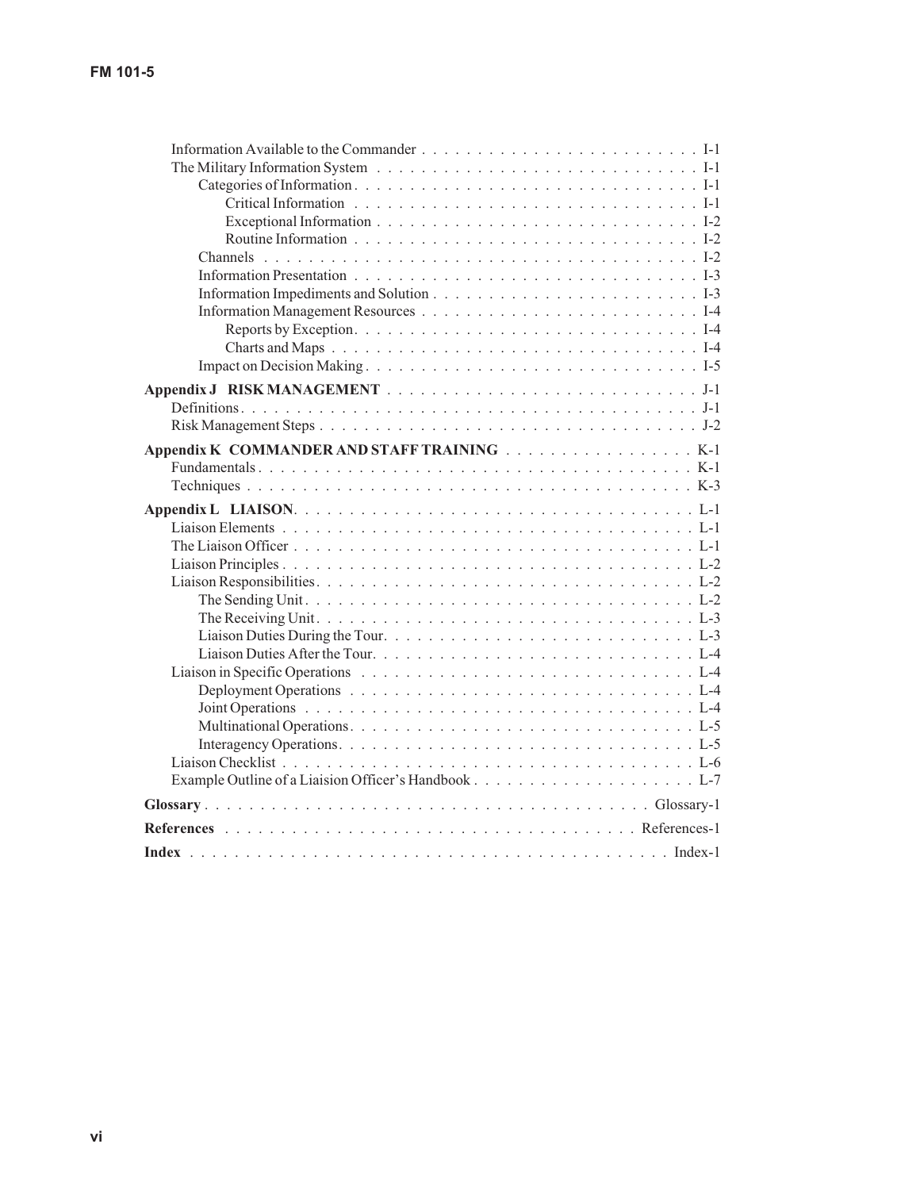Information Available to the Commander . . . . . . . . . . . . . . . . . . . . . . . . I-1
The Military Information System . . . . . . . . . . . . . . . . . . . . . . . . . . . . . I-1
  Categories of Information . . . . . . . . . . . . . . . . . . . . . . . . . . . . . . . . I-1
    Critical Information . . . . . . . . . . . . . . . . . . . . . . . . . . . . . . . . I-1
    Exceptional Information . . . . . . . . . . . . . . . . . . . . . . . . . . . . . . I-2
    Routine Information . . . . . . . . . . . . . . . . . . . . . . . . . . . . . . . . I-2
  Channels . . . . . . . . . . . . . . . . . . . . . . . . . . . . . . . . . . . . . . . . I-2
  Information Presentation . . . . . . . . . . . . . . . . . . . . . . . . . . . . . . . I-3
  Information Impediments and Solution . . . . . . . . . . . . . . . . . . . . . . . . I-3
  Information Management Resources . . . . . . . . . . . . . . . . . . . . . . . . . I-4
    Reports by Exception . . . . . . . . . . . . . . . . . . . . . . . . . . . . . . . . I-4
    Charts and Maps . . . . . . . . . . . . . . . . . . . . . . . . . . . . . . . . . . I-4
  Impact on Decision Making . . . . . . . . . . . . . . . . . . . . . . . . . . . . . . . I-5

**Appendix J RISK MANAGEMENT** . . . . . . . . . . . . . . . . . . . . . . . . . . J-1
Definitions . . . . . . . . . . . . . . . . . . . . . . . . . . . . . . . . . . . . . . . . . J-1
Risk Management Steps . . . . . . . . . . . . . . . . . . . . . . . . . . . . . . . . . . J-2

**Appendix K COMMANDER AND STAFF TRAINING** . . . . . . . . . . . . . . . . . K-1
Fundamentals . . . . . . . . . . . . . . . . . . . . . . . . . . . . . . . . . . . . . . . . K-1
Techniques . . . . . . . . . . . . . . . . . . . . . . . . . . . . . . . . . . . . . . . . . K-3

**Appendix L LIAISON** . . . . . . . . . . . . . . . . . . . . . . . . . . . . . . . . . . L-1
Liaison Elements . . . . . . . . . . . . . . . . . . . . . . . . . . . . . . . . . . . . . . L-1
The Liaison Officer . . . . . . . . . . . . . . . . . . . . . . . . . . . . . . . . . . . . L-1
Liaison Principles . . . . . . . . . . . . . . . . . . . . . . . . . . . . . . . . . . . . . L-2
Liaison Responsibilities . . . . . . . . . . . . . . . . . . . . . . . . . . . . . . . . . . L-2
  The Sending Unit . . . . . . . . . . . . . . . . . . . . . . . . . . . . . . . . . . . . L-2
  The Receiving Unit . . . . . . . . . . . . . . . . . . . . . . . . . . . . . . . . . . . L-3
  Liaison Duties During the Tour . . . . . . . . . . . . . . . . . . . . . . . . . . . . L-3
  Liaison Duties After the Tour . . . . . . . . . . . . . . . . . . . . . . . . . . . . . L-4
Liaison in Specific Operations . . . . . . . . . . . . . . . . . . . . . . . . . . . . . . L-4
  Deployment Operations . . . . . . . . . . . . . . . . . . . . . . . . . . . . . . . . . L-4
  Joint Operations . . . . . . . . . . . . . . . . . . . . . . . . . . . . . . . . . . . . L-4
  Multinational Operations . . . . . . . . . . . . . . . . . . . . . . . . . . . . . . . . L-5
  Interagency Operations . . . . . . . . . . . . . . . . . . . . . . . . . . . . . . . . . L-5
Liaison Checklist . . . . . . . . . . . . . . . . . . . . . . . . . . . . . . . . . . . . . L-6
Example Outline of a Liaision Officer's Handbook . . . . . . . . . . . . . . . . . . . L-7

**Glossary** . . . . . . . . . . . . . . . . . . . . . . . . . . . . . . . . . . . . Glossary-1

**References** . . . . . . . . . . . . . . . . . . . . . . . . . . . . . . . . . References-1

**Index** . . . . . . . . . . . . . . . . . . . . . . . . . . . . . . . . . . . . . . . Index-1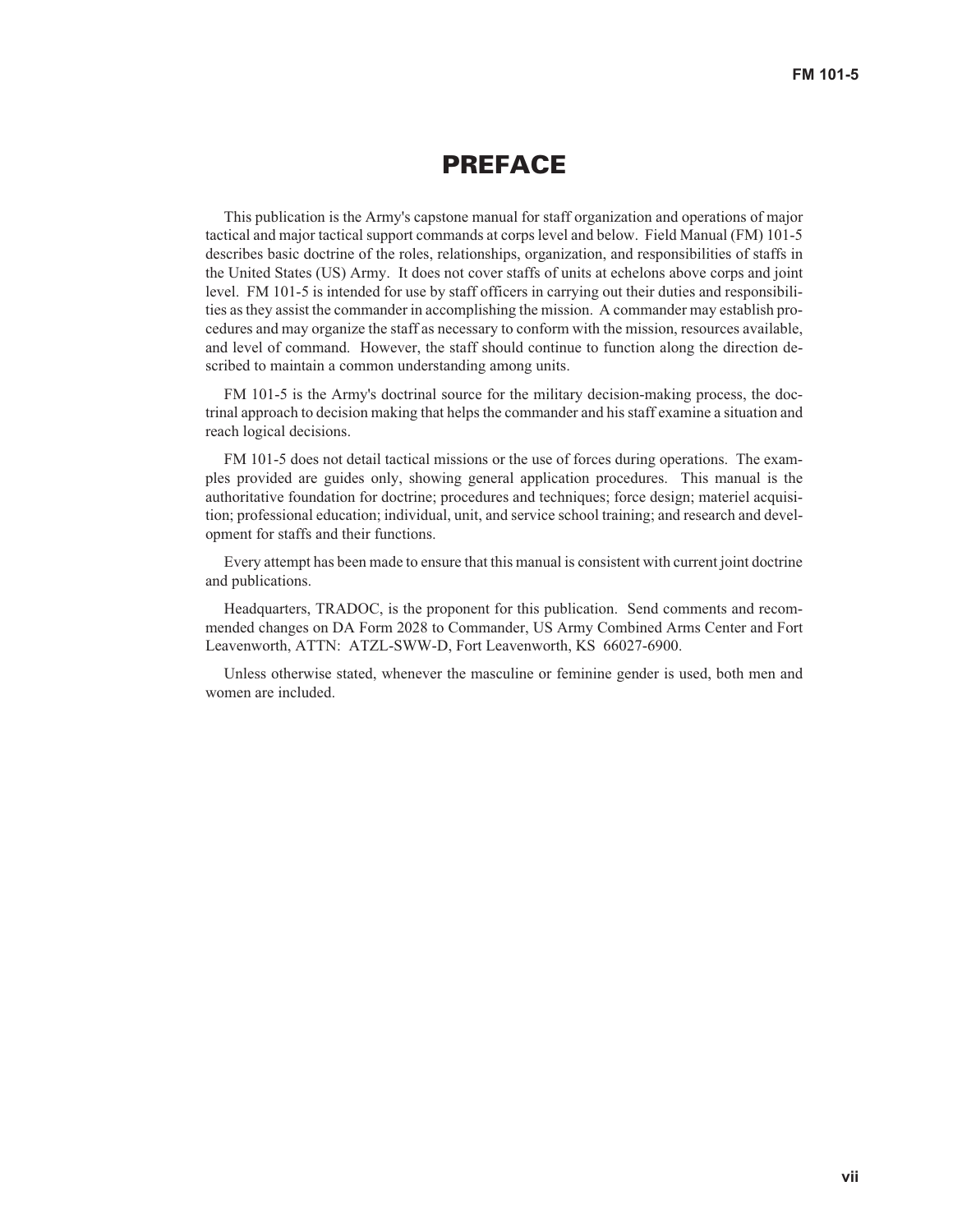# PREFACE

This publication is the Army's capstone manual for staff organization and operations of major tactical and major tactical support commands at corps level and below. Field Manual (FM) 101-5 describes basic doctrine of the roles, relationships, organization, and responsibilities of staffs in the United States (US) Army. It does not cover staffs of units at echelons above corps and joint level. FM 101-5 is intended for use by staff officers in carrying out their duties and responsibilities as they assist the commander in accomplishing the mission. A commander may establish procedures and may organize the staff as necessary to conform with the mission, resources available, and level of command. However, the staff should continue to function along the direction described to maintain a common understanding among units.

FM 101-5 is the Army's doctrinal source for the military decision-making process, the doctrinal approach to decision making that helps the commander and his staff examine a situation and reach logical decisions.

FM 101-5 does not detail tactical missions or the use of forces during operations. The examples provided are guides only, showing general application procedures. This manual is the authoritative foundation for doctrine; procedures and techniques; force design; materiel acquisition; professional education; individual, unit, and service school training; and research and development for staffs and their functions.

Every attempt has been made to ensure that this manual is consistent with current joint doctrine and publications.

Headquarters, TRADOC, is the proponent for this publication. Send comments and recommended changes on DA Form 2028 to Commander, US Army Combined Arms Center and Fort Leavenworth, ATTN: ATZL-SWW-D, Fort Leavenworth, KS 66027-6900.

Unless otherwise stated, whenever the masculine or feminine gender is used, both men and women are included.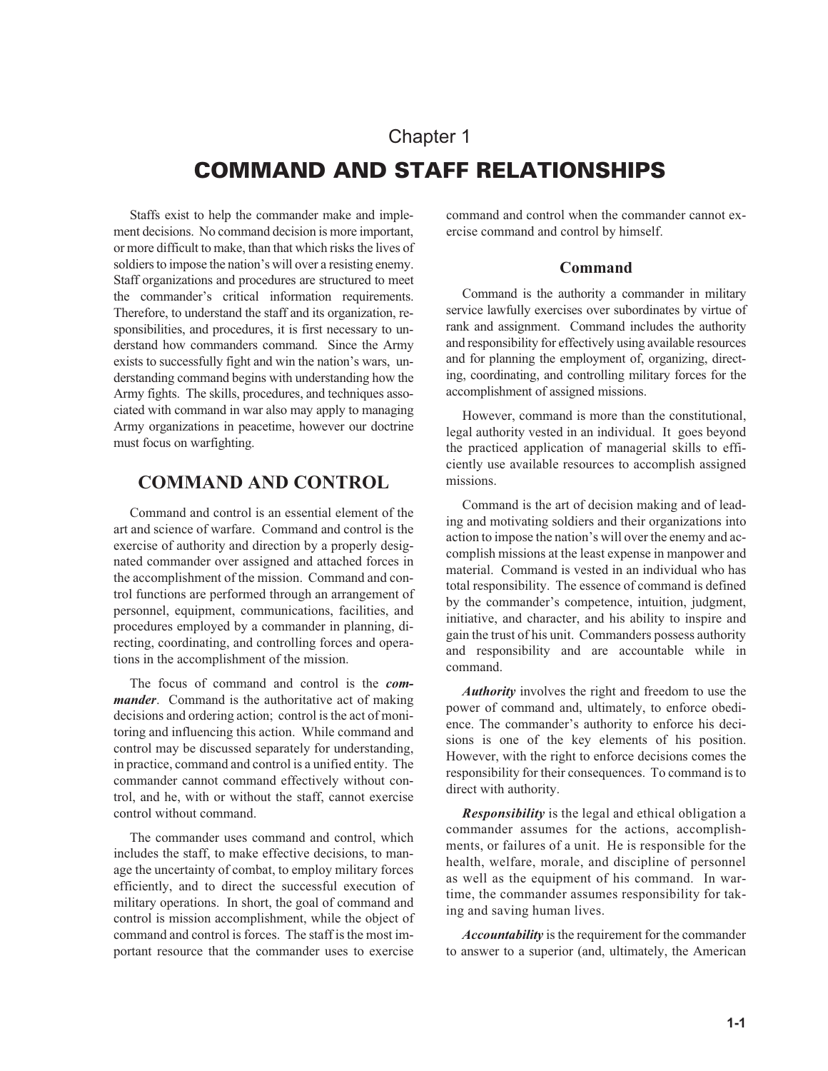# Chapter 1

# COMMAND AND STAFF RELATIONSHIPS

Staffs exist to help the commander make and implement decisions. No command decision is more important, or more difficult to make, than that which risks the lives of soldiers to impose the nation's will over a resisting enemy. Staff organizations and procedures are structured to meet the commander's critical information requirements. Therefore, to understand the staff and its organization, responsibilities, and procedures, it is first necessary to understand how commanders command. Since the Army exists to successfully fight and win the nation's wars, understanding command begins with understanding how the Army fights. The skills, procedures, and techniques associated with command in war also may apply to managing Army organizations in peacetime, however our doctrine must focus on warfighting.

## COMMAND AND CONTROL

Command and control is an essential element of the art and science of warfare. Command and control is the exercise of authority and direction by a properly designated commander over assigned and attached forces in the accomplishment of the mission. Command and control functions are performed through an arrangement of personnel, equipment, communications, facilities, and procedures employed by a commander in planning, directing, coordinating, and controlling forces and operations in the accomplishment of the mission.

The focus of command and control is the ***commander***. Command is the authoritative act of making decisions and ordering action; control is the act of monitoring and influencing this action. While command and control may be discussed separately for understanding, in practice, command and control is a unified entity. The commander cannot command effectively without control, and he, with or without the staff, cannot exercise control without command.

The commander uses command and control, which includes the staff, to make effective decisions, to manage the uncertainty of combat, to employ military forces efficiently, and to direct the successful execution of military operations. In short, the goal of command and control is mission accomplishment, while the object of command and control is forces. The staff is the most important resource that the commander uses to exercise command and control when the commander cannot exercise command and control by himself.

### Command

Command is the authority a commander in military service lawfully exercises over subordinates by virtue of rank and assignment. Command includes the authority and responsibility for effectively using available resources and for planning the employment of, organizing, directing, coordinating, and controlling military forces for the accomplishment of assigned missions.

However, command is more than the constitutional, legal authority vested in an individual. It goes beyond the practiced application of managerial skills to efficiently use available resources to accomplish assigned missions.

Command is the art of decision making and of leading and motivating soldiers and their organizations into action to impose the nation's will over the enemy and accomplish missions at the least expense in manpower and material. Command is vested in an individual who has total responsibility. The essence of command is defined by the commander's competence, intuition, judgment, initiative, and character, and his ability to inspire and gain the trust of his unit. Commanders possess authority and responsibility and are accountable while in command.

***Authority*** involves the right and freedom to use the power of command and, ultimately, to enforce obedience. The commander's authority to enforce his decisions is one of the key elements of his position. However, with the right to enforce decisions comes the responsibility for their consequences. To command is to direct with authority.

***Responsibility*** is the legal and ethical obligation a commander assumes for the actions, accomplishments, or failures of a unit. He is responsible for the health, welfare, morale, and discipline of personnel as well as the equipment of his command. In wartime, the commander assumes responsibility for taking and saving human lives.

***Accountability*** is the requirement for the commander to answer to a superior (and, ultimately, the American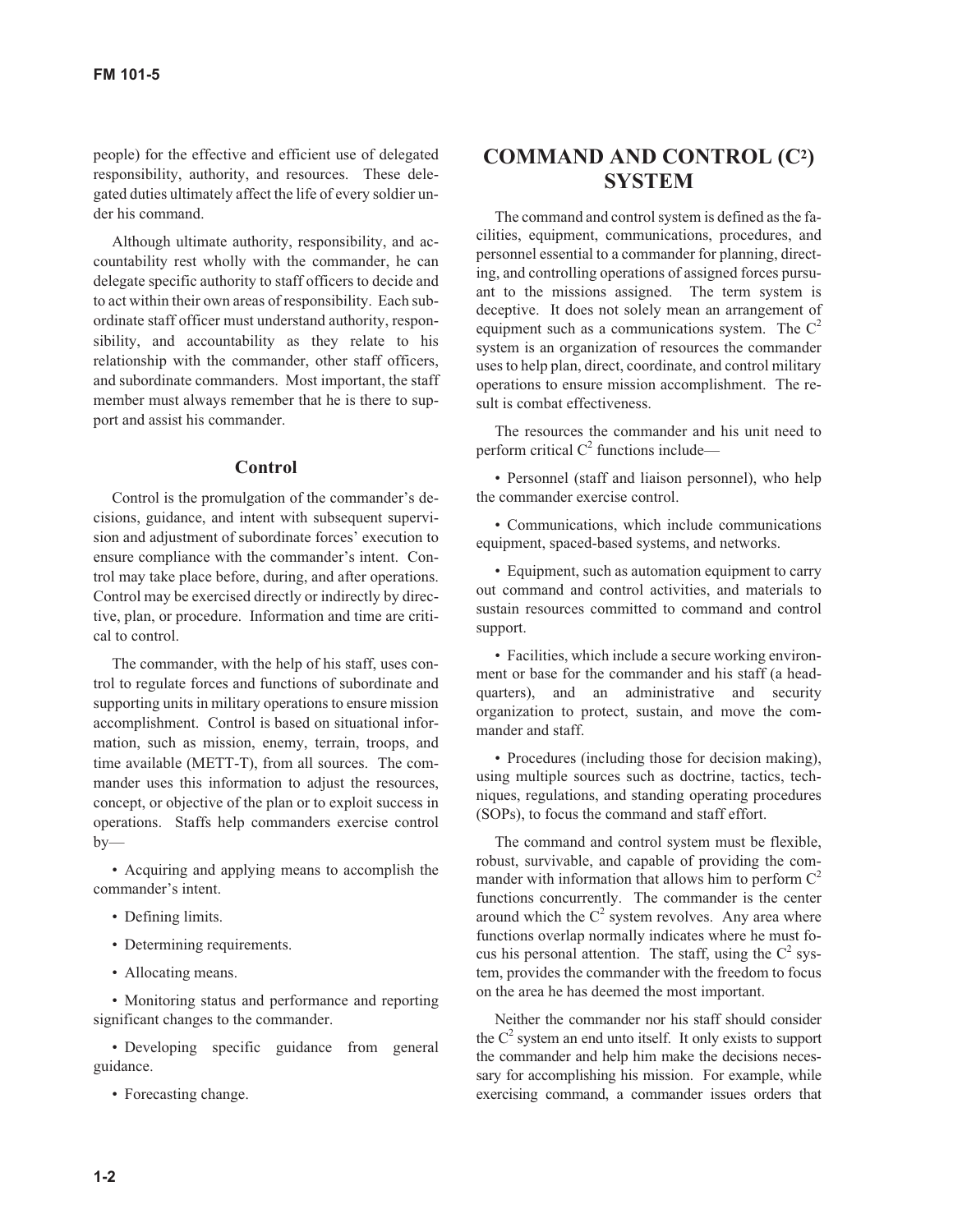people) for the effective and efficient use of delegated responsibility, authority, and resources. These delegated duties ultimately affect the life of every soldier under his command.

Although ultimate authority, responsibility, and accountability rest wholly with the commander, he can delegate specific authority to staff officers to decide and to act within their own areas of responsibility. Each subordinate staff officer must understand authority, responsibility, and accountability as they relate to his relationship with the commander, other staff officers, and subordinate commanders. Most important, the staff member must always remember that he is there to support and assist his commander.

### Control

Control is the promulgation of the commander's decisions, guidance, and intent with subsequent supervision and adjustment of subordinate forces' execution to ensure compliance with the commander's intent. Control may take place before, during, and after operations. Control may be exercised directly or indirectly by directive, plan, or procedure. Information and time are critical to control.

The commander, with the help of his staff, uses control to regulate forces and functions of subordinate and supporting units in military operations to ensure mission accomplishment. Control is based on situational information, such as mission, enemy, terrain, troops, and time available (METT-T), from all sources. The commander uses this information to adjust the resources, concept, or objective of the plan or to exploit success in operations. Staffs help commanders exercise control by—

- Acquiring and applying means to accomplish the commander's intent.
- Defining limits.
- Determining requirements.
- Allocating means.
- Monitoring status and performance and reporting significant changes to the commander.
- Developing specific guidance from general guidance.
- Forecasting change.

## COMMAND AND CONTROL ($C^2$) SYSTEM

The command and control system is defined as the facilities, equipment, communications, procedures, and personnel essential to a commander for planning, directing, and controlling operations of assigned forces pursuant to the missions assigned. The term system is deceptive. It does not solely mean an arrangement of equipment such as a communications system. The $C^2$ system is an organization of resources the commander uses to help plan, direct, coordinate, and control military operations to ensure mission accomplishment. The result is combat effectiveness.

The resources the commander and his unit need to perform critical $C^2$ functions include—

- Personnel (staff and liaison personnel), who help the commander exercise control.
- Communications, which include communications equipment, spaced-based systems, and networks.
- Equipment, such as automation equipment to carry out command and control activities, and materials to sustain resources committed to command and control support.
- Facilities, which include a secure working environment or base for the commander and his staff (a headquarters), and an administrative and security organization to protect, sustain, and move the commander and staff.
- Procedures (including those for decision making), using multiple sources such as doctrine, tactics, techniques, regulations, and standing operating procedures (SOPs), to focus the command and staff effort.

The command and control system must be flexible, robust, survivable, and capable of providing the commander with information that allows him to perform $C^2$ functions concurrently. The commander is the center around which the $C^2$ system revolves. Any area where functions overlap normally indicates where he must focus his personal attention. The staff, using the $C^2$ system, provides the commander with the freedom to focus on the area he has deemed the most important.

Neither the commander nor his staff should consider the $C^2$ system an end unto itself. It only exists to support the commander and help him make the decisions necessary for accomplishing his mission. For example, while exercising command, a commander issues orders that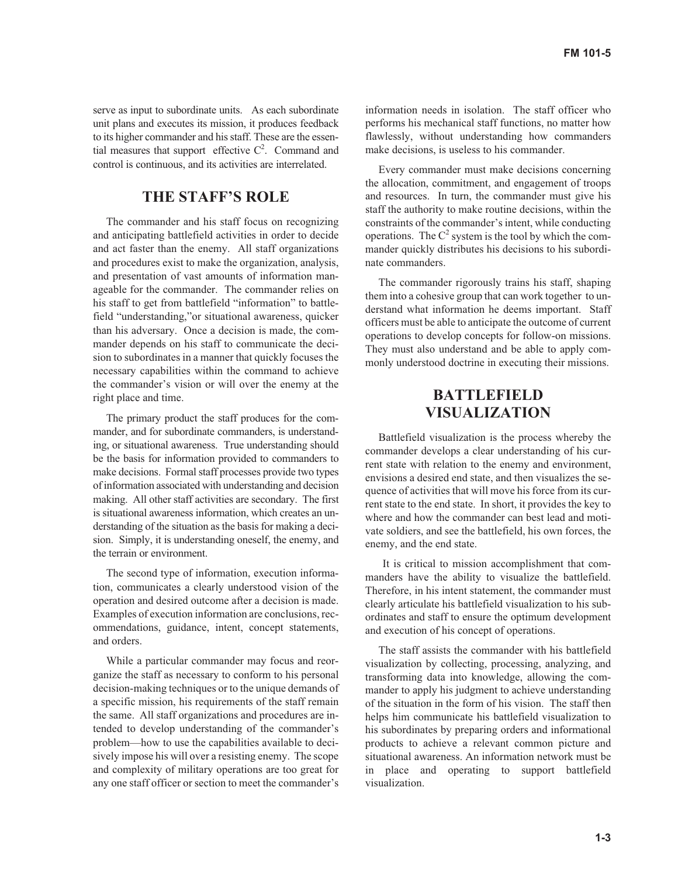serve as input to subordinate units. As each subordinate unit plans and executes its mission, it produces feedback to its higher commander and his staff. These are the essential measures that support effective $C^2$. Command and control is continuous, and its activities are interrelated.

## THE STAFF'S ROLE

The commander and his staff focus on recognizing and anticipating battlefield activities in order to decide and act faster than the enemy. All staff organizations and procedures exist to make the organization, analysis, and presentation of vast amounts of information manageable for the commander. The commander relies on his staff to get from battlefield "information" to battlefield "understanding,"or situational awareness, quicker than his adversary. Once a decision is made, the commander depends on his staff to communicate the decision to subordinates in a manner that quickly focuses the necessary capabilities within the command to achieve the commander's vision or will over the enemy at the right place and time.

The primary product the staff produces for the commander, and for subordinate commanders, is understanding, or situational awareness. True understanding should be the basis for information provided to commanders to make decisions. Formal staff processes provide two types of information associated with understanding and decision making. All other staff activities are secondary. The first is situational awareness information, which creates an understanding of the situation as the basis for making a decision. Simply, it is understanding oneself, the enemy, and the terrain or environment.

The second type of information, execution information, communicates a clearly understood vision of the operation and desired outcome after a decision is made. Examples of execution information are conclusions, recommendations, guidance, intent, concept statements, and orders.

While a particular commander may focus and reorganize the staff as necessary to conform to his personal decision-making techniques or to the unique demands of a specific mission, his requirements of the staff remain the same. All staff organizations and procedures are intended to develop understanding of the commander's problem—how to use the capabilities available to decisively impose his will over a resisting enemy. The scope and complexity of military operations are too great for any one staff officer or section to meet the commander's information needs in isolation. The staff officer who performs his mechanical staff functions, no matter how flawlessly, without understanding how commanders make decisions, is useless to his commander.

Every commander must make decisions concerning the allocation, commitment, and engagement of troops and resources. In turn, the commander must give his staff the authority to make routine decisions, within the constraints of the commander's intent, while conducting operations. The $C^2$ system is the tool by which the commander quickly distributes his decisions to his subordinate commanders.

The commander rigorously trains his staff, shaping them into a cohesive group that can work together to understand what information he deems important. Staff officers must be able to anticipate the outcome of current operations to develop concepts for follow-on missions. They must also understand and be able to apply commonly understood doctrine in executing their missions.

## BATTLEFIELD VISUALIZATION

Battlefield visualization is the process whereby the commander develops a clear understanding of his current state with relation to the enemy and environment, envisions a desired end state, and then visualizes the sequence of activities that will move his force from its current state to the end state. In short, it provides the key to where and how the commander can best lead and motivate soldiers, and see the battlefield, his own forces, the enemy, and the end state.

It is critical to mission accomplishment that commanders have the ability to visualize the battlefield. Therefore, in his intent statement, the commander must clearly articulate his battlefield visualization to his subordinates and staff to ensure the optimum development and execution of his concept of operations.

The staff assists the commander with his battlefield visualization by collecting, processing, analyzing, and transforming data into knowledge, allowing the commander to apply his judgment to achieve understanding of the situation in the form of his vision. The staff then helps him communicate his battlefield visualization to his subordinates by preparing orders and informational products to achieve a relevant common picture and situational awareness. An information network must be in place and operating to support battlefield visualization.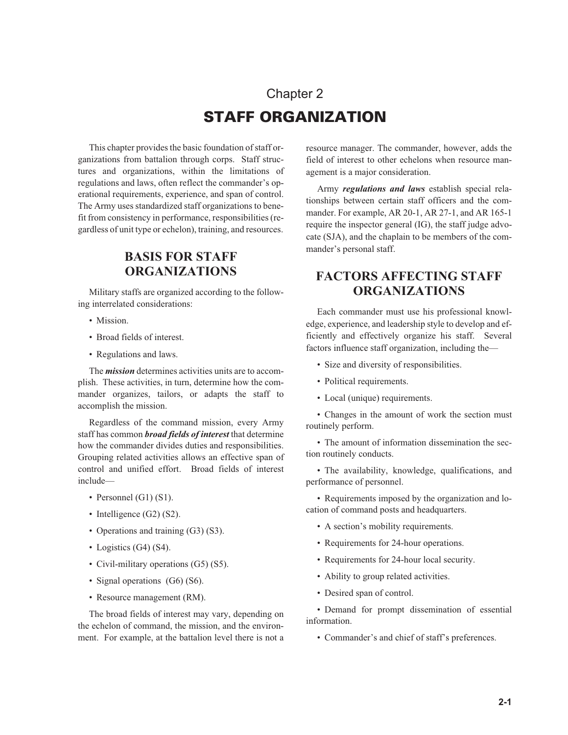# Chapter 2

# STAFF ORGANIZATION

This chapter provides the basic foundation of staff organizations from battalion through corps. Staff structures and organizations, within the limitations of regulations and laws, often reflect the commander's operational requirements, experience, and span of control. The Army uses standardized staff organizations to benefit from consistency in performance, responsibilities (regardless of unit type or echelon), training, and resources.

## BASIS FOR STAFF ORGANIZATIONS

Military staffs are organized according to the following interrelated considerations:

- Mission.
- Broad fields of interest.
- Regulations and laws.

The ***mission*** determines activities units are to accomplish. These activities, in turn, determine how the commander organizes, tailors, or adapts the staff to accomplish the mission.

Regardless of the command mission, every Army staff has common ***broad fields of interest*** that determine how the commander divides duties and responsibilities. Grouping related activities allows an effective span of control and unified effort. Broad fields of interest include—

- Personnel (G1) (S1).
- Intelligence (G2) (S2).
- Operations and training (G3) (S3).
- Logistics (G4) (S4).
- Civil-military operations (G5) (S5).
- Signal operations (G6) (S6).
- Resource management (RM).

The broad fields of interest may vary, depending on the echelon of command, the mission, and the environment. For example, at the battalion level there is not a resource manager. The commander, however, adds the field of interest to other echelons when resource management is a major consideration.

Army ***regulations and laws*** establish special relationships between certain staff officers and the commander. For example, AR 20-1, AR 27-1, and AR 165-1 require the inspector general (IG), the staff judge advocate (SJA), and the chaplain to be members of the commander's personal staff.

## FACTORS AFFECTING STAFF ORGANIZATIONS

Each commander must use his professional knowledge, experience, and leadership style to develop and efficiently and effectively organize his staff. Several factors influence staff organization, including the—

- Size and diversity of responsibilities.
- Political requirements.
- Local (unique) requirements.
- Changes in the amount of work the section must routinely perform.
- The amount of information dissemination the section routinely conducts.
- The availability, knowledge, qualifications, and performance of personnel.
- Requirements imposed by the organization and location of command posts and headquarters.
- A section's mobility requirements.
- Requirements for 24-hour operations.
- Requirements for 24-hour local security.
- Ability to group related activities.
- Desired span of control.
- Demand for prompt dissemination of essential information.
- Commander's and chief of staff's preferences.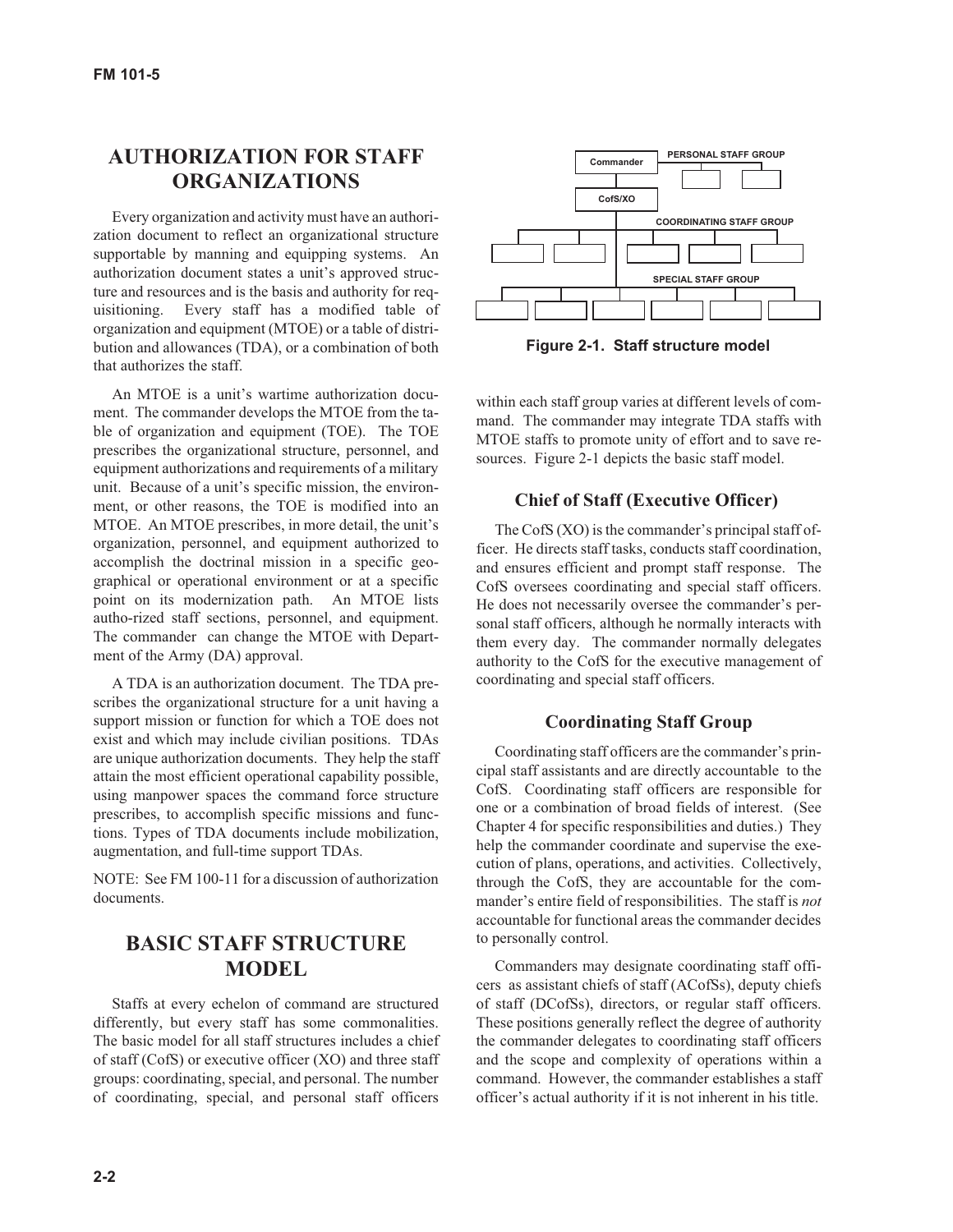## AUTHORIZATION FOR STAFF ORGANIZATIONS

Every organization and activity must have an authorization document to reflect an organizational structure supportable by manning and equipping systems. An authorization document states a unit's approved structure and resources and is the basis and authority for requisitioning. Every staff has a modified table of organization and equipment (MTOE) or a table of distribution and allowances (TDA), or a combination of both that authorizes the staff.

An MTOE is a unit's wartime authorization document. The commander develops the MTOE from the table of organization and equipment (TOE). The TOE prescribes the organizational structure, personnel, and equipment authorizations and requirements of a military unit. Because of a unit's specific mission, the environment, or other reasons, the TOE is modified into an MTOE. An MTOE prescribes, in more detail, the unit's organization, personnel, and equipment authorized to accomplish the doctrinal mission in a specific geographical or operational environment or at a specific point on its modernization path. An MTOE lists autho-rized staff sections, personnel, and equipment. The commander can change the MTOE with Department of the Army (DA) approval.

A TDA is an authorization document. The TDA prescribes the organizational structure for a unit having a support mission or function for which a TOE does not exist and which may include civilian positions. TDAs are unique authorization documents. They help the staff attain the most efficient operational capability possible, using manpower spaces the command force structure prescribes, to accomplish specific missions and functions. Types of TDA documents include mobilization, augmentation, and full-time support TDAs.

NOTE: See FM 100-11 for a discussion of authorization documents.

## BASIC STAFF STRUCTURE MODEL

Staffs at every echelon of command are structured differently, but every staff has some commonalities. The basic model for all staff structures includes a chief of staff (CofS) or executive officer (XO) and three staff groups: coordinating, special, and personal. The number of coordinating, special, and personal staff officers within each staff group varies at different levels of command. The commander may integrate TDA staffs with MTOE staffs to promote unity of effort and to save resources. Figure 2-1 depicts the basic staff model.

Commander — PERSONAL STAFF GROUP
CofS/XO
COORDINATING STAFF GROUP
SPECIAL STAFF GROUP

**Figure 2-1. Staff structure model**

### Chief of Staff (Executive Officer)

The CofS (XO) is the commander's principal staff officer. He directs staff tasks, conducts staff coordination, and ensures efficient and prompt staff response. The CofS oversees coordinating and special staff officers. He does not necessarily oversee the commander's personal staff officers, although he normally interacts with them every day. The commander normally delegates authority to the CofS for the executive management of coordinating and special staff officers.

### Coordinating Staff Group

Coordinating staff officers are the commander's principal staff assistants and are directly accountable to the CofS. Coordinating staff officers are responsible for one or a combination of broad fields of interest. (See Chapter 4 for specific responsibilities and duties.) They help the commander coordinate and supervise the execution of plans, operations, and activities. Collectively, through the CofS, they are accountable for the commander's entire field of responsibilities. The staff is *not* accountable for functional areas the commander decides to personally control.

Commanders may designate coordinating staff officers as assistant chiefs of staff (ACofSs), deputy chiefs of staff (DCofSs), directors, or regular staff officers. These positions generally reflect the degree of authority the commander delegates to coordinating staff officers and the scope and complexity of operations within a command. However, the commander establishes a staff officer's actual authority if it is not inherent in his title.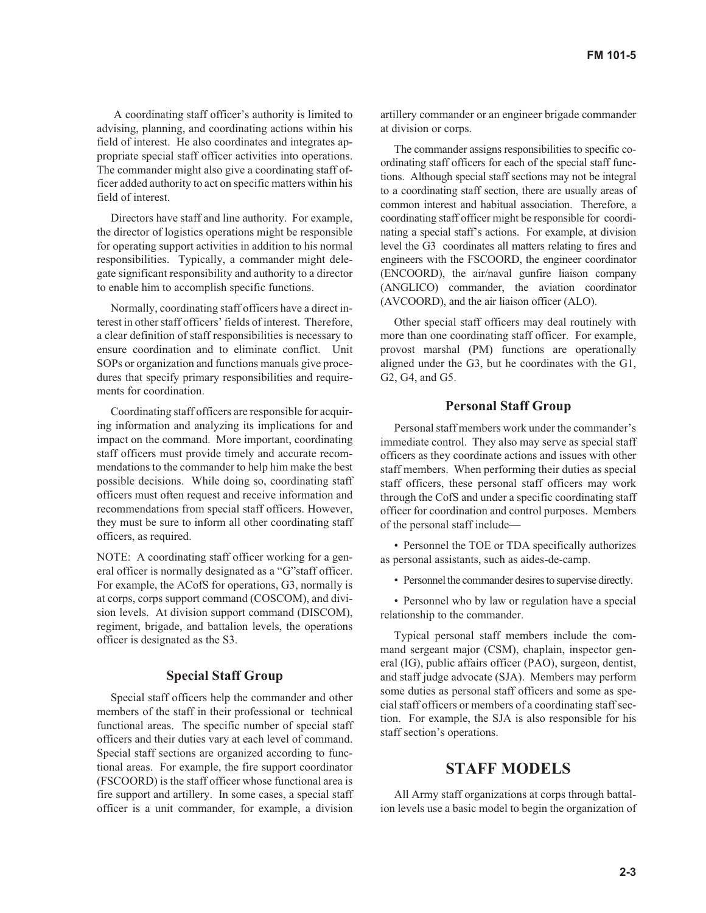A coordinating staff officer's authority is limited to advising, planning, and coordinating actions within his field of interest. He also coordinates and integrates appropriate special staff officer activities into operations. The commander might also give a coordinating staff officer added authority to act on specific matters within his field of interest.

Directors have staff and line authority. For example, the director of logistics operations might be responsible for operating support activities in addition to his normal responsibilities. Typically, a commander might delegate significant responsibility and authority to a director to enable him to accomplish specific functions.

Normally, coordinating staff officers have a direct interest in other staff officers' fields of interest. Therefore, a clear definition of staff responsibilities is necessary to ensure coordination and to eliminate conflict. Unit SOPs or organization and functions manuals give procedures that specify primary responsibilities and requirements for coordination.

Coordinating staff officers are responsible for acquiring information and analyzing its implications for and impact on the command. More important, coordinating staff officers must provide timely and accurate recommendations to the commander to help him make the best possible decisions. While doing so, coordinating staff officers must often request and receive information and recommendations from special staff officers. However, they must be sure to inform all other coordinating staff officers, as required.

NOTE: A coordinating staff officer working for a general officer is normally designated as a "G" staff officer. For example, the ACofS for operations, G3, normally is at corps, corps support command (COSCOM), and division levels. At division support command (DISCOM), regiment, brigade, and battalion levels, the operations officer is designated as the S3.

### Special Staff Group

Special staff officers help the commander and other members of the staff in their professional or technical functional areas. The specific number of special staff officers and their duties vary at each level of command. Special staff sections are organized according to functional areas. For example, the fire support coordinator (FSCOORD) is the staff officer whose functional area is fire support and artillery. In some cases, a special staff officer is a unit commander, for example, a division artillery commander or an engineer brigade commander at division or corps.

The commander assigns responsibilities to specific coordinating staff officers for each of the special staff functions. Although special staff sections may not be integral to a coordinating staff section, there are usually areas of common interest and habitual association. Therefore, a coordinating staff officer might be responsible for coordinating a special staff's actions. For example, at division level the G3 coordinates all matters relating to fires and engineers with the FSCOORD, the engineer coordinator (ENCOORD), the air/naval gunfire liaison company (ANGLICO) commander, the aviation coordinator (AVCOORD), and the air liaison officer (ALO).

Other special staff officers may deal routinely with more than one coordinating staff officer. For example, provost marshal (PM) functions are operationally aligned under the G3, but he coordinates with the G1, G2, G4, and G5.

### Personal Staff Group

Personal staff members work under the commander's immediate control. They also may serve as special staff officers as they coordinate actions and issues with other staff members. When performing their duties as special staff officers, these personal staff officers may work through the CofS and under a specific coordinating staff officer for coordination and control purposes. Members of the personal staff include—

- Personnel the TOE or TDA specifically authorizes as personal assistants, such as aides-de-camp.
- Personnel the commander desires to supervise directly.
- Personnel who by law or regulation have a special relationship to the commander.

Typical personal staff members include the command sergeant major (CSM), chaplain, inspector general (IG), public affairs officer (PAO), surgeon, dentist, and staff judge advocate (SJA). Members may perform some duties as personal staff officers and some as special staff officers or members of a coordinating staff section. For example, the SJA is also responsible for his staff section's operations.

## STAFF MODELS

All Army staff organizations at corps through battalion levels use a basic model to begin the organization of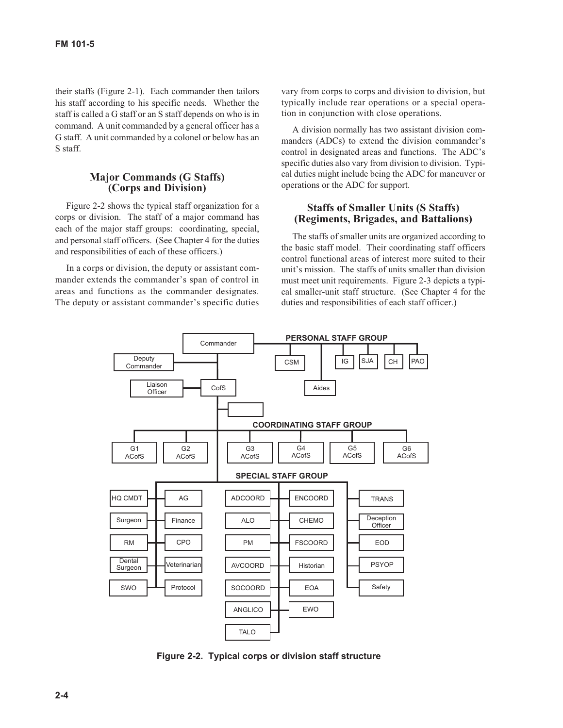their staffs (Figure 2-1). Each commander then tailors his staff according to his specific needs. Whether the staff is called a G staff or an S staff depends on who is in command. A unit commanded by a general officer has a G staff. A unit commanded by a colonel or below has an S staff.

## Major Commands (G Staffs) (Corps and Division)

Figure 2-2 shows the typical staff organization for a corps or division. The staff of a major command has each of the major staff groups: coordinating, special, and personal staff officers. (See Chapter 4 for the duties and responsibilities of each of these officers.)

In a corps or division, the deputy or assistant commander extends the commander's span of control in areas and functions as the commander designates. The deputy or assistant commander's specific duties vary from corps to corps and division to division, but typically include rear operations or a special operation in conjunction with close operations.

A division normally has two assistant division commanders (ADCs) to extend the division commander's control in designated areas and functions. The ADC's specific duties also vary from division to division. Typical duties might include being the ADC for maneuver or operations or the ADC for support.

## Staffs of Smaller Units (S Staffs) (Regiments, Brigades, and Battalions)

The staffs of smaller units are organized according to the basic staff model. Their coordinating staff officers control functional areas of interest more suited to their unit's mission. The staffs of units smaller than division must meet unit requirements. Figure 2-3 depicts a typical smaller-unit staff structure. (See Chapter 4 for the duties and responsibilities of each staff officer.)

Commander

Deputy Commander

Liaison Officer

CofS

PERSONAL STAFF GROUP

CSM | Aides | IG | SJA | CH | PAO

COORDINATING STAFF GROUP

G1 ACofS | G2 ACofS | G3 ACofS | G4 ACofS | G5 ACofS | G6 ACofS

SPECIAL STAFF GROUP

HQ CMDT | AG | ADCOORD | ENCOORD | TRANS
Surgeon | Finance | ALO | CHEMO | Deception Officer
RM | CPO | PM | FSCOORD | EOD
Dental Surgeon | Veterinarian | AVCOORD | Historian | PSYOP
SWO | Protocol | SOCOORD | EOA | Safety
ANGLICO | EWO
TALO

**Figure 2-2. Typical corps or division staff structure**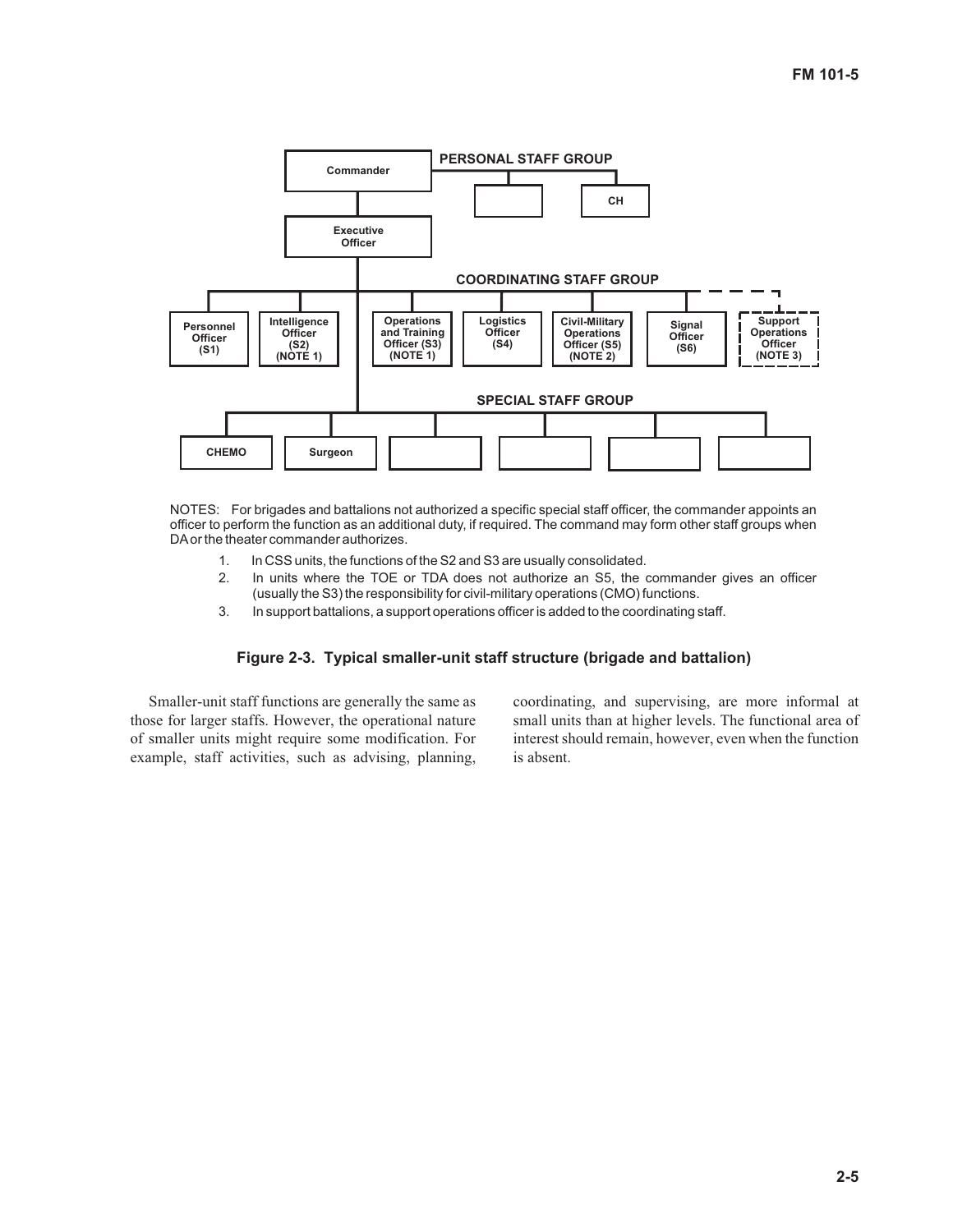Commander

PERSONAL STAFF GROUP

CH

Executive Officer

COORDINATING STAFF GROUP

Personnel Officer (S1)

Intelligence Officer (S2) (NOTE 1)

Operations and Training Officer (S3) (NOTE 1)

Logistics Officer (S4)

Civil-Military Operations Officer (S5) (NOTE 2)

Signal Officer (S6)

Support Operations Officer (NOTE 3)

SPECIAL STAFF GROUP

CHEMO

Surgeon

NOTES: For brigades and battalions not authorized a specific special staff officer, the commander appoints an officer to perform the function as an additional duty, if required. The command may form other staff groups when DA or the theater commander authorizes.

1. In CSS units, the functions of the S2 and S3 are usually consolidated.
2. In units where the TOE or TDA does not authorize an S5, the commander gives an officer (usually the S3) the responsibility for civil-military operations (CMO) functions.
3. In support battalions, a support operations officer is added to the coordinating staff.

**Figure 2-3. Typical smaller-unit staff structure (brigade and battalion)**

Smaller-unit staff functions are generally the same as those for larger staffs. However, the operational nature of smaller units might require some modification. For example, staff activities, such as advising, planning, coordinating, and supervising, are more informal at small units than at higher levels. The functional area of interest should remain, however, even when the function is absent.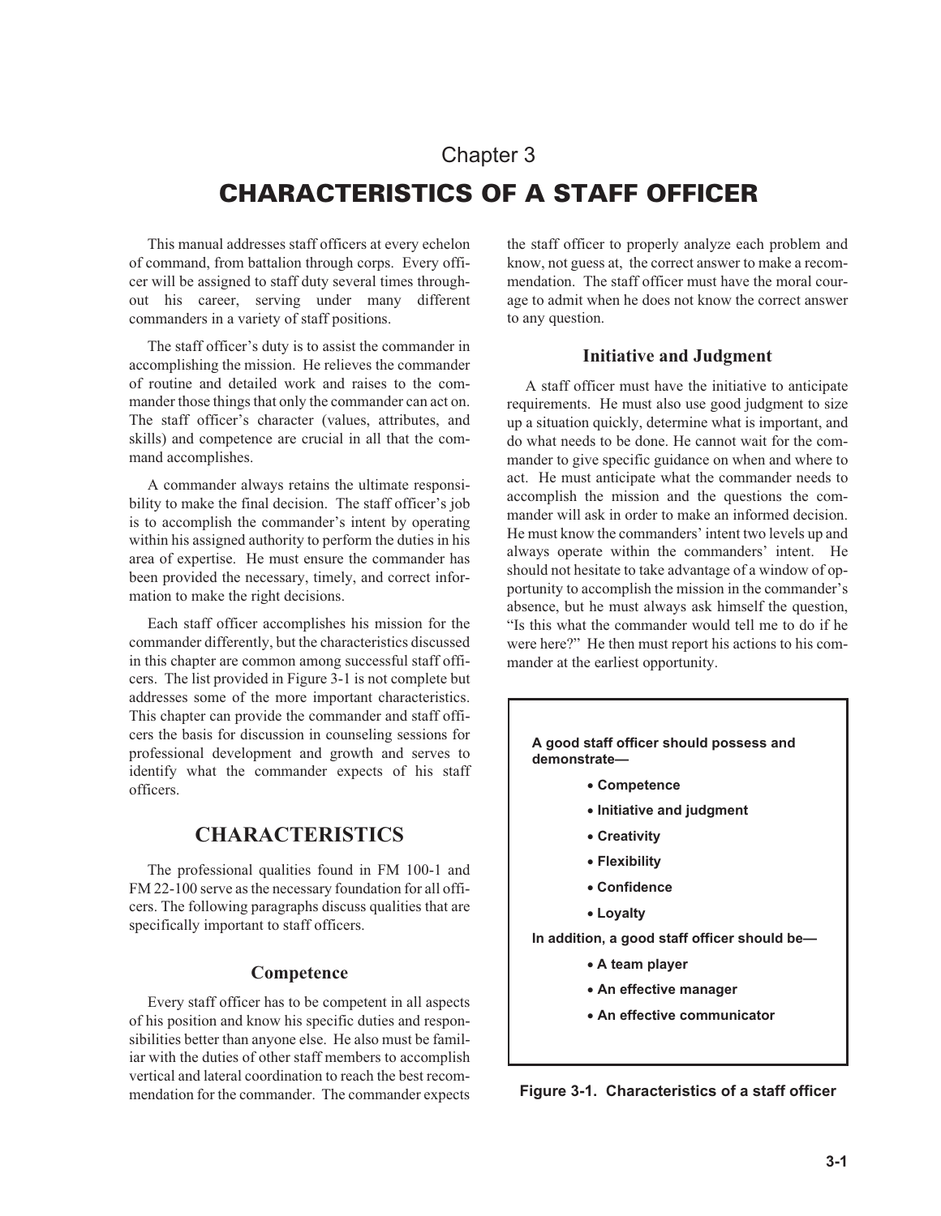# Chapter 3

# CHARACTERISTICS OF A STAFF OFFICER

This manual addresses staff officers at every echelon of command, from battalion through corps. Every officer will be assigned to staff duty several times throughout his career, serving under many different commanders in a variety of staff positions.

The staff officer's duty is to assist the commander in accomplishing the mission. He relieves the commander of routine and detailed work and raises to the commander those things that only the commander can act on. The staff officer's character (values, attributes, and skills) and competence are crucial in all that the command accomplishes.

A commander always retains the ultimate responsibility to make the final decision. The staff officer's job is to accomplish the commander's intent by operating within his assigned authority to perform the duties in his area of expertise. He must ensure the commander has been provided the necessary, timely, and correct information to make the right decisions.

Each staff officer accomplishes his mission for the commander differently, but the characteristics discussed in this chapter are common among successful staff officers. The list provided in Figure 3-1 is not complete but addresses some of the more important characteristics. This chapter can provide the commander and staff officers the basis for discussion in counseling sessions for professional development and growth and serves to identify what the commander expects of his staff officers.

## CHARACTERISTICS

The professional qualities found in FM 100-1 and FM 22-100 serve as the necessary foundation for all officers. The following paragraphs discuss qualities that are specifically important to staff officers.

### Competence

Every staff officer has to be competent in all aspects of his position and know his specific duties and responsibilities better than anyone else. He also must be familiar with the duties of other staff members to accomplish vertical and lateral coordination to reach the best recommendation for the commander. The commander expects the staff officer to properly analyze each problem and know, not guess at, the correct answer to make a recommendation. The staff officer must have the moral courage to admit when he does not know the correct answer to any question.

### Initiative and Judgment

A staff officer must have the initiative to anticipate requirements. He must also use good judgment to size up a situation quickly, determine what is important, and do what needs to be done. He cannot wait for the commander to give specific guidance on when and where to act. He must anticipate what the commander needs to accomplish the mission and the questions the commander will ask in order to make an informed decision. He must know the commanders' intent two levels up and always operate within the commanders' intent. He should not hesitate to take advantage of a window of opportunity to accomplish the mission in the commander's absence, but he must always ask himself the question, "Is this what the commander would tell me to do if he were here?" He then must report his actions to his commander at the earliest opportunity.

**A good staff officer should possess and demonstrate—**

- **Competence**
- **Initiative and judgment**
- **Creativity**
- **Flexibility**
- **Confidence**
- **Loyalty**

**In addition, a good staff officer should be—**

- **A team player**
- **An effective manager**
- **An effective communicator**

**Figure 3-1. Characteristics of a staff officer**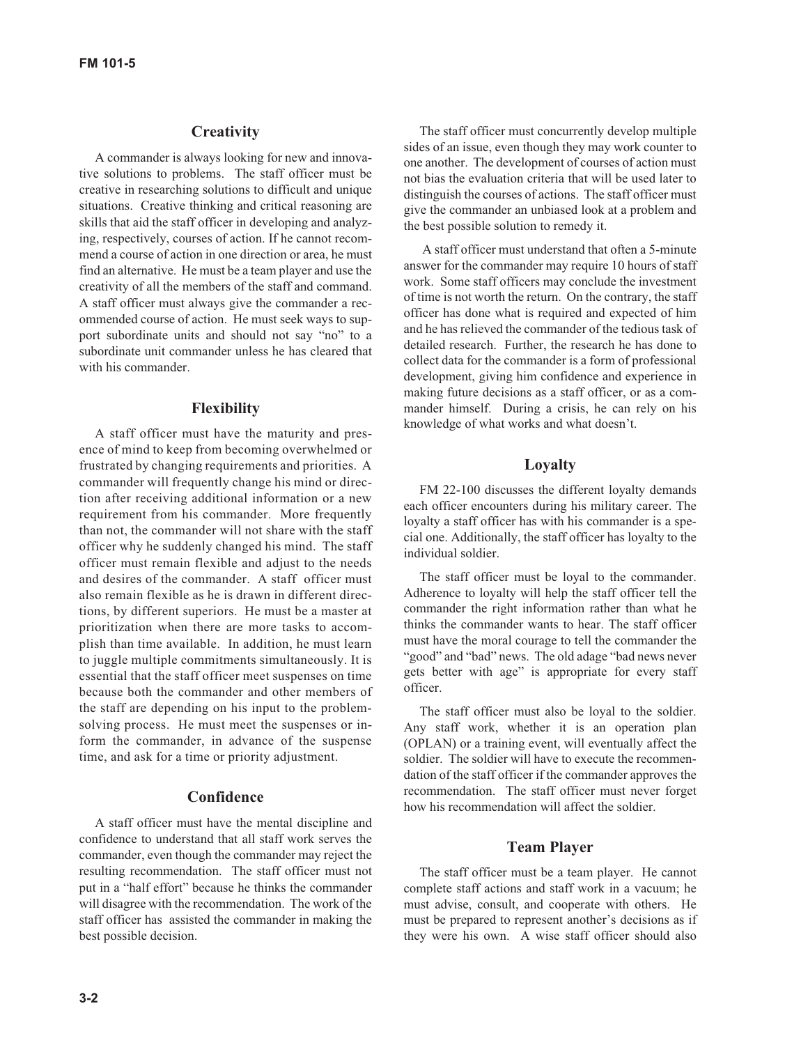## Creativity

A commander is always looking for new and innovative solutions to problems. The staff officer must be creative in researching solutions to difficult and unique situations. Creative thinking and critical reasoning are skills that aid the staff officer in developing and analyzing, respectively, courses of action. If he cannot recommend a course of action in one direction or area, he must find an alternative. He must be a team player and use the creativity of all the members of the staff and command. A staff officer must always give the commander a recommended course of action. He must seek ways to support subordinate units and should not say "no" to a subordinate unit commander unless he has cleared that with his commander.

## Flexibility

A staff officer must have the maturity and presence of mind to keep from becoming overwhelmed or frustrated by changing requirements and priorities. A commander will frequently change his mind or direction after receiving additional information or a new requirement from his commander. More frequently than not, the commander will not share with the staff officer why he suddenly changed his mind. The staff officer must remain flexible and adjust to the needs and desires of the commander. A staff officer must also remain flexible as he is drawn in different directions, by different superiors. He must be a master at prioritization when there are more tasks to accomplish than time available. In addition, he must learn to juggle multiple commitments simultaneously. It is essential that the staff officer meet suspenses on time because both the commander and other members of the staff are depending on his input to the problem-solving process. He must meet the suspenses or inform the commander, in advance of the suspense time, and ask for a time or priority adjustment.

## Confidence

A staff officer must have the mental discipline and confidence to understand that all staff work serves the commander, even though the commander may reject the resulting recommendation. The staff officer must not put in a "half effort" because he thinks the commander will disagree with the recommendation. The work of the staff officer has assisted the commander in making the best possible decision.

The staff officer must concurrently develop multiple sides of an issue, even though they may work counter to one another. The development of courses of action must not bias the evaluation criteria that will be used later to distinguish the courses of actions. The staff officer must give the commander an unbiased look at a problem and the best possible solution to remedy it.

A staff officer must understand that often a 5-minute answer for the commander may require 10 hours of staff work. Some staff officers may conclude the investment of time is not worth the return. On the contrary, the staff officer has done what is required and expected of him and he has relieved the commander of the tedious task of detailed research. Further, the research he has done to collect data for the commander is a form of professional development, giving him confidence and experience in making future decisions as a staff officer, or as a commander himself. During a crisis, he can rely on his knowledge of what works and what doesn't.

## Loyalty

FM 22-100 discusses the different loyalty demands each officer encounters during his military career. The loyalty a staff officer has with his commander is a special one. Additionally, the staff officer has loyalty to the individual soldier.

The staff officer must be loyal to the commander. Adherence to loyalty will help the staff officer tell the commander the right information rather than what he thinks the commander wants to hear. The staff officer must have the moral courage to tell the commander the "good" and "bad" news. The old adage "bad news never gets better with age" is appropriate for every staff officer.

The staff officer must also be loyal to the soldier. Any staff work, whether it is an operation plan (OPLAN) or a training event, will eventually affect the soldier. The soldier will have to execute the recommendation of the staff officer if the commander approves the recommendation. The staff officer must never forget how his recommendation will affect the soldier.

## Team Player

The staff officer must be a team player. He cannot complete staff actions and staff work in a vacuum; he must advise, consult, and cooperate with others. He must be prepared to represent another's decisions as if they were his own. A wise staff officer should also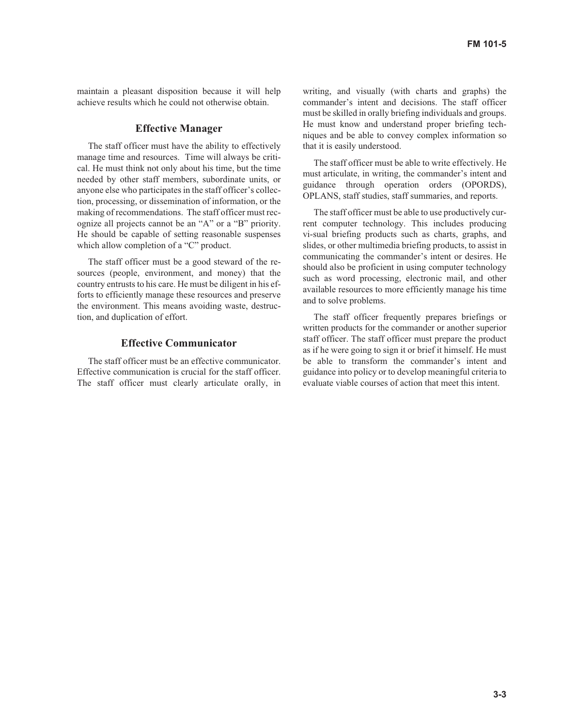maintain a pleasant disposition because it will help achieve results which he could not otherwise obtain.

### Effective Manager

The staff officer must have the ability to effectively manage time and resources. Time will always be critical. He must think not only about his time, but the time needed by other staff members, subordinate units, or anyone else who participates in the staff officer's collection, processing, or dissemination of information, or the making of recommendations. The staff officer must recognize all projects cannot be an "A" or a "B" priority. He should be capable of setting reasonable suspenses which allow completion of a "C" product.

The staff officer must be a good steward of the resources (people, environment, and money) that the country entrusts to his care. He must be diligent in his efforts to efficiently manage these resources and preserve the environment. This means avoiding waste, destruction, and duplication of effort.

### Effective Communicator

The staff officer must be an effective communicator. Effective communication is crucial for the staff officer. The staff officer must clearly articulate orally, in writing, and visually (with charts and graphs) the commander's intent and decisions. The staff officer must be skilled in orally briefing individuals and groups. He must know and understand proper briefing techniques and be able to convey complex information so that it is easily understood.

The staff officer must be able to write effectively. He must articulate, in writing, the commander's intent and guidance through operation orders (OPORDS), OPLANS, staff studies, staff summaries, and reports.

The staff officer must be able to use productively current computer technology. This includes producing visual briefing products such as charts, graphs, and slides, or other multimedia briefing products, to assist in communicating the commander's intent or desires. He should also be proficient in using computer technology such as word processing, electronic mail, and other available resources to more efficiently manage his time and to solve problems.

The staff officer frequently prepares briefings or written products for the commander or another superior staff officer. The staff officer must prepare the product as if he were going to sign it or brief it himself. He must be able to transform the commander's intent and guidance into policy or to develop meaningful criteria to evaluate viable courses of action that meet this intent.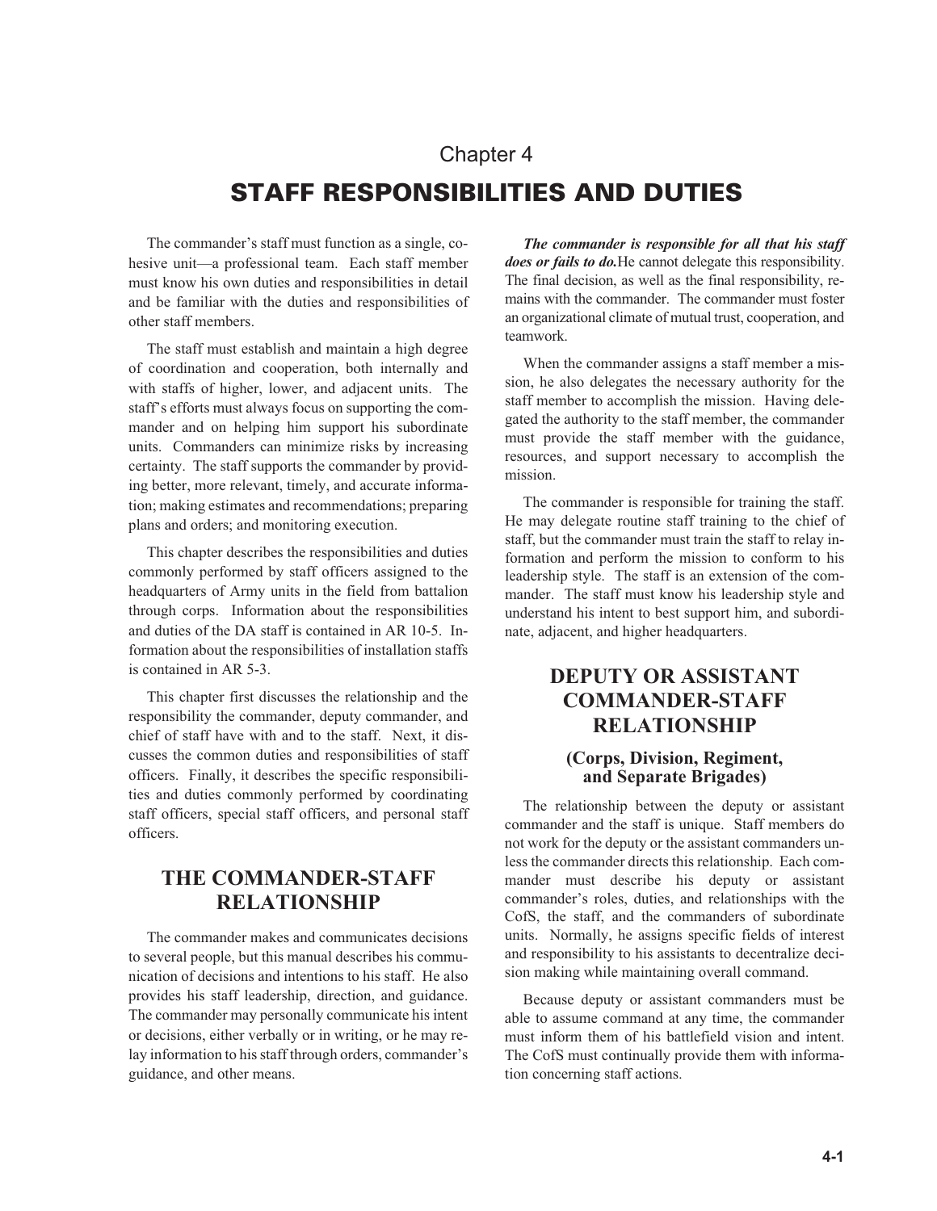# Chapter 4

# STAFF RESPONSIBILITIES AND DUTIES

The commander's staff must function as a single, cohesive unit—a professional team. Each staff member must know his own duties and responsibilities in detail and be familiar with the duties and responsibilities of other staff members.

The staff must establish and maintain a high degree of coordination and cooperation, both internally and with staffs of higher, lower, and adjacent units. The staff's efforts must always focus on supporting the commander and on helping him support his subordinate units. Commanders can minimize risks by increasing certainty. The staff supports the commander by providing better, more relevant, timely, and accurate information; making estimates and recommendations; preparing plans and orders; and monitoring execution.

This chapter describes the responsibilities and duties commonly performed by staff officers assigned to the headquarters of Army units in the field from battalion through corps. Information about the responsibilities and duties of the DA staff is contained in AR 10-5. Information about the responsibilities of installation staffs is contained in AR 5-3.

This chapter first discusses the relationship and the responsibility the commander, deputy commander, and chief of staff have with and to the staff. Next, it discusses the common duties and responsibilities of staff officers. Finally, it describes the specific responsibilities and duties commonly performed by coordinating staff officers, special staff officers, and personal staff officers.

## THE COMMANDER-STAFF RELATIONSHIP

The commander makes and communicates decisions to several people, but this manual describes his communication of decisions and intentions to his staff. He also provides his staff leadership, direction, and guidance. The commander may personally communicate his intent or decisions, either verbally or in writing, or he may relay information to his staff through orders, commander's guidance, and other means.

***The commander is responsible for all that his staff does or fails to do.*** He cannot delegate this responsibility. The final decision, as well as the final responsibility, remains with the commander. The commander must foster an organizational climate of mutual trust, cooperation, and teamwork.

When the commander assigns a staff member a mission, he also delegates the necessary authority for the staff member to accomplish the mission. Having delegated the authority to the staff member, the commander must provide the staff member with the guidance, resources, and support necessary to accomplish the mission.

The commander is responsible for training the staff. He may delegate routine staff training to the chief of staff, but the commander must train the staff to relay information and perform the mission to conform to his leadership style. The staff is an extension of the commander. The staff must know his leadership style and understand his intent to best support him, and subordinate, adjacent, and higher headquarters.

## DEPUTY OR ASSISTANT COMMANDER-STAFF RELATIONSHIP

### (Corps, Division, Regiment, and Separate Brigades)

The relationship between the deputy or assistant commander and the staff is unique. Staff members do not work for the deputy or the assistant commanders unless the commander directs this relationship. Each commander must describe his deputy or assistant commander's roles, duties, and relationships with the CofS, the staff, and the commanders of subordinate units. Normally, he assigns specific fields of interest and responsibility to his assistants to decentralize decision making while maintaining overall command.

Because deputy or assistant commanders must be able to assume command at any time, the commander must inform them of his battlefield vision and intent. The CofS must continually provide them with information concerning staff actions.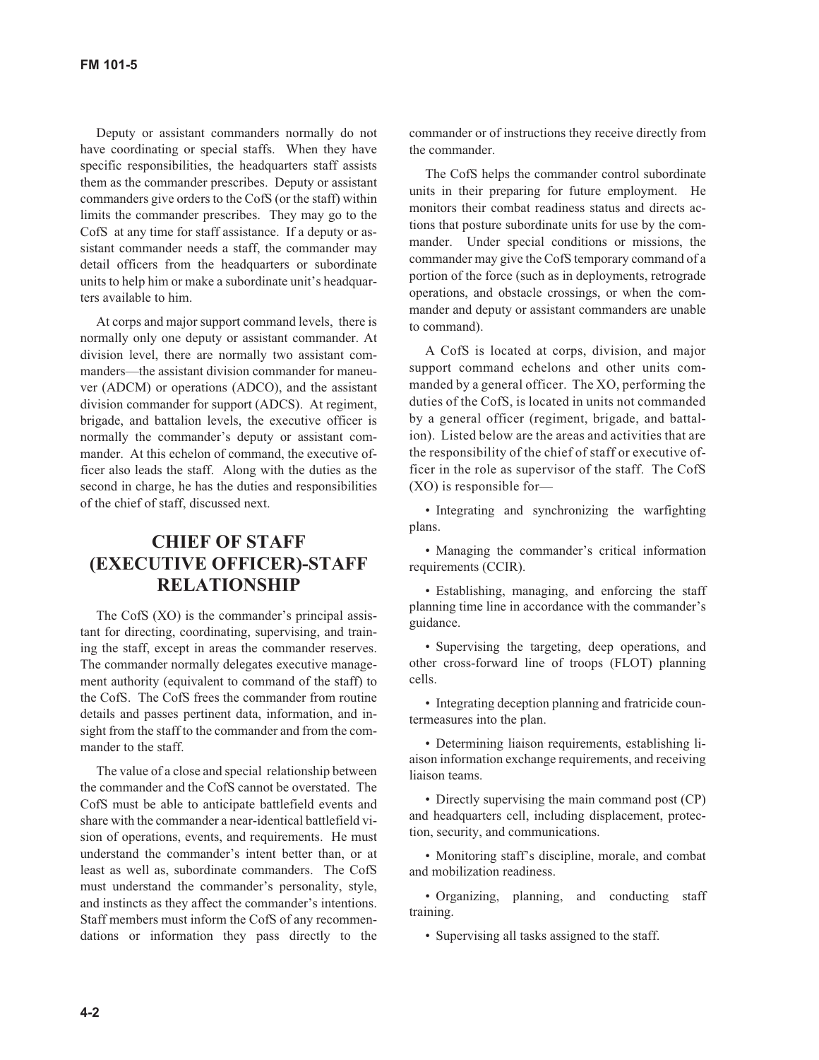Deputy or assistant commanders normally do not have coordinating or special staffs. When they have specific responsibilities, the headquarters staff assists them as the commander prescribes. Deputy or assistant commanders give orders to the CofS (or the staff) within limits the commander prescribes. They may go to the CofS at any time for staff assistance. If a deputy or assistant commander needs a staff, the commander may detail officers from the headquarters or subordinate units to help him or make a subordinate unit's headquarters available to him.

At corps and major support command levels, there is normally only one deputy or assistant commander. At division level, there are normally two assistant commanders—the assistant division commander for maneuver (ADCM) or operations (ADCO), and the assistant division commander for support (ADCS). At regiment, brigade, and battalion levels, the executive officer is normally the commander's deputy or assistant commander. At this echelon of command, the executive officer also leads the staff. Along with the duties as the second in charge, he has the duties and responsibilities of the chief of staff, discussed next.

## CHIEF OF STAFF (EXECUTIVE OFFICER)-STAFF RELATIONSHIP

The CofS (XO) is the commander's principal assistant for directing, coordinating, supervising, and training the staff, except in areas the commander reserves. The commander normally delegates executive management authority (equivalent to command of the staff) to the CofS. The CofS frees the commander from routine details and passes pertinent data, information, and insight from the staff to the commander and from the commander to the staff.

The value of a close and special relationship between the commander and the CofS cannot be overstated. The CofS must be able to anticipate battlefield events and share with the commander a near-identical battlefield vision of operations, events, and requirements. He must understand the commander's intent better than, or at least as well as, subordinate commanders. The CofS must understand the commander's personality, style, and instincts as they affect the commander's intentions. Staff members must inform the CofS of any recommendations or information they pass directly to the commander or of instructions they receive directly from the commander.

The CofS helps the commander control subordinate units in their preparing for future employment. He monitors their combat readiness status and directs actions that posture subordinate units for use by the commander. Under special conditions or missions, the commander may give the CofS temporary command of a portion of the force (such as in deployments, retrograde operations, and obstacle crossings, or when the commander and deputy or assistant commanders are unable to command).

A CofS is located at corps, division, and major support command echelons and other units commanded by a general officer. The XO, performing the duties of the CofS, is located in units not commanded by a general officer (regiment, brigade, and battalion). Listed below are the areas and activities that are the responsibility of the chief of staff or executive officer in the role as supervisor of the staff. The CofS (XO) is responsible for—

- Integrating and synchronizing the warfighting plans.
- Managing the commander's critical information requirements (CCIR).
- Establishing, managing, and enforcing the staff planning time line in accordance with the commander's guidance.
- Supervising the targeting, deep operations, and other cross-forward line of troops (FLOT) planning cells.
- Integrating deception planning and fratricide countermeasures into the plan.
- Determining liaison requirements, establishing liaison information exchange requirements, and receiving liaison teams.
- Directly supervising the main command post (CP) and headquarters cell, including displacement, protection, security, and communications.
- Monitoring staff's discipline, morale, and combat and mobilization readiness.
- Organizing, planning, and conducting staff training.
- Supervising all tasks assigned to the staff.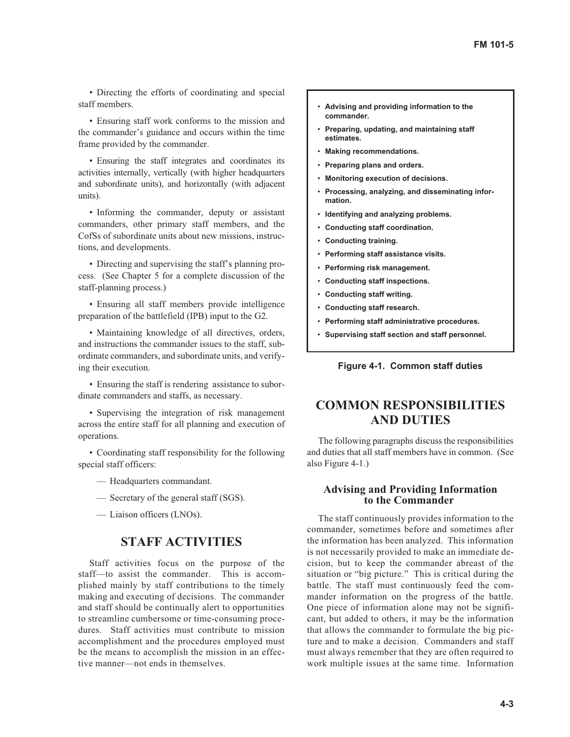- Directing the efforts of coordinating and special staff members.

- Ensuring staff work conforms to the mission and the commander's guidance and occurs within the time frame provided by the commander.

- Ensuring the staff integrates and coordinates its activities internally, vertically (with higher headquarters and subordinate units), and horizontally (with adjacent units).

- Informing the commander, deputy or assistant commanders, other primary staff members, and the CofSs of subordinate units about new missions, instructions, and developments.

- Directing and supervising the staff's planning process. (See Chapter 5 for a complete discussion of the staff-planning process.)

- Ensuring all staff members provide intelligence preparation of the battlefield (IPB) input to the G2.

- Maintaining knowledge of all directives, orders, and instructions the commander issues to the staff, subordinate commanders, and subordinate units, and verifying their execution.

- Ensuring the staff is rendering assistance to subordinate commanders and staffs, as necessary.

- Supervising the integration of risk management across the entire staff for all planning and execution of operations.

- Coordinating staff responsibility for the following special staff officers:

  — Headquarters commandant.

  — Secretary of the general staff (SGS).

  — Liaison officers (LNOs).

## STAFF ACTIVITIES

Staff activities focus on the purpose of the staff—to assist the commander. This is accomplished mainly by staff contributions to the timely making and executing of decisions. The commander and staff should be continually alert to opportunities to streamline cumbersome or time-consuming procedures. Staff activities must contribute to mission accomplishment and the procedures employed must be the means to accomplish the mission in an effective manner—not ends in themselves.

- **Advising and providing information to the commander.**
- **Preparing, updating, and maintaining staff estimates.**
- **Making recommendations.**
- **Preparing plans and orders.**
- **Monitoring execution of decisions.**
- **Processing, analyzing, and disseminating information.**
- **Identifying and analyzing problems.**
- **Conducting staff coordination.**
- **Conducting training.**
- **Performing staff assistance visits.**
- **Performing risk management.**
- **Conducting staff inspections.**
- **Conducting staff writing.**
- **Conducting staff research.**
- **Performing staff administrative procedures.**
- **Supervising staff section and staff personnel.**

**Figure 4-1. Common staff duties**

## COMMON RESPONSIBILITIES AND DUTIES

The following paragraphs discuss the responsibilities and duties that all staff members have in common. (See also Figure 4-1.)

### Advising and Providing Information to the Commander

The staff continuously provides information to the commander, sometimes before and sometimes after the information has been analyzed. This information is not necessarily provided to make an immediate decision, but to keep the commander abreast of the situation or "big picture." This is critical during the battle. The staff must continuously feed the commander information on the progress of the battle. One piece of information alone may not be significant, but added to others, it may be the information that allows the commander to formulate the big picture and to make a decision. Commanders and staff must always remember that they are often required to work multiple issues at the same time. Information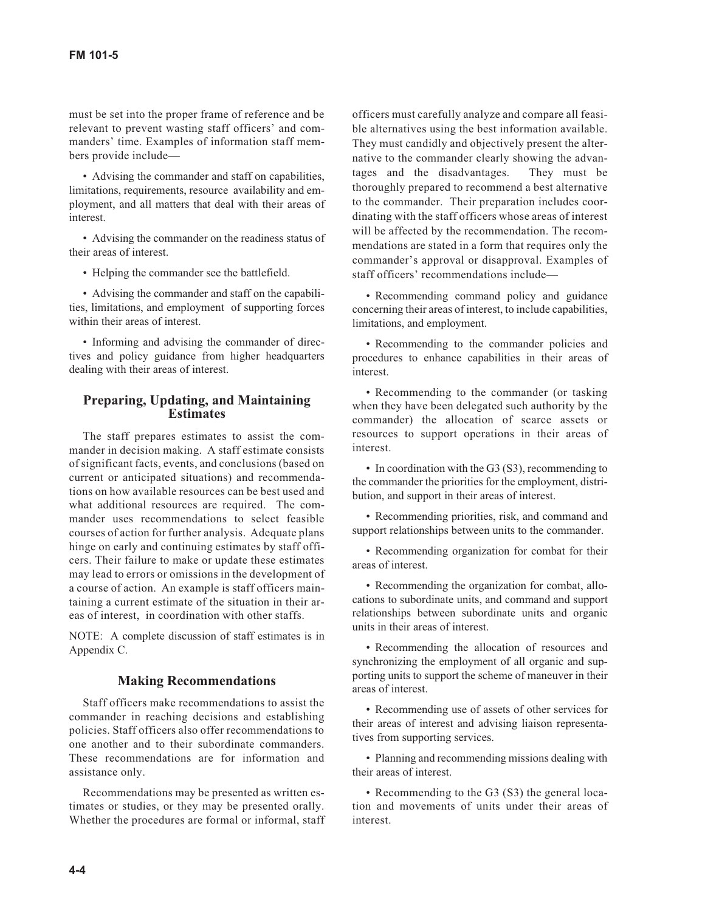must be set into the proper frame of reference and be relevant to prevent wasting staff officers' and commanders' time. Examples of information staff members provide include—

- Advising the commander and staff on capabilities, limitations, requirements, resource availability and employment, and all matters that deal with their areas of interest.
- Advising the commander on the readiness status of their areas of interest.
- Helping the commander see the battlefield.
- Advising the commander and staff on the capabilities, limitations, and employment of supporting forces within their areas of interest.
- Informing and advising the commander of directives and policy guidance from higher headquarters dealing with their areas of interest.

## Preparing, Updating, and Maintaining Estimates

The staff prepares estimates to assist the commander in decision making. A staff estimate consists of significant facts, events, and conclusions (based on current or anticipated situations) and recommendations on how available resources can be best used and what additional resources are required. The commander uses recommendations to select feasible courses of action for further analysis. Adequate plans hinge on early and continuing estimates by staff officers. Their failure to make or update these estimates may lead to errors or omissions in the development of a course of action. An example is staff officers maintaining a current estimate of the situation in their areas of interest, in coordination with other staffs.

NOTE: A complete discussion of staff estimates is in Appendix C.

## Making Recommendations

Staff officers make recommendations to assist the commander in reaching decisions and establishing policies. Staff officers also offer recommendations to one another and to their subordinate commanders. These recommendations are for information and assistance only.

Recommendations may be presented as written estimates or studies, or they may be presented orally. Whether the procedures are formal or informal, staff officers must carefully analyze and compare all feasible alternatives using the best information available. They must candidly and objectively present the alternative to the commander clearly showing the advantages and the disadvantages. They must be thoroughly prepared to recommend a best alternative to the commander. Their preparation includes coordinating with the staff officers whose areas of interest will be affected by the recommendation. The recommendations are stated in a form that requires only the commander's approval or disapproval. Examples of staff officers' recommendations include—

- Recommending command policy and guidance concerning their areas of interest, to include capabilities, limitations, and employment.
- Recommending to the commander policies and procedures to enhance capabilities in their areas of interest.
- Recommending to the commander (or tasking when they have been delegated such authority by the commander) the allocation of scarce assets or resources to support operations in their areas of interest.
- In coordination with the G3 (S3), recommending to the commander the priorities for the employment, distribution, and support in their areas of interest.
- Recommending priorities, risk, and command and support relationships between units to the commander.
- Recommending organization for combat for their areas of interest.
- Recommending the organization for combat, allocations to subordinate units, and command and support relationships between subordinate units and organic units in their areas of interest.
- Recommending the allocation of resources and synchronizing the employment of all organic and supporting units to support the scheme of maneuver in their areas of interest.
- Recommending use of assets of other services for their areas of interest and advising liaison representatives from supporting services.
- Planning and recommending missions dealing with their areas of interest.
- Recommending to the G3 (S3) the general location and movements of units under their areas of interest.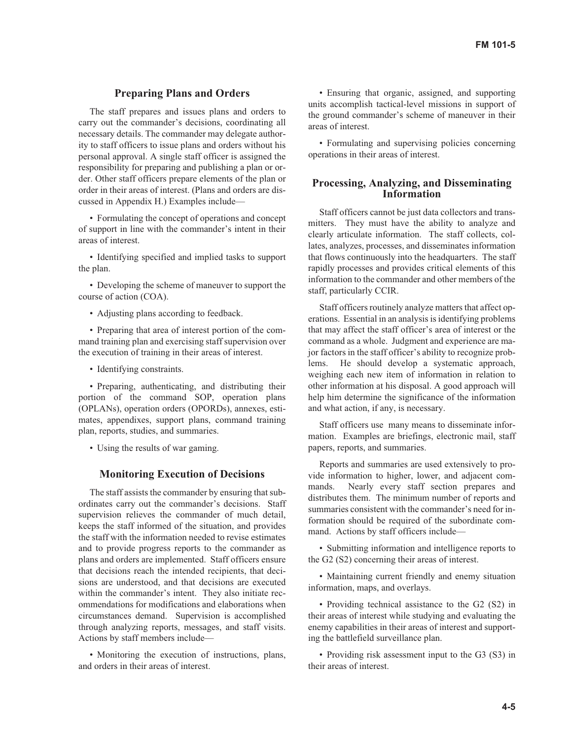## Preparing Plans and Orders

The staff prepares and issues plans and orders to carry out the commander's decisions, coordinating all necessary details. The commander may delegate authority to staff officers to issue plans and orders without his personal approval. A single staff officer is assigned the responsibility for preparing and publishing a plan or order. Other staff officers prepare elements of the plan or order in their areas of interest. (Plans and orders are discussed in Appendix H.) Examples include—

• Formulating the concept of operations and concept of support in line with the commander's intent in their areas of interest.

• Identifying specified and implied tasks to support the plan.

• Developing the scheme of maneuver to support the course of action (COA).

• Adjusting plans according to feedback.

• Preparing that area of interest portion of the command training plan and exercising staff supervision over the execution of training in their areas of interest.

• Identifying constraints.

• Preparing, authenticating, and distributing their portion of the command SOP, operation plans (OPLANs), operation orders (OPORDs), annexes, estimates, appendixes, support plans, command training plan, reports, studies, and summaries.

• Using the results of war gaming.

## Monitoring Execution of Decisions

The staff assists the commander by ensuring that subordinates carry out the commander's decisions. Staff supervision relieves the commander of much detail, keeps the staff informed of the situation, and provides the staff with the information needed to revise estimates and to provide progress reports to the commander as plans and orders are implemented. Staff officers ensure that decisions reach the intended recipients, that decisions are understood, and that decisions are executed within the commander's intent. They also initiate recommendations for modifications and elaborations when circumstances demand. Supervision is accomplished through analyzing reports, messages, and staff visits. Actions by staff members include—

• Monitoring the execution of instructions, plans, and orders in their areas of interest.

• Ensuring that organic, assigned, and supporting units accomplish tactical-level missions in support of the ground commander's scheme of maneuver in their areas of interest.

• Formulating and supervising policies concerning operations in their areas of interest.

## Processing, Analyzing, and Disseminating Information

Staff officers cannot be just data collectors and transmitters. They must have the ability to analyze and clearly articulate information. The staff collects, collates, analyzes, processes, and disseminates information that flows continuously into the headquarters. The staff rapidly processes and provides critical elements of this information to the commander and other members of the staff, particularly CCIR.

Staff officers routinely analyze matters that affect operations. Essential in an analysis is identifying problems that may affect the staff officer's area of interest or the command as a whole. Judgment and experience are major factors in the staff officer's ability to recognize problems. He should develop a systematic approach, weighing each new item of information in relation to other information at his disposal. A good approach will help him determine the significance of the information and what action, if any, is necessary.

Staff officers use many means to disseminate information. Examples are briefings, electronic mail, staff papers, reports, and summaries.

Reports and summaries are used extensively to provide information to higher, lower, and adjacent commands. Nearly every staff section prepares and distributes them. The minimum number of reports and summaries consistent with the commander's need for information should be required of the subordinate command. Actions by staff officers include—

• Submitting information and intelligence reports to the G2 (S2) concerning their areas of interest.

• Maintaining current friendly and enemy situation information, maps, and overlays.

• Providing technical assistance to the G2 (S2) in their areas of interest while studying and evaluating the enemy capabilities in their areas of interest and supporting the battlefield surveillance plan.

• Providing risk assessment input to the G3 (S3) in their areas of interest.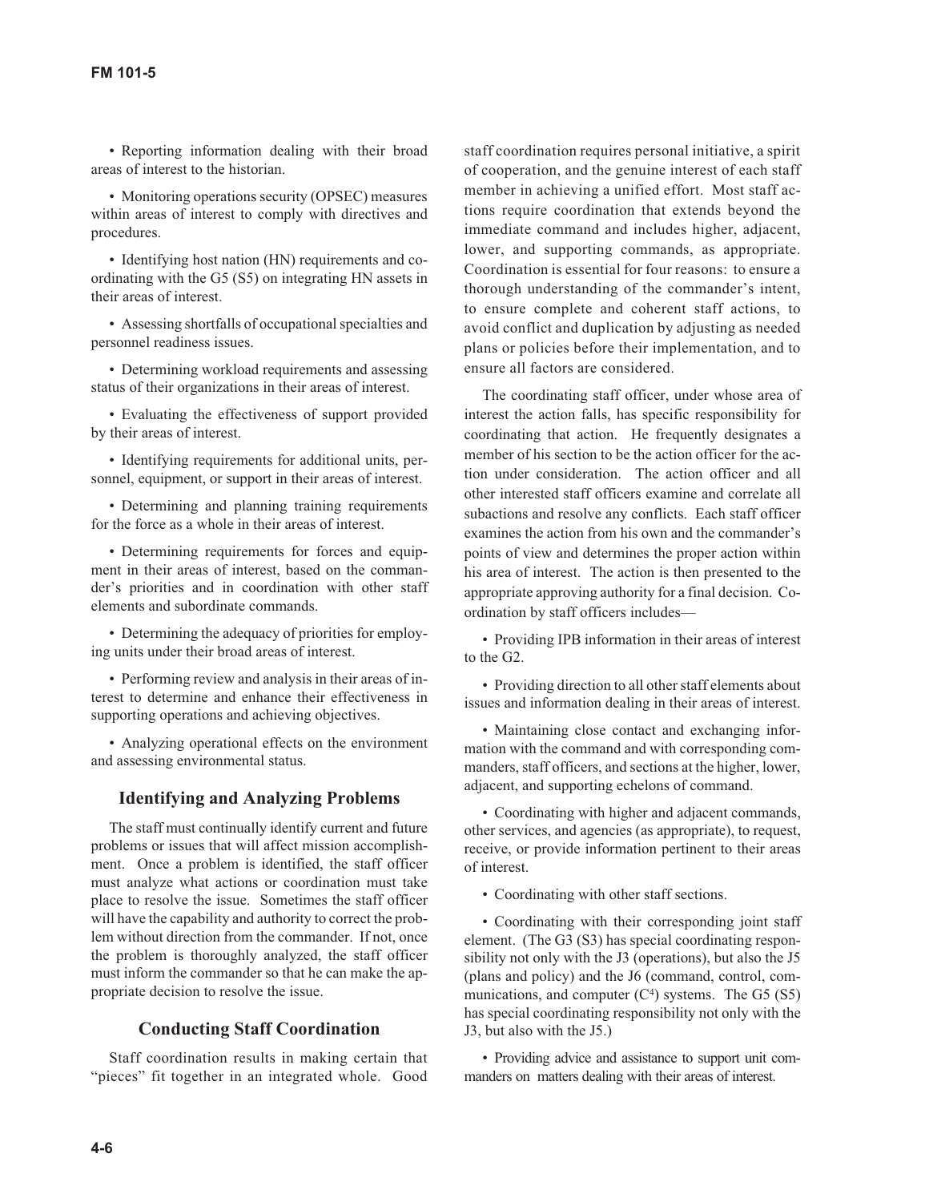- Reporting information dealing with their broad areas of interest to the historian.

- Monitoring operations security (OPSEC) measures within areas of interest to comply with directives and procedures.

- Identifying host nation (HN) requirements and coordinating with the G5 (S5) on integrating HN assets in their areas of interest.

- Assessing shortfalls of occupational specialties and personnel readiness issues.

- Determining workload requirements and assessing status of their organizations in their areas of interest.

- Evaluating the effectiveness of support provided by their areas of interest.

- Identifying requirements for additional units, personnel, equipment, or support in their areas of interest.

- Determining and planning training requirements for the force as a whole in their areas of interest.

- Determining requirements for forces and equipment in their areas of interest, based on the commander's priorities and in coordination with other staff elements and subordinate commands.

- Determining the adequacy of priorities for employing units under their broad areas of interest.

- Performing review and analysis in their areas of interest to determine and enhance their effectiveness in supporting operations and achieving objectives.

- Analyzing operational effects on the environment and assessing environmental status.

## Identifying and Analyzing Problems

The staff must continually identify current and future problems or issues that will affect mission accomplishment. Once a problem is identified, the staff officer must analyze what actions or coordination must take place to resolve the issue. Sometimes the staff officer will have the capability and authority to correct the problem without direction from the commander. If not, once the problem is thoroughly analyzed, the staff officer must inform the commander so that he can make the appropriate decision to resolve the issue.

## Conducting Staff Coordination

Staff coordination results in making certain that "pieces" fit together in an integrated whole. Good staff coordination requires personal initiative, a spirit of cooperation, and the genuine interest of each staff member in achieving a unified effort. Most staff actions require coordination that extends beyond the immediate command and includes higher, adjacent, lower, and supporting commands, as appropriate. Coordination is essential for four reasons: to ensure a thorough understanding of the commander's intent, to ensure complete and coherent staff actions, to avoid conflict and duplication by adjusting as needed plans or policies before their implementation, and to ensure all factors are considered.

The coordinating staff officer, under whose area of interest the action falls, has specific responsibility for coordinating that action. He frequently designates a member of his section to be the action officer for the action under consideration. The action officer and all other interested staff officers examine and correlate all subactions and resolve any conflicts. Each staff officer examines the action from his own and the commander's points of view and determines the proper action within his area of interest. The action is then presented to the appropriate approving authority for a final decision. Coordination by staff officers includes—

- Providing IPB information in their areas of interest to the G2.

- Providing direction to all other staff elements about issues and information dealing in their areas of interest.

- Maintaining close contact and exchanging information with the command and with corresponding commanders, staff officers, and sections at the higher, lower, adjacent, and supporting echelons of command.

- Coordinating with higher and adjacent commands, other services, and agencies (as appropriate), to request, receive, or provide information pertinent to their areas of interest.

- Coordinating with other staff sections.

- Coordinating with their corresponding joint staff element. (The G3 (S3) has special coordinating responsibility not only with the J3 (operations), but also the J5 (plans and policy) and the J6 (command, control, communications, and computer ($C^4$) systems. The G5 (S5) has special coordinating responsibility not only with the J3, but also with the J5.)

- Providing advice and assistance to support unit commanders on matters dealing with their areas of interest.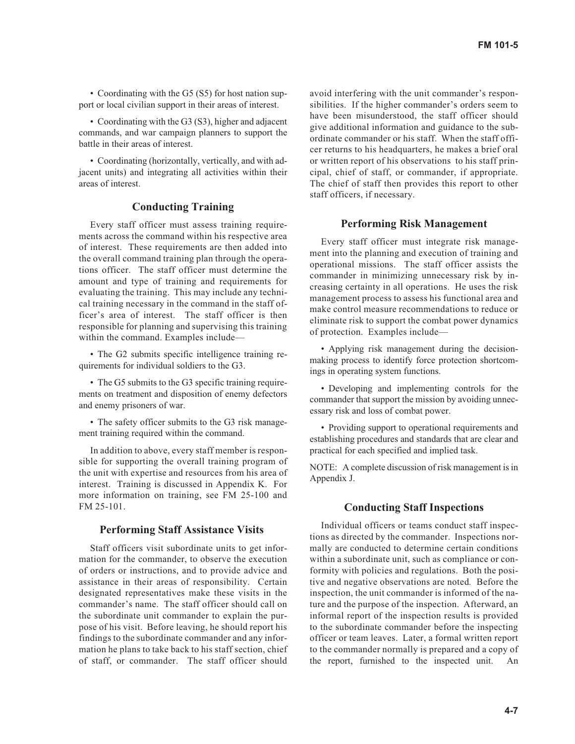- Coordinating with the G5 (S5) for host nation support or local civilian support in their areas of interest.
- Coordinating with the G3 (S3), higher and adjacent commands, and war campaign planners to support the battle in their areas of interest.
- Coordinating (horizontally, vertically, and with adjacent units) and integrating all activities within their areas of interest.

### Conducting Training

Every staff officer must assess training requirements across the command within his respective area of interest. These requirements are then added into the overall command training plan through the operations officer. The staff officer must determine the amount and type of training and requirements for evaluating the training. This may include any technical training necessary in the command in the staff officer's area of interest. The staff officer is then responsible for planning and supervising this training within the command. Examples include—

- The G2 submits specific intelligence training requirements for individual soldiers to the G3.
- The G5 submits to the G3 specific training requirements on treatment and disposition of enemy defectors and enemy prisoners of war.
- The safety officer submits to the G3 risk management training required within the command.

In addition to above, every staff member is responsible for supporting the overall training program of the unit with expertise and resources from his area of interest. Training is discussed in Appendix K. For more information on training, see FM 25-100 and FM 25-101.

### Performing Staff Assistance Visits

Staff officers visit subordinate units to get information for the commander, to observe the execution of orders or instructions, and to provide advice and assistance in their areas of responsibility. Certain designated representatives make these visits in the commander's name. The staff officer should call on the subordinate unit commander to explain the purpose of his visit. Before leaving, he should report his findings to the subordinate commander and any information he plans to take back to his staff section, chief of staff, or commander. The staff officer should avoid interfering with the unit commander's responsibilities. If the higher commander's orders seem to have been misunderstood, the staff officer should give additional information and guidance to the subordinate commander or his staff. When the staff officer returns to his headquarters, he makes a brief oral or written report of his observations to his staff principal, chief of staff, or commander, if appropriate. The chief of staff then provides this report to other staff officers, if necessary.

### Performing Risk Management

Every staff officer must integrate risk management into the planning and execution of training and operational missions. The staff officer assists the commander in minimizing unnecessary risk by increasing certainty in all operations. He uses the risk management process to assess his functional area and make control measure recommendations to reduce or eliminate risk to support the combat power dynamics of protection. Examples include—

- Applying risk management during the decision-making process to identify force protection shortcomings in operating system functions.
- Developing and implementing controls for the commander that support the mission by avoiding unnecessary risk and loss of combat power.
- Providing support to operational requirements and establishing procedures and standards that are clear and practical for each specified and implied task.

NOTE: A complete discussion of risk management is in Appendix J.

### Conducting Staff Inspections

Individual officers or teams conduct staff inspections as directed by the commander. Inspections normally are conducted to determine certain conditions within a subordinate unit, such as compliance or conformity with policies and regulations. Both the positive and negative observations are noted. Before the inspection, the unit commander is informed of the nature and the purpose of the inspection. Afterward, an informal report of the inspection results is provided to the subordinate commander before the inspecting officer or team leaves. Later, a formal written report to the commander normally is prepared and a copy of the report, furnished to the inspected unit. An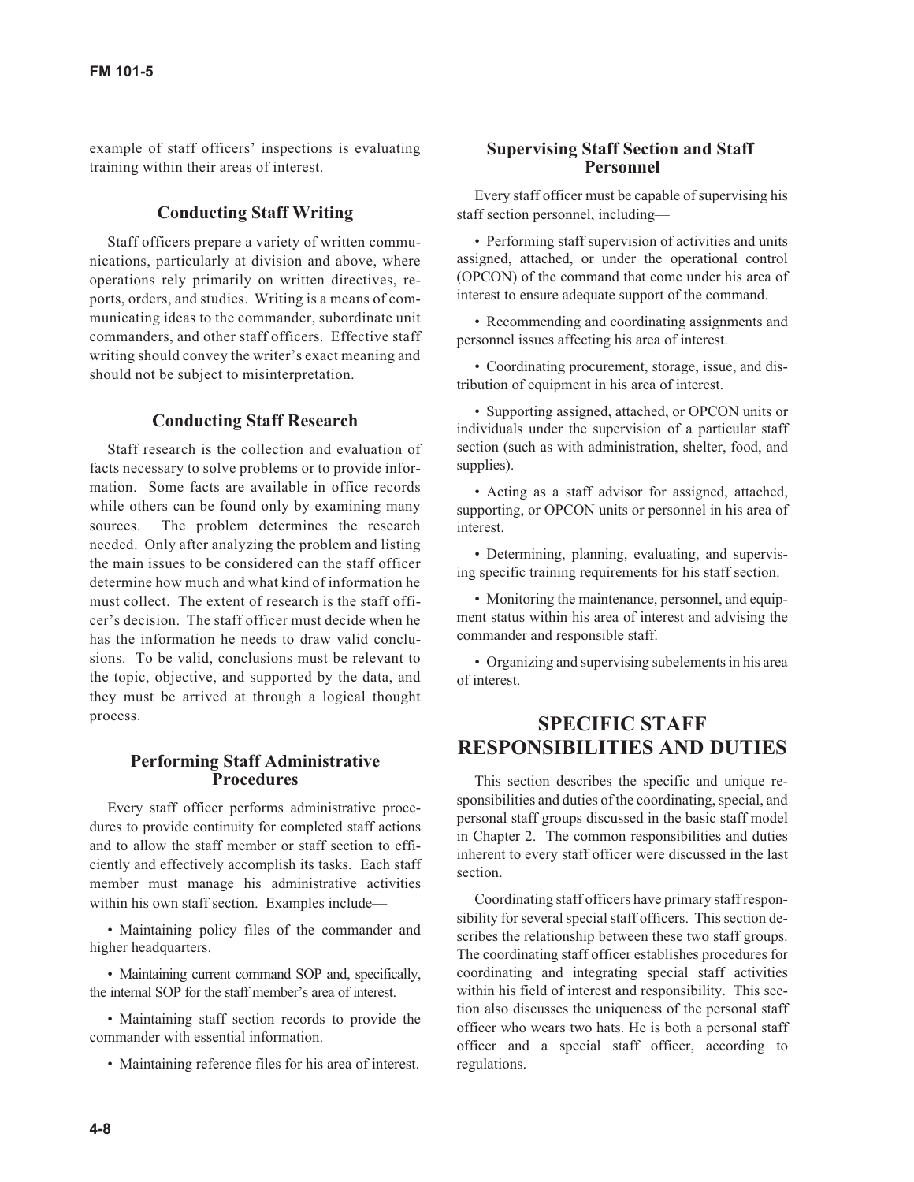example of staff officers' inspections is evaluating training within their areas of interest.

### Conducting Staff Writing

Staff officers prepare a variety of written communications, particularly at division and above, where operations rely primarily on written directives, reports, orders, and studies. Writing is a means of communicating ideas to the commander, subordinate unit commanders, and other staff officers. Effective staff writing should convey the writer's exact meaning and should not be subject to misinterpretation.

### Conducting Staff Research

Staff research is the collection and evaluation of facts necessary to solve problems or to provide information. Some facts are available in office records while others can be found only by examining many sources. The problem determines the research needed. Only after analyzing the problem and listing the main issues to be considered can the staff officer determine how much and what kind of information he must collect. The extent of research is the staff officer's decision. The staff officer must decide when he has the information he needs to draw valid conclusions. To be valid, conclusions must be relevant to the topic, objective, and supported by the data, and they must be arrived at through a logical thought process.

### Performing Staff Administrative Procedures

Every staff officer performs administrative procedures to provide continuity for completed staff actions and to allow the staff member or staff section to efficiently and effectively accomplish its tasks. Each staff member must manage his administrative activities within his own staff section. Examples include—

- Maintaining policy files of the commander and higher headquarters.
- Maintaining current command SOP and, specifically, the internal SOP for the staff member's area of interest.
- Maintaining staff section records to provide the commander with essential information.
- Maintaining reference files for his area of interest.

### Supervising Staff Section and Staff Personnel

Every staff officer must be capable of supervising his staff section personnel, including—

- Performing staff supervision of activities and units assigned, attached, or under the operational control (OPCON) of the command that come under his area of interest to ensure adequate support of the command.
- Recommending and coordinating assignments and personnel issues affecting his area of interest.
- Coordinating procurement, storage, issue, and distribution of equipment in his area of interest.
- Supporting assigned, attached, or OPCON units or individuals under the supervision of a particular staff section (such as with administration, shelter, food, and supplies).
- Acting as a staff advisor for assigned, attached, supporting, or OPCON units or personnel in his area of interest.
- Determining, planning, evaluating, and supervising specific training requirements for his staff section.
- Monitoring the maintenance, personnel, and equipment status within his area of interest and advising the commander and responsible staff.
- Organizing and supervising subelements in his area of interest.

## SPECIFIC STAFF RESPONSIBILITIES AND DUTIES

This section describes the specific and unique responsibilities and duties of the coordinating, special, and personal staff groups discussed in the basic staff model in Chapter 2. The common responsibilities and duties inherent to every staff officer were discussed in the last section.

Coordinating staff officers have primary staff responsibility for several special staff officers. This section describes the relationship between these two staff groups. The coordinating staff officer establishes procedures for coordinating and integrating special staff activities within his field of interest and responsibility. This section also discusses the uniqueness of the personal staff officer who wears two hats. He is both a personal staff officer and a special staff officer, according to regulations.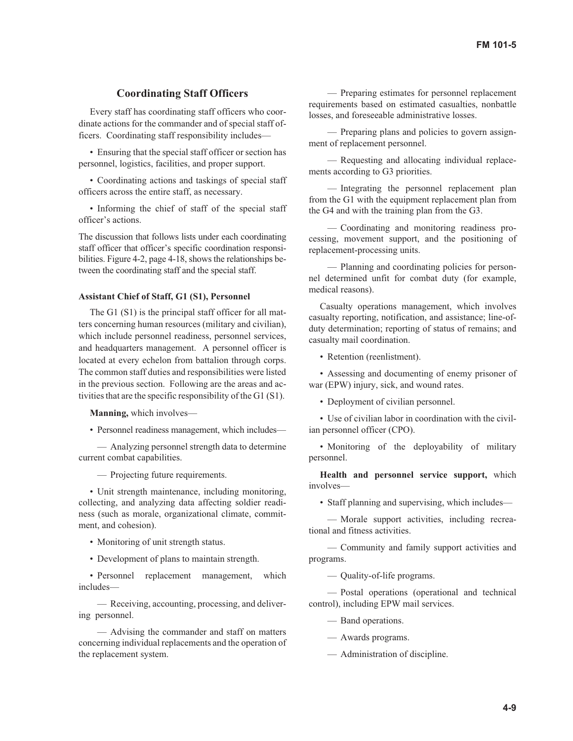## Coordinating Staff Officers

Every staff has coordinating staff officers who coordinate actions for the commander and of special staff officers. Coordinating staff responsibility includes—

- Ensuring that the special staff officer or section has personnel, logistics, facilities, and proper support.
- Coordinating actions and taskings of special staff officers across the entire staff, as necessary.
- Informing the chief of staff of the special staff officer's actions.

The discussion that follows lists under each coordinating staff officer that officer's specific coordination responsibilities. Figure 4-2, page 4-18, shows the relationships between the coordinating staff and the special staff.

### Assistant Chief of Staff, G1 (S1), Personnel

The G1 (S1) is the principal staff officer for all matters concerning human resources (military and civilian), which include personnel readiness, personnel services, and headquarters management. A personnel officer is located at every echelon from battalion through corps. The common staff duties and responsibilities were listed in the previous section. Following are the areas and activities that are the specific responsibility of the G1 (S1).

**Manning,** which involves—

- Personnel readiness management, which includes—
  - — Analyzing personnel strength data to determine current combat capabilities.
  - — Projecting future requirements.
- Unit strength maintenance, including monitoring, collecting, and analyzing data affecting soldier readiness (such as morale, organizational climate, commitment, and cohesion).
- Monitoring of unit strength status.
- Development of plans to maintain strength.
- Personnel replacement management, which includes—
  - — Receiving, accounting, processing, and delivering personnel.
  - — Advising the commander and staff on matters concerning individual replacements and the operation of the replacement system.
  - — Preparing estimates for personnel replacement requirements based on estimated casualties, nonbattle losses, and foreseeable administrative losses.
  - — Preparing plans and policies to govern assignment of replacement personnel.
  - — Requesting and allocating individual replacements according to G3 priorities.
  - — Integrating the personnel replacement plan from the G1 with the equipment replacement plan from the G4 and with the training plan from the G3.
  - — Coordinating and monitoring readiness processing, movement support, and the positioning of replacement-processing units.
  - — Planning and coordinating policies for personnel determined unfit for combat duty (for example, medical reasons).

Casualty operations management, which involves casualty reporting, notification, and assistance; line-of-duty determination; reporting of status of remains; and casualty mail coordination.

- Retention (reenlistment).
- Assessing and documenting of enemy prisoner of war (EPW) injury, sick, and wound rates.
- Deployment of civilian personnel.
- Use of civilian labor in coordination with the civilian personnel officer (CPO).
- Monitoring of the deployability of military personnel.

**Health and personnel service support,** which involves—

- Staff planning and supervising, which includes—
  - — Morale support activities, including recreational and fitness activities.
  - — Community and family support activities and programs.
  - — Quality-of-life programs.
  - — Postal operations (operational and technical control), including EPW mail services.
  - — Band operations.
  - — Awards programs.
  - — Administration of discipline.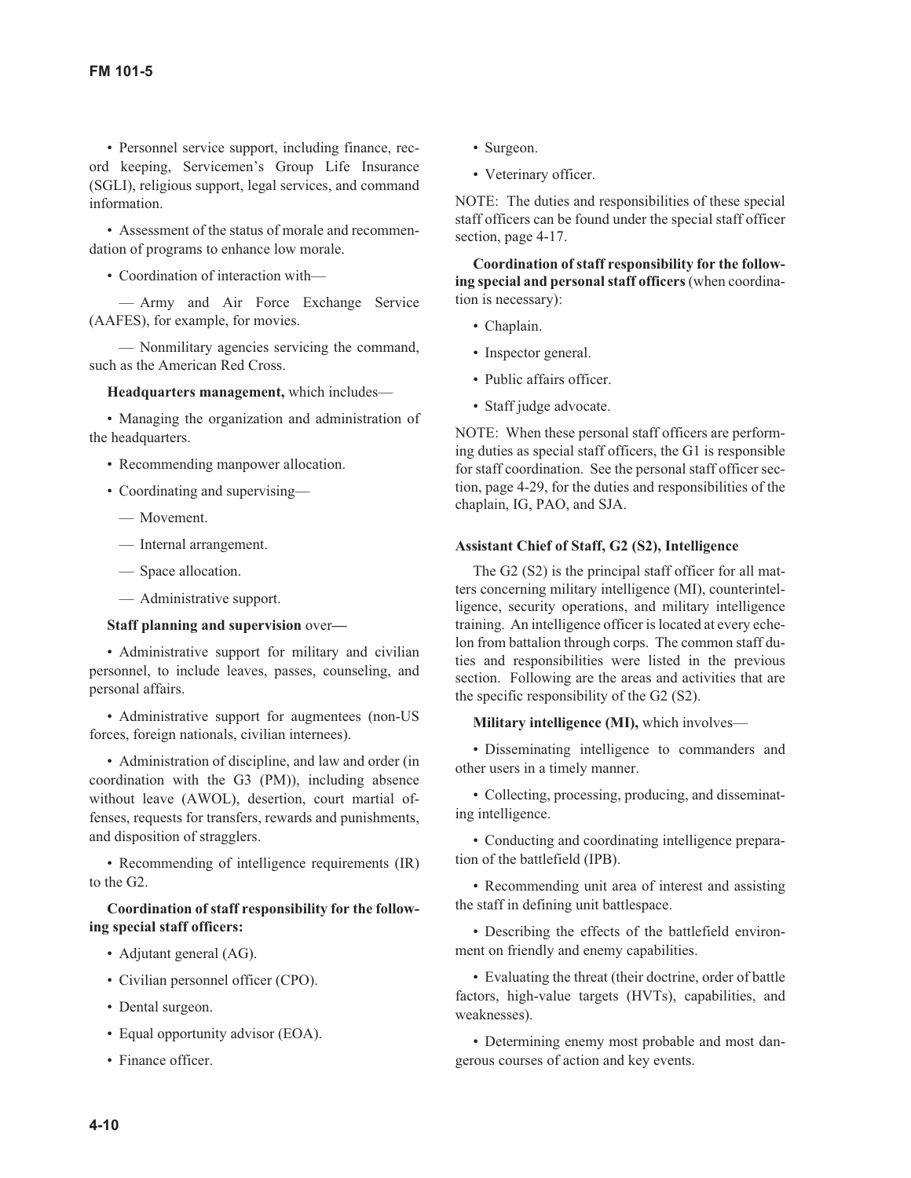- Personnel service support, including finance, record keeping, Servicemen's Group Life Insurance (SGLI), religious support, legal services, and command information.

- Assessment of the status of morale and recommendation of programs to enhance low morale.

- Coordination of interaction with—

  — Army and Air Force Exchange Service (AAFES), for example, for movies.

  — Nonmilitary agencies servicing the command, such as the American Red Cross.

**Headquarters management,** which includes—

- Managing the organization and administration of the headquarters.

- Recommending manpower allocation.

- Coordinating and supervising—

  — Movement.

  — Internal arrangement.

  — Space allocation.

  — Administrative support.

**Staff planning and supervision** over**—**

- Administrative support for military and civilian personnel, to include leaves, passes, counseling, and personal affairs.

- Administrative support for augmentees (non-US forces, foreign nationals, civilian internees).

- Administration of discipline, and law and order (in coordination with the G3 (PM)), including absence without leave (AWOL), desertion, court martial offenses, requests for transfers, rewards and punishments, and disposition of stragglers.

- Recommending of intelligence requirements (IR) to the G2.

**Coordination of staff responsibility for the following special staff officers:**

- Adjutant general (AG).

- Civilian personnel officer (CPO).

- Dental surgeon.

- Equal opportunity advisor (EOA).

- Finance officer.

- Surgeon.

- Veterinary officer.

NOTE: The duties and responsibilities of these special staff officers can be found under the special staff officer section, page 4-17.

**Coordination of staff responsibility for the following special and personal staff officers** (when coordination is necessary):

- Chaplain.

- Inspector general.

- Public affairs officer.

- Staff judge advocate.

NOTE: When these personal staff officers are performing duties as special staff officers, the G1 is responsible for staff coordination. See the personal staff officer section, page 4-29, for the duties and responsibilities of the chaplain, IG, PAO, and SJA.

### Assistant Chief of Staff, G2 (S2), Intelligence

The G2 (S2) is the principal staff officer for all matters concerning military intelligence (MI), counterintelligence, security operations, and military intelligence training. An intelligence officer is located at every echelon from battalion through corps. The common staff duties and responsibilities were listed in the previous section. Following are the areas and activities that are the specific responsibility of the G2 (S2).

**Military intelligence (MI),** which involves—

- Disseminating intelligence to commanders and other users in a timely manner.

- Collecting, processing, producing, and disseminating intelligence.

- Conducting and coordinating intelligence preparation of the battlefield (IPB).

- Recommending unit area of interest and assisting the staff in defining unit battlespace.

- Describing the effects of the battlefield environment on friendly and enemy capabilities.

- Evaluating the threat (their doctrine, order of battle factors, high-value targets (HVTs), capabilities, and weaknesses).

- Determining enemy most probable and most dangerous courses of action and key events.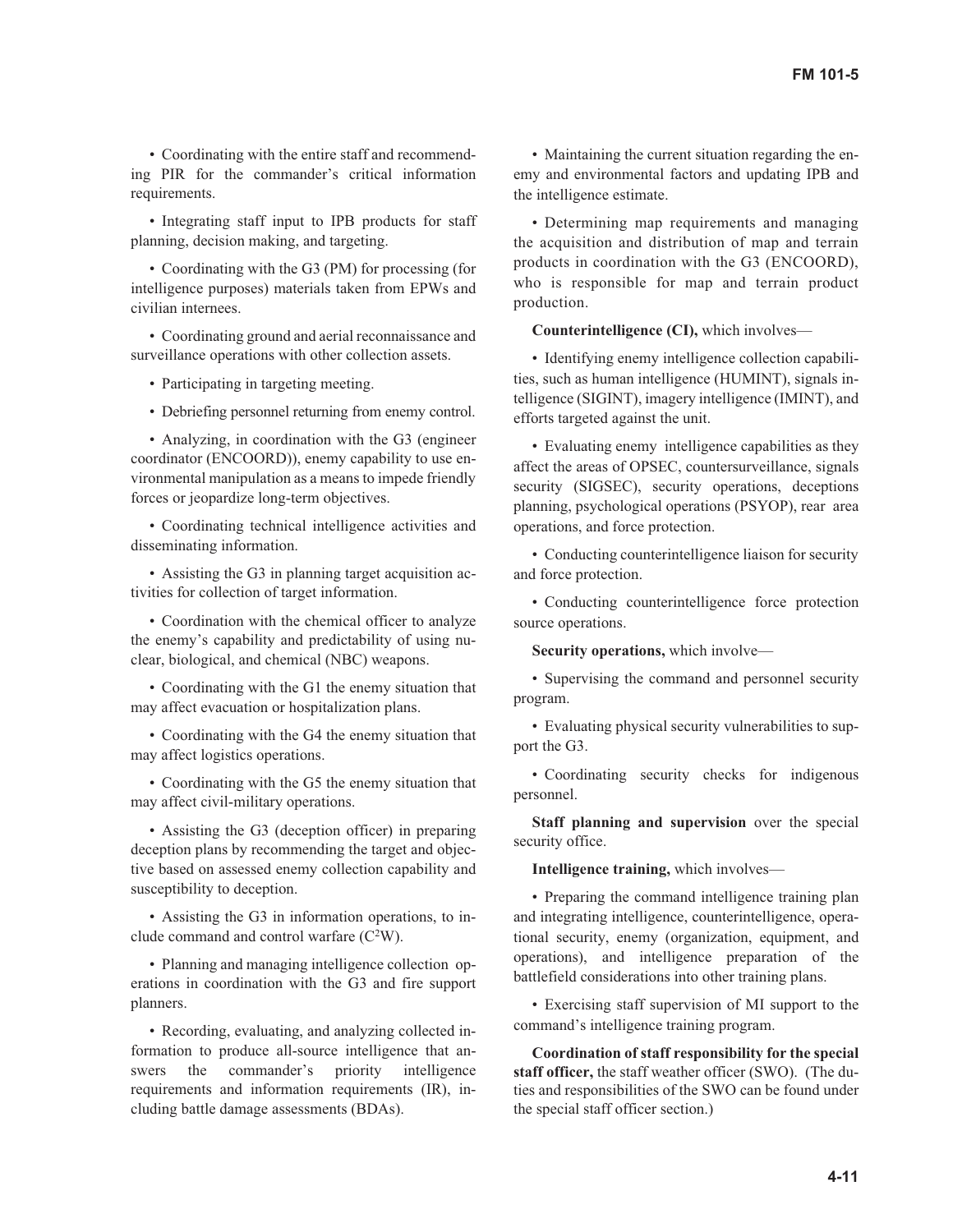• Coordinating with the entire staff and recommending PIR for the commander's critical information requirements.

• Integrating staff input to IPB products for staff planning, decision making, and targeting.

• Coordinating with the G3 (PM) for processing (for intelligence purposes) materials taken from EPWs and civilian internees.

• Coordinating ground and aerial reconnaissance and surveillance operations with other collection assets.

• Participating in targeting meeting.

• Debriefing personnel returning from enemy control.

• Analyzing, in coordination with the G3 (engineer coordinator (ENCOORD)), enemy capability to use environmental manipulation as a means to impede friendly forces or jeopardize long-term objectives.

• Coordinating technical intelligence activities and disseminating information.

• Assisting the G3 in planning target acquisition activities for collection of target information.

• Coordination with the chemical officer to analyze the enemy's capability and predictability of using nuclear, biological, and chemical (NBC) weapons.

• Coordinating with the G1 the enemy situation that may affect evacuation or hospitalization plans.

• Coordinating with the G4 the enemy situation that may affect logistics operations.

• Coordinating with the G5 the enemy situation that may affect civil-military operations.

• Assisting the G3 (deception officer) in preparing deception plans by recommending the target and objective based on assessed enemy collection capability and susceptibility to deception.

• Assisting the G3 in information operations, to include command and control warfare ($C^2W$).

• Planning and managing intelligence collection operations in coordination with the G3 and fire support planners.

• Recording, evaluating, and analyzing collected information to produce all-source intelligence that answers the commander's priority intelligence requirements and information requirements (IR), including battle damage assessments (BDAs).

• Maintaining the current situation regarding the enemy and environmental factors and updating IPB and the intelligence estimate.

• Determining map requirements and managing the acquisition and distribution of map and terrain products in coordination with the G3 (ENCOORD), who is responsible for map and terrain product production.

**Counterintelligence (CI),** which involves—

• Identifying enemy intelligence collection capabilities, such as human intelligence (HUMINT), signals intelligence (SIGINT), imagery intelligence (IMINT), and efforts targeted against the unit.

• Evaluating enemy intelligence capabilities as they affect the areas of OPSEC, countersurveillance, signals security (SIGSEC), security operations, deceptions planning, psychological operations (PSYOP), rear area operations, and force protection.

• Conducting counterintelligence liaison for security and force protection.

• Conducting counterintelligence force protection source operations.

**Security operations,** which involve—

• Supervising the command and personnel security program.

• Evaluating physical security vulnerabilities to support the G3.

• Coordinating security checks for indigenous personnel.

**Staff planning and supervision** over the special security office.

**Intelligence training,** which involves—

• Preparing the command intelligence training plan and integrating intelligence, counterintelligence, operational security, enemy (organization, equipment, and operations), and intelligence preparation of the battlefield considerations into other training plans.

• Exercising staff supervision of MI support to the command's intelligence training program.

**Coordination of staff responsibility for the special staff officer,** the staff weather officer (SWO). (The duties and responsibilities of the SWO can be found under the special staff officer section.)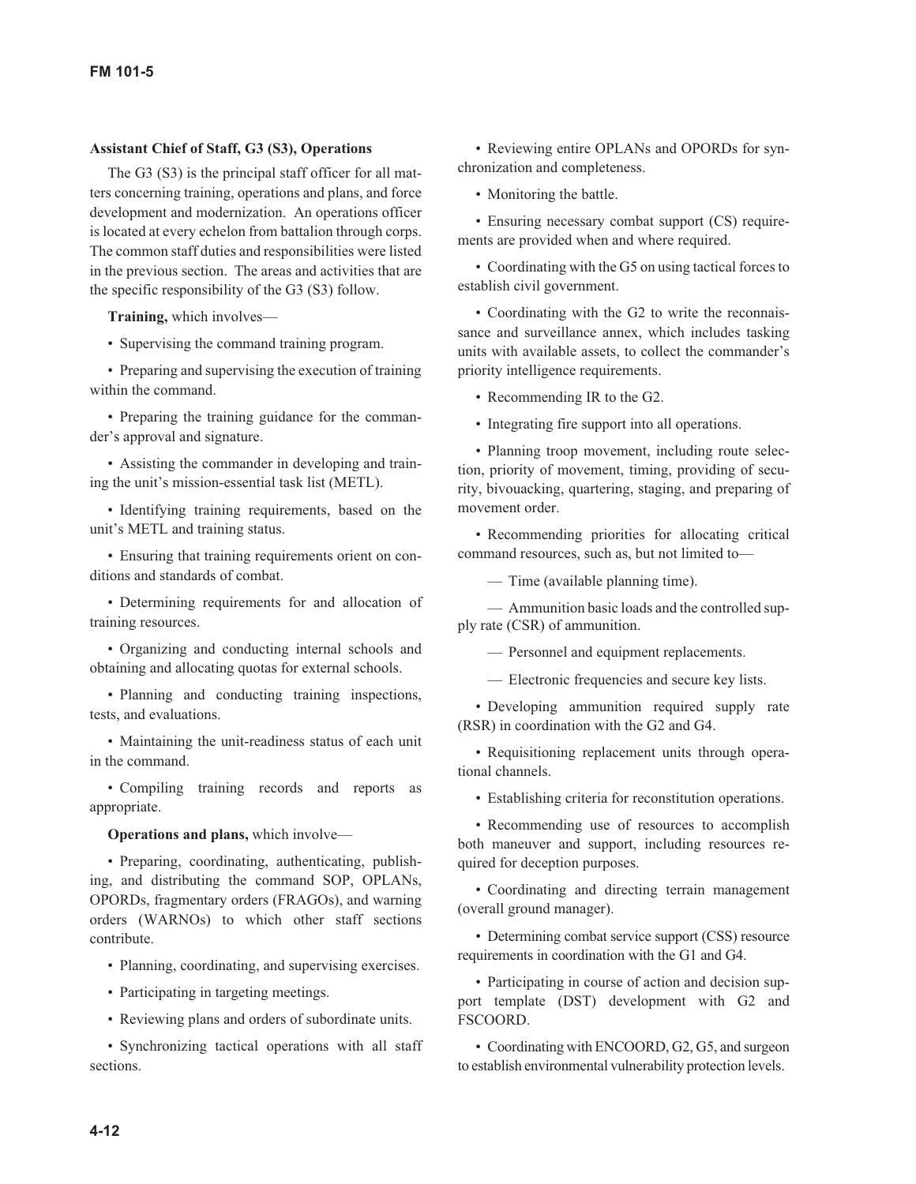### Assistant Chief of Staff, G3 (S3), Operations

The G3 (S3) is the principal staff officer for all matters concerning training, operations and plans, and force development and modernization. An operations officer is located at every echelon from battalion through corps. The common staff duties and responsibilities were listed in the previous section. The areas and activities that are the specific responsibility of the G3 (S3) follow.

**Training,** which involves—

- Supervising the command training program.
- Preparing and supervising the execution of training within the command.
- Preparing the training guidance for the commander's approval and signature.
- Assisting the commander in developing and training the unit's mission-essential task list (METL).
- Identifying training requirements, based on the unit's METL and training status.
- Ensuring that training requirements orient on conditions and standards of combat.
- Determining requirements for and allocation of training resources.
- Organizing and conducting internal schools and obtaining and allocating quotas for external schools.
- Planning and conducting training inspections, tests, and evaluations.
- Maintaining the unit-readiness status of each unit in the command.
- Compiling training records and reports as appropriate.

**Operations and plans,** which involve—

- Preparing, coordinating, authenticating, publishing, and distributing the command SOP, OPLANs, OPORDs, fragmentary orders (FRAGOs), and warning orders (WARNOs) to which other staff sections contribute.
- Planning, coordinating, and supervising exercises.
- Participating in targeting meetings.
- Reviewing plans and orders of subordinate units.
- Synchronizing tactical operations with all staff sections.
- Reviewing entire OPLANs and OPORDs for synchronization and completeness.
- Monitoring the battle.
- Ensuring necessary combat support (CS) requirements are provided when and where required.
- Coordinating with the G5 on using tactical forces to establish civil government.
- Coordinating with the G2 to write the reconnaissance and surveillance annex, which includes tasking units with available assets, to collect the commander's priority intelligence requirements.
- Recommending IR to the G2.
- Integrating fire support into all operations.
- Planning troop movement, including route selection, priority of movement, timing, providing of security, bivouacking, quartering, staging, and preparing of movement order.
- Recommending priorities for allocating critical command resources, such as, but not limited to—
  - Time (available planning time).
  - Ammunition basic loads and the controlled supply rate (CSR) of ammunition.
  - Personnel and equipment replacements.
  - Electronic frequencies and secure key lists.
- Developing ammunition required supply rate (RSR) in coordination with the G2 and G4.
- Requisitioning replacement units through operational channels.
- Establishing criteria for reconstitution operations.
- Recommending use of resources to accomplish both maneuver and support, including resources required for deception purposes.
- Coordinating and directing terrain management (overall ground manager).
- Determining combat service support (CSS) resource requirements in coordination with the G1 and G4.
- Participating in course of action and decision support template (DST) development with G2 and FSCOORD.
- Coordinating with ENCOORD, G2, G5, and surgeon to establish environmental vulnerability protection levels.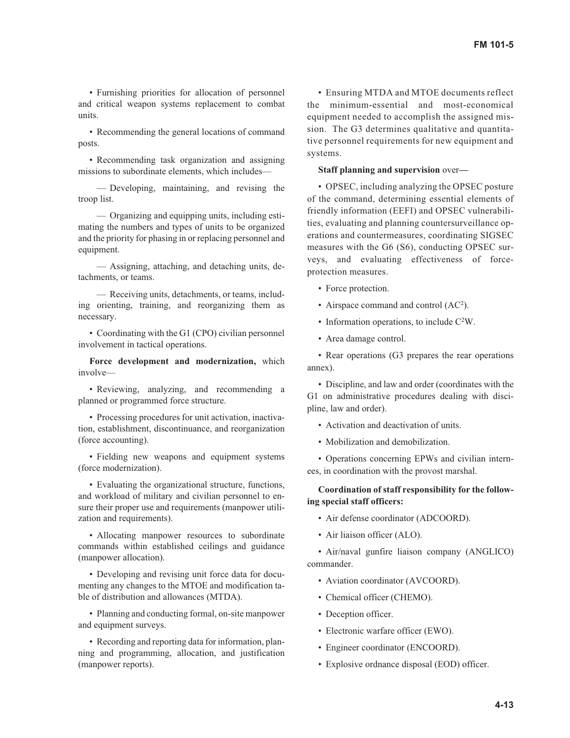- Furnishing priorities for allocation of personnel and critical weapon systems replacement to combat units.

- Recommending the general locations of command posts.

- Recommending task organization and assigning missions to subordinate elements, which includes—

  — Developing, maintaining, and revising the troop list.

  — Organizing and equipping units, including estimating the numbers and types of units to be organized and the priority for phasing in or replacing personnel and equipment.

  — Assigning, attaching, and detaching units, detachments, or teams.

  — Receiving units, detachments, or teams, including orienting, training, and reorganizing them as necessary.

- Coordinating with the G1 (CPO) civilian personnel involvement in tactical operations.

**Force development and modernization,** which involve—

- Reviewing, analyzing, and recommending a planned or programmed force structure.

- Processing procedures for unit activation, inactivation, establishment, discontinuance, and reorganization (force accounting).

- Fielding new weapons and equipment systems (force modernization).

- Evaluating the organizational structure, functions, and workload of military and civilian personnel to ensure their proper use and requirements (manpower utilization and requirements).

- Allocating manpower resources to subordinate commands within established ceilings and guidance (manpower allocation).

- Developing and revising unit force data for documenting any changes to the MTOE and modification table of distribution and allowances (MTDA).

- Planning and conducting formal, on-site manpower and equipment surveys.

- Recording and reporting data for information, planning and programming, allocation, and justification (manpower reports).

- Ensuring MTDA and MTOE documents reflect the minimum-essential and most-economical equipment needed to accomplish the assigned mission. The G3 determines qualitative and quantitative personnel requirements for new equipment and systems.

**Staff planning and supervision** over**—**

- OPSEC, including analyzing the OPSEC posture of the command, determining essential elements of friendly information (EEFI) and OPSEC vulnerabilities, evaluating and planning countersurveillance operations and countermeasures, coordinating SIGSEC measures with the G6 (S6), conducting OPSEC surveys, and evaluating effectiveness of force-protection measures.

- Force protection.

- Airspace command and control ($AC^2$).

- Information operations, to include $C^2W$.

- Area damage control.

- Rear operations (G3 prepares the rear operations annex).

- Discipline, and law and order (coordinates with the G1 on administrative procedures dealing with discipline, law and order).

- Activation and deactivation of units.

- Mobilization and demobilization.

- Operations concerning EPWs and civilian internees, in coordination with the provost marshal.

**Coordination of staff responsibility for the following special staff officers:**

- Air defense coordinator (ADCOORD).

- Air liaison officer (ALO).

- Air/naval gunfire liaison company (ANGLICO) commander.

- Aviation coordinator (AVCOORD).

- Chemical officer (CHEMO).

- Deception officer.

- Electronic warfare officer (EWO).

- Engineer coordinator (ENCOORD).

- Explosive ordnance disposal (EOD) officer.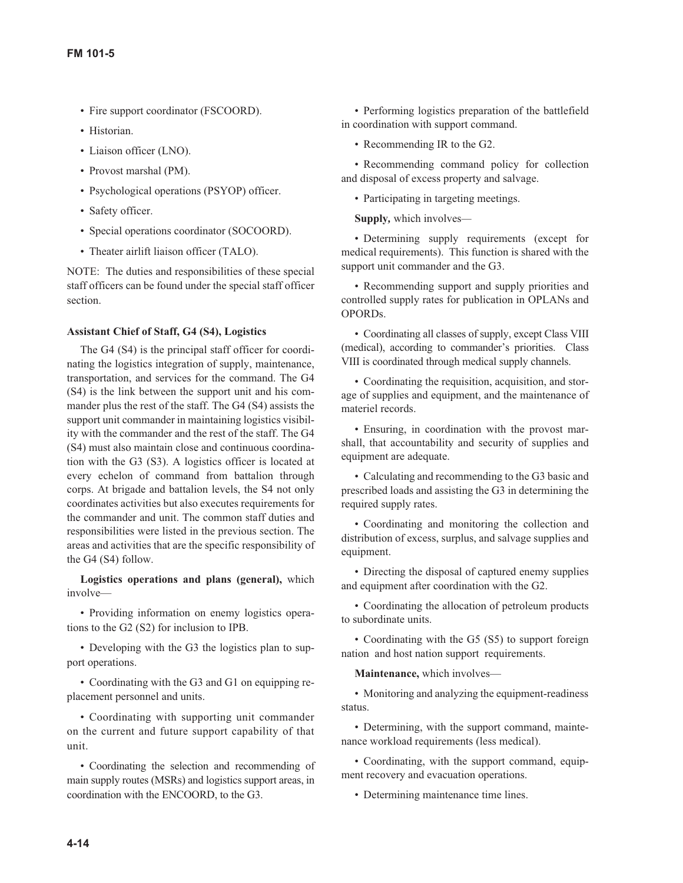- Fire support coordinator (FSCOORD).
- Historian.
- Liaison officer (LNO).
- Provost marshal (PM).
- Psychological operations (PSYOP) officer.
- Safety officer.
- Special operations coordinator (SOCOORD).
- Theater airlift liaison officer (TALO).

NOTE: The duties and responsibilities of these special staff officers can be found under the special staff officer section.

**Assistant Chief of Staff, G4 (S4), Logistics**

The G4 (S4) is the principal staff officer for coordinating the logistics integration of supply, maintenance, transportation, and services for the command. The G4 (S4) is the link between the support unit and his commander plus the rest of the staff. The G4 (S4) assists the support unit commander in maintaining logistics visibility with the commander and the rest of the staff. The G4 (S4) must also maintain close and continuous coordination with the G3 (S3). A logistics officer is located at every echelon of command from battalion through corps. At brigade and battalion levels, the S4 not only coordinates activities but also executes requirements for the commander and unit. The common staff duties and responsibilities were listed in the previous section. The areas and activities that are the specific responsibility of the G4 (S4) follow.

**Logistics operations and plans (general),** which involve—

- Providing information on enemy logistics operations to the G2 (S2) for inclusion to IPB.
- Developing with the G3 the logistics plan to support operations.
- Coordinating with the G3 and G1 on equipping replacement personnel and units.
- Coordinating with supporting unit commander on the current and future support capability of that unit.
- Coordinating the selection and recommending of main supply routes (MSRs) and logistics support areas, in coordination with the ENCOORD, to the G3.
- Performing logistics preparation of the battlefield in coordination with support command.
- Recommending IR to the G2.
- Recommending command policy for collection and disposal of excess property and salvage.
- Participating in targeting meetings.

**Supply,** which involves—

- Determining supply requirements (except for medical requirements). This function is shared with the support unit commander and the G3.
- Recommending support and supply priorities and controlled supply rates for publication in OPLANs and OPORDs.
- Coordinating all classes of supply, except Class VIII (medical), according to commander's priorities. Class VIII is coordinated through medical supply channels.
- Coordinating the requisition, acquisition, and storage of supplies and equipment, and the maintenance of materiel records.
- Ensuring, in coordination with the provost marshall, that accountability and security of supplies and equipment are adequate.
- Calculating and recommending to the G3 basic and prescribed loads and assisting the G3 in determining the required supply rates.
- Coordinating and monitoring the collection and distribution of excess, surplus, and salvage supplies and equipment.
- Directing the disposal of captured enemy supplies and equipment after coordination with the G2.
- Coordinating the allocation of petroleum products to subordinate units.
- Coordinating with the G5 (S5) to support foreign nation and host nation support requirements.

**Maintenance,** which involves—

- Monitoring and analyzing the equipment-readiness status.
- Determining, with the support command, maintenance workload requirements (less medical).
- Coordinating, with the support command, equipment recovery and evacuation operations.
- Determining maintenance time lines.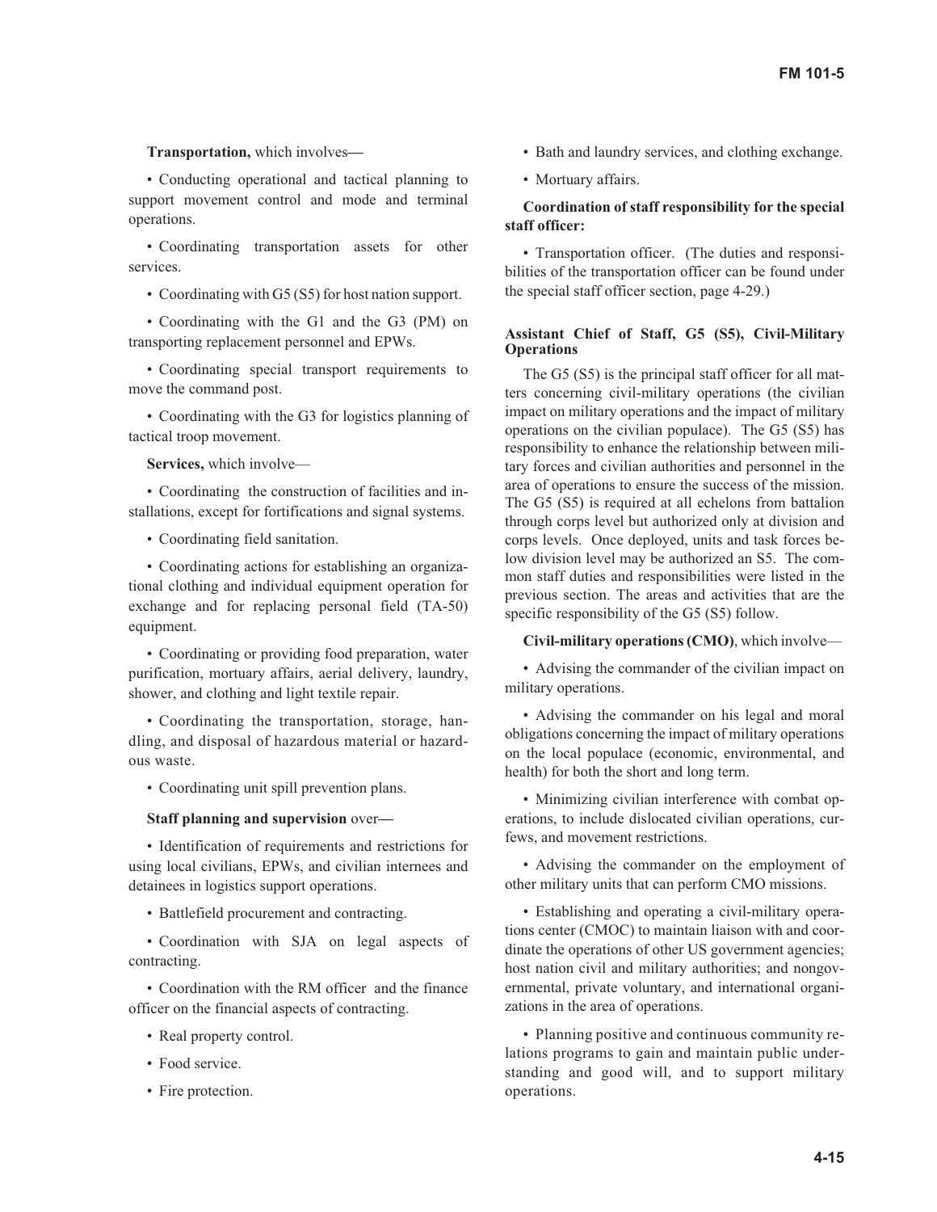**Transportation,** which involves—

- Conducting operational and tactical planning to support movement control and mode and terminal operations.
- Coordinating transportation assets for other services.
- Coordinating with G5 (S5) for host nation support.
- Coordinating with the G1 and the G3 (PM) on transporting replacement personnel and EPWs.
- Coordinating special transport requirements to move the command post.
- Coordinating with the G3 for logistics planning of tactical troop movement.

**Services,** which involve—

- Coordinating the construction of facilities and installations, except for fortifications and signal systems.
- Coordinating field sanitation.
- Coordinating actions for establishing an organizational clothing and individual equipment operation for exchange and for replacing personal field (TA-50) equipment.
- Coordinating or providing food preparation, water purification, mortuary affairs, aerial delivery, laundry, shower, and clothing and light textile repair.
- Coordinating the transportation, storage, handling, and disposal of hazardous material or hazardous waste.
- Coordinating unit spill prevention plans.

**Staff planning and supervision** over—

- Identification of requirements and restrictions for using local civilians, EPWs, and civilian internees and detainees in logistics support operations.
- Battlefield procurement and contracting.
- Coordination with SJA on legal aspects of contracting.
- Coordination with the RM officer and the finance officer on the financial aspects of contracting.
- Real property control.
- Food service.
- Fire protection.
- Bath and laundry services, and clothing exchange.
- Mortuary affairs.

**Coordination of staff responsibility for the special staff officer:**

- Transportation officer. (The duties and responsibilities of the transportation officer can be found under the special staff officer section, page 4-29.)

### Assistant Chief of Staff, G5 (S5), Civil-Military Operations

The G5 (S5) is the principal staff officer for all matters concerning civil-military operations (the civilian impact on military operations and the impact of military operations on the civilian populace). The G5 (S5) has responsibility to enhance the relationship between military forces and civilian authorities and personnel in the area of operations to ensure the success of the mission. The G5 (S5) is required at all echelons from battalion through corps level but authorized only at division and corps levels. Once deployed, units and task forces below division level may be authorized an S5. The common staff duties and responsibilities were listed in the previous section. The areas and activities that are the specific responsibility of the G5 (S5) follow.

**Civil-military operations (CMO)**, which involve—

- Advising the commander of the civilian impact on military operations.
- Advising the commander on his legal and moral obligations concerning the impact of military operations on the local populace (economic, environmental, and health) for both the short and long term.
- Minimizing civilian interference with combat operations, to include dislocated civilian operations, curfews, and movement restrictions.
- Advising the commander on the employment of other military units that can perform CMO missions.
- Establishing and operating a civil-military operations center (CMOC) to maintain liaison with and coordinate the operations of other US government agencies; host nation civil and military authorities; and nongovernmental, private voluntary, and international organizations in the area of operations.
- Planning positive and continuous community relations programs to gain and maintain public understanding and good will, and to support military operations.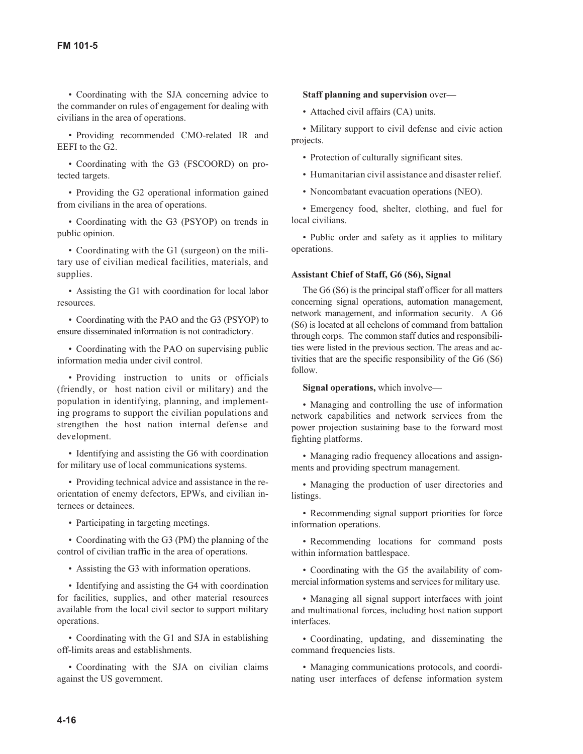- Coordinating with the SJA concerning advice to the commander on rules of engagement for dealing with civilians in the area of operations.

- Providing recommended CMO-related IR and EEFI to the G2.

- Coordinating with the G3 (FSCOORD) on protected targets.

- Providing the G2 operational information gained from civilians in the area of operations.

- Coordinating with the G3 (PSYOP) on trends in public opinion.

- Coordinating with the G1 (surgeon) on the military use of civilian medical facilities, materials, and supplies.

- Assisting the G1 with coordination for local labor resources.

- Coordinating with the PAO and the G3 (PSYOP) to ensure disseminated information is not contradictory.

- Coordinating with the PAO on supervising public information media under civil control.

- Providing instruction to units or officials (friendly, or host nation civil or military) and the population in identifying, planning, and implementing programs to support the civilian populations and strengthen the host nation internal defense and development.

- Identifying and assisting the G6 with coordination for military use of local communications systems.

- Providing technical advice and assistance in the reorientation of enemy defectors, EPWs, and civilian internees or detainees.

- Participating in targeting meetings.

- Coordinating with the G3 (PM) the planning of the control of civilian traffic in the area of operations.

- Assisting the G3 with information operations.

- Identifying and assisting the G4 with coordination for facilities, supplies, and other material resources available from the local civil sector to support military operations.

- Coordinating with the G1 and SJA in establishing off-limits areas and establishments.

- Coordinating with the SJA on civilian claims against the US government.

**Staff planning and supervision** over**—**

- Attached civil affairs (CA) units.

- Military support to civil defense and civic action projects.

- Protection of culturally significant sites.

- Humanitarian civil assistance and disaster relief.

- Noncombatant evacuation operations (NEO).

- Emergency food, shelter, clothing, and fuel for local civilians.

- Public order and safety as it applies to military operations.

### Assistant Chief of Staff, G6 (S6), Signal

The G6 (S6) is the principal staff officer for all matters concerning signal operations, automation management, network management, and information security. A G6 (S6) is located at all echelons of command from battalion through corps. The common staff duties and responsibilities were listed in the previous section. The areas and activities that are the specific responsibility of the G6 (S6) follow.

**Signal operations,** which involve—

- Managing and controlling the use of information network capabilities and network services from the power projection sustaining base to the forward most fighting platforms.

- Managing radio frequency allocations and assignments and providing spectrum management.

- Managing the production of user directories and listings.

- Recommending signal support priorities for force information operations.

- Recommending locations for command posts within information battlespace.

- Coordinating with the G5 the availability of commercial information systems and services for military use.

- Managing all signal support interfaces with joint and multinational forces, including host nation support interfaces.

- Coordinating, updating, and disseminating the command frequencies lists.

- Managing communications protocols, and coordinating user interfaces of defense information system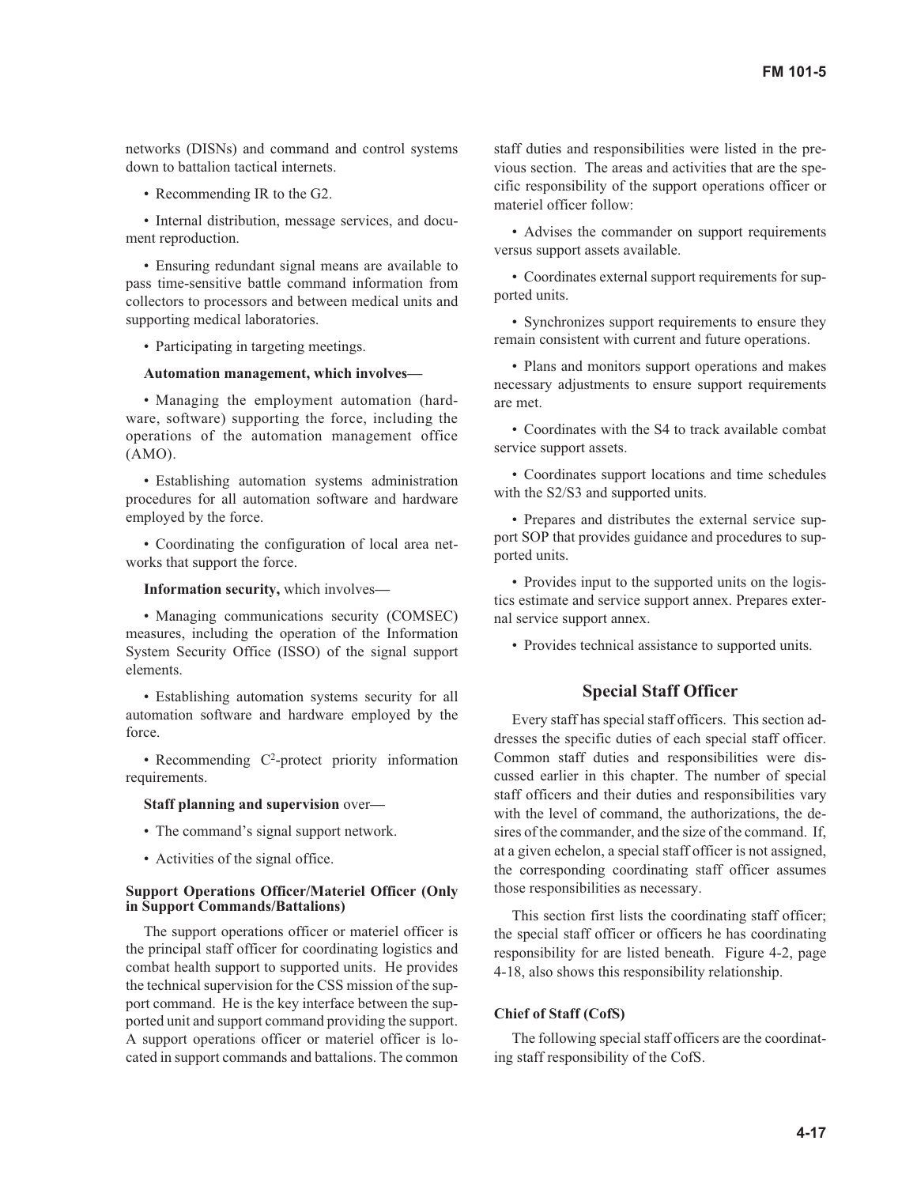networks (DISNs) and command and control systems down to battalion tactical internets.

- Recommending IR to the G2.

- Internal distribution, message services, and document reproduction.

- Ensuring redundant signal means are available to pass time-sensitive battle command information from collectors to processors and between medical units and supporting medical laboratories.

- Participating in targeting meetings.

**Automation management, which involves—**

- Managing the employment automation (hardware, software) supporting the force, including the operations of the automation management office (AMO).

- Establishing automation systems administration procedures for all automation software and hardware employed by the force.

- Coordinating the configuration of local area networks that support the force.

**Information security,** which involves—

- Managing communications security (COMSEC) measures, including the operation of the Information System Security Office (ISSO) of the signal support elements.

- Establishing automation systems security for all automation software and hardware employed by the force.

- Recommending $C^2$-protect priority information requirements.

**Staff planning and supervision** over—

- The command's signal support network.

- Activities of the signal office.

#### Support Operations Officer/Materiel Officer (Only in Support Commands/Battalions)

The support operations officer or materiel officer is the principal staff officer for coordinating logistics and combat health support to supported units. He provides the technical supervision for the CSS mission of the support command. He is the key interface between the supported unit and support command providing the support. A support operations officer or materiel officer is located in support commands and battalions. The common staff duties and responsibilities were listed in the previous section. The areas and activities that are the specific responsibility of the support operations officer or materiel officer follow:

- Advises the commander on support requirements versus support assets available.

- Coordinates external support requirements for supported units.

- Synchronizes support requirements to ensure they remain consistent with current and future operations.

- Plans and monitors support operations and makes necessary adjustments to ensure support requirements are met.

- Coordinates with the S4 to track available combat service support assets.

- Coordinates support locations and time schedules with the S2/S3 and supported units.

- Prepares and distributes the external service support SOP that provides guidance and procedures to supported units.

- Provides input to the supported units on the logistics estimate and service support annex. Prepares external service support annex.

- Provides technical assistance to supported units.

## Special Staff Officer

Every staff has special staff officers. This section addresses the specific duties of each special staff officer. Common staff duties and responsibilities were discussed earlier in this chapter. The number of special staff officers and their duties and responsibilities vary with the level of command, the authorizations, the desires of the commander, and the size of the command. If, at a given echelon, a special staff officer is not assigned, the corresponding coordinating staff officer assumes those responsibilities as necessary.

This section first lists the coordinating staff officer; the special staff officer or officers he has coordinating responsibility for are listed beneath. Figure 4-2, page 4-18, also shows this responsibility relationship.

#### Chief of Staff (CofS)

The following special staff officers are the coordinating staff responsibility of the CofS.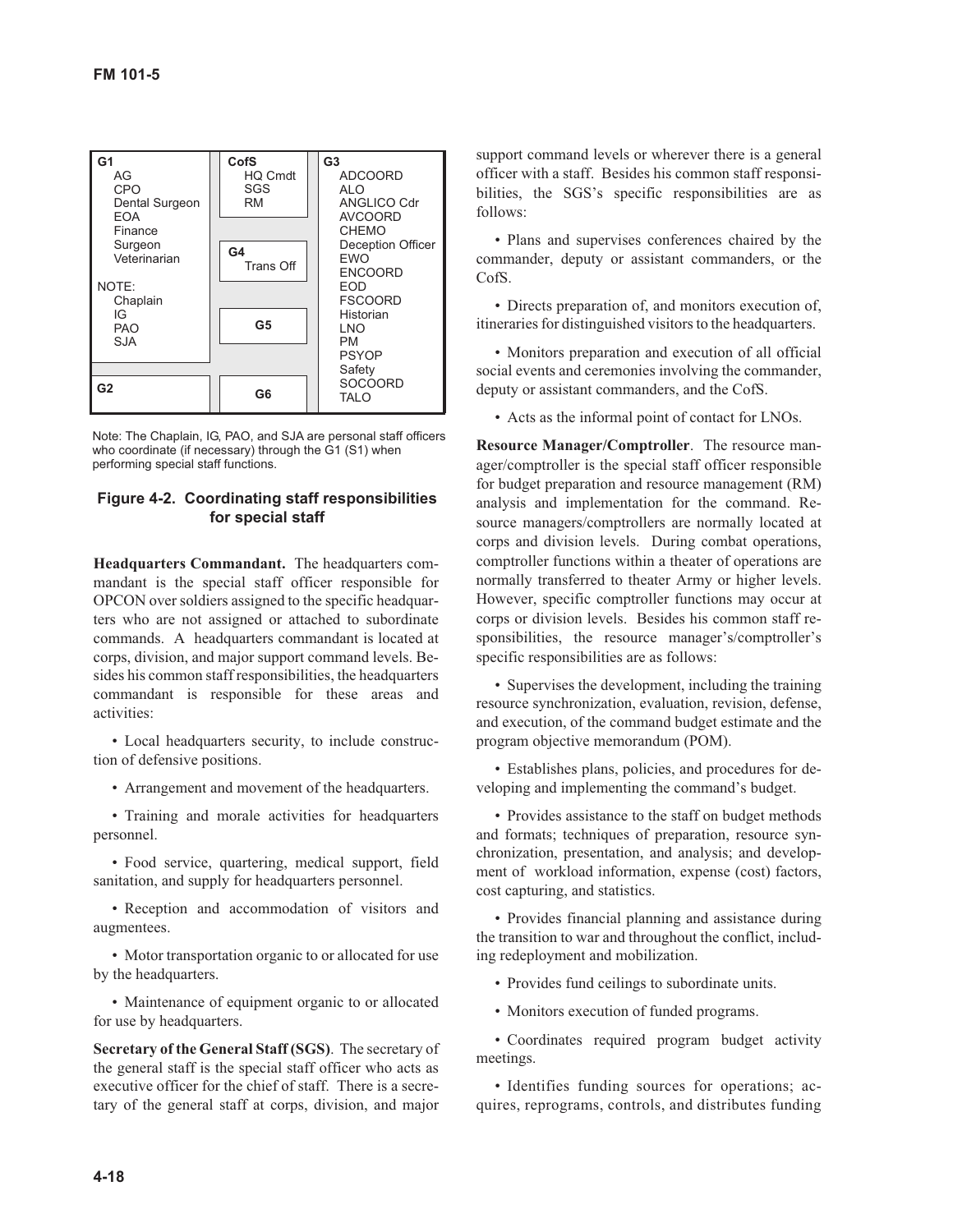| G1 | CofS | G3 |
|---|---|---|
| AG<br>CPO<br>Dental Surgeon<br>EOA<br>Finance<br>Surgeon<br>Veterinarian<br><br>NOTE:<br>Chaplain<br>IG<br>PAO<br>SJA | HQ Cmdt<br>SGS<br>RM | ADCOORD<br>ALO<br>ANGLICO Cdr<br>AVCOORD<br>CHEMO<br>Deception Officer<br>EWO<br>ENCOORD<br>EOD<br>FSCOORD<br>Historian<br>LNO<br>PM<br>PSYOP<br>Safety<br>SOCOORD<br>TALO |
| | **G4**<br>Trans Off | |
| | **G5** | |
| **G2** | **G6** | |

Note: The Chaplain, IG, PAO, and SJA are personal staff officers who coordinate (if necessary) through the G1 (S1) when performing special staff functions.

**Figure 4-2. Coordinating staff responsibilities for special staff**

**Headquarters Commandant.** The headquarters commandant is the special staff officer responsible for OPCON over soldiers assigned to the specific headquarters who are not assigned or attached to subordinate commands. A headquarters commandant is located at corps, division, and major support command levels. Besides his common staff responsibilities, the headquarters commandant is responsible for these areas and activities:

- Local headquarters security, to include construction of defensive positions.
- Arrangement and movement of the headquarters.
- Training and morale activities for headquarters personnel.
- Food service, quartering, medical support, field sanitation, and supply for headquarters personnel.
- Reception and accommodation of visitors and augmentees.
- Motor transportation organic to or allocated for use by the headquarters.
- Maintenance of equipment organic to or allocated for use by headquarters.

**Secretary of the General Staff (SGS)**. The secretary of the general staff is the special staff officer who acts as executive officer for the chief of staff. There is a secretary of the general staff at corps, division, and major support command levels or wherever there is a general officer with a staff. Besides his common staff responsibilities, the SGS's specific responsibilities are as follows:

- Plans and supervises conferences chaired by the commander, deputy or assistant commanders, or the CofS.
- Directs preparation of, and monitors execution of, itineraries for distinguished visitors to the headquarters.
- Monitors preparation and execution of all official social events and ceremonies involving the commander, deputy or assistant commanders, and the CofS.
- Acts as the informal point of contact for LNOs.

**Resource Manager/Comptroller**. The resource manager/comptroller is the special staff officer responsible for budget preparation and resource management (RM) analysis and implementation for the command. Resource managers/comptrollers are normally located at corps and division levels. During combat operations, comptroller functions within a theater of operations are normally transferred to theater Army or higher levels. However, specific comptroller functions may occur at corps or division levels. Besides his common staff responsibilities, the resource manager's/comptroller's specific responsibilities are as follows:

- Supervises the development, including the training resource synchronization, evaluation, revision, defense, and execution, of the command budget estimate and the program objective memorandum (POM).
- Establishes plans, policies, and procedures for developing and implementing the command's budget.
- Provides assistance to the staff on budget methods and formats; techniques of preparation, resource synchronization, presentation, and analysis; and development of workload information, expense (cost) factors, cost capturing, and statistics.
- Provides financial planning and assistance during the transition to war and throughout the conflict, including redeployment and mobilization.
- Provides fund ceilings to subordinate units.
- Monitors execution of funded programs.
- Coordinates required program budget activity meetings.
- Identifies funding sources for operations; acquires, reprograms, controls, and distributes funding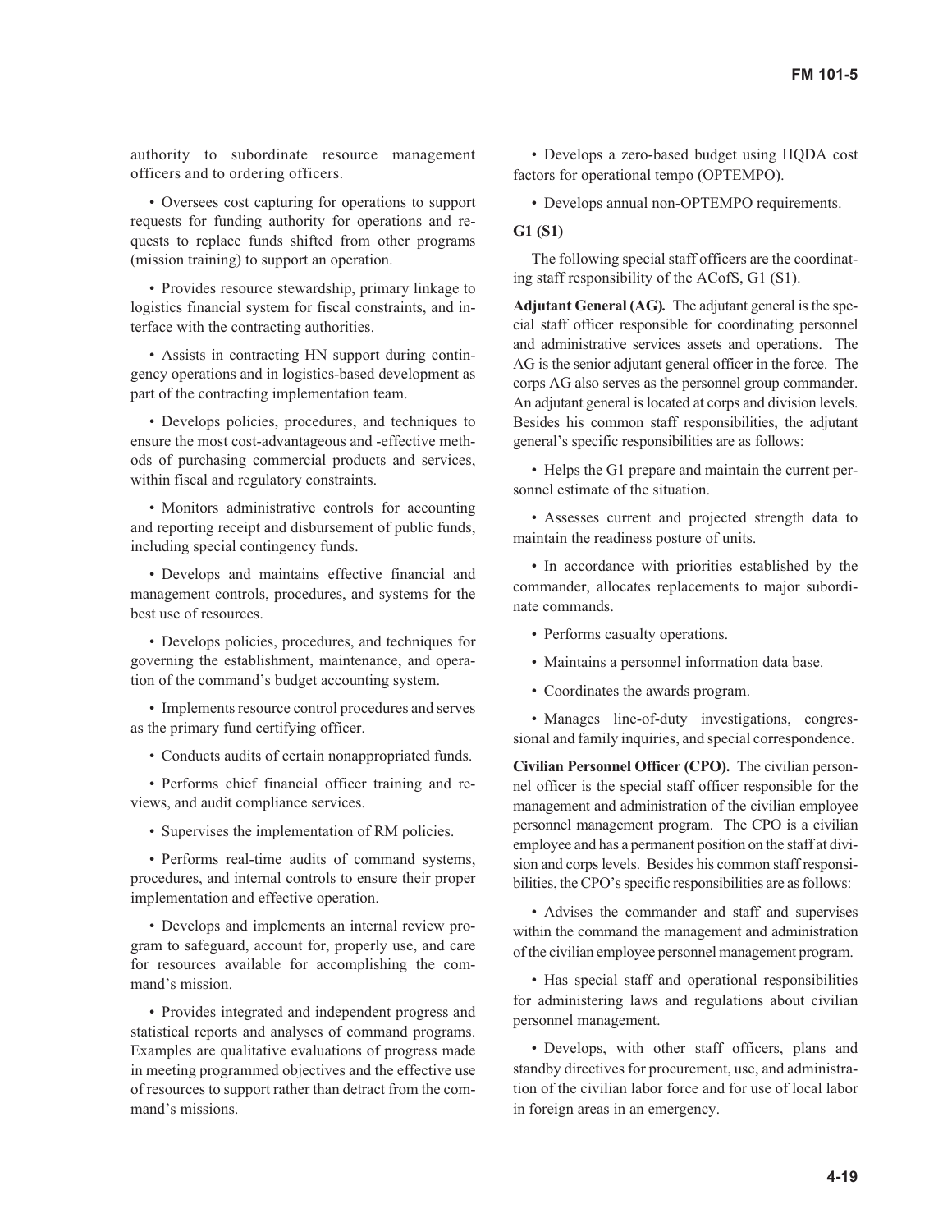authority to subordinate resource management officers and to ordering officers.

• Oversees cost capturing for operations to support requests for funding authority for operations and requests to replace funds shifted from other programs (mission training) to support an operation.

• Provides resource stewardship, primary linkage to logistics financial system for fiscal constraints, and interface with the contracting authorities.

• Assists in contracting HN support during contingency operations and in logistics-based development as part of the contracting implementation team.

• Develops policies, procedures, and techniques to ensure the most cost-advantageous and -effective methods of purchasing commercial products and services, within fiscal and regulatory constraints.

• Monitors administrative controls for accounting and reporting receipt and disbursement of public funds, including special contingency funds.

• Develops and maintains effective financial and management controls, procedures, and systems for the best use of resources.

• Develops policies, procedures, and techniques for governing the establishment, maintenance, and operation of the command's budget accounting system.

• Implements resource control procedures and serves as the primary fund certifying officer.

• Conducts audits of certain nonappropriated funds.

• Performs chief financial officer training and reviews, and audit compliance services.

• Supervises the implementation of RM policies.

• Performs real-time audits of command systems, procedures, and internal controls to ensure their proper implementation and effective operation.

• Develops and implements an internal review program to safeguard, account for, properly use, and care for resources available for accomplishing the command's mission.

• Provides integrated and independent progress and statistical reports and analyses of command programs. Examples are qualitative evaluations of progress made in meeting programmed objectives and the effective use of resources to support rather than detract from the command's missions.

• Develops a zero-based budget using HQDA cost factors for operational tempo (OPTEMPO).

• Develops annual non-OPTEMPO requirements.

**G1 (S1)**

The following special staff officers are the coordinating staff responsibility of the ACofS, G1 (S1).

**Adjutant General (AG).** The adjutant general is the special staff officer responsible for coordinating personnel and administrative services assets and operations. The AG is the senior adjutant general officer in the force. The corps AG also serves as the personnel group commander. An adjutant general is located at corps and division levels. Besides his common staff responsibilities, the adjutant general's specific responsibilities are as follows:

• Helps the G1 prepare and maintain the current personnel estimate of the situation.

• Assesses current and projected strength data to maintain the readiness posture of units.

• In accordance with priorities established by the commander, allocates replacements to major subordinate commands.

• Performs casualty operations.

• Maintains a personnel information data base.

• Coordinates the awards program.

• Manages line-of-duty investigations, congressional and family inquiries, and special correspondence.

**Civilian Personnel Officer (CPO).** The civilian personnel officer is the special staff officer responsible for the management and administration of the civilian employee personnel management program. The CPO is a civilian employee and has a permanent position on the staff at division and corps levels. Besides his common staff responsibilities, the CPO's specific responsibilities are as follows:

• Advises the commander and staff and supervises within the command the management and administration of the civilian employee personnel management program.

• Has special staff and operational responsibilities for administering laws and regulations about civilian personnel management.

• Develops, with other staff officers, plans and standby directives for procurement, use, and administration of the civilian labor force and for use of local labor in foreign areas in an emergency.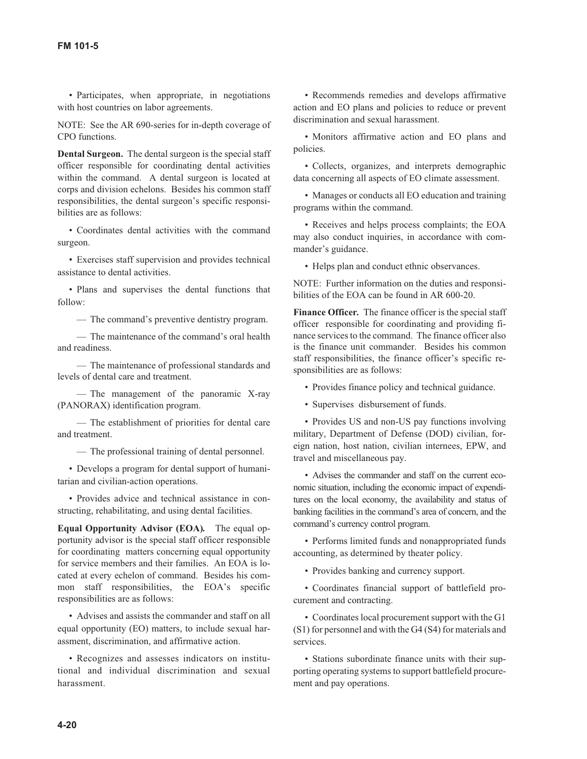• Participates, when appropriate, in negotiations with host countries on labor agreements.

NOTE: See the AR 690-series for in-depth coverage of CPO functions.

**Dental Surgeon.** The dental surgeon is the special staff officer responsible for coordinating dental activities within the command. A dental surgeon is located at corps and division echelons. Besides his common staff responsibilities, the dental surgeon's specific responsibilities are as follows:

• Coordinates dental activities with the command surgeon.

• Exercises staff supervision and provides technical assistance to dental activities.

• Plans and supervises the dental functions that follow:

— The command's preventive dentistry program.

— The maintenance of the command's oral health and readiness.

— The maintenance of professional standards and levels of dental care and treatment.

— The management of the panoramic X-ray (PANORAX) identification program.

— The establishment of priorities for dental care and treatment.

— The professional training of dental personnel.

• Develops a program for dental support of humanitarian and civilian-action operations.

• Provides advice and technical assistance in constructing, rehabilitating, and using dental facilities.

**Equal Opportunity Advisor (EOA).** The equal opportunity advisor is the special staff officer responsible for coordinating matters concerning equal opportunity for service members and their families. An EOA is located at every echelon of command. Besides his common staff responsibilities, the EOA's specific responsibilities are as follows:

• Advises and assists the commander and staff on all equal opportunity (EO) matters, to include sexual harassment, discrimination, and affirmative action.

• Recognizes and assesses indicators on institutional and individual discrimination and sexual harassment.

• Recommends remedies and develops affirmative action and EO plans and policies to reduce or prevent discrimination and sexual harassment.

• Monitors affirmative action and EO plans and policies.

• Collects, organizes, and interprets demographic data concerning all aspects of EO climate assessment.

• Manages or conducts all EO education and training programs within the command.

• Receives and helps process complaints; the EOA may also conduct inquiries, in accordance with commander's guidance.

• Helps plan and conduct ethnic observances.

NOTE: Further information on the duties and responsibilities of the EOA can be found in AR 600-20.

**Finance Officer.** The finance officer is the special staff officer responsible for coordinating and providing finance services to the command. The finance officer also is the finance unit commander. Besides his common staff responsibilities, the finance officer's specific responsibilities are as follows:

• Provides finance policy and technical guidance.

• Supervises disbursement of funds.

• Provides US and non-US pay functions involving military, Department of Defense (DOD) civilian, foreign nation, host nation, civilian internees, EPW, and travel and miscellaneous pay.

• Advises the commander and staff on the current economic situation, including the economic impact of expenditures on the local economy, the availability and status of banking facilities in the command's area of concern, and the command's currency control program.

• Performs limited funds and nonappropriated funds accounting, as determined by theater policy.

• Provides banking and currency support.

• Coordinates financial support of battlefield procurement and contracting.

• Coordinates local procurement support with the G1 (S1) for personnel and with the G4 (S4) for materials and services.

• Stations subordinate finance units with their supporting operating systems to support battlefield procurement and pay operations.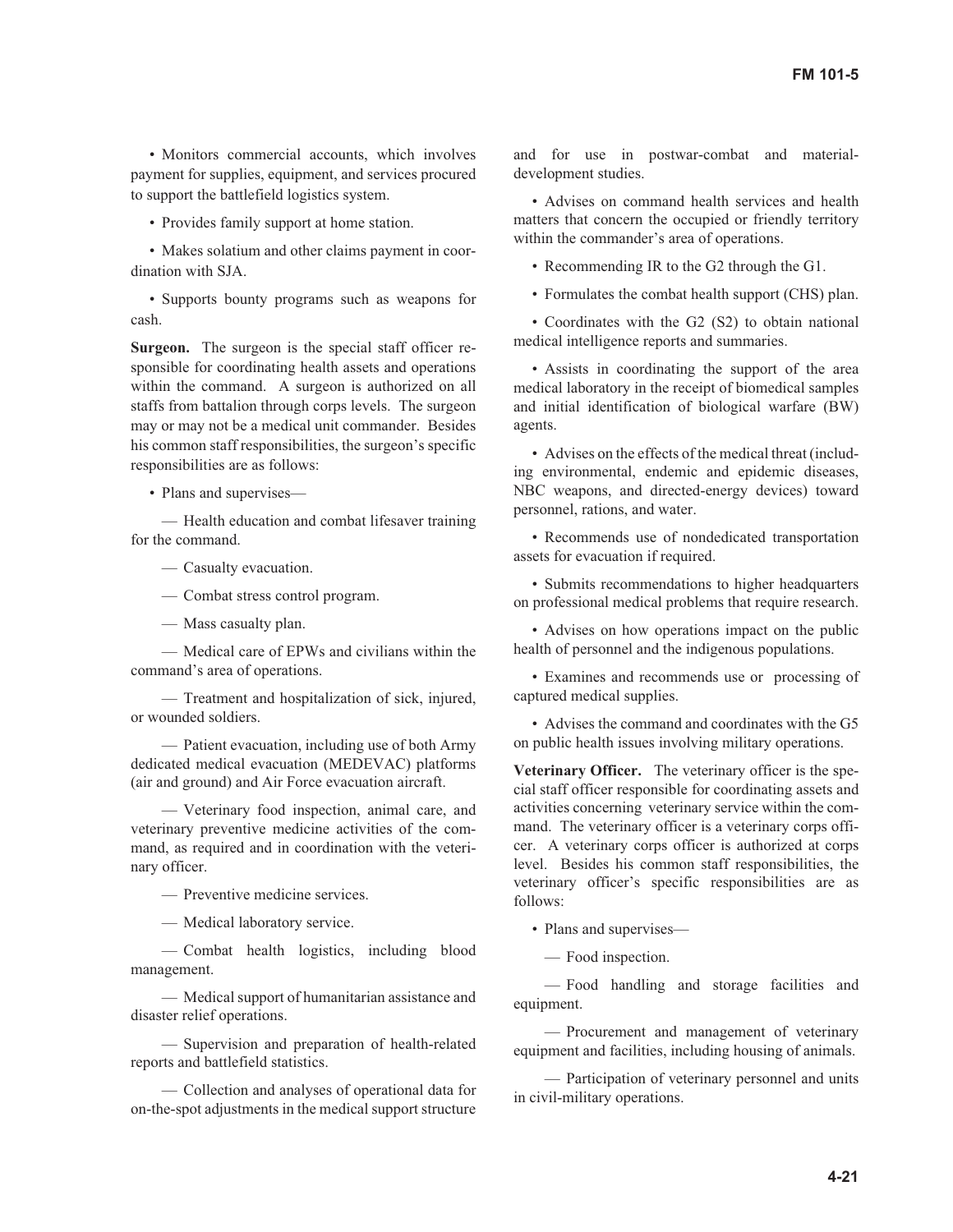• Monitors commercial accounts, which involves payment for supplies, equipment, and services procured to support the battlefield logistics system.

• Provides family support at home station.

• Makes solatium and other claims payment in coordination with SJA.

• Supports bounty programs such as weapons for cash.

**Surgeon.** The surgeon is the special staff officer responsible for coordinating health assets and operations within the command. A surgeon is authorized on all staffs from battalion through corps levels. The surgeon may or may not be a medical unit commander. Besides his common staff responsibilities, the surgeon's specific responsibilities are as follows:

• Plans and supervises—

— Health education and combat lifesaver training for the command.

— Casualty evacuation.

— Combat stress control program.

— Mass casualty plan.

— Medical care of EPWs and civilians within the command's area of operations.

— Treatment and hospitalization of sick, injured, or wounded soldiers.

— Patient evacuation, including use of both Army dedicated medical evacuation (MEDEVAC) platforms (air and ground) and Air Force evacuation aircraft.

— Veterinary food inspection, animal care, and veterinary preventive medicine activities of the command, as required and in coordination with the veterinary officer.

— Preventive medicine services.

— Medical laboratory service.

— Combat health logistics, including blood management.

— Medical support of humanitarian assistance and disaster relief operations.

— Supervision and preparation of health-related reports and battlefield statistics.

— Collection and analyses of operational data for on-the-spot adjustments in the medical support structure and for use in postwar-combat and material-development studies.

• Advises on command health services and health matters that concern the occupied or friendly territory within the commander's area of operations.

• Recommending IR to the G2 through the G1.

• Formulates the combat health support (CHS) plan.

• Coordinates with the G2 (S2) to obtain national medical intelligence reports and summaries.

• Assists in coordinating the support of the area medical laboratory in the receipt of biomedical samples and initial identification of biological warfare (BW) agents.

• Advises on the effects of the medical threat (including environmental, endemic and epidemic diseases, NBC weapons, and directed-energy devices) toward personnel, rations, and water.

• Recommends use of nondedicated transportation assets for evacuation if required.

• Submits recommendations to higher headquarters on professional medical problems that require research.

• Advises on how operations impact on the public health of personnel and the indigenous populations.

• Examines and recommends use or processing of captured medical supplies.

• Advises the command and coordinates with the G5 on public health issues involving military operations.

**Veterinary Officer.** The veterinary officer is the special staff officer responsible for coordinating assets and activities concerning veterinary service within the command. The veterinary officer is a veterinary corps officer. A veterinary corps officer is authorized at corps level. Besides his common staff responsibilities, the veterinary officer's specific responsibilities are as follows:

• Plans and supervises—

— Food inspection.

— Food handling and storage facilities and equipment.

— Procurement and management of veterinary equipment and facilities, including housing of animals.

— Participation of veterinary personnel and units in civil-military operations.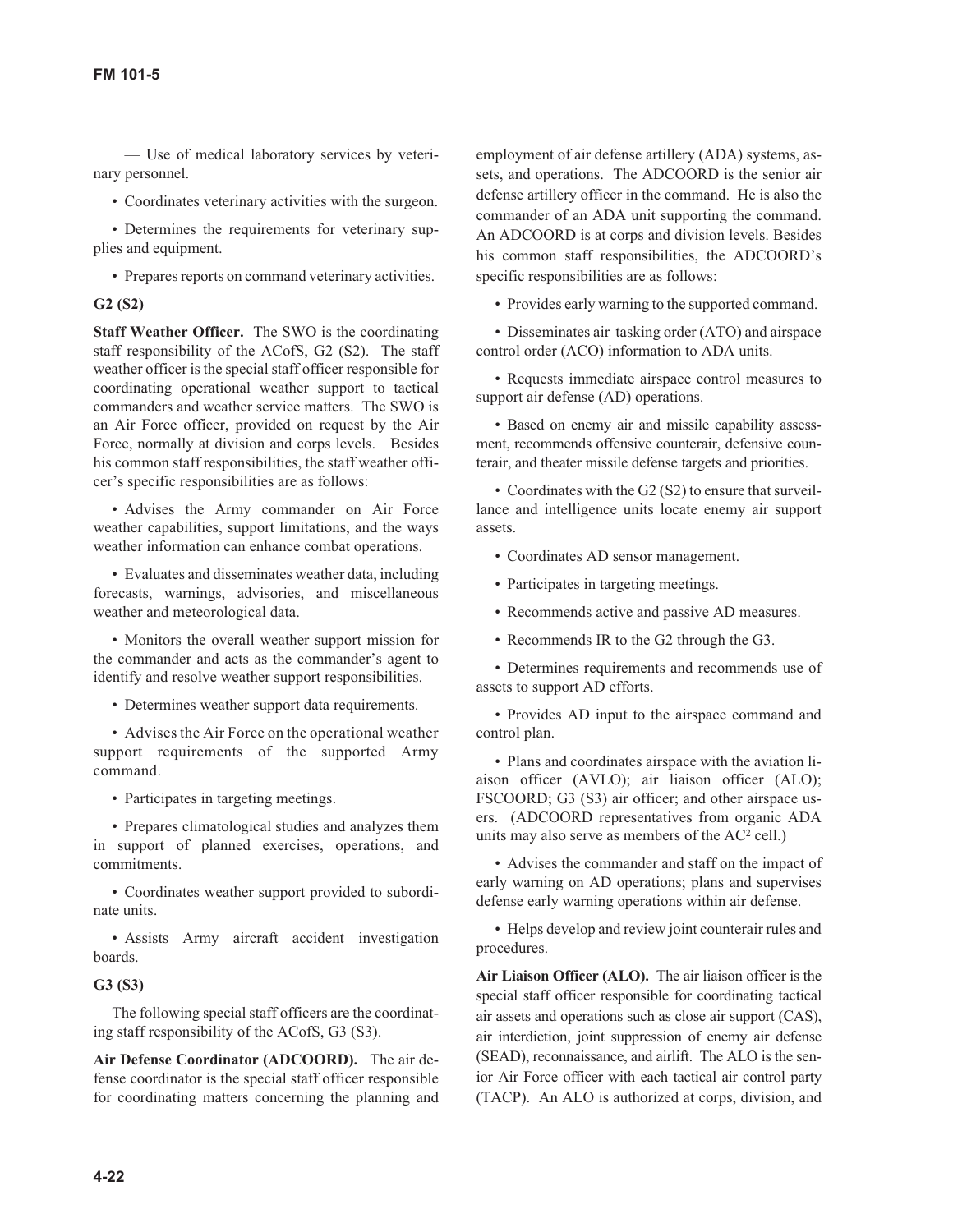— Use of medical laboratory services by veterinary personnel.

• Coordinates veterinary activities with the surgeon.

• Determines the requirements for veterinary supplies and equipment.

• Prepares reports on command veterinary activities.

**G2 (S2)**

**Staff Weather Officer.** The SWO is the coordinating staff responsibility of the ACofS, G2 (S2). The staff weather officer is the special staff officer responsible for coordinating operational weather support to tactical commanders and weather service matters. The SWO is an Air Force officer, provided on request by the Air Force, normally at division and corps levels. Besides his common staff responsibilities, the staff weather officer's specific responsibilities are as follows:

• Advises the Army commander on Air Force weather capabilities, support limitations, and the ways weather information can enhance combat operations.

• Evaluates and disseminates weather data, including forecasts, warnings, advisories, and miscellaneous weather and meteorological data.

• Monitors the overall weather support mission for the commander and acts as the commander's agent to identify and resolve weather support responsibilities.

• Determines weather support data requirements.

• Advises the Air Force on the operational weather support requirements of the supported Army command.

• Participates in targeting meetings.

• Prepares climatological studies and analyzes them in support of planned exercises, operations, and commitments.

• Coordinates weather support provided to subordinate units.

• Assists Army aircraft accident investigation boards.

**G3 (S3)**

The following special staff officers are the coordinating staff responsibility of the ACofS, G3 (S3).

**Air Defense Coordinator (ADCOORD).** The air defense coordinator is the special staff officer responsible for coordinating matters concerning the planning and employment of air defense artillery (ADA) systems, assets, and operations. The ADCOORD is the senior air defense artillery officer in the command. He is also the commander of an ADA unit supporting the command. An ADCOORD is at corps and division levels. Besides his common staff responsibilities, the ADCOORD's specific responsibilities are as follows:

• Provides early warning to the supported command.

• Disseminates air tasking order (ATO) and airspace control order (ACO) information to ADA units.

• Requests immediate airspace control measures to support air defense (AD) operations.

• Based on enemy air and missile capability assessment, recommends offensive counterair, defensive counterair, and theater missile defense targets and priorities.

• Coordinates with the G2 (S2) to ensure that surveillance and intelligence units locate enemy air support assets.

• Coordinates AD sensor management.

• Participates in targeting meetings.

• Recommends active and passive AD measures.

• Recommends IR to the G2 through the G3.

• Determines requirements and recommends use of assets to support AD efforts.

• Provides AD input to the airspace command and control plan.

• Plans and coordinates airspace with the aviation liaison officer (AVLO); air liaison officer (ALO); FSCOORD; G3 (S3) air officer; and other airspace users. (ADCOORD representatives from organic ADA units may also serve as members of the $AC^2$ cell.)

• Advises the commander and staff on the impact of early warning on AD operations; plans and supervises defense early warning operations within air defense.

• Helps develop and review joint counterair rules and procedures.

**Air Liaison Officer (ALO).** The air liaison officer is the special staff officer responsible for coordinating tactical air assets and operations such as close air support (CAS), air interdiction, joint suppression of enemy air defense (SEAD), reconnaissance, and airlift. The ALO is the senior Air Force officer with each tactical air control party (TACP). An ALO is authorized at corps, division, and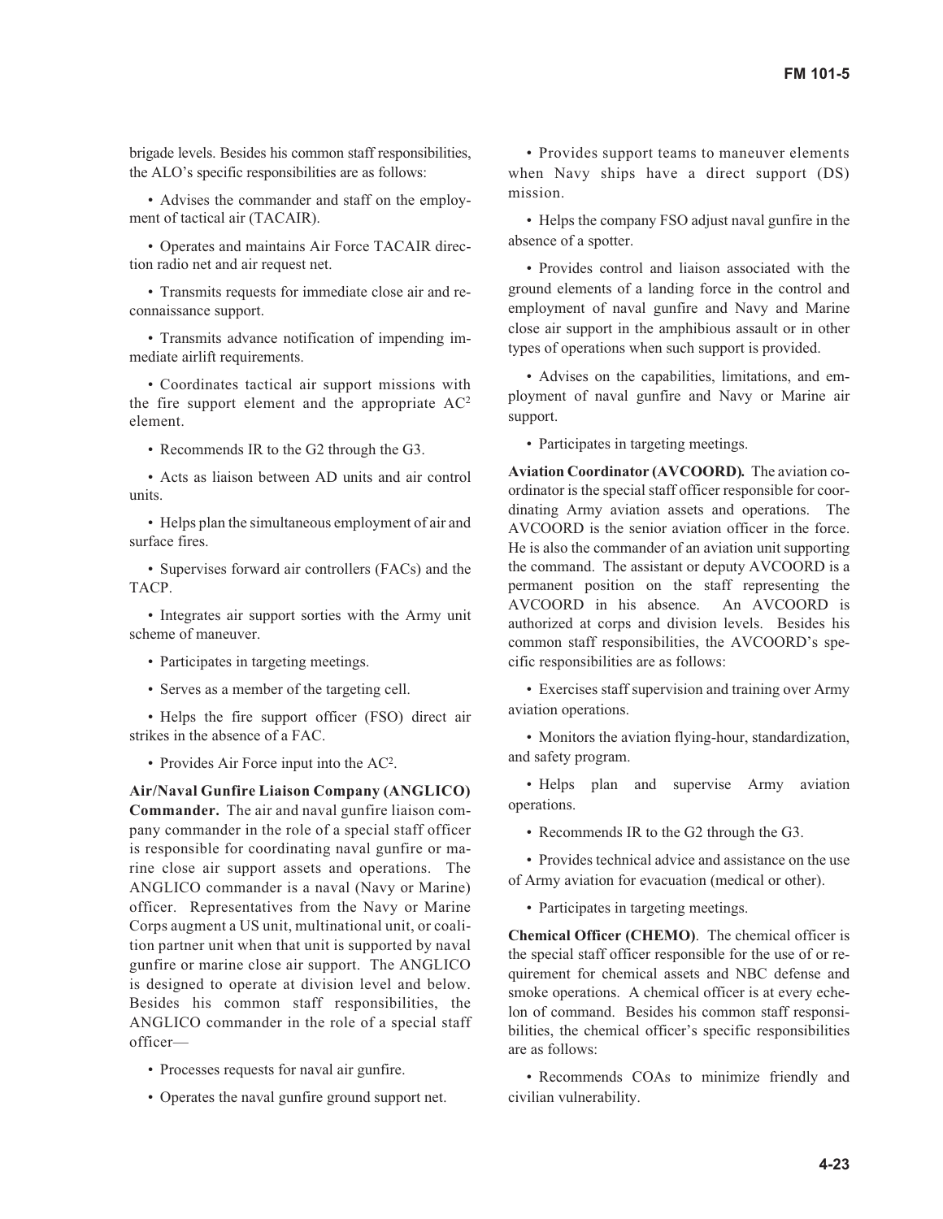brigade levels. Besides his common staff responsibilities, the ALO's specific responsibilities are as follows:

- Advises the commander and staff on the employment of tactical air (TACAIR).
- Operates and maintains Air Force TACAIR direction radio net and air request net.
- Transmits requests for immediate close air and reconnaissance support.
- Transmits advance notification of impending immediate airlift requirements.
- Coordinates tactical air support missions with the fire support element and the appropriate $AC^2$ element.
- Recommends IR to the G2 through the G3.
- Acts as liaison between AD units and air control units.
- Helps plan the simultaneous employment of air and surface fires.
- Supervises forward air controllers (FACs) and the TACP.
- Integrates air support sorties with the Army unit scheme of maneuver.
- Participates in targeting meetings.
- Serves as a member of the targeting cell.
- Helps the fire support officer (FSO) direct air strikes in the absence of a FAC.
- Provides Air Force input into the $AC^2$.

**Air/Naval Gunfire Liaison Company (ANGLICO) Commander.** The air and naval gunfire liaison company commander in the role of a special staff officer is responsible for coordinating naval gunfire or marine close air support assets and operations. The ANGLICO commander is a naval (Navy or Marine) officer. Representatives from the Navy or Marine Corps augment a US unit, multinational unit, or coalition partner unit when that unit is supported by naval gunfire or marine close air support. The ANGLICO is designed to operate at division level and below. Besides his common staff responsibilities, the ANGLICO commander in the role of a special staff officer—

- Processes requests for naval air gunfire.
- Operates the naval gunfire ground support net.
- Provides support teams to maneuver elements when Navy ships have a direct support (DS) mission.
- Helps the company FSO adjust naval gunfire in the absence of a spotter.
- Provides control and liaison associated with the ground elements of a landing force in the control and employment of naval gunfire and Navy and Marine close air support in the amphibious assault or in other types of operations when such support is provided.
- Advises on the capabilities, limitations, and employment of naval gunfire and Navy or Marine air support.
- Participates in targeting meetings.

**Aviation Coordinator (AVCOORD).** The aviation coordinator is the special staff officer responsible for coordinating Army aviation assets and operations. The AVCOORD is the senior aviation officer in the force. He is also the commander of an aviation unit supporting the command. The assistant or deputy AVCOORD is a permanent position on the staff representing the AVCOORD in his absence. An AVCOORD is authorized at corps and division levels. Besides his common staff responsibilities, the AVCOORD's specific responsibilities are as follows:

- Exercises staff supervision and training over Army aviation operations.
- Monitors the aviation flying-hour, standardization, and safety program.
- Helps plan and supervise Army aviation operations.
- Recommends IR to the G2 through the G3.
- Provides technical advice and assistance on the use of Army aviation for evacuation (medical or other).
- Participates in targeting meetings.

**Chemical Officer (CHEMO)**. The chemical officer is the special staff officer responsible for the use of or requirement for chemical assets and NBC defense and smoke operations. A chemical officer is at every echelon of command. Besides his common staff responsibilities, the chemical officer's specific responsibilities are as follows:

- Recommends COAs to minimize friendly and civilian vulnerability.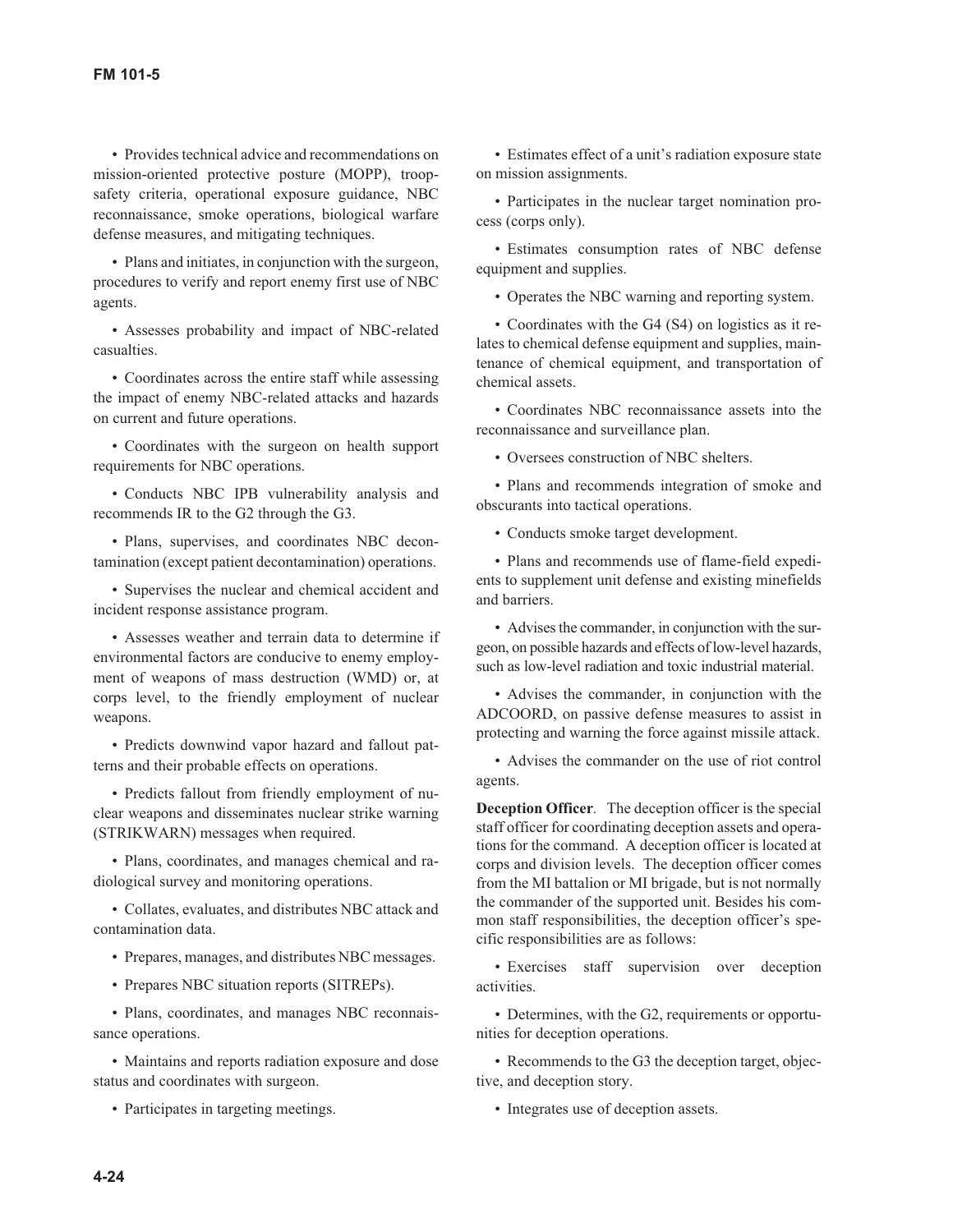- Provides technical advice and recommendations on mission-oriented protective posture (MOPP), troop-safety criteria, operational exposure guidance, NBC reconnaissance, smoke operations, biological warfare defense measures, and mitigating techniques.

- Plans and initiates, in conjunction with the surgeon, procedures to verify and report enemy first use of NBC agents.

- Assesses probability and impact of NBC-related casualties.

- Coordinates across the entire staff while assessing the impact of enemy NBC-related attacks and hazards on current and future operations.

- Coordinates with the surgeon on health support requirements for NBC operations.

- Conducts NBC IPB vulnerability analysis and recommends IR to the G2 through the G3.

- Plans, supervises, and coordinates NBC decontamination (except patient decontamination) operations.

- Supervises the nuclear and chemical accident and incident response assistance program.

- Assesses weather and terrain data to determine if environmental factors are conducive to enemy employment of weapons of mass destruction (WMD) or, at corps level, to the friendly employment of nuclear weapons.

- Predicts downwind vapor hazard and fallout patterns and their probable effects on operations.

- Predicts fallout from friendly employment of nuclear weapons and disseminates nuclear strike warning (STRIKWARN) messages when required.

- Plans, coordinates, and manages chemical and radiological survey and monitoring operations.

- Collates, evaluates, and distributes NBC attack and contamination data.

- Prepares, manages, and distributes NBC messages.

- Prepares NBC situation reports (SITREPs).

- Plans, coordinates, and manages NBC reconnaissance operations.

- Maintains and reports radiation exposure and dose status and coordinates with surgeon.

- Participates in targeting meetings.

- Estimates effect of a unit's radiation exposure state on mission assignments.

- Participates in the nuclear target nomination process (corps only).

- Estimates consumption rates of NBC defense equipment and supplies.

- Operates the NBC warning and reporting system.

- Coordinates with the G4 (S4) on logistics as it relates to chemical defense equipment and supplies, maintenance of chemical equipment, and transportation of chemical assets.

- Coordinates NBC reconnaissance assets into the reconnaissance and surveillance plan.

- Oversees construction of NBC shelters.

- Plans and recommends integration of smoke and obscurants into tactical operations.

- Conducts smoke target development.

- Plans and recommends use of flame-field expedients to supplement unit defense and existing minefields and barriers.

- Advises the commander, in conjunction with the surgeon, on possible hazards and effects of low-level hazards, such as low-level radiation and toxic industrial material.

- Advises the commander, in conjunction with the ADCOORD, on passive defense measures to assist in protecting and warning the force against missile attack.

- Advises the commander on the use of riot control agents.

**Deception Officer**. The deception officer is the special staff officer for coordinating deception assets and operations for the command. A deception officer is located at corps and division levels. The deception officer comes from the MI battalion or MI brigade, but is not normally the commander of the supported unit. Besides his common staff responsibilities, the deception officer's specific responsibilities are as follows:

- Exercises staff supervision over deception activities.

- Determines, with the G2, requirements or opportunities for deception operations.

- Recommends to the G3 the deception target, objective, and deception story.

- Integrates use of deception assets.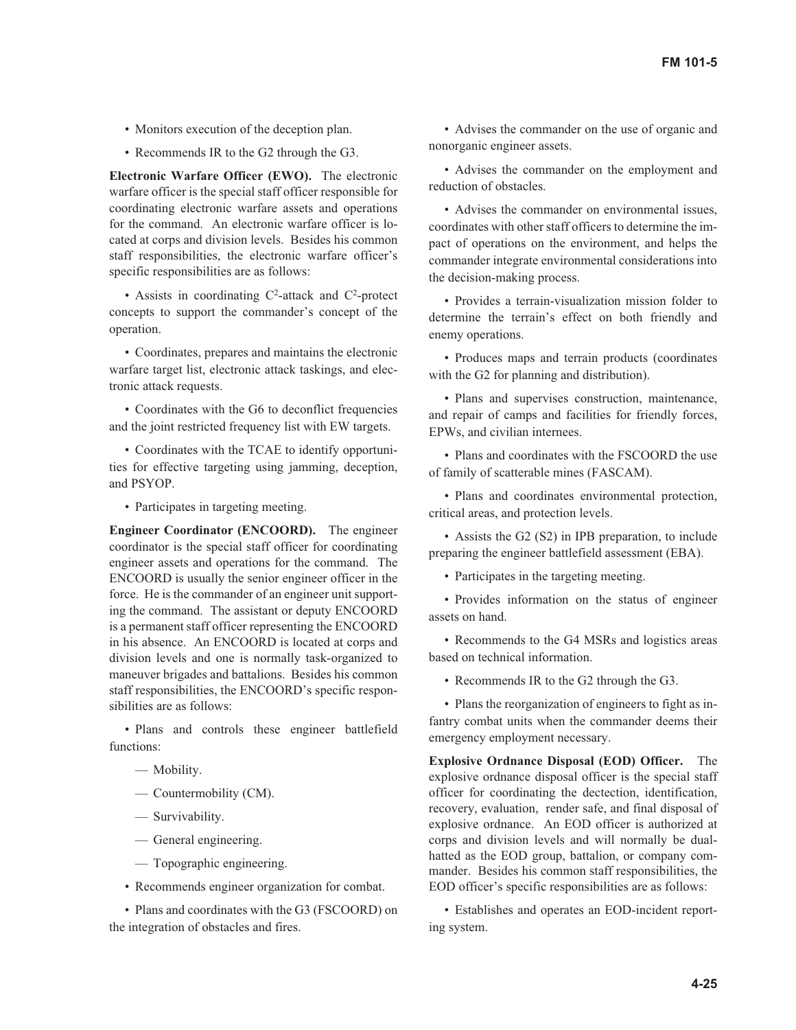- Monitors execution of the deception plan.
- Recommends IR to the G2 through the G3.

**Electronic Warfare Officer (EWO).** The electronic warfare officer is the special staff officer responsible for coordinating electronic warfare assets and operations for the command. An electronic warfare officer is located at corps and division levels. Besides his common staff responsibilities, the electronic warfare officer's specific responsibilities are as follows:

- Assists in coordinating $C^2$-attack and $C^2$-protect concepts to support the commander's concept of the operation.
- Coordinates, prepares and maintains the electronic warfare target list, electronic attack taskings, and electronic attack requests.
- Coordinates with the G6 to deconflict frequencies and the joint restricted frequency list with EW targets.
- Coordinates with the TCAE to identify opportunities for effective targeting using jamming, deception, and PSYOP.
- Participates in targeting meeting.

**Engineer Coordinator (ENCOORD).** The engineer coordinator is the special staff officer for coordinating engineer assets and operations for the command. The ENCOORD is usually the senior engineer officer in the force. He is the commander of an engineer unit supporting the command. The assistant or deputy ENCOORD is a permanent staff officer representing the ENCOORD in his absence. An ENCOORD is located at corps and division levels and one is normally task-organized to maneuver brigades and battalions. Besides his common staff responsibilities, the ENCOORD's specific responsibilities are as follows:

- Plans and controls these engineer battlefield functions:
  - Mobility.
  - Countermobility (CM).
  - Survivability.
  - General engineering.
  - Topographic engineering.
- Recommends engineer organization for combat.
- Plans and coordinates with the G3 (FSCOORD) on the integration of obstacles and fires.
- Advises the commander on the use of organic and nonorganic engineer assets.
- Advises the commander on the employment and reduction of obstacles.
- Advises the commander on environmental issues, coordinates with other staff officers to determine the impact of operations on the environment, and helps the commander integrate environmental considerations into the decision-making process.
- Provides a terrain-visualization mission folder to determine the terrain's effect on both friendly and enemy operations.
- Produces maps and terrain products (coordinates with the G2 for planning and distribution).
- Plans and supervises construction, maintenance, and repair of camps and facilities for friendly forces, EPWs, and civilian internees.
- Plans and coordinates with the FSCOORD the use of family of scatterable mines (FASCAM).
- Plans and coordinates environmental protection, critical areas, and protection levels.
- Assists the G2 (S2) in IPB preparation, to include preparing the engineer battlefield assessment (EBA).
- Participates in the targeting meeting.
- Provides information on the status of engineer assets on hand.
- Recommends to the G4 MSRs and logistics areas based on technical information.
- Recommends IR to the G2 through the G3.
- Plans the reorganization of engineers to fight as infantry combat units when the commander deems their emergency employment necessary.

**Explosive Ordnance Disposal (EOD) Officer.** The explosive ordnance disposal officer is the special staff officer for coordinating the dectection, identification, recovery, evaluation, render safe, and final disposal of explosive ordnance. An EOD officer is authorized at corps and division levels and will normally be dual-hatted as the EOD group, battalion, or company commander. Besides his common staff responsibilities, the EOD officer's specific responsibilities are as follows:

- Establishes and operates an EOD-incident reporting system.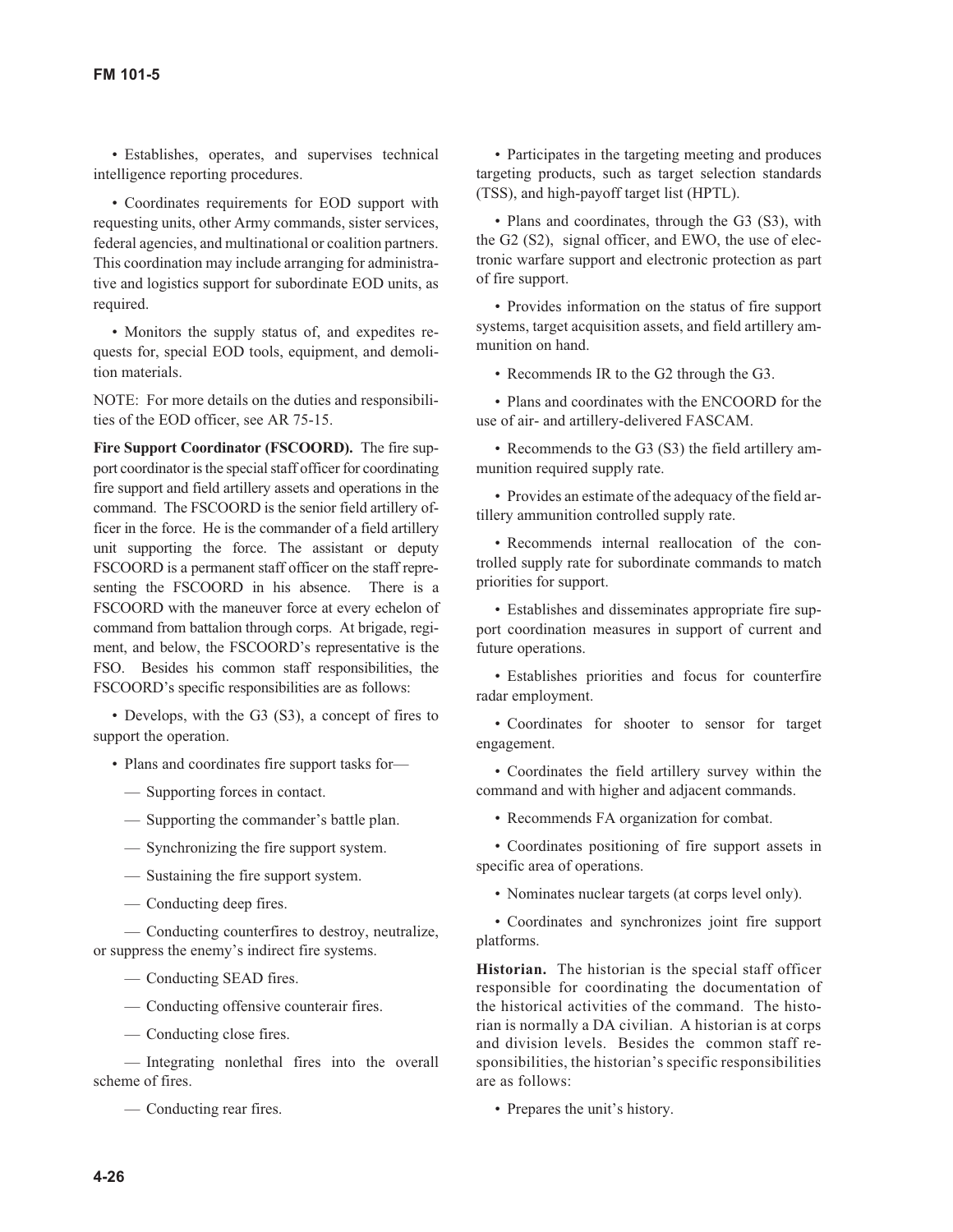• Establishes, operates, and supervises technical intelligence reporting procedures.

• Coordinates requirements for EOD support with requesting units, other Army commands, sister services, federal agencies, and multinational or coalition partners. This coordination may include arranging for administrative and logistics support for subordinate EOD units, as required.

• Monitors the supply status of, and expedites requests for, special EOD tools, equipment, and demolition materials.

NOTE: For more details on the duties and responsibilities of the EOD officer, see AR 75-15.

**Fire Support Coordinator (FSCOORD).** The fire support coordinator is the special staff officer for coordinating fire support and field artillery assets and operations in the command. The FSCOORD is the senior field artillery officer in the force. He is the commander of a field artillery unit supporting the force. The assistant or deputy FSCOORD is a permanent staff officer on the staff representing the FSCOORD in his absence. There is a FSCOORD with the maneuver force at every echelon of command from battalion through corps. At brigade, regiment, and below, the FSCOORD's representative is the FSO. Besides his common staff responsibilities, the FSCOORD's specific responsibilities are as follows:

• Develops, with the G3 (S3), a concept of fires to support the operation.

• Plans and coordinates fire support tasks for—

— Supporting forces in contact.

— Supporting the commander's battle plan.

— Synchronizing the fire support system.

— Sustaining the fire support system.

— Conducting deep fires.

— Conducting counterfires to destroy, neutralize, or suppress the enemy's indirect fire systems.

— Conducting SEAD fires.

— Conducting offensive counterair fires.

— Conducting close fires.

— Integrating nonlethal fires into the overall scheme of fires.

— Conducting rear fires.

• Participates in the targeting meeting and produces targeting products, such as target selection standards (TSS), and high-payoff target list (HPTL).

• Plans and coordinates, through the G3 (S3), with the G2 (S2), signal officer, and EWO, the use of electronic warfare support and electronic protection as part of fire support.

• Provides information on the status of fire support systems, target acquisition assets, and field artillery ammunition on hand.

• Recommends IR to the G2 through the G3.

• Plans and coordinates with the ENCOORD for the use of air- and artillery-delivered FASCAM.

• Recommends to the G3 (S3) the field artillery ammunition required supply rate.

• Provides an estimate of the adequacy of the field artillery ammunition controlled supply rate.

• Recommends internal reallocation of the controlled supply rate for subordinate commands to match priorities for support.

• Establishes and disseminates appropriate fire support coordination measures in support of current and future operations.

• Establishes priorities and focus for counterfire radar employment.

• Coordinates for shooter to sensor for target engagement.

• Coordinates the field artillery survey within the command and with higher and adjacent commands.

• Recommends FA organization for combat.

• Coordinates positioning of fire support assets in specific area of operations.

• Nominates nuclear targets (at corps level only).

• Coordinates and synchronizes joint fire support platforms.

**Historian.** The historian is the special staff officer responsible for coordinating the documentation of the historical activities of the command. The historian is normally a DA civilian. A historian is at corps and division levels. Besides the common staff responsibilities, the historian's specific responsibilities are as follows:

• Prepares the unit's history.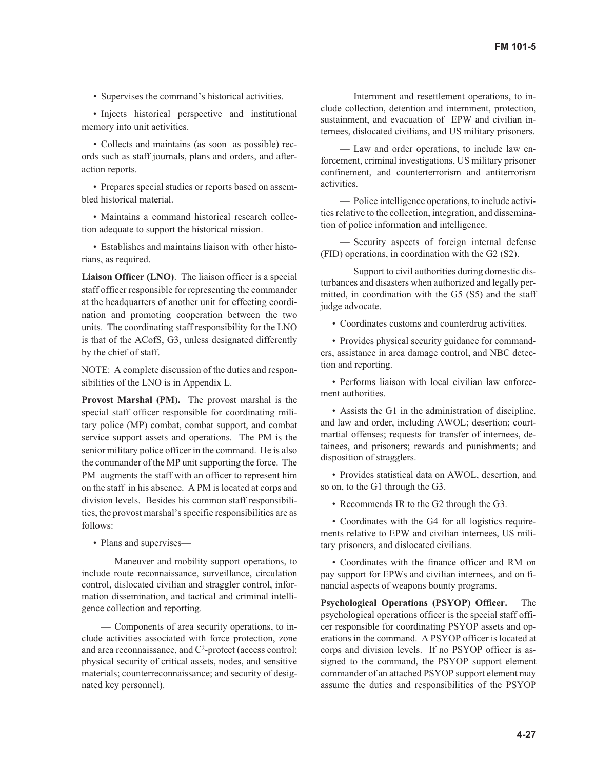- Supervises the command's historical activities.
- Injects historical perspective and institutional memory into unit activities.
- Collects and maintains (as soon as possible) records such as staff journals, plans and orders, and after-action reports.
- Prepares special studies or reports based on assembled historical material.
- Maintains a command historical research collection adequate to support the historical mission.
- Establishes and maintains liaison with other historians, as required.

**Liaison Officer (LNO)**. The liaison officer is a special staff officer responsible for representing the commander at the headquarters of another unit for effecting coordination and promoting cooperation between the two units. The coordinating staff responsibility for the LNO is that of the ACofS, G3, unless designated differently by the chief of staff.

NOTE: A complete discussion of the duties and responsibilities of the LNO is in Appendix L.

**Provost Marshal (PM).** The provost marshal is the special staff officer responsible for coordinating military police (MP) combat, combat support, and combat service support assets and operations. The PM is the senior military police officer in the command. He is also the commander of the MP unit supporting the force. The PM augments the staff with an officer to represent him on the staff in his absence. A PM is located at corps and division levels. Besides his common staff responsibilities, the provost marshal's specific responsibilities are as follows:

- Plans and supervises—

  — Maneuver and mobility support operations, to include route reconnaissance, surveillance, circulation control, dislocated civilian and straggler control, information dissemination, and tactical and criminal intelligence collection and reporting.

  — Components of area security operations, to include activities associated with force protection, zone and area reconnaissance, and $C^2$-protect (access control; physical security of critical assets, nodes, and sensitive materials; counterreconnaissance; and security of designated key personnel).

  — Internment and resettlement operations, to include collection, detention and internment, protection, sustainment, and evacuation of EPW and civilian internees, dislocated civilians, and US military prisoners.

  — Law and order operations, to include law enforcement, criminal investigations, US military prisoner confinement, and counterterrorism and antiterrorism activities.

  — Police intelligence operations, to include activities relative to the collection, integration, and dissemination of police information and intelligence.

  — Security aspects of foreign internal defense (FID) operations, in coordination with the G2 (S2).

  — Support to civil authorities during domestic disturbances and disasters when authorized and legally permitted, in coordination with the G5 (S5) and the staff judge advocate.

- Coordinates customs and counterdrug activities.
- Provides physical security guidance for commanders, assistance in area damage control, and NBC detection and reporting.
- Performs liaison with local civilian law enforcement authorities.
- Assists the G1 in the administration of discipline, and law and order, including AWOL; desertion; court-martial offenses; requests for transfer of internees, detainees, and prisoners; rewards and punishments; and disposition of stragglers.
- Provides statistical data on AWOL, desertion, and so on, to the G1 through the G3.
- Recommends IR to the G2 through the G3.
- Coordinates with the G4 for all logistics requirements relative to EPW and civilian internees, US military prisoners, and dislocated civilians.
- Coordinates with the finance officer and RM on pay support for EPWs and civilian internees, and on financial aspects of weapons bounty programs.

**Psychological Operations (PSYOP) Officer.** The psychological operations officer is the special staff officer responsible for coordinating PSYOP assets and operations in the command. A PSYOP officer is located at corps and division levels. If no PSYOP officer is assigned to the command, the PSYOP support element commander of an attached PSYOP support element may assume the duties and responsibilities of the PSYOP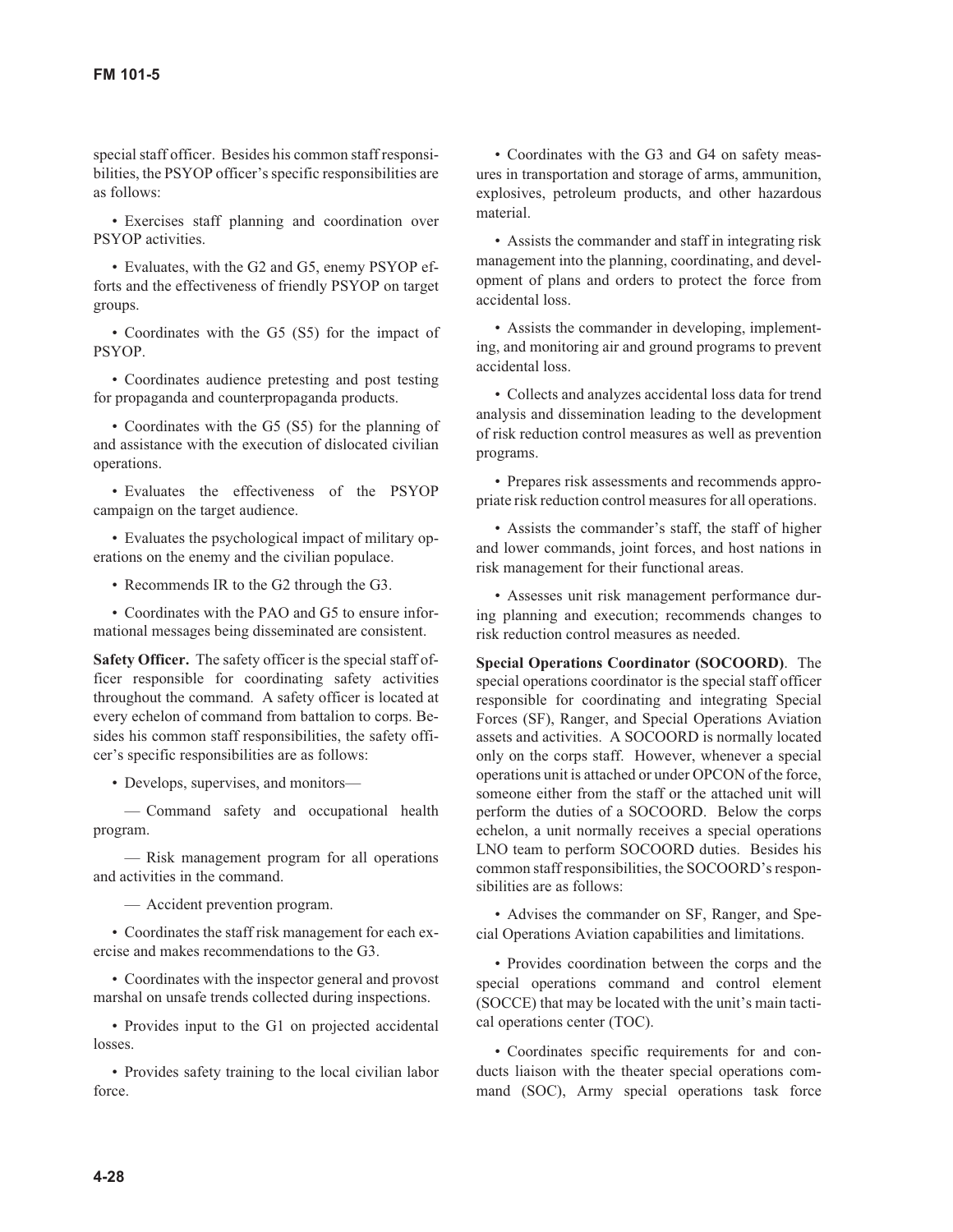special staff officer. Besides his common staff responsibilities, the PSYOP officer's specific responsibilities are as follows:

- Exercises staff planning and coordination over PSYOP activities.
- Evaluates, with the G2 and G5, enemy PSYOP efforts and the effectiveness of friendly PSYOP on target groups.
- Coordinates with the G5 (S5) for the impact of PSYOP.
- Coordinates audience pretesting and post testing for propaganda and counterpropaganda products.
- Coordinates with the G5 (S5) for the planning of and assistance with the execution of dislocated civilian operations.
- Evaluates the effectiveness of the PSYOP campaign on the target audience.
- Evaluates the psychological impact of military operations on the enemy and the civilian populace.
- Recommends IR to the G2 through the G3.
- Coordinates with the PAO and G5 to ensure informational messages being disseminated are consistent.

**Safety Officer.** The safety officer is the special staff officer responsible for coordinating safety activities throughout the command. A safety officer is located at every echelon of command from battalion to corps. Besides his common staff responsibilities, the safety officer's specific responsibilities are as follows:

- Develops, supervises, and monitors—
  - — Command safety and occupational health program.
  - — Risk management program for all operations and activities in the command.
  - — Accident prevention program.
- Coordinates the staff risk management for each exercise and makes recommendations to the G3.
- Coordinates with the inspector general and provost marshal on unsafe trends collected during inspections.
- Provides input to the G1 on projected accidental losses.
- Provides safety training to the local civilian labor force.
- Coordinates with the G3 and G4 on safety measures in transportation and storage of arms, ammunition, explosives, petroleum products, and other hazardous material.
- Assists the commander and staff in integrating risk management into the planning, coordinating, and development of plans and orders to protect the force from accidental loss.
- Assists the commander in developing, implementing, and monitoring air and ground programs to prevent accidental loss.
- Collects and analyzes accidental loss data for trend analysis and dissemination leading to the development of risk reduction control measures as well as prevention programs.
- Prepares risk assessments and recommends appropriate risk reduction control measures for all operations.
- Assists the commander's staff, the staff of higher and lower commands, joint forces, and host nations in risk management for their functional areas.
- Assesses unit risk management performance during planning and execution; recommends changes to risk reduction control measures as needed.

**Special Operations Coordinator (SOCOORD)**. The special operations coordinator is the special staff officer responsible for coordinating and integrating Special Forces (SF), Ranger, and Special Operations Aviation assets and activities. A SOCOORD is normally located only on the corps staff. However, whenever a special operations unit is attached or under OPCON of the force, someone either from the staff or the attached unit will perform the duties of a SOCOORD. Below the corps echelon, a unit normally receives a special operations LNO team to perform SOCOORD duties. Besides his common staff responsibilities, the SOCOORD's responsibilities are as follows:

- Advises the commander on SF, Ranger, and Special Operations Aviation capabilities and limitations.
- Provides coordination between the corps and the special operations command and control element (SOCCE) that may be located with the unit's main tactical operations center (TOC).
- Coordinates specific requirements for and conducts liaison with the theater special operations command (SOC), Army special operations task force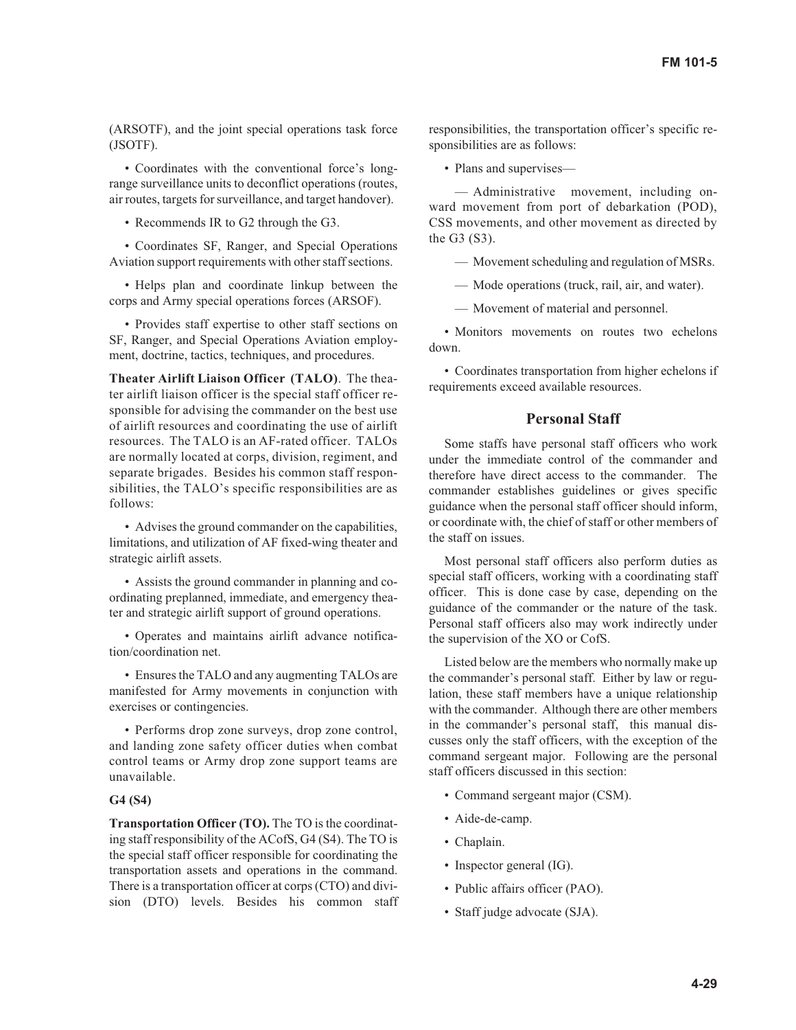(ARSOTF), and the joint special operations task force (JSOTF).

- Coordinates with the conventional force's long-range surveillance units to deconflict operations (routes, air routes, targets for surveillance, and target handover).

- Recommends IR to G2 through the G3.

- Coordinates SF, Ranger, and Special Operations Aviation support requirements with other staff sections.

- Helps plan and coordinate linkup between the corps and Army special operations forces (ARSOF).

- Provides staff expertise to other staff sections on SF, Ranger, and Special Operations Aviation employment, doctrine, tactics, techniques, and procedures.

**Theater Airlift Liaison Officer (TALO)**. The theater airlift liaison officer is the special staff officer responsible for advising the commander on the best use of airlift resources and coordinating the use of airlift resources. The TALO is an AF-rated officer. TALOs are normally located at corps, division, regiment, and separate brigades. Besides his common staff responsibilities, the TALO's specific responsibilities are as follows:

- Advises the ground commander on the capabilities, limitations, and utilization of AF fixed-wing theater and strategic airlift assets.

- Assists the ground commander in planning and coordinating preplanned, immediate, and emergency theater and strategic airlift support of ground operations.

- Operates and maintains airlift advance notification/coordination net.

- Ensures the TALO and any augmenting TALOs are manifested for Army movements in conjunction with exercises or contingencies.

- Performs drop zone surveys, drop zone control, and landing zone safety officer duties when combat control teams or Army drop zone support teams are unavailable.

**G4 (S4)**

**Transportation Officer (TO).** The TO is the coordinating staff responsibility of the ACofS, G4 (S4). The TO is the special staff officer responsible for coordinating the transportation assets and operations in the command. There is a transportation officer at corps (CTO) and division (DTO) levels. Besides his common staff responsibilities, the transportation officer's specific responsibilities are as follows:

- Plans and supervises—

  — Administrative movement, including onward movement from port of debarkation (POD), CSS movements, and other movement as directed by the G3 (S3).

  — Movement scheduling and regulation of MSRs.

  — Mode operations (truck, rail, air, and water).

  — Movement of material and personnel.

- Monitors movements on routes two echelons down.

- Coordinates transportation from higher echelons if requirements exceed available resources.

## Personal Staff

Some staffs have personal staff officers who work under the immediate control of the commander and therefore have direct access to the commander. The commander establishes guidelines or gives specific guidance when the personal staff officer should inform, or coordinate with, the chief of staff or other members of the staff on issues.

Most personal staff officers also perform duties as special staff officers, working with a coordinating staff officer. This is done case by case, depending on the guidance of the commander or the nature of the task. Personal staff officers also may work indirectly under the supervision of the XO or CofS.

Listed below are the members who normally make up the commander's personal staff. Either by law or regulation, these staff members have a unique relationship with the commander. Although there are other members in the commander's personal staff, this manual discusses only the staff officers, with the exception of the command sergeant major. Following are the personal staff officers discussed in this section:

- Command sergeant major (CSM).
- Aide-de-camp.
- Chaplain.
- Inspector general (IG).
- Public affairs officer (PAO).
- Staff judge advocate (SJA).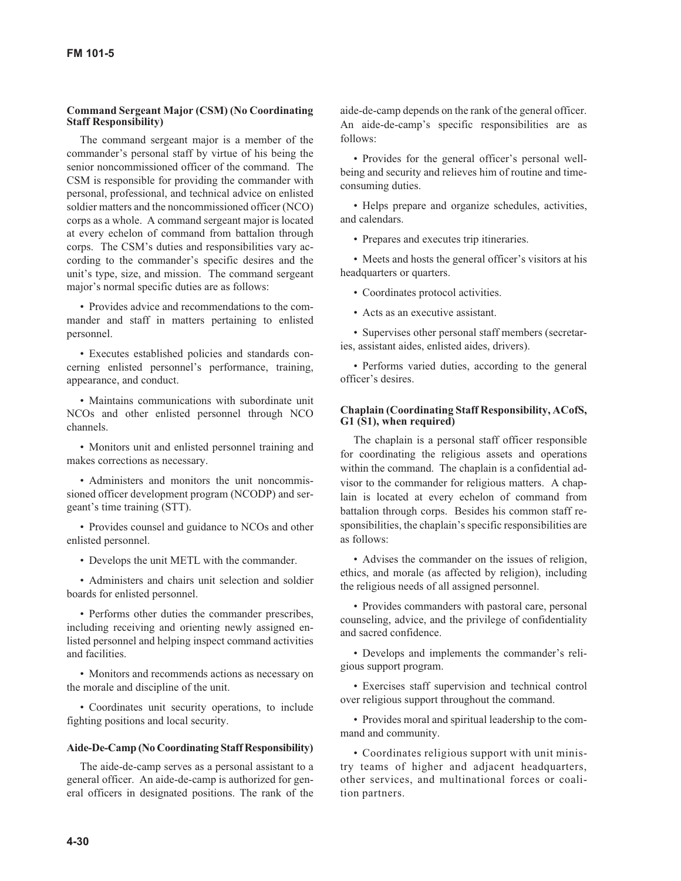#### Command Sergeant Major (CSM) (No Coordinating Staff Responsibility)

The command sergeant major is a member of the commander's personal staff by virtue of his being the senior noncommissioned officer of the command. The CSM is responsible for providing the commander with personal, professional, and technical advice on enlisted soldier matters and the noncommissioned officer (NCO) corps as a whole. A command sergeant major is located at every echelon of command from battalion through corps. The CSM's duties and responsibilities vary according to the commander's specific desires and the unit's type, size, and mission. The command sergeant major's normal specific duties are as follows:

- Provides advice and recommendations to the commander and staff in matters pertaining to enlisted personnel.
- Executes established policies and standards concerning enlisted personnel's performance, training, appearance, and conduct.
- Maintains communications with subordinate unit NCOs and other enlisted personnel through NCO channels.
- Monitors unit and enlisted personnel training and makes corrections as necessary.
- Administers and monitors the unit noncommissioned officer development program (NCODP) and sergeant's time training (STT).
- Provides counsel and guidance to NCOs and other enlisted personnel.
- Develops the unit METL with the commander.
- Administers and chairs unit selection and soldier boards for enlisted personnel.
- Performs other duties the commander prescribes, including receiving and orienting newly assigned enlisted personnel and helping inspect command activities and facilities.
- Monitors and recommends actions as necessary on the morale and discipline of the unit.
- Coordinates unit security operations, to include fighting positions and local security.

#### Aide-De-Camp (No Coordinating Staff Responsibility)

The aide-de-camp serves as a personal assistant to a general officer. An aide-de-camp is authorized for general officers in designated positions. The rank of the aide-de-camp depends on the rank of the general officer. An aide-de-camp's specific responsibilities are as follows:

- Provides for the general officer's personal well-being and security and relieves him of routine and time-consuming duties.
- Helps prepare and organize schedules, activities, and calendars.
- Prepares and executes trip itineraries.
- Meets and hosts the general officer's visitors at his headquarters or quarters.
- Coordinates protocol activities.
- Acts as an executive assistant.
- Supervises other personal staff members (secretaries, assistant aides, enlisted aides, drivers).
- Performs varied duties, according to the general officer's desires.

#### Chaplain (Coordinating Staff Responsibility, ACofS, G1 (S1), when required)

The chaplain is a personal staff officer responsible for coordinating the religious assets and operations within the command. The chaplain is a confidential advisor to the commander for religious matters. A chaplain is located at every echelon of command from battalion through corps. Besides his common staff responsibilities, the chaplain's specific responsibilities are as follows:

- Advises the commander on the issues of religion, ethics, and morale (as affected by religion), including the religious needs of all assigned personnel.
- Provides commanders with pastoral care, personal counseling, advice, and the privilege of confidentiality and sacred confidence.
- Develops and implements the commander's religious support program.
- Exercises staff supervision and technical control over religious support throughout the command.
- Provides moral and spiritual leadership to the command and community.
- Coordinates religious support with unit ministry teams of higher and adjacent headquarters, other services, and multinational forces or coalition partners.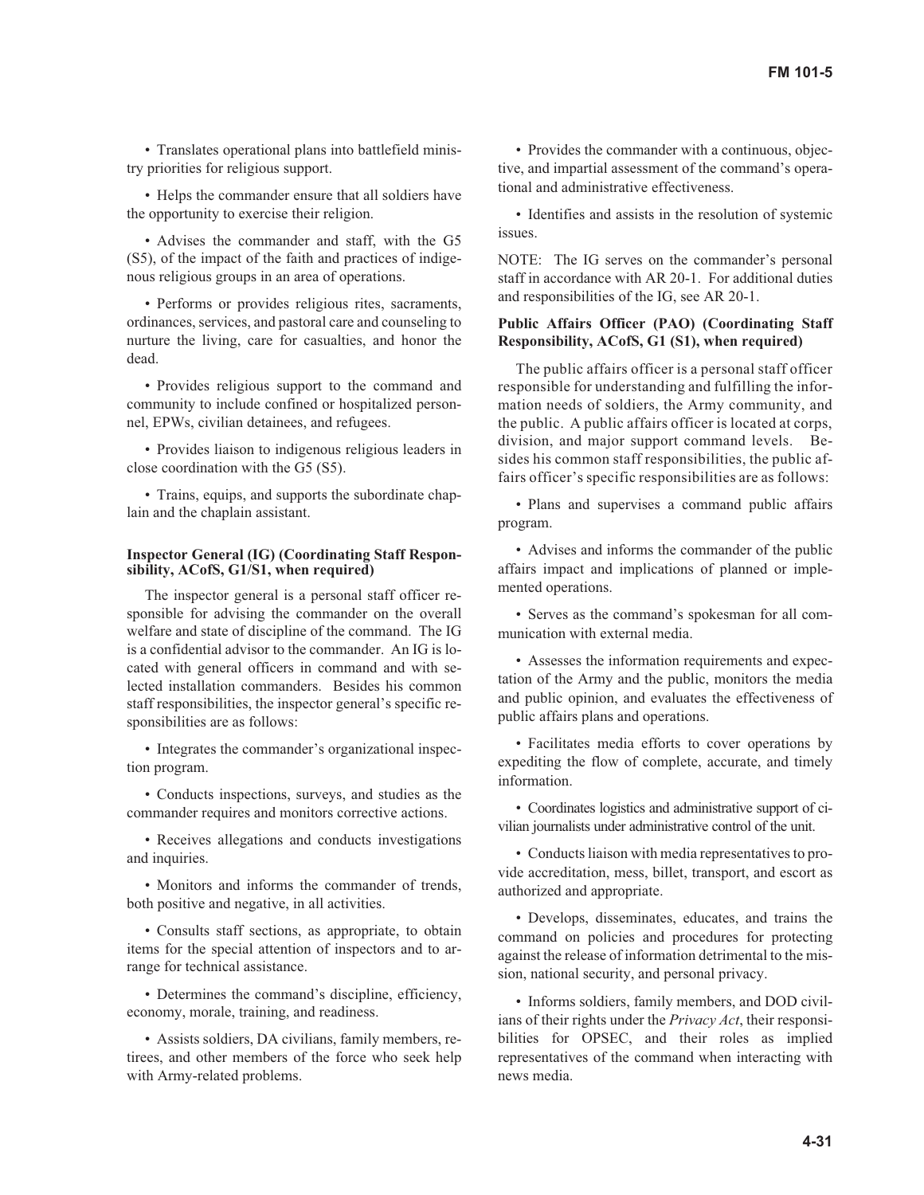• Translates operational plans into battlefield ministry priorities for religious support.

• Helps the commander ensure that all soldiers have the opportunity to exercise their religion.

• Advises the commander and staff, with the G5 (S5), of the impact of the faith and practices of indigenous religious groups in an area of operations.

• Performs or provides religious rites, sacraments, ordinances, services, and pastoral care and counseling to nurture the living, care for casualties, and honor the dead.

• Provides religious support to the command and community to include confined or hospitalized personnel, EPWs, civilian detainees, and refugees.

• Provides liaison to indigenous religious leaders in close coordination with the G5 (S5).

• Trains, equips, and supports the subordinate chaplain and the chaplain assistant.

**Inspector General (IG) (Coordinating Staff Responsibility, ACofS, G1/S1, when required)**

The inspector general is a personal staff officer responsible for advising the commander on the overall welfare and state of discipline of the command. The IG is a confidential advisor to the commander. An IG is located with general officers in command and with selected installation commanders. Besides his common staff responsibilities, the inspector general's specific responsibilities are as follows:

• Integrates the commander's organizational inspection program.

• Conducts inspections, surveys, and studies as the commander requires and monitors corrective actions.

• Receives allegations and conducts investigations and inquiries.

• Monitors and informs the commander of trends, both positive and negative, in all activities.

• Consults staff sections, as appropriate, to obtain items for the special attention of inspectors and to arrange for technical assistance.

• Determines the command's discipline, efficiency, economy, morale, training, and readiness.

• Assists soldiers, DA civilians, family members, retirees, and other members of the force who seek help with Army-related problems.

• Provides the commander with a continuous, objective, and impartial assessment of the command's operational and administrative effectiveness.

• Identifies and assists in the resolution of systemic issues.

NOTE: The IG serves on the commander's personal staff in accordance with AR 20-1. For additional duties and responsibilities of the IG, see AR 20-1.

**Public Affairs Officer (PAO) (Coordinating Staff Responsibility, ACofS, G1 (S1), when required)**

The public affairs officer is a personal staff officer responsible for understanding and fulfilling the information needs of soldiers, the Army community, and the public. A public affairs officer is located at corps, division, and major support command levels. Besides his common staff responsibilities, the public affairs officer's specific responsibilities are as follows:

• Plans and supervises a command public affairs program.

• Advises and informs the commander of the public affairs impact and implications of planned or implemented operations.

• Serves as the command's spokesman for all communication with external media.

• Assesses the information requirements and expectation of the Army and the public, monitors the media and public opinion, and evaluates the effectiveness of public affairs plans and operations.

• Facilitates media efforts to cover operations by expediting the flow of complete, accurate, and timely information.

• Coordinates logistics and administrative support of civilian journalists under administrative control of the unit.

• Conducts liaison with media representatives to provide accreditation, mess, billet, transport, and escort as authorized and appropriate.

• Develops, disseminates, educates, and trains the command on policies and procedures for protecting against the release of information detrimental to the mission, national security, and personal privacy.

• Informs soldiers, family members, and DOD civilians of their rights under the *Privacy Act*, their responsibilities for OPSEC, and their roles as implied representatives of the command when interacting with news media.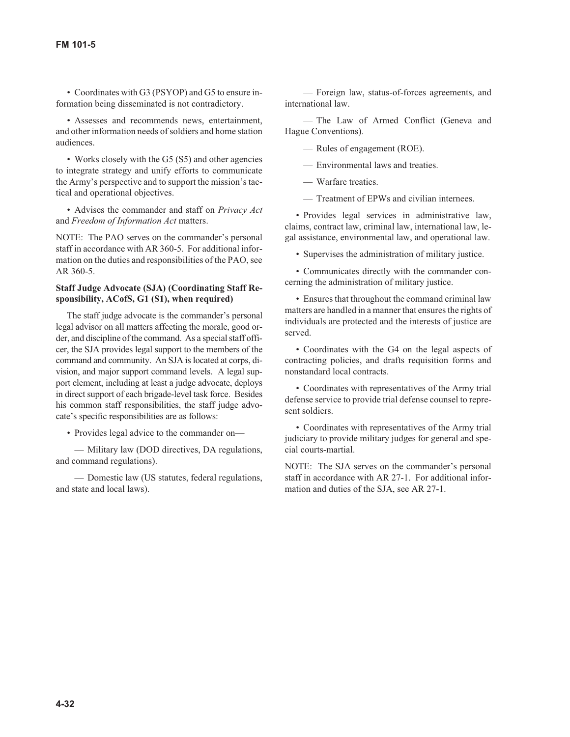- Coordinates with G3 (PSYOP) and G5 to ensure information being disseminated is not contradictory.

- Assesses and recommends news, entertainment, and other information needs of soldiers and home station audiences.

- Works closely with the G5 (S5) and other agencies to integrate strategy and unify efforts to communicate the Army's perspective and to support the mission's tactical and operational objectives.

- Advises the commander and staff on *Privacy Act* and *Freedom of Information Act* matters.

NOTE: The PAO serves on the commander's personal staff in accordance with AR 360-5. For additional information on the duties and responsibilities of the PAO, see AR 360-5.

**Staff Judge Advocate (SJA) (Coordinating Staff Responsibility, ACofS, G1 (S1), when required)**

The staff judge advocate is the commander's personal legal advisor on all matters affecting the morale, good order, and discipline of the command. As a special staff officer, the SJA provides legal support to the members of the command and community. An SJA is located at corps, division, and major support command levels. A legal support element, including at least a judge advocate, deploys in direct support of each brigade-level task force. Besides his common staff responsibilities, the staff judge advocate's specific responsibilities are as follows:

- Provides legal advice to the commander on—

  — Military law (DOD directives, DA regulations, and command regulations).

  — Domestic law (US statutes, federal regulations, and state and local laws).

  — Foreign law, status-of-forces agreements, and international law.

  — The Law of Armed Conflict (Geneva and Hague Conventions).

  — Rules of engagement (ROE).

  — Environmental laws and treaties.

  — Warfare treaties.

  — Treatment of EPWs and civilian internees.

- Provides legal services in administrative law, claims, contract law, criminal law, international law, legal assistance, environmental law, and operational law.

- Supervises the administration of military justice.

- Communicates directly with the commander concerning the administration of military justice.

- Ensures that throughout the command criminal law matters are handled in a manner that ensures the rights of individuals are protected and the interests of justice are served.

- Coordinates with the G4 on the legal aspects of contracting policies, and drafts requisition forms and nonstandard local contracts.

- Coordinates with representatives of the Army trial defense service to provide trial defense counsel to represent soldiers.

- Coordinates with representatives of the Army trial judiciary to provide military judges for general and special courts-martial.

NOTE: The SJA serves on the commander's personal staff in accordance with AR 27-1. For additional information and duties of the SJA, see AR 27-1.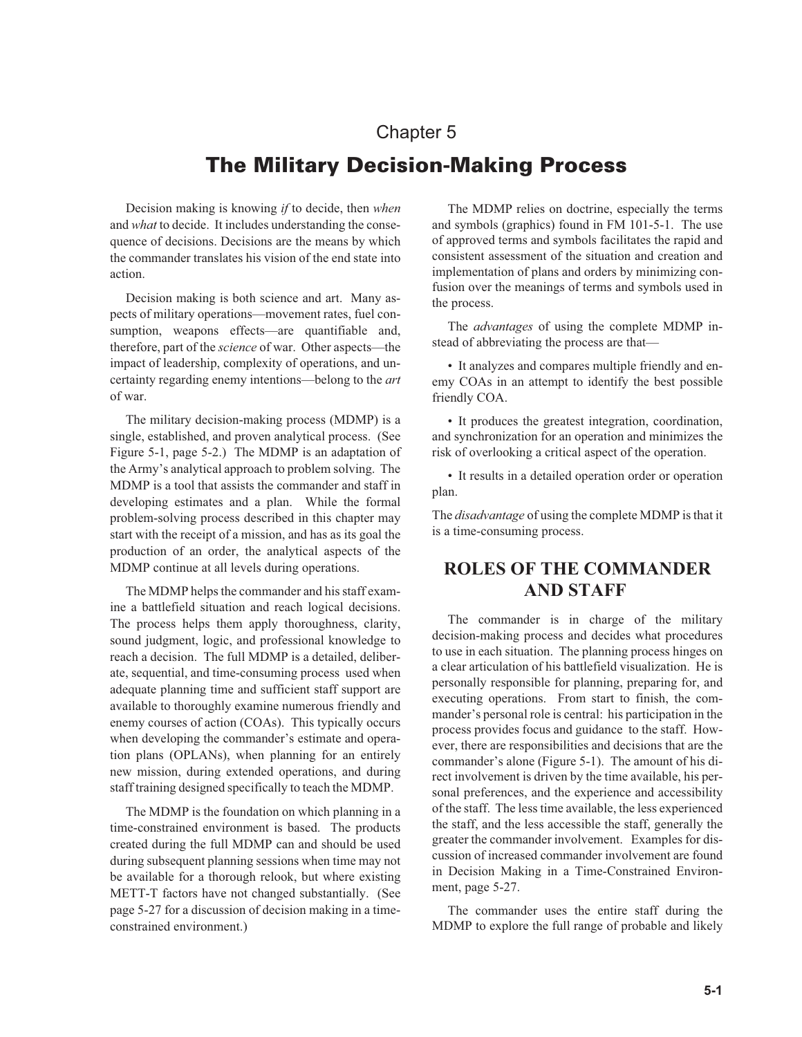# Chapter 5

# The Military Decision-Making Process

Decision making is knowing *if* to decide, then *when* and *what* to decide. It includes understanding the consequence of decisions. Decisions are the means by which the commander translates his vision of the end state into action.

Decision making is both science and art. Many aspects of military operations—movement rates, fuel consumption, weapons effects—are quantifiable and, therefore, part of the *science* of war. Other aspects—the impact of leadership, complexity of operations, and uncertainty regarding enemy intentions—belong to the *art* of war.

The military decision-making process (MDMP) is a single, established, and proven analytical process. (See Figure 5-1, page 5-2.) The MDMP is an adaptation of the Army's analytical approach to problem solving. The MDMP is a tool that assists the commander and staff in developing estimates and a plan. While the formal problem-solving process described in this chapter may start with the receipt of a mission, and has as its goal the production of an order, the analytical aspects of the MDMP continue at all levels during operations.

The MDMP helps the commander and his staff examine a battlefield situation and reach logical decisions. The process helps them apply thoroughness, clarity, sound judgment, logic, and professional knowledge to reach a decision. The full MDMP is a detailed, deliberate, sequential, and time-consuming process used when adequate planning time and sufficient staff support are available to thoroughly examine numerous friendly and enemy courses of action (COAs). This typically occurs when developing the commander's estimate and operation plans (OPLANs), when planning for an entirely new mission, during extended operations, and during staff training designed specifically to teach the MDMP.

The MDMP is the foundation on which planning in a time-constrained environment is based. The products created during the full MDMP can and should be used during subsequent planning sessions when time may not be available for a thorough relook, but where existing METT-T factors have not changed substantially. (See page 5-27 for a discussion of decision making in a time-constrained environment.)

The MDMP relies on doctrine, especially the terms and symbols (graphics) found in FM 101-5-1. The use of approved terms and symbols facilitates the rapid and consistent assessment of the situation and creation and implementation of plans and orders by minimizing confusion over the meanings of terms and symbols used in the process.

The *advantages* of using the complete MDMP instead of abbreviating the process are that—

- It analyzes and compares multiple friendly and enemy COAs in an attempt to identify the best possible friendly COA.
- It produces the greatest integration, coordination, and synchronization for an operation and minimizes the risk of overlooking a critical aspect of the operation.
- It results in a detailed operation order or operation plan.

The *disadvantage* of using the complete MDMP is that it is a time-consuming process.

## ROLES OF THE COMMANDER AND STAFF

The commander is in charge of the military decision-making process and decides what procedures to use in each situation. The planning process hinges on a clear articulation of his battlefield visualization. He is personally responsible for planning, preparing for, and executing operations. From start to finish, the commander's personal role is central: his participation in the process provides focus and guidance to the staff. However, there are responsibilities and decisions that are the commander's alone (Figure 5-1). The amount of his direct involvement is driven by the time available, his personal preferences, and the experience and accessibility of the staff. The less time available, the less experienced the staff, and the less accessible the staff, generally the greater the commander involvement. Examples for discussion of increased commander involvement are found in Decision Making in a Time-Constrained Environment, page 5-27.

The commander uses the entire staff during the MDMP to explore the full range of probable and likely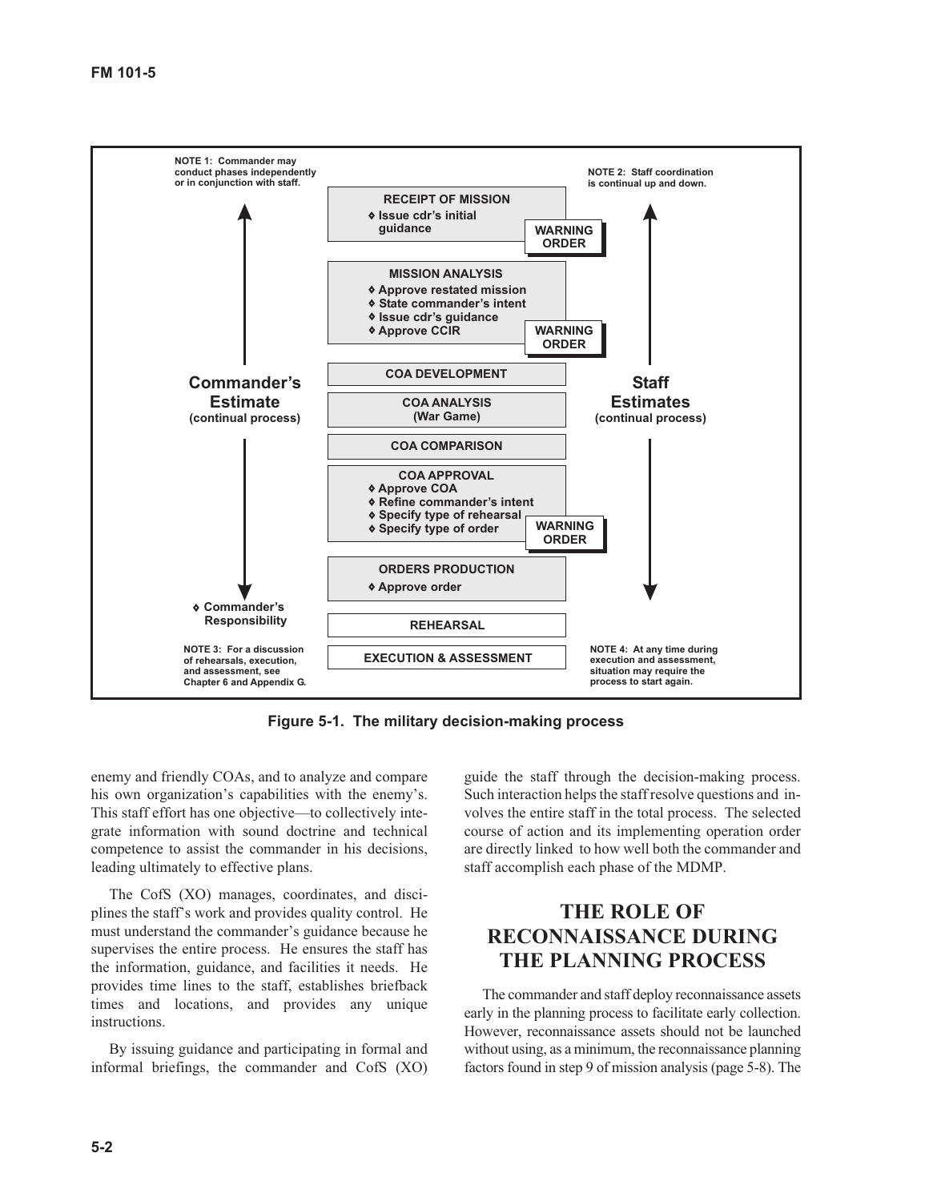NOTE 1: Commander may conduct phases independently or in conjunction with staff.

NOTE 2: Staff coordination is continual up and down.

**Commander's Estimate (continual process)**

**Staff Estimates (continual process)**

**RECEIPT OF MISSION**
- ◊ Issue cdr's initial guidance

WARNING ORDER

**MISSION ANALYSIS**
- ◊ Approve restated mission
- ◊ State commander's intent
- ◊ Issue cdr's guidance
- ◊ Approve CCIR

WARNING ORDER

**COA DEVELOPMENT**

**COA ANALYSIS (War Game)**

**COA COMPARISON**

**COA APPROVAL**
- ◊ Approve COA
- ◊ Refine commander's intent
- ◊ Specify type of rehearsal
- ◊ Specify type of order

WARNING ORDER

**ORDERS PRODUCTION**
- ◊ Approve order

**REHEARSAL**

**EXECUTION & ASSESSMENT**

◊ Commander's Responsibility

NOTE 3: For a discussion of rehearsals, execution, and assessment, see Chapter 6 and Appendix G.

NOTE 4: At any time during execution and assessment, situation may require the process to start again.

**Figure 5-1. The military decision-making process**

enemy and friendly COAs, and to analyze and compare his own organization's capabilities with the enemy's. This staff effort has one objective—to collectively integrate information with sound doctrine and technical competence to assist the commander in his decisions, leading ultimately to effective plans.

The CofS (XO) manages, coordinates, and disciplines the staff's work and provides quality control. He must understand the commander's guidance because he supervises the entire process. He ensures the staff has the information, guidance, and facilities it needs. He provides time lines to the staff, establishes briefback times and locations, and provides any unique instructions.

By issuing guidance and participating in formal and informal briefings, the commander and CofS (XO) guide the staff through the decision-making process. Such interaction helps the staff resolve questions and involves the entire staff in the total process. The selected course of action and its implementing operation order are directly linked to how well both the commander and staff accomplish each phase of the MDMP.

## THE ROLE OF RECONNAISSANCE DURING THE PLANNING PROCESS

The commander and staff deploy reconnaissance assets early in the planning process to facilitate early collection. However, reconnaissance assets should not be launched without using, as a minimum, the reconnaissance planning factors found in step 9 of mission analysis (page 5-8). The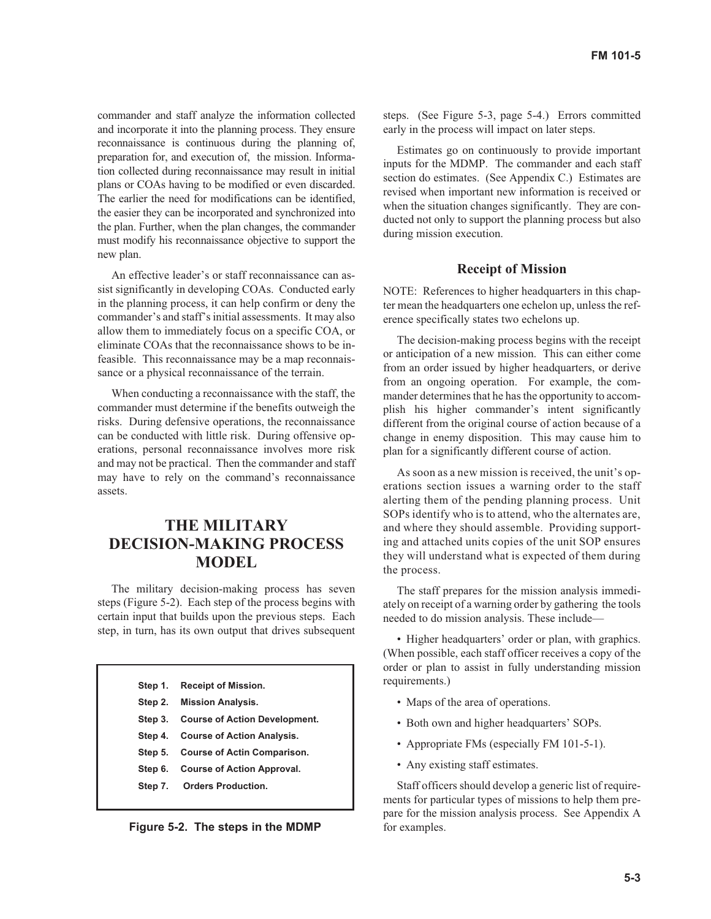commander and staff analyze the information collected and incorporate it into the planning process. They ensure reconnaissance is continuous during the planning of, preparation for, and execution of, the mission. Information collected during reconnaissance may result in initial plans or COAs having to be modified or even discarded. The earlier the need for modifications can be identified, the easier they can be incorporated and synchronized into the plan. Further, when the plan changes, the commander must modify his reconnaissance objective to support the new plan.

An effective leader's or staff reconnaissance can assist significantly in developing COAs. Conducted early in the planning process, it can help confirm or deny the commander's and staff's initial assessments. It may also allow them to immediately focus on a specific COA, or eliminate COAs that the reconnaissance shows to be infeasible. This reconnaissance may be a map reconnaissance or a physical reconnaissance of the terrain.

When conducting a reconnaissance with the staff, the commander must determine if the benefits outweigh the risks. During defensive operations, the reconnaissance can be conducted with little risk. During offensive operations, personal reconnaissance involves more risk and may not be practical. Then the commander and staff may have to rely on the command's reconnaissance assets.

## THE MILITARY DECISION-MAKING PROCESS MODEL

The military decision-making process has seven steps (Figure 5-2). Each step of the process begins with certain input that builds upon the previous steps. Each step, in turn, has its own output that drives subsequent steps. (See Figure 5-3, page 5-4.) Errors committed early in the process will impact on later steps.

**Step 1. Receipt of Mission.**
**Step 2. Mission Analysis.**
**Step 3. Course of Action Development.**
**Step 4. Course of Action Analysis.**
**Step 5. Course of Actin Comparison.**
**Step 6. Course of Action Approval.**
**Step 7. Orders Production.**

**Figure 5-2. The steps in the MDMP**

Estimates go on continuously to provide important inputs for the MDMP. The commander and each staff section do estimates. (See Appendix C.) Estimates are revised when important new information is received or when the situation changes significantly. They are conducted not only to support the planning process but also during mission execution.

### Receipt of Mission

NOTE: References to higher headquarters in this chapter mean the headquarters one echelon up, unless the reference specifically states two echelons up.

The decision-making process begins with the receipt or anticipation of a new mission. This can either come from an order issued by higher headquarters, or derive from an ongoing operation. For example, the commander determines that he has the opportunity to accomplish his higher commander's intent significantly different from the original course of action because of a change in enemy disposition. This may cause him to plan for a significantly different course of action.

As soon as a new mission is received, the unit's operations section issues a warning order to the staff alerting them of the pending planning process. Unit SOPs identify who is to attend, who the alternates are, and where they should assemble. Providing supporting and attached units copies of the unit SOP ensures they will understand what is expected of them during the process.

The staff prepares for the mission analysis immediately on receipt of a warning order by gathering the tools needed to do mission analysis. These include—

- Higher headquarters' order or plan, with graphics. (When possible, each staff officer receives a copy of the order or plan to assist in fully understanding mission requirements.)
- Maps of the area of operations.
- Both own and higher headquarters' SOPs.
- Appropriate FMs (especially FM 101-5-1).
- Any existing staff estimates.

Staff officers should develop a generic list of requirements for particular types of missions to help them prepare for the mission analysis process. See Appendix A for examples.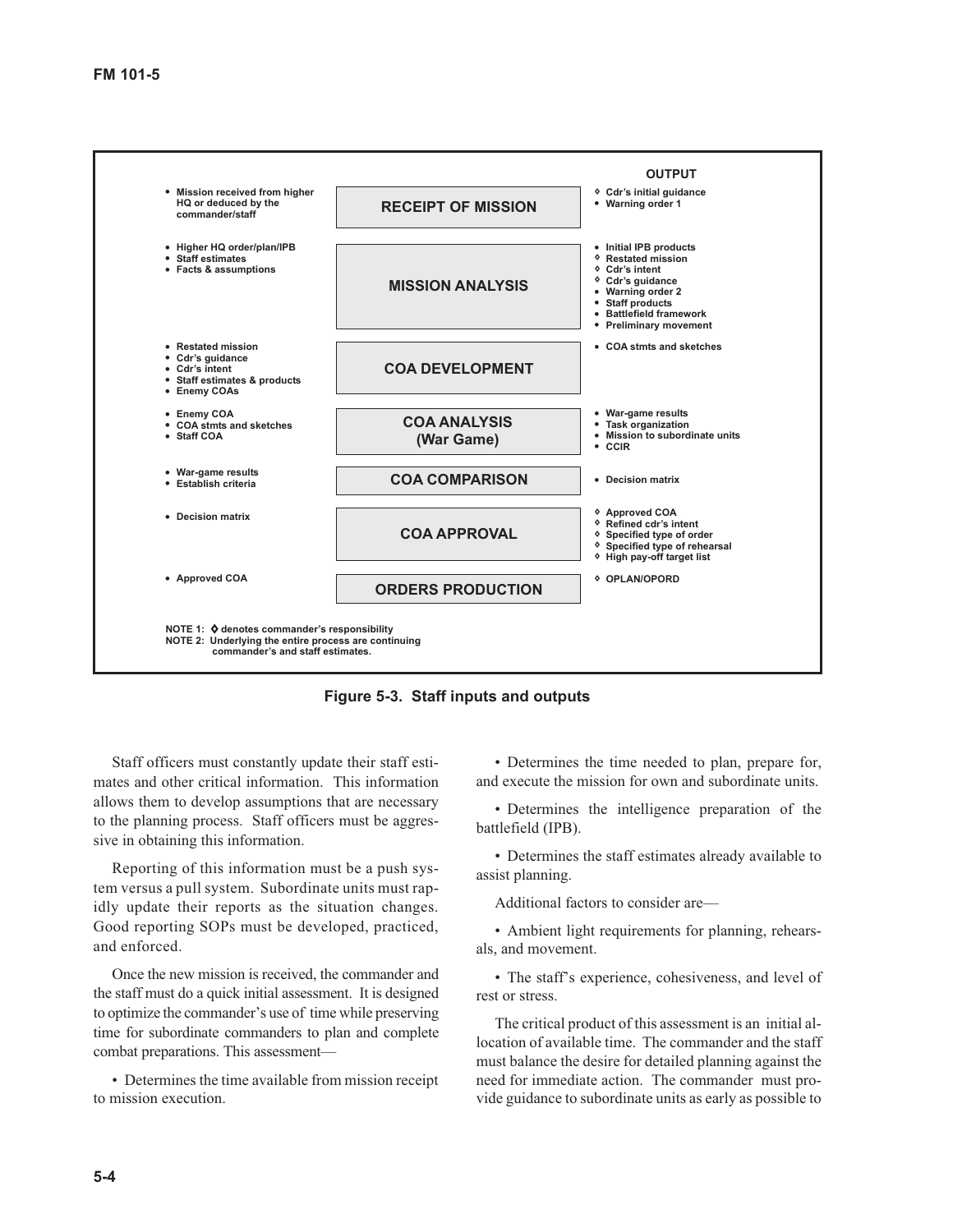| INPUT | PROCESS | OUTPUT |
| --- | --- | --- |
| • Mission received from higher HQ or deduced by the commander/staff | RECEIPT OF MISSION | ◊ Cdr's initial guidance<br>• Warning order 1 |
| • Higher HQ order/plan/IPB<br>• Staff estimates<br>• Facts & assumptions | MISSION ANALYSIS | • Initial IPB products<br>◊ Restated mission<br>◊ Cdr's intent<br>◊ Cdr's guidance<br>• Warning order 2<br>• Staff products<br>• Battlefield framework<br>• Preliminary movement |
| • Restated mission<br>• Cdr's guidance<br>• Cdr's intent<br>• Staff estimates & products<br>• Enemy COAs | COA DEVELOPMENT | • COA stmts and sketches |
| • Enemy COA<br>• COA stmts and sketches<br>• Staff COA | COA ANALYSIS (War Game) | • War-game results<br>• Task organization<br>• Mission to subordinate units<br>• CCIR |
| • War-game results<br>• Establish criteria | COA COMPARISON | • Decision matrix |
| • Decision matrix | COA APPROVAL | ◊ Approved COA<br>◊ Refined cdr's intent<br>◊ Specified type of order<br>◊ Specified type of rehearsal<br>◊ High pay-off target list |
| • Approved COA | ORDERS PRODUCTION | ◊ OPLAN/OPORD |

NOTE 1: ◊ denotes commander's responsibility
NOTE 2: Underlying the entire process are continuing commander's and staff estimates.

**Figure 5-3. Staff inputs and outputs**

Staff officers must constantly update their staff estimates and other critical information. This information allows them to develop assumptions that are necessary to the planning process. Staff officers must be aggressive in obtaining this information.

Reporting of this information must be a push system versus a pull system. Subordinate units must rapidly update their reports as the situation changes. Good reporting SOPs must be developed, practiced, and enforced.

Once the new mission is received, the commander and the staff must do a quick initial assessment. It is designed to optimize the commander's use of time while preserving time for subordinate commanders to plan and complete combat preparations. This assessment—

- Determines the time available from mission receipt to mission execution.
- Determines the time needed to plan, prepare for, and execute the mission for own and subordinate units.
- Determines the intelligence preparation of the battlefield (IPB).
- Determines the staff estimates already available to assist planning.

Additional factors to consider are—

- Ambient light requirements for planning, rehearsals, and movement.
- The staff's experience, cohesiveness, and level of rest or stress.

The critical product of this assessment is an initial allocation of available time. The commander and the staff must balance the desire for detailed planning against the need for immediate action. The commander must provide guidance to subordinate units as early as possible to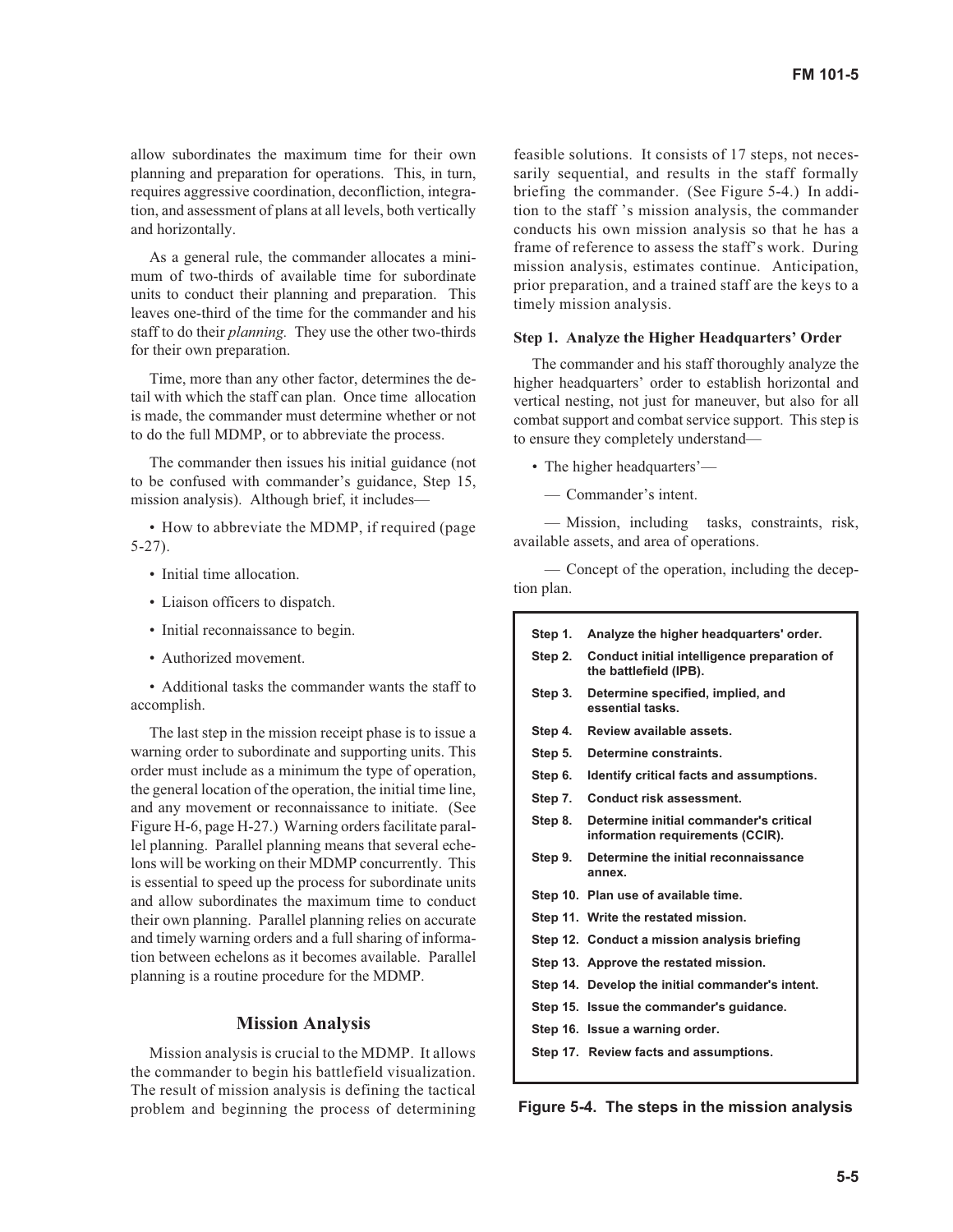allow subordinates the maximum time for their own planning and preparation for operations. This, in turn, requires aggressive coordination, deconfliction, integration, and assessment of plans at all levels, both vertically and horizontally.

As a general rule, the commander allocates a minimum of two-thirds of available time for subordinate units to conduct their planning and preparation. This leaves one-third of the time for the commander and his staff to do their *planning.* They use the other two-thirds for their own preparation.

Time, more than any other factor, determines the detail with which the staff can plan. Once time allocation is made, the commander must determine whether or not to do the full MDMP, or to abbreviate the process.

The commander then issues his initial guidance (not to be confused with commander's guidance, Step 15, mission analysis). Although brief, it includes—

- How to abbreviate the MDMP, if required (page 5-27).
- Initial time allocation.
- Liaison officers to dispatch.
- Initial reconnaissance to begin.
- Authorized movement.
- Additional tasks the commander wants the staff to accomplish.

The last step in the mission receipt phase is to issue a warning order to subordinate and supporting units. This order must include as a minimum the type of operation, the general location of the operation, the initial time line, and any movement or reconnaissance to initiate. (See Figure H-6, page H-27.) Warning orders facilitate parallel planning. Parallel planning means that several echelons will be working on their MDMP concurrently. This is essential to speed up the process for subordinate units and allow subordinates the maximum time to conduct their own planning. Parallel planning relies on accurate and timely warning orders and a full sharing of information between echelons as it becomes available. Parallel planning is a routine procedure for the MDMP.

## Mission Analysis

Mission analysis is crucial to the MDMP. It allows the commander to begin his battlefield visualization. The result of mission analysis is defining the tactical problem and beginning the process of determining feasible solutions. It consists of 17 steps, not necessarily sequential, and results in the staff formally briefing the commander. (See Figure 5-4.) In addition to the staff 's mission analysis, the commander conducts his own mission analysis so that he has a frame of reference to assess the staff's work. During mission analysis, estimates continue. Anticipation, prior preparation, and a trained staff are the keys to a timely mission analysis.

### Step 1. Analyze the Higher Headquarters' Order

The commander and his staff thoroughly analyze the higher headquarters' order to establish horizontal and vertical nesting, not just for maneuver, but also for all combat support and combat service support. This step is to ensure they completely understand—

- The higher headquarters'—
  - — Commander's intent.
  - — Mission, including tasks, constraints, risk, available assets, and area of operations.
  - — Concept of the operation, including the deception plan.

| | |
|---|---|
| **Step 1.** | **Analyze the higher headquarters' order.** |
| **Step 2.** | **Conduct initial intelligence preparation of the battlefield (IPB).** |
| **Step 3.** | **Determine specified, implied, and essential tasks.** |
| **Step 4.** | **Review available assets.** |
| **Step 5.** | **Determine constraints.** |
| **Step 6.** | **Identify critical facts and assumptions.** |
| **Step 7.** | **Conduct risk assessment.** |
| **Step 8.** | **Determine initial commander's critical information requirements (CCIR).** |
| **Step 9.** | **Determine the initial reconnaissance annex.** |
| **Step 10.** | **Plan use of available time.** |
| **Step 11.** | **Write the restated mission.** |
| **Step 12.** | **Conduct a mission analysis briefing** |
| **Step 13.** | **Approve the restated mission.** |
| **Step 14.** | **Develop the initial commander's intent.** |
| **Step 15.** | **Issue the commander's guidance.** |
| **Step 16.** | **Issue a warning order.** |
| **Step 17.** | **Review facts and assumptions.** |

**Figure 5-4. The steps in the mission analysis**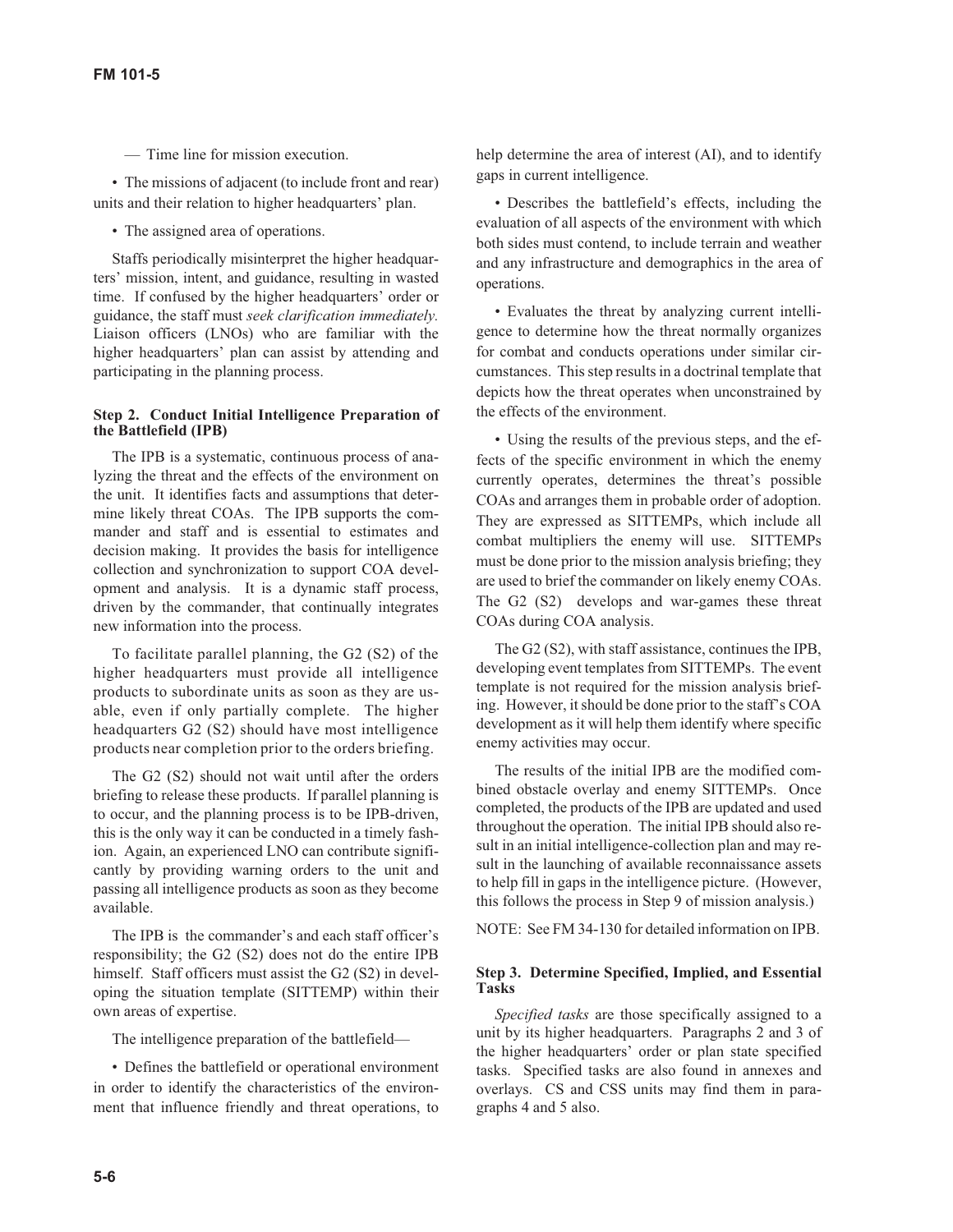— Time line for mission execution.

• The missions of adjacent (to include front and rear) units and their relation to higher headquarters' plan.

• The assigned area of operations.

Staffs periodically misinterpret the higher headquarters' mission, intent, and guidance, resulting in wasted time. If confused by the higher headquarters' order or guidance, the staff must *seek clarification immediately.* Liaison officers (LNOs) who are familiar with the higher headquarters' plan can assist by attending and participating in the planning process.

#### Step 2. Conduct Initial Intelligence Preparation of the Battlefield (IPB)

The IPB is a systematic, continuous process of analyzing the threat and the effects of the environment on the unit. It identifies facts and assumptions that determine likely threat COAs. The IPB supports the commander and staff and is essential to estimates and decision making. It provides the basis for intelligence collection and synchronization to support COA development and analysis. It is a dynamic staff process, driven by the commander, that continually integrates new information into the process.

To facilitate parallel planning, the G2 (S2) of the higher headquarters must provide all intelligence products to subordinate units as soon as they are usable, even if only partially complete. The higher headquarters G2 (S2) should have most intelligence products near completion prior to the orders briefing.

The G2 (S2) should not wait until after the orders briefing to release these products. If parallel planning is to occur, and the planning process is to be IPB-driven, this is the only way it can be conducted in a timely fashion. Again, an experienced LNO can contribute significantly by providing warning orders to the unit and passing all intelligence products as soon as they become available.

The IPB is the commander's and each staff officer's responsibility; the G2 (S2) does not do the entire IPB himself. Staff officers must assist the G2 (S2) in developing the situation template (SITTEMP) within their own areas of expertise.

The intelligence preparation of the battlefield—

• Defines the battlefield or operational environment in order to identify the characteristics of the environment that influence friendly and threat operations, to help determine the area of interest (AI), and to identify gaps in current intelligence.

• Describes the battlefield's effects, including the evaluation of all aspects of the environment with which both sides must contend, to include terrain and weather and any infrastructure and demographics in the area of operations.

• Evaluates the threat by analyzing current intelligence to determine how the threat normally organizes for combat and conducts operations under similar circumstances. This step results in a doctrinal template that depicts how the threat operates when unconstrained by the effects of the environment.

• Using the results of the previous steps, and the effects of the specific environment in which the enemy currently operates, determines the threat's possible COAs and arranges them in probable order of adoption. They are expressed as SITTEMPs, which include all combat multipliers the enemy will use. SITTEMPs must be done prior to the mission analysis briefing; they are used to brief the commander on likely enemy COAs. The G2 (S2) develops and war-games these threat COAs during COA analysis.

The G2 (S2), with staff assistance, continues the IPB, developing event templates from SITTEMPs. The event template is not required for the mission analysis briefing. However, it should be done prior to the staff's COA development as it will help them identify where specific enemy activities may occur.

The results of the initial IPB are the modified combined obstacle overlay and enemy SITTEMPs. Once completed, the products of the IPB are updated and used throughout the operation. The initial IPB should also result in an initial intelligence-collection plan and may result in the launching of available reconnaissance assets to help fill in gaps in the intelligence picture. (However, this follows the process in Step 9 of mission analysis.)

NOTE: See FM 34-130 for detailed information on IPB.

#### Step 3. Determine Specified, Implied, and Essential Tasks

*Specified tasks* are those specifically assigned to a unit by its higher headquarters. Paragraphs 2 and 3 of the higher headquarters' order or plan state specified tasks. Specified tasks are also found in annexes and overlays. CS and CSS units may find them in paragraphs 4 and 5 also.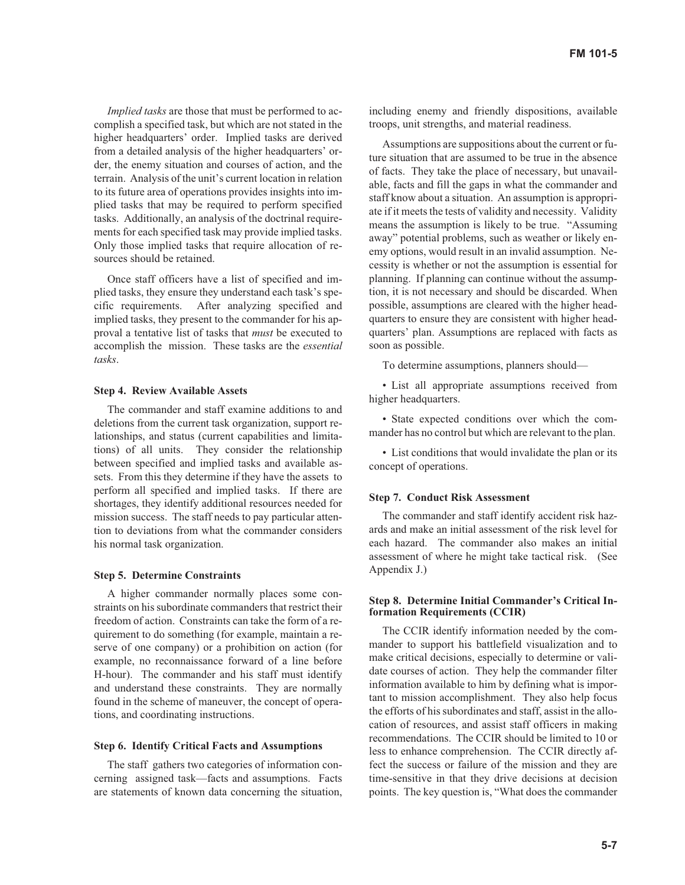*Implied tasks* are those that must be performed to accomplish a specified task, but which are not stated in the higher headquarters' order. Implied tasks are derived from a detailed analysis of the higher headquarters' order, the enemy situation and courses of action, and the terrain. Analysis of the unit's current location in relation to its future area of operations provides insights into implied tasks that may be required to perform specified tasks. Additionally, an analysis of the doctrinal requirements for each specified task may provide implied tasks. Only those implied tasks that require allocation of resources should be retained.

Once staff officers have a list of specified and implied tasks, they ensure they understand each task's specific requirements. After analyzing specified and implied tasks, they present to the commander for his approval a tentative list of tasks that *must* be executed to accomplish the mission. These tasks are the *essential tasks*.

**Step 4. Review Available Assets**

The commander and staff examine additions to and deletions from the current task organization, support relationships, and status (current capabilities and limitations) of all units. They consider the relationship between specified and implied tasks and available assets. From this they determine if they have the assets to perform all specified and implied tasks. If there are shortages, they identify additional resources needed for mission success. The staff needs to pay particular attention to deviations from what the commander considers his normal task organization.

**Step 5. Determine Constraints**

A higher commander normally places some constraints on his subordinate commanders that restrict their freedom of action. Constraints can take the form of a requirement to do something (for example, maintain a reserve of one company) or a prohibition on action (for example, no reconnaissance forward of a line before H-hour). The commander and his staff must identify and understand these constraints. They are normally found in the scheme of maneuver, the concept of operations, and coordinating instructions.

**Step 6. Identify Critical Facts and Assumptions**

The staff gathers two categories of information concerning assigned task—facts and assumptions. Facts are statements of known data concerning the situation, including enemy and friendly dispositions, available troops, unit strengths, and material readiness.

Assumptions are suppositions about the current or future situation that are assumed to be true in the absence of facts. They take the place of necessary, but unavailable, facts and fill the gaps in what the commander and staff know about a situation. An assumption is appropriate if it meets the tests of validity and necessity. Validity means the assumption is likely to be true. "Assuming away" potential problems, such as weather or likely enemy options, would result in an invalid assumption. Necessity is whether or not the assumption is essential for planning. If planning can continue without the assumption, it is not necessary and should be discarded. When possible, assumptions are cleared with the higher headquarters to ensure they are consistent with higher headquarters' plan. Assumptions are replaced with facts as soon as possible.

To determine assumptions, planners should—

- List all appropriate assumptions received from higher headquarters.
- State expected conditions over which the commander has no control but which are relevant to the plan.
- List conditions that would invalidate the plan or its concept of operations.

**Step 7. Conduct Risk Assessment**

The commander and staff identify accident risk hazards and make an initial assessment of the risk level for each hazard. The commander also makes an initial assessment of where he might take tactical risk. (See Appendix J.)

**Step 8. Determine Initial Commander's Critical Information Requirements (CCIR)**

The CCIR identify information needed by the commander to support his battlefield visualization and to make critical decisions, especially to determine or validate courses of action. They help the commander filter information available to him by defining what is important to mission accomplishment. They also help focus the efforts of his subordinates and staff, assist in the allocation of resources, and assist staff officers in making recommendations. The CCIR should be limited to 10 or less to enhance comprehension. The CCIR directly affect the success or failure of the mission and they are time-sensitive in that they drive decisions at decision points. The key question is, "What does the commander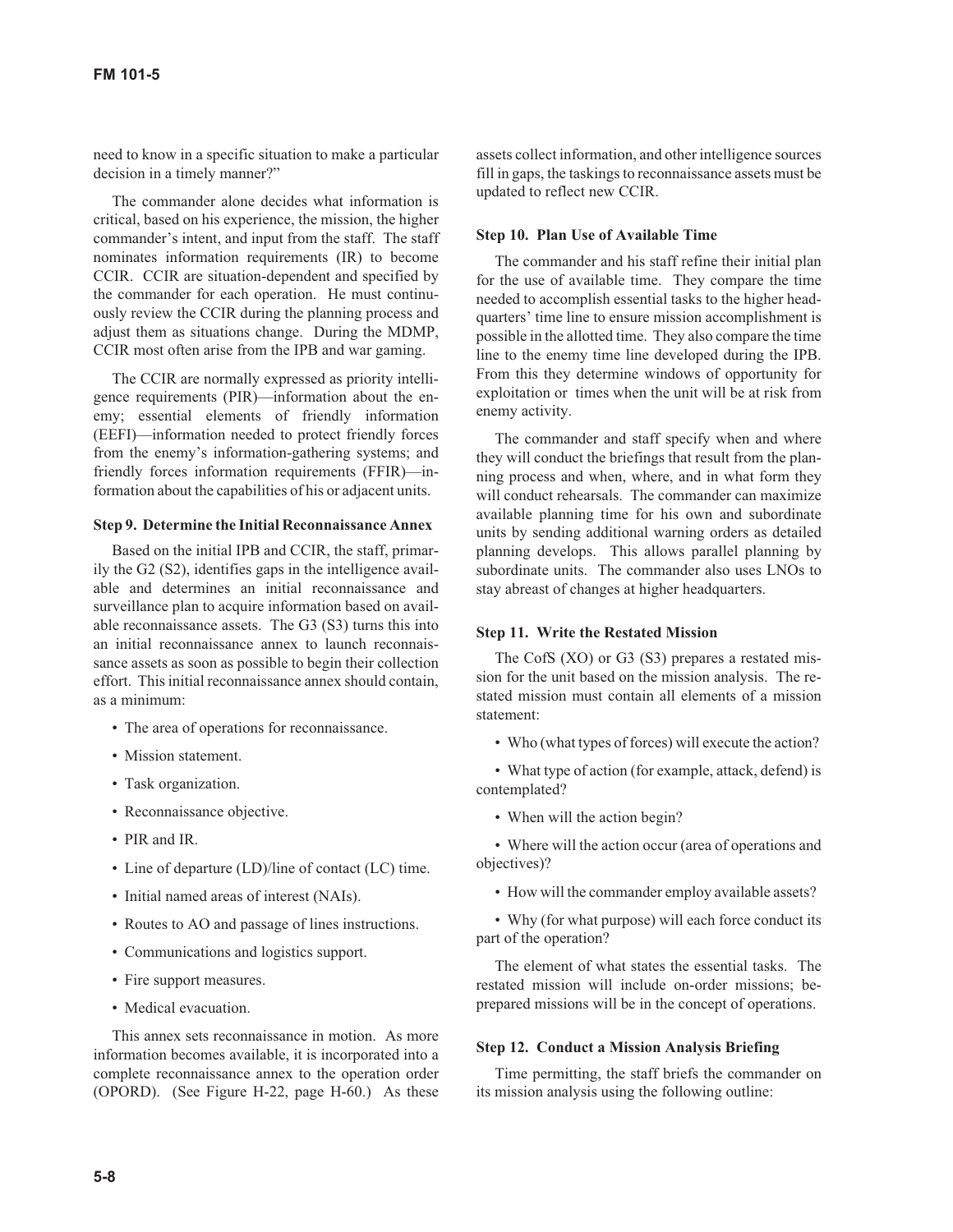need to know in a specific situation to make a particular decision in a timely manner?"

The commander alone decides what information is critical, based on his experience, the mission, the higher commander's intent, and input from the staff. The staff nominates information requirements (IR) to become CCIR. CCIR are situation-dependent and specified by the commander for each operation. He must continuously review the CCIR during the planning process and adjust them as situations change. During the MDMP, CCIR most often arise from the IPB and war gaming.

The CCIR are normally expressed as priority intelligence requirements (PIR)—information about the enemy; essential elements of friendly information (EEFI)—information needed to protect friendly forces from the enemy's information-gathering systems; and friendly forces information requirements (FFIR)—information about the capabilities of his or adjacent units.

### Step 9. Determine the Initial Reconnaissance Annex

Based on the initial IPB and CCIR, the staff, primarily the G2 (S2), identifies gaps in the intelligence available and determines an initial reconnaissance and surveillance plan to acquire information based on available reconnaissance assets. The G3 (S3) turns this into an initial reconnaissance annex to launch reconnaissance assets as soon as possible to begin their collection effort. This initial reconnaissance annex should contain, as a minimum:

- The area of operations for reconnaissance.
- Mission statement.
- Task organization.
- Reconnaissance objective.
- PIR and IR.
- Line of departure (LD)/line of contact (LC) time.
- Initial named areas of interest (NAIs).
- Routes to AO and passage of lines instructions.
- Communications and logistics support.
- Fire support measures.
- Medical evacuation.

This annex sets reconnaissance in motion. As more information becomes available, it is incorporated into a complete reconnaissance annex to the operation order (OPORD). (See Figure H-22, page H-60.) As these assets collect information, and other intelligence sources fill in gaps, the taskings to reconnaissance assets must be updated to reflect new CCIR.

### Step 10. Plan Use of Available Time

The commander and his staff refine their initial plan for the use of available time. They compare the time needed to accomplish essential tasks to the higher headquarters' time line to ensure mission accomplishment is possible in the allotted time. They also compare the time line to the enemy time line developed during the IPB. From this they determine windows of opportunity for exploitation or times when the unit will be at risk from enemy activity.

The commander and staff specify when and where they will conduct the briefings that result from the planning process and when, where, and in what form they will conduct rehearsals. The commander can maximize available planning time for his own and subordinate units by sending additional warning orders as detailed planning develops. This allows parallel planning by subordinate units. The commander also uses LNOs to stay abreast of changes at higher headquarters.

### Step 11. Write the Restated Mission

The CofS (XO) or G3 (S3) prepares a restated mission for the unit based on the mission analysis. The restated mission must contain all elements of a mission statement:

- Who (what types of forces) will execute the action?
- What type of action (for example, attack, defend) is contemplated?
- When will the action begin?
- Where will the action occur (area of operations and objectives)?
- How will the commander employ available assets?
- Why (for what purpose) will each force conduct its part of the operation?

The element of what states the essential tasks. The restated mission will include on-order missions; be-prepared missions will be in the concept of operations.

### Step 12. Conduct a Mission Analysis Briefing

Time permitting, the staff briefs the commander on its mission analysis using the following outline: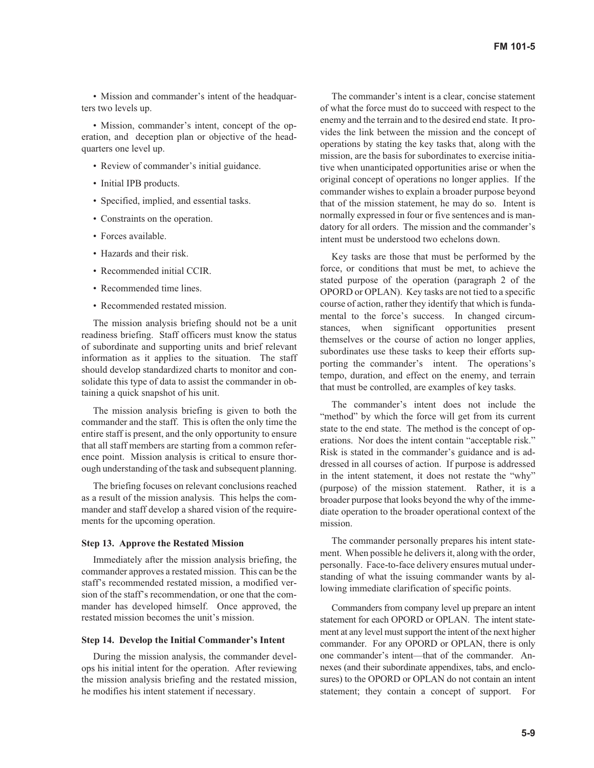- Mission and commander's intent of the headquarters two levels up.
- Mission, commander's intent, concept of the operation, and deception plan or objective of the headquarters one level up.
- Review of commander's initial guidance.
- Initial IPB products.
- Specified, implied, and essential tasks.
- Constraints on the operation.
- Forces available.
- Hazards and their risk.
- Recommended initial CCIR.
- Recommended time lines.
- Recommended restated mission.

The mission analysis briefing should not be a unit readiness briefing. Staff officers must know the status of subordinate and supporting units and brief relevant information as it applies to the situation. The staff should develop standardized charts to monitor and consolidate this type of data to assist the commander in obtaining a quick snapshot of his unit.

The mission analysis briefing is given to both the commander and the staff. This is often the only time the entire staff is present, and the only opportunity to ensure that all staff members are starting from a common reference point. Mission analysis is critical to ensure thorough understanding of the task and subsequent planning.

The briefing focuses on relevant conclusions reached as a result of the mission analysis. This helps the commander and staff develop a shared vision of the requirements for the upcoming operation.

**Step 13. Approve the Restated Mission**

Immediately after the mission analysis briefing, the commander approves a restated mission. This can be the staff's recommended restated mission, a modified version of the staff's recommendation, or one that the commander has developed himself. Once approved, the restated mission becomes the unit's mission.

**Step 14. Develop the Initial Commander's Intent**

During the mission analysis, the commander develops his initial intent for the operation. After reviewing the mission analysis briefing and the restated mission, he modifies his intent statement if necessary.

The commander's intent is a clear, concise statement of what the force must do to succeed with respect to the enemy and the terrain and to the desired end state. It provides the link between the mission and the concept of operations by stating the key tasks that, along with the mission, are the basis for subordinates to exercise initiative when unanticipated opportunities arise or when the original concept of operations no longer applies. If the commander wishes to explain a broader purpose beyond that of the mission statement, he may do so. Intent is normally expressed in four or five sentences and is mandatory for all orders. The mission and the commander's intent must be understood two echelons down.

Key tasks are those that must be performed by the force, or conditions that must be met, to achieve the stated purpose of the operation (paragraph 2 of the OPORD or OPLAN). Key tasks are not tied to a specific course of action, rather they identify that which is fundamental to the force's success. In changed circumstances, when significant opportunities present themselves or the course of action no longer applies, subordinates use these tasks to keep their efforts supporting the commander's intent. The operations's tempo, duration, and effect on the enemy, and terrain that must be controlled, are examples of key tasks.

The commander's intent does not include the "method" by which the force will get from its current state to the end state. The method is the concept of operations. Nor does the intent contain "acceptable risk." Risk is stated in the commander's guidance and is addressed in all courses of action. If purpose is addressed in the intent statement, it does not restate the "why" (purpose) of the mission statement. Rather, it is a broader purpose that looks beyond the why of the immediate operation to the broader operational context of the mission.

The commander personally prepares his intent statement. When possible he delivers it, along with the order, personally. Face-to-face delivery ensures mutual understanding of what the issuing commander wants by allowing immediate clarification of specific points.

Commanders from company level up prepare an intent statement for each OPORD or OPLAN. The intent statement at any level must support the intent of the next higher commander. For any OPORD or OPLAN, there is only one commander's intent—that of the commander. Annexes (and their subordinate appendixes, tabs, and enclosures) to the OPORD or OPLAN do not contain an intent statement; they contain a concept of support. For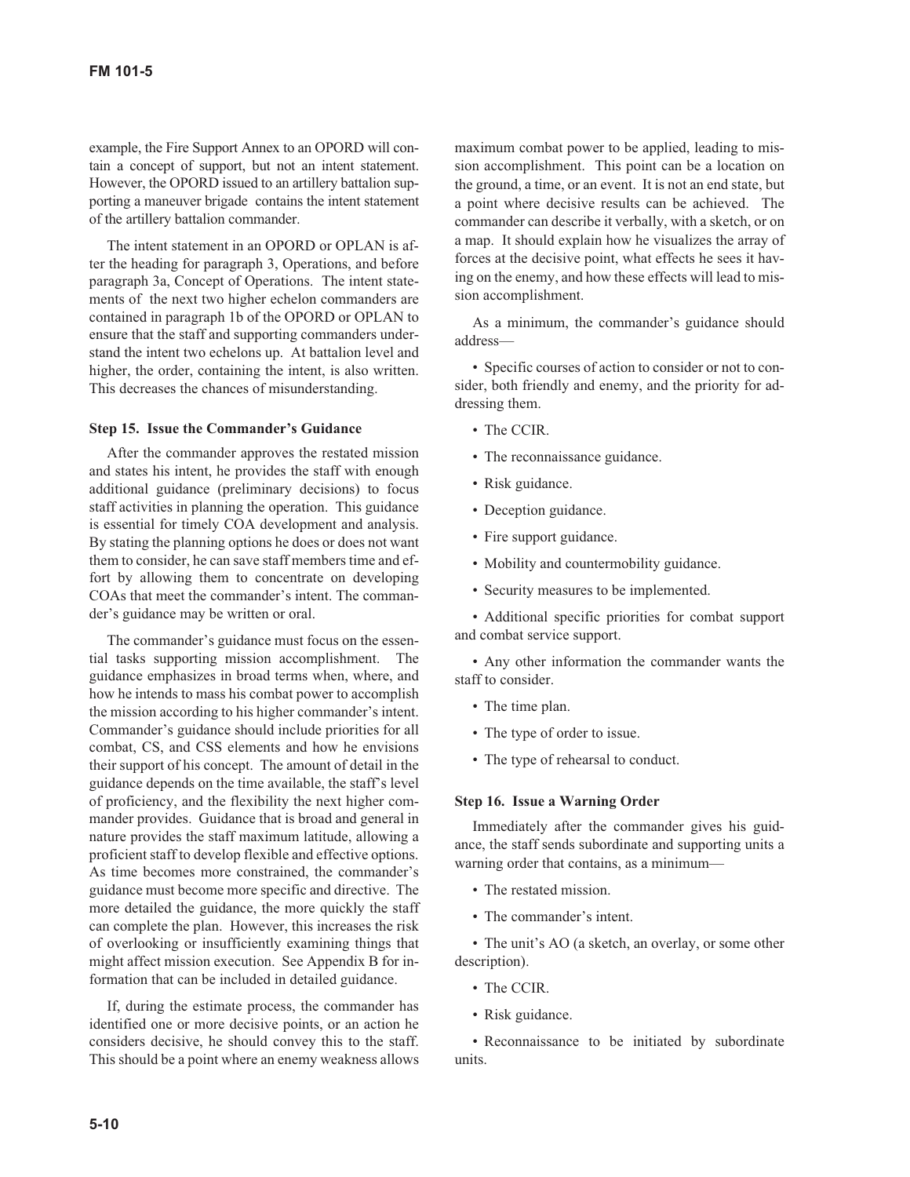example, the Fire Support Annex to an OPORD will contain a concept of support, but not an intent statement. However, the OPORD issued to an artillery battalion supporting a maneuver brigade contains the intent statement of the artillery battalion commander.

The intent statement in an OPORD or OPLAN is after the heading for paragraph 3, Operations, and before paragraph 3a, Concept of Operations. The intent statements of the next two higher echelon commanders are contained in paragraph 1b of the OPORD or OPLAN to ensure that the staff and supporting commanders understand the intent two echelons up. At battalion level and higher, the order, containing the intent, is also written. This decreases the chances of misunderstanding.

**Step 15. Issue the Commander's Guidance**

After the commander approves the restated mission and states his intent, he provides the staff with enough additional guidance (preliminary decisions) to focus staff activities in planning the operation. This guidance is essential for timely COA development and analysis. By stating the planning options he does or does not want them to consider, he can save staff members time and effort by allowing them to concentrate on developing COAs that meet the commander's intent. The commander's guidance may be written or oral.

The commander's guidance must focus on the essential tasks supporting mission accomplishment. The guidance emphasizes in broad terms when, where, and how he intends to mass his combat power to accomplish the mission according to his higher commander's intent. Commander's guidance should include priorities for all combat, CS, and CSS elements and how he envisions their support of his concept. The amount of detail in the guidance depends on the time available, the staff's level of proficiency, and the flexibility the next higher commander provides. Guidance that is broad and general in nature provides the staff maximum latitude, allowing a proficient staff to develop flexible and effective options. As time becomes more constrained, the commander's guidance must become more specific and directive. The more detailed the guidance, the more quickly the staff can complete the plan. However, this increases the risk of overlooking or insufficiently examining things that might affect mission execution. See Appendix B for information that can be included in detailed guidance.

If, during the estimate process, the commander has identified one or more decisive points, or an action he considers decisive, he should convey this to the staff. This should be a point where an enemy weakness allows maximum combat power to be applied, leading to mission accomplishment. This point can be a location on the ground, a time, or an event. It is not an end state, but a point where decisive results can be achieved. The commander can describe it verbally, with a sketch, or on a map. It should explain how he visualizes the array of forces at the decisive point, what effects he sees it having on the enemy, and how these effects will lead to mission accomplishment.

As a minimum, the commander's guidance should address—

- Specific courses of action to consider or not to consider, both friendly and enemy, and the priority for addressing them.
- The CCIR.
- The reconnaissance guidance.
- Risk guidance.
- Deception guidance.
- Fire support guidance.
- Mobility and countermobility guidance.
- Security measures to be implemented.
- Additional specific priorities for combat support and combat service support.
- Any other information the commander wants the staff to consider.
- The time plan.
- The type of order to issue.
- The type of rehearsal to conduct.

**Step 16. Issue a Warning Order**

Immediately after the commander gives his guidance, the staff sends subordinate and supporting units a warning order that contains, as a minimum—

- The restated mission.
- The commander's intent.
- The unit's AO (a sketch, an overlay, or some other description).
- The CCIR.
- Risk guidance.
- Reconnaissance to be initiated by subordinate units.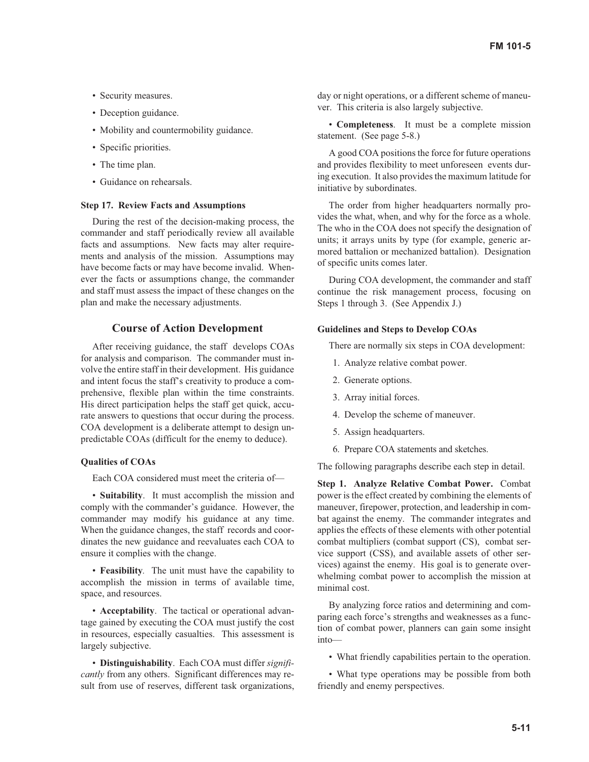- Security measures.
- Deception guidance.
- Mobility and countermobility guidance.
- Specific priorities.
- The time plan.
- Guidance on rehearsals.

**Step 17. Review Facts and Assumptions**

During the rest of the decision-making process, the commander and staff periodically review all available facts and assumptions. New facts may alter requirements and analysis of the mission. Assumptions may have become facts or may have become invalid. Whenever the facts or assumptions change, the commander and staff must assess the impact of these changes on the plan and make the necessary adjustments.

## Course of Action Development

After receiving guidance, the staff develops COAs for analysis and comparison. The commander must involve the entire staff in their development. His guidance and intent focus the staff's creativity to produce a comprehensive, flexible plan within the time constraints. His direct participation helps the staff get quick, accurate answers to questions that occur during the process. COA development is a deliberate attempt to design unpredictable COAs (difficult for the enemy to deduce).

**Qualities of COAs**

Each COA considered must meet the criteria of—

- **Suitability**. It must accomplish the mission and comply with the commander's guidance. However, the commander may modify his guidance at any time. When the guidance changes, the staff records and coordinates the new guidance and reevaluates each COA to ensure it complies with the change.

- **Feasibility**. The unit must have the capability to accomplish the mission in terms of available time, space, and resources.

- **Acceptability**. The tactical or operational advantage gained by executing the COA must justify the cost in resources, especially casualties. This assessment is largely subjective.

- **Distinguishability**. Each COA must differ *significantly* from any others. Significant differences may result from use of reserves, different task organizations, day or night operations, or a different scheme of maneuver. This criteria is also largely subjective.

- **Completeness**. It must be a complete mission statement. (See page 5-8.)

A good COA positions the force for future operations and provides flexibility to meet unforeseen events during execution. It also provides the maximum latitude for initiative by subordinates.

The order from higher headquarters normally provides the what, when, and why for the force as a whole. The who in the COA does not specify the designation of units; it arrays units by type (for example, generic armored battalion or mechanized battalion). Designation of specific units comes later.

During COA development, the commander and staff continue the risk management process, focusing on Steps 1 through 3. (See Appendix J.)

**Guidelines and Steps to Develop COAs**

There are normally six steps in COA development:

1. Analyze relative combat power.
2. Generate options.
3. Array initial forces.
4. Develop the scheme of maneuver.
5. Assign headquarters.
6. Prepare COA statements and sketches.

The following paragraphs describe each step in detail.

**Step 1. Analyze Relative Combat Power.** Combat power is the effect created by combining the elements of maneuver, firepower, protection, and leadership in combat against the enemy. The commander integrates and applies the effects of these elements with other potential combat multipliers (combat support (CS), combat service support (CSS), and available assets of other services) against the enemy. His goal is to generate overwhelming combat power to accomplish the mission at minimal cost.

By analyzing force ratios and determining and comparing each force's strengths and weaknesses as a function of combat power, planners can gain some insight into—

- What friendly capabilities pertain to the operation.
- What type operations may be possible from both friendly and enemy perspectives.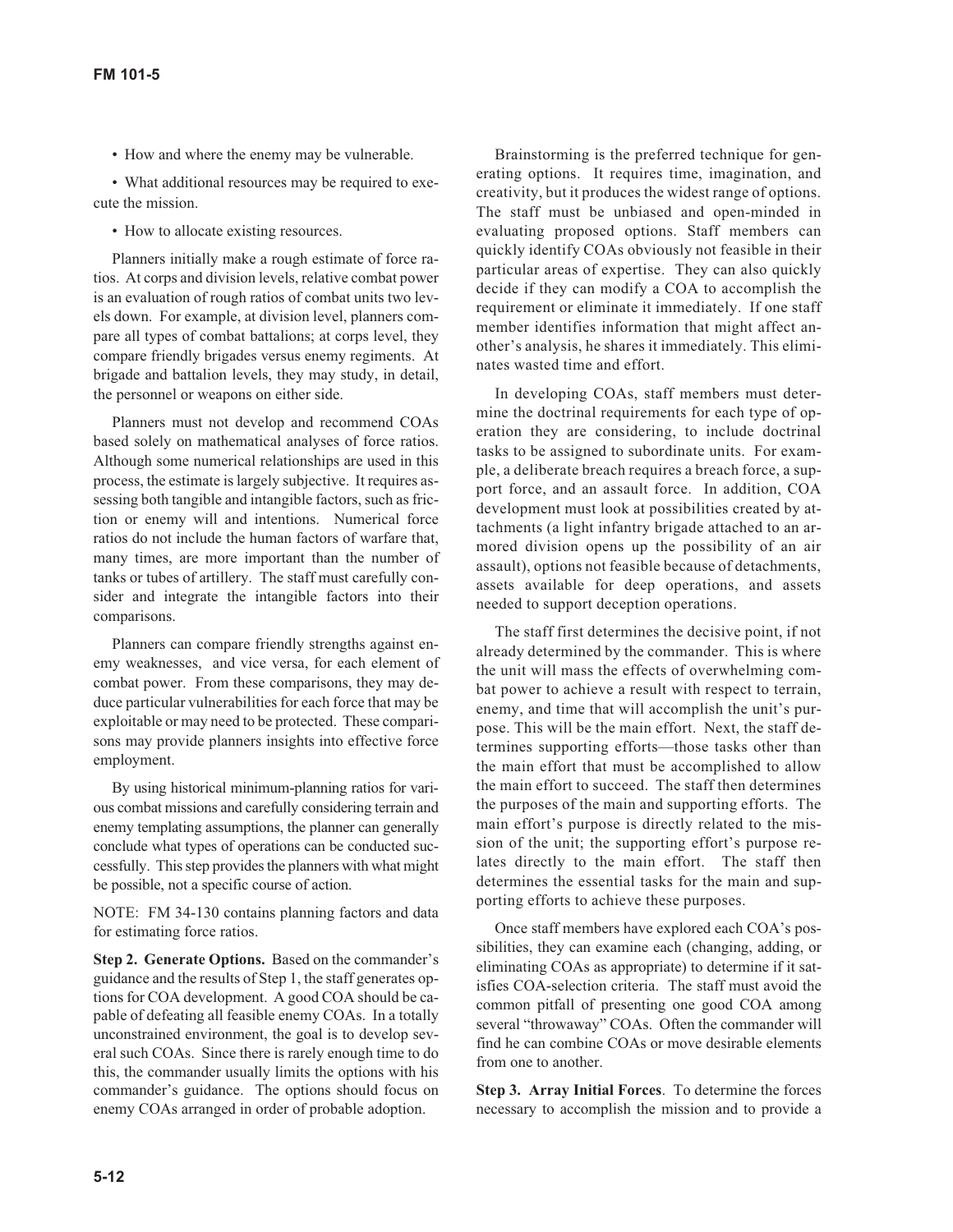- How and where the enemy may be vulnerable.
- What additional resources may be required to execute the mission.
- How to allocate existing resources.

Planners initially make a rough estimate of force ratios. At corps and division levels, relative combat power is an evaluation of rough ratios of combat units two levels down. For example, at division level, planners compare all types of combat battalions; at corps level, they compare friendly brigades versus enemy regiments. At brigade and battalion levels, they may study, in detail, the personnel or weapons on either side.

Planners must not develop and recommend COAs based solely on mathematical analyses of force ratios. Although some numerical relationships are used in this process, the estimate is largely subjective. It requires assessing both tangible and intangible factors, such as friction or enemy will and intentions. Numerical force ratios do not include the human factors of warfare that, many times, are more important than the number of tanks or tubes of artillery. The staff must carefully consider and integrate the intangible factors into their comparisons.

Planners can compare friendly strengths against enemy weaknesses, and vice versa, for each element of combat power. From these comparisons, they may deduce particular vulnerabilities for each force that may be exploitable or may need to be protected. These comparisons may provide planners insights into effective force employment.

By using historical minimum-planning ratios for various combat missions and carefully considering terrain and enemy templating assumptions, the planner can generally conclude what types of operations can be conducted successfully. This step provides the planners with what might be possible, not a specific course of action.

NOTE: FM 34-130 contains planning factors and data for estimating force ratios.

**Step 2. Generate Options.** Based on the commander's guidance and the results of Step 1, the staff generates options for COA development. A good COA should be capable of defeating all feasible enemy COAs. In a totally unconstrained environment, the goal is to develop several such COAs. Since there is rarely enough time to do this, the commander usually limits the options with his commander's guidance. The options should focus on enemy COAs arranged in order of probable adoption.

Brainstorming is the preferred technique for generating options. It requires time, imagination, and creativity, but it produces the widest range of options. The staff must be unbiased and open-minded in evaluating proposed options. Staff members can quickly identify COAs obviously not feasible in their particular areas of expertise. They can also quickly decide if they can modify a COA to accomplish the requirement or eliminate it immediately. If one staff member identifies information that might affect another's analysis, he shares it immediately. This eliminates wasted time and effort.

In developing COAs, staff members must determine the doctrinal requirements for each type of operation they are considering, to include doctrinal tasks to be assigned to subordinate units. For example, a deliberate breach requires a breach force, a support force, and an assault force. In addition, COA development must look at possibilities created by attachments (a light infantry brigade attached to an armored division opens up the possibility of an air assault), options not feasible because of detachments, assets available for deep operations, and assets needed to support deception operations.

The staff first determines the decisive point, if not already determined by the commander. This is where the unit will mass the effects of overwhelming combat power to achieve a result with respect to terrain, enemy, and time that will accomplish the unit's purpose. This will be the main effort. Next, the staff determines supporting efforts—those tasks other than the main effort that must be accomplished to allow the main effort to succeed. The staff then determines the purposes of the main and supporting efforts. The main effort's purpose is directly related to the mission of the unit; the supporting effort's purpose relates directly to the main effort. The staff then determines the essential tasks for the main and supporting efforts to achieve these purposes.

Once staff members have explored each COA's possibilities, they can examine each (changing, adding, or eliminating COAs as appropriate) to determine if it satisfies COA-selection criteria. The staff must avoid the common pitfall of presenting one good COA among several "throwaway" COAs. Often the commander will find he can combine COAs or move desirable elements from one to another.

**Step 3. Array Initial Forces**. To determine the forces necessary to accomplish the mission and to provide a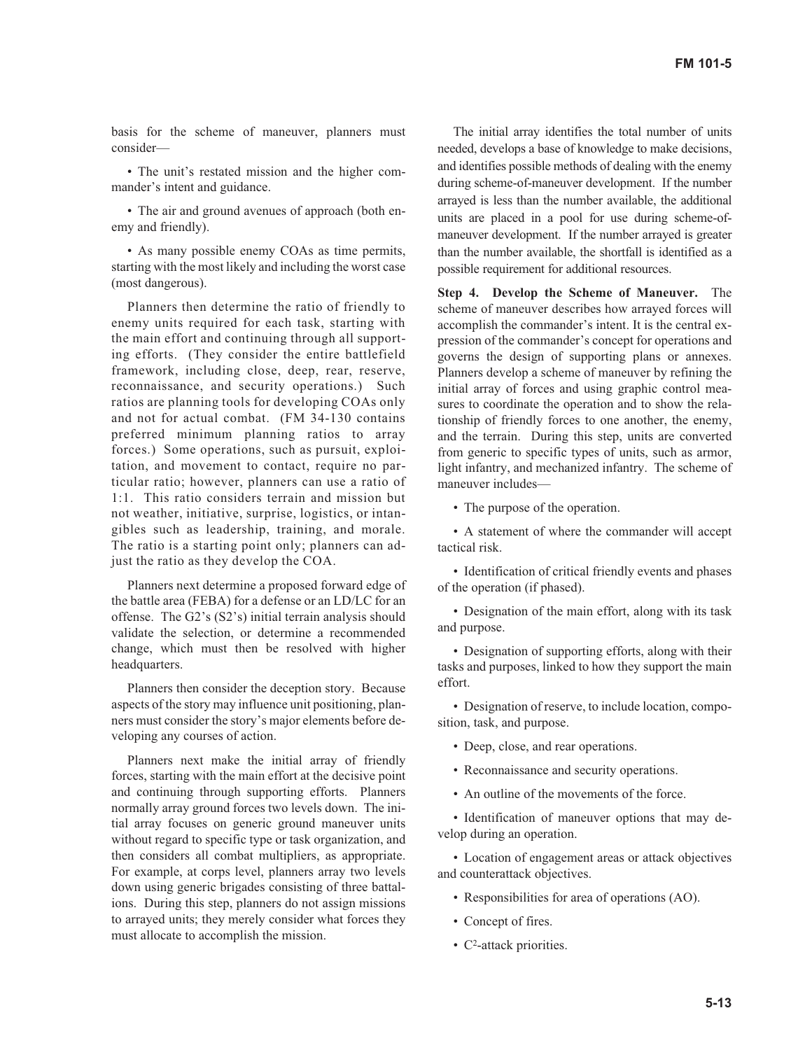basis for the scheme of maneuver, planners must consider—

- The unit's restated mission and the higher commander's intent and guidance.
- The air and ground avenues of approach (both enemy and friendly).
- As many possible enemy COAs as time permits, starting with the most likely and including the worst case (most dangerous).

Planners then determine the ratio of friendly to enemy units required for each task, starting with the main effort and continuing through all supporting efforts. (They consider the entire battlefield framework, including close, deep, rear, reserve, reconnaissance, and security operations.) Such ratios are planning tools for developing COAs only and not for actual combat. (FM 34-130 contains preferred minimum planning ratios to array forces.) Some operations, such as pursuit, exploitation, and movement to contact, require no particular ratio; however, planners can use a ratio of 1:1. This ratio considers terrain and mission but not weather, initiative, surprise, logistics, or intangibles such as leadership, training, and morale. The ratio is a starting point only; planners can adjust the ratio as they develop the COA.

Planners next determine a proposed forward edge of the battle area (FEBA) for a defense or an LD/LC for an offense. The G2's (S2's) initial terrain analysis should validate the selection, or determine a recommended change, which must then be resolved with higher headquarters.

Planners then consider the deception story. Because aspects of the story may influence unit positioning, planners must consider the story's major elements before developing any courses of action.

Planners next make the initial array of friendly forces, starting with the main effort at the decisive point and continuing through supporting efforts. Planners normally array ground forces two levels down. The initial array focuses on generic ground maneuver units without regard to specific type or task organization, and then considers all combat multipliers, as appropriate. For example, at corps level, planners array two levels down using generic brigades consisting of three battalions. During this step, planners do not assign missions to arrayed units; they merely consider what forces they must allocate to accomplish the mission.

The initial array identifies the total number of units needed, develops a base of knowledge to make decisions, and identifies possible methods of dealing with the enemy during scheme-of-maneuver development. If the number arrayed is less than the number available, the additional units are placed in a pool for use during scheme-of-maneuver development. If the number arrayed is greater than the number available, the shortfall is identified as a possible requirement for additional resources.

**Step 4. Develop the Scheme of Maneuver.** The scheme of maneuver describes how arrayed forces will accomplish the commander's intent. It is the central expression of the commander's concept for operations and governs the design of supporting plans or annexes. Planners develop a scheme of maneuver by refining the initial array of forces and using graphic control measures to coordinate the operation and to show the relationship of friendly forces to one another, the enemy, and the terrain. During this step, units are converted from generic to specific types of units, such as armor, light infantry, and mechanized infantry. The scheme of maneuver includes—

- The purpose of the operation.
- A statement of where the commander will accept tactical risk.
- Identification of critical friendly events and phases of the operation (if phased).
- Designation of the main effort, along with its task and purpose.
- Designation of supporting efforts, along with their tasks and purposes, linked to how they support the main effort.
- Designation of reserve, to include location, composition, task, and purpose.
- Deep, close, and rear operations.
- Reconnaissance and security operations.
- An outline of the movements of the force.
- Identification of maneuver options that may develop during an operation.
- Location of engagement areas or attack objectives and counterattack objectives.
- Responsibilities for area of operations (AO).
- Concept of fires.
- $C^2$-attack priorities.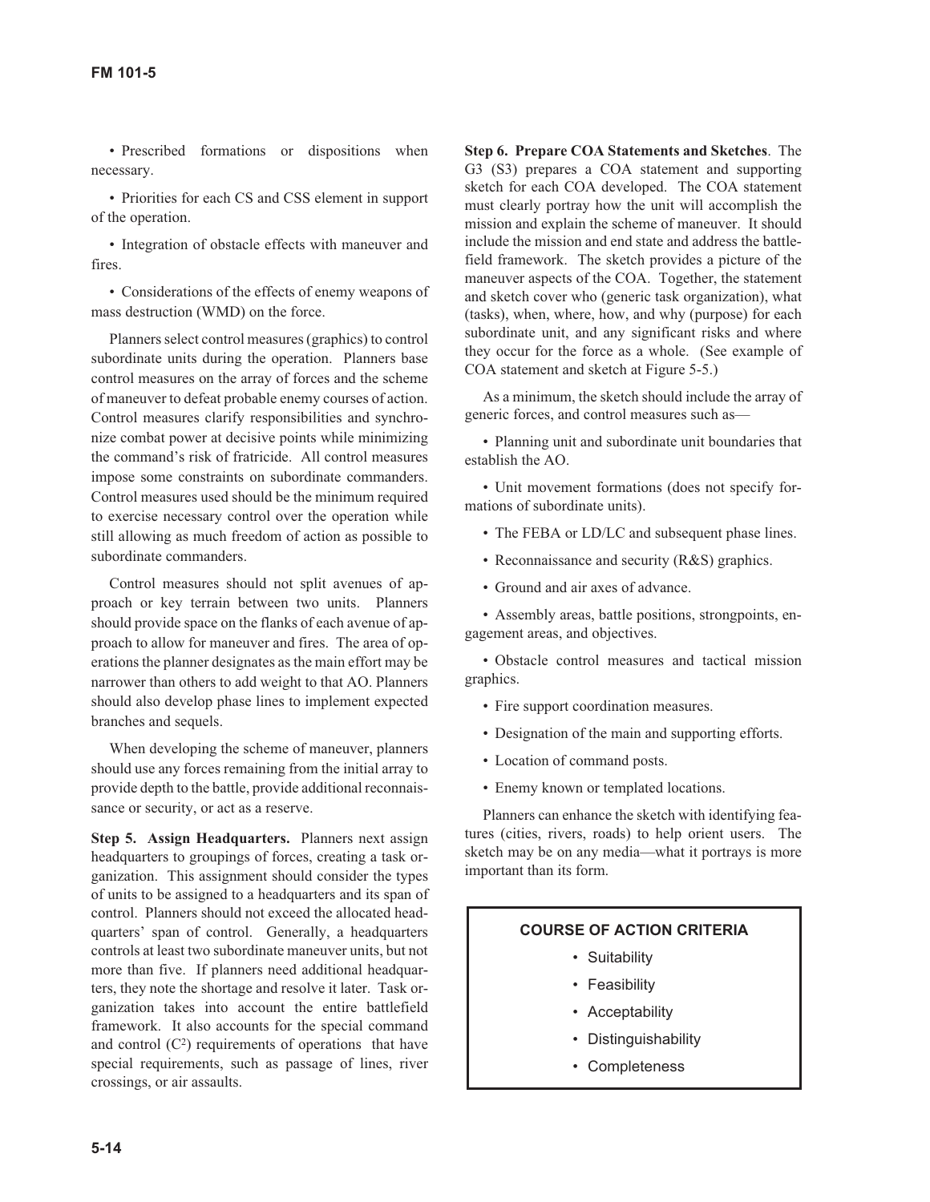- Prescribed formations or dispositions when necessary.
- Priorities for each CS and CSS element in support of the operation.
- Integration of obstacle effects with maneuver and fires.
- Considerations of the effects of enemy weapons of mass destruction (WMD) on the force.

Planners select control measures (graphics) to control subordinate units during the operation. Planners base control measures on the array of forces and the scheme of maneuver to defeat probable enemy courses of action. Control measures clarify responsibilities and synchronize combat power at decisive points while minimizing the command's risk of fratricide. All control measures impose some constraints on subordinate commanders. Control measures used should be the minimum required to exercise necessary control over the operation while still allowing as much freedom of action as possible to subordinate commanders.

Control measures should not split avenues of approach or key terrain between two units. Planners should provide space on the flanks of each avenue of approach to allow for maneuver and fires. The area of operations the planner designates as the main effort may be narrower than others to add weight to that AO. Planners should also develop phase lines to implement expected branches and sequels.

When developing the scheme of maneuver, planners should use any forces remaining from the initial array to provide depth to the battle, provide additional reconnaissance or security, or act as a reserve.

**Step 5. Assign Headquarters.** Planners next assign headquarters to groupings of forces, creating a task organization. This assignment should consider the types of units to be assigned to a headquarters and its span of control. Planners should not exceed the allocated headquarters' span of control. Generally, a headquarters controls at least two subordinate maneuver units, but not more than five. If planners need additional headquarters, they note the shortage and resolve it later. Task organization takes into account the entire battlefield framework. It also accounts for the special command and control ($C^2$) requirements of operations that have special requirements, such as passage of lines, river crossings, or air assaults.

**Step 6. Prepare COA Statements and Sketches**. The G3 (S3) prepares a COA statement and supporting sketch for each COA developed. The COA statement must clearly portray how the unit will accomplish the mission and explain the scheme of maneuver. It should include the mission and end state and address the battlefield framework. The sketch provides a picture of the maneuver aspects of the COA. Together, the statement and sketch cover who (generic task organization), what (tasks), when, where, how, and why (purpose) for each subordinate unit, and any significant risks and where they occur for the force as a whole. (See example of COA statement and sketch at Figure 5-5.)

As a minimum, the sketch should include the array of generic forces, and control measures such as—

- Planning unit and subordinate unit boundaries that establish the AO.
- Unit movement formations (does not specify formations of subordinate units).
- The FEBA or LD/LC and subsequent phase lines.
- Reconnaissance and security (R&S) graphics.
- Ground and air axes of advance.
- Assembly areas, battle positions, strongpoints, engagement areas, and objectives.
- Obstacle control measures and tactical mission graphics.
- Fire support coordination measures.
- Designation of the main and supporting efforts.
- Location of command posts.
- Enemy known or templated locations.

Planners can enhance the sketch with identifying features (cities, rivers, roads) to help orient users. The sketch may be on any media—what it portrays is more important than its form.

**COURSE OF ACTION CRITERIA**

- Suitability
- Feasibility
- Acceptability
- Distinguishability
- Completeness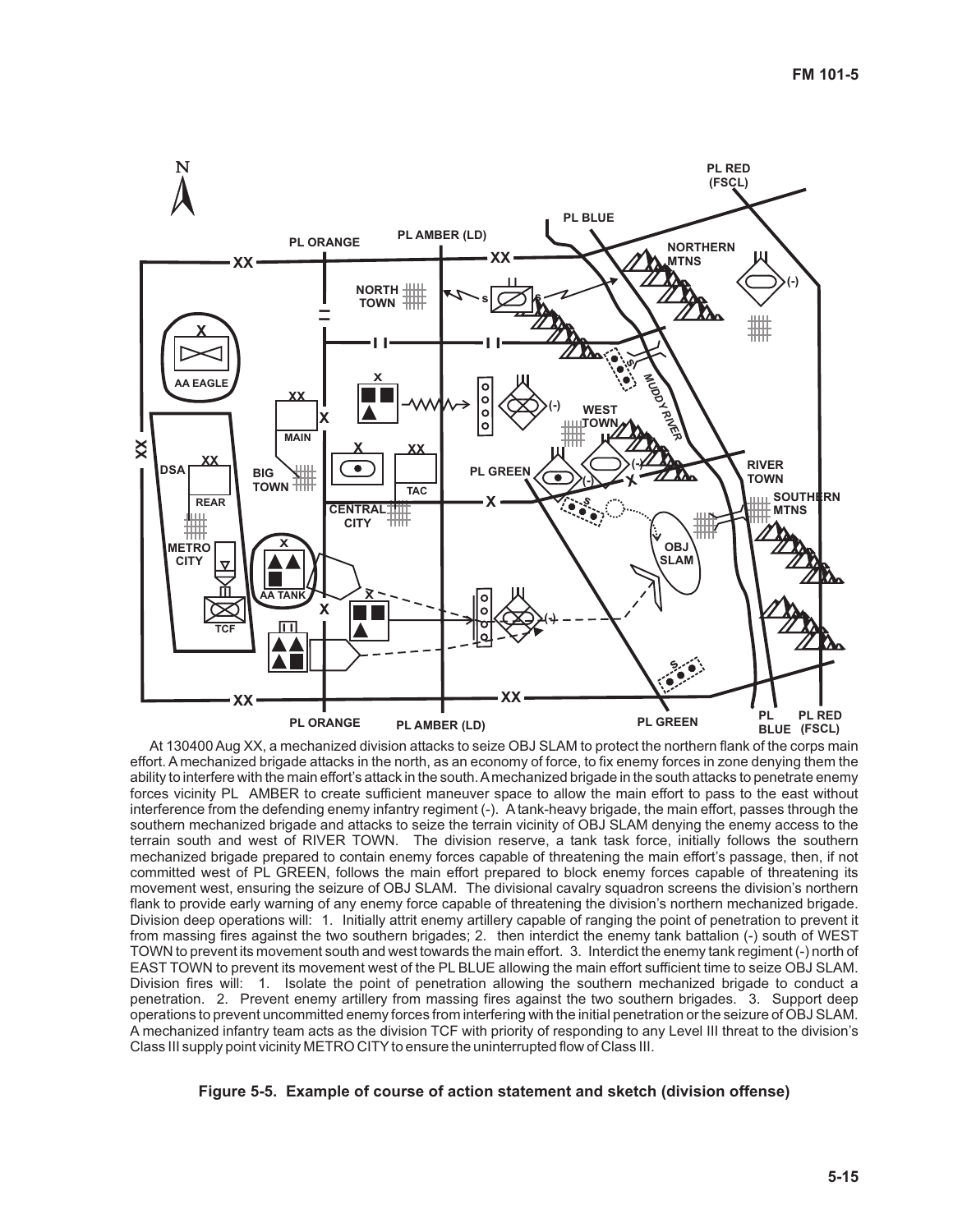At 130400 Aug XX, a mechanized division attacks to seize OBJ SLAM to protect the northern flank of the corps main effort. A mechanized brigade attacks in the north, as an economy of force, to fix enemy forces in zone denying them the ability to interfere with the main effort's attack in the south. A mechanized brigade in the south attacks to penetrate enemy forces vicinity PL AMBER to create sufficient maneuver space to allow the main effort to pass to the east without interference from the defending enemy infantry regiment (-). A tank-heavy brigade, the main effort, passes through the southern mechanized brigade and attacks to seize the terrain vicinity of OBJ SLAM denying the enemy access to the terrain south and west of RIVER TOWN. The division reserve, a tank task force, initially follows the southern mechanized brigade prepared to contain enemy forces capable of threatening the main effort's passage, then, if not committed west of PL GREEN, follows the main effort prepared to block enemy forces capable of threatening its movement west, ensuring the seizure of OBJ SLAM. The divisional cavalry squadron screens the division's northern flank to provide early warning of any enemy force capable of threatening the division's northern mechanized brigade. Division deep operations will: 1. Initially attrit enemy artillery capable of ranging the point of penetration to prevent it from massing fires against the two southern brigades; 2. then interdict the enemy tank battalion (-) south of WEST TOWN to prevent its movement south and west towards the main effort. 3. Interdict the enemy tank regiment (-) north of EAST TOWN to prevent its movement west of the PL BLUE allowing the main effort sufficient time to seize OBJ SLAM. Division fires will: 1. Isolate the point of penetration allowing the southern mechanized brigade to conduct a penetration. 2. Prevent enemy artillery from massing fires against the two southern brigades. 3. Support deep operations to prevent uncommitted enemy forces from interfering with the initial penetration or the seizure of OBJ SLAM. A mechanized infantry team acts as the division TCF with priority of responding to any Level III threat to the division's Class III supply point vicinity METRO CITY to ensure the uninterrupted flow of Class III.

**Figure 5-5. Example of course of action statement and sketch (division offense)**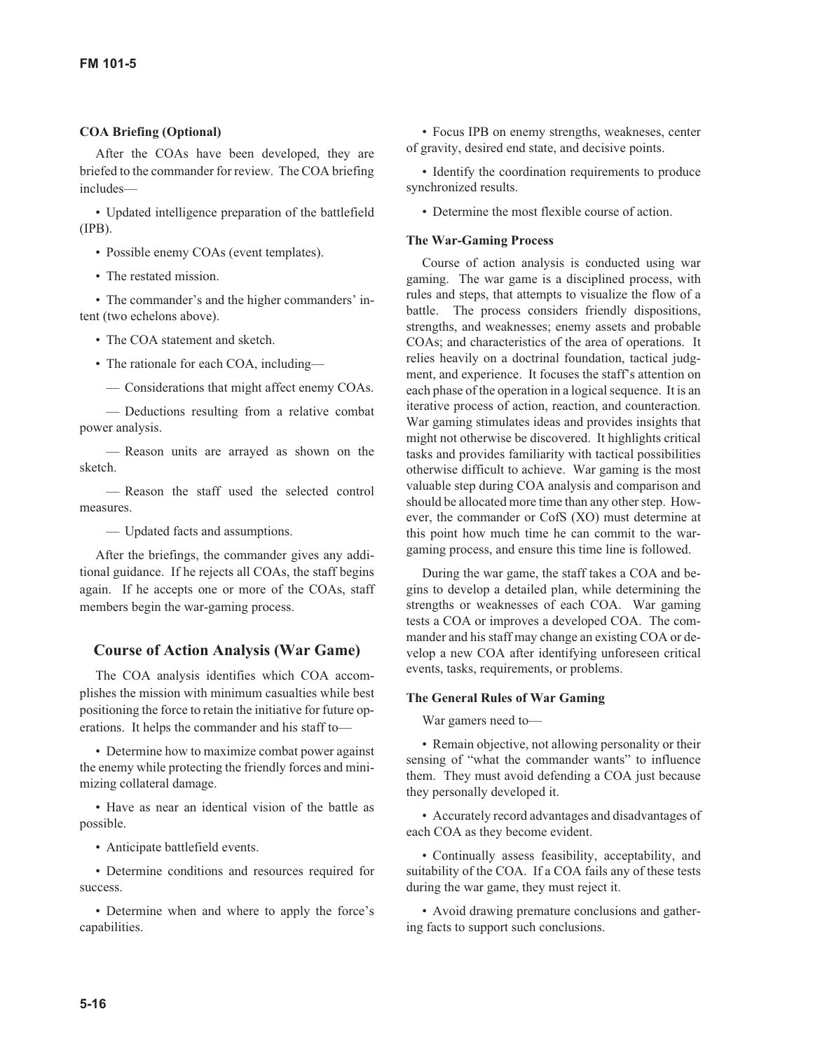**COA Briefing (Optional)**

After the COAs have been developed, they are briefed to the commander for review. The COA briefing includes—

- Updated intelligence preparation of the battlefield (IPB).
- Possible enemy COAs (event templates).
- The restated mission.
- The commander's and the higher commanders' intent (two echelons above).
- The COA statement and sketch.
- The rationale for each COA, including—
  - — Considerations that might affect enemy COAs.
  - — Deductions resulting from a relative combat power analysis.
  - — Reason units are arrayed as shown on the sketch.
  - — Reason the staff used the selected control measures.
  - — Updated facts and assumptions.

After the briefings, the commander gives any additional guidance. If he rejects all COAs, the staff begins again. If he accepts one or more of the COAs, staff members begin the war-gaming process.

## Course of Action Analysis (War Game)

The COA analysis identifies which COA accomplishes the mission with minimum casualties while best positioning the force to retain the initiative for future operations. It helps the commander and his staff to—

- Determine how to maximize combat power against the enemy while protecting the friendly forces and minimizing collateral damage.
- Have as near an identical vision of the battle as possible.
- Anticipate battlefield events.
- Determine conditions and resources required for success.
- Determine when and where to apply the force's capabilities.
- Focus IPB on enemy strengths, weaknesses, center of gravity, desired end state, and decisive points.
- Identify the coordination requirements to produce synchronized results.
- Determine the most flexible course of action.

**The War-Gaming Process**

Course of action analysis is conducted using war gaming. The war game is a disciplined process, with rules and steps, that attempts to visualize the flow of a battle. The process considers friendly dispositions, strengths, and weaknesses; enemy assets and probable COAs; and characteristics of the area of operations. It relies heavily on a doctrinal foundation, tactical judgment, and experience. It focuses the staff's attention on each phase of the operation in a logical sequence. It is an iterative process of action, reaction, and counteraction. War gaming stimulates ideas and provides insights that might not otherwise be discovered. It highlights critical tasks and provides familiarity with tactical possibilities otherwise difficult to achieve. War gaming is the most valuable step during COA analysis and comparison and should be allocated more time than any other step. However, the commander or CofS (XO) must determine at this point how much time he can commit to the war-gaming process, and ensure this time line is followed.

During the war game, the staff takes a COA and begins to develop a detailed plan, while determining the strengths or weaknesses of each COA. War gaming tests a COA or improves a developed COA. The commander and his staff may change an existing COA or develop a new COA after identifying unforeseen critical events, tasks, requirements, or problems.

**The General Rules of War Gaming**

War gamers need to—

- Remain objective, not allowing personality or their sensing of "what the commander wants" to influence them. They must avoid defending a COA just because they personally developed it.
- Accurately record advantages and disadvantages of each COA as they become evident.
- Continually assess feasibility, acceptability, and suitability of the COA. If a COA fails any of these tests during the war game, they must reject it.
- Avoid drawing premature conclusions and gathering facts to support such conclusions.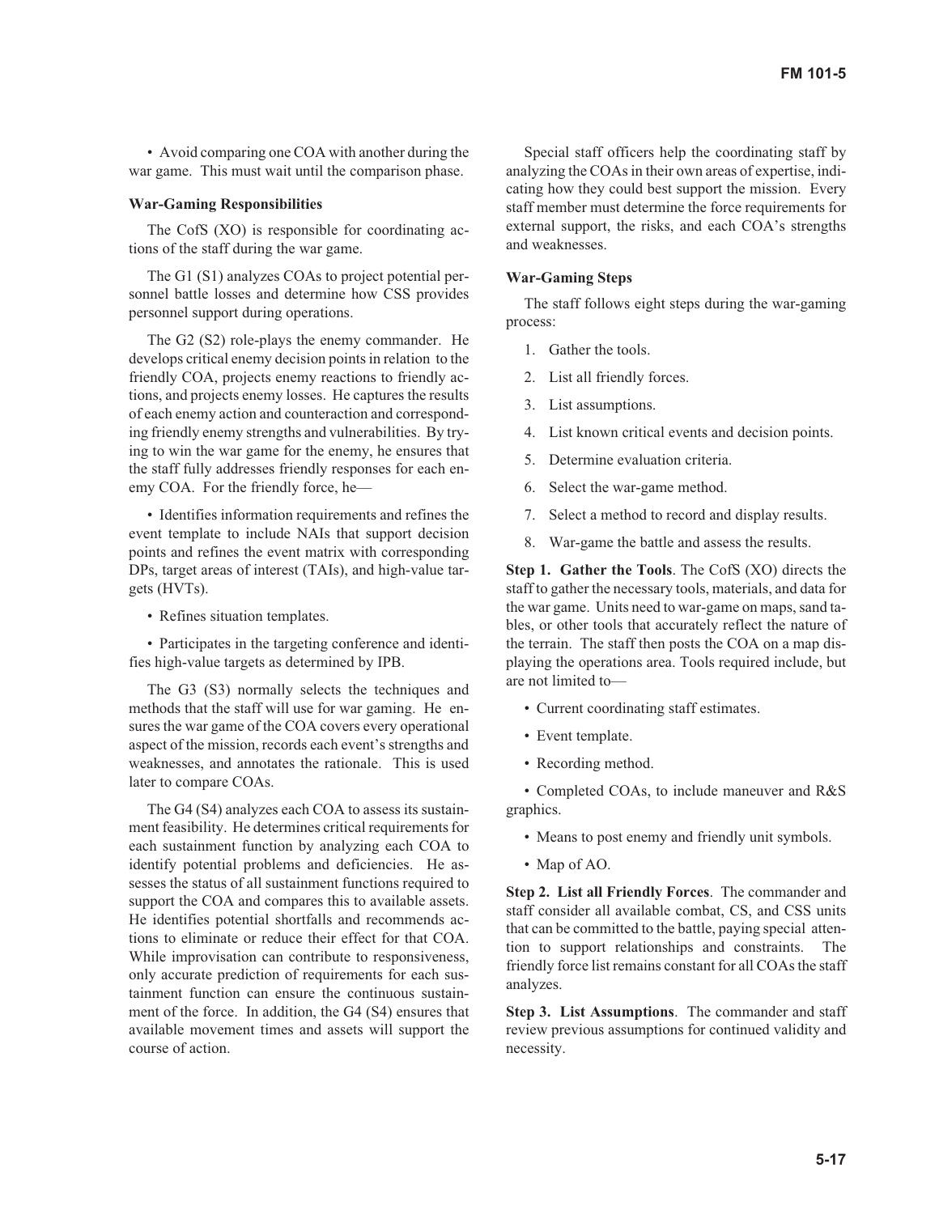• Avoid comparing one COA with another during the war game. This must wait until the comparison phase.

**War-Gaming Responsibilities**

The CofS (XO) is responsible for coordinating actions of the staff during the war game.

The G1 (S1) analyzes COAs to project potential personnel battle losses and determine how CSS provides personnel support during operations.

The G2 (S2) role-plays the enemy commander. He develops critical enemy decision points in relation to the friendly COA, projects enemy reactions to friendly actions, and projects enemy losses. He captures the results of each enemy action and counteraction and corresponding friendly enemy strengths and vulnerabilities. By trying to win the war game for the enemy, he ensures that the staff fully addresses friendly responses for each enemy COA. For the friendly force, he—

• Identifies information requirements and refines the event template to include NAIs that support decision points and refines the event matrix with corresponding DPs, target areas of interest (TAIs), and high-value targets (HVTs).

• Refines situation templates.

• Participates in the targeting conference and identifies high-value targets as determined by IPB.

The G3 (S3) normally selects the techniques and methods that the staff will use for war gaming. He ensures the war game of the COA covers every operational aspect of the mission, records each event's strengths and weaknesses, and annotates the rationale. This is used later to compare COAs.

The G4 (S4) analyzes each COA to assess its sustainment feasibility. He determines critical requirements for each sustainment function by analyzing each COA to identify potential problems and deficiencies. He assesses the status of all sustainment functions required to support the COA and compares this to available assets. He identifies potential shortfalls and recommends actions to eliminate or reduce their effect for that COA. While improvisation can contribute to responsiveness, only accurate prediction of requirements for each sustainment function can ensure the continuous sustainment of the force. In addition, the G4 (S4) ensures that available movement times and assets will support the course of action.

Special staff officers help the coordinating staff by analyzing the COAs in their own areas of expertise, indicating how they could best support the mission. Every staff member must determine the force requirements for external support, the risks, and each COA's strengths and weaknesses.

**War-Gaming Steps**

The staff follows eight steps during the war-gaming process:

1. Gather the tools.
2. List all friendly forces.
3. List assumptions.
4. List known critical events and decision points.
5. Determine evaluation criteria.
6. Select the war-game method.
7. Select a method to record and display results.
8. War-game the battle and assess the results.

**Step 1. Gather the Tools**. The CofS (XO) directs the staff to gather the necessary tools, materials, and data for the war game. Units need to war-game on maps, sand tables, or other tools that accurately reflect the nature of the terrain. The staff then posts the COA on a map displaying the operations area. Tools required include, but are not limited to—

• Current coordinating staff estimates.

• Event template.

• Recording method.

• Completed COAs, to include maneuver and R&S graphics.

• Means to post enemy and friendly unit symbols.

• Map of AO.

**Step 2. List all Friendly Forces**. The commander and staff consider all available combat, CS, and CSS units that can be committed to the battle, paying special attention to support relationships and constraints. The friendly force list remains constant for all COAs the staff analyzes.

**Step 3. List Assumptions**. The commander and staff review previous assumptions for continued validity and necessity.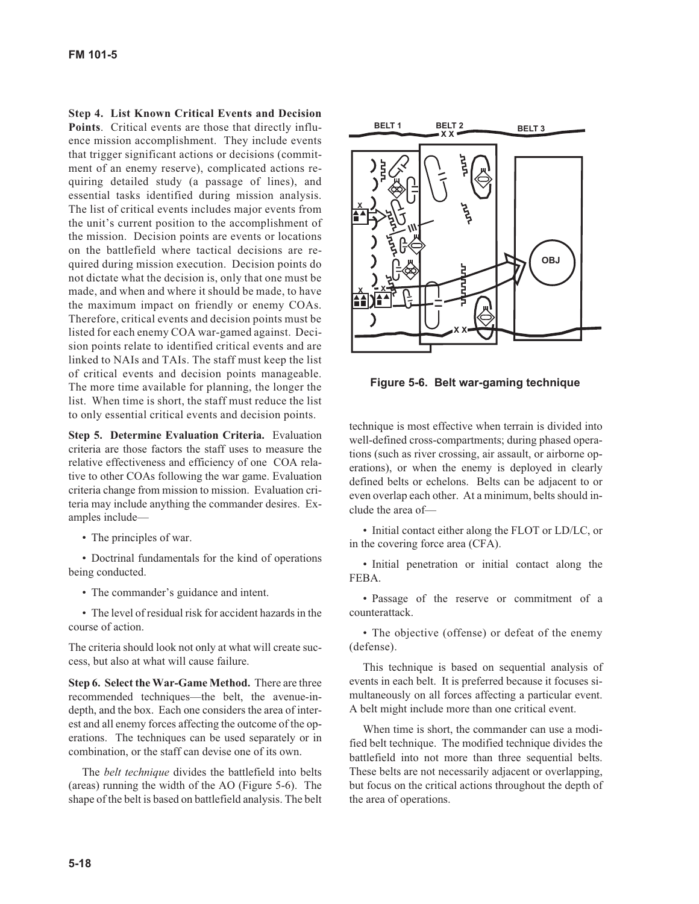**Step 4. List Known Critical Events and Decision Points**. Critical events are those that directly influence mission accomplishment. They include events that trigger significant actions or decisions (commitment of an enemy reserve), complicated actions requiring detailed study (a passage of lines), and essential tasks identified during mission analysis. The list of critical events includes major events from the unit's current position to the accomplishment of the mission. Decision points are events or locations on the battlefield where tactical decisions are required during mission execution. Decision points do not dictate what the decision is, only that one must be made, and when and where it should be made, to have the maximum impact on friendly or enemy COAs. Therefore, critical events and decision points must be listed for each enemy COA war-gamed against. Decision points relate to identified critical events and are linked to NAIs and TAIs. The staff must keep the list of critical events and decision points manageable. The more time available for planning, the longer the list. When time is short, the staff must reduce the list to only essential critical events and decision points.

**Step 5. Determine Evaluation Criteria.** Evaluation criteria are those factors the staff uses to measure the relative effectiveness and efficiency of one COA relative to other COAs following the war game. Evaluation criteria change from mission to mission. Evaluation criteria may include anything the commander desires. Examples include—

- The principles of war.
- Doctrinal fundamentals for the kind of operations being conducted.
- The commander's guidance and intent.
- The level of residual risk for accident hazards in the course of action.

The criteria should look not only at what will create success, but also at what will cause failure.

**Step 6. Select the War-Game Method.** There are three recommended techniques—the belt, the avenue-in-depth, and the box. Each one considers the area of interest and all enemy forces affecting the outcome of the operations. The techniques can be used separately or in combination, or the staff can devise one of its own.

The *belt technique* divides the battlefield into belts (areas) running the width of the AO (Figure 5-6). The shape of the belt is based on battlefield analysis. The belt technique is most effective when terrain is divided into well-defined cross-compartments; during phased operations (such as river crossing, air assault, or airborne operations), or when the enemy is deployed in clearly defined belts or echelons. Belts can be adjacent to or even overlap each other. At a minimum, belts should include the area of—

- Initial contact either along the FLOT or LD/LC, or in the covering force area (CFA).
- Initial penetration or initial contact along the FEBA.
- Passage of the reserve or commitment of a counterattack.
- The objective (offense) or defeat of the enemy (defense).

**Figure 5-6. Belt war-gaming technique**

This technique is based on sequential analysis of events in each belt. It is preferred because it focuses simultaneously on all forces affecting a particular event. A belt might include more than one critical event.

When time is short, the commander can use a modified belt technique. The modified technique divides the battlefield into not more than three sequential belts. These belts are not necessarily adjacent or overlapping, but focus on the critical actions throughout the depth of the area of operations.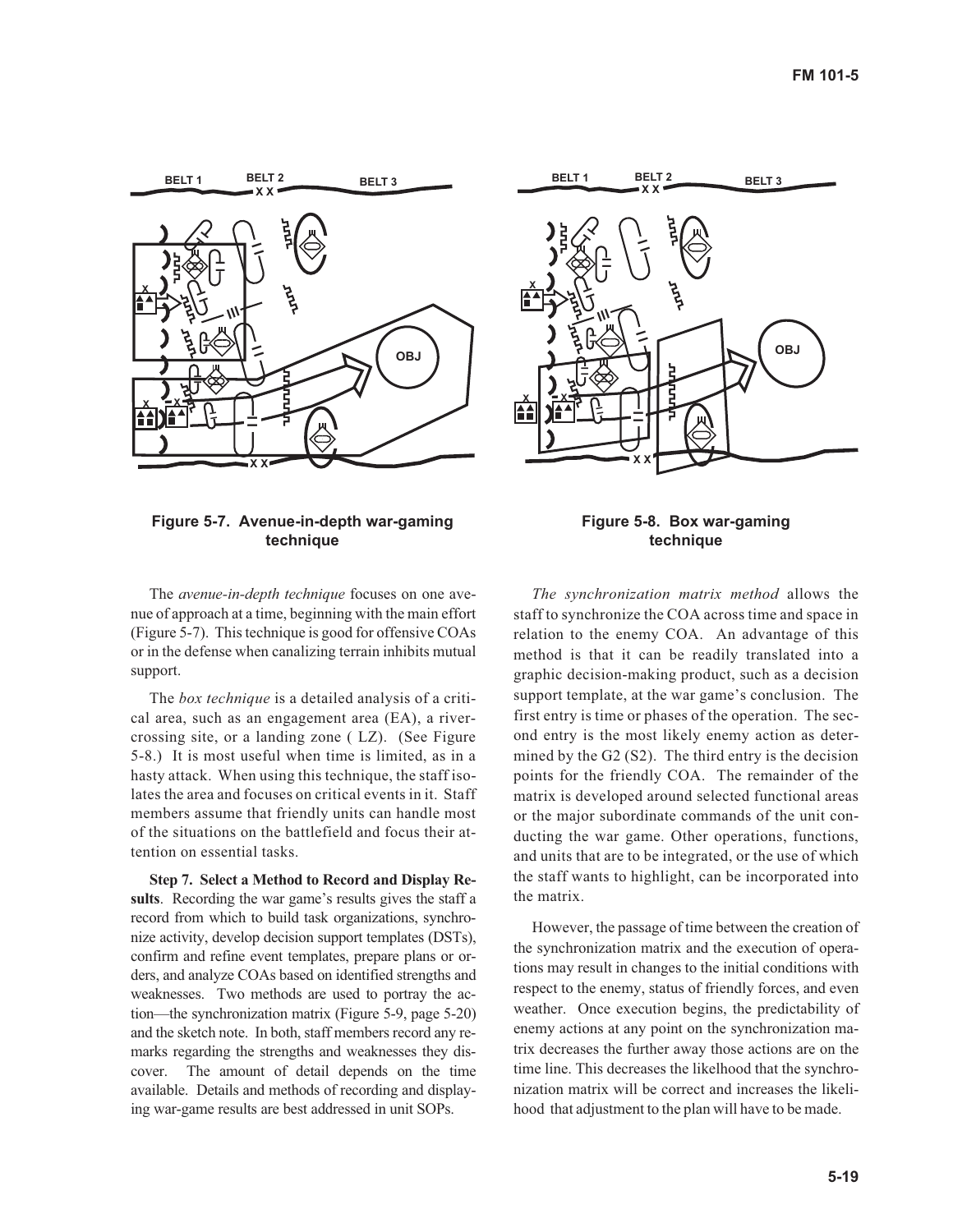Figure 5-7. Avenue-in-depth war-gaming technique

Figure 5-8. Box war-gaming technique

The *avenue-in-depth technique* focuses on one avenue of approach at a time, beginning with the main effort (Figure 5-7). This technique is good for offensive COAs or in the defense when canalizing terrain inhibits mutual support.

The *box technique* is a detailed analysis of a critical area, such as an engagement area (EA), a river-crossing site, or a landing zone ( LZ). (See Figure 5-8.) It is most useful when time is limited, as in a hasty attack. When using this technique, the staff isolates the area and focuses on critical events in it. Staff members assume that friendly units can handle most of the situations on the battlefield and focus their attention on essential tasks.

**Step 7. Select a Method to Record and Display Results**. Recording the war game's results gives the staff a record from which to build task organizations, synchronize activity, develop decision support templates (DSTs), confirm and refine event templates, prepare plans or orders, and analyze COAs based on identified strengths and weaknesses. Two methods are used to portray the action—the synchronization matrix (Figure 5-9, page 5-20) and the sketch note. In both, staff members record any remarks regarding the strengths and weaknesses they discover. The amount of detail depends on the time available. Details and methods of recording and displaying war-game results are best addressed in unit SOPs.

*The synchronization matrix method* allows the staff to synchronize the COA across time and space in relation to the enemy COA. An advantage of this method is that it can be readily translated into a graphic decision-making product, such as a decision support template, at the war game's conclusion. The first entry is time or phases of the operation. The second entry is the most likely enemy action as determined by the G2 (S2). The third entry is the decision points for the friendly COA. The remainder of the matrix is developed around selected functional areas or the major subordinate commands of the unit conducting the war game. Other operations, functions, and units that are to be integrated, or the use of which the staff wants to highlight, can be incorporated into the matrix.

However, the passage of time between the creation of the synchronization matrix and the execution of operations may result in changes to the initial conditions with respect to the enemy, status of friendly forces, and even weather. Once execution begins, the predictability of enemy actions at any point on the synchronization matrix decreases the further away those actions are on the time line. This decreases the likelihood that the synchronization matrix will be correct and increases the likelihood that adjustment to the plan will have to be made.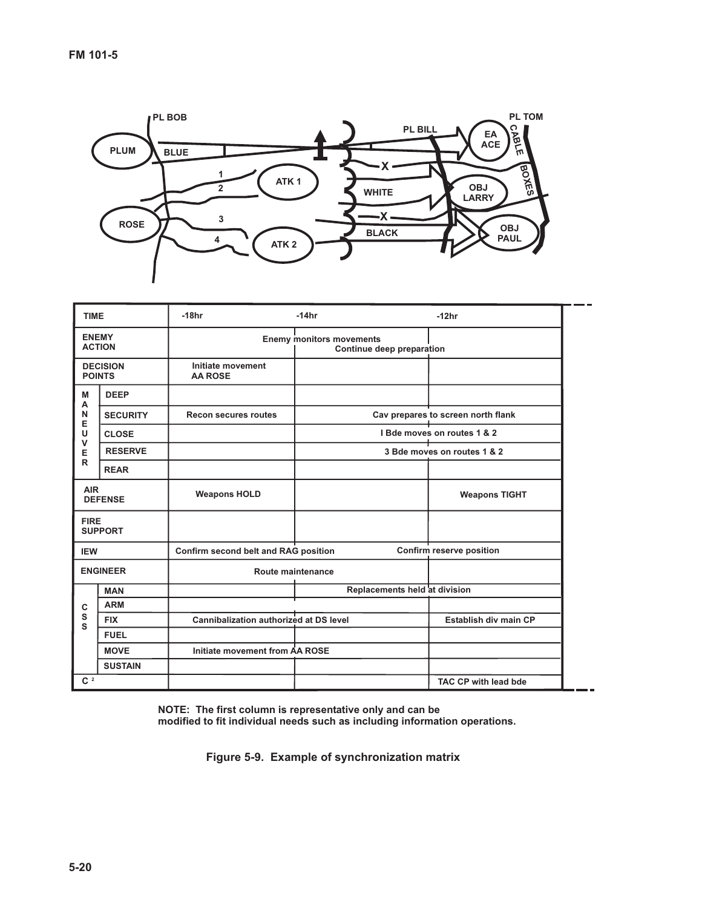PL BOB | PL BILL | PL TOM

PLUM | BLUE | 1 | 2 | ATK 1 | ROSE | 3 | 4 | ATK 2 | WHITE | BLACK | EA ACE | CABLE | BOXES | OBJ LARRY | OBJ PAUL

| TIME | | -18hr | -14hr | -12hr |
|---|---|---|---|---|
| ENEMY ACTION | | Enemy monitors movements | Continue deep preparation | |
| DECISION POINTS | | Initiate movement AA ROSE | | |
| MANEUVER | DEEP | | | |
| | SECURITY | Recon secures routes | Cav prepares to screen north flank | |
| | CLOSE | | I Bde moves on routes 1 & 2 | |
| | RESERVE | | 3 Bde moves on routes 1 & 2 | |
| | REAR | | | |
| AIR DEFENSE | | Weapons HOLD | | Weapons TIGHT |
| FIRE SUPPORT | | | | |
| IEW | | Confirm second belt and RAG position | Confirm reserve position | |
| ENGINEER | | Route maintenance | | |
| CSS | MAN | | Replacements held at division | |
| | ARM | | | |
| | FIX | Cannibalization authorized at DS level | | Establish div main CP |
| | FUEL | | | |
| | MOVE | Initiate movement from AA ROSE | | |
| | SUSTAIN | | | |
| $C^2$ | | | | TAC CP with lead bde |

NOTE: The first column is representative only and can be modified to fit individual needs such as including information operations.

**Figure 5-9. Example of synchronization matrix**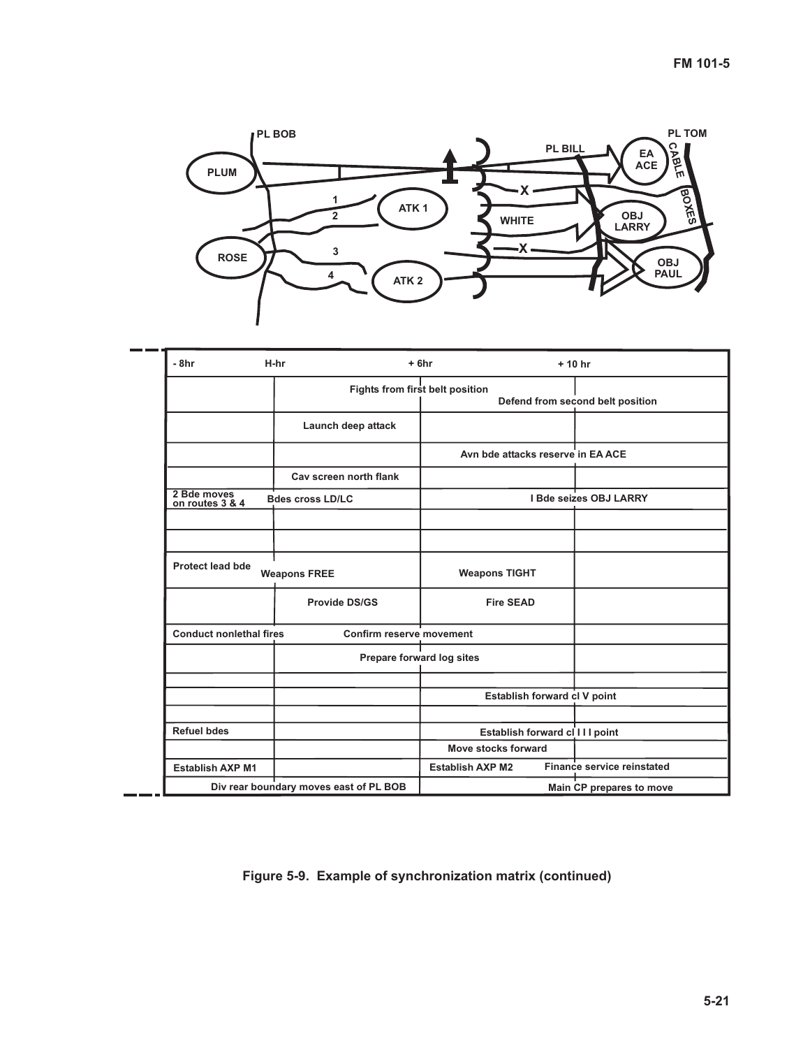PL BOB

PL TOM

PL BILL

EA ACE

CABLE BOXES

PLUM

1

2

ATK 1

WHITE

OBJ LARRY

ROSE

3

4

ATK 2

OBJ PAUL

| - 8hr | H-hr | + 6hr | + 10 hr |
|---|---|---|---|
| | Fights from first belt position | | Defend from second belt position |
| | Launch deep attack | | |
| | | Avn bde attacks reserve in EA ACE | |
| | Cav screen north flank | | |
| 2 Bde moves on routes 3 & 4 | Bdes cross LD/LC | I Bde seizes OBJ LARRY | |
| | | | |
| | | | |
| Protect lead bde | Weapons FREE | Weapons TIGHT | |
| | Provide DS/GS | Fire SEAD | |
| Conduct nonlethal fires | Confirm reserve movement | | |
| | Prepare forward log sites | | |
| | | | |
| | | Establish forward cl V point | |
| | | | |
| Refuel bdes | | Establish forward cl I I I point | |
| | | Move stocks forward | |
| Establish AXP M1 | | Establish AXP M2 | Finance service reinstated |
| Div rear boundary moves east of PL BOB | | Main CP prepares to move | |

**Figure 5-9. Example of synchronization matrix (continued)**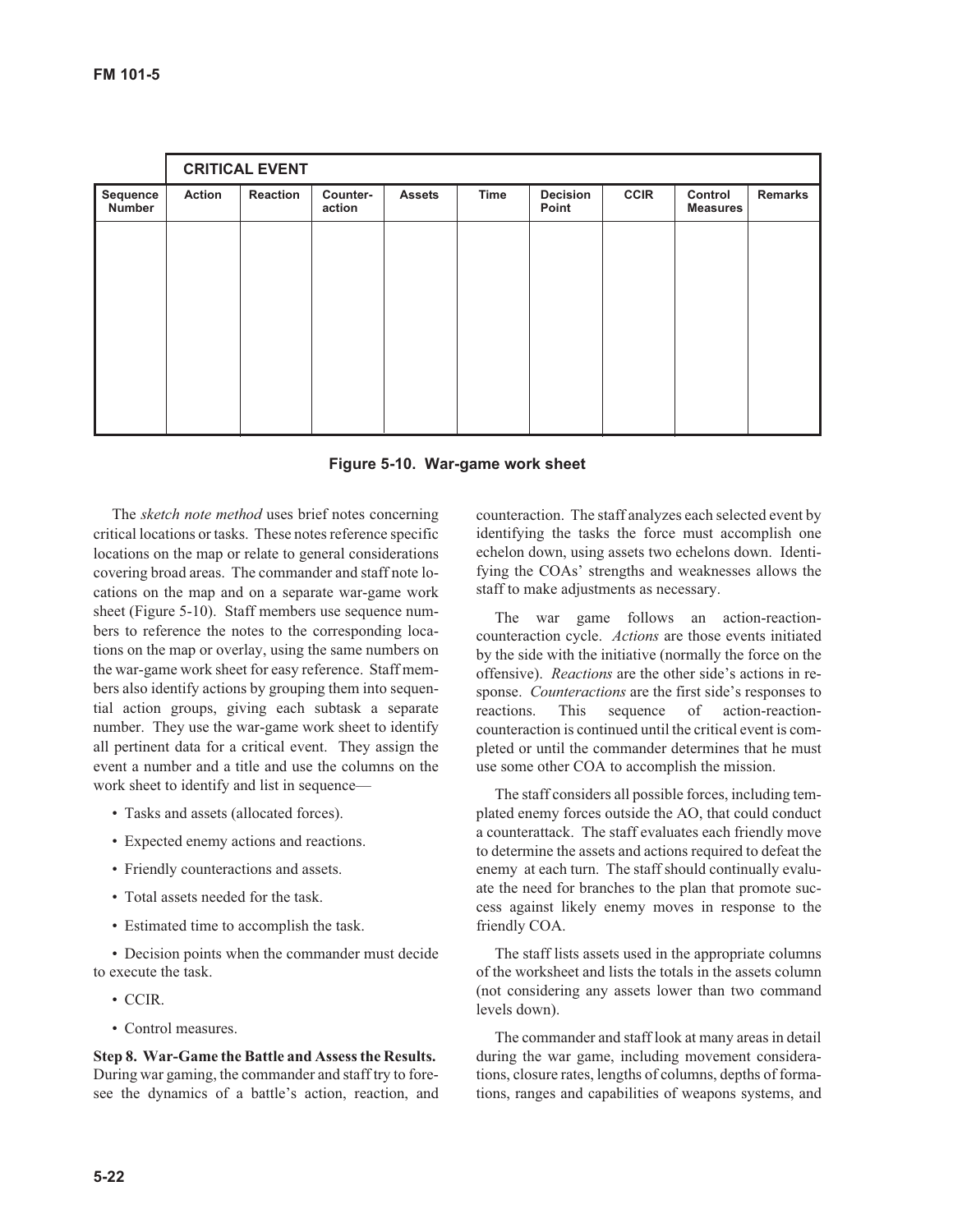| | CRITICAL EVENT | | | | | | | | |
|---|---|---|---|---|---|---|---|---|---|
| Sequence Number | Action | Reaction | Counter-action | Assets | Time | Decision Point | CCIR | Control Measures | Remarks |
| | | | | | | | | | |

**Figure 5-10. War-game work sheet**

The *sketch note method* uses brief notes concerning critical locations or tasks. These notes reference specific locations on the map or relate to general considerations covering broad areas. The commander and staff note locations on the map and on a separate war-game work sheet (Figure 5-10). Staff members use sequence numbers to reference the notes to the corresponding locations on the map or overlay, using the same numbers on the war-game work sheet for easy reference. Staff members also identify actions by grouping them into sequential action groups, giving each subtask a separate number. They use the war-game work sheet to identify all pertinent data for a critical event. They assign the event a number and a title and use the columns on the work sheet to identify and list in sequence—

- Tasks and assets (allocated forces).
- Expected enemy actions and reactions.
- Friendly counteractions and assets.
- Total assets needed for the task.
- Estimated time to accomplish the task.
- Decision points when the commander must decide to execute the task.
- CCIR.
- Control measures.

**Step 8. War-Game the Battle and Assess the Results.** During war gaming, the commander and staff try to foresee the dynamics of a battle's action, reaction, and counteraction. The staff analyzes each selected event by identifying the tasks the force must accomplish one echelon down, using assets two echelons down. Identifying the COAs' strengths and weaknesses allows the staff to make adjustments as necessary.

The war game follows an action-reaction-counteraction cycle. *Actions* are those events initiated by the side with the initiative (normally the force on the offensive). *Reactions* are the other side's actions in response. *Counteractions* are the first side's responses to reactions. This sequence of action-reaction-counteraction is continued until the critical event is completed or until the commander determines that he must use some other COA to accomplish the mission.

The staff considers all possible forces, including templated enemy forces outside the AO, that could conduct a counterattack. The staff evaluates each friendly move to determine the assets and actions required to defeat the enemy at each turn. The staff should continually evaluate the need for branches to the plan that promote success against likely enemy moves in response to the friendly COA.

The staff lists assets used in the appropriate columns of the worksheet and lists the totals in the assets column (not considering any assets lower than two command levels down).

The commander and staff look at many areas in detail during the war game, including movement considerations, closure rates, lengths of columns, depths of formations, ranges and capabilities of weapons systems, and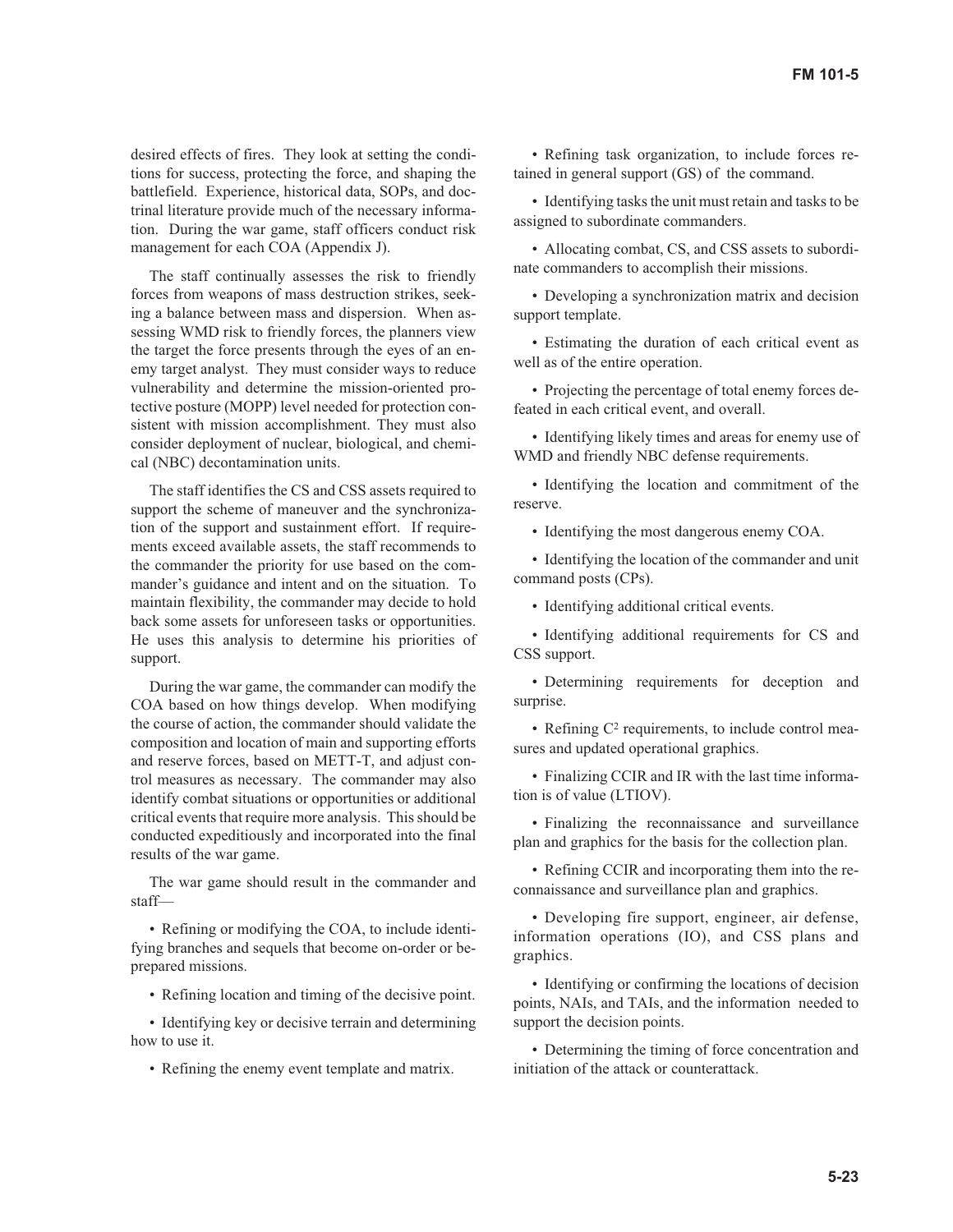desired effects of fires. They look at setting the conditions for success, protecting the force, and shaping the battlefield. Experience, historical data, SOPs, and doctrinal literature provide much of the necessary information. During the war game, staff officers conduct risk management for each COA (Appendix J).

The staff continually assesses the risk to friendly forces from weapons of mass destruction strikes, seeking a balance between mass and dispersion. When assessing WMD risk to friendly forces, the planners view the target the force presents through the eyes of an enemy target analyst. They must consider ways to reduce vulnerability and determine the mission-oriented protective posture (MOPP) level needed for protection consistent with mission accomplishment. They must also consider deployment of nuclear, biological, and chemical (NBC) decontamination units.

The staff identifies the CS and CSS assets required to support the scheme of maneuver and the synchronization of the support and sustainment effort. If requirements exceed available assets, the staff recommends to the commander the priority for use based on the commander's guidance and intent and on the situation. To maintain flexibility, the commander may decide to hold back some assets for unforeseen tasks or opportunities. He uses this analysis to determine his priorities of support.

During the war game, the commander can modify the COA based on how things develop. When modifying the course of action, the commander should validate the composition and location of main and supporting efforts and reserve forces, based on METT-T, and adjust control measures as necessary. The commander may also identify combat situations or opportunities or additional critical events that require more analysis. This should be conducted expeditiously and incorporated into the final results of the war game.

The war game should result in the commander and staff—

- Refining or modifying the COA, to include identifying branches and sequels that become on-order or be-prepared missions.
- Refining location and timing of the decisive point.
- Identifying key or decisive terrain and determining how to use it.
- Refining the enemy event template and matrix.
- Refining task organization, to include forces retained in general support (GS) of the command.
- Identifying tasks the unit must retain and tasks to be assigned to subordinate commanders.
- Allocating combat, CS, and CSS assets to subordinate commanders to accomplish their missions.
- Developing a synchronization matrix and decision support template.
- Estimating the duration of each critical event as well as of the entire operation.
- Projecting the percentage of total enemy forces defeated in each critical event, and overall.
- Identifying likely times and areas for enemy use of WMD and friendly NBC defense requirements.
- Identifying the location and commitment of the reserve.
- Identifying the most dangerous enemy COA.
- Identifying the location of the commander and unit command posts (CPs).
- Identifying additional critical events.
- Identifying additional requirements for CS and CSS support.
- Determining requirements for deception and surprise.
- Refining $C^2$ requirements, to include control measures and updated operational graphics.
- Finalizing CCIR and IR with the last time information is of value (LTIOV).
- Finalizing the reconnaissance and surveillance plan and graphics for the basis for the collection plan.
- Refining CCIR and incorporating them into the reconnaissance and surveillance plan and graphics.
- Developing fire support, engineer, air defense, information operations (IO), and CSS plans and graphics.
- Identifying or confirming the locations of decision points, NAIs, and TAIs, and the information needed to support the decision points.
- Determining the timing of force concentration and initiation of the attack or counterattack.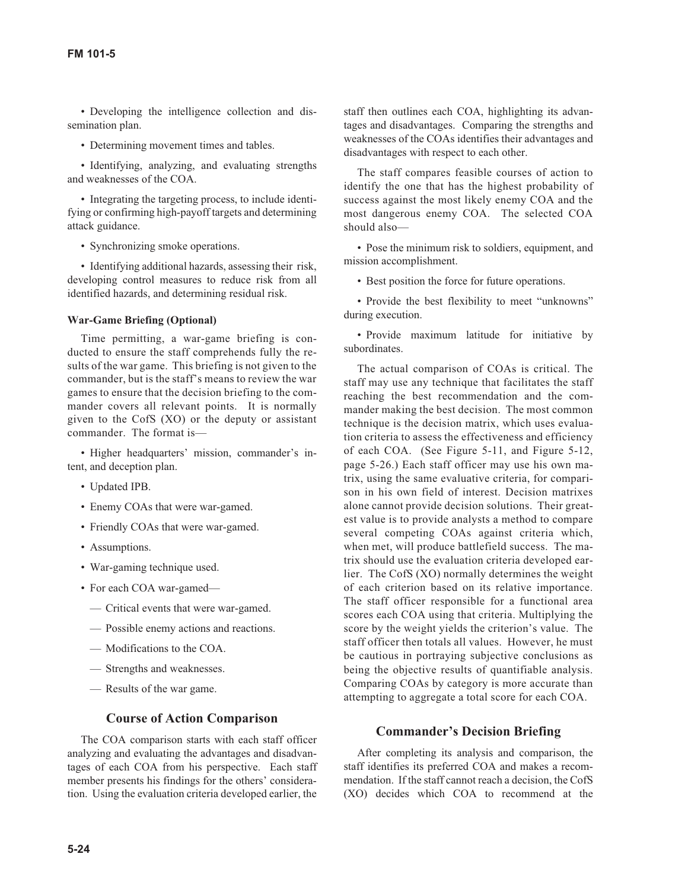- Developing the intelligence collection and dissemination plan.

- Determining movement times and tables.

- Identifying, analyzing, and evaluating strengths and weaknesses of the COA.

- Integrating the targeting process, to include identifying or confirming high-payoff targets and determining attack guidance.

- Synchronizing smoke operations.

- Identifying additional hazards, assessing their risk, developing control measures to reduce risk from all identified hazards, and determining residual risk.

**War-Game Briefing (Optional)**

Time permitting, a war-game briefing is conducted to ensure the staff comprehends fully the results of the war game. This briefing is not given to the commander, but is the staff's means to review the war games to ensure that the decision briefing to the commander covers all relevant points. It is normally given to the CofS (XO) or the deputy or assistant commander. The format is—

- Higher headquarters' mission, commander's intent, and deception plan.
- Updated IPB.
- Enemy COAs that were war-gamed.
- Friendly COAs that were war-gamed.
- Assumptions.
- War-gaming technique used.
- For each COA war-gamed—
  - Critical events that were war-gamed.
  - Possible enemy actions and reactions.
  - Modifications to the COA.
  - Strengths and weaknesses.
  - Results of the war game.

## Course of Action Comparison

The COA comparison starts with each staff officer analyzing and evaluating the advantages and disadvantages of each COA from his perspective. Each staff member presents his findings for the others' consideration. Using the evaluation criteria developed earlier, the staff then outlines each COA, highlighting its advantages and disadvantages. Comparing the strengths and weaknesses of the COAs identifies their advantages and disadvantages with respect to each other.

The staff compares feasible courses of action to identify the one that has the highest probability of success against the most likely enemy COA and the most dangerous enemy COA. The selected COA should also—

- Pose the minimum risk to soldiers, equipment, and mission accomplishment.

- Best position the force for future operations.

- Provide the best flexibility to meet "unknowns" during execution.

- Provide maximum latitude for initiative by subordinates.

The actual comparison of COAs is critical. The staff may use any technique that facilitates the staff reaching the best recommendation and the commander making the best decision. The most common technique is the decision matrix, which uses evaluation criteria to assess the effectiveness and efficiency of each COA. (See Figure 5-11, and Figure 5-12, page 5-26.) Each staff officer may use his own matrix, using the same evaluative criteria, for comparison in his own field of interest. Decision matrixes alone cannot provide decision solutions. Their greatest value is to provide analysts a method to compare several competing COAs against criteria which, when met, will produce battlefield success. The matrix should use the evaluation criteria developed earlier. The CofS (XO) normally determines the weight of each criterion based on its relative importance. The staff officer responsible for a functional area scores each COA using that criteria. Multiplying the score by the weight yields the criterion's value. The staff officer then totals all values. However, he must be cautious in portraying subjective conclusions as being the objective results of quantifiable analysis. Comparing COAs by category is more accurate than attempting to aggregate a total score for each COA.

## Commander's Decision Briefing

After completing its analysis and comparison, the staff identifies its preferred COA and makes a recommendation. If the staff cannot reach a decision, the CofS (XO) decides which COA to recommend at the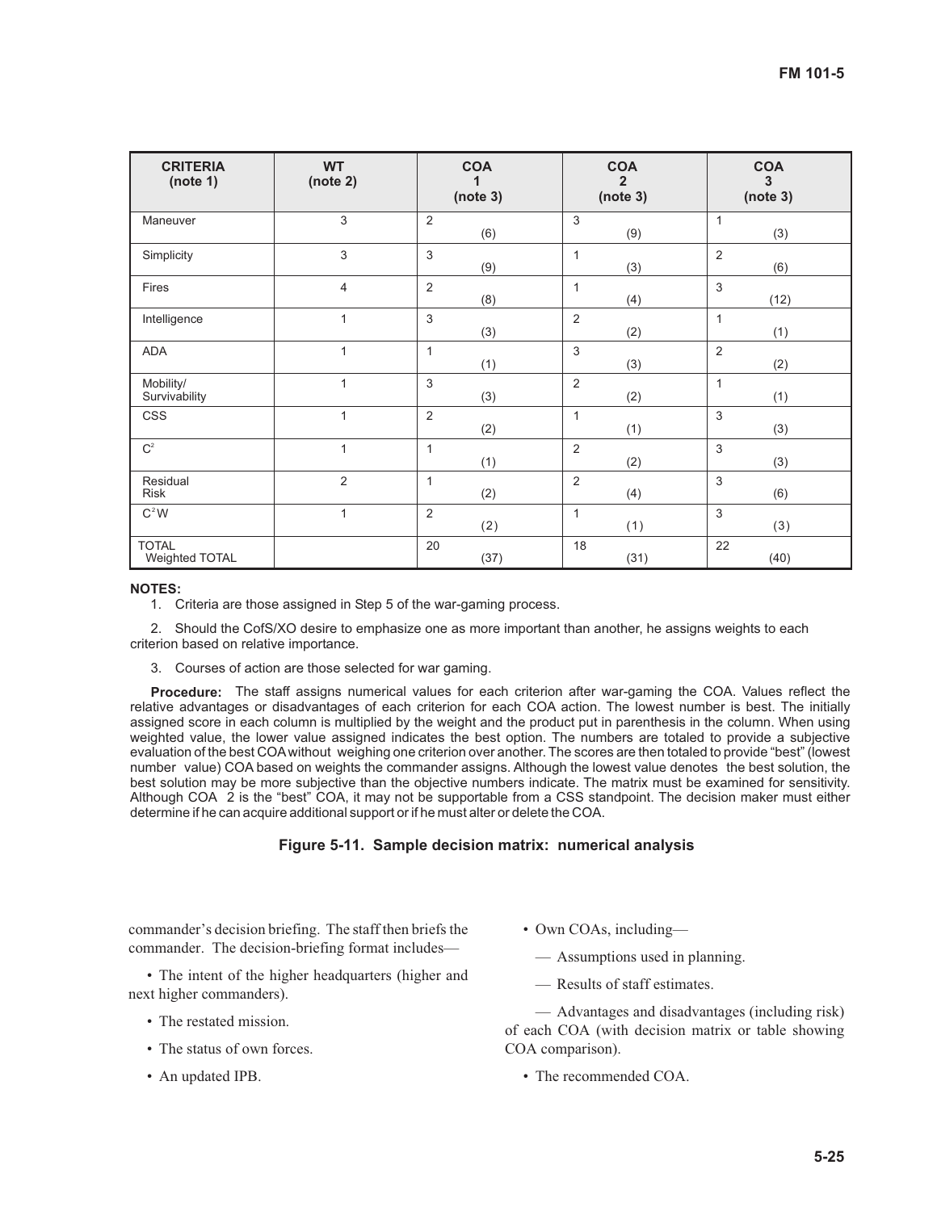| CRITERIA (note 1) | WT (note 2) | COA 1 (note 3) | COA 2 (note 3) | COA 3 (note 3) |
|---|---|---|---|---|
| Maneuver | 3 | 2 (6) | 3 (9) | 1 (3) |
| Simplicity | 3 | 3 (9) | 1 (3) | 2 (6) |
| Fires | 4 | 2 (8) | 1 (4) | 3 (12) |
| Intelligence | 1 | 3 (3) | 2 (2) | 1 (1) |
| ADA | 1 | 1 (1) | 3 (3) | 2 (2) |
| Mobility/ Survivability | 1 | 3 (3) | 2 (2) | 1 (1) |
| CSS | 1 | 2 (2) | 1 (1) | 3 (3) |
| $C^2$ | 1 | 1 (1) | 2 (2) | 3 (3) |
| Residual Risk | 2 | 1 (2) | 2 (4) | 3 (6) |
| $C^2W$ | 1 | 2 (2) | 1 (1) | 3 (3) |
| TOTAL Weighted TOTAL | | 20 (37) | 18 (31) | 22 (40) |

**NOTES:**

1. Criteria are those assigned in Step 5 of the war-gaming process.

2. Should the CofS/XO desire to emphasize one as more important than another, he assigns weights to each criterion based on relative importance.

3. Courses of action are those selected for war gaming.

**Procedure:** The staff assigns numerical values for each criterion after war-gaming the COA. Values reflect the relative advantages or disadvantages of each criterion for each COA action. The lowest number is best. The initially assigned score in each column is multiplied by the weight and the product put in parenthesis in the column. When using weighted value, the lower value assigned indicates the best option. The numbers are totaled to provide a subjective evaluation of the best COA without weighing one criterion over another. The scores are then totaled to provide "best" (lowest number value) COA based on weights the commander assigns. Although the lowest value denotes the best solution, the best solution may be more subjective than the objective numbers indicate. The matrix must be examined for sensitivity. Although COA 2 is the "best" COA, it may not be supportable from a CSS standpoint. The decision maker must either determine if he can acquire additional support or if he must alter or delete the COA.

**Figure 5-11. Sample decision matrix: numerical analysis**

commander's decision briefing. The staff then briefs the commander. The decision-briefing format includes—

- The intent of the higher headquarters (higher and next higher commanders).
- The restated mission.
- The status of own forces.
- An updated IPB.
- Own COAs, including—
  - Assumptions used in planning.
  - Results of staff estimates.
  - Advantages and disadvantages (including risk) of each COA (with decision matrix or table showing COA comparison).
- The recommended COA.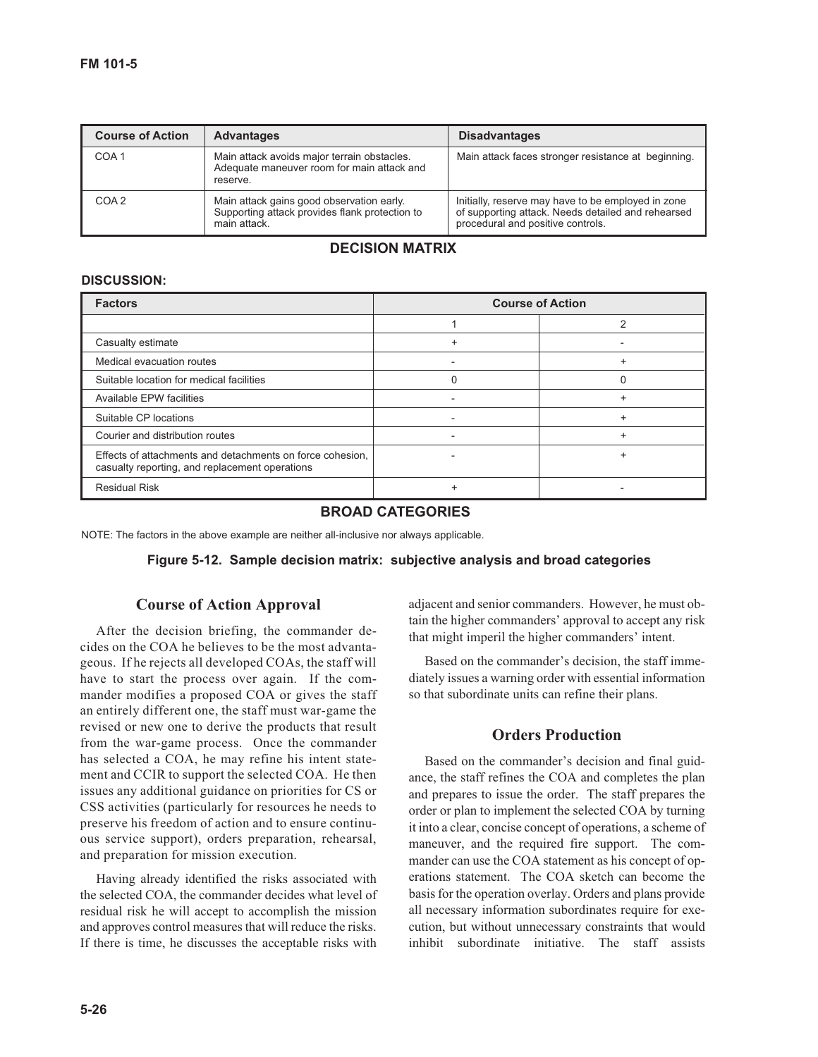| Course of Action | Advantages | Disadvantages |
|---|---|---|
| COA 1 | Main attack avoids major terrain obstacles. Adequate maneuver room for main attack and reserve. | Main attack faces stronger resistance at beginning. |
| COA 2 | Main attack gains good observation early. Supporting attack provides flank protection to main attack. | Initially, reserve may have to be employed in zone of supporting attack. Needs detailed and rehearsed procedural and positive controls. |

**DECISION MATRIX**

**DISCUSSION:**

| Factors | Course of Action | |
|---|---|---|
| | 1 | 2 |
| Casualty estimate | + | - |
| Medical evacuation routes | - | + |
| Suitable location for medical facilities | 0 | 0 |
| Available EPW facilities | - | + |
| Suitable CP locations | - | + |
| Courier and distribution routes | - | + |
| Effects of attachments and detachments on force cohesion, casualty reporting, and replacement operations | - | + |
| Residual Risk | + | - |

**BROAD CATEGORIES**

NOTE: The factors in the above example are neither all-inclusive nor always applicable.

**Figure 5-12. Sample decision matrix: subjective analysis and broad categories**

## Course of Action Approval

After the decision briefing, the commander decides on the COA he believes to be the most advantageous. If he rejects all developed COAs, the staff will have to start the process over again. If the commander modifies a proposed COA or gives the staff an entirely different one, the staff must war-game the revised or new one to derive the products that result from the war-game process. Once the commander has selected a COA, he may refine his intent statement and CCIR to support the selected COA. He then issues any additional guidance on priorities for CS or CSS activities (particularly for resources he needs to preserve his freedom of action and to ensure continuous service support), orders preparation, rehearsal, and preparation for mission execution.

Having already identified the risks associated with the selected COA, the commander decides what level of residual risk he will accept to accomplish the mission and approves control measures that will reduce the risks. If there is time, he discusses the acceptable risks with adjacent and senior commanders. However, he must obtain the higher commanders' approval to accept any risk that might imperil the higher commanders' intent.

Based on the commander's decision, the staff immediately issues a warning order with essential information so that subordinate units can refine their plans.

## Orders Production

Based on the commander's decision and final guidance, the staff refines the COA and completes the plan and prepares to issue the order. The staff prepares the order or plan to implement the selected COA by turning it into a clear, concise concept of operations, a scheme of maneuver, and the required fire support. The commander can use the COA statement as his concept of operations statement. The COA sketch can become the basis for the operation overlay. Orders and plans provide all necessary information subordinates require for execution, but without unnecessary constraints that would inhibit subordinate initiative. The staff assists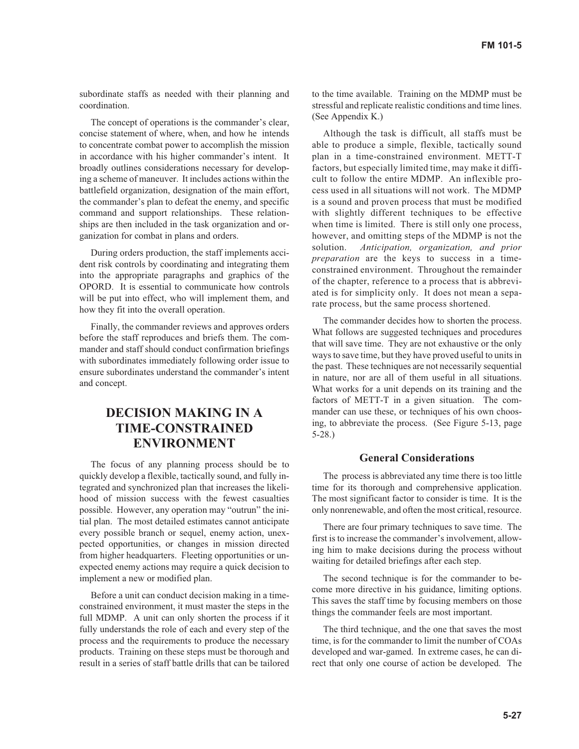subordinate staffs as needed with their planning and coordination.

The concept of operations is the commander's clear, concise statement of where, when, and how he intends to concentrate combat power to accomplish the mission in accordance with his higher commander's intent. It broadly outlines considerations necessary for developing a scheme of maneuver. It includes actions within the battlefield organization, designation of the main effort, the commander's plan to defeat the enemy, and specific command and support relationships. These relationships are then included in the task organization and organization for combat in plans and orders.

During orders production, the staff implements accident risk controls by coordinating and integrating them into the appropriate paragraphs and graphics of the OPORD. It is essential to communicate how controls will be put into effect, who will implement them, and how they fit into the overall operation.

Finally, the commander reviews and approves orders before the staff reproduces and briefs them. The commander and staff should conduct confirmation briefings with subordinates immediately following order issue to ensure subordinates understand the commander's intent and concept.

## DECISION MAKING IN A TIME-CONSTRAINED ENVIRONMENT

The focus of any planning process should be to quickly develop a flexible, tactically sound, and fully integrated and synchronized plan that increases the likelihood of mission success with the fewest casualties possible. However, any operation may "outrun" the initial plan. The most detailed estimates cannot anticipate every possible branch or sequel, enemy action, unexpected opportunities, or changes in mission directed from higher headquarters. Fleeting opportunities or unexpected enemy actions may require a quick decision to implement a new or modified plan.

Before a unit can conduct decision making in a time-constrained environment, it must master the steps in the full MDMP. A unit can only shorten the process if it fully understands the role of each and every step of the process and the requirements to produce the necessary products. Training on these steps must be thorough and result in a series of staff battle drills that can be tailored to the time available. Training on the MDMP must be stressful and replicate realistic conditions and time lines. (See Appendix K.)

Although the task is difficult, all staffs must be able to produce a simple, flexible, tactically sound plan in a time-constrained environment. METT-T factors, but especially limited time, may make it difficult to follow the entire MDMP. An inflexible process used in all situations will not work. The MDMP is a sound and proven process that must be modified with slightly different techniques to be effective when time is limited. There is still only one process, however, and omitting steps of the MDMP is not the solution. *Anticipation, organization, and prior preparation* are the keys to success in a time-constrained environment. Throughout the remainder of the chapter, reference to a process that is abbreviated is for simplicity only. It does not mean a separate process, but the same process shortened.

The commander decides how to shorten the process. What follows are suggested techniques and procedures that will save time. They are not exhaustive or the only ways to save time, but they have proved useful to units in the past. These techniques are not necessarily sequential in nature, nor are all of them useful in all situations. What works for a unit depends on its training and the factors of METT-T in a given situation. The commander can use these, or techniques of his own choosing, to abbreviate the process. (See Figure 5-13, page 5-28.)

### General Considerations

The process is abbreviated any time there is too little time for its thorough and comprehensive application. The most significant factor to consider is time. It is the only nonrenewable, and often the most critical, resource.

There are four primary techniques to save time. The first is to increase the commander's involvement, allowing him to make decisions during the process without waiting for detailed briefings after each step.

The second technique is for the commander to become more directive in his guidance, limiting options. This saves the staff time by focusing members on those things the commander feels are most important.

The third technique, and the one that saves the most time, is for the commander to limit the number of COAs developed and war-gamed. In extreme cases, he can direct that only one course of action be developed. The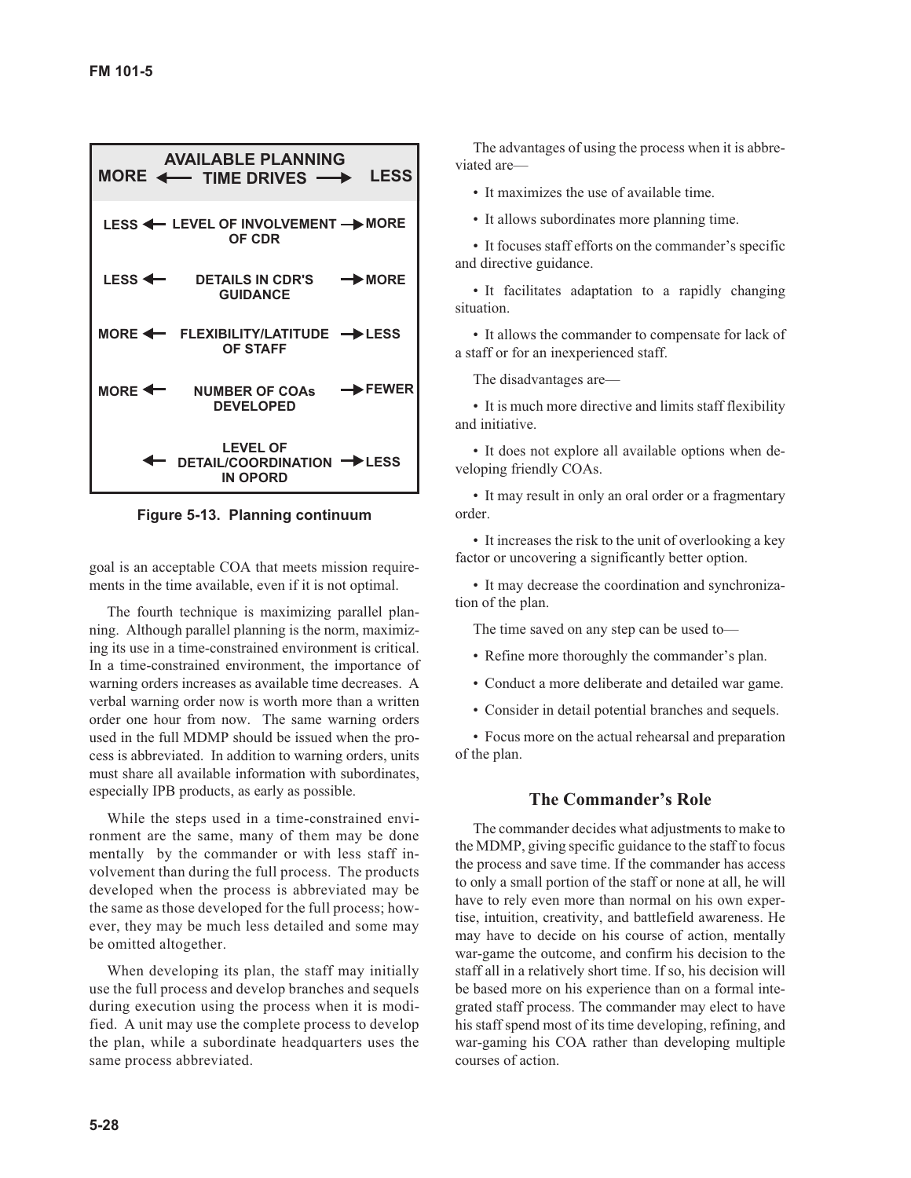| MORE ← | AVAILABLE PLANNING TIME DRIVES | → LESS |
|---|---|---|
| LESS ← | LEVEL OF INVOLVEMENT OF CDR | → MORE |
| LESS ← | DETAILS IN CDR'S GUIDANCE | → MORE |
| MORE ← | FLEXIBILITY/LATITUDE OF STAFF | → LESS |
| MORE ← | NUMBER OF COAs DEVELOPED | → FEWER |
| ← | LEVEL OF DETAIL/COORDINATION IN OPORD | → LESS |

**Figure 5-13. Planning continuum**

goal is an acceptable COA that meets mission requirements in the time available, even if it is not optimal.

The fourth technique is maximizing parallel planning. Although parallel planning is the norm, maximizing its use in a time-constrained environment is critical. In a time-constrained environment, the importance of warning orders increases as available time decreases. A verbal warning order now is worth more than a written order one hour from now. The same warning orders used in the full MDMP should be issued when the process is abbreviated. In addition to warning orders, units must share all available information with subordinates, especially IPB products, as early as possible.

While the steps used in a time-constrained environment are the same, many of them may be done mentally by the commander or with less staff involvement than during the full process. The products developed when the process is abbreviated may be the same as those developed for the full process; however, they may be much less detailed and some may be omitted altogether.

When developing its plan, the staff may initially use the full process and develop branches and sequels during execution using the process when it is modified. A unit may use the complete process to develop the plan, while a subordinate headquarters uses the same process abbreviated.

The advantages of using the process when it is abbreviated are—

- It maximizes the use of available time.
- It allows subordinates more planning time.
- It focuses staff efforts on the commander's specific and directive guidance.
- It facilitates adaptation to a rapidly changing situation.
- It allows the commander to compensate for lack of a staff or for an inexperienced staff.

The disadvantages are—

- It is much more directive and limits staff flexibility and initiative.
- It does not explore all available options when developing friendly COAs.
- It may result in only an oral order or a fragmentary order.
- It increases the risk to the unit of overlooking a key factor or uncovering a significantly better option.
- It may decrease the coordination and synchronization of the plan.

The time saved on any step can be used to—

- Refine more thoroughly the commander's plan.
- Conduct a more deliberate and detailed war game.
- Consider in detail potential branches and sequels.
- Focus more on the actual rehearsal and preparation of the plan.

## The Commander's Role

The commander decides what adjustments to make to the MDMP, giving specific guidance to the staff to focus the process and save time. If the commander has access to only a small portion of the staff or none at all, he will have to rely even more than normal on his own expertise, intuition, creativity, and battlefield awareness. He may have to decide on his course of action, mentally war-game the outcome, and confirm his decision to the staff all in a relatively short time. If so, his decision will be based more on his experience than on a formal integrated staff process. The commander may elect to have his staff spend most of its time developing, refining, and war-gaming his COA rather than developing multiple courses of action.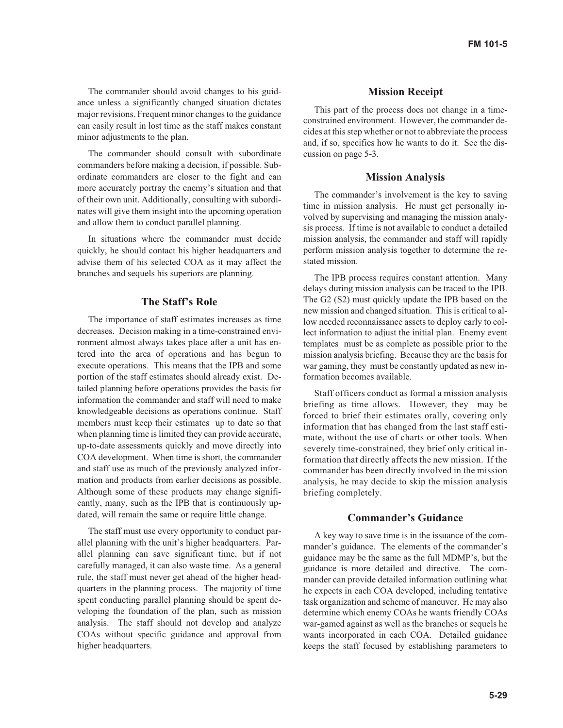The commander should avoid changes to his guidance unless a significantly changed situation dictates major revisions. Frequent minor changes to the guidance can easily result in lost time as the staff makes constant minor adjustments to the plan.

The commander should consult with subordinate commanders before making a decision, if possible. Subordinate commanders are closer to the fight and can more accurately portray the enemy's situation and that of their own unit. Additionally, consulting with subordinates will give them insight into the upcoming operation and allow them to conduct parallel planning.

In situations where the commander must decide quickly, he should contact his higher headquarters and advise them of his selected COA as it may affect the branches and sequels his superiors are planning.

### The Staff's Role

The importance of staff estimates increases as time decreases. Decision making in a time-constrained environment almost always takes place after a unit has entered into the area of operations and has begun to execute operations. This means that the IPB and some portion of the staff estimates should already exist. Detailed planning before operations provides the basis for information the commander and staff will need to make knowledgeable decisions as operations continue. Staff members must keep their estimates up to date so that when planning time is limited they can provide accurate, up-to-date assessments quickly and move directly into COA development. When time is short, the commander and staff use as much of the previously analyzed information and products from earlier decisions as possible. Although some of these products may change significantly, many, such as the IPB that is continuously updated, will remain the same or require little change.

The staff must use every opportunity to conduct parallel planning with the unit's higher headquarters. Parallel planning can save significant time, but if not carefully managed, it can also waste time. As a general rule, the staff must never get ahead of the higher headquarters in the planning process. The majority of time spent conducting parallel planning should be spent developing the foundation of the plan, such as mission analysis. The staff should not develop and analyze COAs without specific guidance and approval from higher headquarters.

### Mission Receipt

This part of the process does not change in a time-constrained environment. However, the commander decides at this step whether or not to abbreviate the process and, if so, specifies how he wants to do it. See the discussion on page 5-3.

### Mission Analysis

The commander's involvement is the key to saving time in mission analysis. He must get personally involved by supervising and managing the mission analysis process. If time is not available to conduct a detailed mission analysis, the commander and staff will rapidly perform mission analysis together to determine the restated mission.

The IPB process requires constant attention. Many delays during mission analysis can be traced to the IPB. The G2 (S2) must quickly update the IPB based on the new mission and changed situation. This is critical to allow needed reconnaissance assets to deploy early to collect information to adjust the initial plan. Enemy event templates must be as complete as possible prior to the mission analysis briefing. Because they are the basis for war gaming, they must be constantly updated as new information becomes available.

Staff officers conduct as formal a mission analysis briefing as time allows. However, they may be forced to brief their estimates orally, covering only information that has changed from the last staff estimate, without the use of charts or other tools. When severely time-constrained, they brief only critical information that directly affects the new mission. If the commander has been directly involved in the mission analysis, he may decide to skip the mission analysis briefing completely.

### Commander's Guidance

A key way to save time is in the issuance of the commander's guidance. The elements of the commander's guidance may be the same as the full MDMP's, but the guidance is more detailed and directive. The commander can provide detailed information outlining what he expects in each COA developed, including tentative task organization and scheme of maneuver. He may also determine which enemy COAs he wants friendly COAs war-gamed against as well as the branches or sequels he wants incorporated in each COA. Detailed guidance keeps the staff focused by establishing parameters to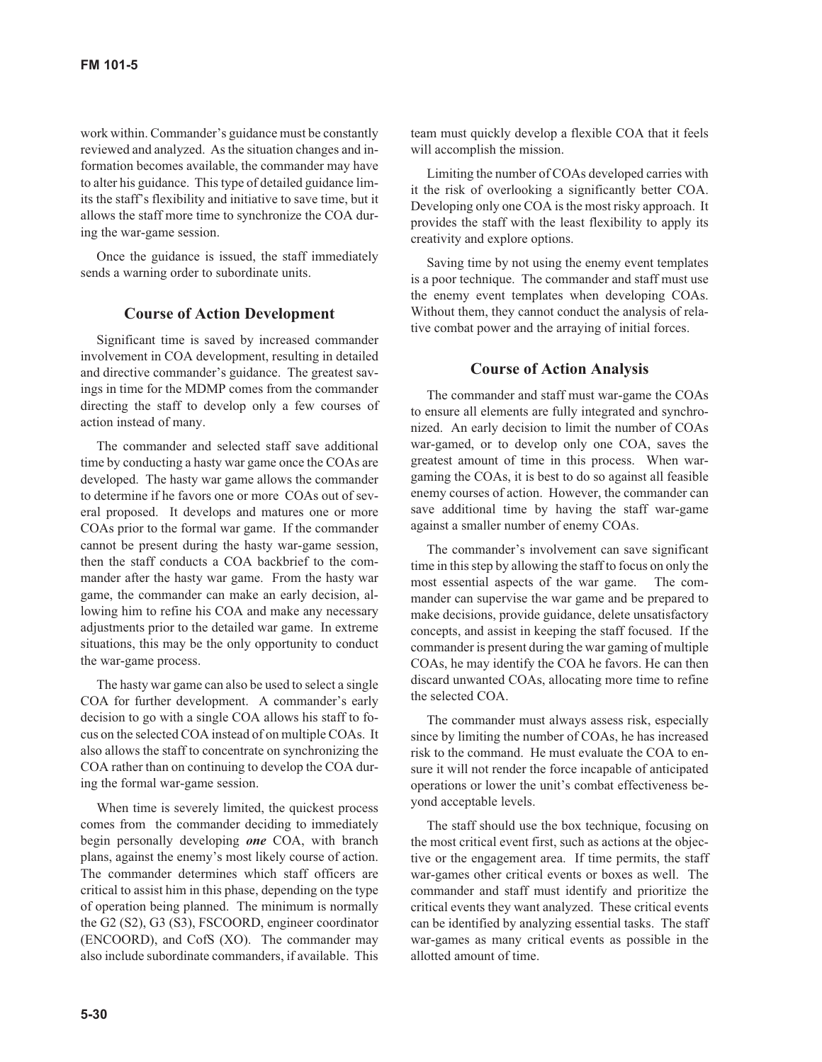work within. Commander's guidance must be constantly reviewed and analyzed. As the situation changes and information becomes available, the commander may have to alter his guidance. This type of detailed guidance limits the staff's flexibility and initiative to save time, but it allows the staff more time to synchronize the COA during the war-game session.

Once the guidance is issued, the staff immediately sends a warning order to subordinate units.

### Course of Action Development

Significant time is saved by increased commander involvement in COA development, resulting in detailed and directive commander's guidance. The greatest savings in time for the MDMP comes from the commander directing the staff to develop only a few courses of action instead of many.

The commander and selected staff save additional time by conducting a hasty war game once the COAs are developed. The hasty war game allows the commander to determine if he favors one or more COAs out of several proposed. It develops and matures one or more COAs prior to the formal war game. If the commander cannot be present during the hasty war-game session, then the staff conducts a COA backbrief to the commander after the hasty war game. From the hasty war game, the commander can make an early decision, allowing him to refine his COA and make any necessary adjustments prior to the detailed war game. In extreme situations, this may be the only opportunity to conduct the war-game process.

The hasty war game can also be used to select a single COA for further development. A commander's early decision to go with a single COA allows his staff to focus on the selected COA instead of on multiple COAs. It also allows the staff to concentrate on synchronizing the COA rather than on continuing to develop the COA during the formal war-game session.

When time is severely limited, the quickest process comes from the commander deciding to immediately begin personally developing ***one*** COA, with branch plans, against the enemy's most likely course of action. The commander determines which staff officers are critical to assist him in this phase, depending on the type of operation being planned. The minimum is normally the G2 (S2), G3 (S3), FSCOORD, engineer coordinator (ENCOORD), and CofS (XO). The commander may also include subordinate commanders, if available. This team must quickly develop a flexible COA that it feels will accomplish the mission.

Limiting the number of COAs developed carries with it the risk of overlooking a significantly better COA. Developing only one COA is the most risky approach. It provides the staff with the least flexibility to apply its creativity and explore options.

Saving time by not using the enemy event templates is a poor technique. The commander and staff must use the enemy event templates when developing COAs. Without them, they cannot conduct the analysis of relative combat power and the arraying of initial forces.

### Course of Action Analysis

The commander and staff must war-game the COAs to ensure all elements are fully integrated and synchronized. An early decision to limit the number of COAs war-gamed, or to develop only one COA, saves the greatest amount of time in this process. When war-gaming the COAs, it is best to do so against all feasible enemy courses of action. However, the commander can save additional time by having the staff war-game against a smaller number of enemy COAs.

The commander's involvement can save significant time in this step by allowing the staff to focus on only the most essential aspects of the war game. The commander can supervise the war game and be prepared to make decisions, provide guidance, delete unsatisfactory concepts, and assist in keeping the staff focused. If the commander is present during the war gaming of multiple COAs, he may identify the COA he favors. He can then discard unwanted COAs, allocating more time to refine the selected COA.

The commander must always assess risk, especially since by limiting the number of COAs, he has increased risk to the command. He must evaluate the COA to ensure it will not render the force incapable of anticipated operations or lower the unit's combat effectiveness beyond acceptable levels.

The staff should use the box technique, focusing on the most critical event first, such as actions at the objective or the engagement area. If time permits, the staff war-games other critical events or boxes as well. The commander and staff must identify and prioritize the critical events they want analyzed. These critical events can be identified by analyzing essential tasks. The staff war-games as many critical events as possible in the allotted amount of time.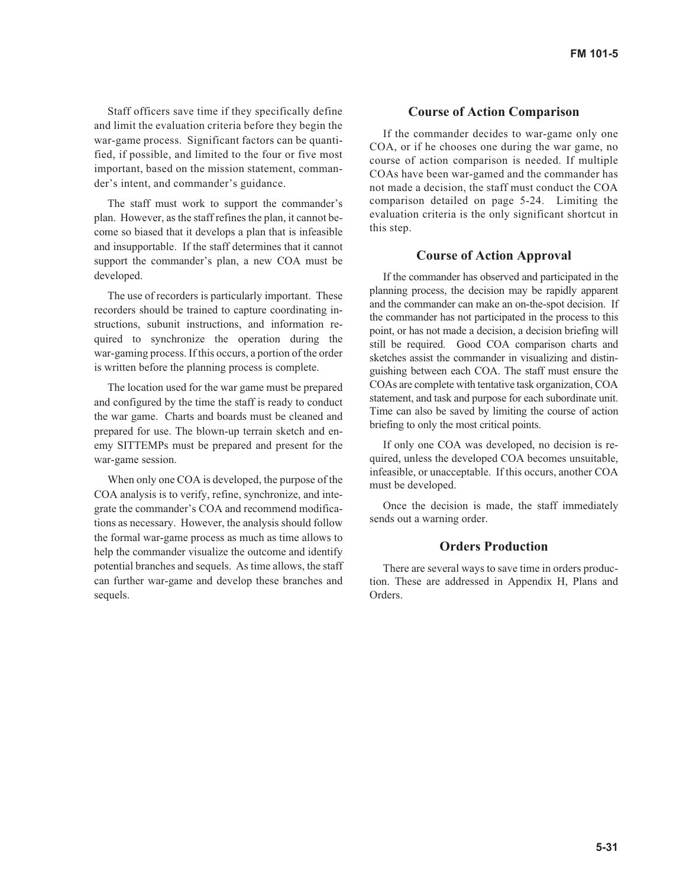Staff officers save time if they specifically define and limit the evaluation criteria before they begin the war-game process. Significant factors can be quantified, if possible, and limited to the four or five most important, based on the mission statement, commander's intent, and commander's guidance.

The staff must work to support the commander's plan. However, as the staff refines the plan, it cannot become so biased that it develops a plan that is infeasible and insupportable. If the staff determines that it cannot support the commander's plan, a new COA must be developed.

The use of recorders is particularly important. These recorders should be trained to capture coordinating instructions, subunit instructions, and information required to synchronize the operation during the war-gaming process. If this occurs, a portion of the order is written before the planning process is complete.

The location used for the war game must be prepared and configured by the time the staff is ready to conduct the war game. Charts and boards must be cleaned and prepared for use. The blown-up terrain sketch and enemy SITTEMPs must be prepared and present for the war-game session.

When only one COA is developed, the purpose of the COA analysis is to verify, refine, synchronize, and integrate the commander's COA and recommend modifications as necessary. However, the analysis should follow the formal war-game process as much as time allows to help the commander visualize the outcome and identify potential branches and sequels. As time allows, the staff can further war-game and develop these branches and sequels.

## Course of Action Comparison

If the commander decides to war-game only one COA, or if he chooses one during the war game, no course of action comparison is needed. If multiple COAs have been war-gamed and the commander has not made a decision, the staff must conduct the COA comparison detailed on page 5-24. Limiting the evaluation criteria is the only significant shortcut in this step.

## Course of Action Approval

If the commander has observed and participated in the planning process, the decision may be rapidly apparent and the commander can make an on-the-spot decision. If the commander has not participated in the process to this point, or has not made a decision, a decision briefing will still be required. Good COA comparison charts and sketches assist the commander in visualizing and distinguishing between each COA. The staff must ensure the COAs are complete with tentative task organization, COA statement, and task and purpose for each subordinate unit. Time can also be saved by limiting the course of action briefing to only the most critical points.

If only one COA was developed, no decision is required, unless the developed COA becomes unsuitable, infeasible, or unacceptable. If this occurs, another COA must be developed.

Once the decision is made, the staff immediately sends out a warning order.

## Orders Production

There are several ways to save time in orders production. These are addressed in Appendix H, Plans and Orders.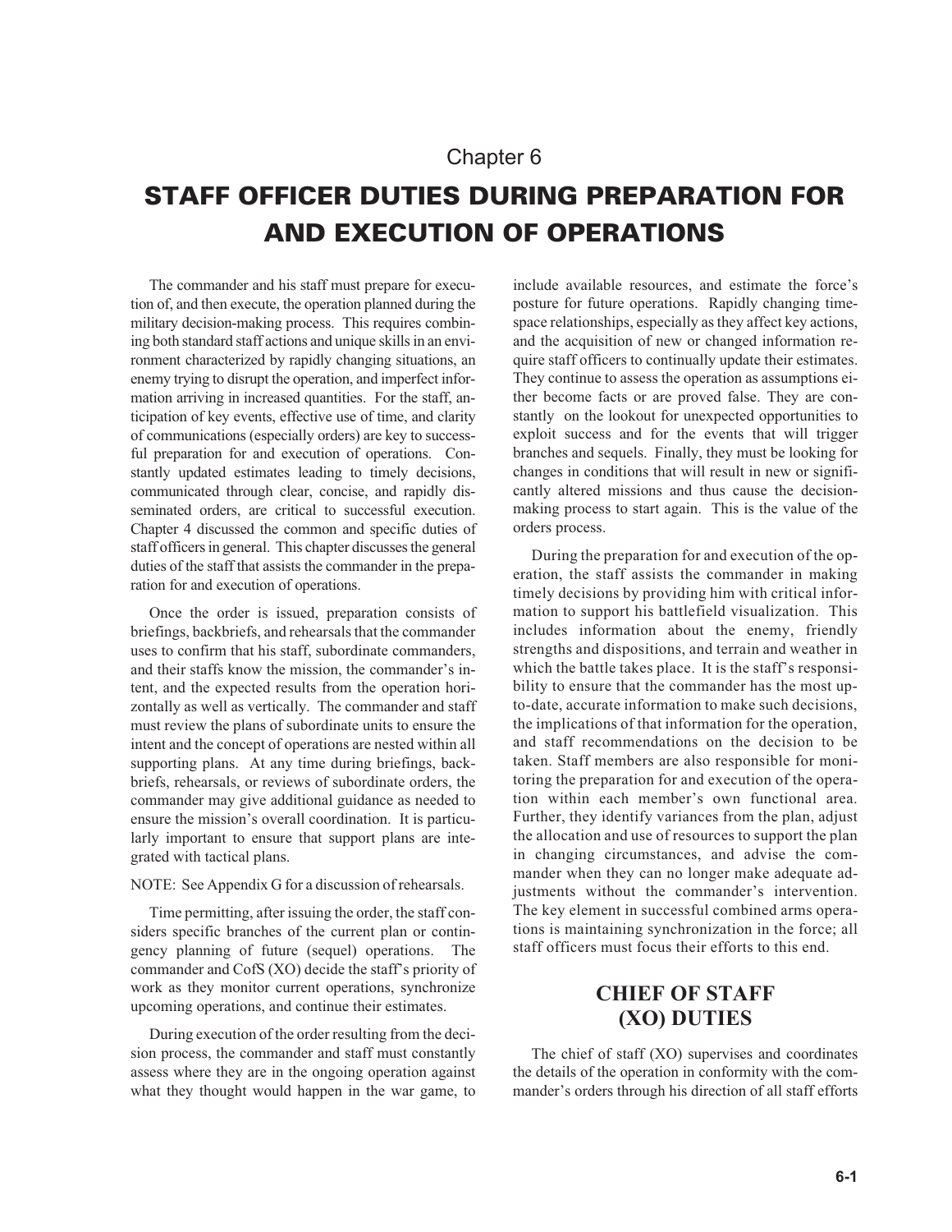Chapter 6

# STAFF OFFICER DUTIES DURING PREPARATION FOR AND EXECUTION OF OPERATIONS

The commander and his staff must prepare for execution of, and then execute, the operation planned during the military decision-making process. This requires combining both standard staff actions and unique skills in an environment characterized by rapidly changing situations, an enemy trying to disrupt the operation, and imperfect information arriving in increased quantities. For the staff, anticipation of key events, effective use of time, and clarity of communications (especially orders) are key to successful preparation for and execution of operations. Constantly updated estimates leading to timely decisions, communicated through clear, concise, and rapidly disseminated orders, are critical to successful execution. Chapter 4 discussed the common and specific duties of staff officers in general. This chapter discusses the general duties of the staff that assists the commander in the preparation for and execution of operations.

Once the order is issued, preparation consists of briefings, backbriefs, and rehearsals that the commander uses to confirm that his staff, subordinate commanders, and their staffs know the mission, the commander's intent, and the expected results from the operation horizontally as well as vertically. The commander and staff must review the plans of subordinate units to ensure the intent and the concept of operations are nested within all supporting plans. At any time during briefings, backbriefs, rehearsals, or reviews of subordinate orders, the commander may give additional guidance as needed to ensure the mission's overall coordination. It is particularly important to ensure that support plans are integrated with tactical plans.

NOTE: See Appendix G for a discussion of rehearsals.

Time permitting, after issuing the order, the staff considers specific branches of the current plan or contingency planning of future (sequel) operations. The commander and CofS (XO) decide the staff's priority of work as they monitor current operations, synchronize upcoming operations, and continue their estimates.

During execution of the order resulting from the decision process, the commander and staff must constantly assess where they are in the ongoing operation against what they thought would happen in the war game, to include available resources, and estimate the force's posture for future operations. Rapidly changing time-space relationships, especially as they affect key actions, and the acquisition of new or changed information require staff officers to continually update their estimates. They continue to assess the operation as assumptions either become facts or are proved false. They are constantly on the lookout for unexpected opportunities to exploit success and for the events that will trigger branches and sequels. Finally, they must be looking for changes in conditions that will result in new or significantly altered missions and thus cause the decision-making process to start again. This is the value of the orders process.

During the preparation for and execution of the operation, the staff assists the commander in making timely decisions by providing him with critical information to support his battlefield visualization. This includes information about the enemy, friendly strengths and dispositions, and terrain and weather in which the battle takes place. It is the staff's responsibility to ensure that the commander has the most up-to-date, accurate information to make such decisions, the implications of that information for the operation, and staff recommendations on the decision to be taken. Staff members are also responsible for monitoring the preparation for and execution of the operation within each member's own functional area. Further, they identify variances from the plan, adjust the allocation and use of resources to support the plan in changing circumstances, and advise the commander when they can no longer make adequate adjustments without the commander's intervention. The key element in successful combined arms operations is maintaining synchronization in the force; all staff officers must focus their efforts to this end.

## CHIEF OF STAFF (XO) DUTIES

The chief of staff (XO) supervises and coordinates the details of the operation in conformity with the commander's orders through his direction of all staff efforts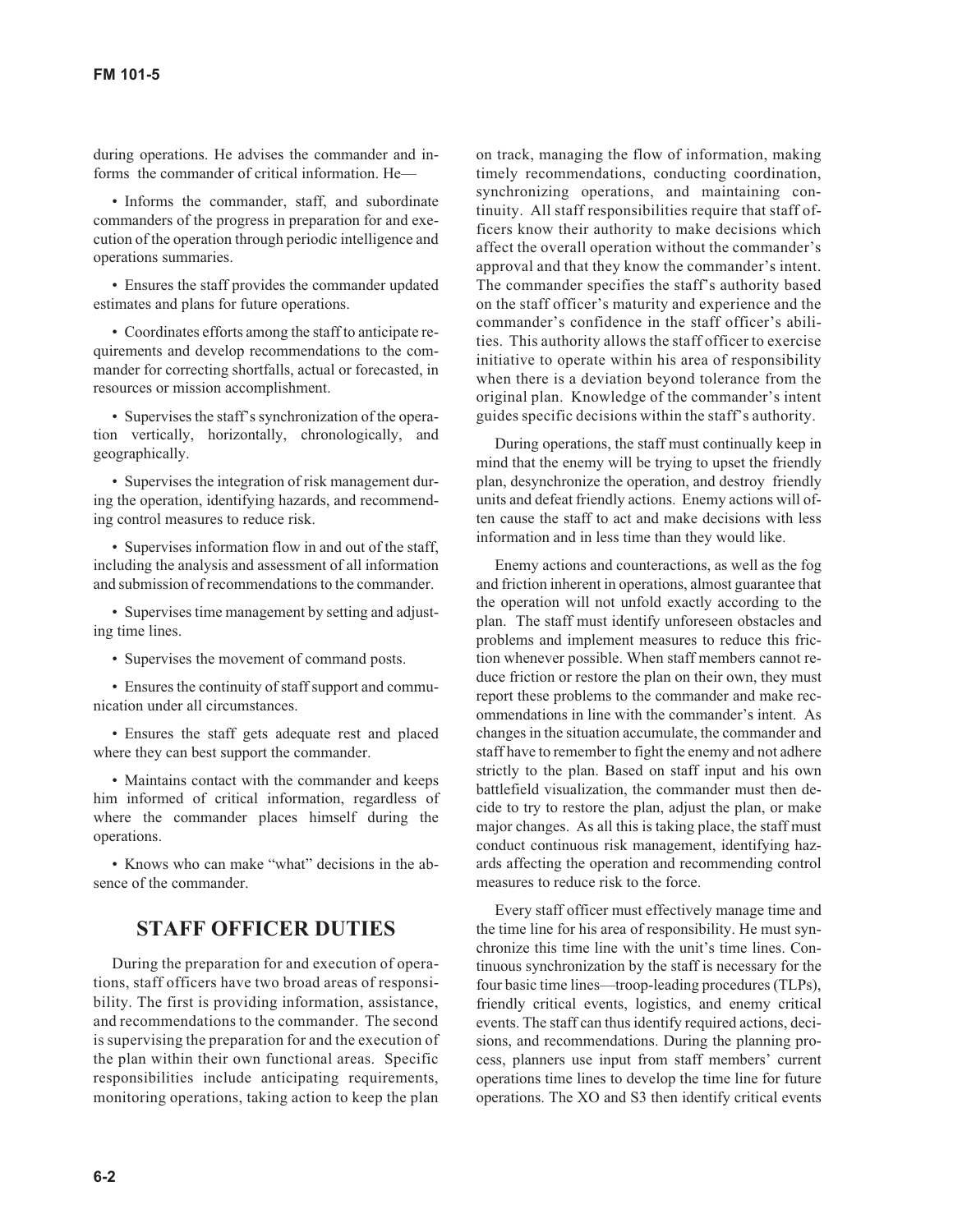during operations. He advises the commander and informs the commander of critical information. He—

- Informs the commander, staff, and subordinate commanders of the progress in preparation for and execution of the operation through periodic intelligence and operations summaries.

- Ensures the staff provides the commander updated estimates and plans for future operations.

- Coordinates efforts among the staff to anticipate requirements and develop recommendations to the commander for correcting shortfalls, actual or forecasted, in resources or mission accomplishment.

- Supervises the staff's synchronization of the operation vertically, horizontally, chronologically, and geographically.

- Supervises the integration of risk management during the operation, identifying hazards, and recommending control measures to reduce risk.

- Supervises information flow in and out of the staff, including the analysis and assessment of all information and submission of recommendations to the commander.

- Supervises time management by setting and adjusting time lines.

- Supervises the movement of command posts.

- Ensures the continuity of staff support and communication under all circumstances.

- Ensures the staff gets adequate rest and placed where they can best support the commander.

- Maintains contact with the commander and keeps him informed of critical information, regardless of where the commander places himself during the operations.

- Knows who can make "what" decisions in the absence of the commander.

## STAFF OFFICER DUTIES

During the preparation for and execution of operations, staff officers have two broad areas of responsibility. The first is providing information, assistance, and recommendations to the commander. The second is supervising the preparation for and the execution of the plan within their own functional areas. Specific responsibilities include anticipating requirements, monitoring operations, taking action to keep the plan on track, managing the flow of information, making timely recommendations, conducting coordination, synchronizing operations, and maintaining continuity. All staff responsibilities require that staff officers know their authority to make decisions which affect the overall operation without the commander's approval and that they know the commander's intent. The commander specifies the staff's authority based on the staff officer's maturity and experience and the commander's confidence in the staff officer's abilities. This authority allows the staff officer to exercise initiative to operate within his area of responsibility when there is a deviation beyond tolerance from the original plan. Knowledge of the commander's intent guides specific decisions within the staff's authority.

During operations, the staff must continually keep in mind that the enemy will be trying to upset the friendly plan, desynchronize the operation, and destroy friendly units and defeat friendly actions. Enemy actions will often cause the staff to act and make decisions with less information and in less time than they would like.

Enemy actions and counteractions, as well as the fog and friction inherent in operations, almost guarantee that the operation will not unfold exactly according to the plan. The staff must identify unforeseen obstacles and problems and implement measures to reduce this friction whenever possible. When staff members cannot reduce friction or restore the plan on their own, they must report these problems to the commander and make recommendations in line with the commander's intent. As changes in the situation accumulate, the commander and staff have to remember to fight the enemy and not adhere strictly to the plan. Based on staff input and his own battlefield visualization, the commander must then decide to try to restore the plan, adjust the plan, or make major changes. As all this is taking place, the staff must conduct continuous risk management, identifying hazards affecting the operation and recommending control measures to reduce risk to the force.

Every staff officer must effectively manage time and the time line for his area of responsibility. He must synchronize this time line with the unit's time lines. Continuous synchronization by the staff is necessary for the four basic time lines—troop-leading procedures (TLPs), friendly critical events, logistics, and enemy critical events. The staff can thus identify required actions, decisions, and recommendations. During the planning process, planners use input from staff members' current operations time lines to develop the time line for future operations. The XO and S3 then identify critical events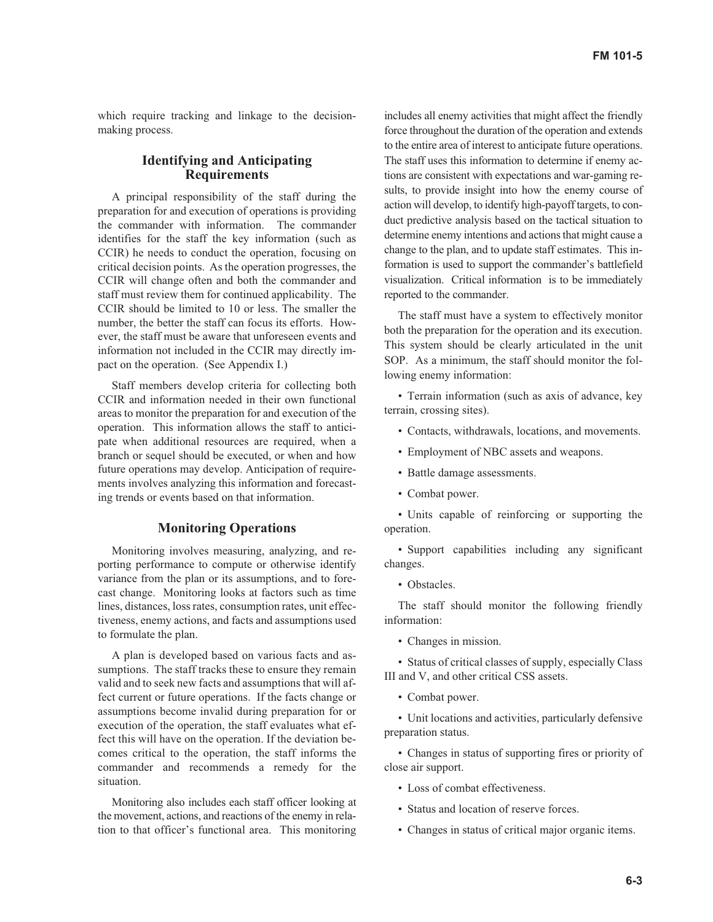which require tracking and linkage to the decision-making process.

## Identifying and Anticipating Requirements

A principal responsibility of the staff during the preparation for and execution of operations is providing the commander with information. The commander identifies for the staff the key information (such as CCIR) he needs to conduct the operation, focusing on critical decision points. As the operation progresses, the CCIR will change often and both the commander and staff must review them for continued applicability. The CCIR should be limited to 10 or less. The smaller the number, the better the staff can focus its efforts. However, the staff must be aware that unforeseen events and information not included in the CCIR may directly impact on the operation. (See Appendix I.)

Staff members develop criteria for collecting both CCIR and information needed in their own functional areas to monitor the preparation for and execution of the operation. This information allows the staff to anticipate when additional resources are required, when a branch or sequel should be executed, or when and how future operations may develop. Anticipation of requirements involves analyzing this information and forecasting trends or events based on that information.

## Monitoring Operations

Monitoring involves measuring, analyzing, and reporting performance to compute or otherwise identify variance from the plan or its assumptions, and to forecast change. Monitoring looks at factors such as time lines, distances, loss rates, consumption rates, unit effectiveness, enemy actions, and facts and assumptions used to formulate the plan.

A plan is developed based on various facts and assumptions. The staff tracks these to ensure they remain valid and to seek new facts and assumptions that will affect current or future operations. If the facts change or assumptions become invalid during preparation for or execution of the operation, the staff evaluates what effect this will have on the operation. If the deviation becomes critical to the operation, the staff informs the commander and recommends a remedy for the situation.

Monitoring also includes each staff officer looking at the movement, actions, and reactions of the enemy in relation to that officer's functional area. This monitoring includes all enemy activities that might affect the friendly force throughout the duration of the operation and extends to the entire area of interest to anticipate future operations. The staff uses this information to determine if enemy actions are consistent with expectations and war-gaming results, to provide insight into how the enemy course of action will develop, to identify high-payoff targets, to conduct predictive analysis based on the tactical situation to determine enemy intentions and actions that might cause a change to the plan, and to update staff estimates. This information is used to support the commander's battlefield visualization. Critical information is to be immediately reported to the commander.

The staff must have a system to effectively monitor both the preparation for the operation and its execution. This system should be clearly articulated in the unit SOP. As a minimum, the staff should monitor the following enemy information:

- Terrain information (such as axis of advance, key terrain, crossing sites).
- Contacts, withdrawals, locations, and movements.
- Employment of NBC assets and weapons.
- Battle damage assessments.
- Combat power.
- Units capable of reinforcing or supporting the operation.
- Support capabilities including any significant changes.
- Obstacles.

The staff should monitor the following friendly information:

- Changes in mission.
- Status of critical classes of supply, especially Class III and V, and other critical CSS assets.
- Combat power.
- Unit locations and activities, particularly defensive preparation status.
- Changes in status of supporting fires or priority of close air support.
- Loss of combat effectiveness.
- Status and location of reserve forces.
- Changes in status of critical major organic items.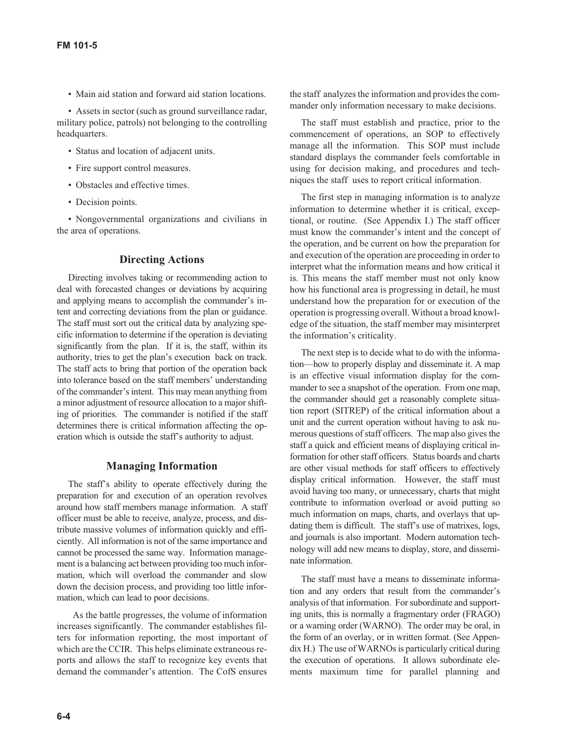- Main aid station and forward aid station locations.
- Assets in sector (such as ground surveillance radar, military police, patrols) not belonging to the controlling headquarters.
- Status and location of adjacent units.
- Fire support control measures.
- Obstacles and effective times.
- Decision points.
- Nongovernmental organizations and civilians in the area of operations.

## Directing Actions

Directing involves taking or recommending action to deal with forecasted changes or deviations by acquiring and applying means to accomplish the commander's intent and correcting deviations from the plan or guidance. The staff must sort out the critical data by analyzing specific information to determine if the operation is deviating significantly from the plan. If it is, the staff, within its authority, tries to get the plan's execution back on track. The staff acts to bring that portion of the operation back into tolerance based on the staff members' understanding of the commander's intent. This may mean anything from a minor adjustment of resource allocation to a major shifting of priorities. The commander is notified if the staff determines there is critical information affecting the operation which is outside the staff's authority to adjust.

## Managing Information

The staff's ability to operate effectively during the preparation for and execution of an operation revolves around how staff members manage information. A staff officer must be able to receive, analyze, process, and distribute massive volumes of information quickly and efficiently. All information is not of the same importance and cannot be processed the same way. Information management is a balancing act between providing too much information, which will overload the commander and slow down the decision process, and providing too little information, which can lead to poor decisions.

As the battle progresses, the volume of information increases significantly. The commander establishes filters for information reporting, the most important of which are the CCIR. This helps eliminate extraneous reports and allows the staff to recognize key events that demand the commander's attention. The CofS ensures the staff analyzes the information and provides the commander only information necessary to make decisions.

The staff must establish and practice, prior to the commencement of operations, an SOP to effectively manage all the information. This SOP must include standard displays the commander feels comfortable in using for decision making, and procedures and techniques the staff uses to report critical information.

The first step in managing information is to analyze information to determine whether it is critical, exceptional, or routine. (See Appendix I.) The staff officer must know the commander's intent and the concept of the operation, and be current on how the preparation for and execution of the operation are proceeding in order to interpret what the information means and how critical it is. This means the staff member must not only know how his functional area is progressing in detail, he must understand how the preparation for or execution of the operation is progressing overall. Without a broad knowledge of the situation, the staff member may misinterpret the information's criticality.

The next step is to decide what to do with the information—how to properly display and disseminate it. A map is an effective visual information display for the commander to see a snapshot of the operation. From one map, the commander should get a reasonably complete situation report (SITREP) of the critical information about a unit and the current operation without having to ask numerous questions of staff officers. The map also gives the staff a quick and efficient means of displaying critical information for other staff officers. Status boards and charts are other visual methods for staff officers to effectively display critical information. However, the staff must avoid having too many, or unnecessary, charts that might contribute to information overload or avoid putting so much information on maps, charts, and overlays that updating them is difficult. The staff's use of matrixes, logs, and journals is also important. Modern automation technology will add new means to display, store, and disseminate information.

The staff must have a means to disseminate information and any orders that result from the commander's analysis of that information. For subordinate and supporting units, this is normally a fragmentary order (FRAGO) or a warning order (WARNO). The order may be oral, in the form of an overlay, or in written format. (See Appendix H.) The use of WARNOs is particularly critical during the execution of operations. It allows subordinate elements maximum time for parallel planning and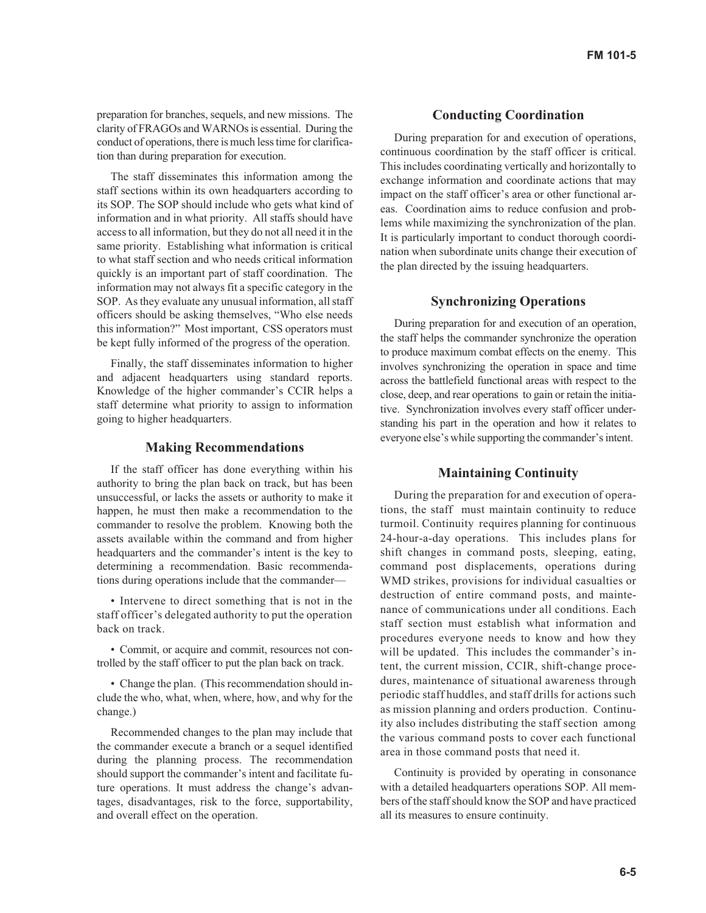preparation for branches, sequels, and new missions. The clarity of FRAGOs and WARNOs is essential. During the conduct of operations, there is much less time for clarification than during preparation for execution.

The staff disseminates this information among the staff sections within its own headquarters according to its SOP. The SOP should include who gets what kind of information and in what priority. All staffs should have access to all information, but they do not all need it in the same priority. Establishing what information is critical to what staff section and who needs critical information quickly is an important part of staff coordination. The information may not always fit a specific category in the SOP. As they evaluate any unusual information, all staff officers should be asking themselves, "Who else needs this information?" Most important, CSS operators must be kept fully informed of the progress of the operation.

Finally, the staff disseminates information to higher and adjacent headquarters using standard reports. Knowledge of the higher commander's CCIR helps a staff determine what priority to assign to information going to higher headquarters.

## Making Recommendations

If the staff officer has done everything within his authority to bring the plan back on track, but has been unsuccessful, or lacks the assets or authority to make it happen, he must then make a recommendation to the commander to resolve the problem. Knowing both the assets available within the command and from higher headquarters and the commander's intent is the key to determining a recommendation. Basic recommendations during operations include that the commander—

- Intervene to direct something that is not in the staff officer's delegated authority to put the operation back on track.
- Commit, or acquire and commit, resources not controlled by the staff officer to put the plan back on track.
- Change the plan. (This recommendation should include the who, what, when, where, how, and why for the change.)

Recommended changes to the plan may include that the commander execute a branch or a sequel identified during the planning process. The recommendation should support the commander's intent and facilitate future operations. It must address the change's advantages, disadvantages, risk to the force, supportability, and overall effect on the operation.

## Conducting Coordination

During preparation for and execution of operations, continuous coordination by the staff officer is critical. This includes coordinating vertically and horizontally to exchange information and coordinate actions that may impact on the staff officer's area or other functional areas. Coordination aims to reduce confusion and problems while maximizing the synchronization of the plan. It is particularly important to conduct thorough coordination when subordinate units change their execution of the plan directed by the issuing headquarters.

## Synchronizing Operations

During preparation for and execution of an operation, the staff helps the commander synchronize the operation to produce maximum combat effects on the enemy. This involves synchronizing the operation in space and time across the battlefield functional areas with respect to the close, deep, and rear operations to gain or retain the initiative. Synchronization involves every staff officer understanding his part in the operation and how it relates to everyone else's while supporting the commander's intent.

## Maintaining Continuity

During the preparation for and execution of operations, the staff must maintain continuity to reduce turmoil. Continuity requires planning for continuous 24-hour-a-day operations. This includes plans for shift changes in command posts, sleeping, eating, command post displacements, operations during WMD strikes, provisions for individual casualties or destruction of entire command posts, and maintenance of communications under all conditions. Each staff section must establish what information and procedures everyone needs to know and how they will be updated. This includes the commander's intent, the current mission, CCIR, shift-change procedures, maintenance of situational awareness through periodic staff huddles, and staff drills for actions such as mission planning and orders production. Continuity also includes distributing the staff section among the various command posts to cover each functional area in those command posts that need it.

Continuity is provided by operating in consonance with a detailed headquarters operations SOP. All members of the staff should know the SOP and have practiced all its measures to ensure continuity.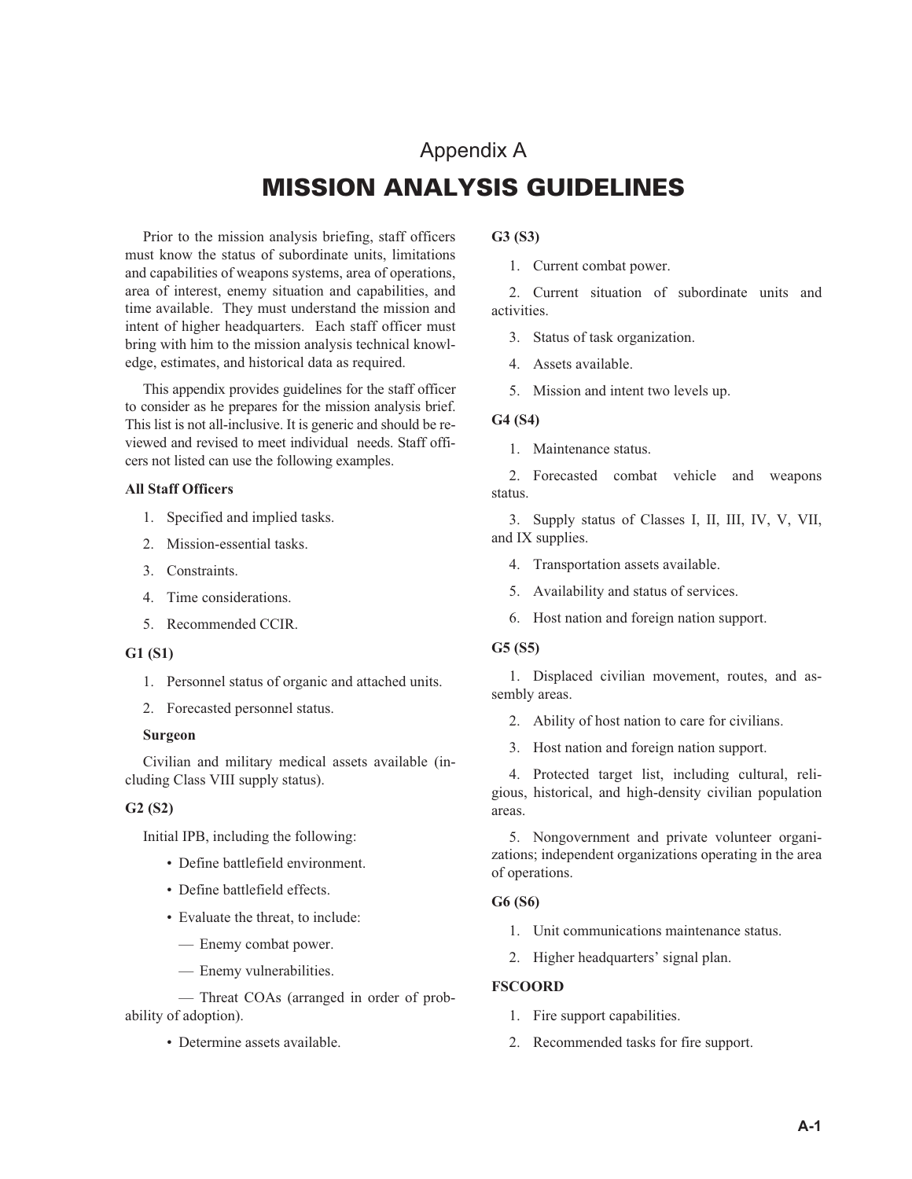# Appendix A

# MISSION ANALYSIS GUIDELINES

Prior to the mission analysis briefing, staff officers must know the status of subordinate units, limitations and capabilities of weapons systems, area of operations, area of interest, enemy situation and capabilities, and time available. They must understand the mission and intent of higher headquarters. Each staff officer must bring with him to the mission analysis technical knowledge, estimates, and historical data as required.

This appendix provides guidelines for the staff officer to consider as he prepares for the mission analysis brief. This list is not all-inclusive. It is generic and should be reviewed and revised to meet individual needs. Staff officers not listed can use the following examples.

**All Staff Officers**

1. Specified and implied tasks.
2. Mission-essential tasks.
3. Constraints.
4. Time considerations.
5. Recommended CCIR.

**G1 (S1)**

1. Personnel status of organic and attached units.
2. Forecasted personnel status.

**Surgeon**

Civilian and military medical assets available (including Class VIII supply status).

**G2 (S2)**

Initial IPB, including the following:

- Define battlefield environment.
- Define battlefield effects.
- Evaluate the threat, to include:
  - Enemy combat power.
  - Enemy vulnerabilities.
  - Threat COAs (arranged in order of probability of adoption).
- Determine assets available.

**G3 (S3)**

1. Current combat power.
2. Current situation of subordinate units and activities.
3. Status of task organization.
4. Assets available.
5. Mission and intent two levels up.

**G4 (S4)**

1. Maintenance status.
2. Forecasted combat vehicle and weapons status.
3. Supply status of Classes I, II, III, IV, V, VII, and IX supplies.
4. Transportation assets available.
5. Availability and status of services.
6. Host nation and foreign nation support.

**G5 (S5)**

1. Displaced civilian movement, routes, and assembly areas.
2. Ability of host nation to care for civilians.
3. Host nation and foreign nation support.
4. Protected target list, including cultural, religious, historical, and high-density civilian population areas.
5. Nongovernment and private volunteer organizations; independent organizations operating in the area of operations.

**G6 (S6)**

1. Unit communications maintenance status.
2. Higher headquarters' signal plan.

**FSCOORD**

1. Fire support capabilities.
2. Recommended tasks for fire support.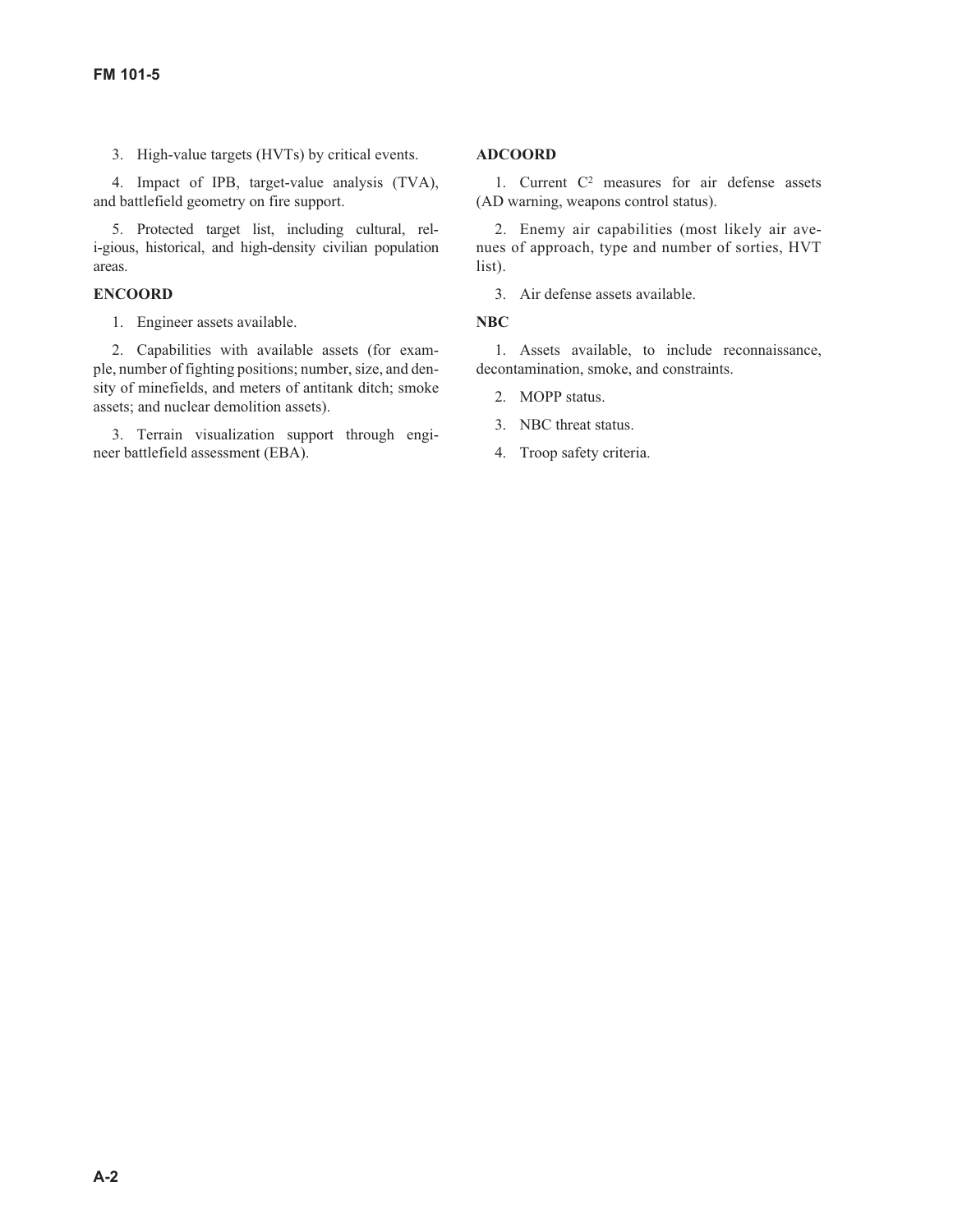3. High-value targets (HVTs) by critical events.

4. Impact of IPB, target-value analysis (TVA), and battlefield geometry on fire support.

5. Protected target list, including cultural, reli-gious, historical, and high-density civilian population areas.

**ENCOORD**

1. Engineer assets available.

2. Capabilities with available assets (for example, number of fighting positions; number, size, and density of minefields, and meters of antitank ditch; smoke assets; and nuclear demolition assets).

3. Terrain visualization support through engineer battlefield assessment (EBA).

**ADCOORD**

1. Current $C^2$ measures for air defense assets (AD warning, weapons control status).

2. Enemy air capabilities (most likely air avenues of approach, type and number of sorties, HVT list).

3. Air defense assets available.

**NBC**

1. Assets available, to include reconnaissance, decontamination, smoke, and constraints.

2. MOPP status.

3. NBC threat status.

4. Troop safety criteria.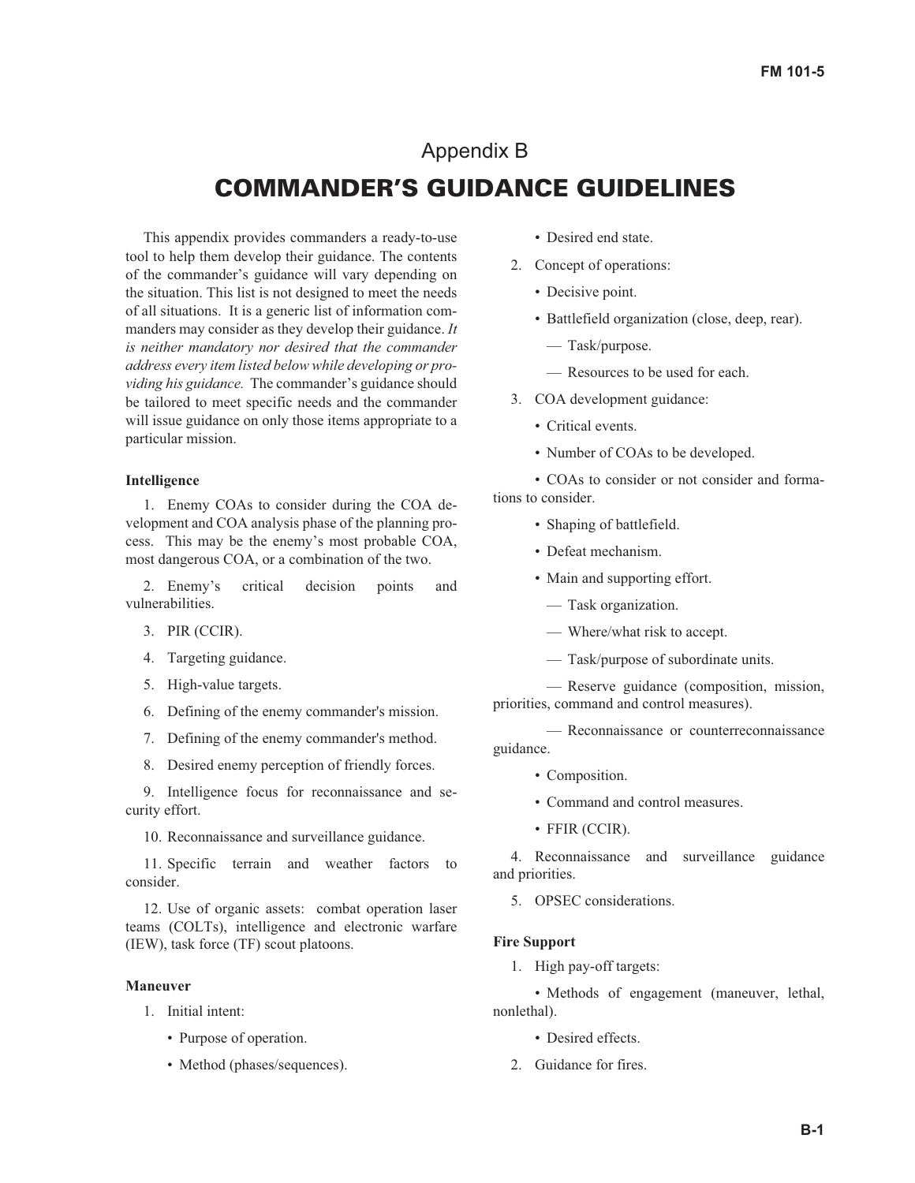# Appendix B

# COMMANDER'S GUIDANCE GUIDELINES

This appendix provides commanders a ready-to-use tool to help them develop their guidance. The contents of the commander's guidance will vary depending on the situation. This list is not designed to meet the needs of all situations. It is a generic list of information commanders may consider as they develop their guidance. *It is neither mandatory nor desired that the commander address every item listed below while developing or providing his guidance.* The commander's guidance should be tailored to meet specific needs and the commander will issue guidance on only those items appropriate to a particular mission.

**Intelligence**

1. Enemy COAs to consider during the COA development and COA analysis phase of the planning process. This may be the enemy's most probable COA, most dangerous COA, or a combination of the two.
2. Enemy's critical decision points and vulnerabilities.
3. PIR (CCIR).
4. Targeting guidance.
5. High-value targets.
6. Defining of the enemy commander's mission.
7. Defining of the enemy commander's method.
8. Desired enemy perception of friendly forces.
9. Intelligence focus for reconnaissance and security effort.
10. Reconnaissance and surveillance guidance.
11. Specific terrain and weather factors to consider.
12. Use of organic assets: combat operation laser teams (COLTs), intelligence and electronic warfare (IEW), task force (TF) scout platoons.

**Maneuver**

1. Initial intent:
   - Purpose of operation.
   - Method (phases/sequences).
   - Desired end state.
2. Concept of operations:
   - Decisive point.
   - Battlefield organization (close, deep, rear).
     - — Task/purpose.
     - — Resources to be used for each.
3. COA development guidance:
   - Critical events.
   - Number of COAs to be developed.
   - COAs to consider or not consider and formations to consider.
   - Shaping of battlefield.
   - Defeat mechanism.
   - Main and supporting effort.
     - — Task organization.
     - — Where/what risk to accept.
     - — Task/purpose of subordinate units.
     - — Reserve guidance (composition, mission, priorities, command and control measures).
     - — Reconnaissance or counterreconnaissance guidance.
   - Composition.
   - Command and control measures.
   - FFIR (CCIR).
4. Reconnaissance and surveillance guidance and priorities.
5. OPSEC considerations.

**Fire Support**

1. High pay-off targets:
   - Methods of engagement (maneuver, lethal, nonlethal).
   - Desired effects.
2. Guidance for fires.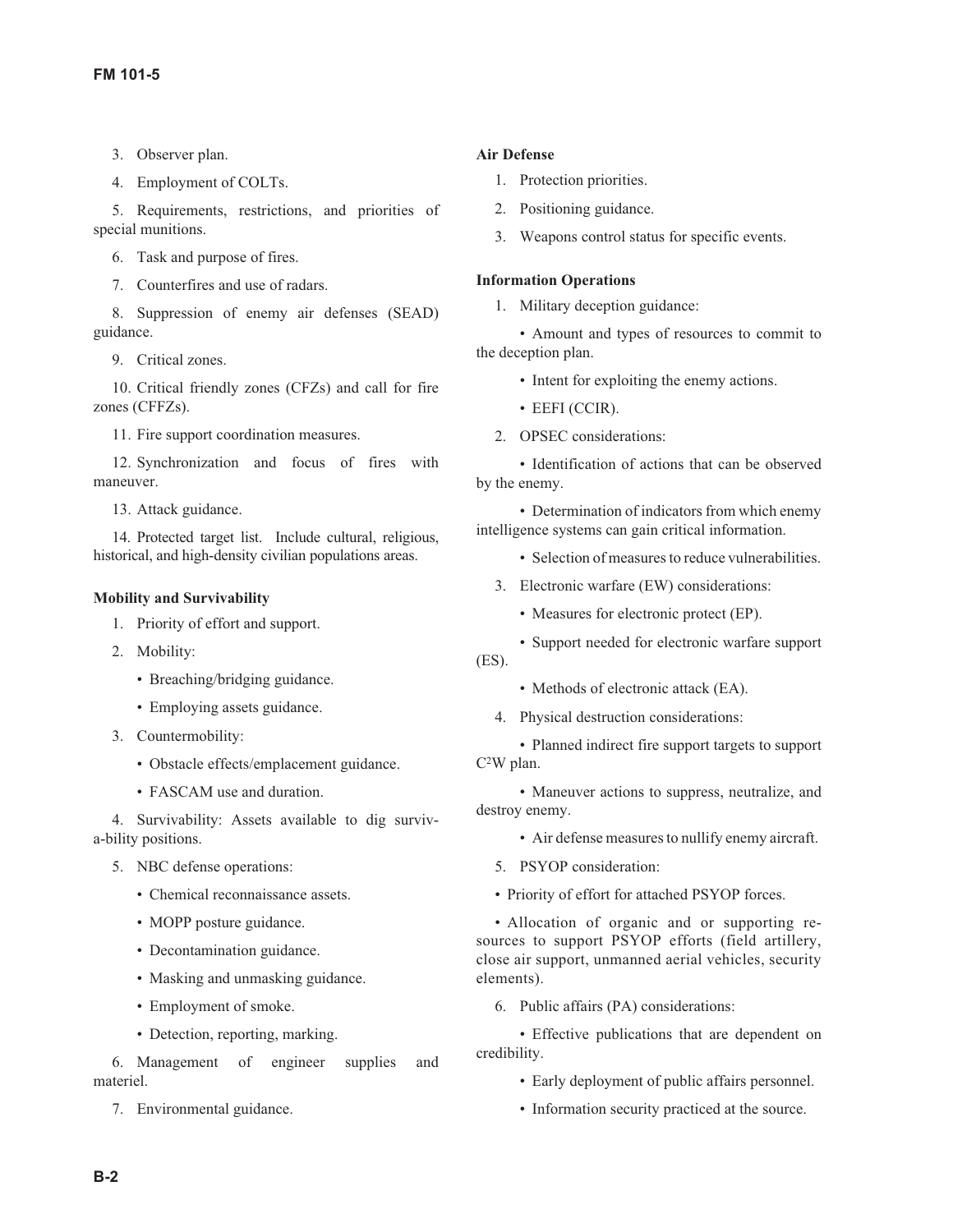3. Observer plan.

4. Employment of COLTs.

5. Requirements, restrictions, and priorities of special munitions.

6. Task and purpose of fires.

7. Counterfires and use of radars.

8. Suppression of enemy air defenses (SEAD) guidance.

9. Critical zones.

10. Critical friendly zones (CFZs) and call for fire zones (CFFZs).

11. Fire support coordination measures.

12. Synchronization and focus of fires with maneuver.

13. Attack guidance.

14. Protected target list. Include cultural, religious, historical, and high-density civilian populations areas.

**Mobility and Survivability**

1. Priority of effort and support.

2. Mobility:

   - Breaching/bridging guidance.
   - Employing assets guidance.

3. Countermobility:

   - Obstacle effects/emplacement guidance.
   - FASCAM use and duration.

4. Survivability: Assets available to dig surviv-a-bility positions.

5. NBC defense operations:

   - Chemical reconnaissance assets.
   - MOPP posture guidance.
   - Decontamination guidance.
   - Masking and unmasking guidance.
   - Employment of smoke.
   - Detection, reporting, marking.

6. Management of engineer supplies and materiel.

7. Environmental guidance.

**Air Defense**

1. Protection priorities.

2. Positioning guidance.

3. Weapons control status for specific events.

**Information Operations**

1. Military deception guidance:

   - Amount and types of resources to commit to the deception plan.
   - Intent for exploiting the enemy actions.
   - EEFI (CCIR).

2. OPSEC considerations:

   - Identification of actions that can be observed by the enemy.
   - Determination of indicators from which enemy intelligence systems can gain critical information.
   - Selection of measures to reduce vulnerabilities.

3. Electronic warfare (EW) considerations:

   - Measures for electronic protect (EP).
   - Support needed for electronic warfare support (ES).
   - Methods of electronic attack (EA).

4. Physical destruction considerations:

   - Planned indirect fire support targets to support C²W plan.
   - Maneuver actions to suppress, neutralize, and destroy enemy.
   - Air defense measures to nullify enemy aircraft.

5. PSYOP consideration:

   - Priority of effort for attached PSYOP forces.
   - Allocation of organic and or supporting resources to support PSYOP efforts (field artillery, close air support, unmanned aerial vehicles, security elements).

6. Public affairs (PA) considerations:

   - Effective publications that are dependent on credibility.
   - Early deployment of public affairs personnel.
   - Information security practiced at the source.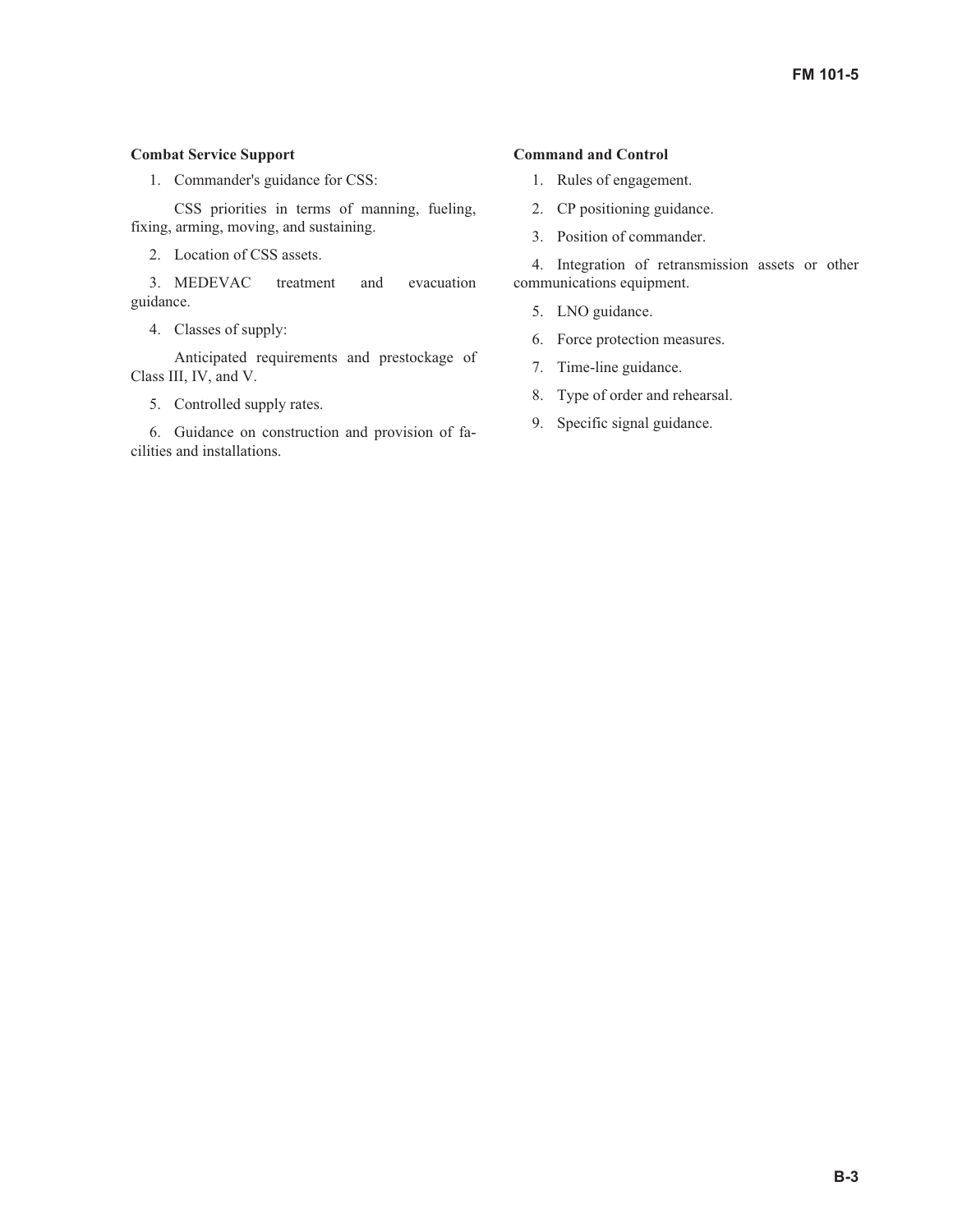**Combat Service Support**

1. Commander's guidance for CSS:

   CSS priorities in terms of manning, fueling, fixing, arming, moving, and sustaining.

2. Location of CSS assets.

3. MEDEVAC treatment and evacuation guidance.

4. Classes of supply:

   Anticipated requirements and prestockage of Class III, IV, and V.

5. Controlled supply rates.

6. Guidance on construction and provision of facilities and installations.

**Command and Control**

1. Rules of engagement.

2. CP positioning guidance.

3. Position of commander.

4. Integration of retransmission assets or other communications equipment.

5. LNO guidance.

6. Force protection measures.

7. Time-line guidance.

8. Type of order and rehearsal.

9. Specific signal guidance.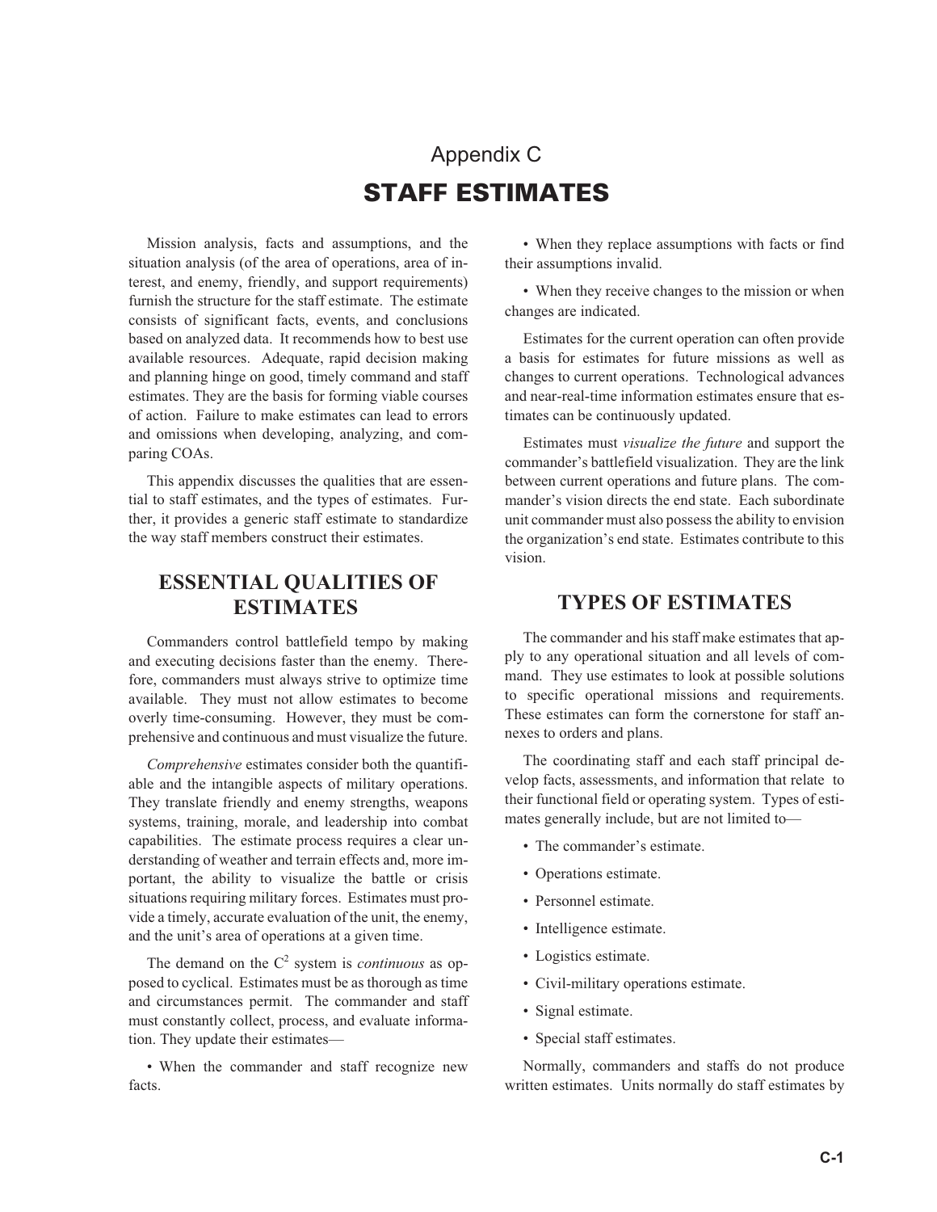# Appendix C

# STAFF ESTIMATES

Mission analysis, facts and assumptions, and the situation analysis (of the area of operations, area of interest, and enemy, friendly, and support requirements) furnish the structure for the staff estimate. The estimate consists of significant facts, events, and conclusions based on analyzed data. It recommends how to best use available resources. Adequate, rapid decision making and planning hinge on good, timely command and staff estimates. They are the basis for forming viable courses of action. Failure to make estimates can lead to errors and omissions when developing, analyzing, and comparing COAs.

This appendix discusses the qualities that are essential to staff estimates, and the types of estimates. Further, it provides a generic staff estimate to standardize the way staff members construct their estimates.

## ESSENTIAL QUALITIES OF ESTIMATES

Commanders control battlefield tempo by making and executing decisions faster than the enemy. Therefore, commanders must always strive to optimize time available. They must not allow estimates to become overly time-consuming. However, they must be comprehensive and continuous and must visualize the future.

*Comprehensive* estimates consider both the quantifiable and the intangible aspects of military operations. They translate friendly and enemy strengths, weapons systems, training, morale, and leadership into combat capabilities. The estimate process requires a clear understanding of weather and terrain effects and, more important, the ability to visualize the battle or crisis situations requiring military forces. Estimates must provide a timely, accurate evaluation of the unit, the enemy, and the unit's area of operations at a given time.

The demand on the $C^2$ system is *continuous* as opposed to cyclical. Estimates must be as thorough as time and circumstances permit. The commander and staff must constantly collect, process, and evaluate information. They update their estimates—

- When the commander and staff recognize new facts.
- When they replace assumptions with facts or find their assumptions invalid.
- When they receive changes to the mission or when changes are indicated.

Estimates for the current operation can often provide a basis for estimates for future missions as well as changes to current operations. Technological advances and near-real-time information estimates ensure that estimates can be continuously updated.

Estimates must *visualize the future* and support the commander's battlefield visualization. They are the link between current operations and future plans. The commander's vision directs the end state. Each subordinate unit commander must also possess the ability to envision the organization's end state. Estimates contribute to this vision.

## TYPES OF ESTIMATES

The commander and his staff make estimates that apply to any operational situation and all levels of command. They use estimates to look at possible solutions to specific operational missions and requirements. These estimates can form the cornerstone for staff annexes to orders and plans.

The coordinating staff and each staff principal develop facts, assessments, and information that relate to their functional field or operating system. Types of estimates generally include, but are not limited to—

- The commander's estimate.
- Operations estimate.
- Personnel estimate.
- Intelligence estimate.
- Logistics estimate.
- Civil-military operations estimate.
- Signal estimate.
- Special staff estimates.

Normally, commanders and staffs do not produce written estimates. Units normally do staff estimates by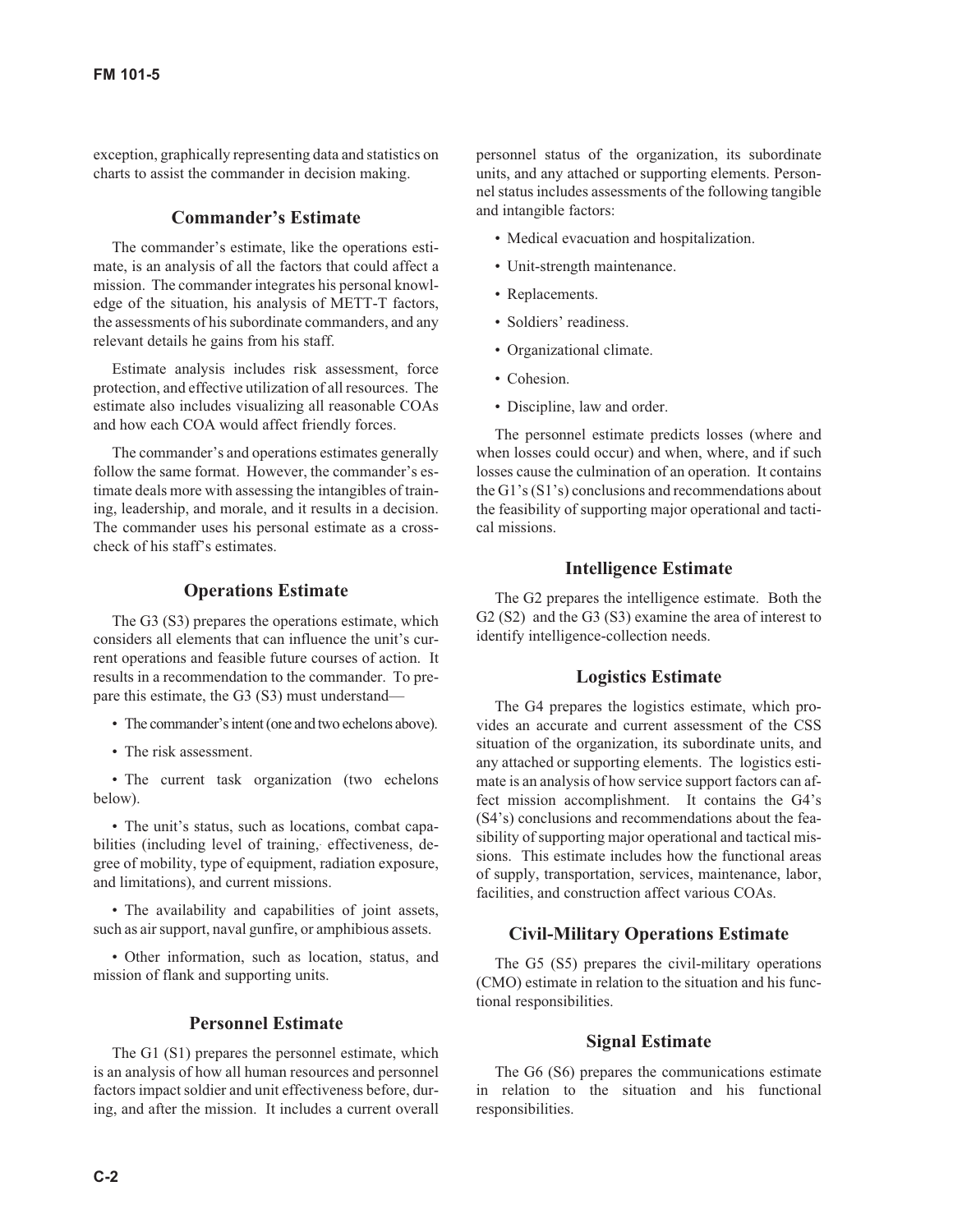exception, graphically representing data and statistics on charts to assist the commander in decision making.

### Commander's Estimate

The commander's estimate, like the operations estimate, is an analysis of all the factors that could affect a mission. The commander integrates his personal knowledge of the situation, his analysis of METT-T factors, the assessments of his subordinate commanders, and any relevant details he gains from his staff.

Estimate analysis includes risk assessment, force protection, and effective utilization of all resources. The estimate also includes visualizing all reasonable COAs and how each COA would affect friendly forces.

The commander's and operations estimates generally follow the same format. However, the commander's estimate deals more with assessing the intangibles of training, leadership, and morale, and it results in a decision. The commander uses his personal estimate as a cross-check of his staff's estimates.

### Operations Estimate

The G3 (S3) prepares the operations estimate, which considers all elements that can influence the unit's current operations and feasible future courses of action. It results in a recommendation to the commander. To prepare this estimate, the G3 (S3) must understand—

- The commander's intent (one and two echelons above).
- The risk assessment.
- The current task organization (two echelons below).
- The unit's status, such as locations, combat capabilities (including level of training, effectiveness, degree of mobility, type of equipment, radiation exposure, and limitations), and current missions.
- The availability and capabilities of joint assets, such as air support, naval gunfire, or amphibious assets.
- Other information, such as location, status, and mission of flank and supporting units.

### Personnel Estimate

The G1 (S1) prepares the personnel estimate, which is an analysis of how all human resources and personnel factors impact soldier and unit effectiveness before, during, and after the mission. It includes a current overall personnel status of the organization, its subordinate units, and any attached or supporting elements. Personnel status includes assessments of the following tangible and intangible factors:

- Medical evacuation and hospitalization.
- Unit-strength maintenance.
- Replacements.
- Soldiers' readiness.
- Organizational climate.
- Cohesion.
- Discipline, law and order.

The personnel estimate predicts losses (where and when losses could occur) and when, where, and if such losses cause the culmination of an operation. It contains the G1's (S1's) conclusions and recommendations about the feasibility of supporting major operational and tactical missions.

### Intelligence Estimate

The G2 prepares the intelligence estimate. Both the G2 (S2) and the G3 (S3) examine the area of interest to identify intelligence-collection needs.

### Logistics Estimate

The G4 prepares the logistics estimate, which provides an accurate and current assessment of the CSS situation of the organization, its subordinate units, and any attached or supporting elements. The logistics estimate is an analysis of how service support factors can affect mission accomplishment. It contains the G4's (S4's) conclusions and recommendations about the feasibility of supporting major operational and tactical missions. This estimate includes how the functional areas of supply, transportation, services, maintenance, labor, facilities, and construction affect various COAs.

### Civil-Military Operations Estimate

The G5 (S5) prepares the civil-military operations (CMO) estimate in relation to the situation and his functional responsibilities.

### Signal Estimate

The G6 (S6) prepares the communications estimate in relation to the situation and his functional responsibilities.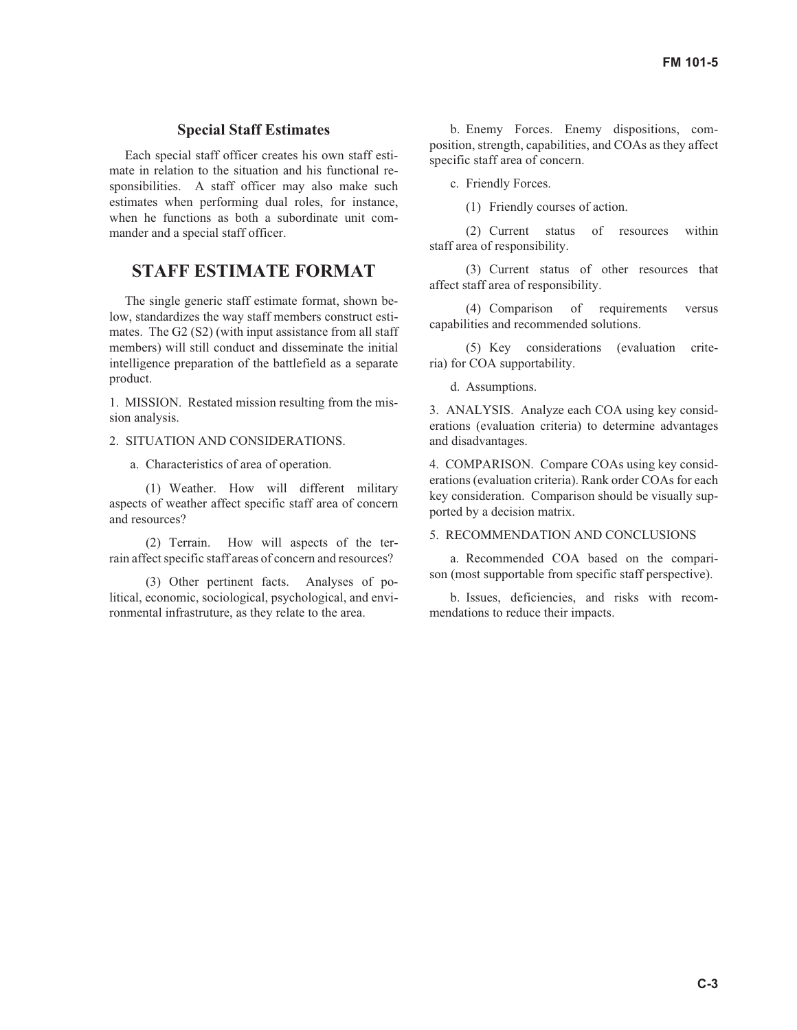### Special Staff Estimates

Each special staff officer creates his own staff estimate in relation to the situation and his functional responsibilities. A staff officer may also make such estimates when performing dual roles, for instance, when he functions as both a subordinate unit commander and a special staff officer.

## STAFF ESTIMATE FORMAT

The single generic staff estimate format, shown below, standardizes the way staff members construct estimates. The G2 (S2) (with input assistance from all staff members) will still conduct and disseminate the initial intelligence preparation of the battlefield as a separate product.

1. MISSION. Restated mission resulting from the mission analysis.

2. SITUATION AND CONSIDERATIONS.

a. Characteristics of area of operation.

(1) Weather. How will different military aspects of weather affect specific staff area of concern and resources?

(2) Terrain. How will aspects of the terrain affect specific staff areas of concern and resources?

(3) Other pertinent facts. Analyses of political, economic, sociological, psychological, and environmental infrastruture, as they relate to the area.

b. Enemy Forces. Enemy dispositions, composition, strength, capabilities, and COAs as they affect specific staff area of concern.

c. Friendly Forces.

(1) Friendly courses of action.

(2) Current status of resources within staff area of responsibility.

(3) Current status of other resources that affect staff area of responsibility.

(4) Comparison of requirements versus capabilities and recommended solutions.

(5) Key considerations (evaluation criteria) for COA supportability.

d. Assumptions.

3. ANALYSIS. Analyze each COA using key considerations (evaluation criteria) to determine advantages and disadvantages.

4. COMPARISON. Compare COAs using key considerations (evaluation criteria). Rank order COAs for each key consideration. Comparison should be visually supported by a decision matrix.

5. RECOMMENDATION AND CONCLUSIONS

a. Recommended COA based on the comparison (most supportable from specific staff perspective).

b. Issues, deficiencies, and risks with recommendations to reduce their impacts.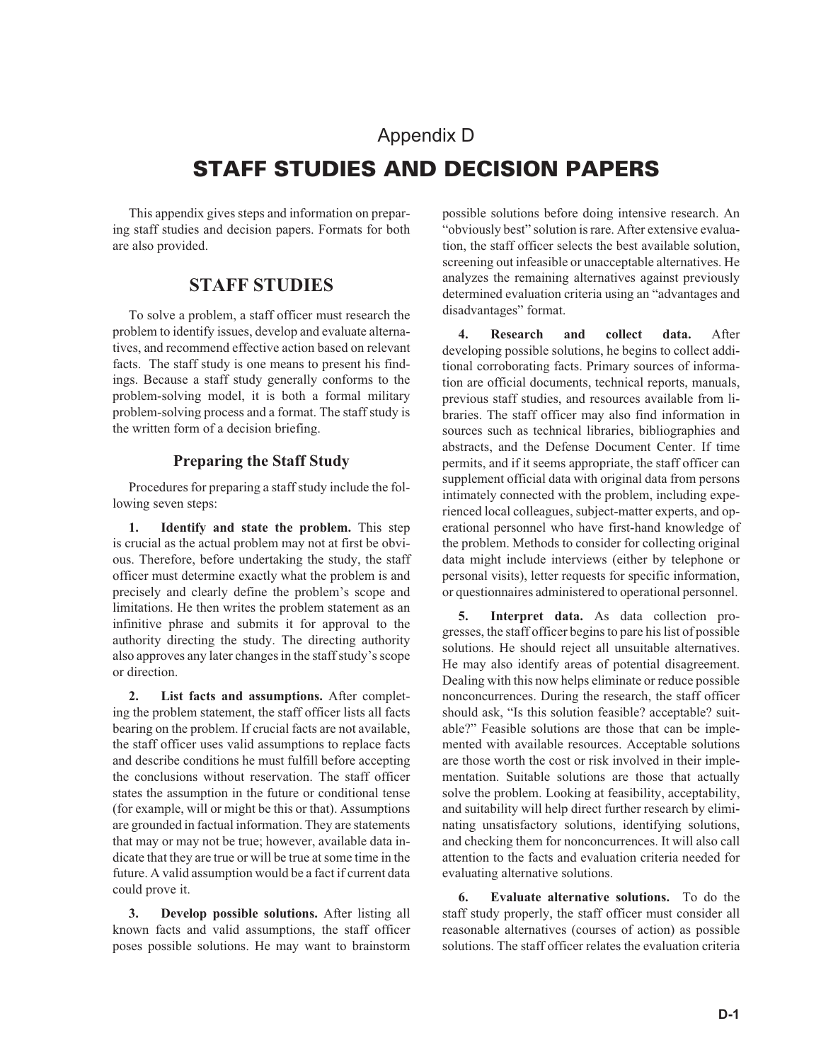# Appendix D

# STAFF STUDIES AND DECISION PAPERS

This appendix gives steps and information on preparing staff studies and decision papers. Formats for both are also provided.

## STAFF STUDIES

To solve a problem, a staff officer must research the problem to identify issues, develop and evaluate alternatives, and recommend effective action based on relevant facts. The staff study is one means to present his findings. Because a staff study generally conforms to the problem-solving model, it is both a formal military problem-solving process and a format. The staff study is the written form of a decision briefing.

### Preparing the Staff Study

Procedures for preparing a staff study include the following seven steps:

**1. Identify and state the problem.** This step is crucial as the actual problem may not at first be obvious. Therefore, before undertaking the study, the staff officer must determine exactly what the problem is and precisely and clearly define the problem's scope and limitations. He then writes the problem statement as an infinitive phrase and submits it for approval to the authority directing the study. The directing authority also approves any later changes in the staff study's scope or direction.

**2. List facts and assumptions.** After completing the problem statement, the staff officer lists all facts bearing on the problem. If crucial facts are not available, the staff officer uses valid assumptions to replace facts and describe conditions he must fulfill before accepting the conclusions without reservation. The staff officer states the assumption in the future or conditional tense (for example, will or might be this or that). Assumptions are grounded in factual information. They are statements that may or may not be true; however, available data indicate that they are true or will be true at some time in the future. A valid assumption would be a fact if current data could prove it.

**3. Develop possible solutions.** After listing all known facts and valid assumptions, the staff officer poses possible solutions. He may want to brainstorm possible solutions before doing intensive research. An "obviously best" solution is rare. After extensive evaluation, the staff officer selects the best available solution, screening out infeasible or unacceptable alternatives. He analyzes the remaining alternatives against previously determined evaluation criteria using an "advantages and disadvantages" format.

**4. Research and collect data.** After developing possible solutions, he begins to collect additional corroborating facts. Primary sources of information are official documents, technical reports, manuals, previous staff studies, and resources available from libraries. The staff officer may also find information in sources such as technical libraries, bibliographies and abstracts, and the Defense Document Center. If time permits, and if it seems appropriate, the staff officer can supplement official data with original data from persons intimately connected with the problem, including experienced local colleagues, subject-matter experts, and operational personnel who have first-hand knowledge of the problem. Methods to consider for collecting original data might include interviews (either by telephone or personal visits), letter requests for specific information, or questionnaires administered to operational personnel.

**5. Interpret data.** As data collection progresses, the staff officer begins to pare his list of possible solutions. He should reject all unsuitable alternatives. He may also identify areas of potential disagreement. Dealing with this now helps eliminate or reduce possible nonconcurrences. During the research, the staff officer should ask, "Is this solution feasible? acceptable? suitable?" Feasible solutions are those that can be implemented with available resources. Acceptable solutions are those worth the cost or risk involved in their implementation. Suitable solutions are those that actually solve the problem. Looking at feasibility, acceptability, and suitability will help direct further research by eliminating unsatisfactory solutions, identifying solutions, and checking them for nonconcurrences. It will also call attention to the facts and evaluation criteria needed for evaluating alternative solutions.

**6. Evaluate alternative solutions.** To do the staff study properly, the staff officer must consider all reasonable alternatives (courses of action) as possible solutions. The staff officer relates the evaluation criteria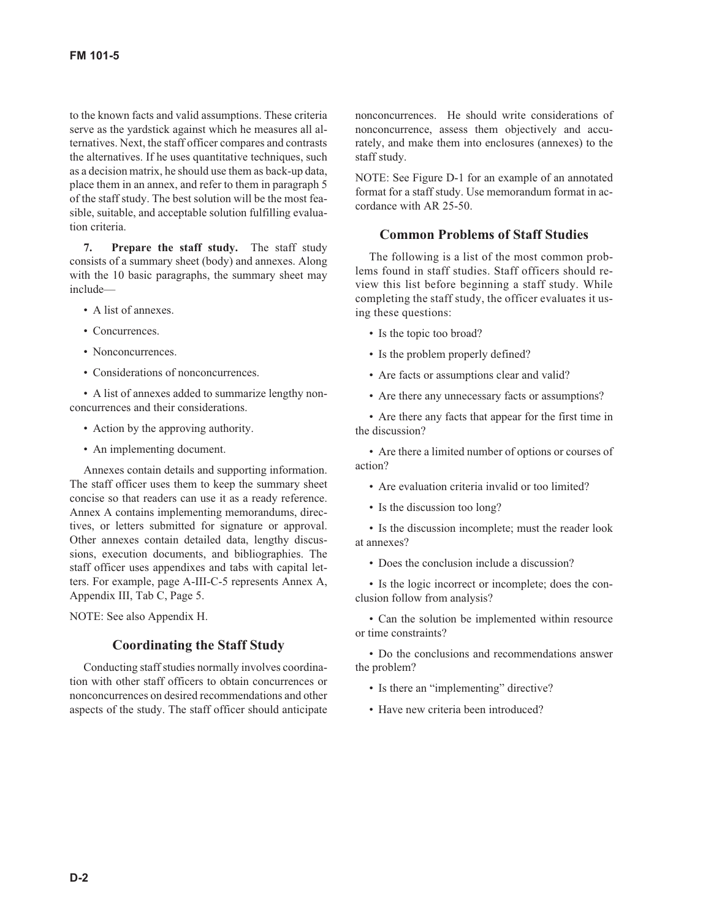to the known facts and valid assumptions. These criteria serve as the yardstick against which he measures all alternatives. Next, the staff officer compares and contrasts the alternatives. If he uses quantitative techniques, such as a decision matrix, he should use them as back-up data, place them in an annex, and refer to them in paragraph 5 of the staff study. The best solution will be the most feasible, suitable, and acceptable solution fulfilling evaluation criteria.

**7. Prepare the staff study.** The staff study consists of a summary sheet (body) and annexes. Along with the 10 basic paragraphs, the summary sheet may include—

- A list of annexes.
- Concurrences.
- Nonconcurrences.
- Considerations of nonconcurrences.
- A list of annexes added to summarize lengthy nonconcurrences and their considerations.
- Action by the approving authority.
- An implementing document.

Annexes contain details and supporting information. The staff officer uses them to keep the summary sheet concise so that readers can use it as a ready reference. Annex A contains implementing memorandums, directives, or letters submitted for signature or approval. Other annexes contain detailed data, lengthy discussions, execution documents, and bibliographies. The staff officer uses appendixes and tabs with capital letters. For example, page A-III-C-5 represents Annex A, Appendix III, Tab C, Page 5.

NOTE: See also Appendix H.

## Coordinating the Staff Study

Conducting staff studies normally involves coordination with other staff officers to obtain concurrences or nonconcurrences on desired recommendations and other aspects of the study. The staff officer should anticipate nonconcurrences. He should write considerations of nonconcurrence, assess them objectively and accurately, and make them into enclosures (annexes) to the staff study.

NOTE: See Figure D-1 for an example of an annotated format for a staff study. Use memorandum format in accordance with AR 25-50.

## Common Problems of Staff Studies

The following is a list of the most common problems found in staff studies. Staff officers should review this list before beginning a staff study. While completing the staff study, the officer evaluates it using these questions:

- Is the topic too broad?
- Is the problem properly defined?
- Are facts or assumptions clear and valid?
- Are there any unnecessary facts or assumptions?
- Are there any facts that appear for the first time in the discussion?
- Are there a limited number of options or courses of action?
- Are evaluation criteria invalid or too limited?
- Is the discussion too long?
- Is the discussion incomplete; must the reader look at annexes?
- Does the conclusion include a discussion?
- Is the logic incorrect or incomplete; does the conclusion follow from analysis?
- Can the solution be implemented within resource or time constraints?
- Do the conclusions and recommendations answer the problem?
- Is there an "implementing" directive?
- Have new criteria been introduced?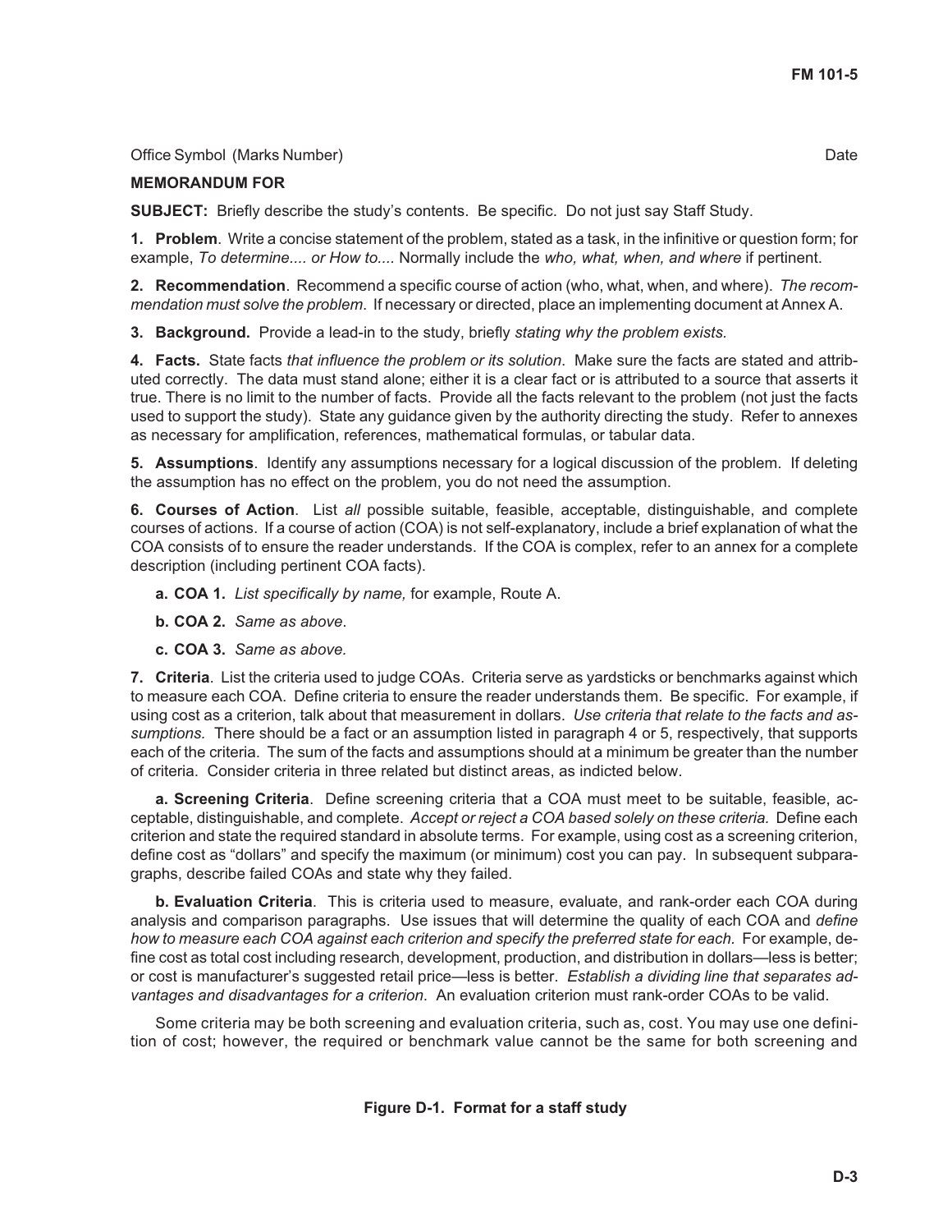Office Symbol (Marks Number) Date

**MEMORANDUM FOR**

**SUBJECT:** Briefly describe the study's contents. Be specific. Do not just say Staff Study.

**1. Problem**. Write a concise statement of the problem, stated as a task, in the infinitive or question form; for example, *To determine.... or How to....* Normally include the *who, what, when, and where* if pertinent.

**2. Recommendation**. Recommend a specific course of action (who, what, when, and where). *The recommendation must solve the problem*. If necessary or directed, place an implementing document at Annex A.

**3. Background.** Provide a lead-in to the study, briefly *stating why the problem exists.*

**4. Facts.** State facts *that influence the problem or its solution*. Make sure the facts are stated and attributed correctly. The data must stand alone; either it is a clear fact or is attributed to a source that asserts it true. There is no limit to the number of facts. Provide all the facts relevant to the problem (not just the facts used to support the study). State any guidance given by the authority directing the study. Refer to annexes as necessary for amplification, references, mathematical formulas, or tabular data.

**5. Assumptions**. Identify any assumptions necessary for a logical discussion of the problem. If deleting the assumption has no effect on the problem, you do not need the assumption.

**6. Courses of Action**. List *all* possible suitable, feasible, acceptable, distinguishable, and complete courses of actions. If a course of action (COA) is not self-explanatory, include a brief explanation of what the COA consists of to ensure the reader understands. If the COA is complex, refer to an annex for a complete description (including pertinent COA facts).

**a. COA 1.** *List specifically by name,* for example, Route A.

**b. COA 2.** *Same as above*.

**c. COA 3.** *Same as above.*

**7. Criteria**. List the criteria used to judge COAs. Criteria serve as yardsticks or benchmarks against which to measure each COA. Define criteria to ensure the reader understands them. Be specific. For example, if using cost as a criterion, talk about that measurement in dollars. *Use criteria that relate to the facts and assumptions.* There should be a fact or an assumption listed in paragraph 4 or 5, respectively, that supports each of the criteria. The sum of the facts and assumptions should at a minimum be greater than the number of criteria. Consider criteria in three related but distinct areas, as indicted below.

**a. Screening Criteria**. Define screening criteria that a COA must meet to be suitable, feasible, acceptable, distinguishable, and complete. *Accept or reject a COA based solely on these criteria.* Define each criterion and state the required standard in absolute terms. For example, using cost as a screening criterion, define cost as "dollars" and specify the maximum (or minimum) cost you can pay. In subsequent subparagraphs, describe failed COAs and state why they failed.

**b. Evaluation Criteria**. This is criteria used to measure, evaluate, and rank-order each COA during analysis and comparison paragraphs. Use issues that will determine the quality of each COA and *define how to measure each COA against each criterion and specify the preferred state for each*. For example, define cost as total cost including research, development, production, and distribution in dollars—less is better; or cost is manufacturer's suggested retail price—less is better. *Establish a dividing line that separates advantages and disadvantages for a criterion*. An evaluation criterion must rank-order COAs to be valid.

Some criteria may be both screening and evaluation criteria, such as, cost. You may use one definition of cost; however, the required or benchmark value cannot be the same for both screening and

**Figure D-1. Format for a staff study**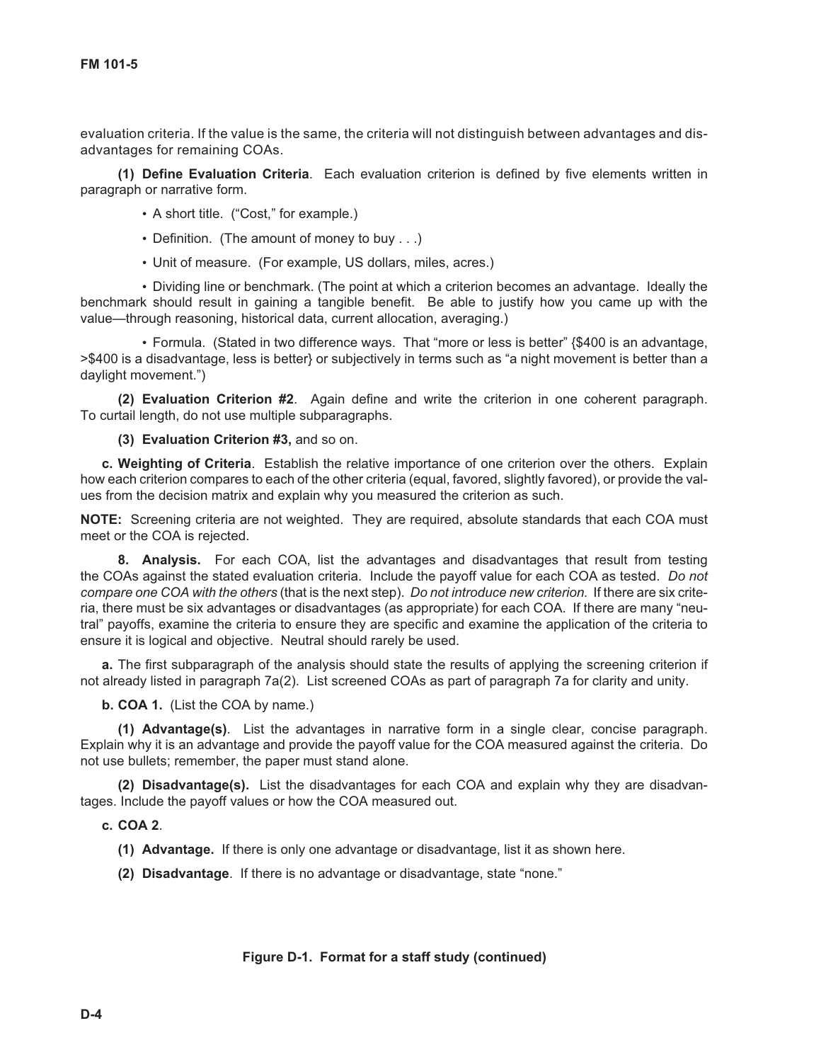evaluation criteria. If the value is the same, the criteria will not distinguish between advantages and disadvantages for remaining COAs.

**(1) Define Evaluation Criteria**. Each evaluation criterion is defined by five elements written in paragraph or narrative form.

- A short title. ("Cost," for example.)
- Definition. (The amount of money to buy . . .)
- Unit of measure. (For example, US dollars, miles, acres.)
- Dividing line or benchmark. (The point at which a criterion becomes an advantage. Ideally the benchmark should result in gaining a tangible benefit. Be able to justify how you came up with the value—through reasoning, historical data, current allocation, averaging.)
- Formula. (Stated in two difference ways. That "more or less is better" {$400 is an advantage, >$400 is a disadvantage, less is better} or subjectively in terms such as "a night movement is better than a daylight movement.")

**(2) Evaluation Criterion #2**. Again define and write the criterion in one coherent paragraph. To curtail length, do not use multiple subparagraphs.

**(3) Evaluation Criterion #3,** and so on.

**c. Weighting of Criteria**. Establish the relative importance of one criterion over the others. Explain how each criterion compares to each of the other criteria (equal, favored, slightly favored), or provide the values from the decision matrix and explain why you measured the criterion as such.

**NOTE:** Screening criteria are not weighted. They are required, absolute standards that each COA must meet or the COA is rejected.

**8. Analysis.** For each COA, list the advantages and disadvantages that result from testing the COAs against the stated evaluation criteria. Include the payoff value for each COA as tested. *Do not compare one COA with the others* (that is the next step). *Do not introduce new criterion.* If there are six criteria, there must be six advantages or disadvantages (as appropriate) for each COA. If there are many "neutral" payoffs, examine the criteria to ensure they are specific and examine the application of the criteria to ensure it is logical and objective. Neutral should rarely be used.

**a.** The first subparagraph of the analysis should state the results of applying the screening criterion if not already listed in paragraph 7a(2). List screened COAs as part of paragraph 7a for clarity and unity.

**b. COA 1.** (List the COA by name.)

**(1) Advantage(s)**. List the advantages in narrative form in a single clear, concise paragraph. Explain why it is an advantage and provide the payoff value for the COA measured against the criteria. Do not use bullets; remember, the paper must stand alone.

**(2) Disadvantage(s).** List the disadvantages for each COA and explain why they are disadvantages. Include the payoff values or how the COA measured out.

**c. COA 2**.

**(1) Advantage.** If there is only one advantage or disadvantage, list it as shown here.

**(2) Disadvantage**. If there is no advantage or disadvantage, state "none."

**Figure D-1. Format for a staff study (continued)**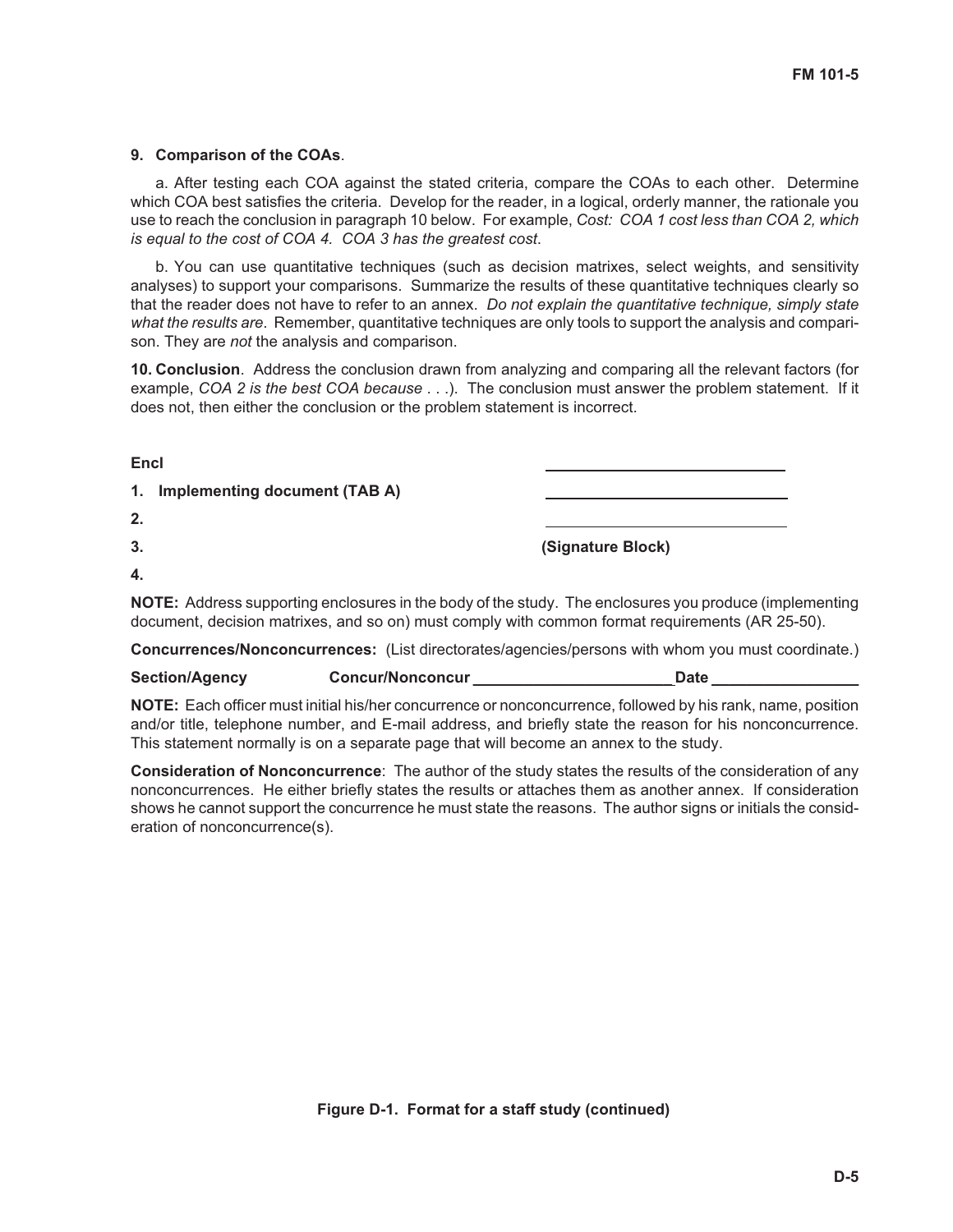**9. Comparison of the COAs**.

a. After testing each COA against the stated criteria, compare the COAs to each other. Determine which COA best satisfies the criteria. Develop for the reader, in a logical, orderly manner, the rationale you use to reach the conclusion in paragraph 10 below. For example, *Cost: COA 1 cost less than COA 2, which is equal to the cost of COA 4. COA 3 has the greatest cost*.

b. You can use quantitative techniques (such as decision matrixes, select weights, and sensitivity analyses) to support your comparisons. Summarize the results of these quantitative techniques clearly so that the reader does not have to refer to an annex. *Do not explain the quantitative technique, simply state what the results are*. Remember, quantitative techniques are only tools to support the analysis and comparison. They are *not* the analysis and comparison.

**10. Conclusion**. Address the conclusion drawn from analyzing and comparing all the relevant factors (for example, *COA 2 is the best COA because* . . .). The conclusion must answer the problem statement. If it does not, then either the conclusion or the problem statement is incorrect.

**Encl**

**1. Implementing document (TAB A)**

**2.**

**3.**

**4.**

**(Signature Block)**

**NOTE:** Address supporting enclosures in the body of the study. The enclosures you produce (implementing document, decision matrixes, and so on) must comply with common format requirements (AR 25-50).

**Concurrences/Nonconcurrences:** (List directorates/agencies/persons with whom you must coordinate.)

**Section/Agency** **Concur/Nonconcur** ______________________ **Date** ________________

**NOTE:** Each officer must initial his/her concurrence or nonconcurrence, followed by his rank, name, position and/or title, telephone number, and E-mail address, and briefly state the reason for his nonconcurrence. This statement normally is on a separate page that will become an annex to the study.

**Consideration of Nonconcurrence**: The author of the study states the results of the consideration of any nonconcurrences. He either briefly states the results or attaches them as another annex. If consideration shows he cannot support the concurrence he must state the reasons. The author signs or initials the consideration of nonconcurrence(s).

**Figure D-1. Format for a staff study (continued)**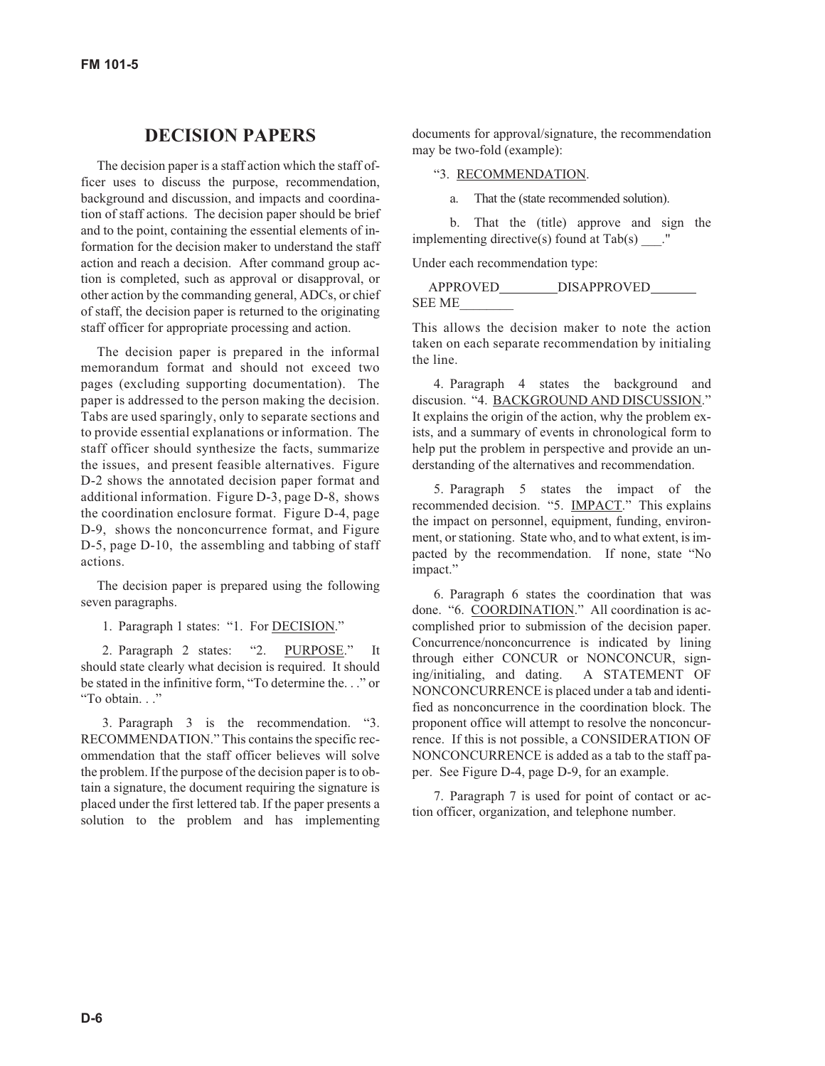## DECISION PAPERS

The decision paper is a staff action which the staff officer uses to discuss the purpose, recommendation, background and discussion, and impacts and coordination of staff actions. The decision paper should be brief and to the point, containing the essential elements of information for the decision maker to understand the staff action and reach a decision. After command group action is completed, such as approval or disapproval, or other action by the commanding general, ADCs, or chief of staff, the decision paper is returned to the originating staff officer for appropriate processing and action.

The decision paper is prepared in the informal memorandum format and should not exceed two pages (excluding supporting documentation). The paper is addressed to the person making the decision. Tabs are used sparingly, only to separate sections and to provide essential explanations or information. The staff officer should synthesize the facts, summarize the issues, and present feasible alternatives. Figure D-2 shows the annotated decision paper format and additional information. Figure D-3, page D-8, shows the coordination enclosure format. Figure D-4, page D-9, shows the nonconcurrence format, and Figure D-5, page D-10, the assembling and tabbing of staff actions.

The decision paper is prepared using the following seven paragraphs.

1. Paragraph 1 states: "1. For <u>DECISION</u>."

2. Paragraph 2 states: "2. <u>PURPOSE</u>." It should state clearly what decision is required. It should be stated in the infinitive form, "To determine the. . ." or "To obtain. . ."

3. Paragraph 3 is the recommendation. "3. RECOMMENDATION." This contains the specific recommendation that the staff officer believes will solve the problem. If the purpose of the decision paper is to obtain a signature, the document requiring the signature is placed under the first lettered tab. If the paper presents a solution to the problem and has implementing documents for approval/signature, the recommendation may be two-fold (example):

"3. <u>RECOMMENDATION</u>.

a. That the (state recommended solution).

b. That the (title) approve and sign the implementing directive(s) found at Tab(s) ___."

Under each recommendation type:

APPROVED________DISAPPROVED_______ SEE ME________

This allows the decision maker to note the action taken on each separate recommendation by initialing the line.

4. Paragraph 4 states the background and discusion. "4. <u>BACKGROUND AND DISCUSSION</u>." It explains the origin of the action, why the problem exists, and a summary of events in chronological form to help put the problem in perspective and provide an understanding of the alternatives and recommendation.

5. Paragraph 5 states the impact of the recommended decision. "5. <u>IMPACT</u>." This explains the impact on personnel, equipment, funding, environment, or stationing. State who, and to what extent, is impacted by the recommendation. If none, state "No impact."

6. Paragraph 6 states the coordination that was done. "6. <u>COORDINATION</u>." All coordination is accomplished prior to submission of the decision paper. Concurrence/nonconcurrence is indicated by lining through either CONCUR or NONCONCUR, signing/initialing, and dating. A STATEMENT OF NONCONCURRENCE is placed under a tab and identified as nonconcurrence in the coordination block. The proponent office will attempt to resolve the nonconcurrence. If this is not possible, a CONSIDERATION OF NONCONCURRENCE is added as a tab to the staff paper. See Figure D-4, page D-9, for an example.

7. Paragraph 7 is used for point of contact or action officer, organization, and telephone number.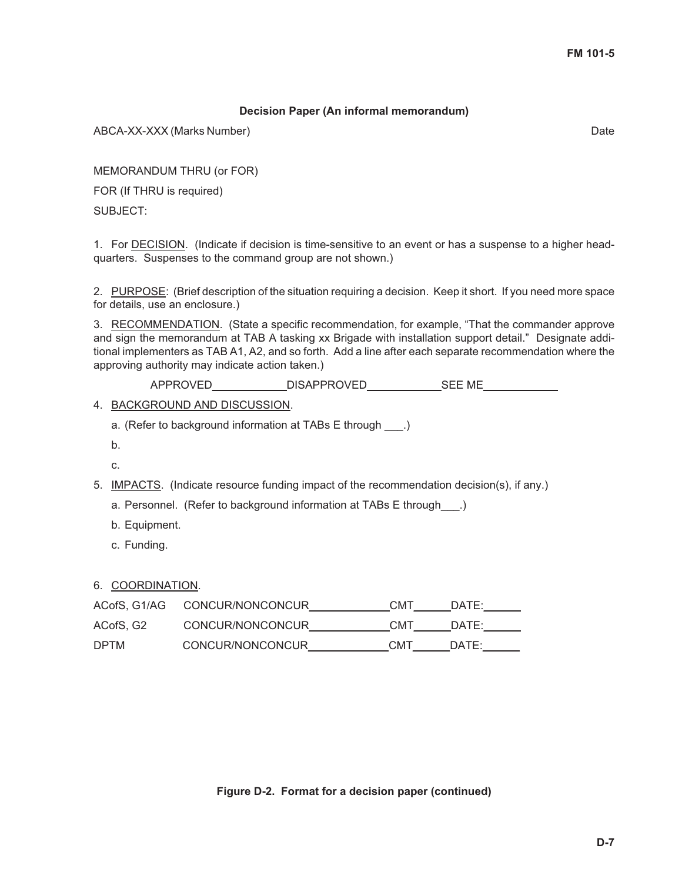**Decision Paper (An informal memorandum)**

ABCA-XX-XXX (Marks Number) Date

MEMORANDUM THRU (or FOR)

FOR (If THRU is required)

SUBJECT:

1. For DECISION. (Indicate if decision is time-sensitive to an event or has a suspense to a higher headquarters. Suspenses to the command group are not shown.)

2. PURPOSE: (Brief description of the situation requiring a decision. Keep it short. If you need more space for details, use an enclosure.)

3. RECOMMENDATION. (State a specific recommendation, for example, "That the commander approve and sign the memorandum at TAB A tasking xx Brigade with installation support detail." Designate additional implementers as TAB A1, A2, and so forth. Add a line after each separate recommendation where the approving authority may indicate action taken.)

APPROVED____________ DISAPPROVED____________ SEE ME____________

4. BACKGROUND AND DISCUSSION.

   a. (Refer to background information at TABs E through ___.)

   b.

   c.

5. IMPACTS. (Indicate resource funding impact of the recommendation decision(s), if any.)

   a. Personnel. (Refer to background information at TABs E through___.)

   b. Equipment.

   c. Funding.

6. COORDINATION.

ACofS, G1/AG CONCUR/NONCONCUR_____________ CMT______ DATE:______

ACofS, G2 CONCUR/NONCONCUR_____________ CMT______ DATE:______

DPTM CONCUR/NONCONCUR_____________ CMT______ DATE:______

**Figure D-2. Format for a decision paper (continued)**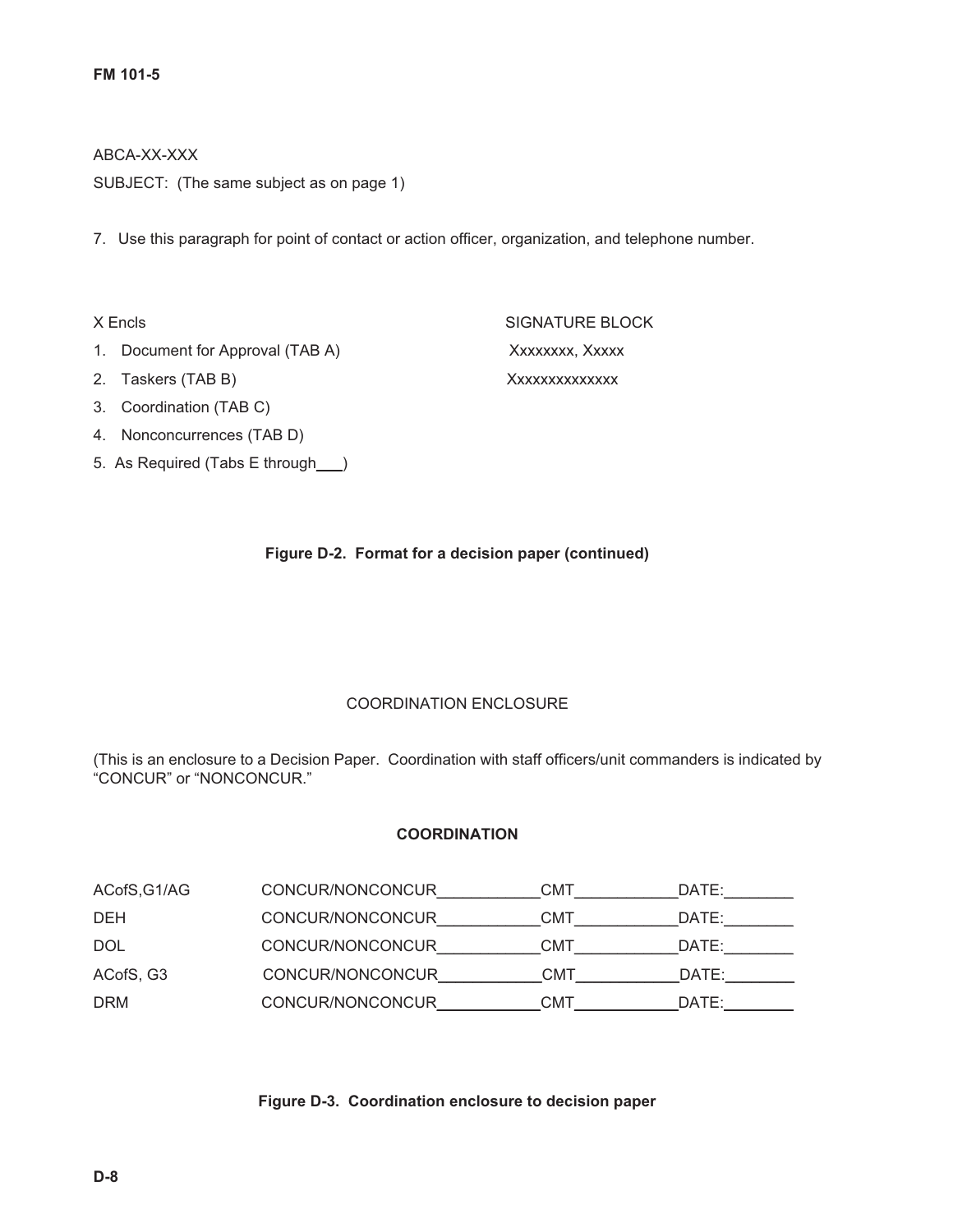ABCA-XX-XXX

SUBJECT: (The same subject as on page 1)

7. Use this paragraph for point of contact or action officer, organization, and telephone number.

X Encls

1. Document for Approval (TAB A)
2. Taskers (TAB B)
3. Coordination (TAB C)
4. Nonconcurrences (TAB D)
5. As Required (Tabs E through___)

SIGNATURE BLOCK
Xxxxxxxx, Xxxxx
Xxxxxxxxxxxxxx

**Figure D-2. Format for a decision paper (continued)**

COORDINATION ENCLOSURE

(This is an enclosure to a Decision Paper. Coordination with staff officers/unit commanders is indicated by "CONCUR" or "NONCONCUR."

**COORDINATION**

| | | | |
|---|---|---|---|
| ACofS,G1/AG | CONCUR/NONCONCUR____________ | CMT____________ | DATE:________ |
| DEH | CONCUR/NONCONCUR____________ | CMT____________ | DATE:________ |
| DOL | CONCUR/NONCONCUR____________ | CMT____________ | DATE:________ |
| ACofS, G3 | CONCUR/NONCONCUR____________ | CMT____________ | DATE:________ |
| DRM | CONCUR/NONCONCUR____________ | CMT____________ | DATE:________ |

**Figure D-3. Coordination enclosure to decision paper**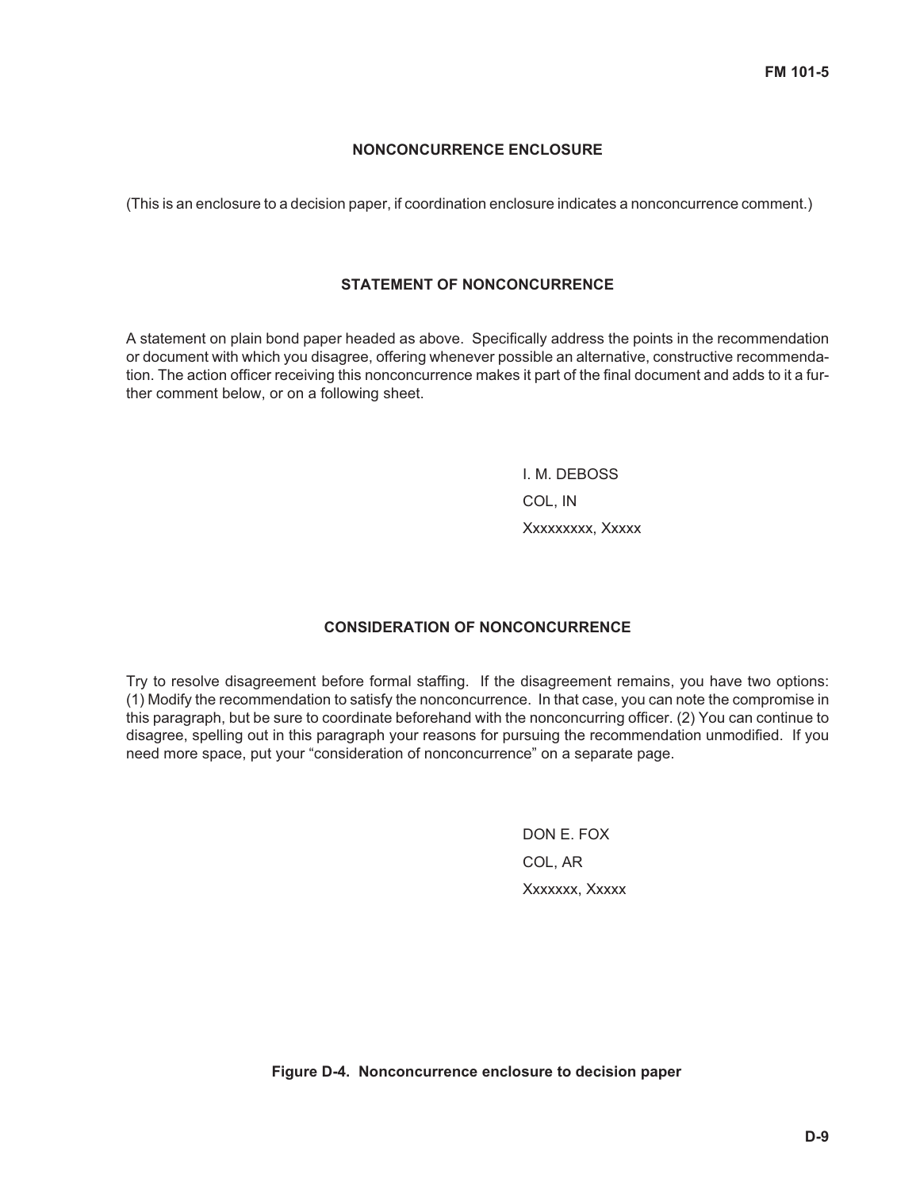## NONCONCURRENCE ENCLOSURE

(This is an enclosure to a decision paper, if coordination enclosure indicates a nonconcurrence comment.)

### STATEMENT OF NONCONCURRENCE

A statement on plain bond paper headed as above. Specifically address the points in the recommendation or document with which you disagree, offering whenever possible an alternative, constructive recommendation. The action officer receiving this nonconcurrence makes it part of the final document and adds to it a further comment below, or on a following sheet.

I. M. DEBOSS
COL, IN
Xxxxxxxxx, Xxxxx

### CONSIDERATION OF NONCONCURRENCE

Try to resolve disagreement before formal staffing. If the disagreement remains, you have two options: (1) Modify the recommendation to satisfy the nonconcurrence. In that case, you can note the compromise in this paragraph, but be sure to coordinate beforehand with the nonconcurring officer. (2) You can continue to disagree, spelling out in this paragraph your reasons for pursuing the recommendation unmodified. If you need more space, put your "consideration of nonconcurrence" on a separate page.

DON E. FOX
COL, AR
Xxxxxxx, Xxxxx

**Figure D-4. Nonconcurrence enclosure to decision paper**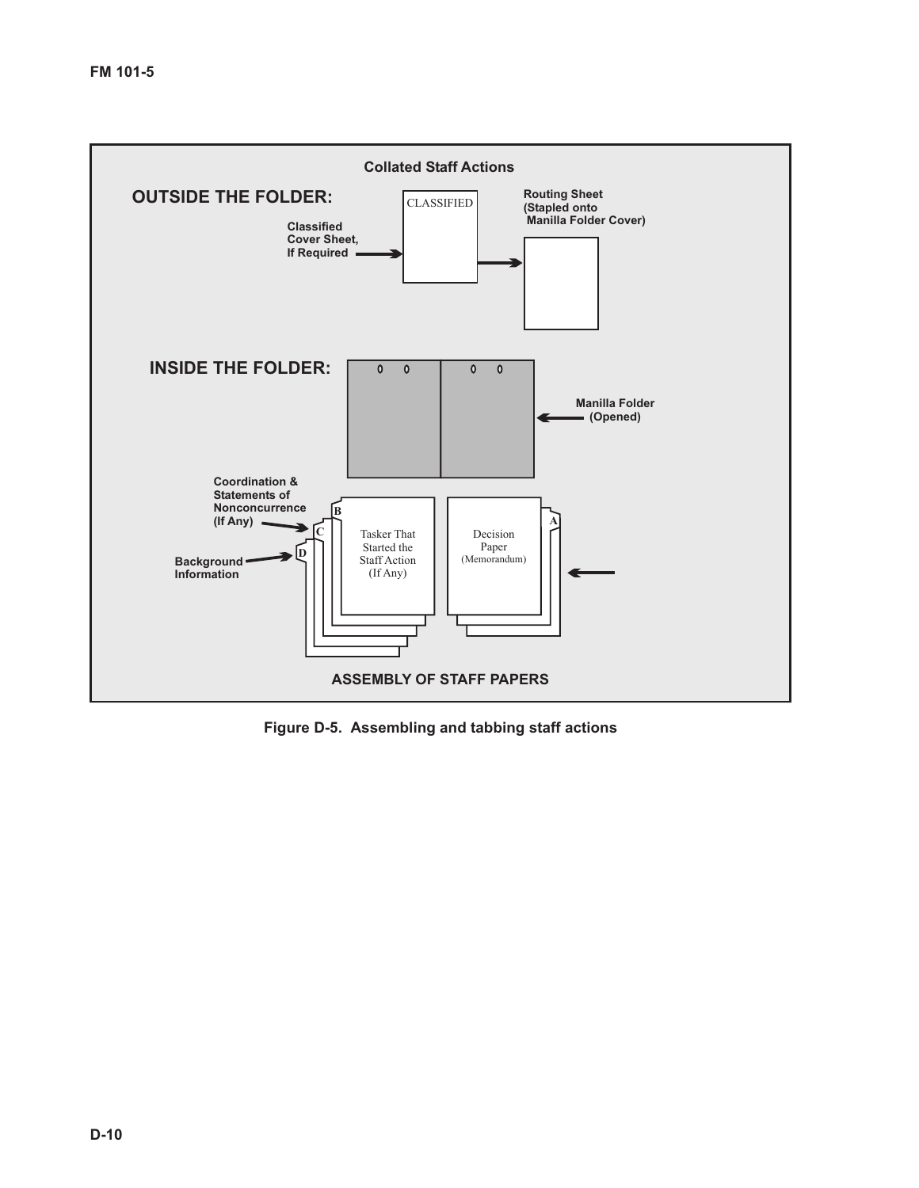**Collated Staff Actions**

**OUTSIDE THE FOLDER:**

CLASSIFIED

**Classified Cover Sheet, If Required**

**Routing Sheet (Stapled onto Manilla Folder Cover)**

**INSIDE THE FOLDER:**

**Manilla Folder (Opened)**

**Coordination & Statements of Nonconcurrence (If Any)**

**Background Information**

B

C

D

Tasker That Started the Staff Action (If Any)

A

Decision Paper (Memorandum)

**ASSEMBLY OF STAFF PAPERS**

**Figure D-5. Assembling and tabbing staff actions**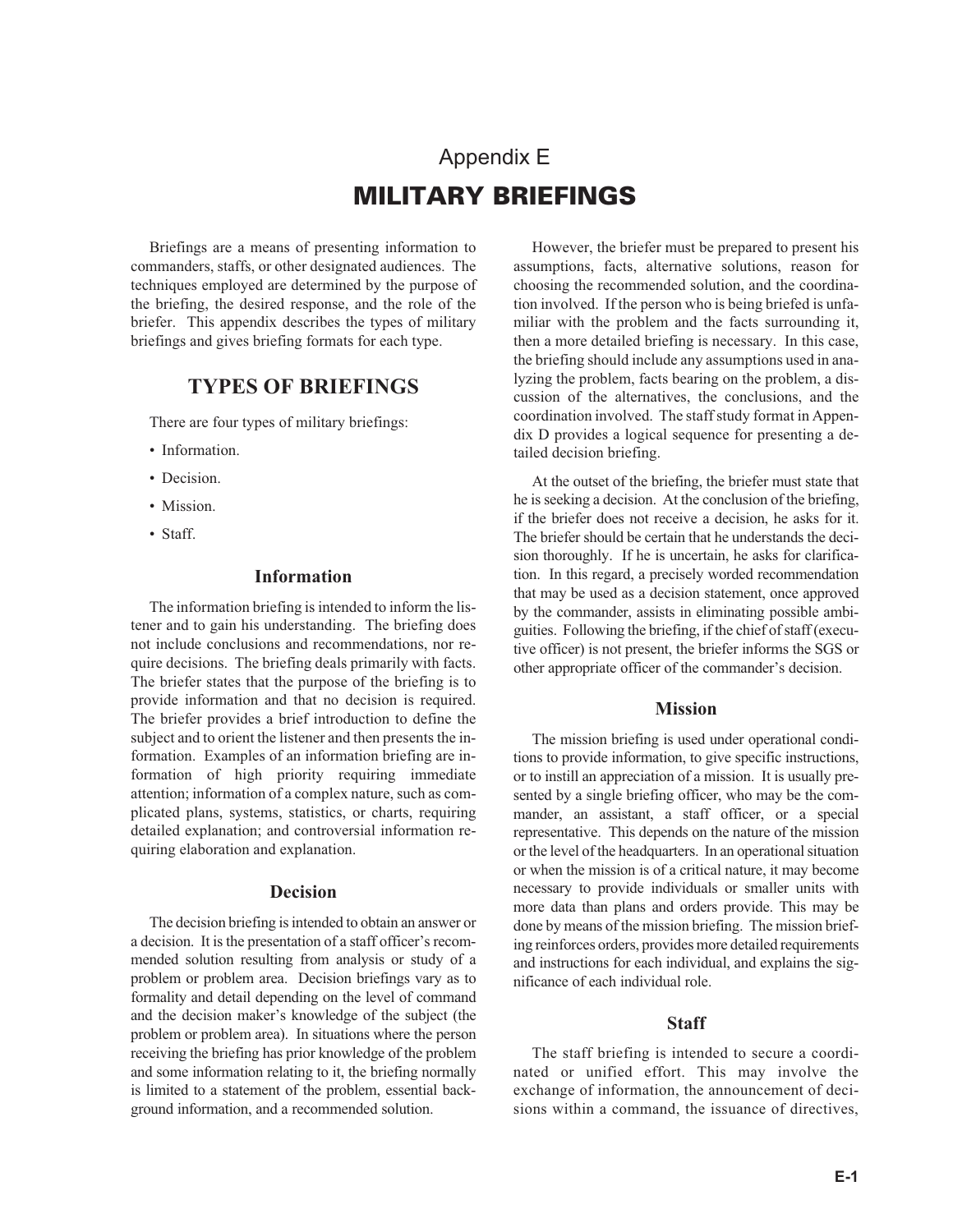# Appendix E

# MILITARY BRIEFINGS

Briefings are a means of presenting information to commanders, staffs, or other designated audiences. The techniques employed are determined by the purpose of the briefing, the desired response, and the role of the briefer. This appendix describes the types of military briefings and gives briefing formats for each type.

## TYPES OF BRIEFINGS

There are four types of military briefings:

- Information.
- Decision.
- Mission.
- Staff.

### Information

The information briefing is intended to inform the listener and to gain his understanding. The briefing does not include conclusions and recommendations, nor require decisions. The briefing deals primarily with facts. The briefer states that the purpose of the briefing is to provide information and that no decision is required. The briefer provides a brief introduction to define the subject and to orient the listener and then presents the information. Examples of an information briefing are information of high priority requiring immediate attention; information of a complex nature, such as complicated plans, systems, statistics, or charts, requiring detailed explanation; and controversial information requiring elaboration and explanation.

### Decision

The decision briefing is intended to obtain an answer or a decision. It is the presentation of a staff officer's recommended solution resulting from analysis or study of a problem or problem area. Decision briefings vary as to formality and detail depending on the level of command and the decision maker's knowledge of the subject (the problem or problem area). In situations where the person receiving the briefing has prior knowledge of the problem and some information relating to it, the briefing normally is limited to a statement of the problem, essential background information, and a recommended solution.

However, the briefer must be prepared to present his assumptions, facts, alternative solutions, reason for choosing the recommended solution, and the coordination involved. If the person who is being briefed is unfamiliar with the problem and the facts surrounding it, then a more detailed briefing is necessary. In this case, the briefing should include any assumptions used in analyzing the problem, facts bearing on the problem, a discussion of the alternatives, the conclusions, and the coordination involved. The staff study format in Appendix D provides a logical sequence for presenting a detailed decision briefing.

At the outset of the briefing, the briefer must state that he is seeking a decision. At the conclusion of the briefing, if the briefer does not receive a decision, he asks for it. The briefer should be certain that he understands the decision thoroughly. If he is uncertain, he asks for clarification. In this regard, a precisely worded recommendation that may be used as a decision statement, once approved by the commander, assists in eliminating possible ambiguities. Following the briefing, if the chief of staff (executive officer) is not present, the briefer informs the SGS or other appropriate officer of the commander's decision.

### Mission

The mission briefing is used under operational conditions to provide information, to give specific instructions, or to instill an appreciation of a mission. It is usually presented by a single briefing officer, who may be the commander, an assistant, a staff officer, or a special representative. This depends on the nature of the mission or the level of the headquarters. In an operational situation or when the mission is of a critical nature, it may become necessary to provide individuals or smaller units with more data than plans and orders provide. This may be done by means of the mission briefing. The mission briefing reinforces orders, provides more detailed requirements and instructions for each individual, and explains the significance of each individual role.

### Staff

The staff briefing is intended to secure a coordinated or unified effort. This may involve the exchange of information, the announcement of decisions within a command, the issuance of directives,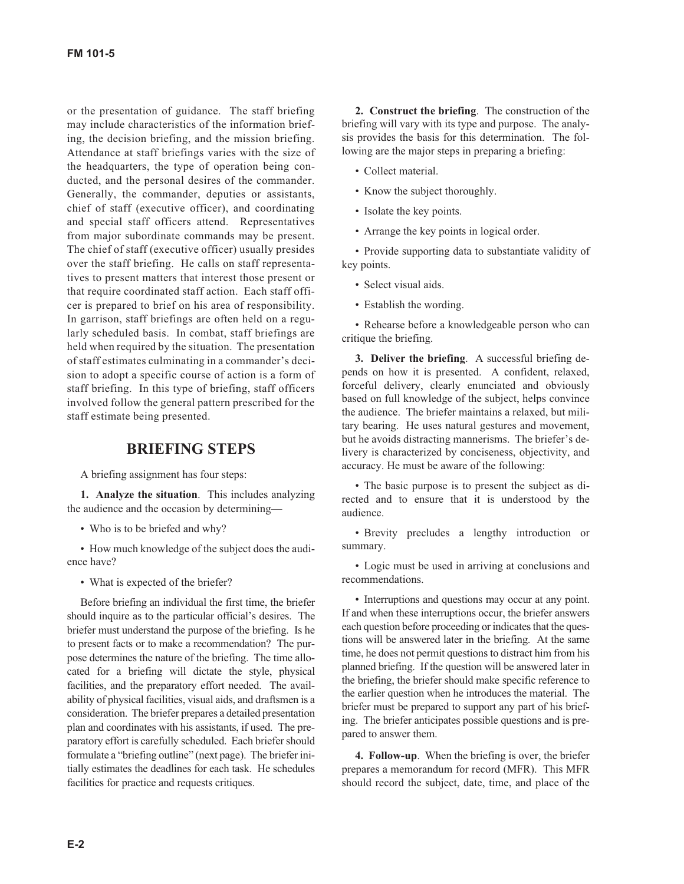or the presentation of guidance. The staff briefing may include characteristics of the information briefing, the decision briefing, and the mission briefing. Attendance at staff briefings varies with the size of the headquarters, the type of operation being conducted, and the personal desires of the commander. Generally, the commander, deputies or assistants, chief of staff (executive officer), and coordinating and special staff officers attend. Representatives from major subordinate commands may be present. The chief of staff (executive officer) usually presides over the staff briefing. He calls on staff representatives to present matters that interest those present or that require coordinated staff action. Each staff officer is prepared to brief on his area of responsibility. In garrison, staff briefings are often held on a regularly scheduled basis. In combat, staff briefings are held when required by the situation. The presentation of staff estimates culminating in a commander's decision to adopt a specific course of action is a form of staff briefing. In this type of briefing, staff officers involved follow the general pattern prescribed for the staff estimate being presented.

## BRIEFING STEPS

A briefing assignment has four steps:

**1. Analyze the situation**. This includes analyzing the audience and the occasion by determining—

- Who is to be briefed and why?
- How much knowledge of the subject does the audience have?
- What is expected of the briefer?

Before briefing an individual the first time, the briefer should inquire as to the particular official's desires. The briefer must understand the purpose of the briefing. Is he to present facts or to make a recommendation? The purpose determines the nature of the briefing. The time allocated for a briefing will dictate the style, physical facilities, and the preparatory effort needed. The availability of physical facilities, visual aids, and draftsmen is a consideration. The briefer prepares a detailed presentation plan and coordinates with his assistants, if used. The preparatory effort is carefully scheduled. Each briefer should formulate a "briefing outline" (next page). The briefer initially estimates the deadlines for each task. He schedules facilities for practice and requests critiques.

**2. Construct the briefing**. The construction of the briefing will vary with its type and purpose. The analysis provides the basis for this determination. The following are the major steps in preparing a briefing:

- Collect material.
- Know the subject thoroughly.
- Isolate the key points.
- Arrange the key points in logical order.
- Provide supporting data to substantiate validity of key points.
- Select visual aids.
- Establish the wording.
- Rehearse before a knowledgeable person who can critique the briefing.

**3. Deliver the briefing**. A successful briefing depends on how it is presented. A confident, relaxed, forceful delivery, clearly enunciated and obviously based on full knowledge of the subject, helps convince the audience. The briefer maintains a relaxed, but military bearing. He uses natural gestures and movement, but he avoids distracting mannerisms. The briefer's delivery is characterized by conciseness, objectivity, and accuracy. He must be aware of the following:

- The basic purpose is to present the subject as directed and to ensure that it is understood by the audience.
- Brevity precludes a lengthy introduction or summary.
- Logic must be used in arriving at conclusions and recommendations.
- Interruptions and questions may occur at any point. If and when these interruptions occur, the briefer answers each question before proceeding or indicates that the questions will be answered later in the briefing. At the same time, he does not permit questions to distract him from his planned briefing. If the question will be answered later in the briefing, the briefer should make specific reference to the earlier question when he introduces the material. The briefer must be prepared to support any part of his briefing. The briefer anticipates possible questions and is prepared to answer them.

**4. Follow-up**. When the briefing is over, the briefer prepares a memorandum for record (MFR). This MFR should record the subject, date, time, and place of the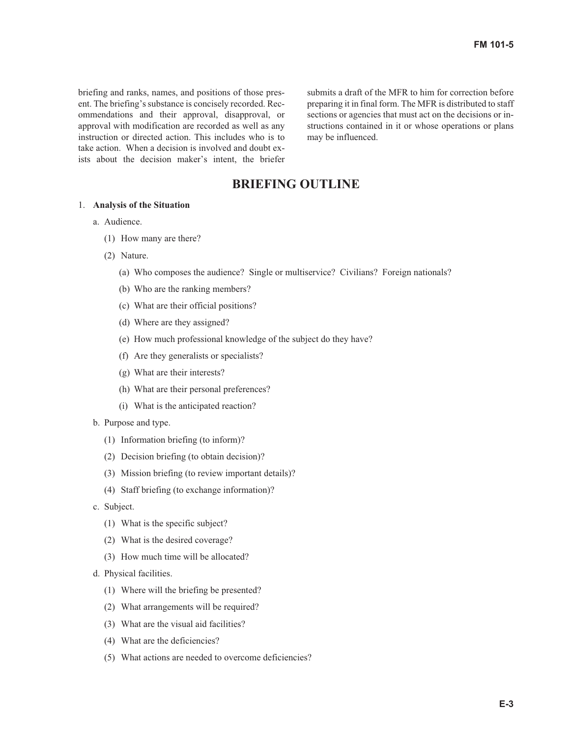briefing and ranks, names, and positions of those present. The briefing's substance is concisely recorded. Recommendations and their approval, disapproval, or approval with modification are recorded as well as any instruction or directed action. This includes who is to take action. When a decision is involved and doubt exists about the decision maker's intent, the briefer submits a draft of the MFR to him for correction before preparing it in final form. The MFR is distributed to staff sections or agencies that must act on the decisions or instructions contained in it or whose operations or plans may be influenced.

## BRIEFING OUTLINE

1. **Analysis of the Situation**

   a. Audience.

      (1) How many are there?

      (2) Nature.

         (a) Who composes the audience? Single or multiservice? Civilians? Foreign nationals?

         (b) Who are the ranking members?

         (c) What are their official positions?

         (d) Where are they assigned?

         (e) How much professional knowledge of the subject do they have?

         (f) Are they generalists or specialists?

         (g) What are their interests?

         (h) What are their personal preferences?

         (i) What is the anticipated reaction?

   b. Purpose and type.

      (1) Information briefing (to inform)?

      (2) Decision briefing (to obtain decision)?

      (3) Mission briefing (to review important details)?

      (4) Staff briefing (to exchange information)?

   c. Subject.

      (1) What is the specific subject?

      (2) What is the desired coverage?

      (3) How much time will be allocated?

   d. Physical facilities.

      (1) Where will the briefing be presented?

      (2) What arrangements will be required?

      (3) What are the visual aid facilities?

      (4) What are the deficiencies?

      (5) What actions are needed to overcome deficiencies?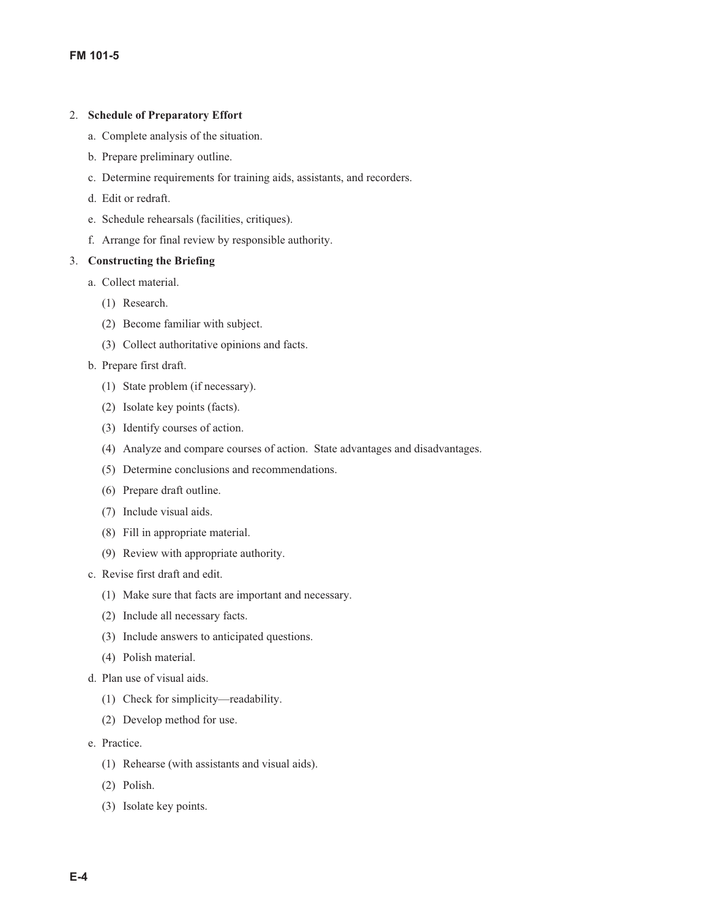2. **Schedule of Preparatory Effort**

   a. Complete analysis of the situation.

   b. Prepare preliminary outline.

   c. Determine requirements for training aids, assistants, and recorders.

   d. Edit or redraft.

   e. Schedule rehearsals (facilities, critiques).

   f. Arrange for final review by responsible authority.

3. **Constructing the Briefing**

   a. Collect material.

      (1) Research.

      (2) Become familiar with subject.

      (3) Collect authoritative opinions and facts.

   b. Prepare first draft.

      (1) State problem (if necessary).

      (2) Isolate key points (facts).

      (3) Identify courses of action.

      (4) Analyze and compare courses of action. State advantages and disadvantages.

      (5) Determine conclusions and recommendations.

      (6) Prepare draft outline.

      (7) Include visual aids.

      (8) Fill in appropriate material.

      (9) Review with appropriate authority.

   c. Revise first draft and edit.

      (1) Make sure that facts are important and necessary.

      (2) Include all necessary facts.

      (3) Include answers to anticipated questions.

      (4) Polish material.

   d. Plan use of visual aids.

      (1) Check for simplicity—readability.

      (2) Develop method for use.

   e. Practice.

      (1) Rehearse (with assistants and visual aids).

      (2) Polish.

      (3) Isolate key points.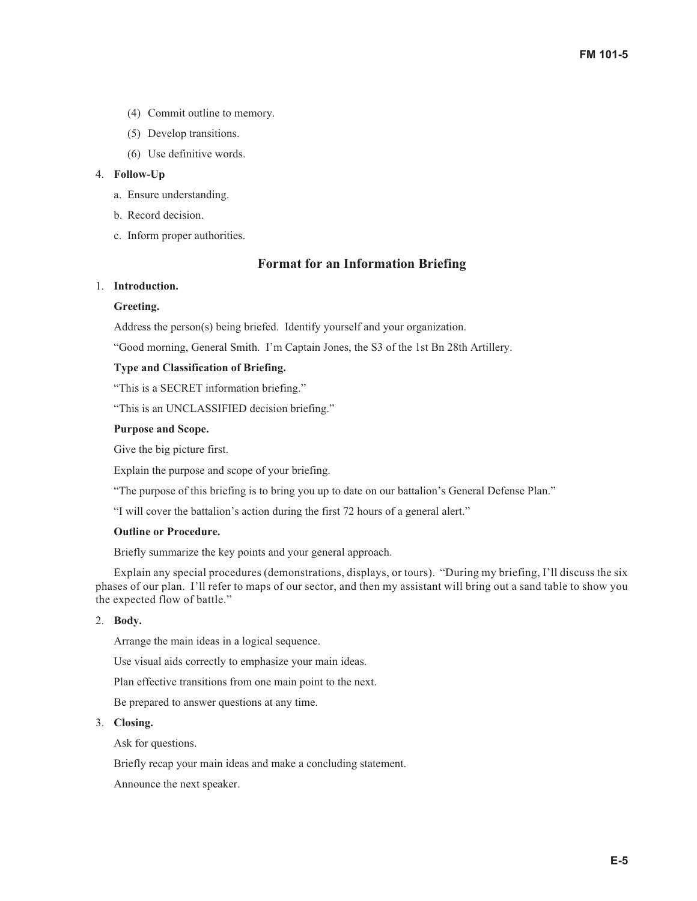(4) Commit outline to memory.

(5) Develop transitions.

(6) Use definitive words.

4. **Follow-Up**

   a. Ensure understanding.

   b. Record decision.

   c. Inform proper authorities.

## Format for an Information Briefing

1. **Introduction.**

   **Greeting.**

   Address the person(s) being briefed. Identify yourself and your organization.

   "Good morning, General Smith. I'm Captain Jones, the S3 of the 1st Bn 28th Artillery.

   **Type and Classification of Briefing.**

   "This is a SECRET information briefing."

   "This is an UNCLASSIFIED decision briefing."

   **Purpose and Scope.**

   Give the big picture first.

   Explain the purpose and scope of your briefing.

   "The purpose of this briefing is to bring you up to date on our battalion's General Defense Plan."

   "I will cover the battalion's action during the first 72 hours of a general alert."

   **Outline or Procedure.**

   Briefly summarize the key points and your general approach.

   Explain any special procedures (demonstrations, displays, or tours). "During my briefing, I'll discuss the six phases of our plan. I'll refer to maps of our sector, and then my assistant will bring out a sand table to show you the expected flow of battle."

2. **Body.**

   Arrange the main ideas in a logical sequence.

   Use visual aids correctly to emphasize your main ideas.

   Plan effective transitions from one main point to the next.

   Be prepared to answer questions at any time.

3. **Closing.**

   Ask for questions.

   Briefly recap your main ideas and make a concluding statement.

   Announce the next speaker.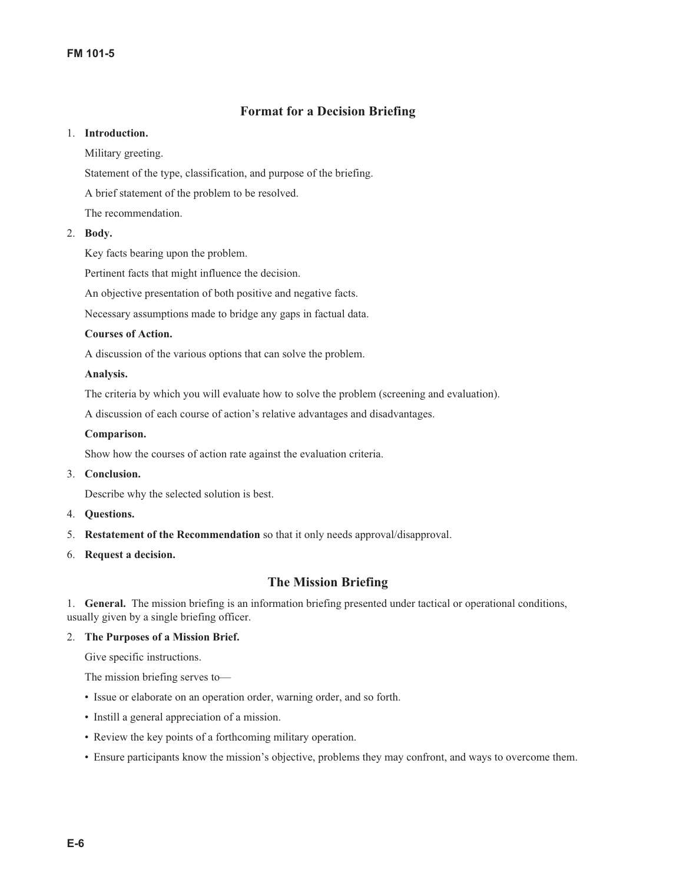## Format for a Decision Briefing

1. **Introduction.**

   Military greeting.

   Statement of the type, classification, and purpose of the briefing.

   A brief statement of the problem to be resolved.

   The recommendation.

2. **Body.**

   Key facts bearing upon the problem.

   Pertinent facts that might influence the decision.

   An objective presentation of both positive and negative facts.

   Necessary assumptions made to bridge any gaps in factual data.

   **Courses of Action.**

   A discussion of the various options that can solve the problem.

   **Analysis.**

   The criteria by which you will evaluate how to solve the problem (screening and evaluation).

   A discussion of each course of action's relative advantages and disadvantages.

   **Comparison.**

   Show how the courses of action rate against the evaluation criteria.

3. **Conclusion.**

   Describe why the selected solution is best.

4. **Questions.**

5. **Restatement of the Recommendation** so that it only needs approval/disapproval.

6. **Request a decision.**

## The Mission Briefing

1. **General.** The mission briefing is an information briefing presented under tactical or operational conditions, usually given by a single briefing officer.

2. **The Purposes of a Mission Brief.**

   Give specific instructions.

   The mission briefing serves to—

   - Issue or elaborate on an operation order, warning order, and so forth.
   - Instill a general appreciation of a mission.
   - Review the key points of a forthcoming military operation.
   - Ensure participants know the mission's objective, problems they may confront, and ways to overcome them.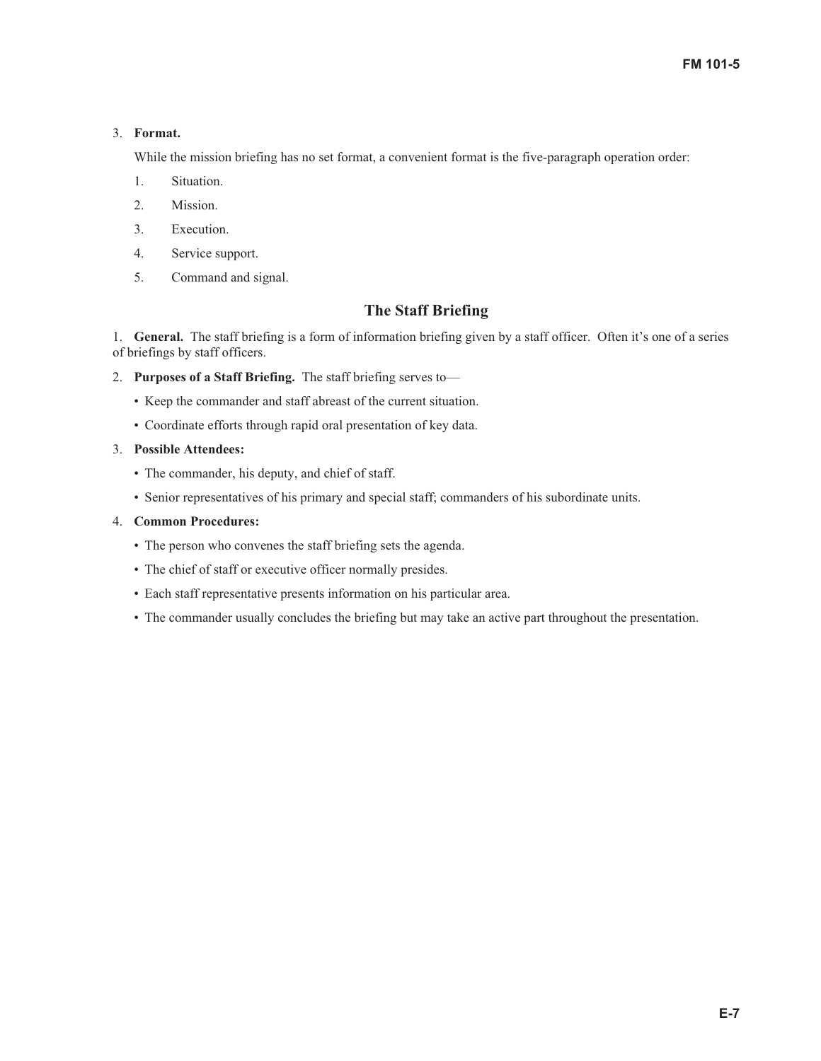3. **Format.**

   While the mission briefing has no set format, a convenient format is the five-paragraph operation order:

   1. Situation.
   2. Mission.
   3. Execution.
   4. Service support.
   5. Command and signal.

## The Staff Briefing

1. **General.** The staff briefing is a form of information briefing given by a staff officer. Often it's one of a series of briefings by staff officers.

2. **Purposes of a Staff Briefing.** The staff briefing serves to—
   - Keep the commander and staff abreast of the current situation.
   - Coordinate efforts through rapid oral presentation of key data.

3. **Possible Attendees:**
   - The commander, his deputy, and chief of staff.
   - Senior representatives of his primary and special staff; commanders of his subordinate units.

4. **Common Procedures:**
   - The person who convenes the staff briefing sets the agenda.
   - The chief of staff or executive officer normally presides.
   - Each staff representative presents information on his particular area.
   - The commander usually concludes the briefing but may take an active part throughout the presentation.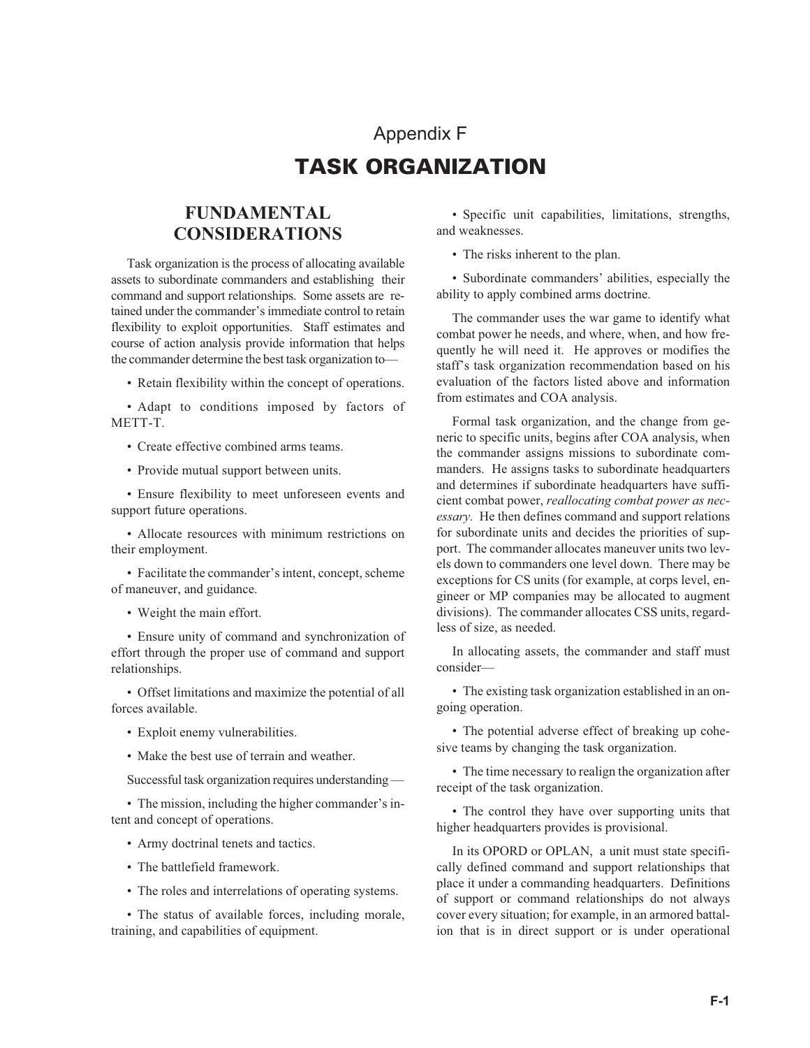# Appendix F

# TASK ORGANIZATION

## FUNDAMENTAL CONSIDERATIONS

Task organization is the process of allocating available assets to subordinate commanders and establishing their command and support relationships. Some assets are retained under the commander's immediate control to retain flexibility to exploit opportunities. Staff estimates and course of action analysis provide information that helps the commander determine the best task organization to—

- Retain flexibility within the concept of operations.
- Adapt to conditions imposed by factors of METT-T.
- Create effective combined arms teams.
- Provide mutual support between units.
- Ensure flexibility to meet unforeseen events and support future operations.
- Allocate resources with minimum restrictions on their employment.
- Facilitate the commander's intent, concept, scheme of maneuver, and guidance.
- Weight the main effort.
- Ensure unity of command and synchronization of effort through the proper use of command and support relationships.
- Offset limitations and maximize the potential of all forces available.
- Exploit enemy vulnerabilities.
- Make the best use of terrain and weather.

Successful task organization requires understanding —

- The mission, including the higher commander's intent and concept of operations.
- Army doctrinal tenets and tactics.
- The battlefield framework.
- The roles and interrelations of operating systems.
- The status of available forces, including morale, training, and capabilities of equipment.
- Specific unit capabilities, limitations, strengths, and weaknesses.
- The risks inherent to the plan.
- Subordinate commanders' abilities, especially the ability to apply combined arms doctrine.

The commander uses the war game to identify what combat power he needs, and where, when, and how frequently he will need it. He approves or modifies the staff's task organization recommendation based on his evaluation of the factors listed above and information from estimates and COA analysis.

Formal task organization, and the change from generic to specific units, begins after COA analysis, when the commander assigns missions to subordinate commanders. He assigns tasks to subordinate headquarters and determines if subordinate headquarters have sufficient combat power, *reallocating combat power as necessary*. He then defines command and support relations for subordinate units and decides the priorities of support. The commander allocates maneuver units two levels down to commanders one level down. There may be exceptions for CS units (for example, at corps level, engineer or MP companies may be allocated to augment divisions). The commander allocates CSS units, regardless of size, as needed.

In allocating assets, the commander and staff must consider—

- The existing task organization established in an ongoing operation.
- The potential adverse effect of breaking up cohesive teams by changing the task organization.
- The time necessary to realign the organization after receipt of the task organization.
- The control they have over supporting units that higher headquarters provides is provisional.

In its OPORD or OPLAN, a unit must state specifically defined command and support relationships that place it under a commanding headquarters. Definitions of support or command relationships do not always cover every situation; for example, in an armored battalion that is in direct support or is under operational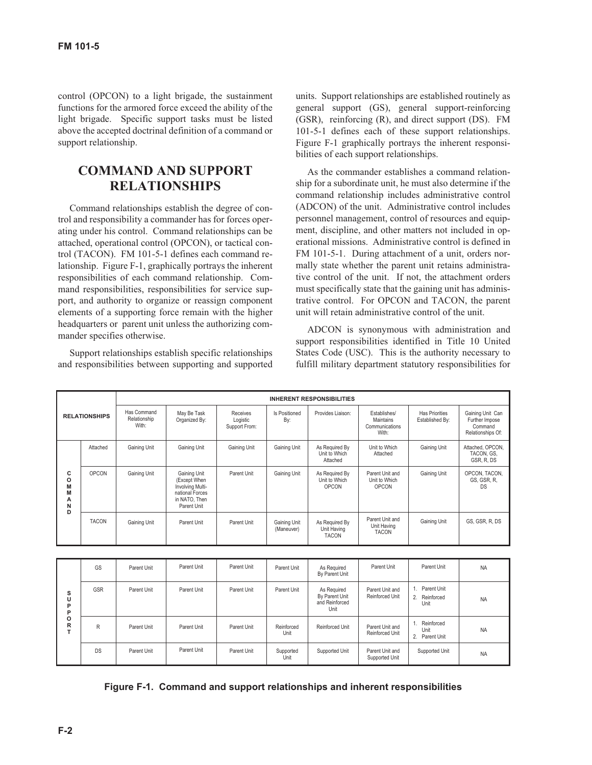control (OPCON) to a light brigade, the sustainment functions for the armored force exceed the ability of the light brigade. Specific support tasks must be listed above the accepted doctrinal definition of a command or support relationship.

## COMMAND AND SUPPORT RELATIONSHIPS

Command relationships establish the degree of control and responsibility a commander has for forces operating under his control. Command relationships can be attached, operational control (OPCON), or tactical control (TACON). FM 101-5-1 defines each command relationship. Figure F-1, graphically portrays the inherent responsibilities of each command relationship. Command responsibilities, responsibilities for service support, and authority to organize or reassign component elements of a supporting force remain with the higher headquarters or parent unit unless the authorizing commander specifies otherwise.

Support relationships establish specific relationships and responsibilities between supporting and supported units. Support relationships are established routinely as general support (GS), general support-reinforcing (GSR), reinforcing (R), and direct support (DS). FM 101-5-1 defines each of these support relationships. Figure F-1 graphically portrays the inherent responsibilities of each support relationships.

As the commander establishes a command relationship for a subordinate unit, he must also determine if the command relationship includes administrative control (ADCON) of the unit. Administrative control includes personnel management, control of resources and equipment, discipline, and other matters not included in operational missions. Administrative control is defined in FM 101-5-1. During attachment of a unit, orders normally state whether the parent unit retains administrative control of the unit. If not, the attachment orders must specifically state that the gaining unit has administrative control. For OPCON and TACON, the parent unit will retain administrative control of the unit.

ADCON is synonymous with administration and support responsibilities identified in Title 10 United States Code (USC). This is the authority necessary to fulfill military department statutory responsibilities for

| RELATIONSHIPS | | INHERENT RESPONSIBILITIES | | | | | | | |
|---|---|---|---|---|---|---|---|---|---|
| | | Has Command Relationship With: | May Be Task Organized By: | Receives Logistic Support From: | Is Positioned By: | Provides Liaison: | Establishes/ Maintains Communications With: | Has Priorities Established By: | Gaining Unit Can Further Impose Command Relationships Of: |
| COMMAND | Attached | Gaining Unit | Gaining Unit | Gaining Unit | Gaining Unit | As Required By Unit to Which Attached | Unit to Which Attached | Gaining Unit | Attached, OPCON, TACON, GS, GSR, R, DS |
| | OPCON | Gaining Unit | Gaining Unit (Except When Involving Multi-national Forces in NATO, Then Parent Unit | Parent Unit | Gaining Unit | As Required By Unit to Which OPCON | Parent Unit and Unit to Which OPCON | Gaining Unit | OPCON, TACON, GS, GSR, R, DS |
| | TACON | Gaining Unit | Parent Unit | Parent Unit | Gaining Unit (Maneuver) | As Required By Unit Having TACON | Parent Unit and Unit Having TACON | Gaining Unit | GS, GSR, R, DS |
| SUPPORT | GS | Parent Unit | Parent Unit | Parent Unit | Parent Unit | As Required By Parent Unit | Parent Unit | Parent Unit | NA |
| | GSR | Parent Unit | Parent Unit | Parent Unit | Parent Unit | As Required By Parent Unit and Reinforced Unit | Parent Unit and Reinforced Unit | 1. Parent Unit 2. Reinforced Unit | NA |
| | R | Parent Unit | Parent Unit | Parent Unit | Reinforced Unit | Reinforced Unit | Parent Unit and Reinforced Unit | 1. Reinforced Unit 2. Parent Unit | NA |
| | DS | Parent Unit | Parent Unit | Parent Unit | Supported Unit | Supported Unit | Parent Unit and Supported Unit | Supported Unit | NA |

**Figure F-1. Command and support relationships and inherent responsibilities**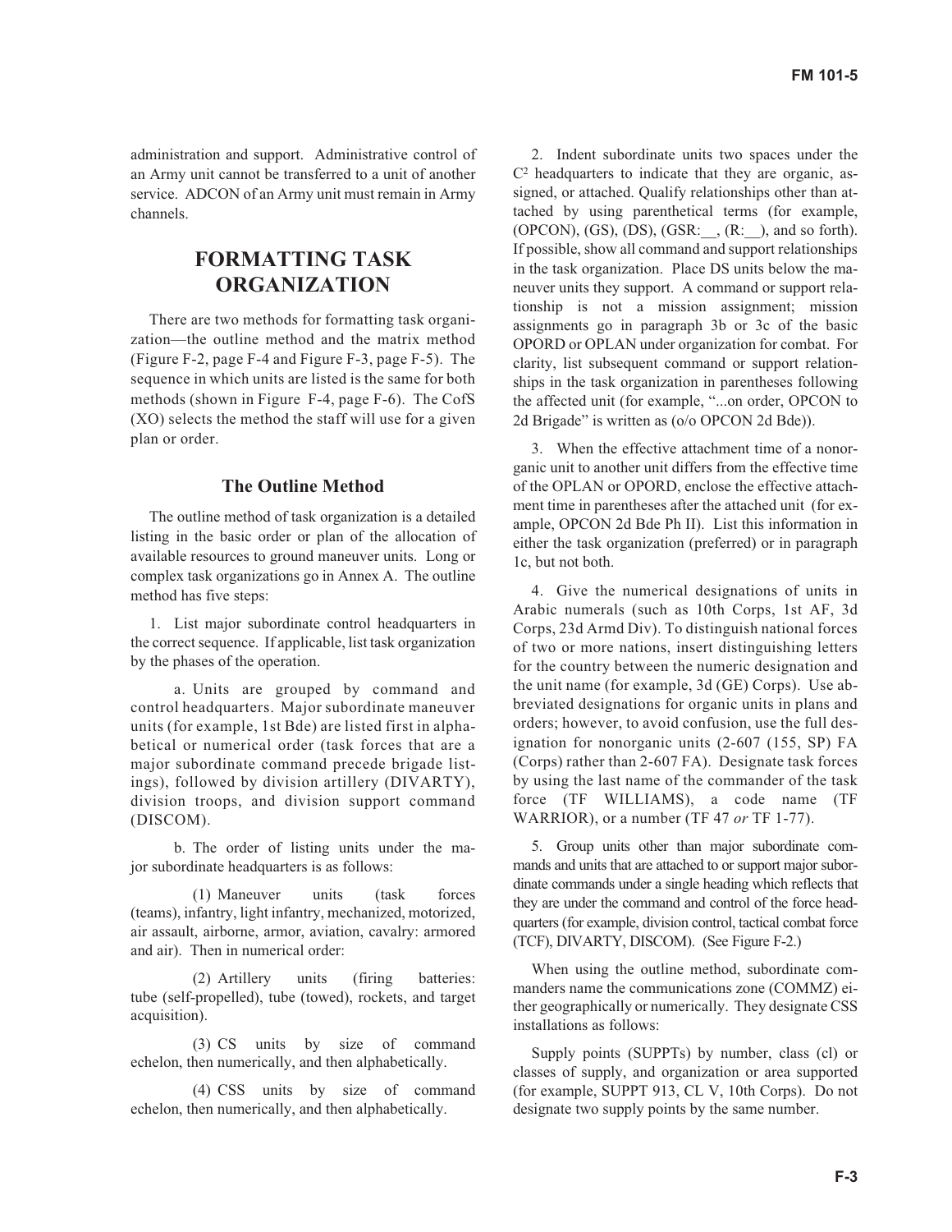administration and support. Administrative control of an Army unit cannot be transferred to a unit of another service. ADCON of an Army unit must remain in Army channels.

## FORMATTING TASK ORGANIZATION

There are two methods for formatting task organization—the outline method and the matrix method (Figure F-2, page F-4 and Figure F-3, page F-5). The sequence in which units are listed is the same for both methods (shown in Figure F-4, page F-6). The CofS (XO) selects the method the staff will use for a given plan or order.

### The Outline Method

The outline method of task organization is a detailed listing in the basic order or plan of the allocation of available resources to ground maneuver units. Long or complex task organizations go in Annex A. The outline method has five steps:

1. List major subordinate control headquarters in the correct sequence. If applicable, list task organization by the phases of the operation.

   a. Units are grouped by command and control headquarters. Major subordinate maneuver units (for example, 1st Bde) are listed first in alphabetical or numerical order (task forces that are a major subordinate command precede brigade listings), followed by division artillery (DIVARTY), division troops, and division support command (DISCOM).

   b. The order of listing units under the major subordinate headquarters is as follows:

      (1) Maneuver units (task forces (teams), infantry, light infantry, mechanized, motorized, air assault, airborne, armor, aviation, cavalry: armored and air). Then in numerical order:

      (2) Artillery units (firing batteries: tube (self-propelled), tube (towed), rockets, and target acquisition).

      (3) CS units by size of command echelon, then numerically, and then alphabetically.

      (4) CSS units by size of command echelon, then numerically, and then alphabetically.

2. Indent subordinate units two spaces under the $C^2$ headquarters to indicate that they are organic, assigned, or attached. Qualify relationships other than attached by using parenthetical terms (for example, (OPCON), (GS), (DS), (GSR:__, (R:__), and so forth). If possible, show all command and support relationships in the task organization. Place DS units below the maneuver units they support. A command or support relationship is not a mission assignment; mission assignments go in paragraph 3b or 3c of the basic OPORD or OPLAN under organization for combat. For clarity, list subsequent command or support relationships in the task organization in parentheses following the affected unit (for example, "...on order, OPCON to 2d Brigade" is written as (o/o OPCON 2d Bde)).

3. When the effective attachment time of a nonorganic unit to another unit differs from the effective time of the OPLAN or OPORD, enclose the effective attachment time in parentheses after the attached unit (for example, OPCON 2d Bde Ph II). List this information in either the task organization (preferred) or in paragraph 1c, but not both.

4. Give the numerical designations of units in Arabic numerals (such as 10th Corps, 1st AF, 3d Corps, 23d Armd Div). To distinguish national forces of two or more nations, insert distinguishing letters for the country between the numeric designation and the unit name (for example, 3d (GE) Corps). Use abbreviated designations for organic units in plans and orders; however, to avoid confusion, use the full designation for nonorganic units (2-607 (155, SP) FA (Corps) rather than 2-607 FA). Designate task forces by using the last name of the commander of the task force (TF WILLIAMS), a code name (TF WARRIOR), or a number (TF 47 *or* TF 1-77).

5. Group units other than major subordinate commands and units that are attached to or support major subordinate commands under a single heading which reflects that they are under the command and control of the force headquarters (for example, division control, tactical combat force (TCF), DIVARTY, DISCOM). (See Figure F-2.)

When using the outline method, subordinate commanders name the communications zone (COMMZ) either geographically or numerically. They designate CSS installations as follows:

Supply points (SUPPTs) by number, class (cl) or classes of supply, and organization or area supported (for example, SUPPT 913, CL V, 10th Corps). Do not designate two supply points by the same number.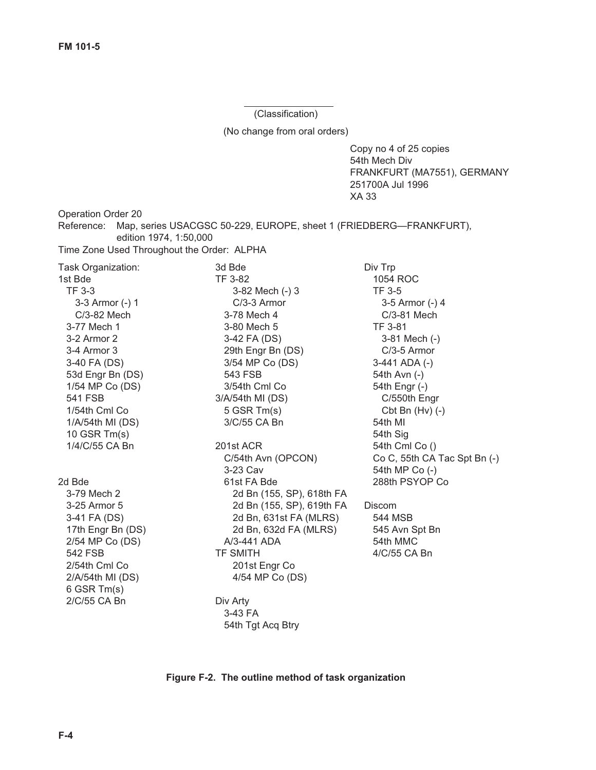(Classification)

(No change from oral orders)

Copy no 4 of 25 copies
54th Mech Div
FRANKFURT (MA7551), GERMANY
251700A Jul 1996
XA 33

Operation Order 20

Reference: Map, series USACGSC 50-229, EUROPE, sheet 1 (FRIEDBERG—FRANKFURT), edition 1974, 1:50,000

Time Zone Used Throughout the Order: ALPHA

Task Organization:

1st Bde
- TF 3-3
  - 3-3 Armor (-) 1
  - C/3-82 Mech
- 3-77 Mech 1
- 3-2 Armor 2
- 3-4 Armor 3
- 3-40 FA (DS)
- 53d Engr Bn (DS)
- 1/54 MP Co (DS)
- 541 FSB
- 1/54th Cml Co
- 1/A/54th MI (DS)
- 10 GSR Tm(s)
- 1/4/C/55 CA Bn

2d Bde
- 3-79 Mech 2
- 3-25 Armor 5
- 3-41 FA (DS)
- 17th Engr Bn (DS)
- 2/54 MP Co (DS)
- 542 FSB
- 2/54th Cml Co
- 2/A/54th MI (DS)
- 6 GSR Tm(s)
- 2/C/55 CA Bn

3d Bde
- TF 3-82
  - 3-82 Mech (-) 3
  - C/3-3 Armor
- 3-78 Mech 4
- 3-80 Mech 5
- 3-42 FA (DS)
- 29th Engr Bn (DS)
- 3/54 MP Co (DS)
- 543 FSB
- 3/54th Cml Co
- 3/A/54th MI (DS)
- 5 GSR Tm(s)
- 3/C/55 CA Bn

201st ACR
- C/54th Avn (OPCON)
- 3-23 Cav
- 61st FA Bde
  - 2d Bn (155, SP), 618th FA
  - 2d Bn (155, SP), 619th FA
  - 2d Bn, 631st FA (MLRS)
  - 2d Bn, 632d FA (MLRS)
- A/3-441 ADA
- TF SMITH
  - 201st Engr Co
  - 4/54 MP Co (DS)

Div Arty
- 3-43 FA
- 54th Tgt Acq Btry

Div Trp
- 1054 ROC
- TF 3-5
  - 3-5 Armor (-) 4
  - C/3-81 Mech
- TF 3-81
  - 3-81 Mech (-)
  - C/3-5 Armor
- 3-441 ADA (-)
- 54th Avn (-)
- 54th Engr (-)
  - C/550th Engr Cbt Bn (Hv) (-)
- 54th MI
- 54th Sig
- 54th Cml Co ()
- Co C, 55th CA Tac Spt Bn (-)
- 54th MP Co (-)
- 288th PSYOP Co

Discom
- 544 MSB
- 545 Avn Spt Bn
- 54th MMC
- 4/C/55 CA Bn

**Figure F-2. The outline method of task organization**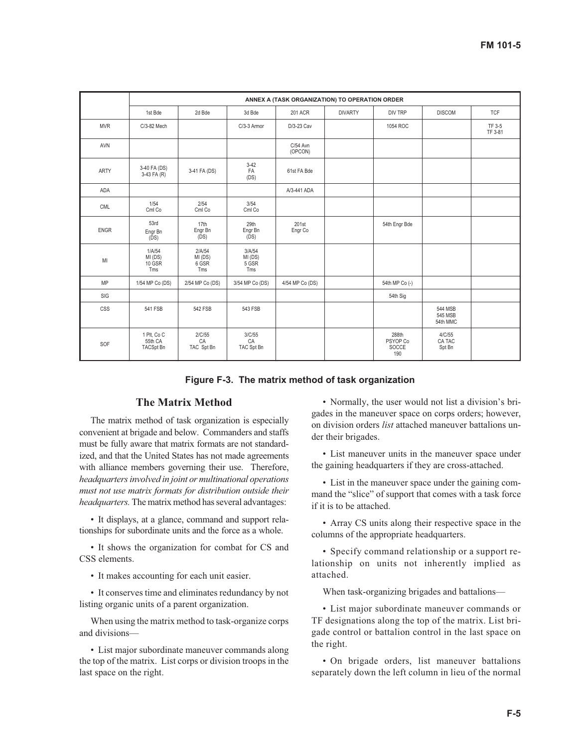| | ANNEX A (TASK ORGANIZATION) TO OPERATION ORDER | | | | | | | |
|---|---|---|---|---|---|---|---|---|
| | 1st Bde | 2d Bde | 3d Bde | 201 ACR | DIVARTY | DIV TRP | DISCOM | TCF |
| MVR | C/3-82 Mech | | C/3-3 Armor | D/3-23 Cav | | 1054 ROC | | TF 3-5 TF 3-81 |
| AVN | | | | C/54 Avn (OPCON) | | | | |
| ARTY | 3-40 FA (DS) 3-43 FA (R) | 3-41 FA (DS) | 3-42 FA (DS) | 61st FA Bde | | | | |
| ADA | | | | A/3-441 ADA | | | | |
| CML | 1/54 Cml Co | 2/54 Cml Co | 3/54 Cml Co | | | | | |
| ENGR | 53rd Engr Bn (DS) | 17th Engr Bn (DS) | 29th Engr Bn (DS) | 201st Engr Co | | 54th Engr Bde | | |
| MI | 1/A/54 MI (DS) 10 GSR Tms | 2/A/54 MI (DS) 6 GSR Tms | 3/A/54 MI (DS) 5 GSR Tms | | | | | |
| MP | 1/54 MP Co (DS) | 2/54 MP Co (DS) | 3/54 MP Co (DS) | 4/54 MP Co (DS) | | 54th MP Co (-) | | |
| SIG | | | | | | 54th Sig | | |
| CSS | 541 FSB | 542 FSB | 543 FSB | | | | 544 MSB 545 MSB 54th MMC | |
| SOF | 1 Plt, Co C 55th CA TACSpt Bn | 2/C/55 CA TAC Spt Bn | 3/C/55 CA TAC Spt Bn | | | 288th PSYOP Co SOCCE 190 | 4/C/55 CA TAC Spt Bn | |

**Figure F-3. The matrix method of task organization**

## The Matrix Method

The matrix method of task organization is especially convenient at brigade and below. Commanders and staffs must be fully aware that matrix formats are not standardized, and that the United States has not made agreements with alliance members governing their use. Therefore, *headquarters involved in joint or multinational operations must not use matrix formats for distribution outside their headquarters.* The matrix method has several advantages:

- It displays, at a glance, command and support relationships for subordinate units and the force as a whole.
- It shows the organization for combat for CS and CSS elements.
- It makes accounting for each unit easier.
- It conserves time and eliminates redundancy by not listing organic units of a parent organization.

When using the matrix method to task-organize corps and divisions—

- List major subordinate maneuver commands along the top of the matrix. List corps or division troops in the last space on the right.
- Normally, the user would not list a division's brigades in the maneuver space on corps orders; however, on division orders *list* attached maneuver battalions under their brigades.
- List maneuver units in the maneuver space under the gaining headquarters if they are cross-attached.
- List in the maneuver space under the gaining command the "slice" of support that comes with a task force if it is to be attached.
- Array CS units along their respective space in the columns of the appropriate headquarters.
- Specify command relationship or a support relationship on units not inherently implied as attached.

When task-organizing brigades and battalions—

- List major subordinate maneuver commands or TF designations along the top of the matrix. List brigade control or battalion control in the last space on the right.
- On brigade orders, list maneuver battalions separately down the left column in lieu of the normal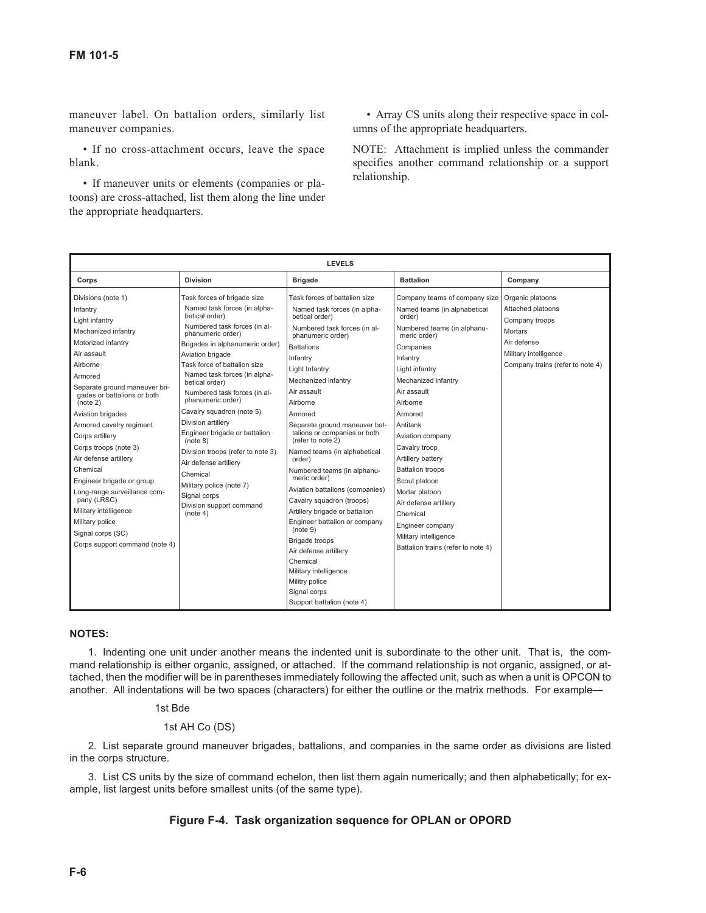maneuver label. On battalion orders, similarly list maneuver companies.

- If no cross-attachment occurs, leave the space blank.

- If maneuver units or elements (companies or platoons) are cross-attached, list them along the line under the appropriate headquarters.

- Array CS units along their respective space in columns of the appropriate headquarters.

NOTE: Attachment is implied unless the commander specifies another command relationship or a support relationship.

| LEVELS | | | | |
|---|---|---|---|---|
| **Corps** | **Division** | **Brigade** | **Battalion** | **Company** |
| Divisions (note 1)<br>Infantry<br>Light infantry<br>Mechanized infantry<br>Motorized infantry<br>Air assault<br>Airborne<br>Armored<br>Separate ground maneuver brigades or battalions or both (note 2)<br>Aviation brigades<br>Armored cavalry regiment<br>Corps artillery<br>Corps troops (note 3)<br>Air defense artillery<br>Chemical<br>Engineer brigade or group<br>Long-range surveillance company (LRSC)<br>Military intelligence<br>Military police<br>Signal corps (SC)<br>Corps support command (note 4) | Task forces of brigade size<br>&nbsp;&nbsp;Named task forces (in alphabetical order)<br>&nbsp;&nbsp;Numbered task forces (in alphanumeric order)<br>Brigades in alphanumeric order)<br>Aviation brigade<br>Task force of battalion size<br>&nbsp;&nbsp;Named task forces (in alphabetical order)<br>&nbsp;&nbsp;Numbered task forces (in alphanumeric order)<br>Cavalry squadron (note 5)<br>Division artillery<br>Engineer brigade or battalion (note 8)<br>Division troops (refer to note 3)<br>Air defense artillery<br>Chemical<br>Military police (note 7)<br>Signal corps<br>Division support command (note 4) | Task forces of battalion size<br>&nbsp;&nbsp;Named task forces (in alphabetical order)<br>&nbsp;&nbsp;Numbered task forces (in alphanumeric order)<br>Battalions<br>Infantry<br>Light Infantry<br>Mechanized infantry<br>Air assault<br>Airborne<br>Armored<br>Separate ground maneuver battalions or companies or both (refer to note 2)<br>Named teams (in alphabetical order)<br>Numbered teams (in alphanumeric order)<br>Aviation battalions (companies)<br>Cavalry squadron (troops)<br>Artillery brigade or battalion<br>Engineer battalion or company (note 9)<br>Brigade troops<br>Air defense artillery<br>Chemical<br>Military intelligence<br>Militry police<br>Signal corps<br>Support battalion (note 4) | Company teams of company size<br>&nbsp;&nbsp;Named teams (in alphabetical order)<br>&nbsp;&nbsp;Numbered teams (in alphanumeric order)<br>Companies<br>Infantry<br>Light infantry<br>Mechanized infantry<br>Air assault<br>Airborne<br>Armored<br>Antitank<br>Aviation company<br>Cavalry troop<br>Artillery battery<br>Battalion troops<br>Scout platoon<br>Mortar platoon<br>Air defense artillery<br>Chemical<br>Engineer company<br>Military intelligence<br>Battalion trains (refer to note 4) | Organic platoons<br>Attached platoons<br>Company troops<br>Mortars<br>Air defense<br>Military intelligence<br>Company trains (refer to note 4) |

**NOTES:**

1. Indenting one unit under another means the indented unit is subordinate to the other unit. That is, the command relationship is either organic, assigned, or attached. If the command relationship is not organic, assigned, or attached, then the modifier will be in parentheses immediately following the affected unit, such as when a unit is OPCON to another. All indentations will be two spaces (characters) for either the outline or the matrix methods. For example—

```
1st Bde
  1st AH Co (DS)
```

2. List separate ground maneuver brigades, battalions, and companies in the same order as divisions are listed in the corps structure.

3. List CS units by the size of command echelon, then list them again numerically; and then alphabetically; for example, list largest units before smallest units (of the same type).

**Figure F-4. Task organization sequence for OPLAN or OPORD**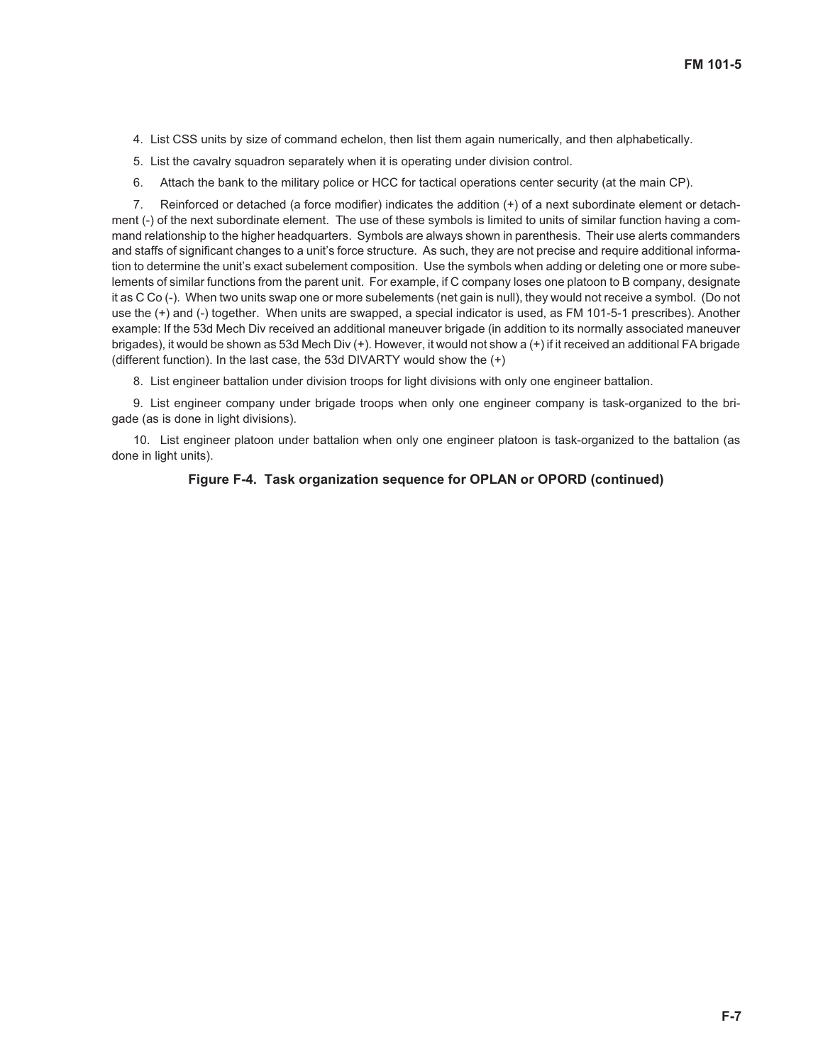4. List CSS units by size of command echelon, then list them again numerically, and then alphabetically.

5. List the cavalry squadron separately when it is operating under division control.

6. Attach the bank to the military police or HCC for tactical operations center security (at the main CP).

7. Reinforced or detached (a force modifier) indicates the addition (+) of a next subordinate element or detachment (-) of the next subordinate element. The use of these symbols is limited to units of similar function having a command relationship to the higher headquarters. Symbols are always shown in parenthesis. Their use alerts commanders and staffs of significant changes to a unit's force structure. As such, they are not precise and require additional information to determine the unit's exact subelement composition. Use the symbols when adding or deleting one or more subelements of similar functions from the parent unit. For example, if C company loses one platoon to B company, designate it as C Co (-). When two units swap one or more subelements (net gain is null), they would not receive a symbol. (Do not use the (+) and (-) together. When units are swapped, a special indicator is used, as FM 101-5-1 prescribes). Another example: If the 53d Mech Div received an additional maneuver brigade (in addition to its normally associated maneuver brigades), it would be shown as 53d Mech Div (+). However, it would not show a (+) if it received an additional FA brigade (different function). In the last case, the 53d DIVARTY would show the (+)

8. List engineer battalion under division troops for light divisions with only one engineer battalion.

9. List engineer company under brigade troops when only one engineer company is task-organized to the brigade (as is done in light divisions).

10. List engineer platoon under battalion when only one engineer platoon is task-organized to the battalion (as done in light units).

**Figure F-4. Task organization sequence for OPLAN or OPORD (continued)**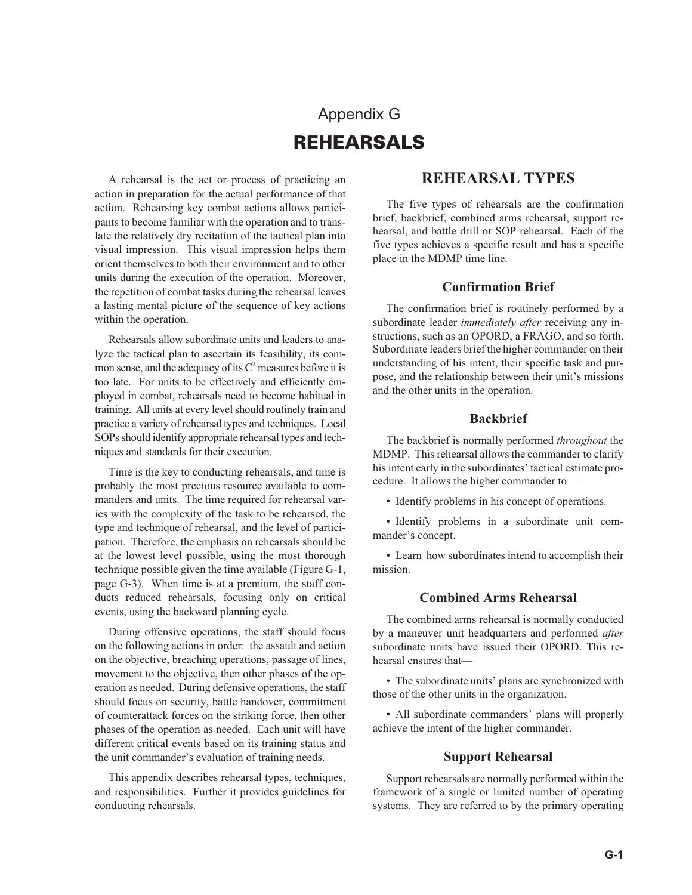# Appendix G
# REHEARSALS

A rehearsal is the act or process of practicing an action in preparation for the actual performance of that action. Rehearsing key combat actions allows participants to become familiar with the operation and to translate the relatively dry recitation of the tactical plan into visual impression. This visual impression helps them orient themselves to both their environment and to other units during the execution of the operation. Moreover, the repetition of combat tasks during the rehearsal leaves a lasting mental picture of the sequence of key actions within the operation.

Rehearsals allow subordinate units and leaders to analyze the tactical plan to ascertain its feasibility, its common sense, and the adequacy of its $C^2$ measures before it is too late. For units to be effectively and efficiently employed in combat, rehearsals need to become habitual in training. All units at every level should routinely train and practice a variety of rehearsal types and techniques. Local SOPs should identify appropriate rehearsal types and techniques and standards for their execution.

Time is the key to conducting rehearsals, and time is probably the most precious resource available to commanders and units. The time required for rehearsal varies with the complexity of the task to be rehearsed, the type and technique of rehearsal, and the level of participation. Therefore, the emphasis on rehearsals should be at the lowest level possible, using the most thorough technique possible given the time available (Figure G-1, page G-3). When time is at a premium, the staff conducts reduced rehearsals, focusing only on critical events, using the backward planning cycle.

During offensive operations, the staff should focus on the following actions in order: the assault and action on the objective, breaching operations, passage of lines, movement to the objective, then other phases of the operation as needed. During defensive operations, the staff should focus on security, battle handover, commitment of counterattack forces on the striking force, then other phases of the operation as needed. Each unit will have different critical events based on its training status and the unit commander's evaluation of training needs.

This appendix describes rehearsal types, techniques, and responsibilities. Further it provides guidelines for conducting rehearsals.

## REHEARSAL TYPES

The five types of rehearsals are the confirmation brief, backbrief, combined arms rehearsal, support rehearsal, and battle drill or SOP rehearsal. Each of the five types achieves a specific result and has a specific place in the MDMP time line.

### Confirmation Brief

The confirmation brief is routinely performed by a subordinate leader *immediately after* receiving any instructions, such as an OPORD, a FRAGO, and so forth. Subordinate leaders brief the higher commander on their understanding of his intent, their specific task and purpose, and the relationship between their unit's missions and the other units in the operation.

### Backbrief

The backbrief is normally performed *throughout* the MDMP. This rehearsal allows the commander to clarify his intent early in the subordinates' tactical estimate procedure. It allows the higher commander to—

- Identify problems in his concept of operations.
- Identify problems in a subordinate unit commander's concept.
- Learn how subordinates intend to accomplish their mission.

### Combined Arms Rehearsal

The combined arms rehearsal is normally conducted by a maneuver unit headquarters and performed *after* subordinate units have issued their OPORD. This rehearsal ensures that—

- The subordinate units' plans are synchronized with those of the other units in the organization.
- All subordinate commanders' plans will properly achieve the intent of the higher commander.

### Support Rehearsal

Support rehearsals are normally performed within the framework of a single or limited number of operating systems. They are referred to by the primary operating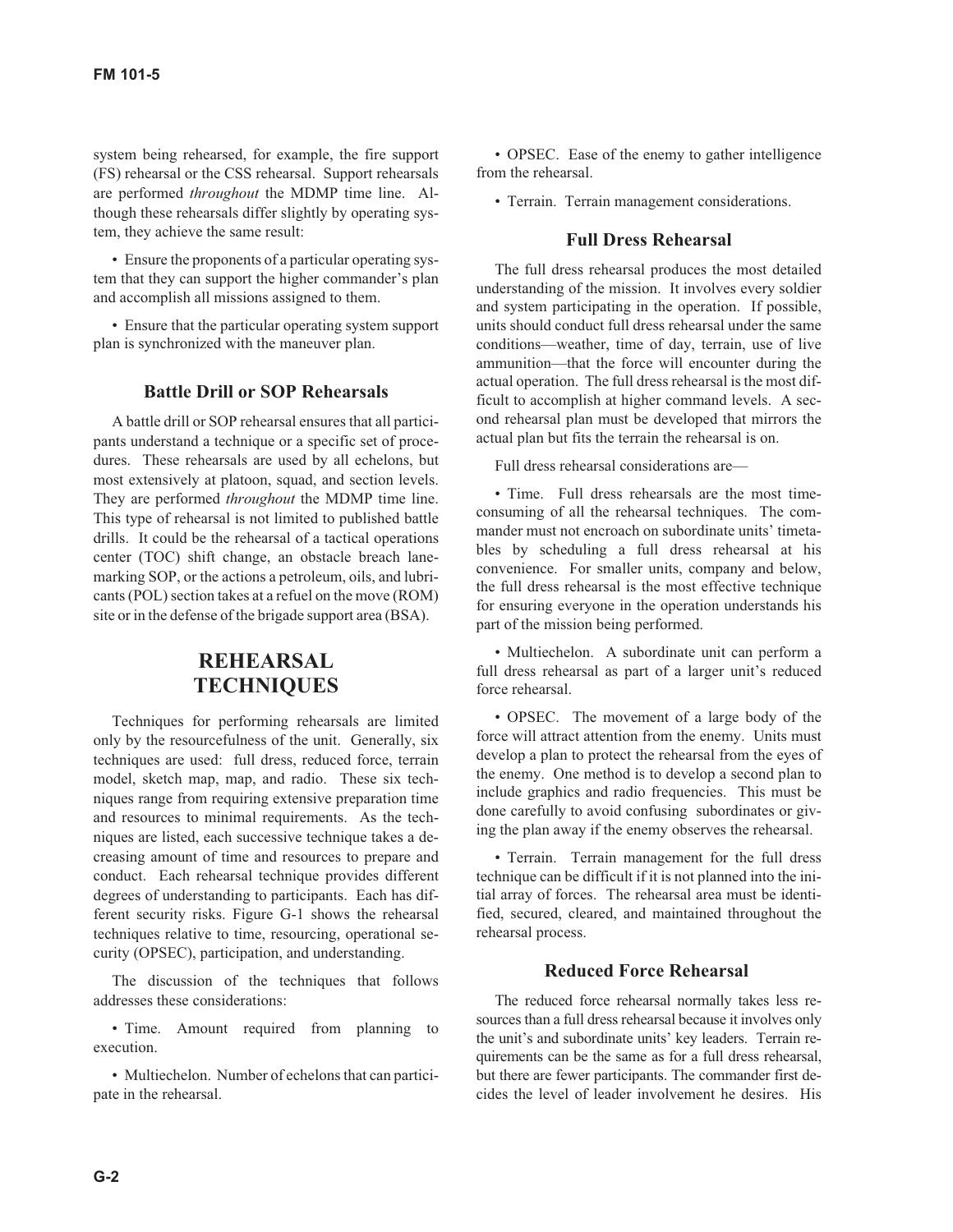system being rehearsed, for example, the fire support (FS) rehearsal or the CSS rehearsal. Support rehearsals are performed *throughout* the MDMP time line. Although these rehearsals differ slightly by operating system, they achieve the same result:

• Ensure the proponents of a particular operating system that they can support the higher commander's plan and accomplish all missions assigned to them.

• Ensure that the particular operating system support plan is synchronized with the maneuver plan.

### Battle Drill or SOP Rehearsals

A battle drill or SOP rehearsal ensures that all participants understand a technique or a specific set of procedures. These rehearsals are used by all echelons, but most extensively at platoon, squad, and section levels. They are performed *throughout* the MDMP time line. This type of rehearsal is not limited to published battle drills. It could be the rehearsal of a tactical operations center (TOC) shift change, an obstacle breach lane-marking SOP, or the actions a petroleum, oils, and lubricants (POL) section takes at a refuel on the move (ROM) site or in the defense of the brigade support area (BSA).

## REHEARSAL TECHNIQUES

Techniques for performing rehearsals are limited only by the resourcefulness of the unit. Generally, six techniques are used: full dress, reduced force, terrain model, sketch map, map, and radio. These six techniques range from requiring extensive preparation time and resources to minimal requirements. As the techniques are listed, each successive technique takes a decreasing amount of time and resources to prepare and conduct. Each rehearsal technique provides different degrees of understanding to participants. Each has different security risks. Figure G-1 shows the rehearsal techniques relative to time, resourcing, operational security (OPSEC), participation, and understanding.

The discussion of the techniques that follows addresses these considerations:

• Time. Amount required from planning to execution.

• Multiechelon. Number of echelons that can participate in the rehearsal.

• OPSEC. Ease of the enemy to gather intelligence from the rehearsal.

• Terrain. Terrain management considerations.

### Full Dress Rehearsal

The full dress rehearsal produces the most detailed understanding of the mission. It involves every soldier and system participating in the operation. If possible, units should conduct full dress rehearsal under the same conditions—weather, time of day, terrain, use of live ammunition—that the force will encounter during the actual operation. The full dress rehearsal is the most difficult to accomplish at higher command levels. A second rehearsal plan must be developed that mirrors the actual plan but fits the terrain the rehearsal is on.

Full dress rehearsal considerations are—

• Time. Full dress rehearsals are the most time-consuming of all the rehearsal techniques. The commander must not encroach on subordinate units' timetables by scheduling a full dress rehearsal at his convenience. For smaller units, company and below, the full dress rehearsal is the most effective technique for ensuring everyone in the operation understands his part of the mission being performed.

• Multiechelon. A subordinate unit can perform a full dress rehearsal as part of a larger unit's reduced force rehearsal.

• OPSEC. The movement of a large body of the force will attract attention from the enemy. Units must develop a plan to protect the rehearsal from the eyes of the enemy. One method is to develop a second plan to include graphics and radio frequencies. This must be done carefully to avoid confusing subordinates or giving the plan away if the enemy observes the rehearsal.

• Terrain. Terrain management for the full dress technique can be difficult if it is not planned into the initial array of forces. The rehearsal area must be identified, secured, cleared, and maintained throughout the rehearsal process.

### Reduced Force Rehearsal

The reduced force rehearsal normally takes less resources than a full dress rehearsal because it involves only the unit's and subordinate units' key leaders. Terrain requirements can be the same as for a full dress rehearsal, but there are fewer participants. The commander first decides the level of leader involvement he desires. His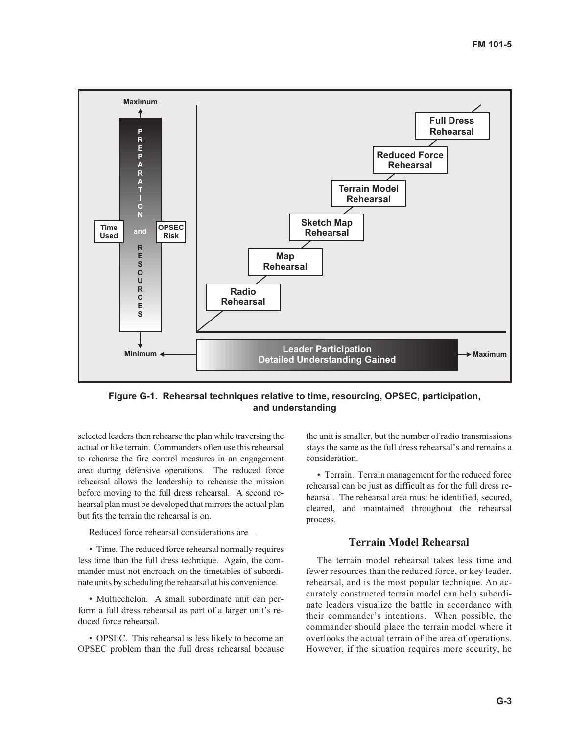Figure G-1. Rehearsal techniques relative to time, resourcing, OPSEC, participation, and understanding

selected leaders then rehearse the plan while traversing the actual or like terrain. Commanders often use this rehearsal to rehearse the fire control measures in an engagement area during defensive operations. The reduced force rehearsal allows the leadership to rehearse the mission before moving to the full dress rehearsal. A second rehearsal plan must be developed that mirrors the actual plan but fits the terrain the rehearsal is on.

Reduced force rehearsal considerations are—

- Time. The reduced force rehearsal normally requires less time than the full dress technique. Again, the commander must not encroach on the timetables of subordinate units by scheduling the rehearsal at his convenience.

- Multiechelon. A small subordinate unit can perform a full dress rehearsal as part of a larger unit's reduced force rehearsal.

- OPSEC. This rehearsal is less likely to become an OPSEC problem than the full dress rehearsal because the unit is smaller, but the number of radio transmissions stays the same as the full dress rehearsal's and remains a consideration.

- Terrain. Terrain management for the reduced force rehearsal can be just as difficult as for the full dress rehearsal. The rehearsal area must be identified, secured, cleared, and maintained throughout the rehearsal process.

### Terrain Model Rehearsal

The terrain model rehearsal takes less time and fewer resources than the reduced force, or key leader, rehearsal, and is the most popular technique. An accurately constructed terrain model can help subordinate leaders visualize the battle in accordance with their commander's intentions. When possible, the commander should place the terrain model where it overlooks the actual terrain of the area of operations. However, if the situation requires more security, he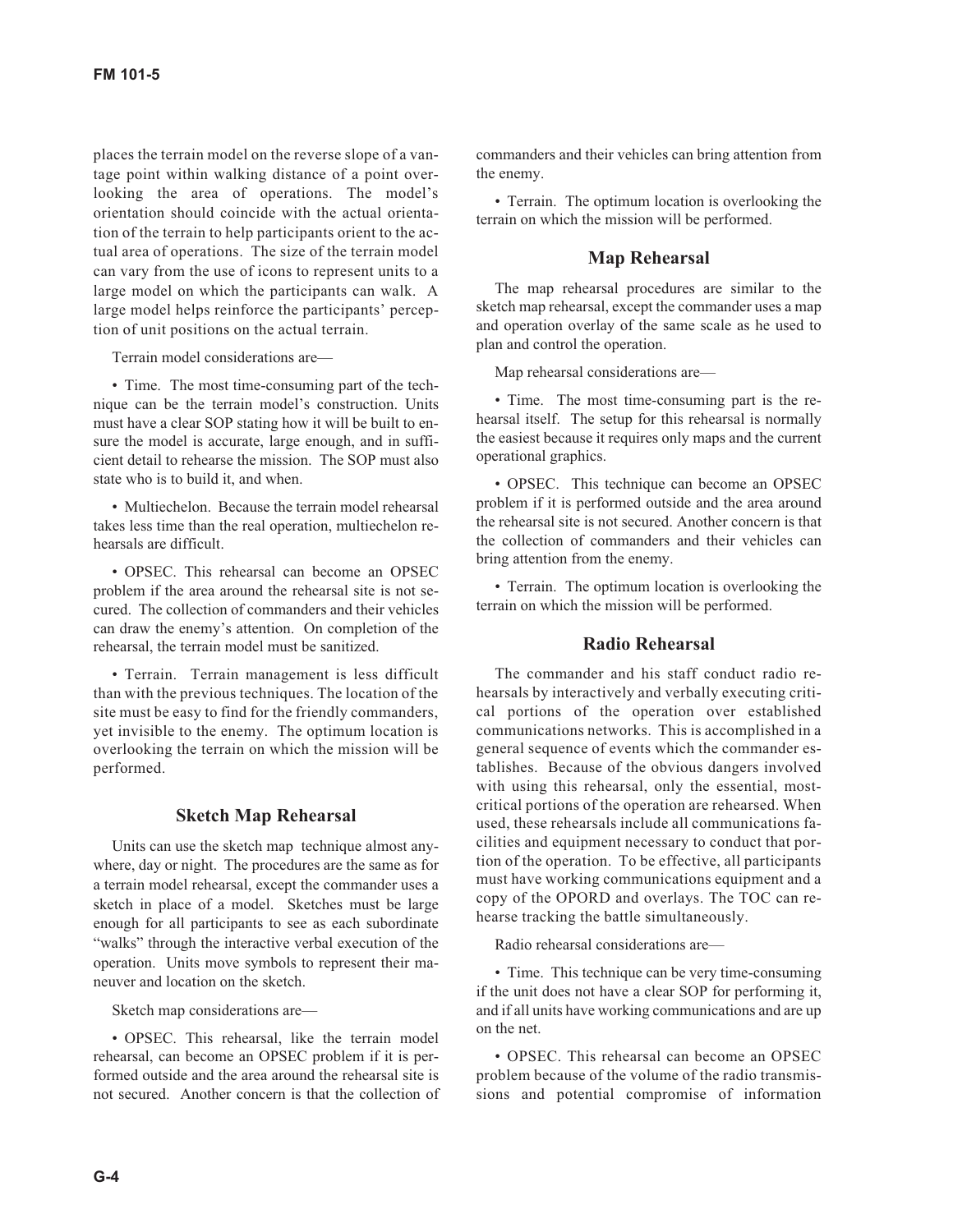places the terrain model on the reverse slope of a vantage point within walking distance of a point overlooking the area of operations. The model's orientation should coincide with the actual orientation of the terrain to help participants orient to the actual area of operations. The size of the terrain model can vary from the use of icons to represent units to a large model on which the participants can walk. A large model helps reinforce the participants' perception of unit positions on the actual terrain.

Terrain model considerations are—

• Time. The most time-consuming part of the technique can be the terrain model's construction. Units must have a clear SOP stating how it will be built to ensure the model is accurate, large enough, and in sufficient detail to rehearse the mission. The SOP must also state who is to build it, and when.

• Multiechelon. Because the terrain model rehearsal takes less time than the real operation, multiechelon rehearsals are difficult.

• OPSEC. This rehearsal can become an OPSEC problem if the area around the rehearsal site is not secured. The collection of commanders and their vehicles can draw the enemy's attention. On completion of the rehearsal, the terrain model must be sanitized.

• Terrain. Terrain management is less difficult than with the previous techniques. The location of the site must be easy to find for the friendly commanders, yet invisible to the enemy. The optimum location is overlooking the terrain on which the mission will be performed.

## Sketch Map Rehearsal

Units can use the sketch map technique almost anywhere, day or night. The procedures are the same as for a terrain model rehearsal, except the commander uses a sketch in place of a model. Sketches must be large enough for all participants to see as each subordinate "walks" through the interactive verbal execution of the operation. Units move symbols to represent their maneuver and location on the sketch.

Sketch map considerations are—

• OPSEC. This rehearsal, like the terrain model rehearsal, can become an OPSEC problem if it is performed outside and the area around the rehearsal site is not secured. Another concern is that the collection of commanders and their vehicles can bring attention from the enemy.

• Terrain. The optimum location is overlooking the terrain on which the mission will be performed.

## Map Rehearsal

The map rehearsal procedures are similar to the sketch map rehearsal, except the commander uses a map and operation overlay of the same scale as he used to plan and control the operation.

Map rehearsal considerations are—

• Time. The most time-consuming part is the rehearsal itself. The setup for this rehearsal is normally the easiest because it requires only maps and the current operational graphics.

• OPSEC. This technique can become an OPSEC problem if it is performed outside and the area around the rehearsal site is not secured. Another concern is that the collection of commanders and their vehicles can bring attention from the enemy.

• Terrain. The optimum location is overlooking the terrain on which the mission will be performed.

## Radio Rehearsal

The commander and his staff conduct radio rehearsals by interactively and verbally executing critical portions of the operation over established communications networks. This is accomplished in a general sequence of events which the commander establishes. Because of the obvious dangers involved with using this rehearsal, only the essential, most-critical portions of the operation are rehearsed. When used, these rehearsals include all communications facilities and equipment necessary to conduct that portion of the operation. To be effective, all participants must have working communications equipment and a copy of the OPORD and overlays. The TOC can rehearse tracking the battle simultaneously.

Radio rehearsal considerations are—

• Time. This technique can be very time-consuming if the unit does not have a clear SOP for performing it, and if all units have working communications and are up on the net.

• OPSEC. This rehearsal can become an OPSEC problem because of the volume of the radio transmissions and potential compromise of information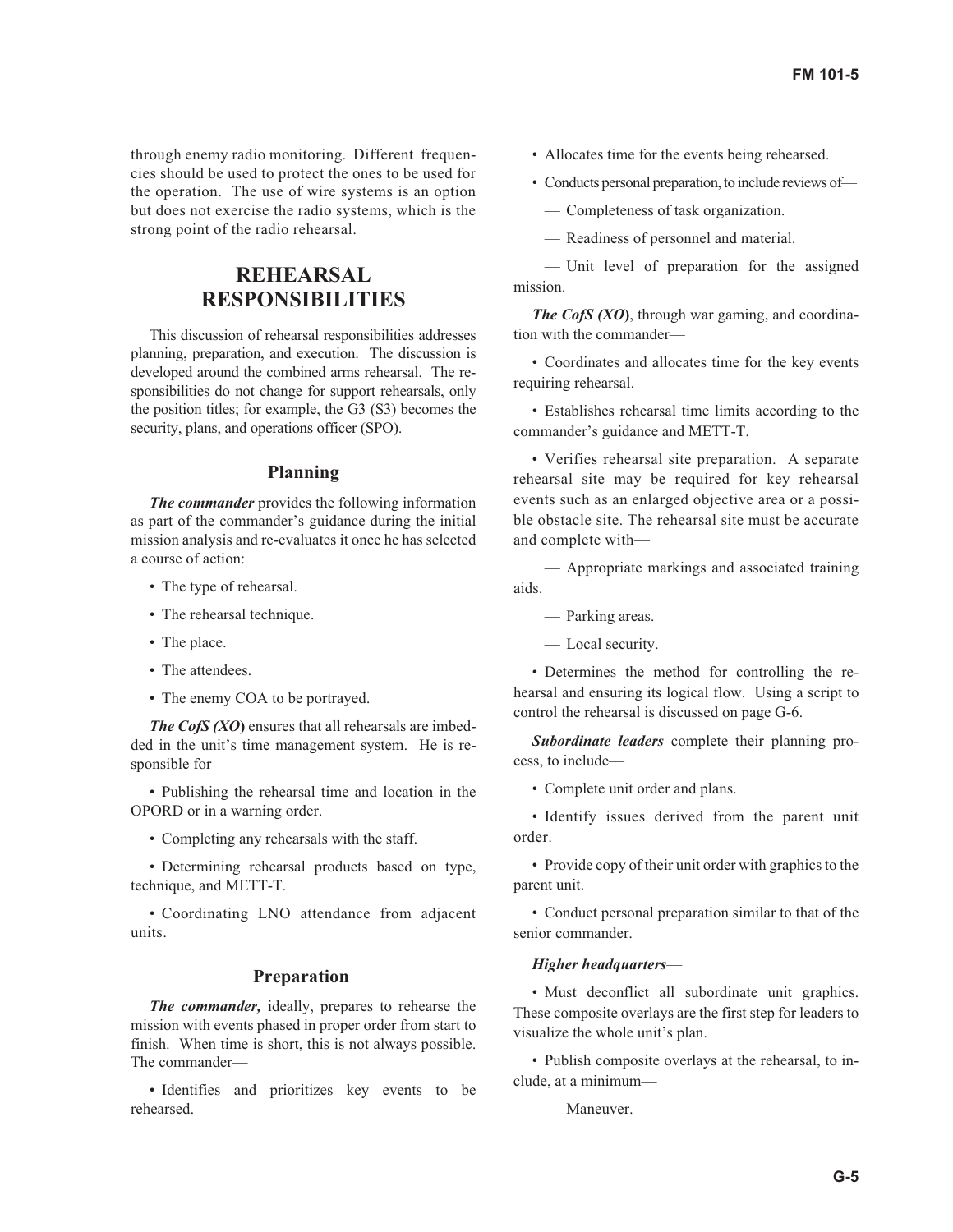through enemy radio monitoring. Different frequencies should be used to protect the ones to be used for the operation. The use of wire systems is an option but does not exercise the radio systems, which is the strong point of the radio rehearsal.

## REHEARSAL RESPONSIBILITIES

This discussion of rehearsal responsibilities addresses planning, preparation, and execution. The discussion is developed around the combined arms rehearsal. The responsibilities do not change for support rehearsals, only the position titles; for example, the G3 (S3) becomes the security, plans, and operations officer (SPO).

### Planning

***The commander*** provides the following information as part of the commander's guidance during the initial mission analysis and re-evaluates it once he has selected a course of action:

- The type of rehearsal.
- The rehearsal technique.
- The place.
- The attendees.
- The enemy COA to be portrayed.

***The CofS (XO)*** ensures that all rehearsals are imbedded in the unit's time management system. He is responsible for—

- Publishing the rehearsal time and location in the OPORD or in a warning order.
- Completing any rehearsals with the staff.
- Determining rehearsal products based on type, technique, and METT-T.
- Coordinating LNO attendance from adjacent units.

### Preparation

***The commander,*** ideally, prepares to rehearse the mission with events phased in proper order from start to finish. When time is short, this is not always possible. The commander—

- Identifies and prioritizes key events to be rehearsed.
- Allocates time for the events being rehearsed.
- Conducts personal preparation, to include reviews of—
  - — Completeness of task organization.
  - — Readiness of personnel and material.
  - — Unit level of preparation for the assigned mission.

***The CofS (XO)***, through war gaming, and coordination with the commander—

- Coordinates and allocates time for the key events requiring rehearsal.
- Establishes rehearsal time limits according to the commander's guidance and METT-T.
- Verifies rehearsal site preparation. A separate rehearsal site may be required for key rehearsal events such as an enlarged objective area or a possible obstacle site. The rehearsal site must be accurate and complete with—
  - — Appropriate markings and associated training aids.
  - — Parking areas.
  - — Local security.
- Determines the method for controlling the rehearsal and ensuring its logical flow. Using a script to control the rehearsal is discussed on page G-6.

***Subordinate leaders*** complete their planning process, to include—

- Complete unit order and plans.
- Identify issues derived from the parent unit order.
- Provide copy of their unit order with graphics to the parent unit.
- Conduct personal preparation similar to that of the senior commander.

***Higher headquarters***—

- Must deconflict all subordinate unit graphics. These composite overlays are the first step for leaders to visualize the whole unit's plan.
- Publish composite overlays at the rehearsal, to include, at a minimum—
  - — Maneuver.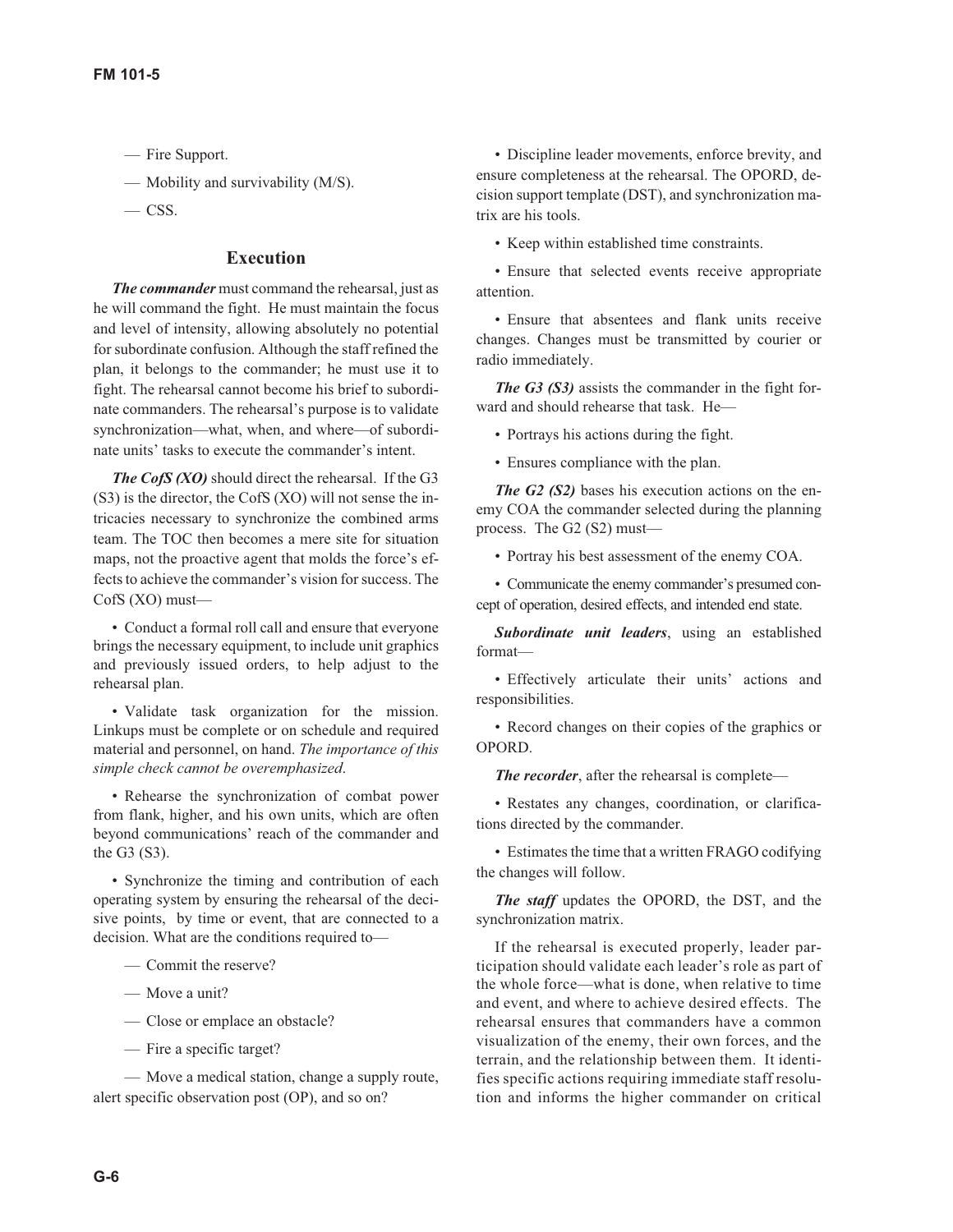— Fire Support.

— Mobility and survivability (M/S).

— CSS.

## Execution

***The commander*** must command the rehearsal, just as he will command the fight. He must maintain the focus and level of intensity, allowing absolutely no potential for subordinate confusion. Although the staff refined the plan, it belongs to the commander; he must use it to fight. The rehearsal cannot become his brief to subordinate commanders. The rehearsal's purpose is to validate synchronization—what, when, and where—of subordinate units' tasks to execute the commander's intent.

***The CofS (XO)*** should direct the rehearsal. If the G3 (S3) is the director, the CofS (XO) will not sense the intricacies necessary to synchronize the combined arms team. The TOC then becomes a mere site for situation maps, not the proactive agent that molds the force's effects to achieve the commander's vision for success. The CofS (XO) must—

• Conduct a formal roll call and ensure that everyone brings the necessary equipment, to include unit graphics and previously issued orders, to help adjust to the rehearsal plan.

• Validate task organization for the mission. Linkups must be complete or on schedule and required material and personnel, on hand. *The importance of this simple check cannot be overemphasized*.

• Rehearse the synchronization of combat power from flank, higher, and his own units, which are often beyond communications' reach of the commander and the G3 (S3).

• Synchronize the timing and contribution of each operating system by ensuring the rehearsal of the decisive points, by time or event, that are connected to a decision. What are the conditions required to—

— Commit the reserve?

— Move a unit?

— Close or emplace an obstacle?

— Fire a specific target?

— Move a medical station, change a supply route, alert specific observation post (OP), and so on?

• Discipline leader movements, enforce brevity, and ensure completeness at the rehearsal. The OPORD, decision support template (DST), and synchronization matrix are his tools.

• Keep within established time constraints.

• Ensure that selected events receive appropriate attention.

• Ensure that absentees and flank units receive changes. Changes must be transmitted by courier or radio immediately.

***The G3 (S3)*** assists the commander in the fight forward and should rehearse that task. He—

• Portrays his actions during the fight.

• Ensures compliance with the plan.

***The G2 (S2)*** bases his execution actions on the enemy COA the commander selected during the planning process. The G2 (S2) must—

• Portray his best assessment of the enemy COA.

• Communicate the enemy commander's presumed concept of operation, desired effects, and intended end state.

***Subordinate unit leaders***, using an established format—

• Effectively articulate their units' actions and responsibilities.

• Record changes on their copies of the graphics or OPORD.

***The recorder***, after the rehearsal is complete—

• Restates any changes, coordination, or clarifications directed by the commander.

• Estimates the time that a written FRAGO codifying the changes will follow.

***The staff*** updates the OPORD, the DST, and the synchronization matrix.

If the rehearsal is executed properly, leader participation should validate each leader's role as part of the whole force—what is done, when relative to time and event, and where to achieve desired effects. The rehearsal ensures that commanders have a common visualization of the enemy, their own forces, and the terrain, and the relationship between them. It identifies specific actions requiring immediate staff resolution and informs the higher commander on critical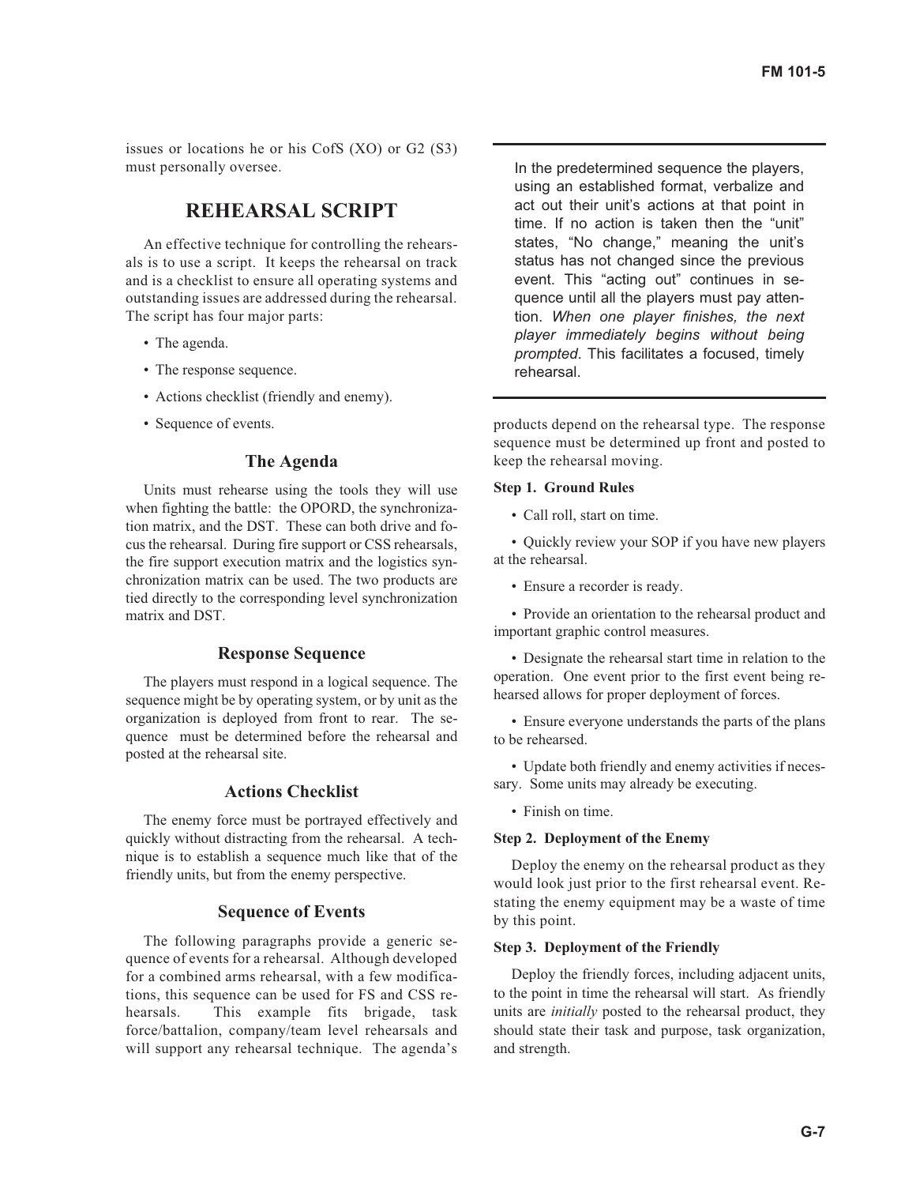issues or locations he or his CofS (XO) or G2 (S3) must personally oversee.

## REHEARSAL SCRIPT

An effective technique for controlling the rehearsals is to use a script. It keeps the rehearsal on track and is a checklist to ensure all operating systems and outstanding issues are addressed during the rehearsal. The script has four major parts:

- The agenda.
- The response sequence.
- Actions checklist (friendly and enemy).
- Sequence of events.

### The Agenda

Units must rehearse using the tools they will use when fighting the battle: the OPORD, the synchronization matrix, and the DST. These can both drive and focus the rehearsal. During fire support or CSS rehearsals, the fire support execution matrix and the logistics synchronization matrix can be used. The two products are tied directly to the corresponding level synchronization matrix and DST.

### Response Sequence

The players must respond in a logical sequence. The sequence might be by operating system, or by unit as the organization is deployed from front to rear. The sequence must be determined before the rehearsal and posted at the rehearsal site.

### Actions Checklist

The enemy force must be portrayed effectively and quickly without distracting from the rehearsal. A technique is to establish a sequence much like that of the friendly units, but from the enemy perspective.

### Sequence of Events

The following paragraphs provide a generic sequence of events for a combined arms rehearsal. Although developed for a combined arms rehearsal, with a few modifications, this sequence can be used for FS and CSS rehearsals. This example fits brigade, task force/battalion, company/team level rehearsals and will support any rehearsal technique. The agenda's products depend on the rehearsal type. The response sequence must be determined up front and posted to keep the rehearsal moving.

> In the predetermined sequence the players, using an established format, verbalize and act out their unit's actions at that point in time. If no action is taken then the "unit" states, "No change," meaning the unit's status has not changed since the previous event. This "acting out" continues in sequence until all the players must pay attention. *When one player finishes, the next player immediately begins without being prompted*. This facilitates a focused, timely rehearsal.

**Step 1. Ground Rules**

- Call roll, start on time.
- Quickly review your SOP if you have new players at the rehearsal.
- Ensure a recorder is ready.
- Provide an orientation to the rehearsal product and important graphic control measures.
- Designate the rehearsal start time in relation to the operation. One event prior to the first event being rehearsed allows for proper deployment of forces.
- Ensure everyone understands the parts of the plans to be rehearsed.
- Update both friendly and enemy activities if necessary. Some units may already be executing.
- Finish on time.

**Step 2. Deployment of the Enemy**

Deploy the enemy on the rehearsal product as they would look just prior to the first rehearsal event. Restating the enemy equipment may be a waste of time by this point.

**Step 3. Deployment of the Friendly**

Deploy the friendly forces, including adjacent units, to the point in time the rehearsal will start. As friendly units are *initially* posted to the rehearsal product, they should state their task and purpose, task organization, and strength.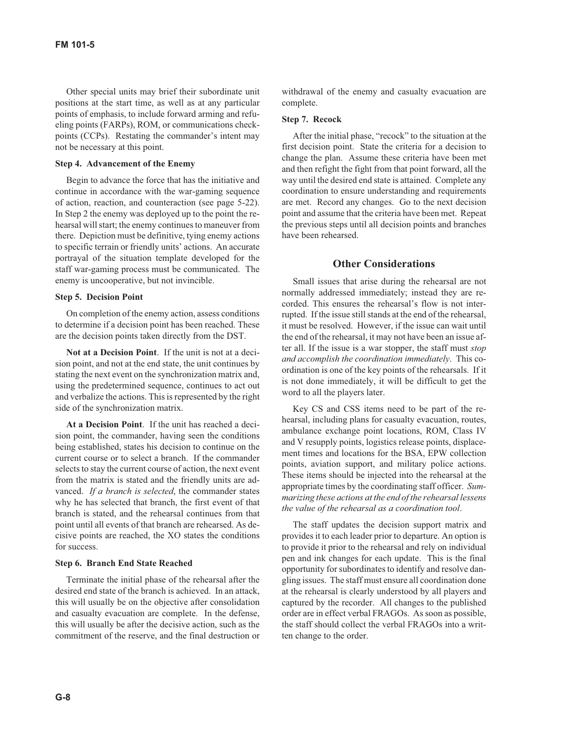Other special units may brief their subordinate unit positions at the start time, as well as at any particular points of emphasis, to include forward arming and refueling points (FARPs), ROM, or communications checkpoints (CCPs). Restating the commander's intent may not be necessary at this point.

**Step 4. Advancement of the Enemy**

Begin to advance the force that has the initiative and continue in accordance with the war-gaming sequence of action, reaction, and counteraction (see page 5-22). In Step 2 the enemy was deployed up to the point the rehearsal will start; the enemy continues to maneuver from there. Depiction must be definitive, tying enemy actions to specific terrain or friendly units' actions. An accurate portrayal of the situation template developed for the staff war-gaming process must be communicated. The enemy is uncooperative, but not invincible.

**Step 5. Decision Point**

On completion of the enemy action, assess conditions to determine if a decision point has been reached. These are the decision points taken directly from the DST.

**Not at a Decision Point**. If the unit is not at a decision point, and not at the end state, the unit continues by stating the next event on the synchronization matrix and, using the predetermined sequence, continues to act out and verbalize the actions. This is represented by the right side of the synchronization matrix.

**At a Decision Point**. If the unit has reached a decision point, the commander, having seen the conditions being established, states his decision to continue on the current course or to select a branch. If the commander selects to stay the current course of action, the next event from the matrix is stated and the friendly units are advanced. *If a branch is selected*, the commander states why he has selected that branch, the first event of that branch is stated, and the rehearsal continues from that point until all events of that branch are rehearsed. As decisive points are reached, the XO states the conditions for success.

**Step 6. Branch End State Reached**

Terminate the initial phase of the rehearsal after the desired end state of the branch is achieved. In an attack, this will usually be on the objective after consolidation and casualty evacuation are complete. In the defense, this will usually be after the decisive action, such as the commitment of the reserve, and the final destruction or withdrawal of the enemy and casualty evacuation are complete.

**Step 7. Recock**

After the initial phase, "recock" to the situation at the first decision point. State the criteria for a decision to change the plan. Assume these criteria have been met and then refight the fight from that point forward, all the way until the desired end state is attained. Complete any coordination to ensure understanding and requirements are met. Record any changes. Go to the next decision point and assume that the criteria have been met. Repeat the previous steps until all decision points and branches have been rehearsed.

## Other Considerations

Small issues that arise during the rehearsal are not normally addressed immediately; instead they are recorded. This ensures the rehearsal's flow is not interrupted. If the issue still stands at the end of the rehearsal, it must be resolved. However, if the issue can wait until the end of the rehearsal, it may not have been an issue after all. If the issue is a war stopper, the staff must *stop and accomplish the coordination immediately*. This coordination is one of the key points of the rehearsals. If it is not done immediately, it will be difficult to get the word to all the players later.

Key CS and CSS items need to be part of the rehearsal, including plans for casualty evacuation, routes, ambulance exchange point locations, ROM, Class IV and V resupply points, logistics release points, displacement times and locations for the BSA, EPW collection points, aviation support, and military police actions. These items should be injected into the rehearsal at the appropriate times by the coordinating staff officer. *Summarizing these actions at the end of the rehearsal lessens the value of the rehearsal as a coordination tool*.

The staff updates the decision support matrix and provides it to each leader prior to departure. An option is to provide it prior to the rehearsal and rely on individual pen and ink changes for each update. This is the final opportunity for subordinates to identify and resolve dangling issues. The staff must ensure all coordination done at the rehearsal is clearly understood by all players and captured by the recorder. All changes to the published order are in effect verbal FRAGOs. As soon as possible, the staff should collect the verbal FRAGOs into a written change to the order.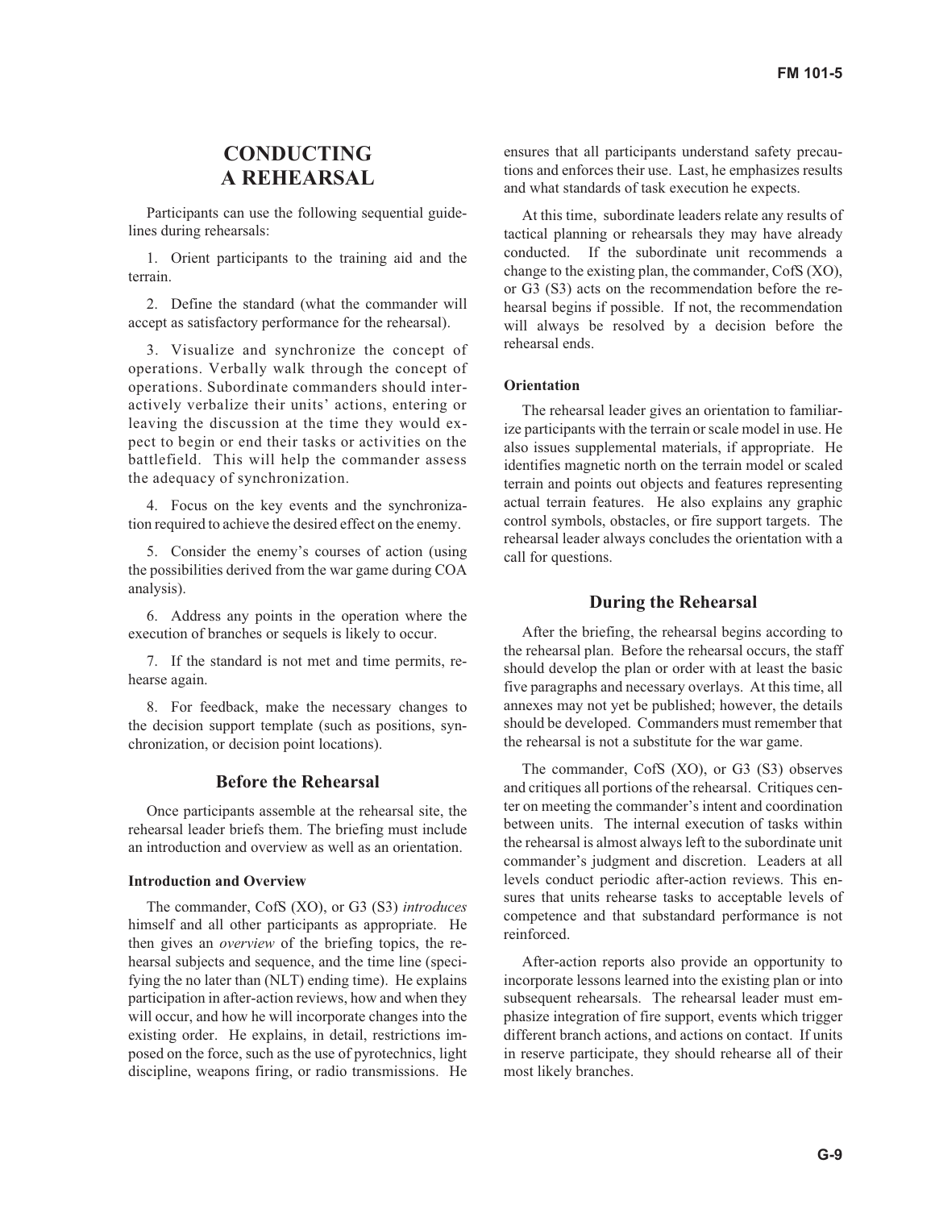## CONDUCTING A REHEARSAL

Participants can use the following sequential guidelines during rehearsals:

1. Orient participants to the training aid and the terrain.

2. Define the standard (what the commander will accept as satisfactory performance for the rehearsal).

3. Visualize and synchronize the concept of operations. Verbally walk through the concept of operations. Subordinate commanders should interactively verbalize their units' actions, entering or leaving the discussion at the time they would expect to begin or end their tasks or activities on the battlefield. This will help the commander assess the adequacy of synchronization.

4. Focus on the key events and the synchronization required to achieve the desired effect on the enemy.

5. Consider the enemy's courses of action (using the possibilities derived from the war game during COA analysis).

6. Address any points in the operation where the execution of branches or sequels is likely to occur.

7. If the standard is not met and time permits, rehearse again.

8. For feedback, make the necessary changes to the decision support template (such as positions, synchronization, or decision point locations).

### Before the Rehearsal

Once participants assemble at the rehearsal site, the rehearsal leader briefs them. The briefing must include an introduction and overview as well as an orientation.

#### Introduction and Overview

The commander, CofS (XO), or G3 (S3) *introduces* himself and all other participants as appropriate. He then gives an *overview* of the briefing topics, the rehearsal subjects and sequence, and the time line (specifying the no later than (NLT) ending time). He explains participation in after-action reviews, how and when they will occur, and how he will incorporate changes into the existing order. He explains, in detail, restrictions imposed on the force, such as the use of pyrotechnics, light discipline, weapons firing, or radio transmissions. He ensures that all participants understand safety precautions and enforces their use. Last, he emphasizes results and what standards of task execution he expects.

At this time, subordinate leaders relate any results of tactical planning or rehearsals they may have already conducted. If the subordinate unit recommends a change to the existing plan, the commander, CofS (XO), or G3 (S3) acts on the recommendation before the rehearsal begins if possible. If not, the recommendation will always be resolved by a decision before the rehearsal ends.

#### Orientation

The rehearsal leader gives an orientation to familiarize participants with the terrain or scale model in use. He also issues supplemental materials, if appropriate. He identifies magnetic north on the terrain model or scaled terrain and points out objects and features representing actual terrain features. He also explains any graphic control symbols, obstacles, or fire support targets. The rehearsal leader always concludes the orientation with a call for questions.

### During the Rehearsal

After the briefing, the rehearsal begins according to the rehearsal plan. Before the rehearsal occurs, the staff should develop the plan or order with at least the basic five paragraphs and necessary overlays. At this time, all annexes may not yet be published; however, the details should be developed. Commanders must remember that the rehearsal is not a substitute for the war game.

The commander, CofS (XO), or G3 (S3) observes and critiques all portions of the rehearsal. Critiques center on meeting the commander's intent and coordination between units. The internal execution of tasks within the rehearsal is almost always left to the subordinate unit commander's judgment and discretion. Leaders at all levels conduct periodic after-action reviews. This ensures that units rehearse tasks to acceptable levels of competence and that substandard performance is not reinforced.

After-action reports also provide an opportunity to incorporate lessons learned into the existing plan or into subsequent rehearsals. The rehearsal leader must emphasize integration of fire support, events which trigger different branch actions, and actions on contact. If units in reserve participate, they should rehearse all of their most likely branches.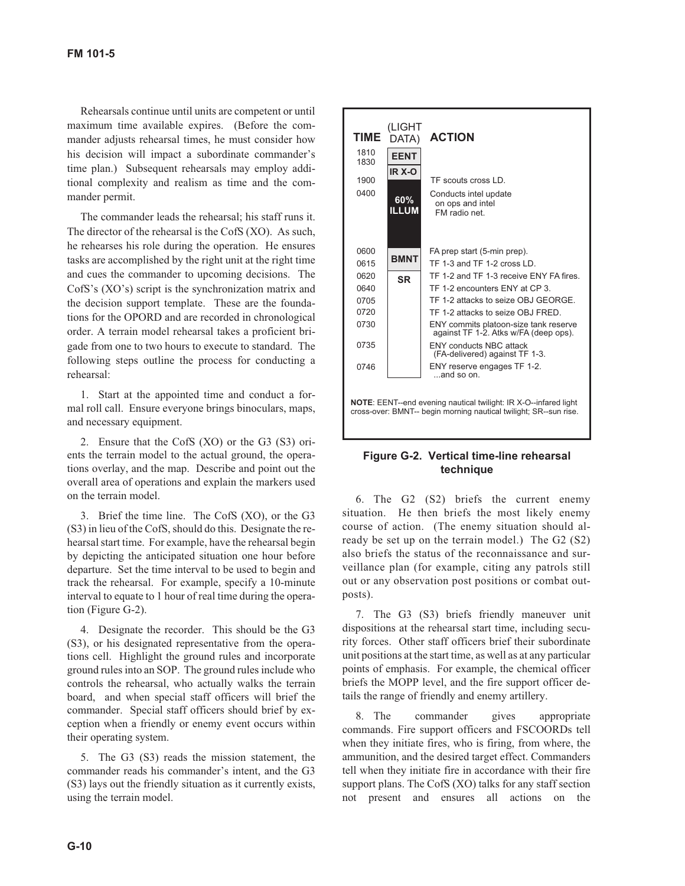Rehearsals continue until units are competent or until maximum time available expires. (Before the commander adjusts rehearsal times, he must consider how his decision will impact a subordinate commander's time plan.) Subsequent rehearsals may employ additional complexity and realism as time and the commander permit.

The commander leads the rehearsal; his staff runs it. The director of the rehearsal is the CofS (XO). As such, he rehearses his role during the operation. He ensures tasks are accomplished by the right unit at the right time and cues the commander to upcoming decisions. The CofS's (XO's) script is the synchronization matrix and the decision support template. These are the foundations for the OPORD and are recorded in chronological order. A terrain model rehearsal takes a proficient brigade from one to two hours to execute to standard. The following steps outline the process for conducting a rehearsal:

1. Start at the appointed time and conduct a formal roll call. Ensure everyone brings binoculars, maps, and necessary equipment.

2. Ensure that the CofS (XO) or the G3 (S3) orients the terrain model to the actual ground, the operations overlay, and the map. Describe and point out the overall area of operations and explain the markers used on the terrain model.

3. Brief the time line. The CofS (XO), or the G3 (S3) in lieu of the CofS, should do this. Designate the rehearsal start time. For example, have the rehearsal begin by depicting the anticipated situation one hour before departure. Set the time interval to be used to begin and track the rehearsal. For example, specify a 10-minute interval to equate to 1 hour of real time during the operation (Figure G-2).

4. Designate the recorder. This should be the G3 (S3), or his designated representative from the operations cell. Highlight the ground rules and incorporate ground rules into an SOP. The ground rules include who controls the rehearsal, who actually walks the terrain board, and when special staff officers will brief the commander. Special staff officers should brief by exception when a friendly or enemy event occurs within their operating system.

5. The G3 (S3) reads the mission statement, the commander reads his commander's intent, and the G3 (S3) lays out the friendly situation as it currently exists, using the terrain model.

| TIME | (LIGHT DATA) | ACTION |
|---|---|---|
| 1810 | EENT | |
| 1830 | IR X-O | |
| 1900 | | TF scouts cross LD. |
| 0400 | 60% ILLUM | Conducts intel update on ops and intel FM radio net. |
| 0600 | | FA prep start (5-min prep). |
| 0615 | BMNT | TF 1-3 and TF 1-2 cross LD. |
| 0620 | SR | TF 1-2 and TF 1-3 receive ENY FA fires. |
| 0640 | | TF 1-2 encounters ENY at CP 3. |
| 0705 | | TF 1-2 attacks to seize OBJ GEORGE. |
| 0720 | | TF 1-2 attacks to seize OBJ FRED. |
| 0730 | | ENY commits platoon-size tank reserve against TF 1-2. Atks w/FA (deep ops). |
| 0735 | | ENY conducts NBC attack (FA-delivered) against TF 1-3. |
| 0746 | | ENY reserve engages TF 1-2. ...and so on. |

**NOTE**: EENT--end evening nautical twilight: IR X-O--infared light cross-over: BMNT-- begin morning nautical twilight; SR--sun rise.

**Figure G-2. Vertical time-line rehearsal technique**

6. The G2 (S2) briefs the current enemy situation. He then briefs the most likely enemy course of action. (The enemy situation should already be set up on the terrain model.) The G2 (S2) also briefs the status of the reconnaissance and surveillance plan (for example, citing any patrols still out or any observation post positions or combat outposts).

7. The G3 (S3) briefs friendly maneuver unit dispositions at the rehearsal start time, including security forces. Other staff officers brief their subordinate unit positions at the start time, as well as at any particular points of emphasis. For example, the chemical officer briefs the MOPP level, and the fire support officer details the range of friendly and enemy artillery.

8. The commander gives appropriate commands. Fire support officers and FSCOORDs tell when they initiate fires, who is firing, from where, the ammunition, and the desired target effect. Commanders tell when they initiate fire in accordance with their fire support plans. The CofS (XO) talks for any staff section not present and ensures all actions on the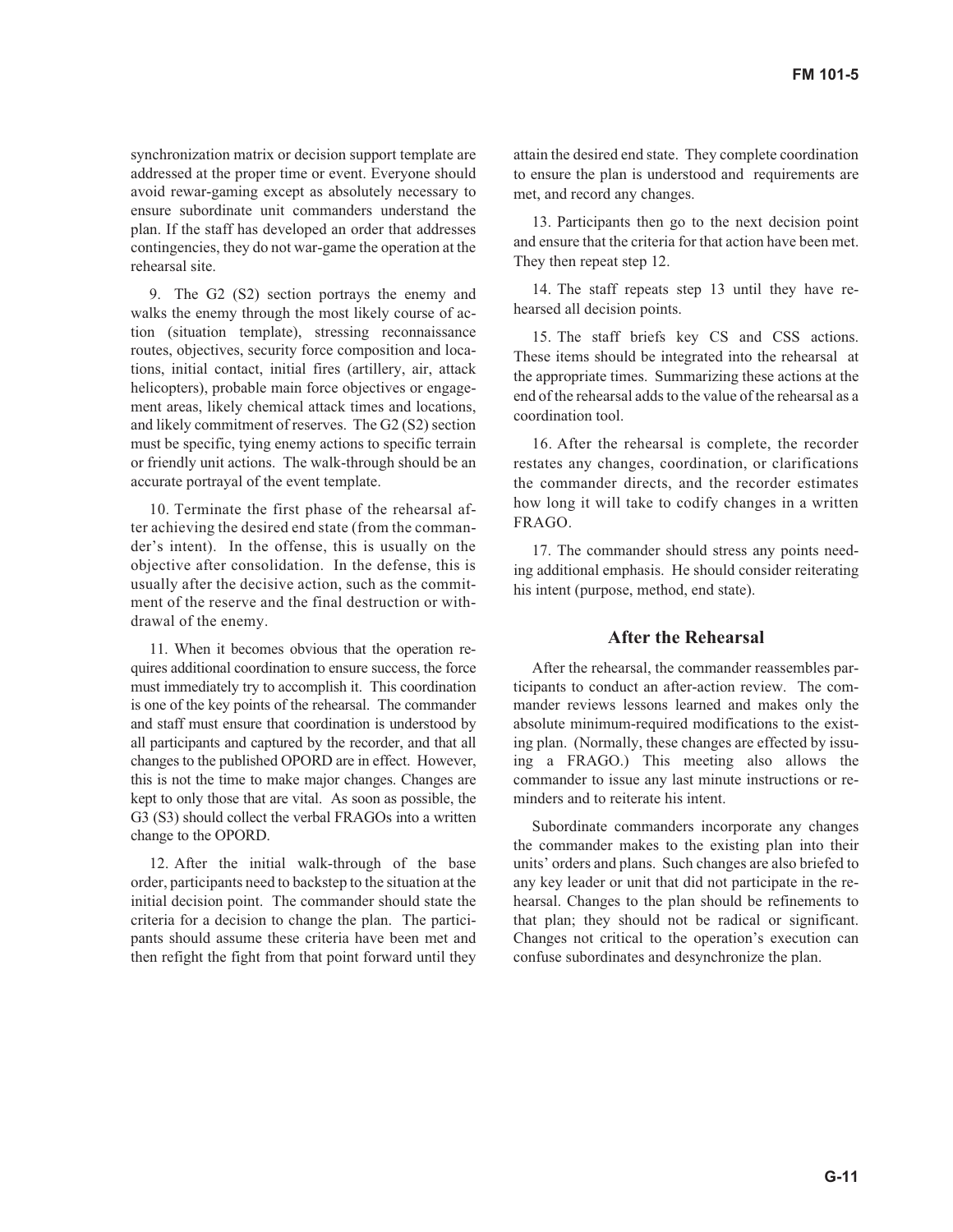synchronization matrix or decision support template are addressed at the proper time or event. Everyone should avoid rewar-gaming except as absolutely necessary to ensure subordinate unit commanders understand the plan. If the staff has developed an order that addresses contingencies, they do not war-game the operation at the rehearsal site.

9. The G2 (S2) section portrays the enemy and walks the enemy through the most likely course of action (situation template), stressing reconnaissance routes, objectives, security force composition and locations, initial contact, initial fires (artillery, air, attack helicopters), probable main force objectives or engagement areas, likely chemical attack times and locations, and likely commitment of reserves. The G2 (S2) section must be specific, tying enemy actions to specific terrain or friendly unit actions. The walk-through should be an accurate portrayal of the event template.

10. Terminate the first phase of the rehearsal after achieving the desired end state (from the commander's intent). In the offense, this is usually on the objective after consolidation. In the defense, this is usually after the decisive action, such as the commitment of the reserve and the final destruction or withdrawal of the enemy.

11. When it becomes obvious that the operation requires additional coordination to ensure success, the force must immediately try to accomplish it. This coordination is one of the key points of the rehearsal. The commander and staff must ensure that coordination is understood by all participants and captured by the recorder, and that all changes to the published OPORD are in effect. However, this is not the time to make major changes. Changes are kept to only those that are vital. As soon as possible, the G3 (S3) should collect the verbal FRAGOs into a written change to the OPORD.

12. After the initial walk-through of the base order, participants need to backstep to the situation at the initial decision point. The commander should state the criteria for a decision to change the plan. The participants should assume these criteria have been met and then refight the fight from that point forward until they attain the desired end state. They complete coordination to ensure the plan is understood and requirements are met, and record any changes.

13. Participants then go to the next decision point and ensure that the criteria for that action have been met. They then repeat step 12.

14. The staff repeats step 13 until they have rehearsed all decision points.

15. The staff briefs key CS and CSS actions. These items should be integrated into the rehearsal at the appropriate times. Summarizing these actions at the end of the rehearsal adds to the value of the rehearsal as a coordination tool.

16. After the rehearsal is complete, the recorder restates any changes, coordination, or clarifications the commander directs, and the recorder estimates how long it will take to codify changes in a written FRAGO.

17. The commander should stress any points needing additional emphasis. He should consider reiterating his intent (purpose, method, end state).

## After the Rehearsal

After the rehearsal, the commander reassembles participants to conduct an after-action review. The commander reviews lessons learned and makes only the absolute minimum-required modifications to the existing plan. (Normally, these changes are effected by issuing a FRAGO.) This meeting also allows the commander to issue any last minute instructions or reminders and to reiterate his intent.

Subordinate commanders incorporate any changes the commander makes to the existing plan into their units' orders and plans. Such changes are also briefed to any key leader or unit that did not participate in the rehearsal. Changes to the plan should be refinements to that plan; they should not be radical or significant. Changes not critical to the operation's execution can confuse subordinates and desynchronize the plan.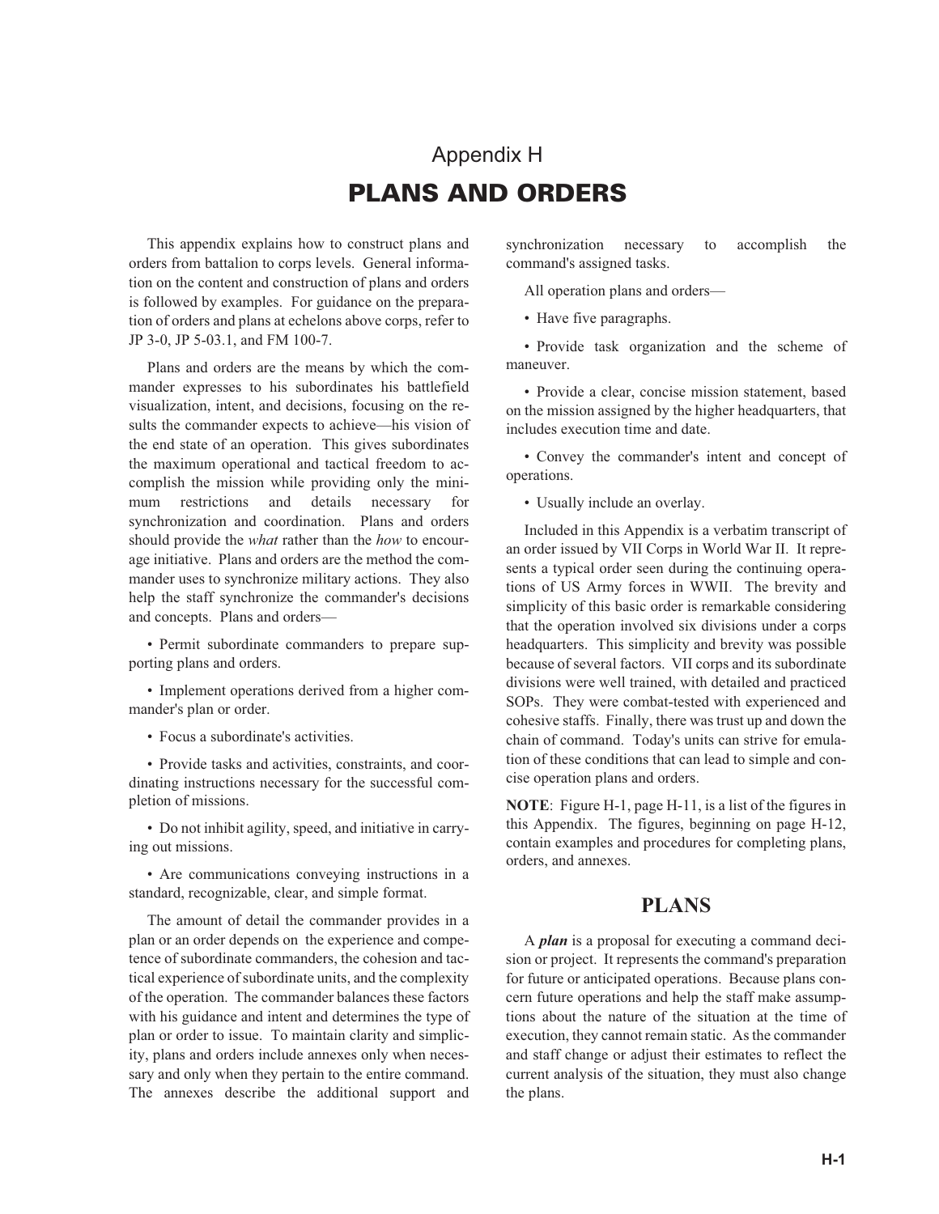# Appendix H

# PLANS AND ORDERS

This appendix explains how to construct plans and orders from battalion to corps levels. General information on the content and construction of plans and orders is followed by examples. For guidance on the preparation of orders and plans at echelons above corps, refer to JP 3-0, JP 5-03.1, and FM 100-7.

Plans and orders are the means by which the commander expresses to his subordinates his battlefield visualization, intent, and decisions, focusing on the results the commander expects to achieve—his vision of the end state of an operation. This gives subordinates the maximum operational and tactical freedom to accomplish the mission while providing only the minimum restrictions and details necessary for synchronization and coordination. Plans and orders should provide the *what* rather than the *how* to encourage initiative. Plans and orders are the method the commander uses to synchronize military actions. They also help the staff synchronize the commander's decisions and concepts. Plans and orders—

- Permit subordinate commanders to prepare supporting plans and orders.
- Implement operations derived from a higher commander's plan or order.
- Focus a subordinate's activities.
- Provide tasks and activities, constraints, and coordinating instructions necessary for the successful completion of missions.
- Do not inhibit agility, speed, and initiative in carrying out missions.
- Are communications conveying instructions in a standard, recognizable, clear, and simple format.

The amount of detail the commander provides in a plan or an order depends on the experience and competence of subordinate commanders, the cohesion and tactical experience of subordinate units, and the complexity of the operation. The commander balances these factors with his guidance and intent and determines the type of plan or order to issue. To maintain clarity and simplicity, plans and orders include annexes only when necessary and only when they pertain to the entire command. The annexes describe the additional support and synchronization necessary to accomplish the command's assigned tasks.

All operation plans and orders—

- Have five paragraphs.
- Provide task organization and the scheme of maneuver.
- Provide a clear, concise mission statement, based on the mission assigned by the higher headquarters, that includes execution time and date.
- Convey the commander's intent and concept of operations.
- Usually include an overlay.

Included in this Appendix is a verbatim transcript of an order issued by VII Corps in World War II. It represents a typical order seen during the continuing operations of US Army forces in WWII. The brevity and simplicity of this basic order is remarkable considering that the operation involved six divisions under a corps headquarters. This simplicity and brevity was possible because of several factors. VII corps and its subordinate divisions were well trained, with detailed and practiced SOPs. They were combat-tested with experienced and cohesive staffs. Finally, there was trust up and down the chain of command. Today's units can strive for emulation of these conditions that can lead to simple and concise operation plans and orders.

**NOTE**: Figure H-1, page H-11, is a list of the figures in this Appendix. The figures, beginning on page H-12, contain examples and procedures for completing plans, orders, and annexes.

## PLANS

A ***plan*** is a proposal for executing a command decision or project. It represents the command's preparation for future or anticipated operations. Because plans concern future operations and help the staff make assumptions about the nature of the situation at the time of execution, they cannot remain static. As the commander and staff change or adjust their estimates to reflect the current analysis of the situation, they must also change the plans.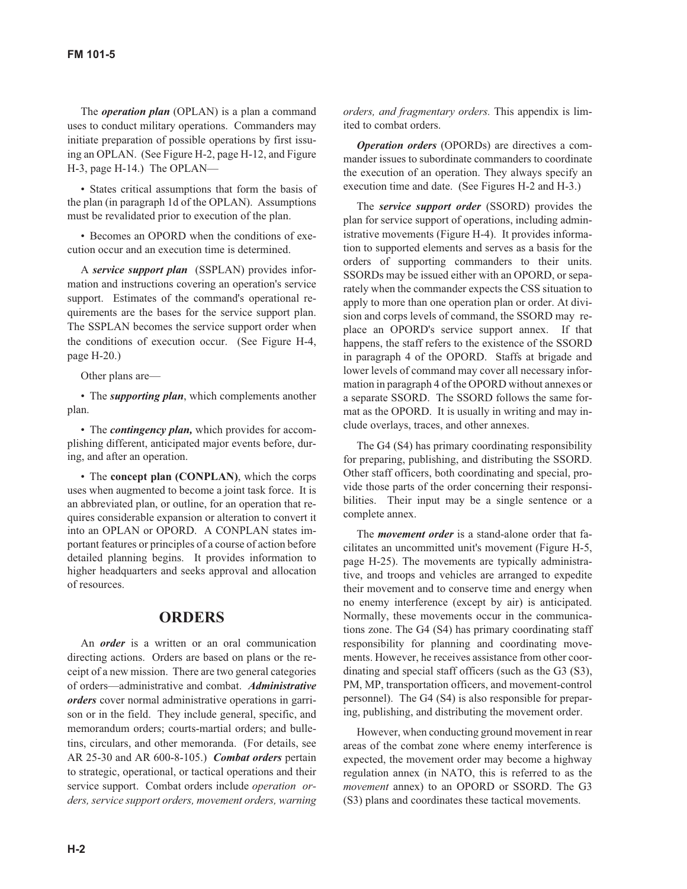The ***operation plan*** (OPLAN) is a plan a command uses to conduct military operations. Commanders may initiate preparation of possible operations by first issuing an OPLAN. (See Figure H-2, page H-12, and Figure H-3, page H-14.) The OPLAN—

- States critical assumptions that form the basis of the plan (in paragraph 1d of the OPLAN). Assumptions must be revalidated prior to execution of the plan.
- Becomes an OPORD when the conditions of execution occur and an execution time is determined.

A ***service support plan*** (SSPLAN) provides information and instructions covering an operation's service support. Estimates of the command's operational requirements are the bases for the service support plan. The SSPLAN becomes the service support order when the conditions of execution occur. (See Figure H-4, page H-20.)

Other plans are—

- The ***supporting plan***, which complements another plan.
- The ***contingency plan,*** which provides for accomplishing different, anticipated major events before, during, and after an operation.
- The **concept plan (CONPLAN)**, which the corps uses when augmented to become a joint task force. It is an abbreviated plan, or outline, for an operation that requires considerable expansion or alteration to convert it into an OPLAN or OPORD. A CONPLAN states important features or principles of a course of action before detailed planning begins. It provides information to higher headquarters and seeks approval and allocation of resources.

## ORDERS

An ***order*** is a written or an oral communication directing actions. Orders are based on plans or the receipt of a new mission. There are two general categories of orders—administrative and combat. ***Administrative orders*** cover normal administrative operations in garrison or in the field. They include general, specific, and memorandum orders; courts-martial orders; and bulletins, circulars, and other memoranda. (For details, see AR 25-30 and AR 600-8-105.) ***Combat orders*** pertain to strategic, operational, or tactical operations and their service support. Combat orders include *operation orders, service support orders, movement orders, warning orders, and fragmentary orders.* This appendix is limited to combat orders.

***Operation orders*** (OPORDs) are directives a commander issues to subordinate commanders to coordinate the execution of an operation. They always specify an execution time and date. (See Figures H-2 and H-3.)

The ***service support order*** (SSORD) provides the plan for service support of operations, including administrative movements (Figure H-4). It provides information to supported elements and serves as a basis for the orders of supporting commanders to their units. SSORDs may be issued either with an OPORD, or separately when the commander expects the CSS situation to apply to more than one operation plan or order. At division and corps levels of command, the SSORD may replace an OPORD's service support annex. If that happens, the staff refers to the existence of the SSORD in paragraph 4 of the OPORD. Staffs at brigade and lower levels of command may cover all necessary information in paragraph 4 of the OPORD without annexes or a separate SSORD. The SSORD follows the same format as the OPORD. It is usually in writing and may include overlays, traces, and other annexes.

The G4 (S4) has primary coordinating responsibility for preparing, publishing, and distributing the SSORD. Other staff officers, both coordinating and special, provide those parts of the order concerning their responsibilities. Their input may be a single sentence or a complete annex.

The ***movement order*** is a stand-alone order that facilitates an uncommitted unit's movement (Figure H-5, page H-25). The movements are typically administrative, and troops and vehicles are arranged to expedite their movement and to conserve time and energy when no enemy interference (except by air) is anticipated. Normally, these movements occur in the communications zone. The G4 (S4) has primary coordinating staff responsibility for planning and coordinating movements. However, he receives assistance from other coordinating and special staff officers (such as the G3 (S3), PM, MP, transportation officers, and movement-control personnel). The G4 (S4) is also responsible for preparing, publishing, and distributing the movement order.

However, when conducting ground movement in rear areas of the combat zone where enemy interference is expected, the movement order may become a highway regulation annex (in NATO, this is referred to as the *movement* annex) to an OPORD or SSORD. The G3 (S3) plans and coordinates these tactical movements.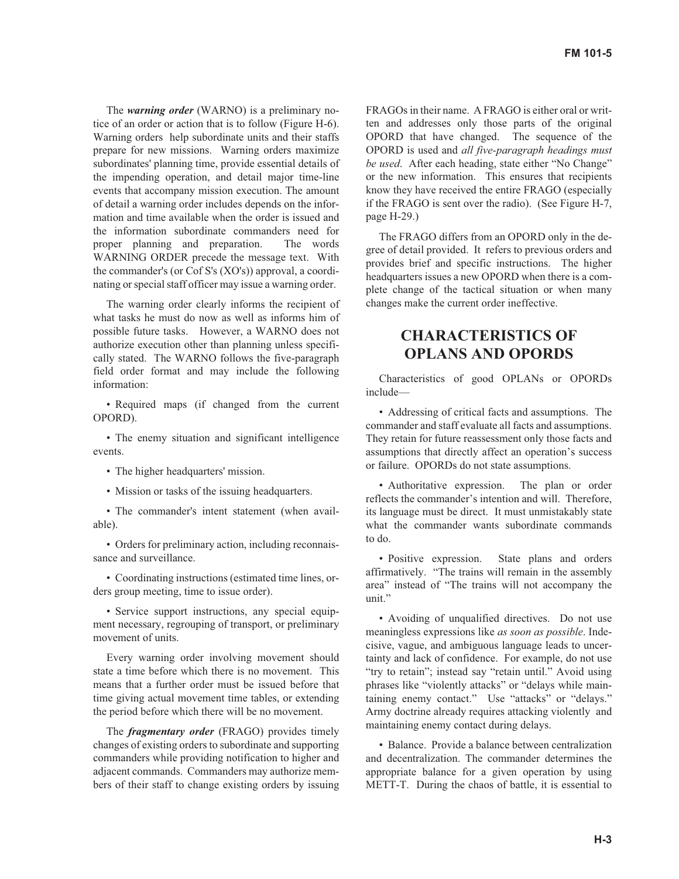The ***warning order*** (WARNO) is a preliminary notice of an order or action that is to follow (Figure H-6). Warning orders help subordinate units and their staffs prepare for new missions. Warning orders maximize subordinates' planning time, provide essential details of the impending operation, and detail major time-line events that accompany mission execution. The amount of detail a warning order includes depends on the information and time available when the order is issued and the information subordinate commanders need for proper planning and preparation. The words WARNING ORDER precede the message text. With the commander's (or Cof S's (XO's)) approval, a coordinating or special staff officer may issue a warning order.

The warning order clearly informs the recipient of what tasks he must do now as well as informs him of possible future tasks. However, a WARNO does not authorize execution other than planning unless specifically stated. The WARNO follows the five-paragraph field order format and may include the following information:

- Required maps (if changed from the current OPORD).
- The enemy situation and significant intelligence events.
- The higher headquarters' mission.
- Mission or tasks of the issuing headquarters.
- The commander's intent statement (when available).
- Orders for preliminary action, including reconnaissance and surveillance.
- Coordinating instructions (estimated time lines, orders group meeting, time to issue order).
- Service support instructions, any special equipment necessary, regrouping of transport, or preliminary movement of units.

Every warning order involving movement should state a time before which there is no movement. This means that a further order must be issued before that time giving actual movement time tables, or extending the period before which there will be no movement.

The ***fragmentary order*** (FRAGO) provides timely changes of existing orders to subordinate and supporting commanders while providing notification to higher and adjacent commands. Commanders may authorize members of their staff to change existing orders by issuing FRAGOs in their name. A FRAGO is either oral or written and addresses only those parts of the original OPORD that have changed. The sequence of the OPORD is used and *all five-paragraph headings must be used*. After each heading, state either "No Change" or the new information. This ensures that recipients know they have received the entire FRAGO (especially if the FRAGO is sent over the radio). (See Figure H-7, page H-29.)

The FRAGO differs from an OPORD only in the degree of detail provided. It refers to previous orders and provides brief and specific instructions. The higher headquarters issues a new OPORD when there is a complete change of the tactical situation or when many changes make the current order ineffective.

## CHARACTERISTICS OF OPLANS AND OPORDS

Characteristics of good OPLANs or OPORDs include—

- Addressing of critical facts and assumptions. The commander and staff evaluate all facts and assumptions. They retain for future reassessment only those facts and assumptions that directly affect an operation's success or failure. OPORDs do not state assumptions.
- Authoritative expression. The plan or order reflects the commander's intention and will. Therefore, its language must be direct. It must unmistakably state what the commander wants subordinate commands to do.
- Positive expression. State plans and orders affirmatively. "The trains will remain in the assembly area" instead of "The trains will not accompany the unit."
- Avoiding of unqualified directives. Do not use meaningless expressions like *as soon as possible*. Indecisive, vague, and ambiguous language leads to uncertainty and lack of confidence. For example, do not use "try to retain"; instead say "retain until." Avoid using phrases like "violently attacks" or "delays while maintaining enemy contact." Use "attacks" or "delays." Army doctrine already requires attacking violently and maintaining enemy contact during delays.
- Balance. Provide a balance between centralization and decentralization. The commander determines the appropriate balance for a given operation by using METT-T. During the chaos of battle, it is essential to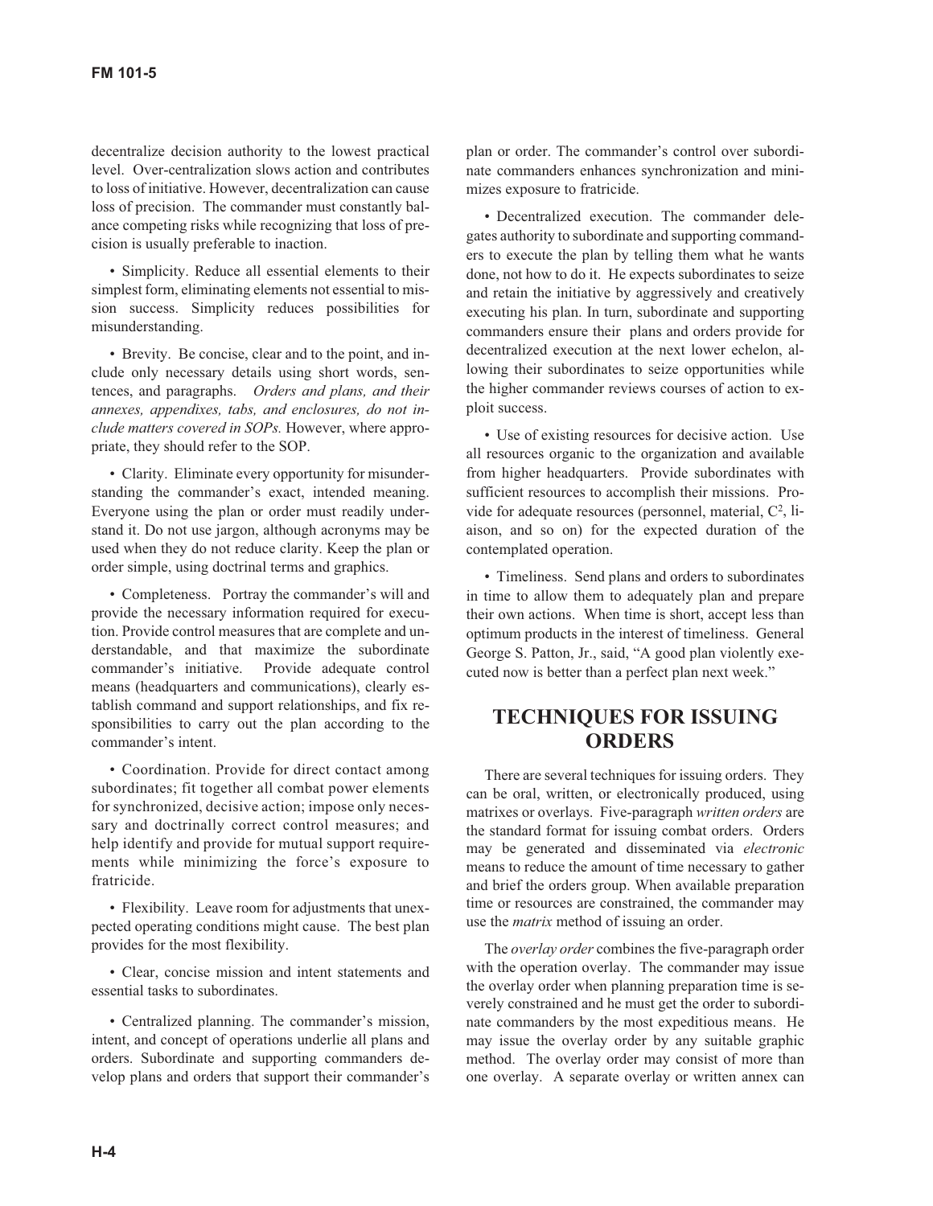decentralize decision authority to the lowest practical level. Over-centralization slows action and contributes to loss of initiative. However, decentralization can cause loss of precision. The commander must constantly balance competing risks while recognizing that loss of precision is usually preferable to inaction.

• Simplicity. Reduce all essential elements to their simplest form, eliminating elements not essential to mission success. Simplicity reduces possibilities for misunderstanding.

• Brevity. Be concise, clear and to the point, and include only necessary details using short words, sentences, and paragraphs. *Orders and plans, and their annexes, appendixes, tabs, and enclosures, do not include matters covered in SOPs.* However, where appropriate, they should refer to the SOP.

• Clarity. Eliminate every opportunity for misunderstanding the commander's exact, intended meaning. Everyone using the plan or order must readily understand it. Do not use jargon, although acronyms may be used when they do not reduce clarity. Keep the plan or order simple, using doctrinal terms and graphics.

• Completeness. Portray the commander's will and provide the necessary information required for execution. Provide control measures that are complete and understandable, and that maximize the subordinate commander's initiative. Provide adequate control means (headquarters and communications), clearly establish command and support relationships, and fix responsibilities to carry out the plan according to the commander's intent.

• Coordination. Provide for direct contact among subordinates; fit together all combat power elements for synchronized, decisive action; impose only necessary and doctrinally correct control measures; and help identify and provide for mutual support requirements while minimizing the force's exposure to fratricide.

• Flexibility. Leave room for adjustments that unexpected operating conditions might cause. The best plan provides for the most flexibility.

• Clear, concise mission and intent statements and essential tasks to subordinates.

• Centralized planning. The commander's mission, intent, and concept of operations underlie all plans and orders. Subordinate and supporting commanders develop plans and orders that support their commander's plan or order. The commander's control over subordinate commanders enhances synchronization and minimizes exposure to fratricide.

• Decentralized execution. The commander delegates authority to subordinate and supporting commanders to execute the plan by telling them what he wants done, not how to do it. He expects subordinates to seize and retain the initiative by aggressively and creatively executing his plan. In turn, subordinate and supporting commanders ensure their plans and orders provide for decentralized execution at the next lower echelon, allowing their subordinates to seize opportunities while the higher commander reviews courses of action to exploit success.

• Use of existing resources for decisive action. Use all resources organic to the organization and available from higher headquarters. Provide subordinates with sufficient resources to accomplish their missions. Provide for adequate resources (personnel, material, $C^2$, liaison, and so on) for the expected duration of the contemplated operation.

• Timeliness. Send plans and orders to subordinates in time to allow them to adequately plan and prepare their own actions. When time is short, accept less than optimum products in the interest of timeliness. General George S. Patton, Jr., said, "A good plan violently executed now is better than a perfect plan next week."

## TECHNIQUES FOR ISSUING ORDERS

There are several techniques for issuing orders. They can be oral, written, or electronically produced, using matrixes or overlays. Five-paragraph *written orders* are the standard format for issuing combat orders. Orders may be generated and disseminated via *electronic* means to reduce the amount of time necessary to gather and brief the orders group. When available preparation time or resources are constrained, the commander may use the *matrix* method of issuing an order.

The *overlay order* combines the five-paragraph order with the operation overlay. The commander may issue the overlay order when planning preparation time is severely constrained and he must get the order to subordinate commanders by the most expeditious means. He may issue the overlay order by any suitable graphic method. The overlay order may consist of more than one overlay. A separate overlay or written annex can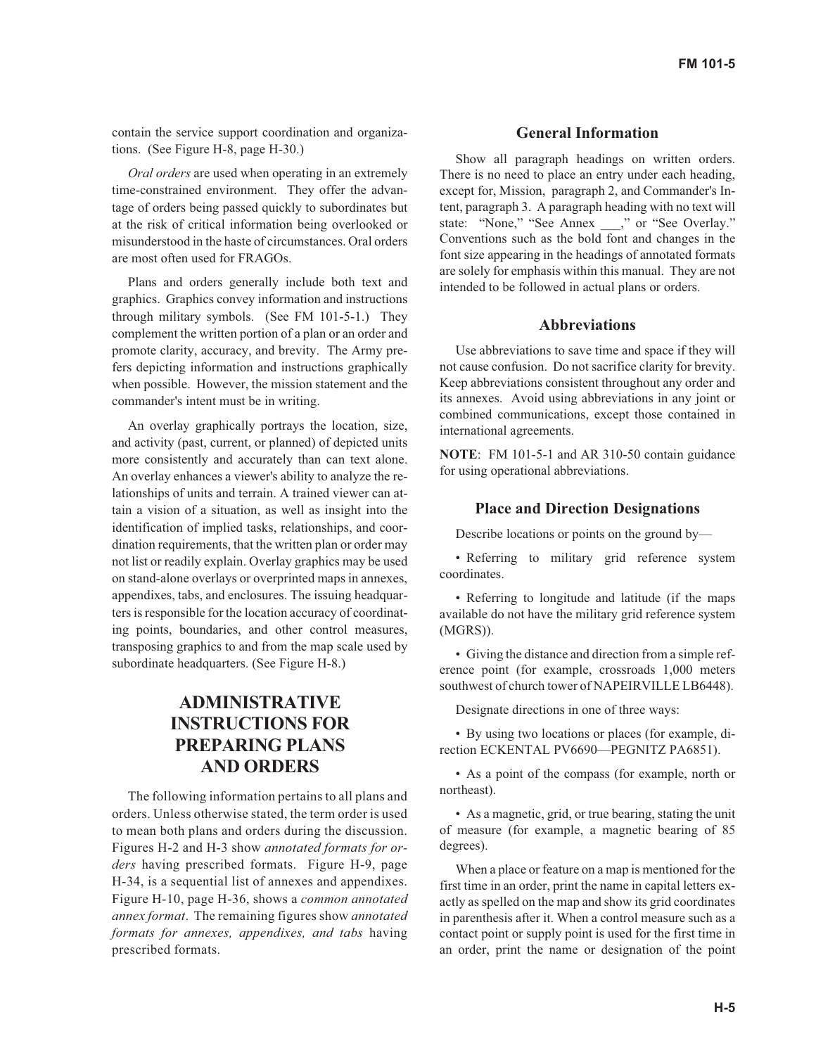contain the service support coordination and organizations. (See Figure H-8, page H-30.)

*Oral orders* are used when operating in an extremely time-constrained environment. They offer the advantage of orders being passed quickly to subordinates but at the risk of critical information being overlooked or misunderstood in the haste of circumstances. Oral orders are most often used for FRAGOs.

Plans and orders generally include both text and graphics. Graphics convey information and instructions through military symbols. (See FM 101-5-1.) They complement the written portion of a plan or an order and promote clarity, accuracy, and brevity. The Army prefers depicting information and instructions graphically when possible. However, the mission statement and the commander's intent must be in writing.

An overlay graphically portrays the location, size, and activity (past, current, or planned) of depicted units more consistently and accurately than can text alone. An overlay enhances a viewer's ability to analyze the relationships of units and terrain. A trained viewer can attain a vision of a situation, as well as insight into the identification of implied tasks, relationships, and coordination requirements, that the written plan or order may not list or readily explain. Overlay graphics may be used on stand-alone overlays or overprinted maps in annexes, appendixes, tabs, and enclosures. The issuing headquarters is responsible for the location accuracy of coordinating points, boundaries, and other control measures, transposing graphics to and from the map scale used by subordinate headquarters. (See Figure H-8.)

## ADMINISTRATIVE INSTRUCTIONS FOR PREPARING PLANS AND ORDERS

The following information pertains to all plans and orders. Unless otherwise stated, the term order is used to mean both plans and orders during the discussion. Figures H-2 and H-3 show *annotated formats for orders* having prescribed formats. Figure H-9, page H-34, is a sequential list of annexes and appendixes. Figure H-10, page H-36, shows a *common annotated annex format*. The remaining figures show *annotated formats for annexes, appendixes, and tabs* having prescribed formats.

### General Information

Show all paragraph headings on written orders. There is no need to place an entry under each heading, except for, Mission, paragraph 2, and Commander's Intent, paragraph 3. A paragraph heading with no text will state: "None," "See Annex ___," or "See Overlay." Conventions such as the bold font and changes in the font size appearing in the headings of annotated formats are solely for emphasis within this manual. They are not intended to be followed in actual plans or orders.

### Abbreviations

Use abbreviations to save time and space if they will not cause confusion. Do not sacrifice clarity for brevity. Keep abbreviations consistent throughout any order and its annexes. Avoid using abbreviations in any joint or combined communications, except those contained in international agreements.

**NOTE**: FM 101-5-1 and AR 310-50 contain guidance for using operational abbreviations.

### Place and Direction Designations

Describe locations or points on the ground by—

- Referring to military grid reference system coordinates.
- Referring to longitude and latitude (if the maps available do not have the military grid reference system (MGRS)).
- Giving the distance and direction from a simple reference point (for example, crossroads 1,000 meters southwest of church tower of NAPEIRVILLE LB6448).

Designate directions in one of three ways:

- By using two locations or places (for example, direction ECKENTAL PV6690—PEGNITZ PA6851).
- As a point of the compass (for example, north or northeast).
- As a magnetic, grid, or true bearing, stating the unit of measure (for example, a magnetic bearing of 85 degrees).

When a place or feature on a map is mentioned for the first time in an order, print the name in capital letters exactly as spelled on the map and show its grid coordinates in parenthesis after it. When a control measure such as a contact point or supply point is used for the first time in an order, print the name or designation of the point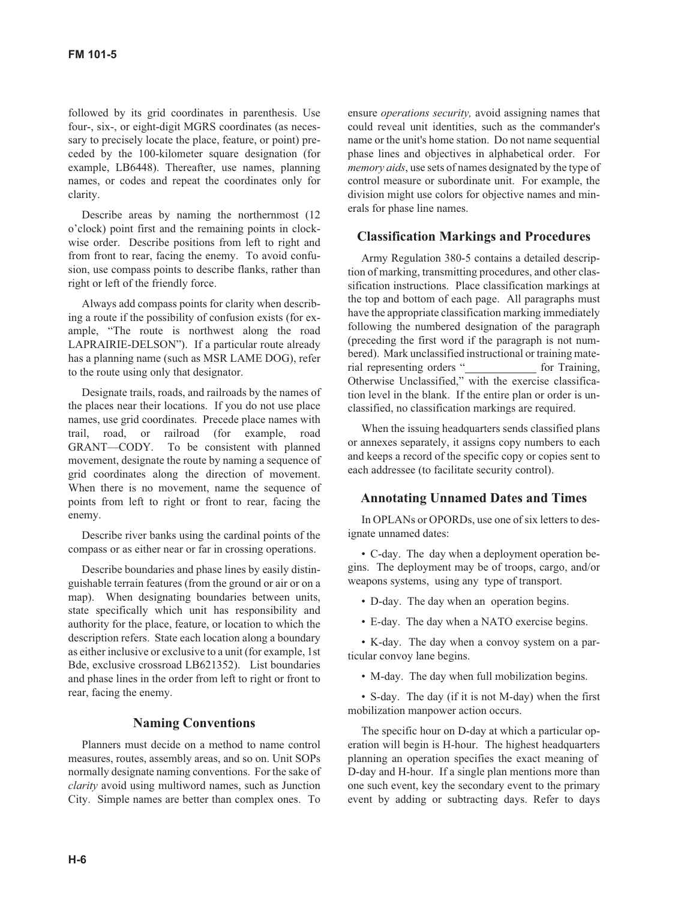followed by its grid coordinates in parenthesis. Use four-, six-, or eight-digit MGRS coordinates (as necessary to precisely locate the place, feature, or point) preceded by the 100-kilometer square designation (for example, LB6448). Thereafter, use names, planning names, or codes and repeat the coordinates only for clarity.

Describe areas by naming the northernmost (12 o'clock) point first and the remaining points in clockwise order. Describe positions from left to right and from front to rear, facing the enemy. To avoid confusion, use compass points to describe flanks, rather than right or left of the friendly force.

Always add compass points for clarity when describing a route if the possibility of confusion exists (for example, "The route is northwest along the road LAPRAIRIE-DELSON"). If a particular route already has a planning name (such as MSR LAME DOG), refer to the route using only that designator.

Designate trails, roads, and railroads by the names of the places near their locations. If you do not use place names, use grid coordinates. Precede place names with trail, road, or railroad (for example, road GRANT—CODY. To be consistent with planned movement, designate the route by naming a sequence of grid coordinates along the direction of movement. When there is no movement, name the sequence of points from left to right or front to rear, facing the enemy.

Describe river banks using the cardinal points of the compass or as either near or far in crossing operations.

Describe boundaries and phase lines by easily distinguishable terrain features (from the ground or air or on a map). When designating boundaries between units, state specifically which unit has responsibility and authority for the place, feature, or location to which the description refers. State each location along a boundary as either inclusive or exclusive to a unit (for example, 1st Bde, exclusive crossroad LB621352). List boundaries and phase lines in the order from left to right or front to rear, facing the enemy.

## Naming Conventions

Planners must decide on a method to name control measures, routes, assembly areas, and so on. Unit SOPs normally designate naming conventions. For the sake of *clarity* avoid using multiword names, such as Junction City. Simple names are better than complex ones. To ensure *operations security,* avoid assigning names that could reveal unit identities, such as the commander's name or the unit's home station. Do not name sequential phase lines and objectives in alphabetical order. For *memory aids*, use sets of names designated by the type of control measure or subordinate unit. For example, the division might use colors for objective names and minerals for phase line names.

## Classification Markings and Procedures

Army Regulation 380-5 contains a detailed description of marking, transmitting procedures, and other classification instructions. Place classification markings at the top and bottom of each page. All paragraphs must have the appropriate classification marking immediately following the numbered designation of the paragraph (preceding the first word if the paragraph is not numbered). Mark unclassified instructional or training material representing orders "\_\_\_\_\_\_\_\_\_\_\_\_ for Training, Otherwise Unclassified," with the exercise classification level in the blank. If the entire plan or order is unclassified, no classification markings are required.

When the issuing headquarters sends classified plans or annexes separately, it assigns copy numbers to each and keeps a record of the specific copy or copies sent to each addressee (to facilitate security control).

## Annotating Unnamed Dates and Times

In OPLANs or OPORDs, use one of six letters to designate unnamed dates:

- C-day. The day when a deployment operation begins. The deployment may be of troops, cargo, and/or weapons systems, using any type of transport.
- D-day. The day when an operation begins.
- E-day. The day when a NATO exercise begins.
- K-day. The day when a convoy system on a particular convoy lane begins.
- M-day. The day when full mobilization begins.
- S-day. The day (if it is not M-day) when the first mobilization manpower action occurs.

The specific hour on D-day at which a particular operation will begin is H-hour. The highest headquarters planning an operation specifies the exact meaning of D-day and H-hour. If a single plan mentions more than one such event, key the secondary event to the primary event by adding or subtracting days. Refer to days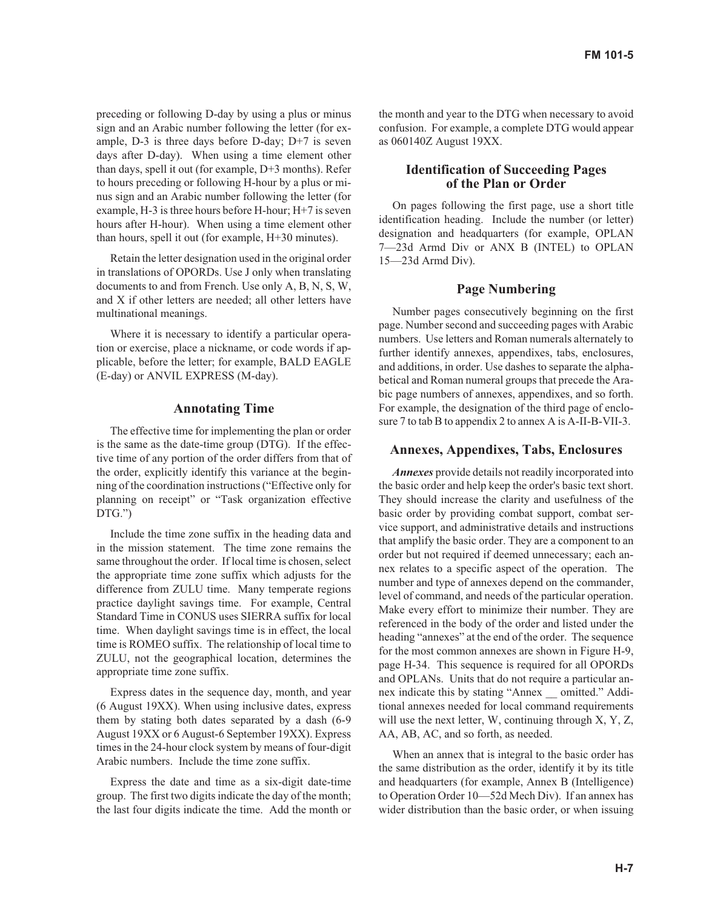preceding or following D-day by using a plus or minus sign and an Arabic number following the letter (for example, D-3 is three days before D-day; D+7 is seven days after D-day). When using a time element other than days, spell it out (for example, D+3 months). Refer to hours preceding or following H-hour by a plus or minus sign and an Arabic number following the letter (for example, H-3 is three hours before H-hour; H+7 is seven hours after H-hour). When using a time element other than hours, spell it out (for example, H+30 minutes).

Retain the letter designation used in the original order in translations of OPORDs. Use J only when translating documents to and from French. Use only A, B, N, S, W, and X if other letters are needed; all other letters have multinational meanings.

Where it is necessary to identify a particular operation or exercise, place a nickname, or code words if applicable, before the letter; for example, BALD EAGLE (E-day) or ANVIL EXPRESS (M-day).

## Annotating Time

The effective time for implementing the plan or order is the same as the date-time group (DTG). If the effective time of any portion of the order differs from that of the order, explicitly identify this variance at the beginning of the coordination instructions ("Effective only for planning on receipt" or "Task organization effective DTG.")

Include the time zone suffix in the heading data and in the mission statement. The time zone remains the same throughout the order. If local time is chosen, select the appropriate time zone suffix which adjusts for the difference from ZULU time. Many temperate regions practice daylight savings time. For example, Central Standard Time in CONUS uses SIERRA suffix for local time. When daylight savings time is in effect, the local time is ROMEO suffix. The relationship of local time to ZULU, not the geographical location, determines the appropriate time zone suffix.

Express dates in the sequence day, month, and year (6 August 19XX). When using inclusive dates, express them by stating both dates separated by a dash (6-9 August 19XX or 6 August-6 September 19XX). Express times in the 24-hour clock system by means of four-digit Arabic numbers. Include the time zone suffix.

Express the date and time as a six-digit date-time group. The first two digits indicate the day of the month; the last four digits indicate the time. Add the month or the month and year to the DTG when necessary to avoid confusion. For example, a complete DTG would appear as 060140Z August 19XX.

## Identification of Succeeding Pages of the Plan or Order

On pages following the first page, use a short title identification heading. Include the number (or letter) designation and headquarters (for example, OPLAN 7—23d Armd Div or ANX B (INTEL) to OPLAN 15—23d Armd Div).

## Page Numbering

Number pages consecutively beginning on the first page. Number second and succeeding pages with Arabic numbers. Use letters and Roman numerals alternately to further identify annexes, appendixes, tabs, enclosures, and additions, in order. Use dashes to separate the alphabetical and Roman numeral groups that precede the Arabic page numbers of annexes, appendixes, and so forth. For example, the designation of the third page of enclosure 7 to tab B to appendix 2 to annex A is A-II-B-VII-3.

## Annexes, Appendixes, Tabs, Enclosures

***Annexes*** provide details not readily incorporated into the basic order and help keep the order's basic text short. They should increase the clarity and usefulness of the basic order by providing combat support, combat service support, and administrative details and instructions that amplify the basic order. They are a component to an order but not required if deemed unnecessary; each annex relates to a specific aspect of the operation. The number and type of annexes depend on the commander, level of command, and needs of the particular operation. Make every effort to minimize their number. They are referenced in the body of the order and listed under the heading "annexes" at the end of the order. The sequence for the most common annexes are shown in Figure H-9, page H-34. This sequence is required for all OPORDs and OPLANs. Units that do not require a particular annex indicate this by stating "Annex __ omitted." Additional annexes needed for local command requirements will use the next letter, W, continuing through X, Y, Z, AA, AB, AC, and so forth, as needed.

When an annex that is integral to the basic order has the same distribution as the order, identify it by its title and headquarters (for example, Annex B (Intelligence) to Operation Order 10—52d Mech Div). If an annex has wider distribution than the basic order, or when issuing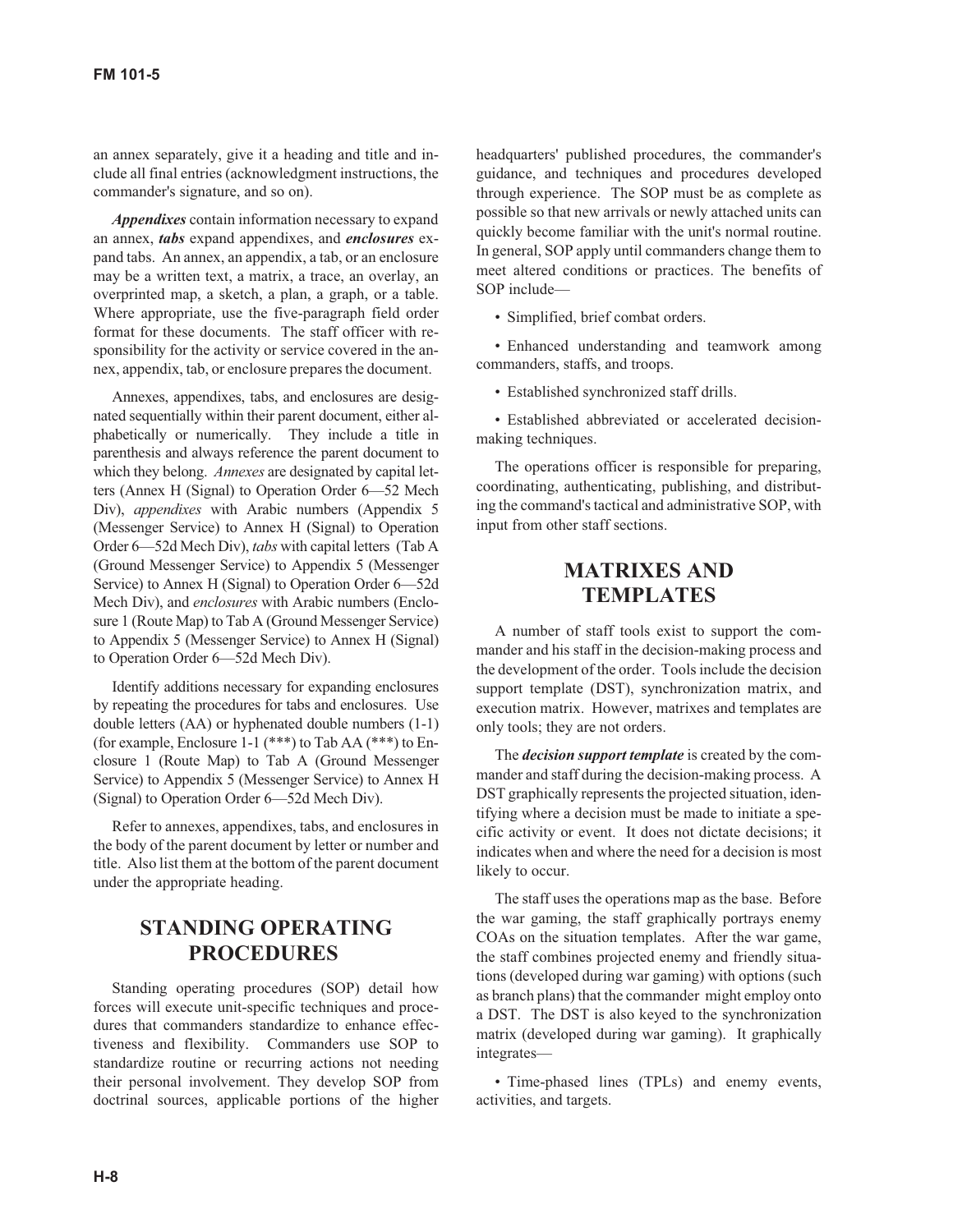an annex separately, give it a heading and title and include all final entries (acknowledgment instructions, the commander's signature, and so on).

***Appendixes*** contain information necessary to expand an annex, ***tabs*** expand appendixes, and ***enclosures*** expand tabs. An annex, an appendix, a tab, or an enclosure may be a written text, a matrix, a trace, an overlay, an overprinted map, a sketch, a plan, a graph, or a table. Where appropriate, use the five-paragraph field order format for these documents. The staff officer with responsibility for the activity or service covered in the annex, appendix, tab, or enclosure prepares the document.

Annexes, appendixes, tabs, and enclosures are designated sequentially within their parent document, either alphabetically or numerically. They include a title in parenthesis and always reference the parent document to which they belong. *Annexes* are designated by capital letters (Annex H (Signal) to Operation Order 6—52 Mech Div), *appendixes* with Arabic numbers (Appendix 5 (Messenger Service) to Annex H (Signal) to Operation Order 6—52d Mech Div), *tabs* with capital letters (Tab A (Ground Messenger Service) to Appendix 5 (Messenger Service) to Annex H (Signal) to Operation Order 6—52d Mech Div), and *enclosures* with Arabic numbers (Enclosure 1 (Route Map) to Tab A (Ground Messenger Service) to Appendix 5 (Messenger Service) to Annex H (Signal) to Operation Order 6—52d Mech Div).

Identify additions necessary for expanding enclosures by repeating the procedures for tabs and enclosures. Use double letters (AA) or hyphenated double numbers (1-1) (for example, Enclosure 1-1 (***) to Tab AA (***) to Enclosure 1 (Route Map) to Tab A (Ground Messenger Service) to Appendix 5 (Messenger Service) to Annex H (Signal) to Operation Order 6—52d Mech Div).

Refer to annexes, appendixes, tabs, and enclosures in the body of the parent document by letter or number and title. Also list them at the bottom of the parent document under the appropriate heading.

## STANDING OPERATING PROCEDURES

Standing operating procedures (SOP) detail how forces will execute unit-specific techniques and procedures that commanders standardize to enhance effectiveness and flexibility. Commanders use SOP to standardize routine or recurring actions not needing their personal involvement. They develop SOP from doctrinal sources, applicable portions of the higher headquarters' published procedures, the commander's guidance, and techniques and procedures developed through experience. The SOP must be as complete as possible so that new arrivals or newly attached units can quickly become familiar with the unit's normal routine. In general, SOP apply until commanders change them to meet altered conditions or practices. The benefits of SOP include—

- Simplified, brief combat orders.
- Enhanced understanding and teamwork among commanders, staffs, and troops.
- Established synchronized staff drills.
- Established abbreviated or accelerated decision-making techniques.

The operations officer is responsible for preparing, coordinating, authenticating, publishing, and distributing the command's tactical and administrative SOP, with input from other staff sections.

## MATRIXES AND TEMPLATES

A number of staff tools exist to support the commander and his staff in the decision-making process and the development of the order. Tools include the decision support template (DST), synchronization matrix, and execution matrix. However, matrixes and templates are only tools; they are not orders.

The ***decision support template*** is created by the commander and staff during the decision-making process. A DST graphically represents the projected situation, identifying where a decision must be made to initiate a specific activity or event. It does not dictate decisions; it indicates when and where the need for a decision is most likely to occur.

The staff uses the operations map as the base. Before the war gaming, the staff graphically portrays enemy COAs on the situation templates. After the war game, the staff combines projected enemy and friendly situations (developed during war gaming) with options (such as branch plans) that the commander might employ onto a DST. The DST is also keyed to the synchronization matrix (developed during war gaming). It graphically integrates—

- Time-phased lines (TPLs) and enemy events, activities, and targets.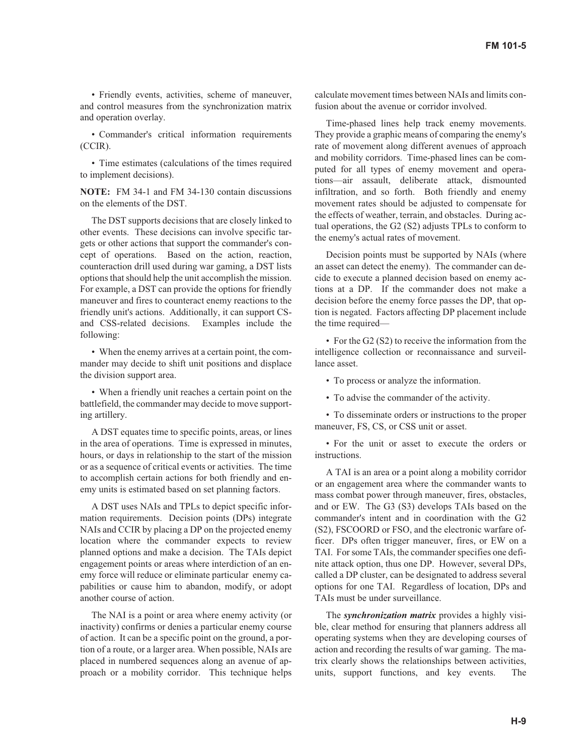• Friendly events, activities, scheme of maneuver, and control measures from the synchronization matrix and operation overlay.

• Commander's critical information requirements (CCIR).

• Time estimates (calculations of the times required to implement decisions).

**NOTE:** FM 34-1 and FM 34-130 contain discussions on the elements of the DST.

The DST supports decisions that are closely linked to other events. These decisions can involve specific targets or other actions that support the commander's concept of operations. Based on the action, reaction, counteraction drill used during war gaming, a DST lists options that should help the unit accomplish the mission. For example, a DST can provide the options for friendly maneuver and fires to counteract enemy reactions to the friendly unit's actions. Additionally, it can support CS- and CSS-related decisions. Examples include the following:

• When the enemy arrives at a certain point, the commander may decide to shift unit positions and displace the division support area.

• When a friendly unit reaches a certain point on the battlefield, the commander may decide to move supporting artillery.

A DST equates time to specific points, areas, or lines in the area of operations. Time is expressed in minutes, hours, or days in relationship to the start of the mission or as a sequence of critical events or activities. The time to accomplish certain actions for both friendly and enemy units is estimated based on set planning factors.

A DST uses NAIs and TPLs to depict specific information requirements. Decision points (DPs) integrate NAIs and CCIR by placing a DP on the projected enemy location where the commander expects to review planned options and make a decision. The TAIs depict engagement points or areas where interdiction of an enemy force will reduce or eliminate particular enemy capabilities or cause him to abandon, modify, or adopt another course of action.

The NAI is a point or area where enemy activity (or inactivity) confirms or denies a particular enemy course of action. It can be a specific point on the ground, a portion of a route, or a larger area. When possible, NAIs are placed in numbered sequences along an avenue of approach or a mobility corridor. This technique helps calculate movement times between NAIs and limits confusion about the avenue or corridor involved.

Time-phased lines help track enemy movements. They provide a graphic means of comparing the enemy's rate of movement along different avenues of approach and mobility corridors. Time-phased lines can be computed for all types of enemy movement and operations—air assault, deliberate attack, dismounted infiltration, and so forth. Both friendly and enemy movement rates should be adjusted to compensate for the effects of weather, terrain, and obstacles. During actual operations, the G2 (S2) adjusts TPLs to conform to the enemy's actual rates of movement.

Decision points must be supported by NAIs (where an asset can detect the enemy). The commander can decide to execute a planned decision based on enemy actions at a DP. If the commander does not make a decision before the enemy force passes the DP, that option is negated. Factors affecting DP placement include the time required—

• For the G2 (S2) to receive the information from the intelligence collection or reconnaissance and surveillance asset.

• To process or analyze the information.

• To advise the commander of the activity.

• To disseminate orders or instructions to the proper maneuver, FS, CS, or CSS unit or asset.

• For the unit or asset to execute the orders or instructions.

A TAI is an area or a point along a mobility corridor or an engagement area where the commander wants to mass combat power through maneuver, fires, obstacles, and or EW. The G3 (S3) develops TAIs based on the commander's intent and in coordination with the G2 (S2), FSCOORD or FSO, and the electronic warfare officer. DPs often trigger maneuver, fires, or EW on a TAI. For some TAIs, the commander specifies one definite attack option, thus one DP. However, several DPs, called a DP cluster, can be designated to address several options for one TAI. Regardless of location, DPs and TAIs must be under surveillance.

The ***synchronization matrix*** provides a highly visible, clear method for ensuring that planners address all operating systems when they are developing courses of action and recording the results of war gaming. The matrix clearly shows the relationships between activities, units, support functions, and key events. The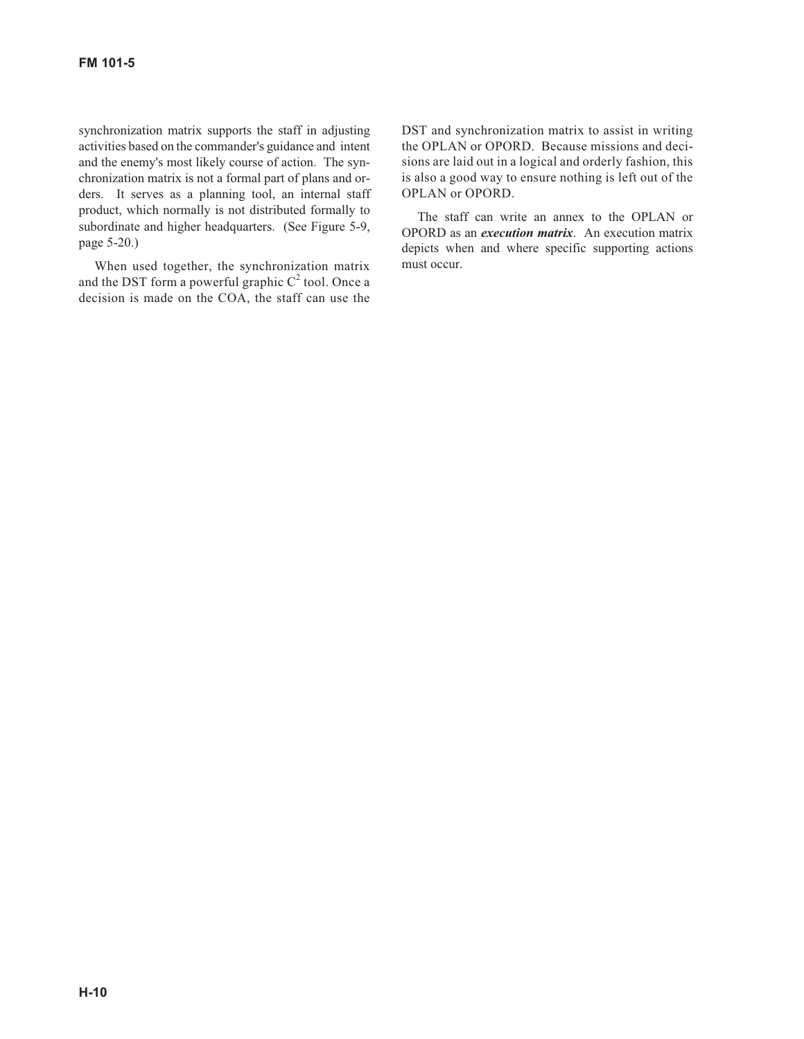synchronization matrix supports the staff in adjusting activities based on the commander's guidance and intent and the enemy's most likely course of action. The synchronization matrix is not a formal part of plans and orders. It serves as a planning tool, an internal staff product, which normally is not distributed formally to subordinate and higher headquarters. (See Figure 5-9, page 5-20.)

When used together, the synchronization matrix and the DST form a powerful graphic $C^2$ tool. Once a decision is made on the COA, the staff can use the DST and synchronization matrix to assist in writing the OPLAN or OPORD. Because missions and decisions are laid out in a logical and orderly fashion, this is also a good way to ensure nothing is left out of the OPLAN or OPORD.

The staff can write an annex to the OPLAN or OPORD as an ***execution matrix***. An execution matrix depicts when and where specific supporting actions must occur.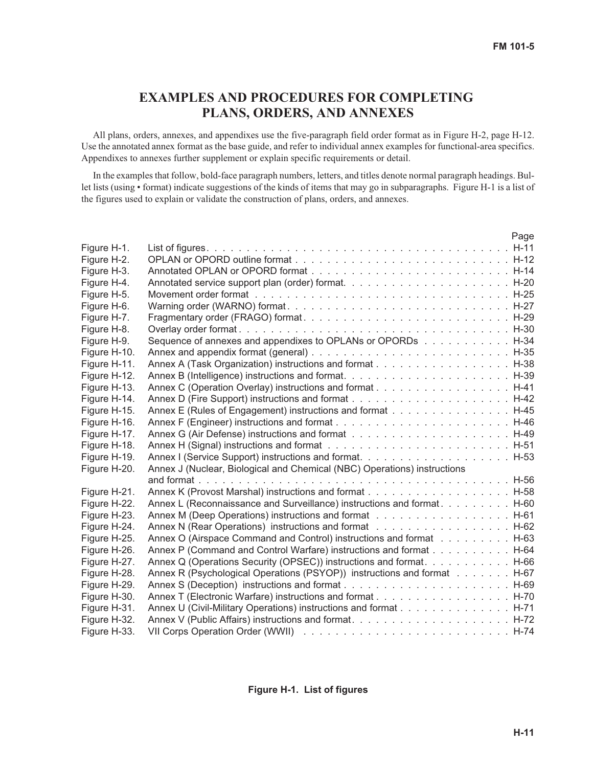# EXAMPLES AND PROCEDURES FOR COMPLETING PLANS, ORDERS, AND ANNEXES

All plans, orders, annexes, and appendixes use the five-paragraph field order format as in Figure H-2, page H-12. Use the annotated annex format as the base guide, and refer to individual annex examples for functional-area specifics. Appendixes to annexes further supplement or explain specific requirements or detail.

In the examples that follow, bold-face paragraph numbers, letters, and titles denote normal paragraph headings. Bullet lists (using • format) indicate suggestions of the kinds of items that may go in subparagraphs. Figure H-1 is a list of the figures used to explain or validate the construction of plans, orders, and annexes.

| | | Page |
|---|---|---|
| Figure H-1. | List of figures | H-11 |
| Figure H-2. | OPLAN or OPORD outline format | H-12 |
| Figure H-3. | Annotated OPLAN or OPORD format | H-14 |
| Figure H-4. | Annotated service support plan (order) format | H-20 |
| Figure H-5. | Movement order format | H-25 |
| Figure H-6. | Warning order (WARNO) format | H-27 |
| Figure H-7. | Fragmentary order (FRAGO) format | H-29 |
| Figure H-8. | Overlay order format | H-30 |
| Figure H-9. | Sequence of annexes and appendixes to OPLANs or OPORDs | H-34 |
| Figure H-10. | Annex and appendix format (general) | H-35 |
| Figure H-11. | Annex A (Task Organization) instructions and format | H-38 |
| Figure H-12. | Annex B (Intelligence) instructions and format | H-39 |
| Figure H-13. | Annex C (Operation Overlay) instructions and format | H-41 |
| Figure H-14. | Annex D (Fire Support) instructions and format | H-42 |
| Figure H-15. | Annex E (Rules of Engagement) instructions and format | H-45 |
| Figure H-16. | Annex F (Engineer) instructions and format | H-46 |
| Figure H-17. | Annex G (Air Defense) instructions and format | H-49 |
| Figure H-18. | Annex H (Signal) instructions and format | H-51 |
| Figure H-19. | Annex I (Service Support) instructions and format | H-53 |
| Figure H-20. | Annex J (Nuclear, Biological and Chemical (NBC) Operations) instructions and format | H-56 |
| Figure H-21. | Annex K (Provost Marshal) instructions and format | H-58 |
| Figure H-22. | Annex L (Reconnaissance and Surveillance) instructions and format | H-60 |
| Figure H-23. | Annex M (Deep Operations) instructions and format | H-61 |
| Figure H-24. | Annex N (Rear Operations) instructions and format | H-62 |
| Figure H-25. | Annex O (Airspace Command and Control) instructions and format | H-63 |
| Figure H-26. | Annex P (Command and Control Warfare) instructions and format | H-64 |
| Figure H-27. | Annex Q (Operations Security (OPSEC)) instructions and format | H-66 |
| Figure H-28. | Annex R (Psychological Operations (PSYOP)) instructions and format | H-67 |
| Figure H-29. | Annex S (Deception) instructions and format | H-69 |
| Figure H-30. | Annex T (Electronic Warfare) instructions and format | H-70 |
| Figure H-31. | Annex U (Civil-Military Operations) instructions and format | H-71 |
| Figure H-32. | Annex V (Public Affairs) instructions and format | H-72 |
| Figure H-33. | VII Corps Operation Order (WWII) | H-74 |

**Figure H-1. List of figures**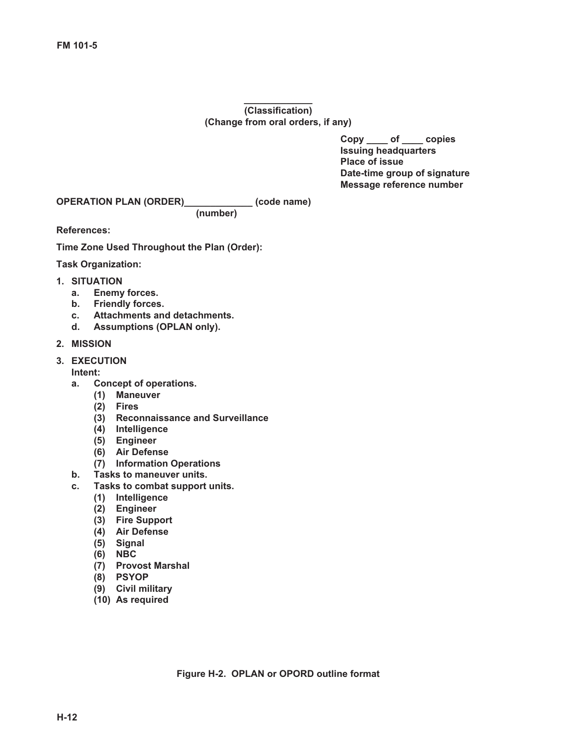**____________**
**(Classification)**
**(Change from oral orders, if any)**

**Copy ____ of ____ copies**
**Issuing headquarters**
**Place of issue**
**Date-time group of signature**
**Message reference number**

**OPERATION PLAN (ORDER)____________ (code name)**
**(number)**

**References:**

**Time Zone Used Throughout the Plan (Order):**

**Task Organization:**

1. **SITUATION**
   a. **Enemy forces.**
   b. **Friendly forces.**
   c. **Attachments and detachments.**
   d. **Assumptions (OPLAN only).**
2. **MISSION**
3. **EXECUTION**
   **Intent:**
   a. **Concept of operations.**
      (1) **Maneuver**
      (2) **Fires**
      (3) **Reconnaissance and Surveillance**
      (4) **Intelligence**
      (5) **Engineer**
      (6) **Air Defense**
      (7) **Information Operations**
   b. **Tasks to maneuver units.**
   c. **Tasks to combat support units.**
      (1) **Intelligence**
      (2) **Engineer**
      (3) **Fire Support**
      (4) **Air Defense**
      (5) **Signal**
      (6) **NBC**
      (7) **Provost Marshal**
      (8) **PSYOP**
      (9) **Civil military**
      (10) **As required**

**Figure H-2. OPLAN or OPORD outline format**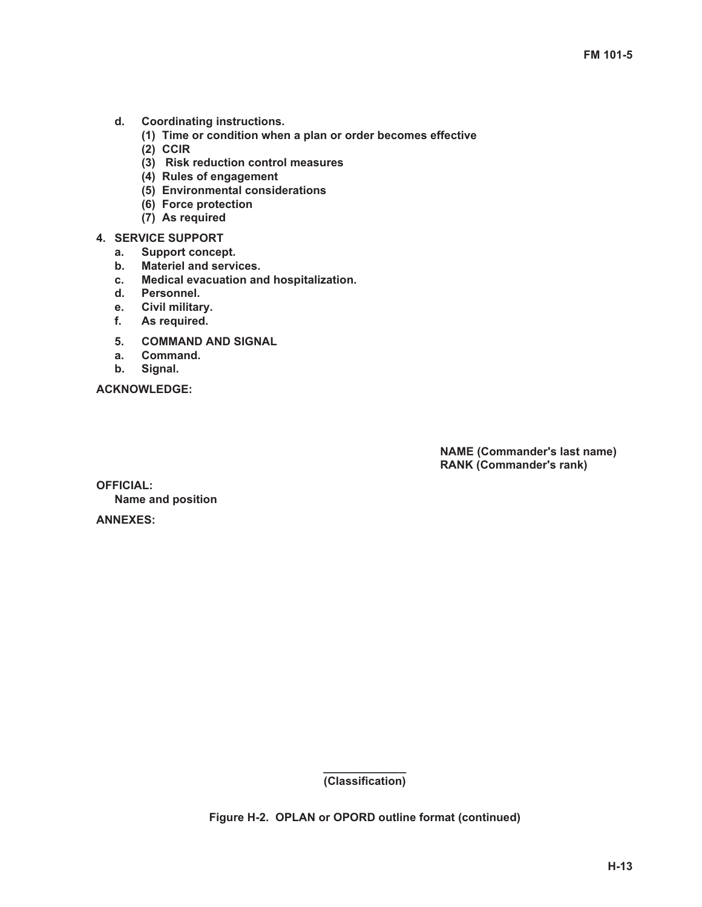**d. Coordinating instructions.**

**(1) Time or condition when a plan or order becomes effective**

**(2) CCIR**

**(3) Risk reduction control measures**

**(4) Rules of engagement**

**(5) Environmental considerations**

**(6) Force protection**

**(7) As required**

**4. SERVICE SUPPORT**

**a. Support concept.**

**b. Materiel and services.**

**c. Medical evacuation and hospitalization.**

**d. Personnel.**

**e. Civil military.**

**f. As required.**

**5. COMMAND AND SIGNAL**

**a. Command.**

**b. Signal.**

**ACKNOWLEDGE:**

**NAME (Commander's last name)**
**RANK (Commander's rank)**

**OFFICIAL:**

**Name and position**

**ANNEXES:**

**(Classification)**

**Figure H-2. OPLAN or OPORD outline format (continued)**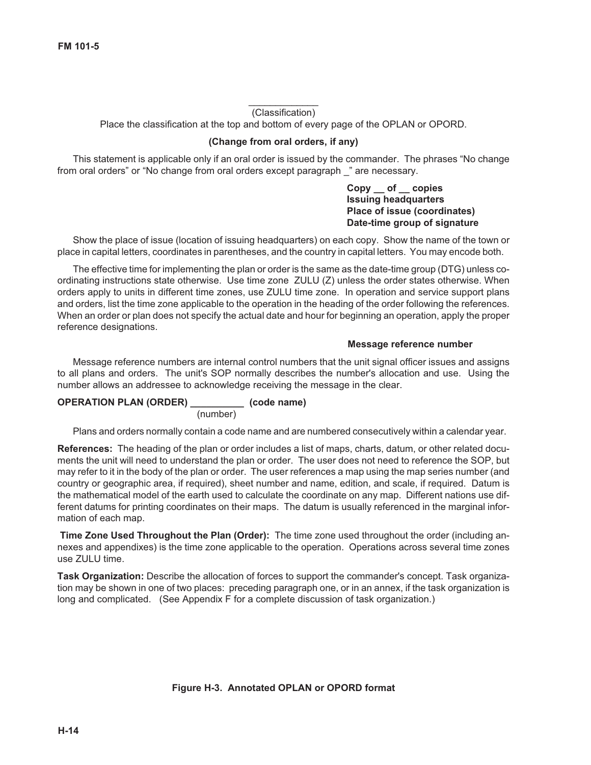\_\_\_\_\_\_\_\_\_\_\_\_\_

(Classification)

Place the classification at the top and bottom of every page of the OPLAN or OPORD.

**(Change from oral orders, if any)**

This statement is applicable only if an oral order is issued by the commander. The phrases "No change from oral orders" or "No change from oral orders except paragraph _" are necessary.

**Copy \_\_ of \_\_ copies**
**Issuing headquarters**
**Place of issue (coordinates)**
**Date-time group of signature**

Show the place of issue (location of issuing headquarters) on each copy. Show the name of the town or place in capital letters, coordinates in parentheses, and the country in capital letters. You may encode both.

The effective time for implementing the plan or order is the same as the date-time group (DTG) unless coordinating instructions state otherwise. Use time zone ZULU (Z) unless the order states otherwise. When orders apply to units in different time zones, use ZULU time zone. In operation and service support plans and orders, list the time zone applicable to the operation in the heading of the order following the references. When an order or plan does not specify the actual date and hour for beginning an operation, apply the proper reference designations.

**Message reference number**

Message reference numbers are internal control numbers that the unit signal officer issues and assigns to all plans and orders. The unit's SOP normally describes the number's allocation and use. Using the number allows an addressee to acknowledge receiving the message in the clear.

**OPERATION PLAN (ORDER) \_\_\_\_\_\_\_\_\_\_ (code name)**
(number)

Plans and orders normally contain a code name and are numbered consecutively within a calendar year.

**References:** The heading of the plan or order includes a list of maps, charts, datum, or other related documents the unit will need to understand the plan or order. The user does not need to reference the SOP, but may refer to it in the body of the plan or order. The user references a map using the map series number (and country or geographic area, if required), sheet number and name, edition, and scale, if required. Datum is the mathematical model of the earth used to calculate the coordinate on any map. Different nations use different datums for printing coordinates on their maps. The datum is usually referenced in the marginal information of each map.

**Time Zone Used Throughout the Plan (Order):** The time zone used throughout the order (including annexes and appendixes) is the time zone applicable to the operation. Operations across several time zones use ZULU time.

**Task Organization:** Describe the allocation of forces to support the commander's concept. Task organization may be shown in one of two places: preceding paragraph one, or in an annex, if the task organization is long and complicated. (See Appendix F for a complete discussion of task organization.)

**Figure H-3. Annotated OPLAN or OPORD format**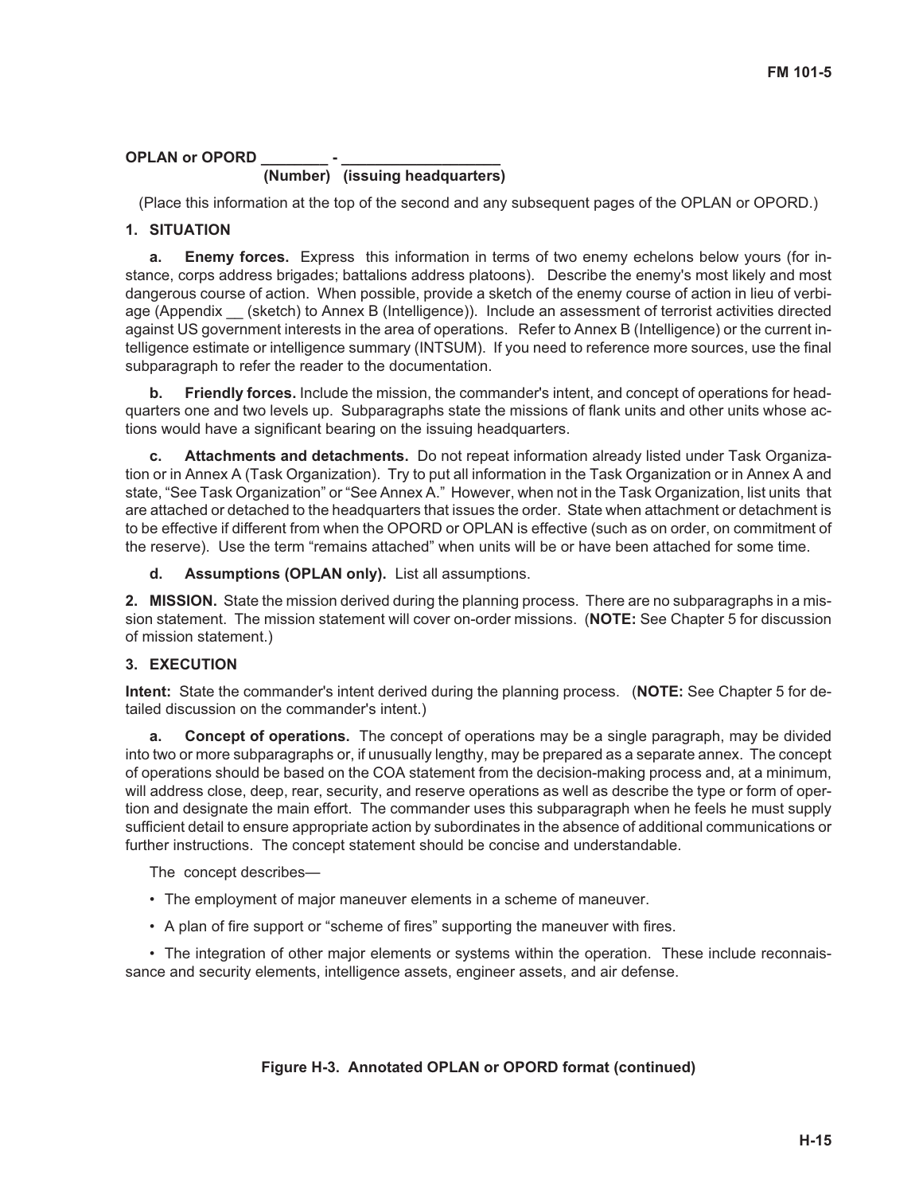**OPLAN or OPORD ________ - __________________**
**(Number) (issuing headquarters)**

(Place this information at the top of the second and any subsequent pages of the OPLAN or OPORD.)

**1. SITUATION**

**a. Enemy forces.** Express this information in terms of two enemy echelons below yours (for instance, corps address brigades; battalions address platoons). Describe the enemy's most likely and most dangerous course of action. When possible, provide a sketch of the enemy course of action in lieu of verbiage (Appendix __ (sketch) to Annex B (Intelligence)). Include an assessment of terrorist activities directed against US government interests in the area of operations. Refer to Annex B (Intelligence) or the current intelligence estimate or intelligence summary (INTSUM). If you need to reference more sources, use the final subparagraph to refer the reader to the documentation.

**b. Friendly forces.** Include the mission, the commander's intent, and concept of operations for headquarters one and two levels up. Subparagraphs state the missions of flank units and other units whose actions would have a significant bearing on the issuing headquarters.

**c. Attachments and detachments.** Do not repeat information already listed under Task Organization or in Annex A (Task Organization). Try to put all information in the Task Organization or in Annex A and state, "See Task Organization" or "See Annex A." However, when not in the Task Organization, list units that are attached or detached to the headquarters that issues the order. State when attachment or detachment is to be effective if different from when the OPORD or OPLAN is effective (such as on order, on commitment of the reserve). Use the term "remains attached" when units will be or have been attached for some time.

**d. Assumptions (OPLAN only).** List all assumptions.

**2. MISSION.** State the mission derived during the planning process. There are no subparagraphs in a mission statement. The mission statement will cover on-order missions. (**NOTE:** See Chapter 5 for discussion of mission statement.)

**3. EXECUTION**

**Intent:** State the commander's intent derived during the planning process. (**NOTE:** See Chapter 5 for detailed discussion on the commander's intent.)

**a. Concept of operations.** The concept of operations may be a single paragraph, may be divided into two or more subparagraphs or, if unusually lengthy, may be prepared as a separate annex. The concept of operations should be based on the COA statement from the decision-making process and, at a minimum, will address close, deep, rear, security, and reserve operations as well as describe the type or form of operation and designate the main effort. The commander uses this subparagraph when he feels he must supply sufficient detail to ensure appropriate action by subordinates in the absence of additional communications or further instructions. The concept statement should be concise and understandable.

The concept describes—

- The employment of major maneuver elements in a scheme of maneuver.
- A plan of fire support or "scheme of fires" supporting the maneuver with fires.
- The integration of other major elements or systems within the operation. These include reconnaissance and security elements, intelligence assets, engineer assets, and air defense.

**Figure H-3. Annotated OPLAN or OPORD format (continued)**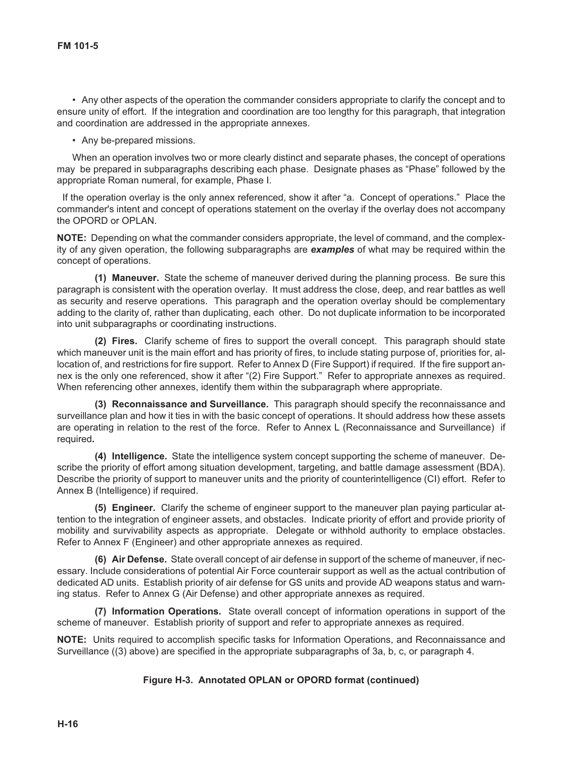• Any other aspects of the operation the commander considers appropriate to clarify the concept and to ensure unity of effort. If the integration and coordination are too lengthy for this paragraph, that integration and coordination are addressed in the appropriate annexes.

• Any be-prepared missions.

When an operation involves two or more clearly distinct and separate phases, the concept of operations may be prepared in subparagraphs describing each phase. Designate phases as "Phase" followed by the appropriate Roman numeral, for example, Phase I.

If the operation overlay is the only annex referenced, show it after "a. Concept of operations." Place the commander's intent and concept of operations statement on the overlay if the overlay does not accompany the OPORD or OPLAN.

**NOTE:** Depending on what the commander considers appropriate, the level of command, and the complexity of any given operation, the following subparagraphs are ***examples*** of what may be required within the concept of operations.

**(1) Maneuver.** State the scheme of maneuver derived during the planning process. Be sure this paragraph is consistent with the operation overlay. It must address the close, deep, and rear battles as well as security and reserve operations. This paragraph and the operation overlay should be complementary adding to the clarity of, rather than duplicating, each other. Do not duplicate information to be incorporated into unit subparagraphs or coordinating instructions.

**(2) Fires.** Clarify scheme of fires to support the overall concept. This paragraph should state which maneuver unit is the main effort and has priority of fires, to include stating purpose of, priorities for, allocation of, and restrictions for fire support. Refer to Annex D (Fire Support) if required. If the fire support annex is the only one referenced, show it after "(2) Fire Support." Refer to appropriate annexes as required. When referencing other annexes, identify them within the subparagraph where appropriate.

**(3) Reconnaissance and Surveillance.** This paragraph should specify the reconnaissance and surveillance plan and how it ties in with the basic concept of operations. It should address how these assets are operating in relation to the rest of the force. Refer to Annex L (Reconnaissance and Surveillance) if required**.**

**(4) Intelligence.** State the intelligence system concept supporting the scheme of maneuver. Describe the priority of effort among situation development, targeting, and battle damage assessment (BDA). Describe the priority of support to maneuver units and the priority of counterintelligence (CI) effort. Refer to Annex B (Intelligence) if required.

**(5) Engineer.** Clarify the scheme of engineer support to the maneuver plan paying particular attention to the integration of engineer assets, and obstacles. Indicate priority of effort and provide priority of mobility and survivability aspects as appropriate. Delegate or withhold authority to emplace obstacles. Refer to Annex F (Engineer) and other appropriate annexes as required.

**(6) Air Defense.** State overall concept of air defense in support of the scheme of maneuver, if necessary. Include considerations of potential Air Force counterair support as well as the actual contribution of dedicated AD units. Establish priority of air defense for GS units and provide AD weapons status and warning status. Refer to Annex G (Air Defense) and other appropriate annexes as required.

**(7) Information Operations.** State overall concept of information operations in support of the scheme of maneuver. Establish priority of support and refer to appropriate annexes as required.

**NOTE:** Units required to accomplish specific tasks for Information Operations, and Reconnaissance and Surveillance ((3) above) are specified in the appropriate subparagraphs of 3a, b, c, or paragraph 4.

**Figure H-3. Annotated OPLAN or OPORD format (continued)**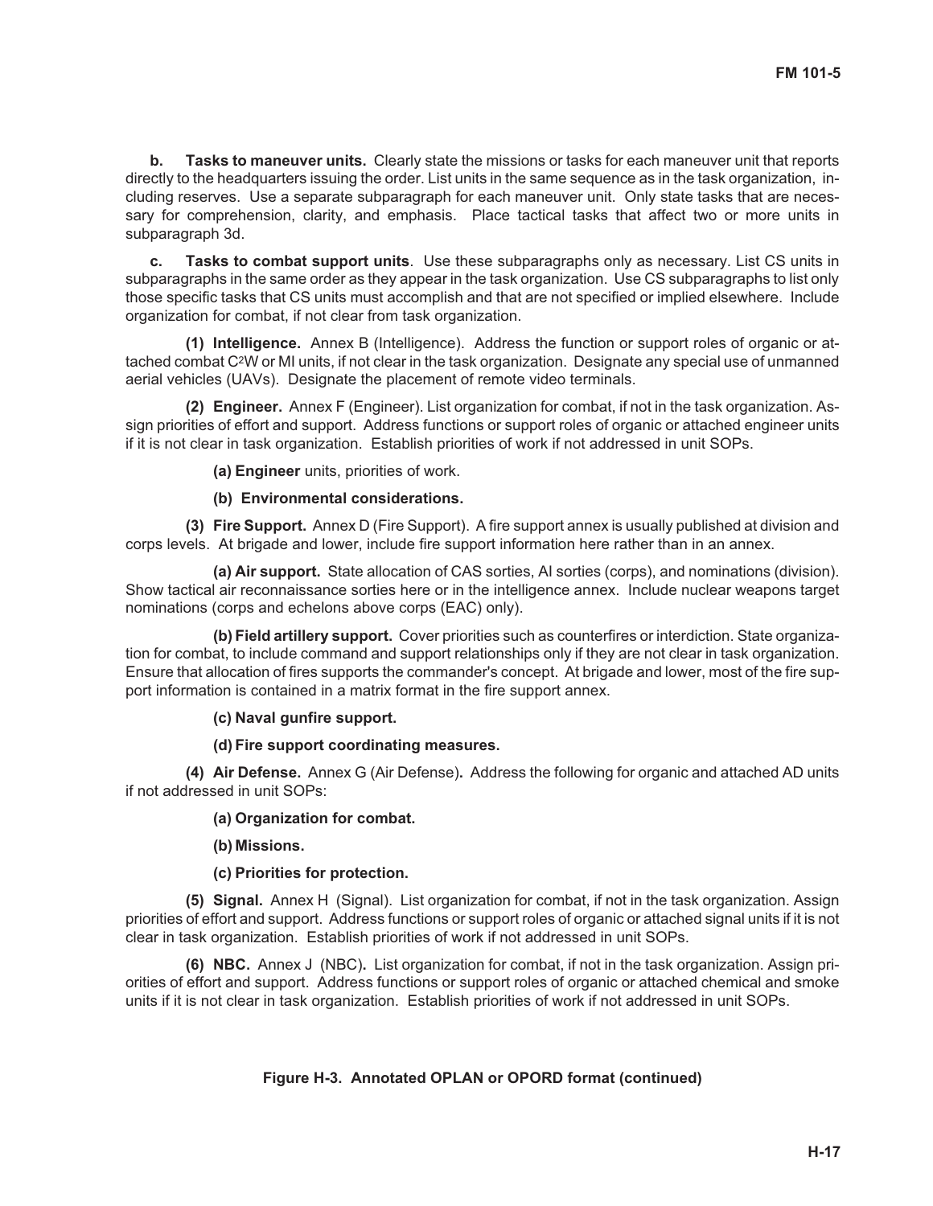**b. Tasks to maneuver units.** Clearly state the missions or tasks for each maneuver unit that reports directly to the headquarters issuing the order. List units in the same sequence as in the task organization, including reserves. Use a separate subparagraph for each maneuver unit. Only state tasks that are necessary for comprehension, clarity, and emphasis. Place tactical tasks that affect two or more units in subparagraph 3d.

**c. Tasks to combat support units**. Use these subparagraphs only as necessary. List CS units in subparagraphs in the same order as they appear in the task organization. Use CS subparagraphs to list only those specific tasks that CS units must accomplish and that are not specified or implied elsewhere. Include organization for combat, if not clear from task organization.

**(1) Intelligence.** Annex B (Intelligence). Address the function or support roles of organic or attached combat $C^2W$ or MI units, if not clear in the task organization. Designate any special use of unmanned aerial vehicles (UAVs). Designate the placement of remote video terminals.

**(2) Engineer.** Annex F (Engineer). List organization for combat, if not in the task organization. Assign priorities of effort and support. Address functions or support roles of organic or attached engineer units if it is not clear in task organization. Establish priorities of work if not addressed in unit SOPs.

**(a) Engineer** units, priorities of work.

**(b) Environmental considerations.**

**(3) Fire Support.** Annex D (Fire Support). A fire support annex is usually published at division and corps levels. At brigade and lower, include fire support information here rather than in an annex.

**(a) Air support.** State allocation of CAS sorties, AI sorties (corps), and nominations (division). Show tactical air reconnaissance sorties here or in the intelligence annex. Include nuclear weapons target nominations (corps and echelons above corps (EAC) only).

**(b) Field artillery support.** Cover priorities such as counterfires or interdiction. State organization for combat, to include command and support relationships only if they are not clear in task organization. Ensure that allocation of fires supports the commander's concept. At brigade and lower, most of the fire support information is contained in a matrix format in the fire support annex.

**(c) Naval gunfire support.**

**(d) Fire support coordinating measures.**

**(4) Air Defense.** Annex G (Air Defense)**.** Address the following for organic and attached AD units if not addressed in unit SOPs:

**(a) Organization for combat.**

**(b) Missions.**

**(c) Priorities for protection.**

**(5) Signal.** Annex H (Signal). List organization for combat, if not in the task organization. Assign priorities of effort and support. Address functions or support roles of organic or attached signal units if it is not clear in task organization. Establish priorities of work if not addressed in unit SOPs.

**(6) NBC.** Annex J (NBC)**.** List organization for combat, if not in the task organization. Assign priorities of effort and support. Address functions or support roles of organic or attached chemical and smoke units if it is not clear in task organization. Establish priorities of work if not addressed in unit SOPs.

**Figure H-3. Annotated OPLAN or OPORD format (continued)**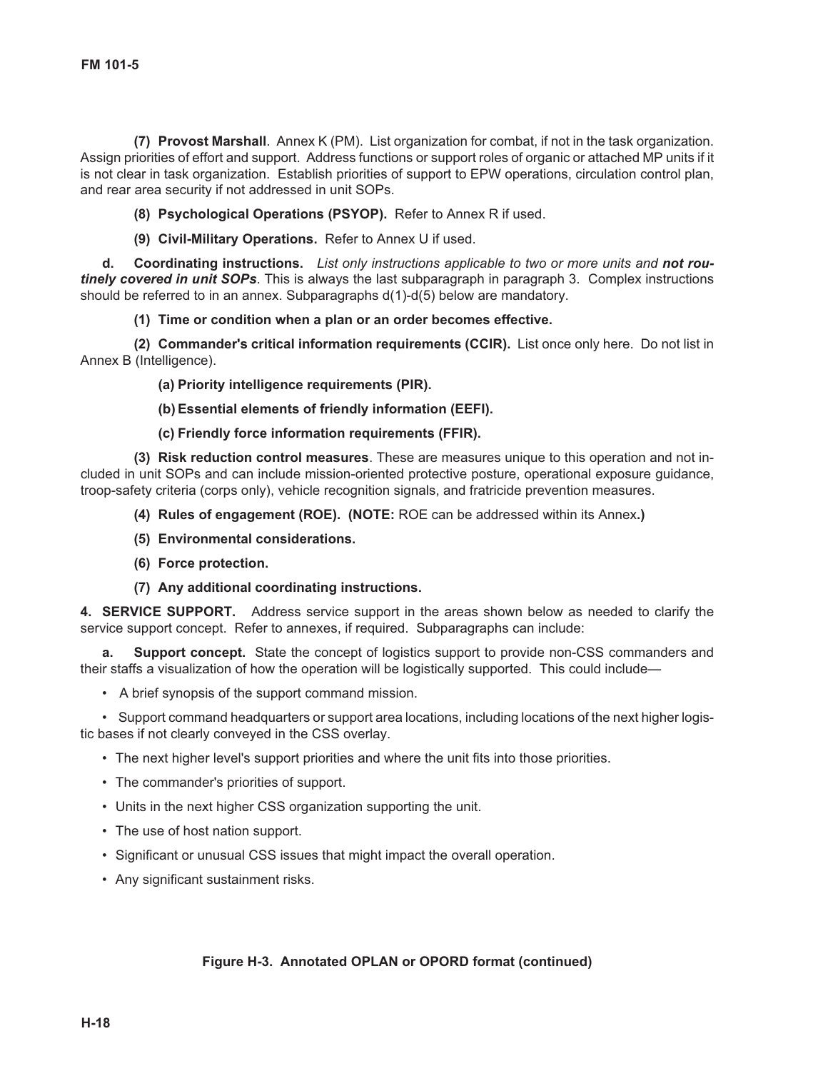**(7) Provost Marshall**. Annex K (PM). List organization for combat, if not in the task organization. Assign priorities of effort and support. Address functions or support roles of organic or attached MP units if it is not clear in task organization. Establish priorities of support to EPW operations, circulation control plan, and rear area security if not addressed in unit SOPs.

**(8) Psychological Operations (PSYOP).** Refer to Annex R if used.

**(9) Civil-Military Operations.** Refer to Annex U if used.

**d. Coordinating instructions.** *List only instructions applicable to two or more units and **not routinely covered in unit SOPs***. This is always the last subparagraph in paragraph 3. Complex instructions should be referred to in an annex. Subparagraphs d(1)-d(5) below are mandatory.

**(1) Time or condition when a plan or an order becomes effective.**

**(2) Commander's critical information requirements (CCIR).** List once only here. Do not list in Annex B (Intelligence).

**(a) Priority intelligence requirements (PIR).**

**(b) Essential elements of friendly information (EEFI).**

**(c) Friendly force information requirements (FFIR).**

**(3) Risk reduction control measures**. These are measures unique to this operation and not included in unit SOPs and can include mission-oriented protective posture, operational exposure guidance, troop-safety criteria (corps only), vehicle recognition signals, and fratricide prevention measures.

**(4) Rules of engagement (ROE). (NOTE:** ROE can be addressed within its Annex**.)**

**(5) Environmental considerations.**

**(6) Force protection.**

**(7) Any additional coordinating instructions.**

**4. SERVICE SUPPORT.** Address service support in the areas shown below as needed to clarify the service support concept. Refer to annexes, if required. Subparagraphs can include:

**a. Support concept.** State the concept of logistics support to provide non-CSS commanders and their staffs a visualization of how the operation will be logistically supported. This could include—

- A brief synopsis of the support command mission.
- Support command headquarters or support area locations, including locations of the next higher logistic bases if not clearly conveyed in the CSS overlay.
- The next higher level's support priorities and where the unit fits into those priorities.
- The commander's priorities of support.
- Units in the next higher CSS organization supporting the unit.
- The use of host nation support.
- Significant or unusual CSS issues that might impact the overall operation.
- Any significant sustainment risks.

**Figure H-3. Annotated OPLAN or OPORD format (continued)**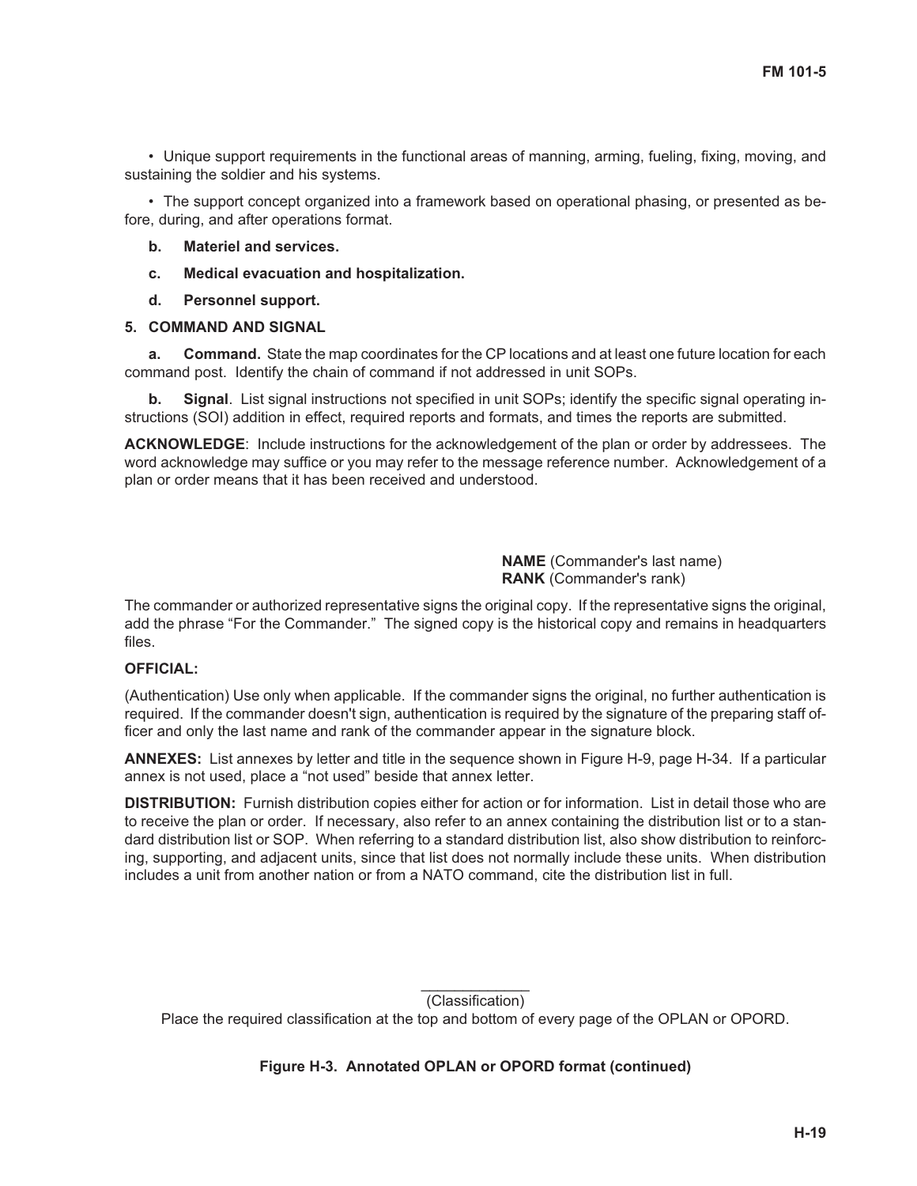- Unique support requirements in the functional areas of manning, arming, fueling, fixing, moving, and sustaining the soldier and his systems.

- The support concept organized into a framework based on operational phasing, or presented as before, during, and after operations format.

**b. Materiel and services.**

**c. Medical evacuation and hospitalization.**

**d. Personnel support.**

**5. COMMAND AND SIGNAL**

**a. Command.** State the map coordinates for the CP locations and at least one future location for each command post. Identify the chain of command if not addressed in unit SOPs.

**b. Signal**. List signal instructions not specified in unit SOPs; identify the specific signal operating instructions (SOI) addition in effect, required reports and formats, and times the reports are submitted.

**ACKNOWLEDGE**: Include instructions for the acknowledgement of the plan or order by addressees. The word acknowledge may suffice or you may refer to the message reference number. Acknowledgement of a plan or order means that it has been received and understood.

**NAME** (Commander's last name)
**RANK** (Commander's rank)

The commander or authorized representative signs the original copy. If the representative signs the original, add the phrase "For the Commander." The signed copy is the historical copy and remains in headquarters files.

**OFFICIAL:**

(Authentication) Use only when applicable. If the commander signs the original, no further authentication is required. If the commander doesn't sign, authentication is required by the signature of the preparing staff officer and only the last name and rank of the commander appear in the signature block.

**ANNEXES:** List annexes by letter and title in the sequence shown in Figure H-9, page H-34. If a particular annex is not used, place a "not used" beside that annex letter.

**DISTRIBUTION:** Furnish distribution copies either for action or for information. List in detail those who are to receive the plan or order. If necessary, also refer to an annex containing the distribution list or to a standard distribution list or SOP. When referring to a standard distribution list, also show distribution to reinforcing, supporting, and adjacent units, since that list does not normally include these units. When distribution includes a unit from another nation or from a NATO command, cite the distribution list in full.

(Classification)

Place the required classification at the top and bottom of every page of the OPLAN or OPORD.

**Figure H-3. Annotated OPLAN or OPORD format (continued)**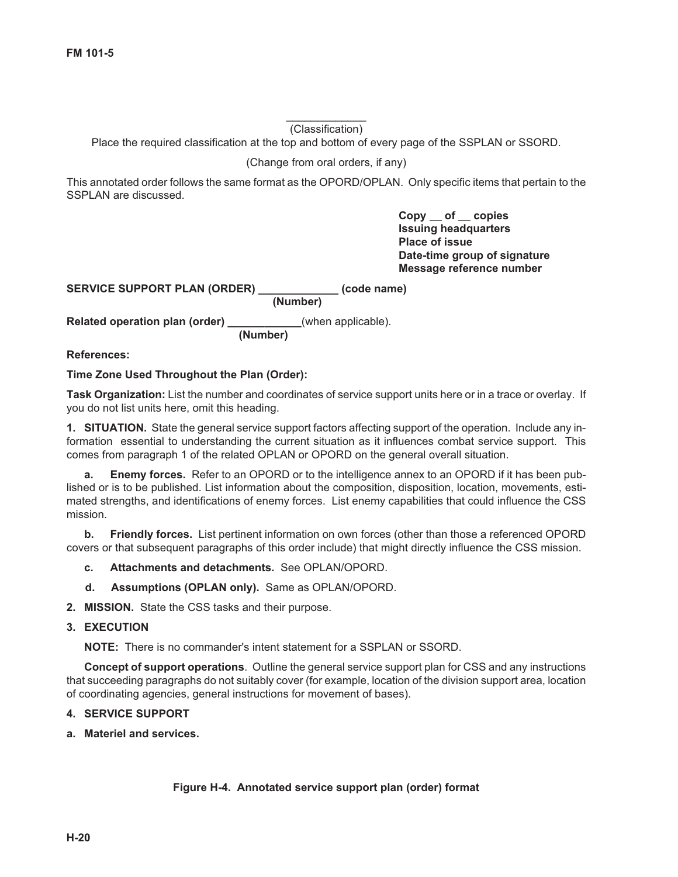_____________
(Classification)

Place the required classification at the top and bottom of every page of the SSPLAN or SSORD.

(Change from oral orders, if any)

This annotated order follows the same format as the OPORD/OPLAN. Only specific items that pertain to the SSPLAN are discussed.

**Copy __ of __ copies**
**Issuing headquarters**
**Place of issue**
**Date-time group of signature**
**Message reference number**

**SERVICE SUPPORT PLAN (ORDER) _____________ (code name)**
**(Number)**

**Related operation plan (order) ____________**(when applicable).
**(Number)**

**References:**

**Time Zone Used Throughout the Plan (Order):**

**Task Organization:** List the number and coordinates of service support units here or in a trace or overlay. If you do not list units here, omit this heading.

**1. SITUATION.** State the general service support factors affecting support of the operation. Include any information essential to understanding the current situation as it influences combat service support. This comes from paragraph 1 of the related OPLAN or OPORD on the general overall situation.

**a. Enemy forces.** Refer to an OPORD or to the intelligence annex to an OPORD if it has been published or is to be published. List information about the composition, disposition, location, movements, estimated strengths, and identifications of enemy forces. List enemy capabilities that could influence the CSS mission.

**b. Friendly forces.** List pertinent information on own forces (other than those a referenced OPORD covers or that subsequent paragraphs of this order include) that might directly influence the CSS mission.

**c. Attachments and detachments.** See OPLAN/OPORD.

**d. Assumptions (OPLAN only).** Same as OPLAN/OPORD.

**2. MISSION.** State the CSS tasks and their purpose.

**3. EXECUTION**

**NOTE:** There is no commander's intent statement for a SSPLAN or SSORD.

**Concept of support operations**. Outline the general service support plan for CSS and any instructions that succeeding paragraphs do not suitably cover (for example, location of the division support area, location of coordinating agencies, general instructions for movement of bases).

**4. SERVICE SUPPORT**

**a. Materiel and services.**

**Figure H-4. Annotated service support plan (order) format**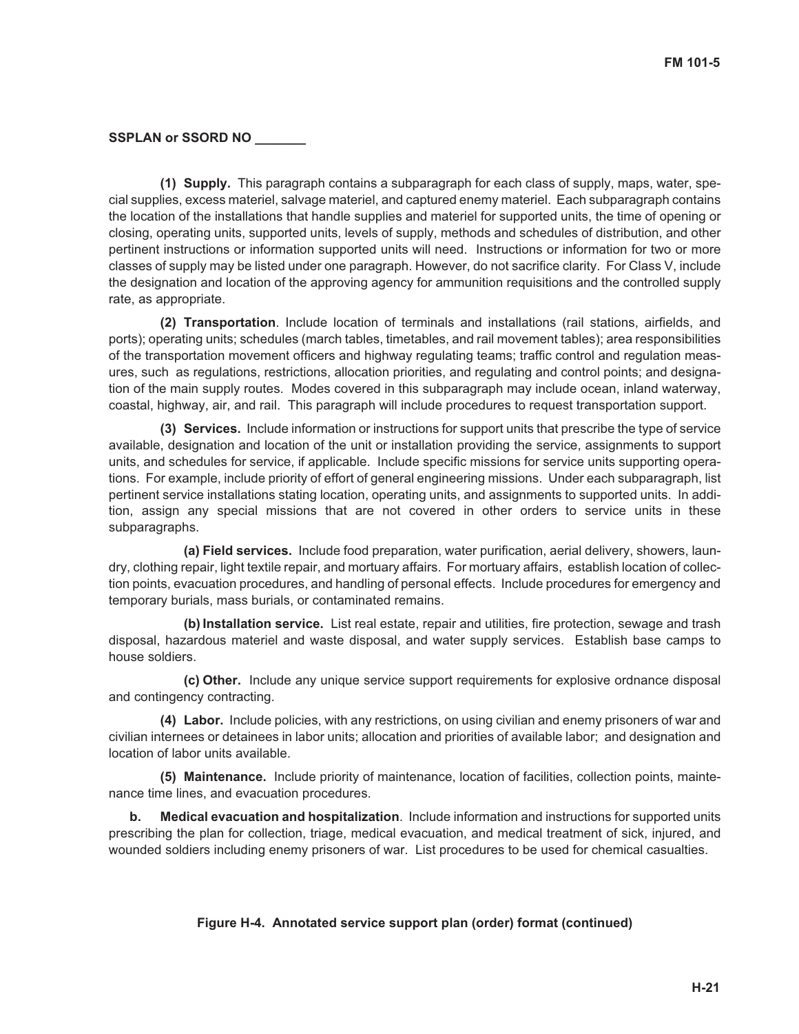**SSPLAN or SSORD NO _______**

**(1) Supply.** This paragraph contains a subparagraph for each class of supply, maps, water, special supplies, excess materiel, salvage materiel, and captured enemy materiel. Each subparagraph contains the location of the installations that handle supplies and materiel for supported units, the time of opening or closing, operating units, supported units, levels of supply, methods and schedules of distribution, and other pertinent instructions or information supported units will need. Instructions or information for two or more classes of supply may be listed under one paragraph. However, do not sacrifice clarity. For Class V, include the designation and location of the approving agency for ammunition requisitions and the controlled supply rate, as appropriate.

**(2) Transportation**. Include location of terminals and installations (rail stations, airfields, and ports); operating units; schedules (march tables, timetables, and rail movement tables); area responsibilities of the transportation movement officers and highway regulating teams; traffic control and regulation measures, such as regulations, restrictions, allocation priorities, and regulating and control points; and designation of the main supply routes. Modes covered in this subparagraph may include ocean, inland waterway, coastal, highway, air, and rail. This paragraph will include procedures to request transportation support.

**(3) Services.** Include information or instructions for support units that prescribe the type of service available, designation and location of the unit or installation providing the service, assignments to support units, and schedules for service, if applicable. Include specific missions for service units supporting operations. For example, include priority of effort of general engineering missions. Under each subparagraph, list pertinent service installations stating location, operating units, and assignments to supported units. In addition, assign any special missions that are not covered in other orders to service units in these subparagraphs.

**(a) Field services.** Include food preparation, water purification, aerial delivery, showers, laundry, clothing repair, light textile repair, and mortuary affairs. For mortuary affairs, establish location of collection points, evacuation procedures, and handling of personal effects. Include procedures for emergency and temporary burials, mass burials, or contaminated remains.

**(b) Installation service.** List real estate, repair and utilities, fire protection, sewage and trash disposal, hazardous materiel and waste disposal, and water supply services. Establish base camps to house soldiers.

**(c) Other.** Include any unique service support requirements for explosive ordnance disposal and contingency contracting.

**(4) Labor.** Include policies, with any restrictions, on using civilian and enemy prisoners of war and civilian internees or detainees in labor units; allocation and priorities of available labor; and designation and location of labor units available.

**(5) Maintenance.** Include priority of maintenance, location of facilities, collection points, maintenance time lines, and evacuation procedures.

**b. Medical evacuation and hospitalization**. Include information and instructions for supported units prescribing the plan for collection, triage, medical evacuation, and medical treatment of sick, injured, and wounded soldiers including enemy prisoners of war. List procedures to be used for chemical casualties.

**Figure H-4. Annotated service support plan (order) format (continued)**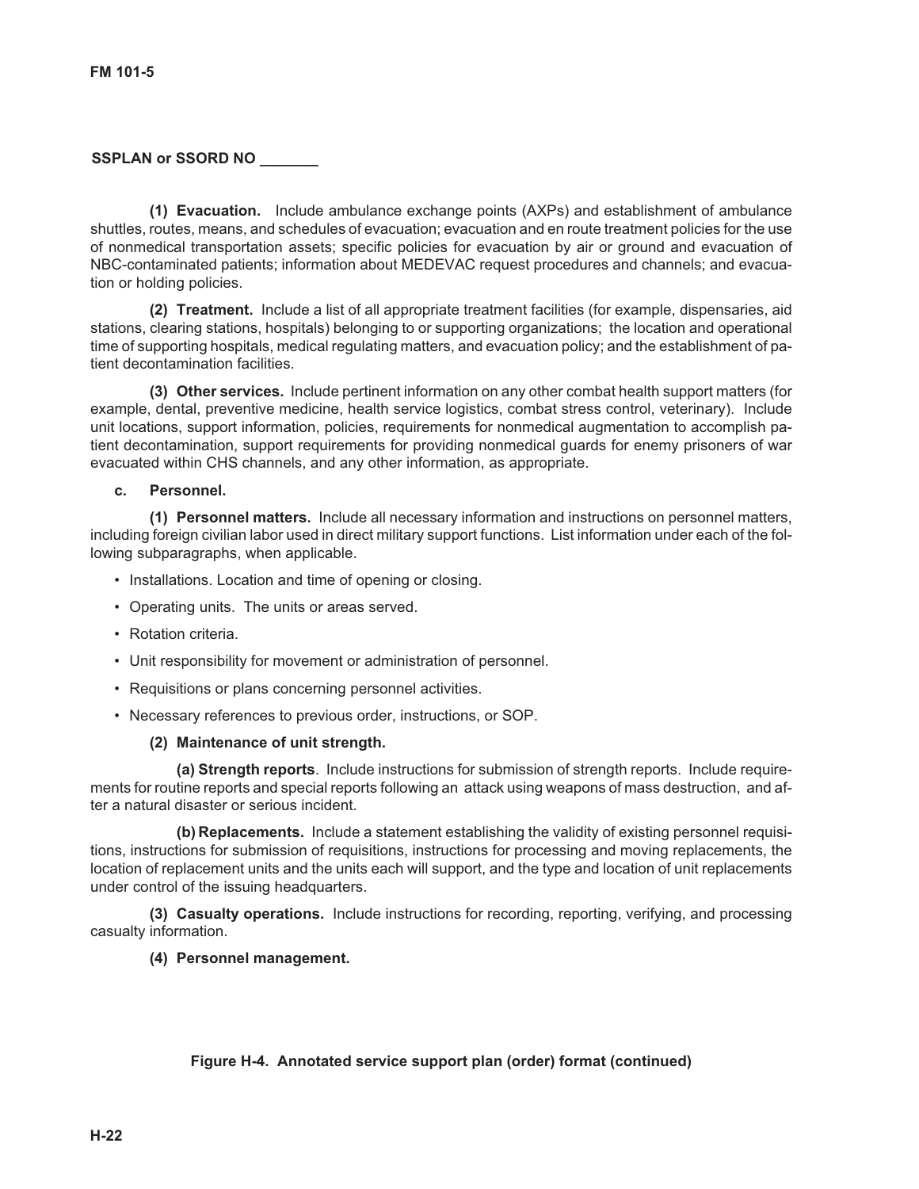**SSPLAN or SSORD NO _______**

**(1) Evacuation.** Include ambulance exchange points (AXPs) and establishment of ambulance shuttles, routes, means, and schedules of evacuation; evacuation and en route treatment policies for the use of nonmedical transportation assets; specific policies for evacuation by air or ground and evacuation of NBC-contaminated patients; information about MEDEVAC request procedures and channels; and evacuation or holding policies.

**(2) Treatment.** Include a list of all appropriate treatment facilities (for example, dispensaries, aid stations, clearing stations, hospitals) belonging to or supporting organizations; the location and operational time of supporting hospitals, medical regulating matters, and evacuation policy; and the establishment of patient decontamination facilities.

**(3) Other services.** Include pertinent information on any other combat health support matters (for example, dental, preventive medicine, health service logistics, combat stress control, veterinary). Include unit locations, support information, policies, requirements for nonmedical augmentation to accomplish patient decontamination, support requirements for providing nonmedical guards for enemy prisoners of war evacuated within CHS channels, and any other information, as appropriate.

**c. Personnel.**

**(1) Personnel matters.** Include all necessary information and instructions on personnel matters, including foreign civilian labor used in direct military support functions. List information under each of the following subparagraphs, when applicable.

- Installations. Location and time of opening or closing.
- Operating units. The units or areas served.
- Rotation criteria.
- Unit responsibility for movement or administration of personnel.
- Requisitions or plans concerning personnel activities.
- Necessary references to previous order, instructions, or SOP.

**(2) Maintenance of unit strength.**

**(a) Strength reports**. Include instructions for submission of strength reports. Include requirements for routine reports and special reports following an attack using weapons of mass destruction, and after a natural disaster or serious incident.

**(b) Replacements.** Include a statement establishing the validity of existing personnel requisitions, instructions for submission of requisitions, instructions for processing and moving replacements, the location of replacement units and the units each will support, and the type and location of unit replacements under control of the issuing headquarters.

**(3) Casualty operations.** Include instructions for recording, reporting, verifying, and processing casualty information.

**(4) Personnel management.**

**Figure H-4. Annotated service support plan (order) format (continued)**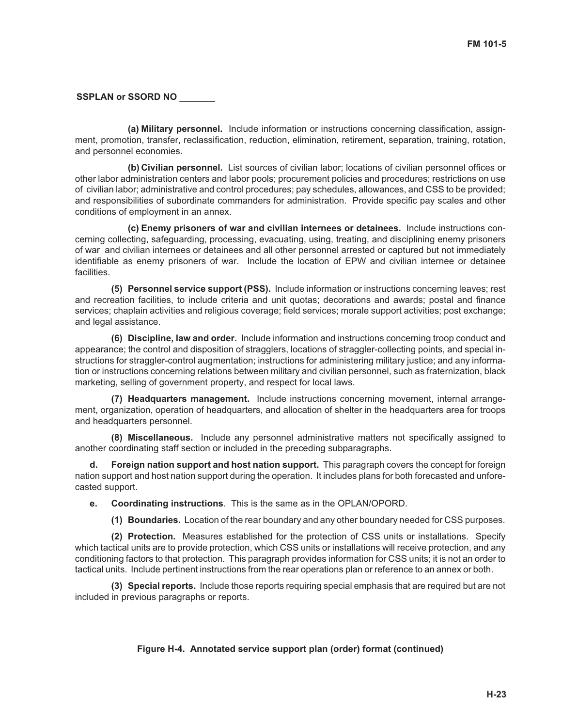SSPLAN or SSORD NO _______

**(a) Military personnel.** Include information or instructions concerning classification, assignment, promotion, transfer, reclassification, reduction, elimination, retirement, separation, training, rotation, and personnel economies.

**(b) Civilian personnel.** List sources of civilian labor; locations of civilian personnel offices or other labor administration centers and labor pools; procurement policies and procedures; restrictions on use of civilian labor; administrative and control procedures; pay schedules, allowances, and CSS to be provided; and responsibilities of subordinate commanders for administration. Provide specific pay scales and other conditions of employment in an annex.

**(c) Enemy prisoners of war and civilian internees or detainees.** Include instructions concerning collecting, safeguarding, processing, evacuating, using, treating, and disciplining enemy prisoners of war and civilian internees or detainees and all other personnel arrested or captured but not immediately identifiable as enemy prisoners of war. Include the location of EPW and civilian internee or detainee facilities.

**(5) Personnel service support (PSS).** Include information or instructions concerning leaves; rest and recreation facilities, to include criteria and unit quotas; decorations and awards; postal and finance services; chaplain activities and religious coverage; field services; morale support activities; post exchange; and legal assistance.

**(6) Discipline, law and order.** Include information and instructions concerning troop conduct and appearance; the control and disposition of stragglers, locations of straggler-collecting points, and special instructions for straggler-control augmentation; instructions for administering military justice; and any information or instructions concerning relations between military and civilian personnel, such as fraternization, black marketing, selling of government property, and respect for local laws.

**(7) Headquarters management.** Include instructions concerning movement, internal arrangement, organization, operation of headquarters, and allocation of shelter in the headquarters area for troops and headquarters personnel.

**(8) Miscellaneous.** Include any personnel administrative matters not specifically assigned to another coordinating staff section or included in the preceding subparagraphs.

**d. Foreign nation support and host nation support.** This paragraph covers the concept for foreign nation support and host nation support during the operation. It includes plans for both forecasted and unforecasted support.

**e. Coordinating instructions**. This is the same as in the OPLAN/OPORD.

**(1) Boundaries.** Location of the rear boundary and any other boundary needed for CSS purposes.

**(2) Protection.** Measures established for the protection of CSS units or installations. Specify which tactical units are to provide protection, which CSS units or installations will receive protection, and any conditioning factors to that protection. This paragraph provides information for CSS units; it is not an order to tactical units. Include pertinent instructions from the rear operations plan or reference to an annex or both.

**(3) Special reports.** Include those reports requiring special emphasis that are required but are not included in previous paragraphs or reports.

**Figure H-4. Annotated service support plan (order) format (continued)**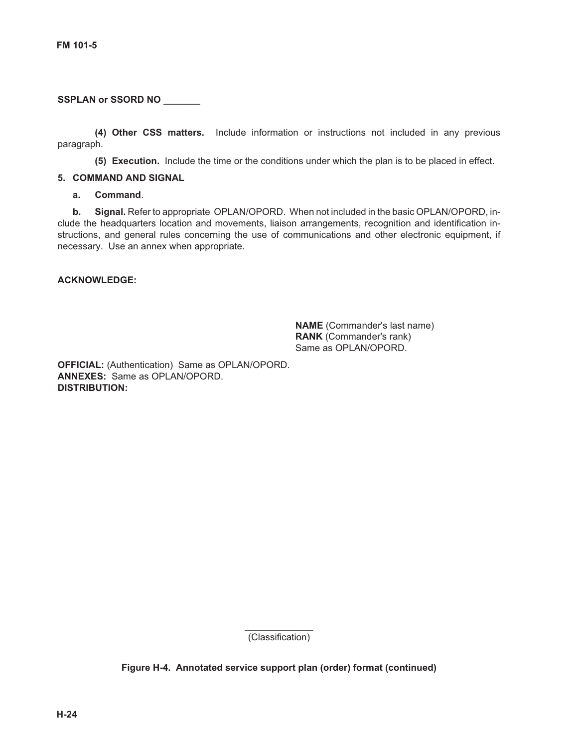**SSPLAN or SSORD NO _______**

**(4) Other CSS matters.** Include information or instructions not included in any previous paragraph.

**(5) Execution.** Include the time or the conditions under which the plan is to be placed in effect.

**5. COMMAND AND SIGNAL**

**a. Command**.

**b. Signal.** Refer to appropriate OPLAN/OPORD. When not included in the basic OPLAN/OPORD, include the headquarters location and movements, liaison arrangements, recognition and identification instructions, and general rules concerning the use of communications and other electronic equipment, if necessary. Use an annex when appropriate.

**ACKNOWLEDGE:**

**NAME** (Commander's last name)
**RANK** (Commander's rank)
Same as OPLAN/OPORD.

**OFFICIAL:** (Authentication) Same as OPLAN/OPORD.
**ANNEXES:** Same as OPLAN/OPORD.
**DISTRIBUTION:**

_____________
(Classification)

**Figure H-4. Annotated service support plan (order) format (continued)**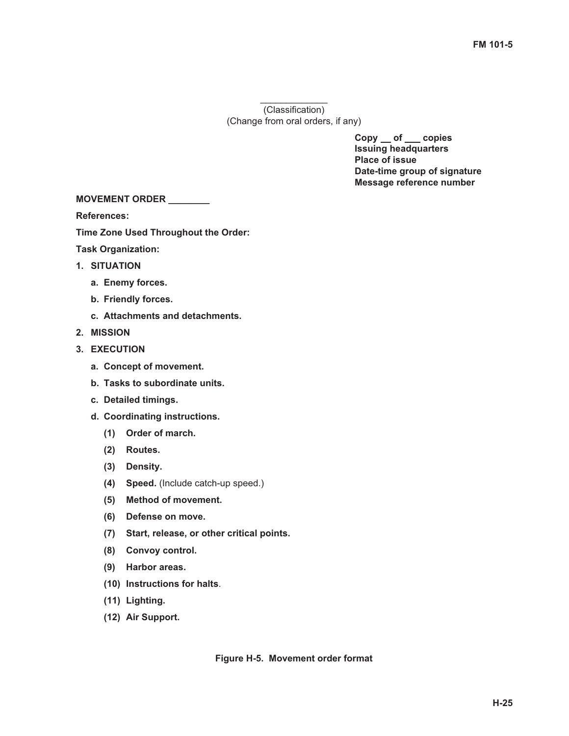_____________
(Classification)
(Change from oral orders, if any)

**Copy __ of ___ copies**
**Issuing headquarters**
**Place of issue**
**Date-time group of signature**
**Message reference number**

**MOVEMENT ORDER ________**

**References:**

**Time Zone Used Throughout the Order:**

**Task Organization:**

**1. SITUATION**

   **a. Enemy forces.**

   **b. Friendly forces.**

   **c. Attachments and detachments.**

**2. MISSION**

**3. EXECUTION**

   **a. Concept of movement.**

   **b. Tasks to subordinate units.**

   **c. Detailed timings.**

   **d. Coordinating instructions.**

      **(1) Order of march.**

      **(2) Routes.**

      **(3) Density.**

      **(4) Speed.** (Include catch-up speed.)

      **(5) Method of movement.**

      **(6) Defense on move.**

      **(7) Start, release, or other critical points.**

      **(8) Convoy control.**

      **(9) Harbor areas.**

      **(10) Instructions for halts**.

      **(11) Lighting.**

      **(12) Air Support.**

**Figure H-5. Movement order format**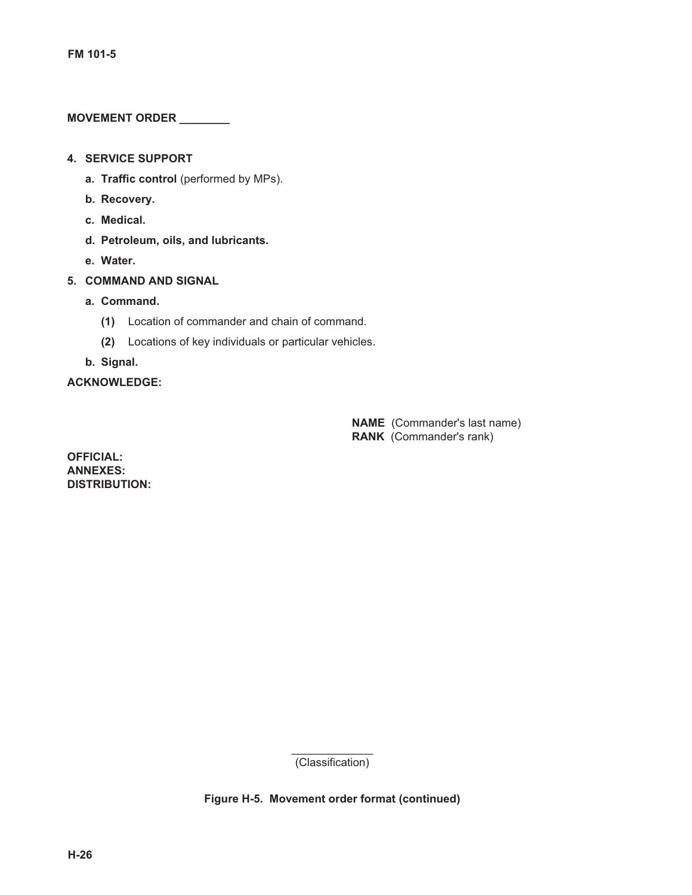**MOVEMENT ORDER ________**

**4. SERVICE SUPPORT**

- **a. Traffic control** (performed by MPs).
- **b. Recovery.**
- **c. Medical.**
- **d. Petroleum, oils, and lubricants.**
- **e. Water.**

**5. COMMAND AND SIGNAL**

- **a. Command.**
  - **(1)** Location of commander and chain of command.
  - **(2)** Locations of key individuals or particular vehicles.
- **b. Signal.**

**ACKNOWLEDGE:**

**NAME** (Commander's last name)
**RANK** (Commander's rank)

**OFFICIAL:**
**ANNEXES:**
**DISTRIBUTION:**

____________
(Classification)

**Figure H-5. Movement order format (continued)**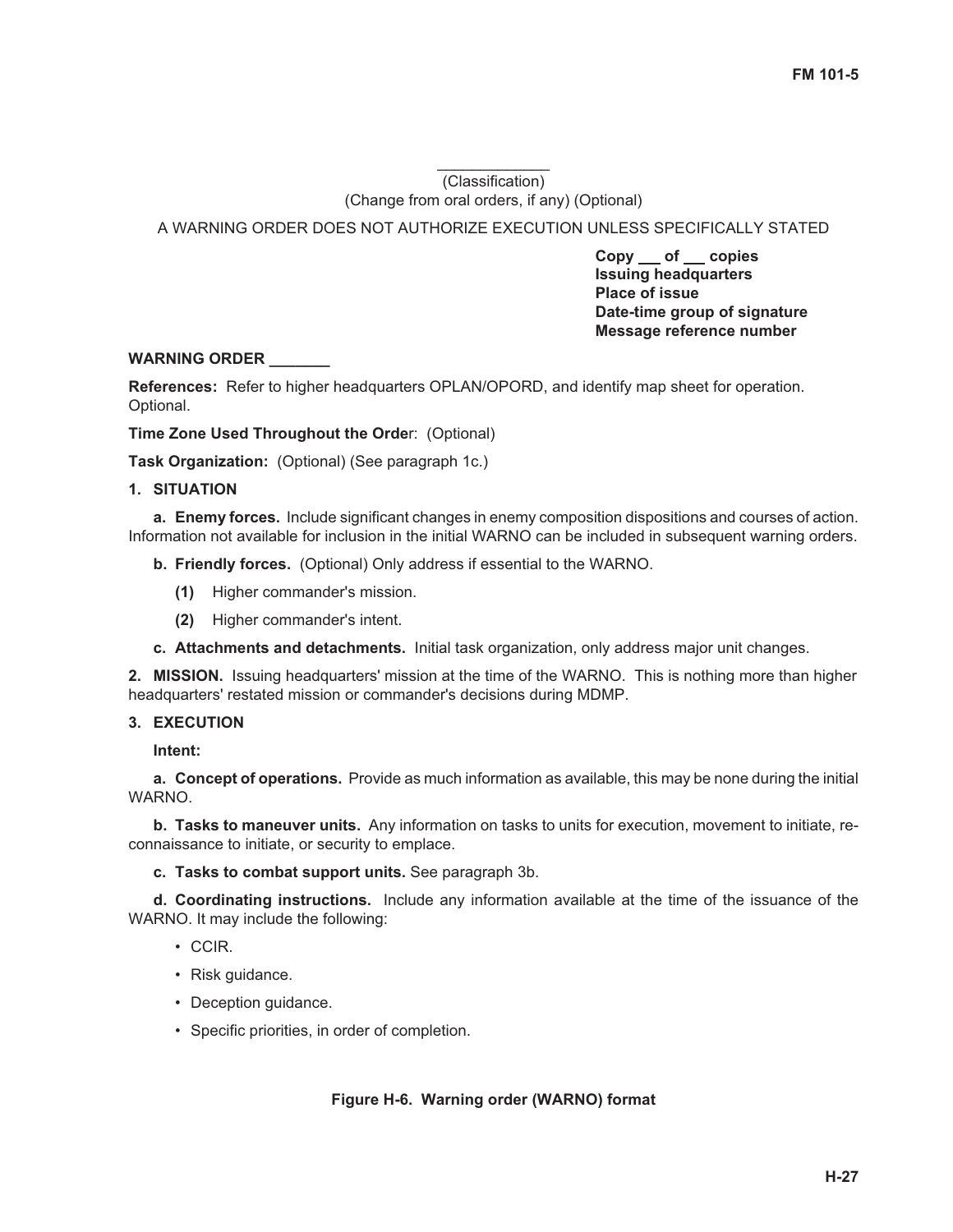\_\_\_\_\_\_\_\_\_\_\_\_\_
(Classification)
(Change from oral orders, if any) (Optional)

A WARNING ORDER DOES NOT AUTHORIZE EXECUTION UNLESS SPECIFICALLY STATED

**Copy \_\_\_ of \_\_\_ copies**
**Issuing headquarters**
**Place of issue**
**Date-time group of signature**
**Message reference number**

**WARNING ORDER \_\_\_\_\_\_\_**

**References:** Refer to higher headquarters OPLAN/OPORD, and identify map sheet for operation. Optional.

**Time Zone Used Throughout the Orde**r: (Optional)

**Task Organization:** (Optional) (See paragraph 1c.)

**1. SITUATION**

**a. Enemy forces.** Include significant changes in enemy composition dispositions and courses of action. Information not available for inclusion in the initial WARNO can be included in subsequent warning orders.

**b. Friendly forces.** (Optional) Only address if essential to the WARNO.

**(1)** Higher commander's mission.

**(2)** Higher commander's intent.

**c. Attachments and detachments.** Initial task organization, only address major unit changes.

**2. MISSION.** Issuing headquarters' mission at the time of the WARNO. This is nothing more than higher headquarters' restated mission or commander's decisions during MDMP.

**3. EXECUTION**

**Intent:**

**a. Concept of operations.** Provide as much information as available, this may be none during the initial WARNO.

**b. Tasks to maneuver units.** Any information on tasks to units for execution, movement to initiate, reconnaissance to initiate, or security to emplace.

**c. Tasks to combat support units.** See paragraph 3b.

**d. Coordinating instructions.** Include any information available at the time of the issuance of the WARNO. It may include the following:

- CCIR.
- Risk guidance.
- Deception guidance.
- Specific priorities, in order of completion.

**Figure H-6. Warning order (WARNO) format**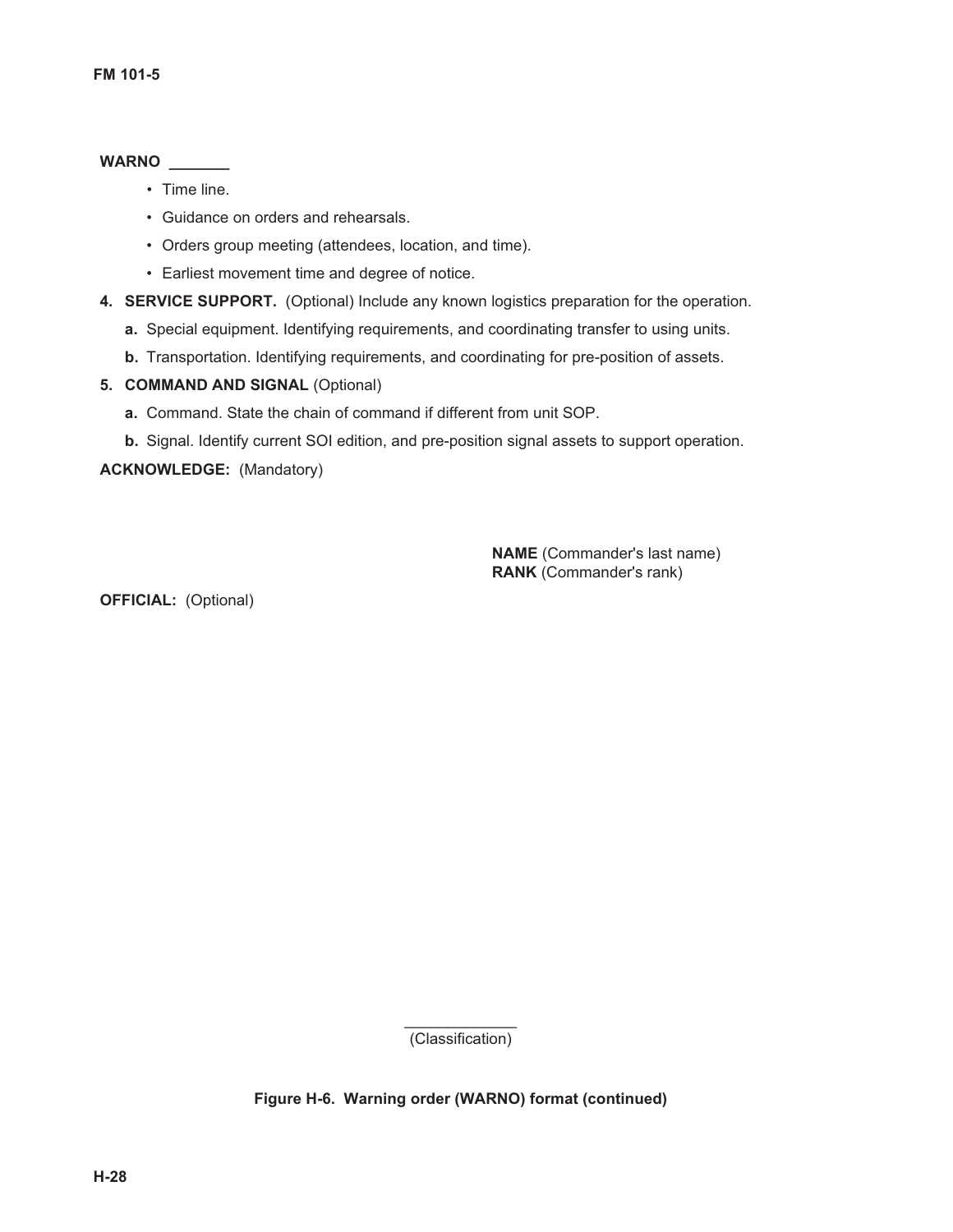**WARNO _______**

- Time line.
- Guidance on orders and rehearsals.
- Orders group meeting (attendees, location, and time).
- Earliest movement time and degree of notice.

**4. SERVICE SUPPORT.** (Optional) Include any known logistics preparation for the operation.

**a.** Special equipment. Identifying requirements, and coordinating transfer to using units.

**b.** Transportation. Identifying requirements, and coordinating for pre-position of assets.

**5. COMMAND AND SIGNAL** (Optional)

**a.** Command. State the chain of command if different from unit SOP.

**b.** Signal. Identify current SOI edition, and pre-position signal assets to support operation.

**ACKNOWLEDGE:** (Mandatory)

**NAME** (Commander's last name)
**RANK** (Commander's rank)

**OFFICIAL:** (Optional)

_____________
(Classification)

**Figure H-6. Warning order (WARNO) format (continued)**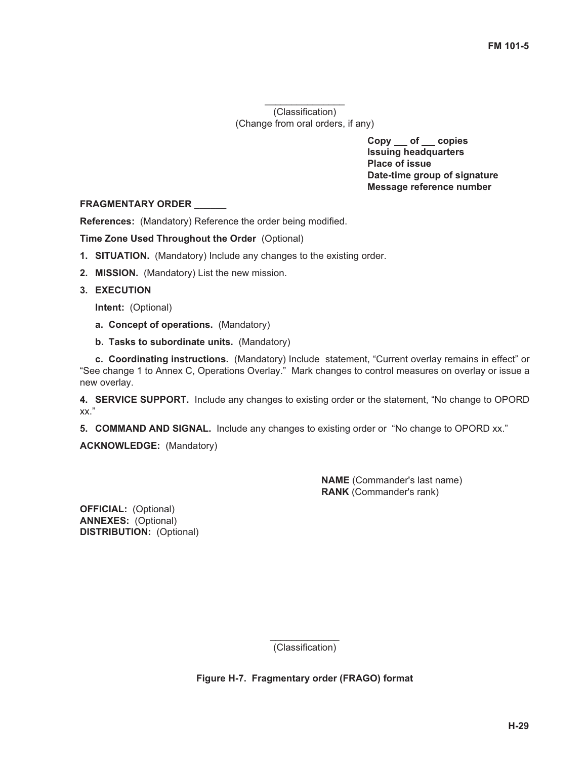\_\_\_\_\_\_\_\_\_\_\_\_\_\_\_
(Classification)
(Change from oral orders, if any)

**Copy \_\_\_ of \_\_\_ copies**
**Issuing headquarters**
**Place of issue**
**Date-time group of signature**
**Message reference number**

**FRAGMENTARY ORDER \_\_\_\_\_\_**

**References:** (Mandatory) Reference the order being modified.

**Time Zone Used Throughout the Order** (Optional)

**1. SITUATION.** (Mandatory) Include any changes to the existing order.

**2. MISSION.** (Mandatory) List the new mission.

**3. EXECUTION**

**Intent:** (Optional)

**a. Concept of operations.** (Mandatory)

**b. Tasks to subordinate units.** (Mandatory)

**c. Coordinating instructions.** (Mandatory) Include statement, "Current overlay remains in effect" or "See change 1 to Annex C, Operations Overlay." Mark changes to control measures on overlay or issue a new overlay.

**4. SERVICE SUPPORT.** Include any changes to existing order or the statement, "No change to OPORD xx."

**5. COMMAND AND SIGNAL.** Include any changes to existing order or "No change to OPORD xx."

**ACKNOWLEDGE:** (Mandatory)

**NAME** (Commander's last name)
**RANK** (Commander's rank)

**OFFICIAL:** (Optional)
**ANNEXES:** (Optional)
**DISTRIBUTION:** (Optional)

\_\_\_\_\_\_\_\_\_\_\_\_\_
(Classification)

**Figure H-7. Fragmentary order (FRAGO) format**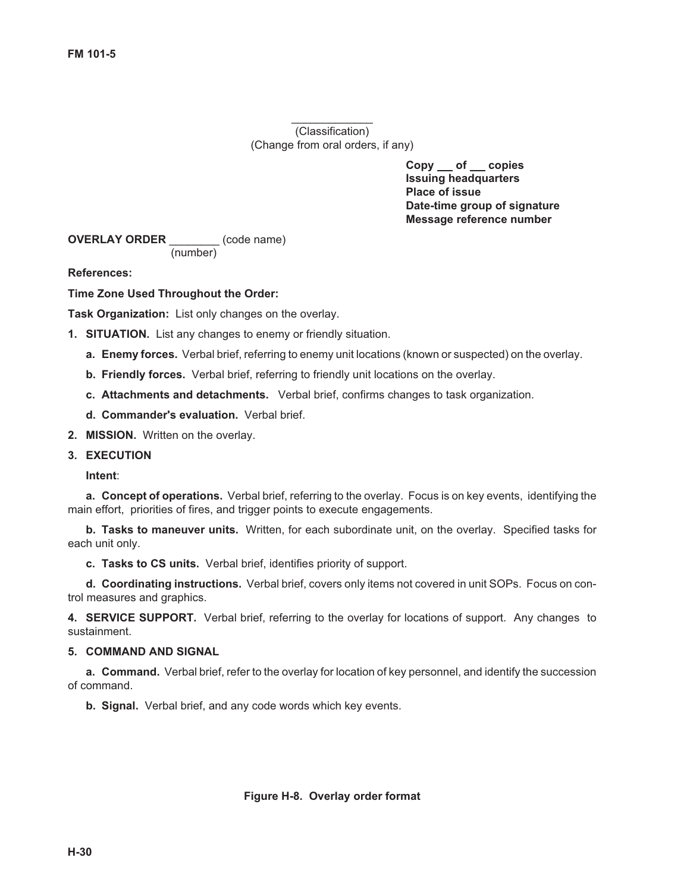\_\_\_\_\_\_\_\_\_\_\_\_\_

(Classification)

(Change from oral orders, if any)

**Copy \_\_\_ of \_\_\_ copies**
**Issuing headquarters**
**Place of issue**
**Date-time group of signature**
**Message reference number**

**OVERLAY ORDER** \_\_\_\_\_\_\_\_ (code name)
(number)

**References:**

**Time Zone Used Throughout the Order:**

**Task Organization:** List only changes on the overlay.

**1. SITUATION.** List any changes to enemy or friendly situation.

**a. Enemy forces.** Verbal brief, referring to enemy unit locations (known or suspected) on the overlay.

**b. Friendly forces.** Verbal brief, referring to friendly unit locations on the overlay.

**c. Attachments and detachments.** Verbal brief, confirms changes to task organization.

**d. Commander's evaluation.** Verbal brief.

**2. MISSION.** Written on the overlay.

**3. EXECUTION**

**Intent**:

**a. Concept of operations.** Verbal brief, referring to the overlay. Focus is on key events, identifying the main effort, priorities of fires, and trigger points to execute engagements.

**b. Tasks to maneuver units.** Written, for each subordinate unit, on the overlay. Specified tasks for each unit only.

**c. Tasks to CS units.** Verbal brief, identifies priority of support.

**d. Coordinating instructions.** Verbal brief, covers only items not covered in unit SOPs. Focus on control measures and graphics.

**4. SERVICE SUPPORT.** Verbal brief, referring to the overlay for locations of support. Any changes to sustainment.

**5. COMMAND AND SIGNAL**

**a. Command.** Verbal brief, refer to the overlay for location of key personnel, and identify the succession of command.

**b. Signal.** Verbal brief, and any code words which key events.

**Figure H-8. Overlay order format**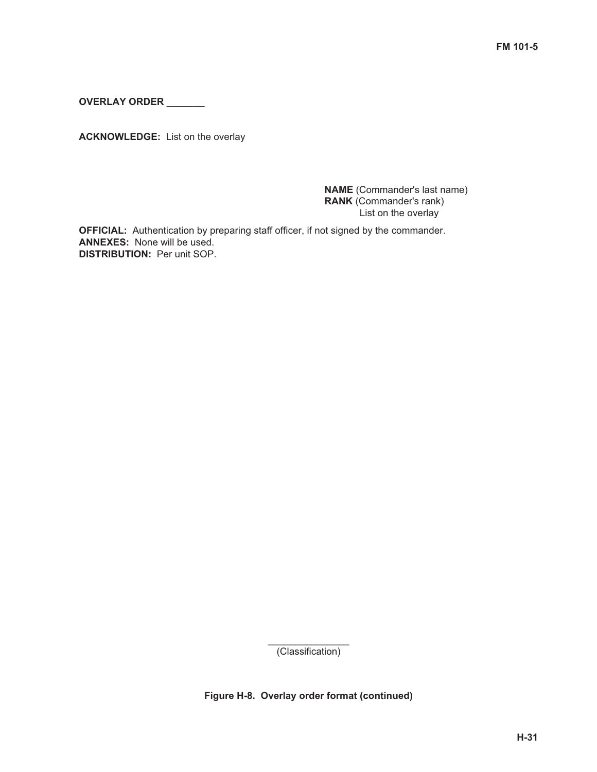**OVERLAY ORDER _______**

**ACKNOWLEDGE:** List on the overlay

**NAME** (Commander's last name)
**RANK** (Commander's rank)
List on the overlay

**OFFICIAL:** Authentication by preparing staff officer, if not signed by the commander.
**ANNEXES:** None will be used.
**DISTRIBUTION:** Per unit SOP.

_______________
(Classification)

**Figure H-8. Overlay order format (continued)**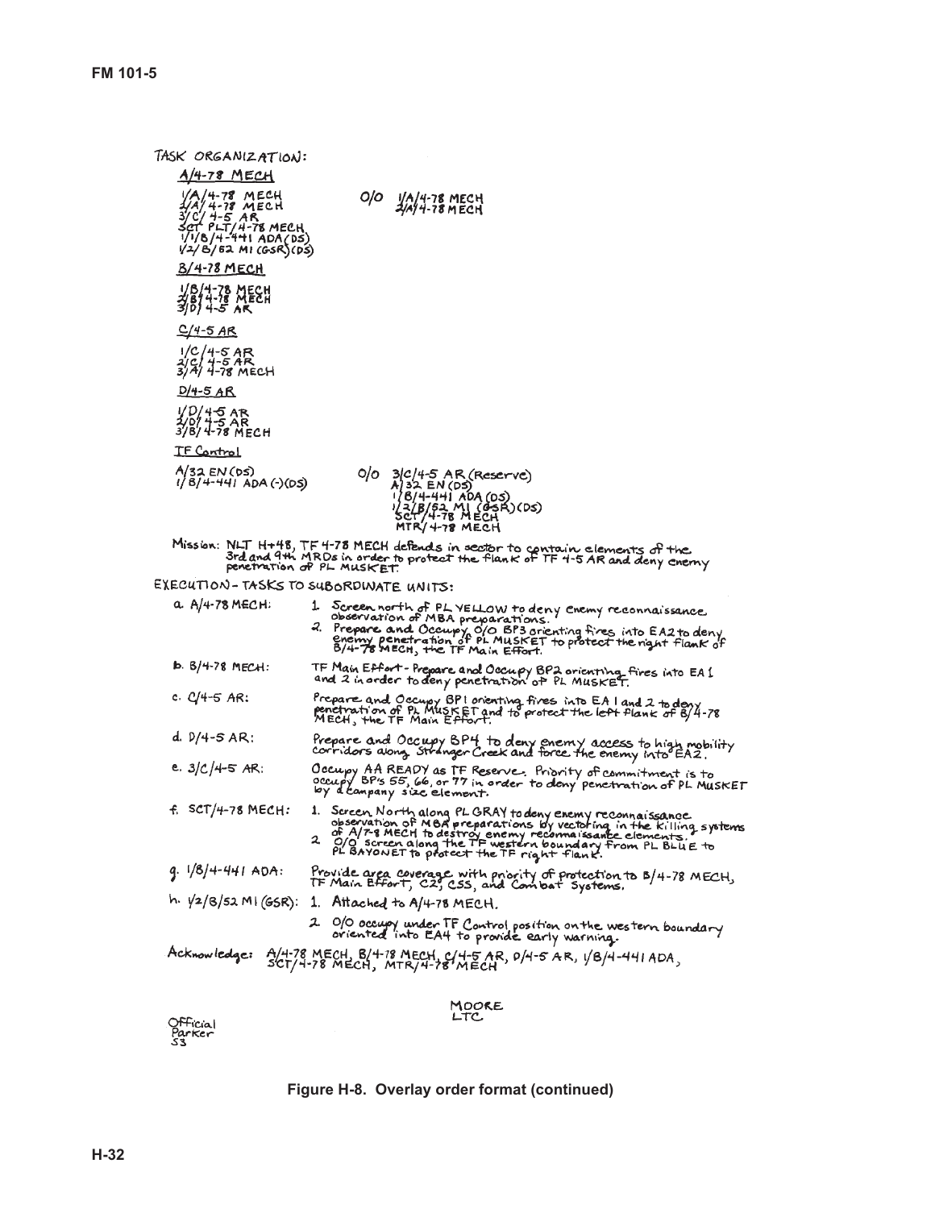TASK ORGANIZATION:

**A/4-78 MECH**

1/A/4-78 MECH O/O 1/A/4-78 MECH
2/A/4-78 MECH 2/A/4-78 MECH
3/C/4-5 AR
SCT PLT/4-78 MECH
1/1/B/4-441 ADA(DS)
1/2/B/52 MI (GSR)(DS)

**B/4-78 MECH**

1/B/4-78 MECH
2/B/4-78 MECH
3/D/4-5 AR

**C/4-5 AR**

1/C/4-5 AR
2/C/4-5 AR
3/A/4-78 MECH

**D/4-5 AR**

1/D/4-5 AR
2/D/4-5 AR
3/B/4-78 MECH

**TF Control**

A/32 EN (DS) O/O 3/C/4-5 AR (Reserve)
1/B/4-441 ADA (-)(DS) A/32 EN (DS)
1/B/4-441 ADA (DS)
1/2/B/52 MI (GSR)(DS)
SCT/4-78 MECH
MTR/4-78 MECH

Mission: NLT H+48, TF 4-78 MECH defends in sector to contain elements of the 3rd and 9th MRDs in order to protect the flank of TF 4-5 AR and deny enemy penetration of PL MUSKET.

EXECUTION - TASKS TO SUBORDINATE UNITS:

a. A/4-78 MECH:
1. Screen north of PL YELLOW to deny enemy reconnaissance observation of MBA preparations.
2. Prepare and Occupy O/O BP3 orienting fires into EA2 to deny enemy penetration of PL MUSKET to protect the right flank of B/4-78 MECH, the TF Main Effort.

b. B/4-78 MECH: TF Main Effort - Prepare and Occupy BP2 orienting fires into EA 1 and 2 in order to deny penetration of PL MUSKET.

c. C/4-5 AR: Prepare and Occupy BP1 orienting fires into EA 1 and 2 to deny penetration of PL MUSKET and to protect the left flank of B/4-78 MECH, the TF Main Effort.

d. D/4-5 AR: Prepare and Occupy BP4 to deny enemy access to high mobility corridors along Stranger Creek and force the enemy into EA2.

e. 3/C/4-5 AR: Occupy AA READY as TF Reserve. Priority of commitment is to occupy BP's 55, 66, or 77 in order to deny penetration of PL MUSKET by a company size element.

f. SCT/4-78 MECH:
1. Screen North along PL GRAY to deny enemy reconnaissance observation of MBA preparations by vectoring in the killing systems of A/7-8 MECH to destroy enemy reconnaissance elements.
2. O/O screen along the TF western boundary from PL BLUE to PL BAYONET to protect the TF right flank.

g. 1/B/4-441 ADA: Provide area coverage with priority of protection to B/4-78 MECH, TF Main Effort, C2, CSS, and Combat Systems.

h. 1/2/B/52 MI (GSR):
1. Attached to A/4-78 MECH.
2. O/O occupy under TF Control position on the western boundary oriented into EA4 to provide early warning.

Acknowledge: A/4-78 MECH, B/4-78 MECH, C/4-5 AR, D/4-5 AR, 1/B/4-441 ADA, SCT/4-78 MECH, MTR/4-78 MECH

MOORE
LTC

Official
Parker
S3

**Figure H-8. Overlay order format (continued)**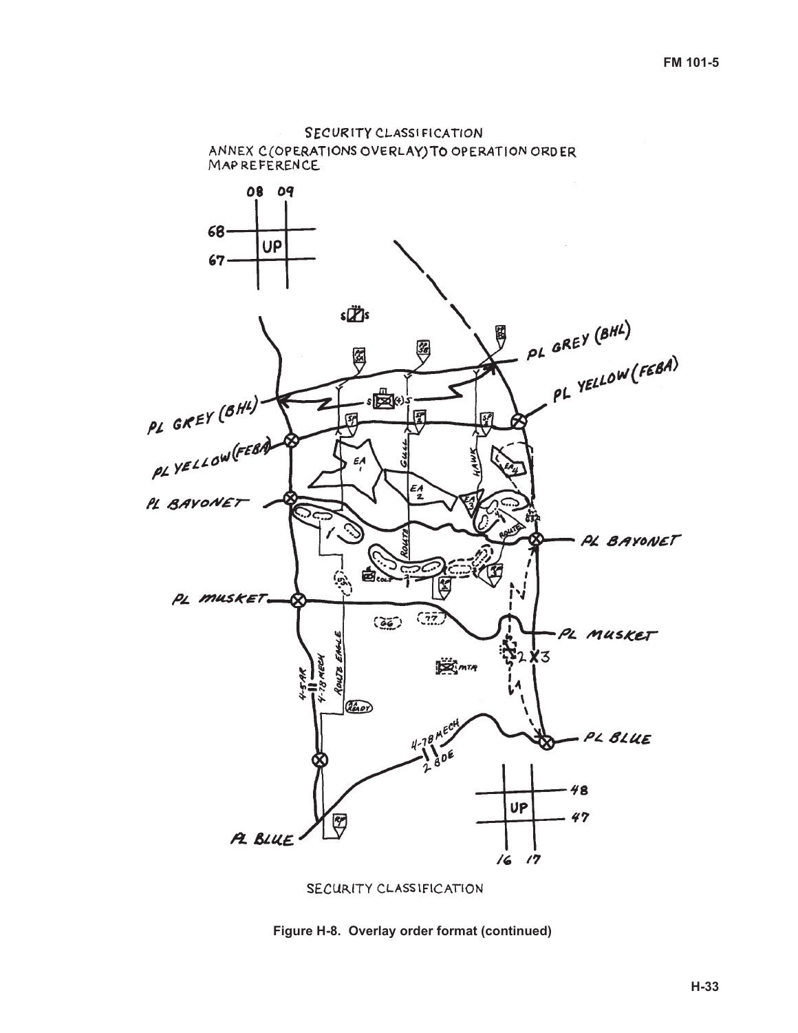SECURITY CLASSIFICATION

ANNEX C (OPERATIONS OVERLAY) TO OPERATION ORDER

MAP REFERENCE

PL GREY (BHL)

PL YELLOW (FEBA)

PL BAYONET

PL MUSKET

PL BLUE

SECURITY CLASSIFICATION

**Figure H-8. Overlay order format (continued)**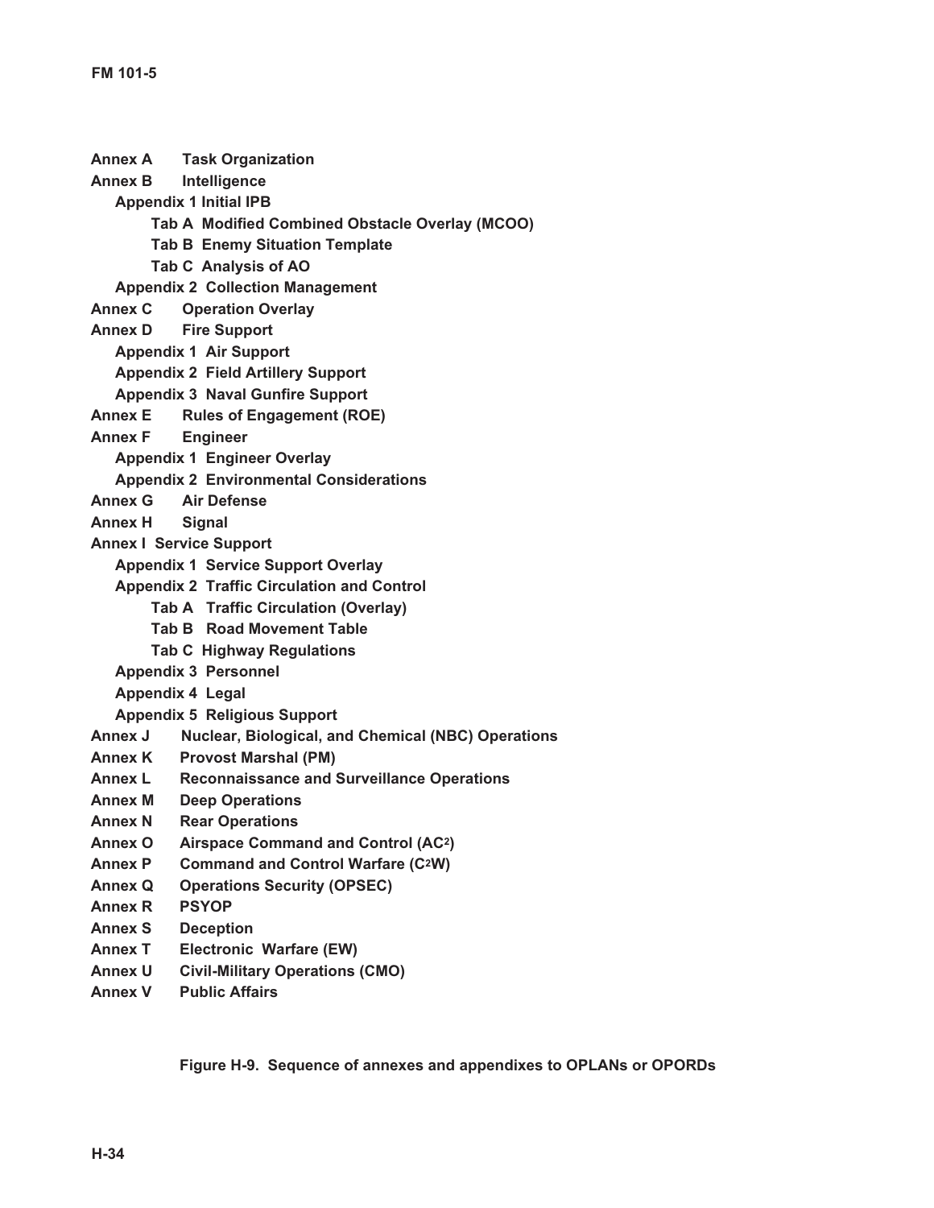**Annex A** **Task Organization**

**Annex B** **Intelligence**

- **Appendix 1 Initial IPB**
  - **Tab A Modified Combined Obstacle Overlay (MCOO)**
  - **Tab B Enemy Situation Template**
  - **Tab C Analysis of AO**
- **Appendix 2 Collection Management**

**Annex C** **Operation Overlay**

**Annex D** **Fire Support**

- **Appendix 1 Air Support**
- **Appendix 2 Field Artillery Support**
- **Appendix 3 Naval Gunfire Support**

**Annex E** **Rules of Engagement (ROE)**

**Annex F** **Engineer**

- **Appendix 1 Engineer Overlay**
- **Appendix 2 Environmental Considerations**

**Annex G** **Air Defense**

**Annex H** **Signal**

**Annex I** **Service Support**

- **Appendix 1 Service Support Overlay**
- **Appendix 2 Traffic Circulation and Control**
  - **Tab A Traffic Circulation (Overlay)**
  - **Tab B Road Movement Table**
  - **Tab C Highway Regulations**
- **Appendix 3 Personnel**
- **Appendix 4 Legal**
- **Appendix 5 Religious Support**

**Annex J** **Nuclear, Biological, and Chemical (NBC) Operations**

**Annex K** **Provost Marshal (PM)**

**Annex L** **Reconnaissance and Surveillance Operations**

**Annex M** **Deep Operations**

**Annex N** **Rear Operations**

**Annex O** **Airspace Command and Control ($AC^2$)**

**Annex P** **Command and Control Warfare ($C^2W$)**

**Annex Q** **Operations Security (OPSEC)**

**Annex R** **PSYOP**

**Annex S** **Deception**

**Annex T** **Electronic Warfare (EW)**

**Annex U** **Civil-Military Operations (CMO)**

**Annex V** **Public Affairs**

**Figure H-9. Sequence of annexes and appendixes to OPLANs or OPORDs**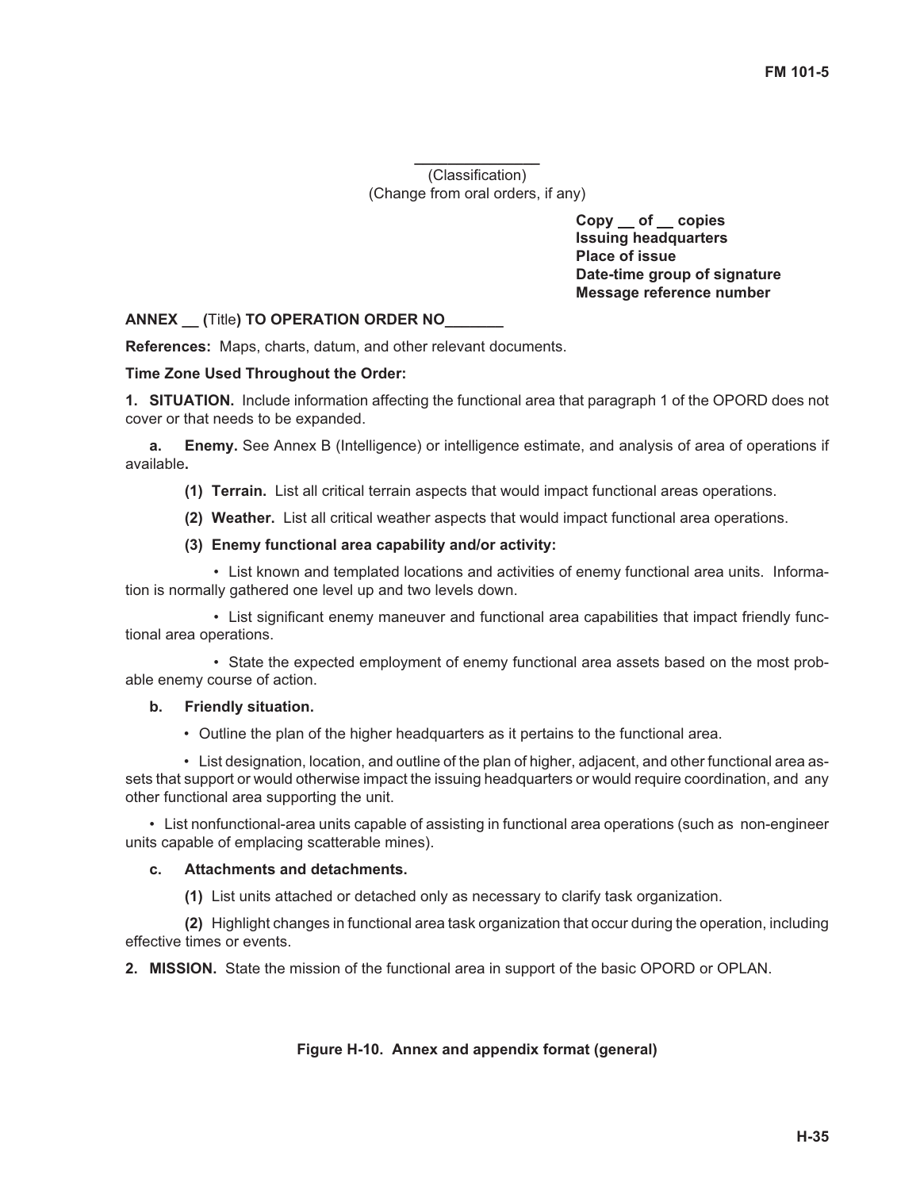______________
(Classification)
(Change from oral orders, if any)

**Copy __ of __ copies**
**Issuing headquarters**
**Place of issue**
**Date-time group of signature**
**Message reference number**

**ANNEX __ (**Title**) TO OPERATION ORDER NO_______**

**References:** Maps, charts, datum, and other relevant documents.

**Time Zone Used Throughout the Order:**

**1. SITUATION.** Include information affecting the functional area that paragraph 1 of the OPORD does not cover or that needs to be expanded.

**a. Enemy.** See Annex B (Intelligence) or intelligence estimate, and analysis of area of operations if available**.**

**(1) Terrain.** List all critical terrain aspects that would impact functional areas operations.

**(2) Weather.** List all critical weather aspects that would impact functional area operations.

**(3) Enemy functional area capability and/or activity:**

- List known and templated locations and activities of enemy functional area units. Information is normally gathered one level up and two levels down.

- List significant enemy maneuver and functional area capabilities that impact friendly functional area operations.

- State the expected employment of enemy functional area assets based on the most probable enemy course of action.

**b. Friendly situation.**

- Outline the plan of the higher headquarters as it pertains to the functional area.

- List designation, location, and outline of the plan of higher, adjacent, and other functional area assets that support or would otherwise impact the issuing headquarters or would require coordination, and any other functional area supporting the unit.

- List nonfunctional-area units capable of assisting in functional area operations (such as non-engineer units capable of emplacing scatterable mines).

**c. Attachments and detachments.**

**(1)** List units attached or detached only as necessary to clarify task organization.

**(2)** Highlight changes in functional area task organization that occur during the operation, including effective times or events.

**2. MISSION.** State the mission of the functional area in support of the basic OPORD or OPLAN.

**Figure H-10. Annex and appendix format (general)**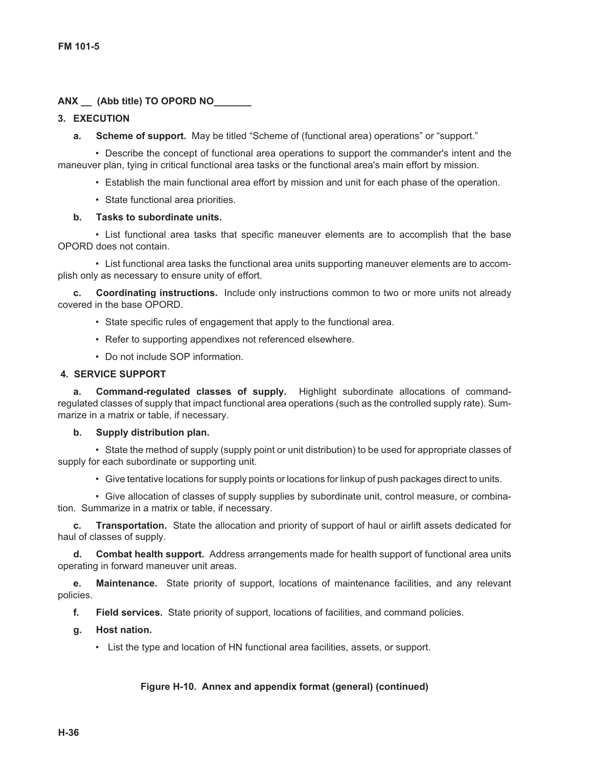**ANX __ (Abb title) TO OPORD NO_______**

**3. EXECUTION**

**a. Scheme of support.** May be titled "Scheme of (functional area) operations" or "support."

- Describe the concept of functional area operations to support the commander's intent and the maneuver plan, tying in critical functional area tasks or the functional area's main effort by mission.
- Establish the main functional area effort by mission and unit for each phase of the operation.
- State functional area priorities.

**b. Tasks to subordinate units.**

- List functional area tasks that specific maneuver elements are to accomplish that the base OPORD does not contain.
- List functional area tasks the functional area units supporting maneuver elements are to accomplish only as necessary to ensure unity of effort.

**c. Coordinating instructions.** Include only instructions common to two or more units not already covered in the base OPORD.

- State specific rules of engagement that apply to the functional area.
- Refer to supporting appendixes not referenced elsewhere.
- Do not include SOP information.

**4. SERVICE SUPPORT**

**a. Command-regulated classes of supply.** Highlight subordinate allocations of command-regulated classes of supply that impact functional area operations (such as the controlled supply rate). Summarize in a matrix or table, if necessary.

**b. Supply distribution plan.**

- State the method of supply (supply point or unit distribution) to be used for appropriate classes of supply for each subordinate or supporting unit.
- Give tentative locations for supply points or locations for linkup of push packages direct to units.
- Give allocation of classes of supply supplies by subordinate unit, control measure, or combination. Summarize in a matrix or table, if necessary.

**c. Transportation.** State the allocation and priority of support of haul or airlift assets dedicated for haul of classes of supply.

**d. Combat health support.** Address arrangements made for health support of functional area units operating in forward maneuver unit areas.

**e. Maintenance.** State priority of support, locations of maintenance facilities, and any relevant policies.

**f. Field services.** State priority of support, locations of facilities, and command policies.

**g. Host nation.**

- List the type and location of HN functional area facilities, assets, or support.

**Figure H-10. Annex and appendix format (general) (continued)**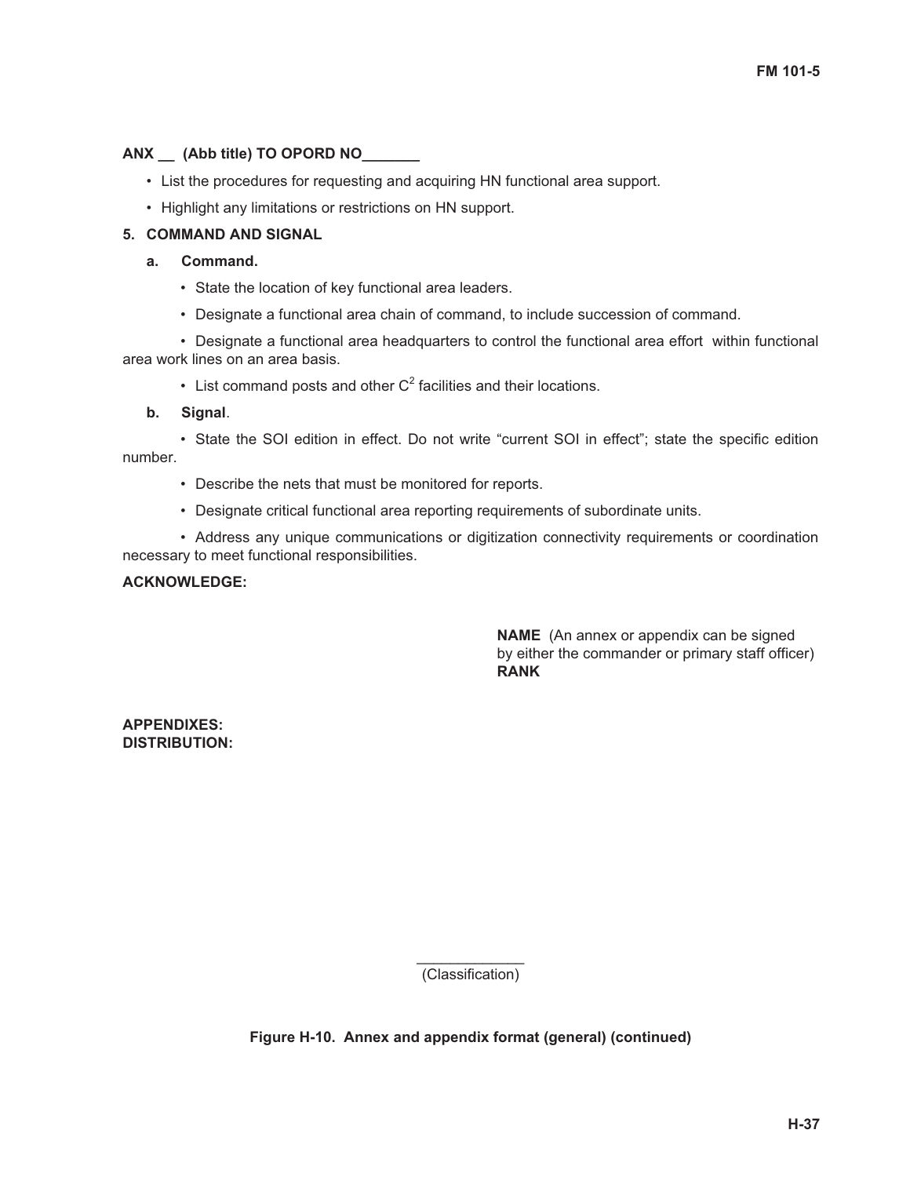**ANX __ (Abb title) TO OPORD NO_______**

- List the procedures for requesting and acquiring HN functional area support.
- Highlight any limitations or restrictions on HN support.

**5. COMMAND AND SIGNAL**

**a. Command.**

- State the location of key functional area leaders.
- Designate a functional area chain of command, to include succession of command.
- Designate a functional area headquarters to control the functional area effort within functional area work lines on an area basis.
- List command posts and other $C^2$ facilities and their locations.

**b. Signal**.

- State the SOI edition in effect. Do not write "current SOI in effect"; state the specific edition number.
- Describe the nets that must be monitored for reports.
- Designate critical functional area reporting requirements of subordinate units.
- Address any unique communications or digitization connectivity requirements or coordination necessary to meet functional responsibilities.

**ACKNOWLEDGE:**

**NAME** (An annex or appendix can be signed by either the commander or primary staff officer)
**RANK**

**APPENDIXES:**
**DISTRIBUTION:**

(Classification)

**Figure H-10. Annex and appendix format (general) (continued)**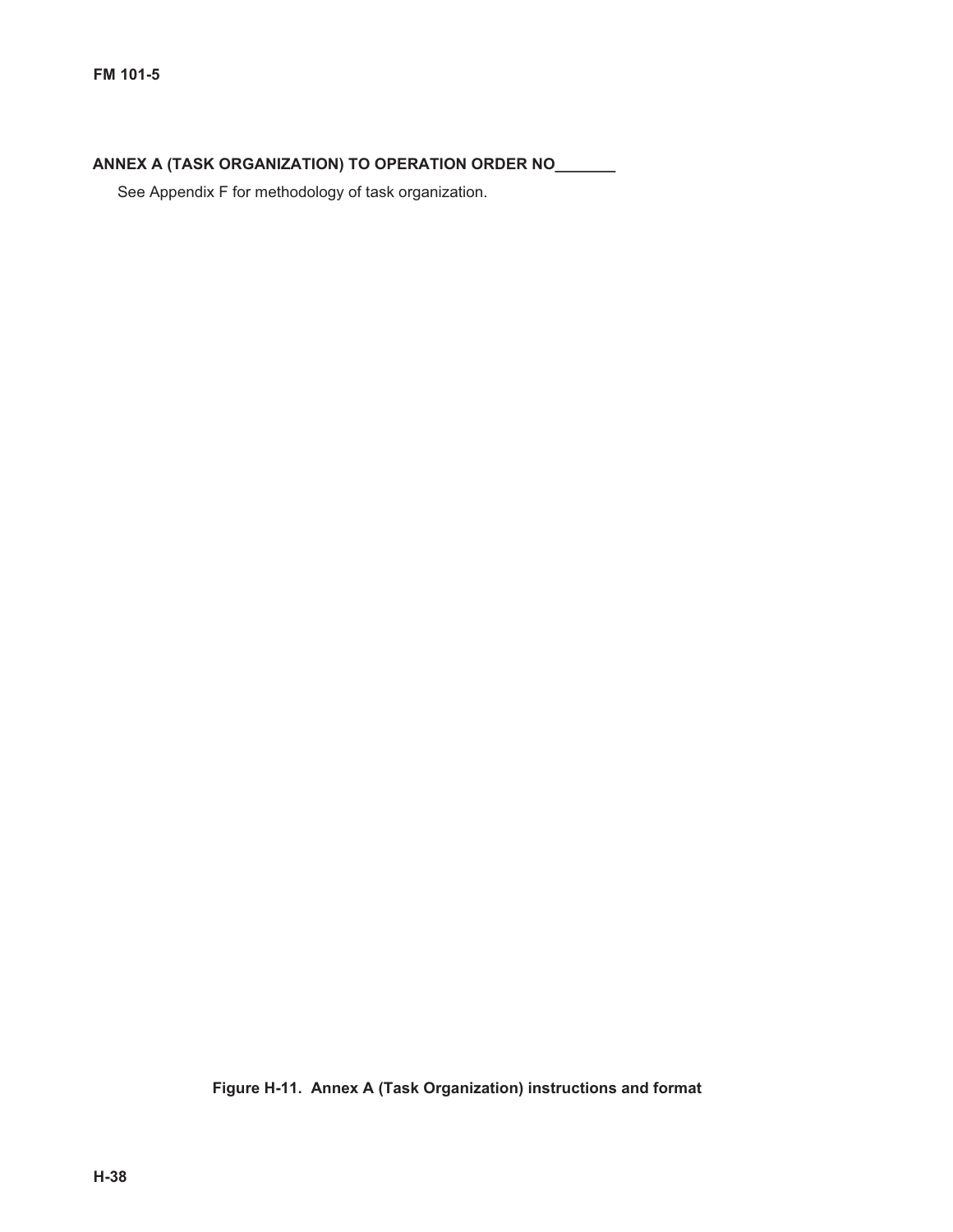**ANNEX A (TASK ORGANIZATION) TO OPERATION ORDER NO_______**

See Appendix F for methodology of task organization.

**Figure H-11. Annex A (Task Organization) instructions and format**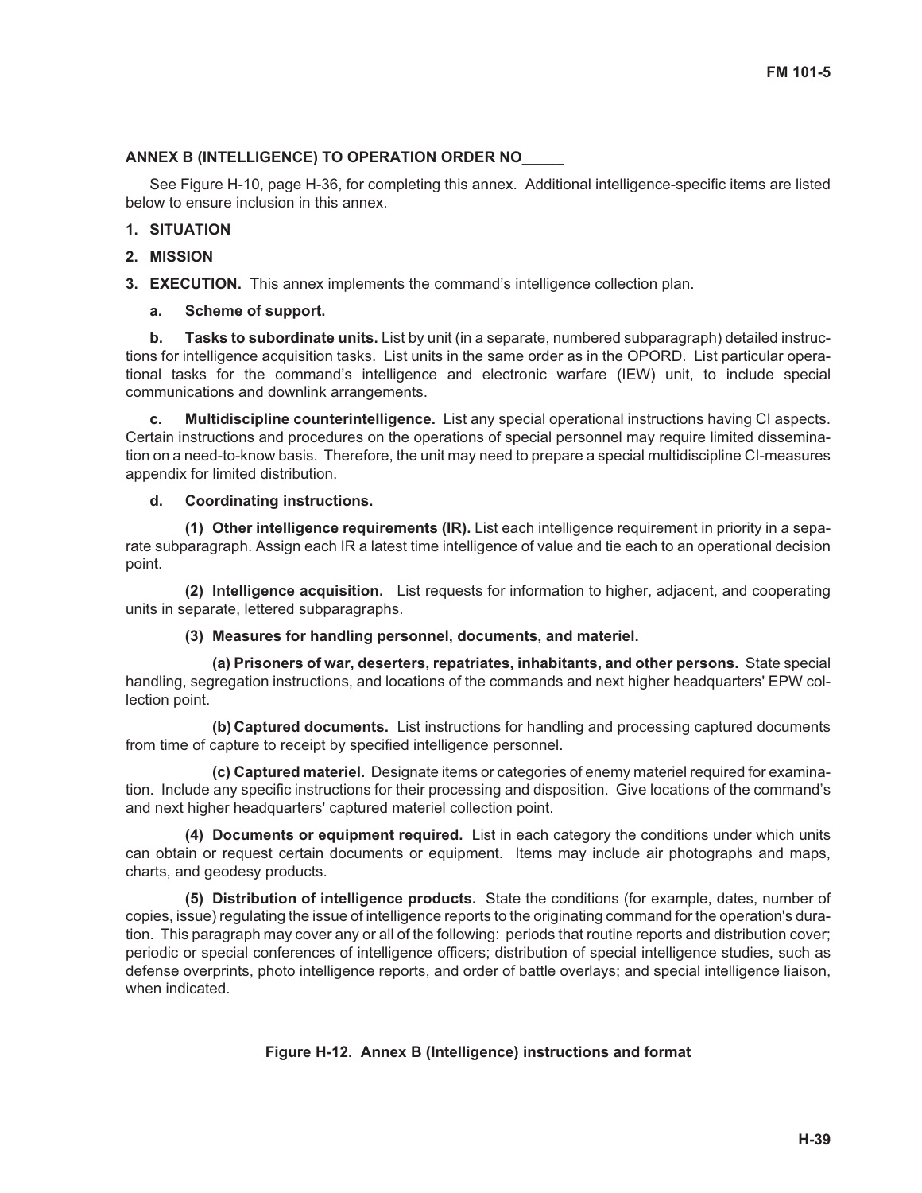**ANNEX B (INTELLIGENCE) TO OPERATION ORDER NO_____**

See Figure H-10, page H-36, for completing this annex. Additional intelligence-specific items are listed below to ensure inclusion in this annex.

**1. SITUATION**

**2. MISSION**

**3. EXECUTION.** This annex implements the command's intelligence collection plan.

**a. Scheme of support.**

**b. Tasks to subordinate units.** List by unit (in a separate, numbered subparagraph) detailed instructions for intelligence acquisition tasks. List units in the same order as in the OPORD. List particular operational tasks for the command's intelligence and electronic warfare (IEW) unit, to include special communications and downlink arrangements.

**c. Multidiscipline counterintelligence.** List any special operational instructions having CI aspects. Certain instructions and procedures on the operations of special personnel may require limited dissemination on a need-to-know basis. Therefore, the unit may need to prepare a special multidiscipline CI-measures appendix for limited distribution.

**d. Coordinating instructions.**

**(1) Other intelligence requirements (IR).** List each intelligence requirement in priority in a separate subparagraph. Assign each IR a latest time intelligence of value and tie each to an operational decision point.

**(2) Intelligence acquisition.** List requests for information to higher, adjacent, and cooperating units in separate, lettered subparagraphs.

**(3) Measures for handling personnel, documents, and materiel.**

**(a) Prisoners of war, deserters, repatriates, inhabitants, and other persons.** State special handling, segregation instructions, and locations of the commands and next higher headquarters' EPW collection point.

**(b) Captured documents.** List instructions for handling and processing captured documents from time of capture to receipt by specified intelligence personnel.

**(c) Captured materiel.** Designate items or categories of enemy materiel required for examination. Include any specific instructions for their processing and disposition. Give locations of the command's and next higher headquarters' captured materiel collection point.

**(4) Documents or equipment required.** List in each category the conditions under which units can obtain or request certain documents or equipment. Items may include air photographs and maps, charts, and geodesy products.

**(5) Distribution of intelligence products.** State the conditions (for example, dates, number of copies, issue) regulating the issue of intelligence reports to the originating command for the operation's duration. This paragraph may cover any or all of the following: periods that routine reports and distribution cover; periodic or special conferences of intelligence officers; distribution of special intelligence studies, such as defense overprints, photo intelligence reports, and order of battle overlays; and special intelligence liaison, when indicated.

**Figure H-12. Annex B (Intelligence) instructions and format**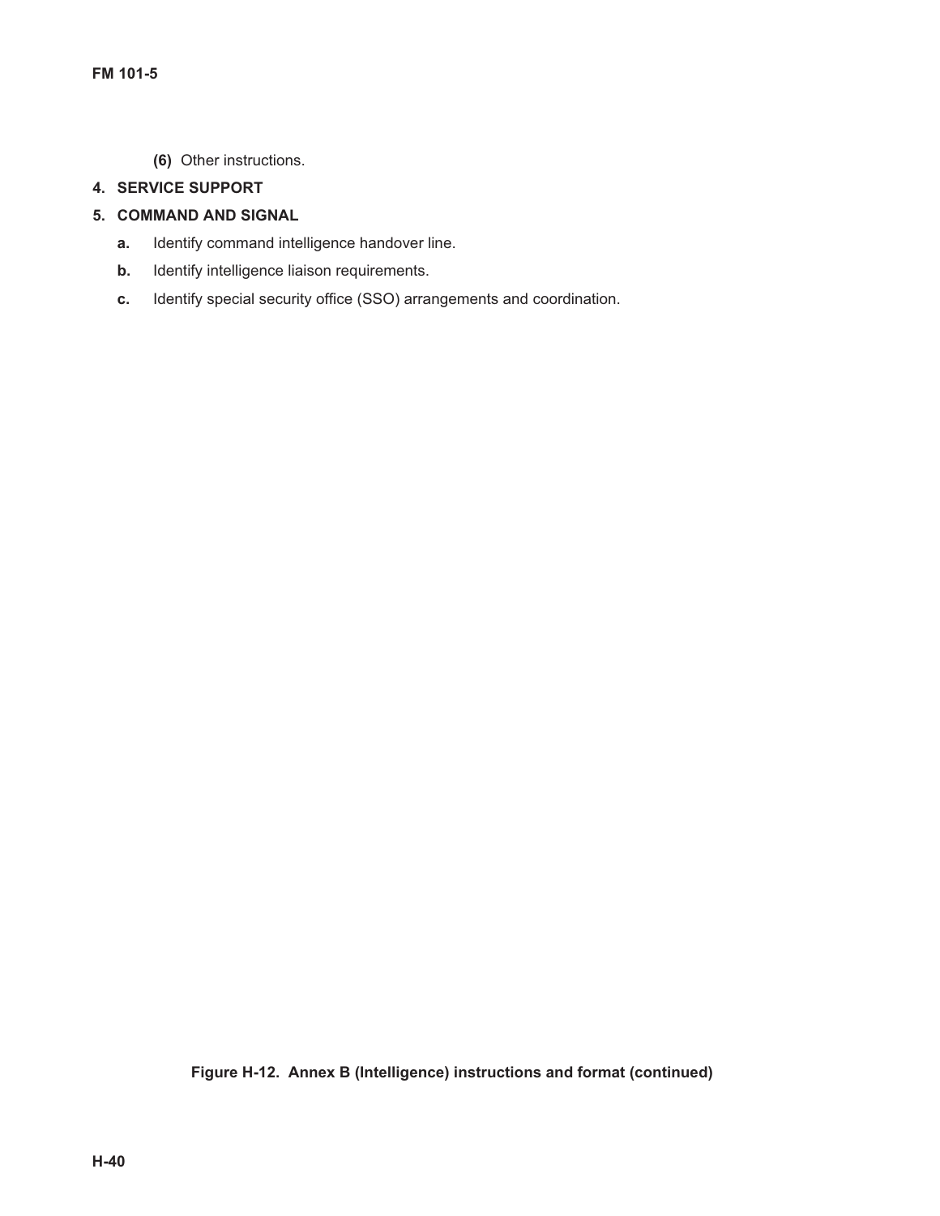**(6)** Other instructions.

**4. SERVICE SUPPORT**

**5. COMMAND AND SIGNAL**

**a.** Identify command intelligence handover line.

**b.** Identify intelligence liaison requirements.

**c.** Identify special security office (SSO) arrangements and coordination.

**Figure H-12. Annex B (Intelligence) instructions and format (continued)**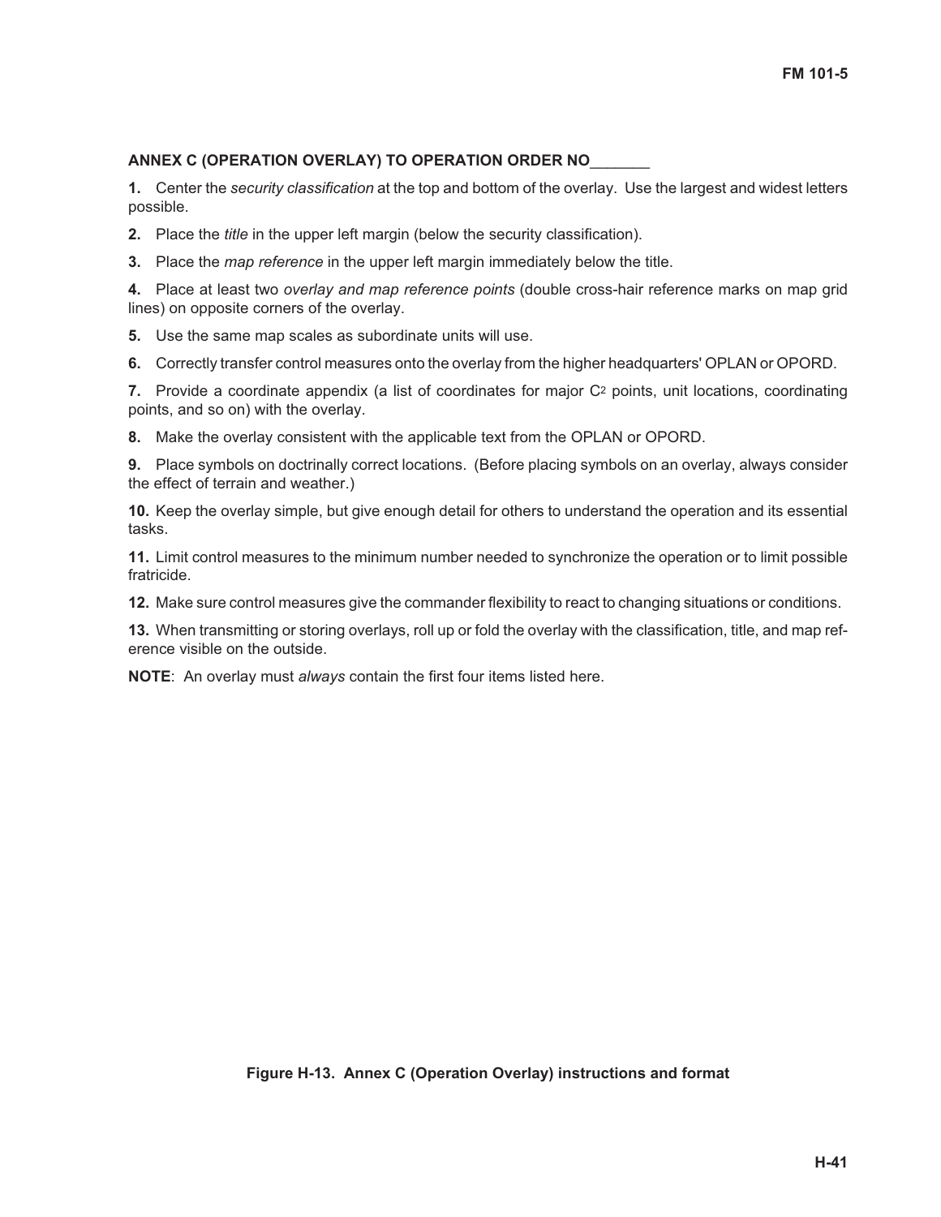**ANNEX C (OPERATION OVERLAY) TO OPERATION ORDER NO_______**

**1.** Center the *security classification* at the top and bottom of the overlay. Use the largest and widest letters possible.

**2.** Place the *title* in the upper left margin (below the security classification).

**3.** Place the *map reference* in the upper left margin immediately below the title.

**4.** Place at least two *overlay and map reference points* (double cross-hair reference marks on map grid lines) on opposite corners of the overlay.

**5.** Use the same map scales as subordinate units will use.

**6.** Correctly transfer control measures onto the overlay from the higher headquarters' OPLAN or OPORD.

**7.** Provide a coordinate appendix (a list of coordinates for major $C^2$ points, unit locations, coordinating points, and so on) with the overlay.

**8.** Make the overlay consistent with the applicable text from the OPLAN or OPORD.

**9.** Place symbols on doctrinally correct locations. (Before placing symbols on an overlay, always consider the effect of terrain and weather.)

**10.** Keep the overlay simple, but give enough detail for others to understand the operation and its essential tasks.

**11.** Limit control measures to the minimum number needed to synchronize the operation or to limit possible fratricide.

**12.** Make sure control measures give the commander flexibility to react to changing situations or conditions.

**13.** When transmitting or storing overlays, roll up or fold the overlay with the classification, title, and map reference visible on the outside.

**NOTE**: An overlay must *always* contain the first four items listed here.

**Figure H-13. Annex C (Operation Overlay) instructions and format**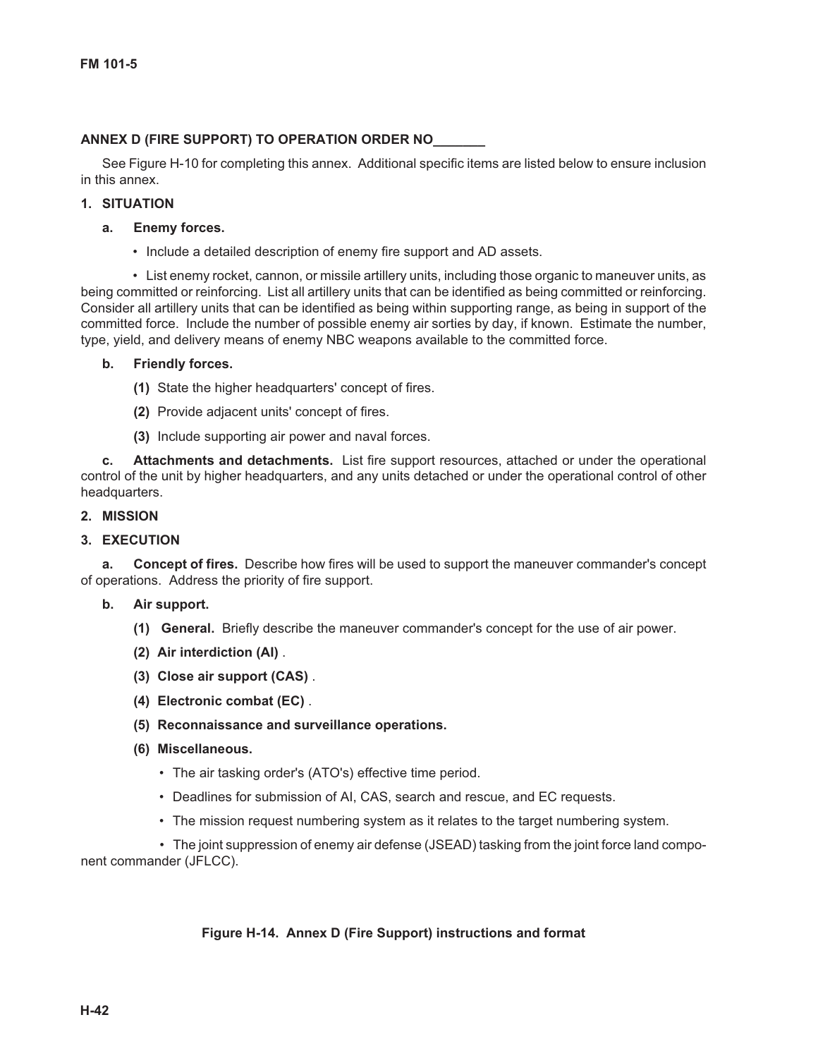**ANNEX D (FIRE SUPPORT) TO OPERATION ORDER NO_______**

See Figure H-10 for completing this annex. Additional specific items are listed below to ensure inclusion in this annex.

**1. SITUATION**

**a. Enemy forces.**

- Include a detailed description of enemy fire support and AD assets.

- List enemy rocket, cannon, or missile artillery units, including those organic to maneuver units, as being committed or reinforcing. List all artillery units that can be identified as being committed or reinforcing. Consider all artillery units that can be identified as being within supporting range, as being in support of the committed force. Include the number of possible enemy air sorties by day, if known. Estimate the number, type, yield, and delivery means of enemy NBC weapons available to the committed force.

**b. Friendly forces.**

**(1)** State the higher headquarters' concept of fires.

**(2)** Provide adjacent units' concept of fires.

**(3)** Include supporting air power and naval forces.

**c. Attachments and detachments.** List fire support resources, attached or under the operational control of the unit by higher headquarters, and any units detached or under the operational control of other headquarters.

**2. MISSION**

**3. EXECUTION**

**a. Concept of fires.** Describe how fires will be used to support the maneuver commander's concept of operations. Address the priority of fire support.

**b. Air support.**

**(1) General.** Briefly describe the maneuver commander's concept for the use of air power.

**(2) Air interdiction (AI)** .

**(3) Close air support (CAS)** .

**(4) Electronic combat (EC)** .

**(5) Reconnaissance and surveillance operations.**

**(6) Miscellaneous.**

- The air tasking order's (ATO's) effective time period.
- Deadlines for submission of AI, CAS, search and rescue, and EC requests.
- The mission request numbering system as it relates to the target numbering system.
- The joint suppression of enemy air defense (JSEAD) tasking from the joint force land component commander (JFLCC).

**Figure H-14. Annex D (Fire Support) instructions and format**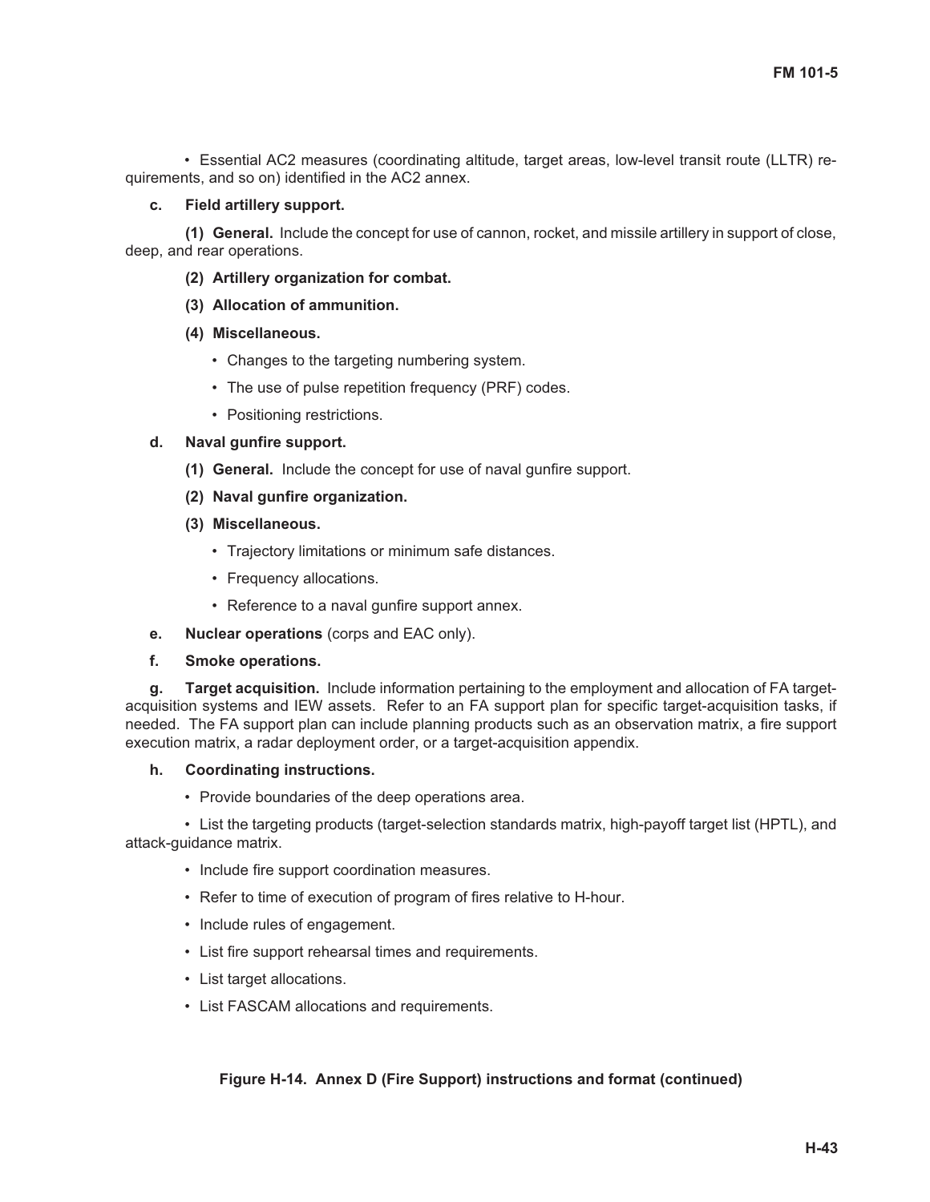• Essential AC2 measures (coordinating altitude, target areas, low-level transit route (LLTR) requirements, and so on) identified in the AC2 annex.

**c. Field artillery support.**

**(1) General.** Include the concept for use of cannon, rocket, and missile artillery in support of close, deep, and rear operations.

**(2) Artillery organization for combat.**

**(3) Allocation of ammunition.**

**(4) Miscellaneous.**

- Changes to the targeting numbering system.
- The use of pulse repetition frequency (PRF) codes.
- Positioning restrictions.

**d. Naval gunfire support.**

**(1) General.** Include the concept for use of naval gunfire support.

**(2) Naval gunfire organization.**

**(3) Miscellaneous.**

- Trajectory limitations or minimum safe distances.
- Frequency allocations.
- Reference to a naval gunfire support annex.

**e. Nuclear operations** (corps and EAC only).

**f. Smoke operations.**

**g. Target acquisition.** Include information pertaining to the employment and allocation of FA target-acquisition systems and IEW assets. Refer to an FA support plan for specific target-acquisition tasks, if needed. The FA support plan can include planning products such as an observation matrix, a fire support execution matrix, a radar deployment order, or a target-acquisition appendix.

**h. Coordinating instructions.**

- Provide boundaries of the deep operations area.
- List the targeting products (target-selection standards matrix, high-payoff target list (HPTL), and attack-guidance matrix.
- Include fire support coordination measures.
- Refer to time of execution of program of fires relative to H-hour.
- Include rules of engagement.
- List fire support rehearsal times and requirements.
- List target allocations.
- List FASCAM allocations and requirements.

**Figure H-14. Annex D (Fire Support) instructions and format (continued)**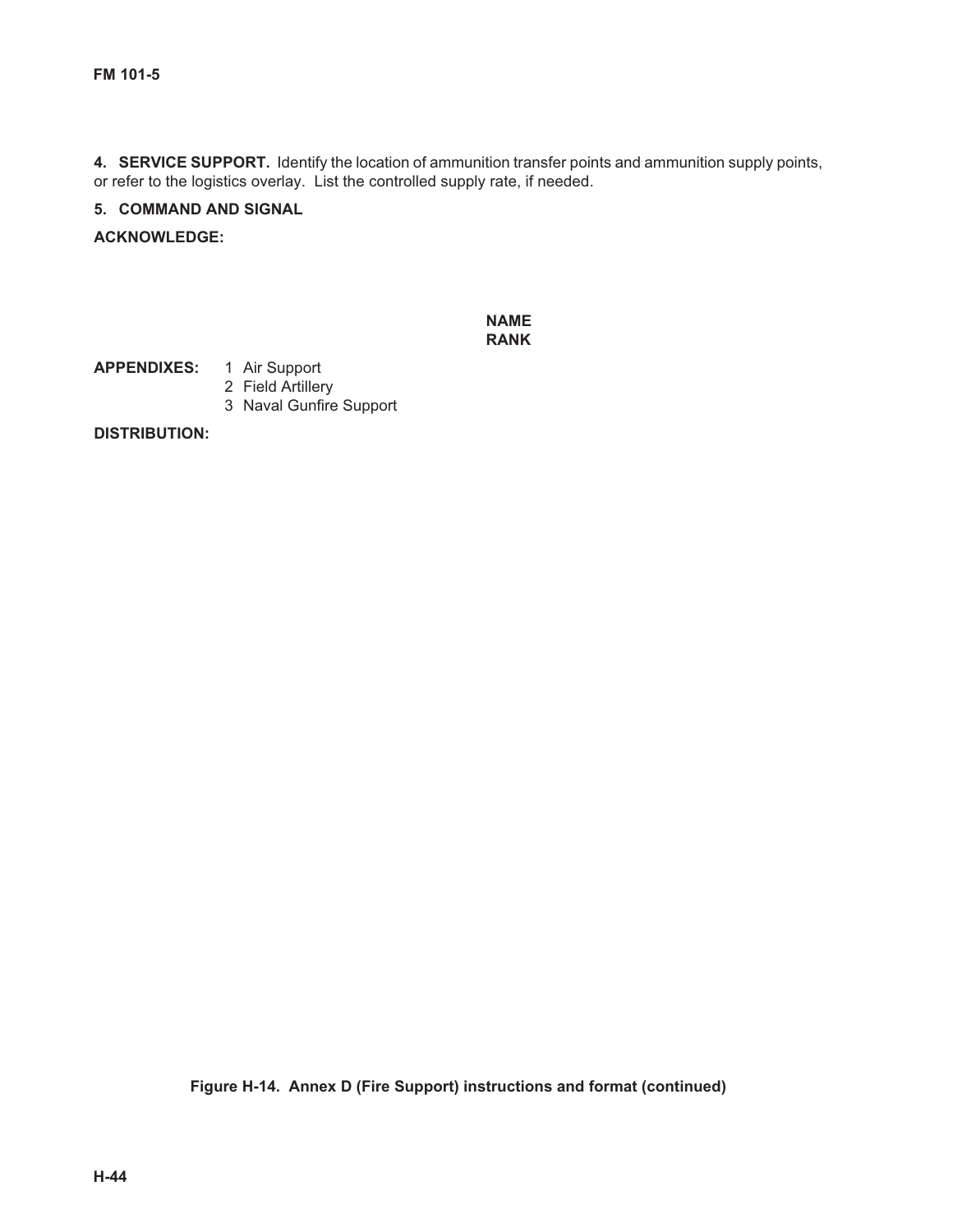**4. SERVICE SUPPORT.** Identify the location of ammunition transfer points and ammunition supply points, or refer to the logistics overlay. List the controlled supply rate, if needed.

**5. COMMAND AND SIGNAL**

**ACKNOWLEDGE:**

**NAME**
**RANK**

**APPENDIXES:**
1 Air Support
2 Field Artillery
3 Naval Gunfire Support

**DISTRIBUTION:**

**Figure H-14. Annex D (Fire Support) instructions and format (continued)**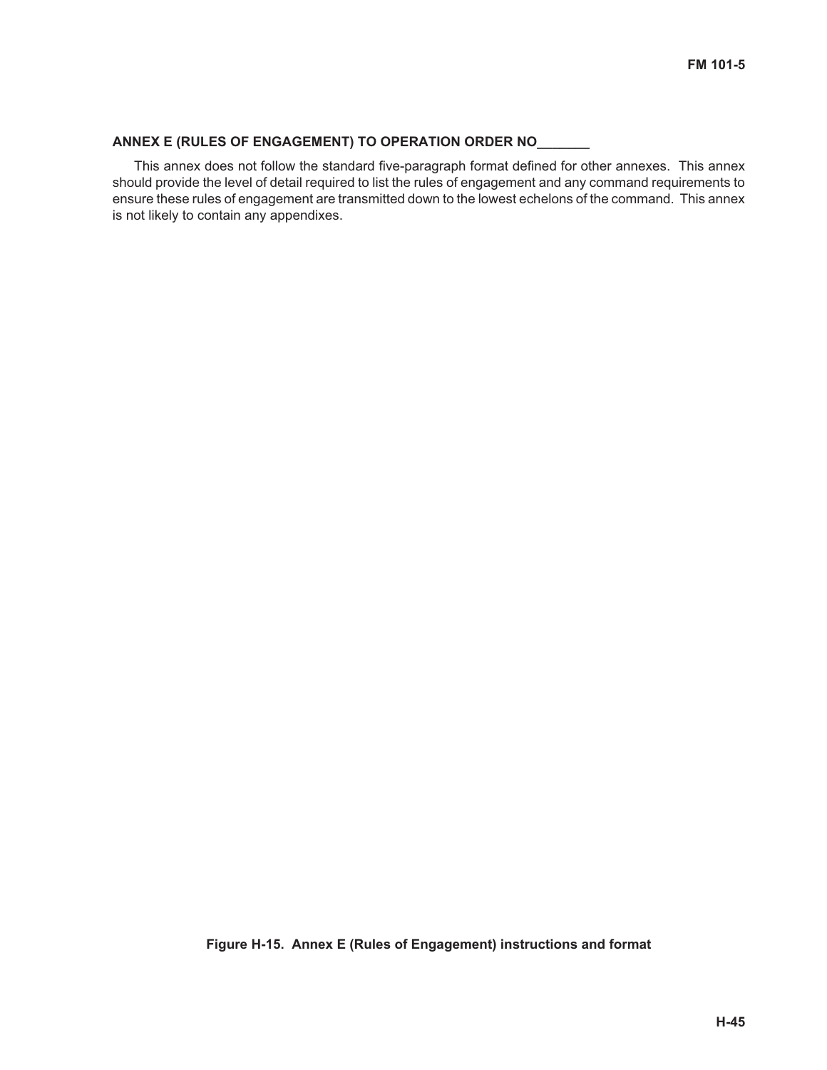**ANNEX E (RULES OF ENGAGEMENT) TO OPERATION ORDER NO_______**

This annex does not follow the standard five-paragraph format defined for other annexes. This annex should provide the level of detail required to list the rules of engagement and any command requirements to ensure these rules of engagement are transmitted down to the lowest echelons of the command. This annex is not likely to contain any appendixes.

**Figure H-15. Annex E (Rules of Engagement) instructions and format**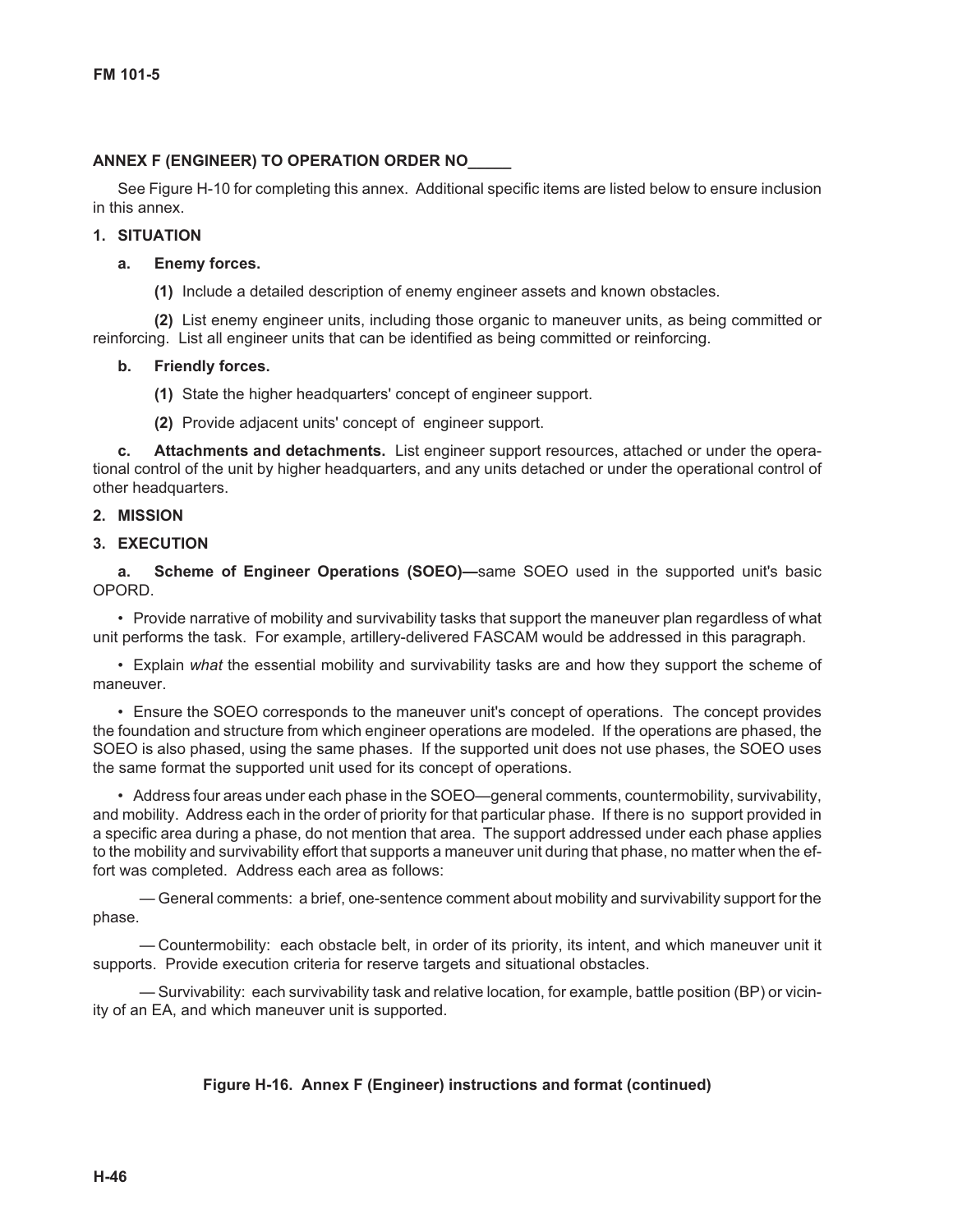**ANNEX F (ENGINEER) TO OPERATION ORDER NO_____**

See Figure H-10 for completing this annex. Additional specific items are listed below to ensure inclusion in this annex.

**1. SITUATION**

**a. Enemy forces.**

**(1)** Include a detailed description of enemy engineer assets and known obstacles.

**(2)** List enemy engineer units, including those organic to maneuver units, as being committed or reinforcing. List all engineer units that can be identified as being committed or reinforcing.

**b. Friendly forces.**

**(1)** State the higher headquarters' concept of engineer support.

**(2)** Provide adjacent units' concept of engineer support.

**c. Attachments and detachments.** List engineer support resources, attached or under the operational control of the unit by higher headquarters, and any units detached or under the operational control of other headquarters.

**2. MISSION**

**3. EXECUTION**

**a. Scheme of Engineer Operations (SOEO)—**same SOEO used in the supported unit's basic OPORD.

- Provide narrative of mobility and survivability tasks that support the maneuver plan regardless of what unit performs the task. For example, artillery-delivered FASCAM would be addressed in this paragraph.

- Explain *what* the essential mobility and survivability tasks are and how they support the scheme of maneuver.

- Ensure the SOEO corresponds to the maneuver unit's concept of operations. The concept provides the foundation and structure from which engineer operations are modeled. If the operations are phased, the SOEO is also phased, using the same phases. If the supported unit does not use phases, the SOEO uses the same format the supported unit used for its concept of operations.

- Address four areas under each phase in the SOEO—general comments, countermobility, survivability, and mobility. Address each in the order of priority for that particular phase. If there is no support provided in a specific area during a phase, do not mention that area. The support addressed under each phase applies to the mobility and survivability effort that supports a maneuver unit during that phase, no matter when the effort was completed. Address each area as follows:

  — General comments: a brief, one-sentence comment about mobility and survivability support for the phase.

  — Countermobility: each obstacle belt, in order of its priority, its intent, and which maneuver unit it supports. Provide execution criteria for reserve targets and situational obstacles.

  — Survivability: each survivability task and relative location, for example, battle position (BP) or vicinity of an EA, and which maneuver unit is supported.

**Figure H-16. Annex F (Engineer) instructions and format (continued)**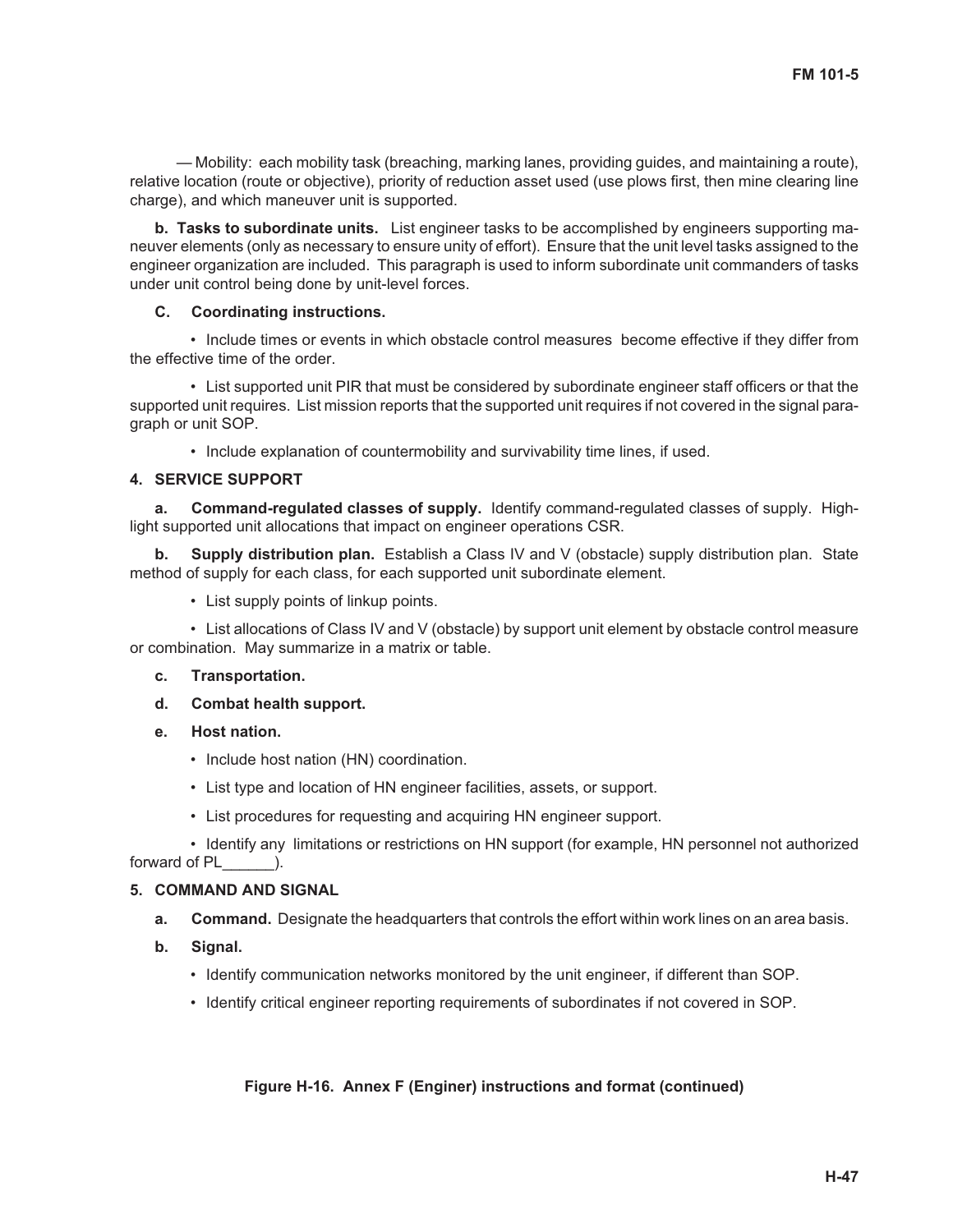— Mobility: each mobility task (breaching, marking lanes, providing guides, and maintaining a route), relative location (route or objective), priority of reduction asset used (use plows first, then mine clearing line charge), and which maneuver unit is supported.

**b. Tasks to subordinate units.** List engineer tasks to be accomplished by engineers supporting maneuver elements (only as necessary to ensure unity of effort). Ensure that the unit level tasks assigned to the engineer organization are included. This paragraph is used to inform subordinate unit commanders of tasks under unit control being done by unit-level forces.

**C. Coordinating instructions.**

- Include times or events in which obstacle control measures become effective if they differ from the effective time of the order.
- List supported unit PIR that must be considered by subordinate engineer staff officers or that the supported unit requires. List mission reports that the supported unit requires if not covered in the signal paragraph or unit SOP.
- Include explanation of countermobility and survivability time lines, if used.

**4. SERVICE SUPPORT**

**a. Command-regulated classes of supply.** Identify command-regulated classes of supply. Highlight supported unit allocations that impact on engineer operations CSR.

**b. Supply distribution plan.** Establish a Class IV and V (obstacle) supply distribution plan. State method of supply for each class, for each supported unit subordinate element.

- List supply points of linkup points.
- List allocations of Class IV and V (obstacle) by support unit element by obstacle control measure or combination. May summarize in a matrix or table.

**c. Transportation.**

**d. Combat health support.**

**e. Host nation.**

- Include host nation (HN) coordination.
- List type and location of HN engineer facilities, assets, or support.
- List procedures for requesting and acquiring HN engineer support.
- Identify any limitations or restrictions on HN support (for example, HN personnel not authorized forward of PL______).

**5. COMMAND AND SIGNAL**

**a. Command.** Designate the headquarters that controls the effort within work lines on an area basis.

**b. Signal.**

- Identify communication networks monitored by the unit engineer, if different than SOP.
- Identify critical engineer reporting requirements of subordinates if not covered in SOP.

**Figure H-16. Annex F (Enginer) instructions and format (continued)**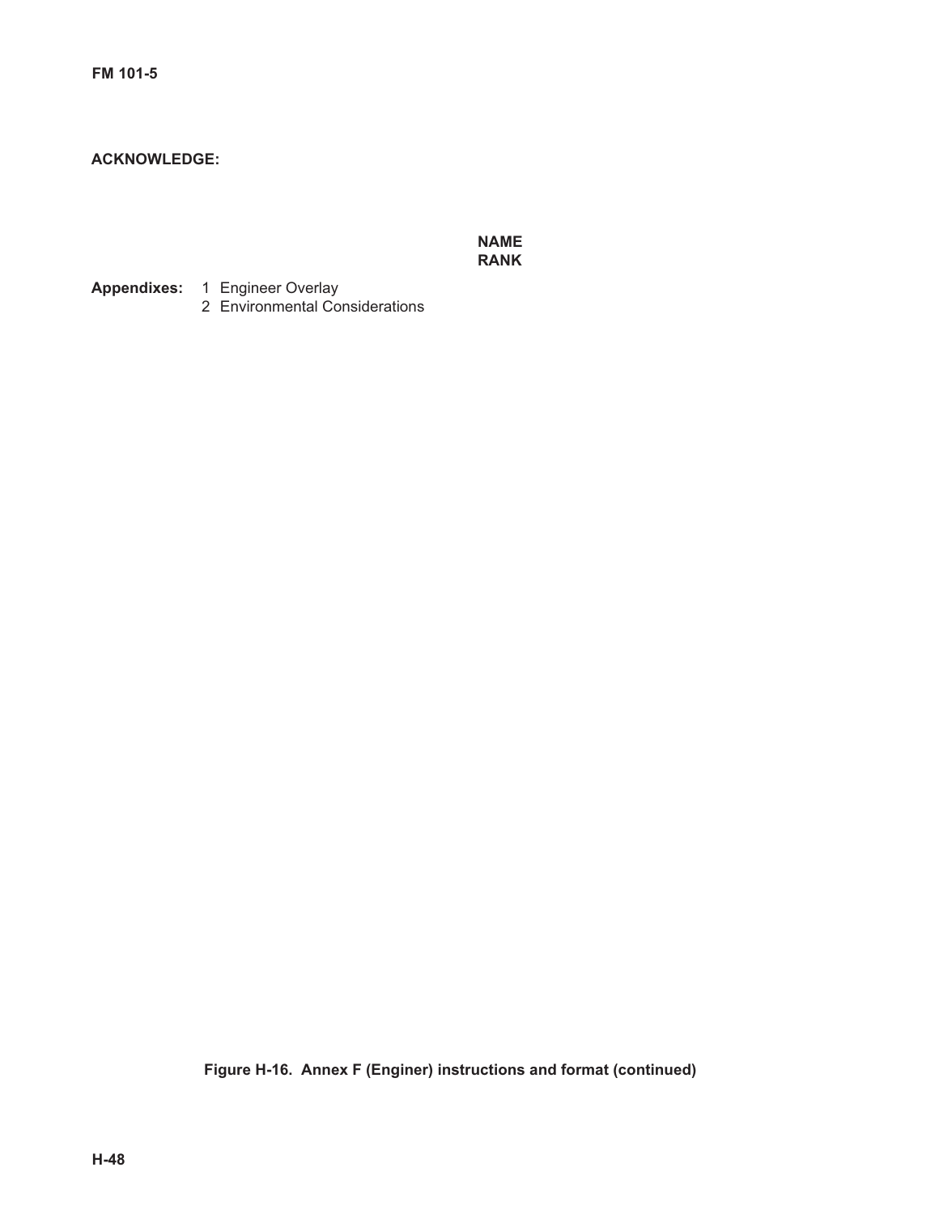**ACKNOWLEDGE:**

**NAME**
**RANK**

**Appendixes:** 1 Engineer Overlay
2 Environmental Considerations

**Figure H-16. Annex F (Enginer) instructions and format (continued)**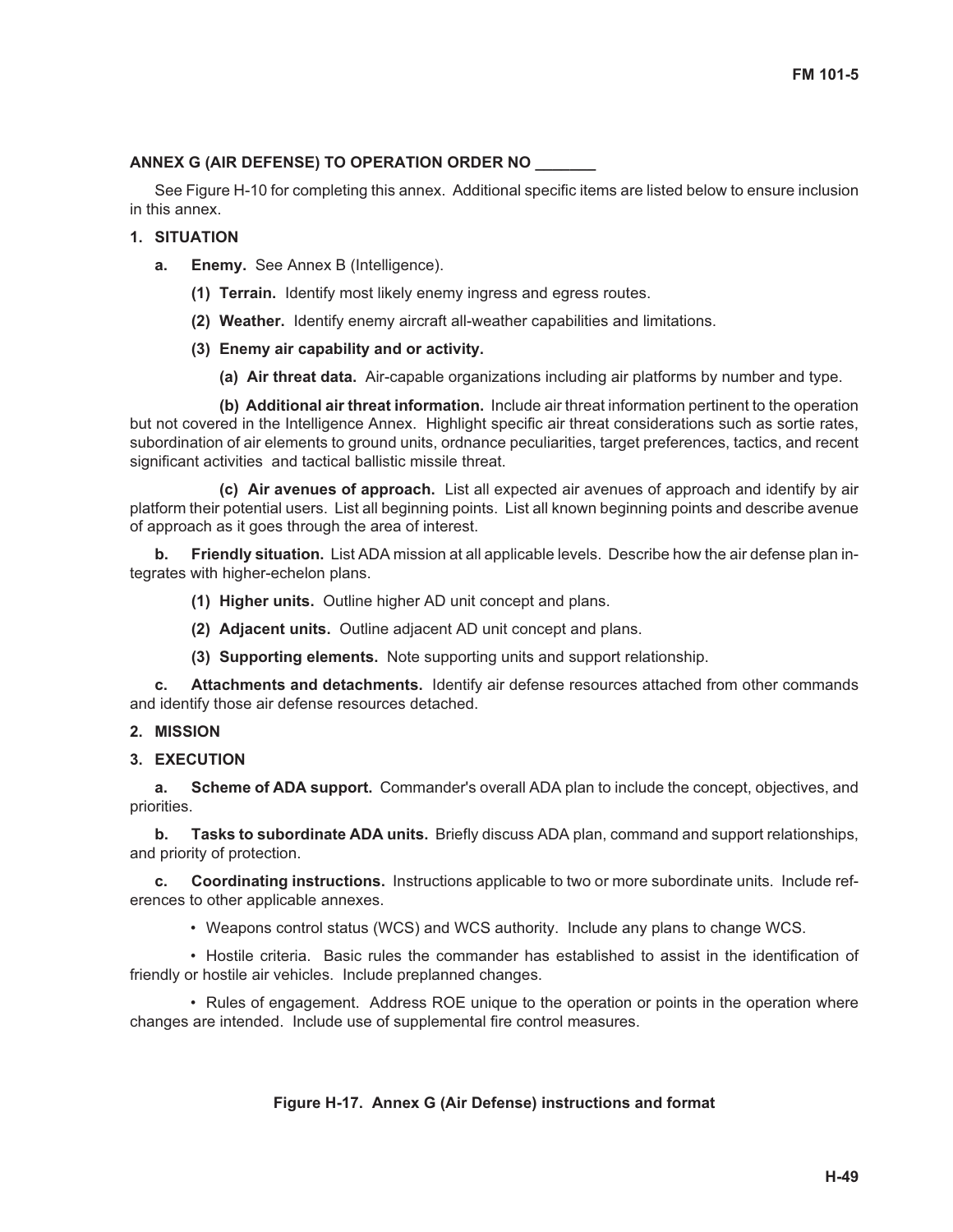**ANNEX G (AIR DEFENSE) TO OPERATION ORDER NO _______**

See Figure H-10 for completing this annex. Additional specific items are listed below to ensure inclusion in this annex.

**1. SITUATION**

**a. Enemy.** See Annex B (Intelligence).

**(1) Terrain.** Identify most likely enemy ingress and egress routes.

**(2) Weather.** Identify enemy aircraft all-weather capabilities and limitations.

**(3) Enemy air capability and or activity.**

**(a) Air threat data.** Air-capable organizations including air platforms by number and type.

**(b) Additional air threat information.** Include air threat information pertinent to the operation but not covered in the Intelligence Annex. Highlight specific air threat considerations such as sortie rates, subordination of air elements to ground units, ordnance peculiarities, target preferences, tactics, and recent significant activities and tactical ballistic missile threat.

**(c) Air avenues of approach.** List all expected air avenues of approach and identify by air platform their potential users. List all beginning points. List all known beginning points and describe avenue of approach as it goes through the area of interest.

**b. Friendly situation.** List ADA mission at all applicable levels. Describe how the air defense plan integrates with higher-echelon plans.

**(1) Higher units.** Outline higher AD unit concept and plans.

**(2) Adjacent units.** Outline adjacent AD unit concept and plans.

**(3) Supporting elements.** Note supporting units and support relationship.

**c. Attachments and detachments.** Identify air defense resources attached from other commands and identify those air defense resources detached.

**2. MISSION**

**3. EXECUTION**

**a. Scheme of ADA support.** Commander's overall ADA plan to include the concept, objectives, and priorities.

**b. Tasks to subordinate ADA units.** Briefly discuss ADA plan, command and support relationships, and priority of protection.

**c. Coordinating instructions.** Instructions applicable to two or more subordinate units. Include references to other applicable annexes.

- Weapons control status (WCS) and WCS authority. Include any plans to change WCS.
- Hostile criteria. Basic rules the commander has established to assist in the identification of friendly or hostile air vehicles. Include preplanned changes.
- Rules of engagement. Address ROE unique to the operation or points in the operation where changes are intended. Include use of supplemental fire control measures.

**Figure H-17. Annex G (Air Defense) instructions and format**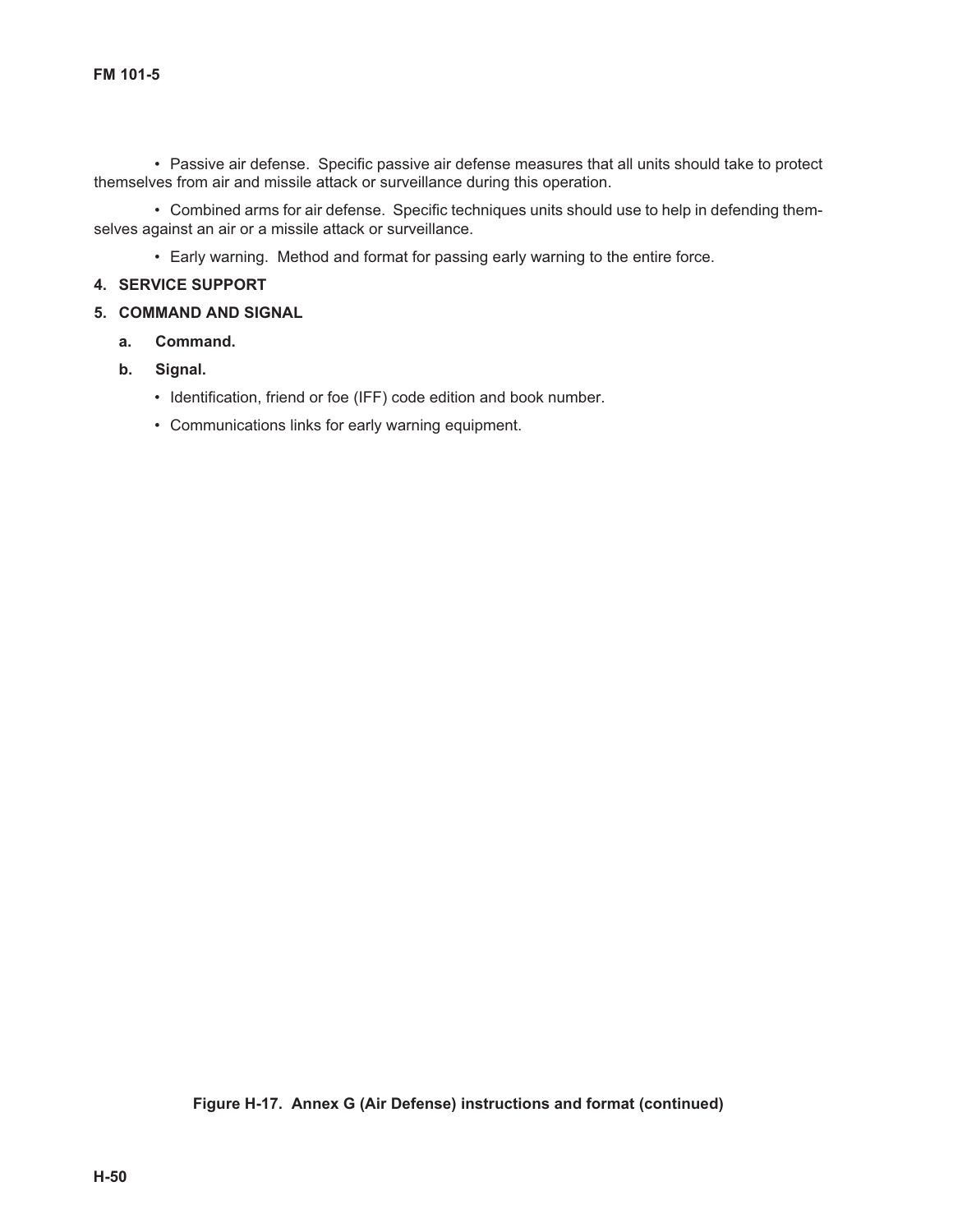- Passive air defense. Specific passive air defense measures that all units should take to protect themselves from air and missile attack or surveillance during this operation.

- Combined arms for air defense. Specific techniques units should use to help in defending themselves against an air or a missile attack or surveillance.

- Early warning. Method and format for passing early warning to the entire force.

**4. SERVICE SUPPORT**

**5. COMMAND AND SIGNAL**

**a. Command.**

**b. Signal.**

- Identification, friend or foe (IFF) code edition and book number.
- Communications links for early warning equipment.

**Figure H-17. Annex G (Air Defense) instructions and format (continued)**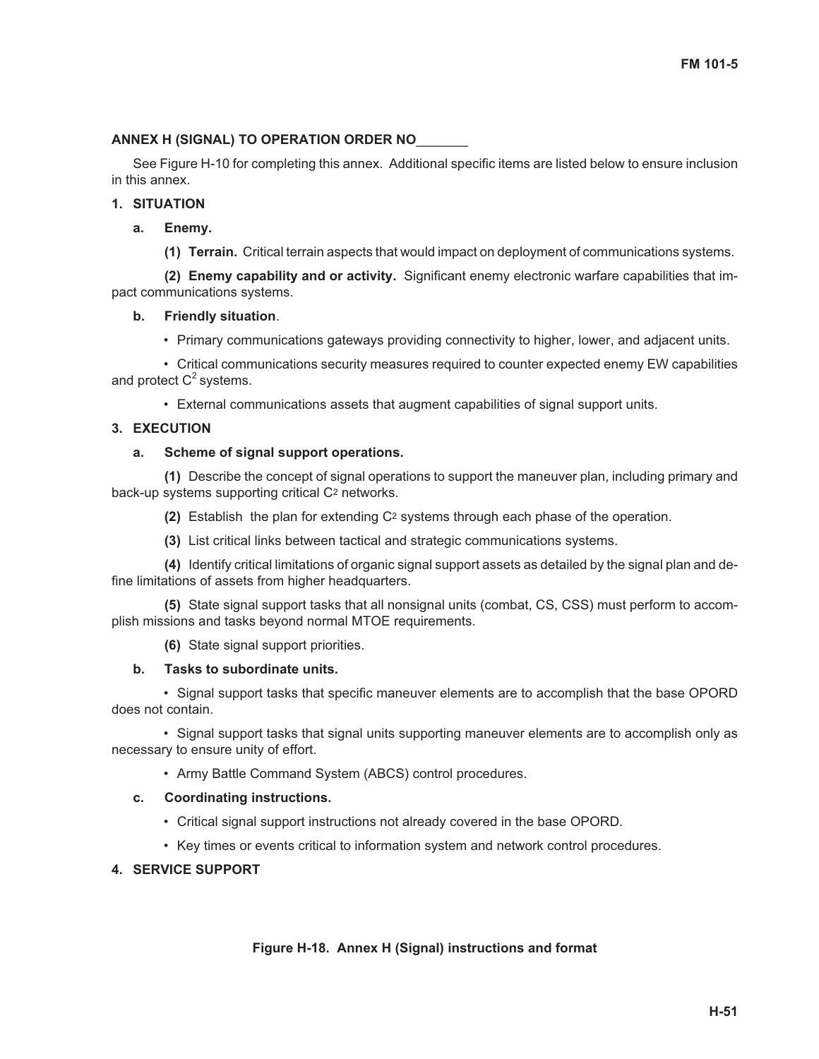**ANNEX H (SIGNAL) TO OPERATION ORDER NO_______**

See Figure H-10 for completing this annex. Additional specific items are listed below to ensure inclusion in this annex.

**1. SITUATION**

**a. Enemy.**

**(1) Terrain.** Critical terrain aspects that would impact on deployment of communications systems.

**(2) Enemy capability and or activity.** Significant enemy electronic warfare capabilities that impact communications systems.

**b. Friendly situation**.

- Primary communications gateways providing connectivity to higher, lower, and adjacent units.
- Critical communications security measures required to counter expected enemy EW capabilities and protect $C^2$ systems.
- External communications assets that augment capabilities of signal support units.

**3. EXECUTION**

**a. Scheme of signal support operations.**

**(1)** Describe the concept of signal operations to support the maneuver plan, including primary and back-up systems supporting critical $C^2$ networks.

**(2)** Establish the plan for extending $C^2$ systems through each phase of the operation.

**(3)** List critical links between tactical and strategic communications systems.

**(4)** Identify critical limitations of organic signal support assets as detailed by the signal plan and define limitations of assets from higher headquarters.

**(5)** State signal support tasks that all nonsignal units (combat, CS, CSS) must perform to accomplish missions and tasks beyond normal MTOE requirements.

**(6)** State signal support priorities.

**b. Tasks to subordinate units.**

- Signal support tasks that specific maneuver elements are to accomplish that the base OPORD does not contain.
- Signal support tasks that signal units supporting maneuver elements are to accomplish only as necessary to ensure unity of effort.
- Army Battle Command System (ABCS) control procedures.

**c. Coordinating instructions.**

- Critical signal support instructions not already covered in the base OPORD.
- Key times or events critical to information system and network control procedures.

**4. SERVICE SUPPORT**

**Figure H-18. Annex H (Signal) instructions and format**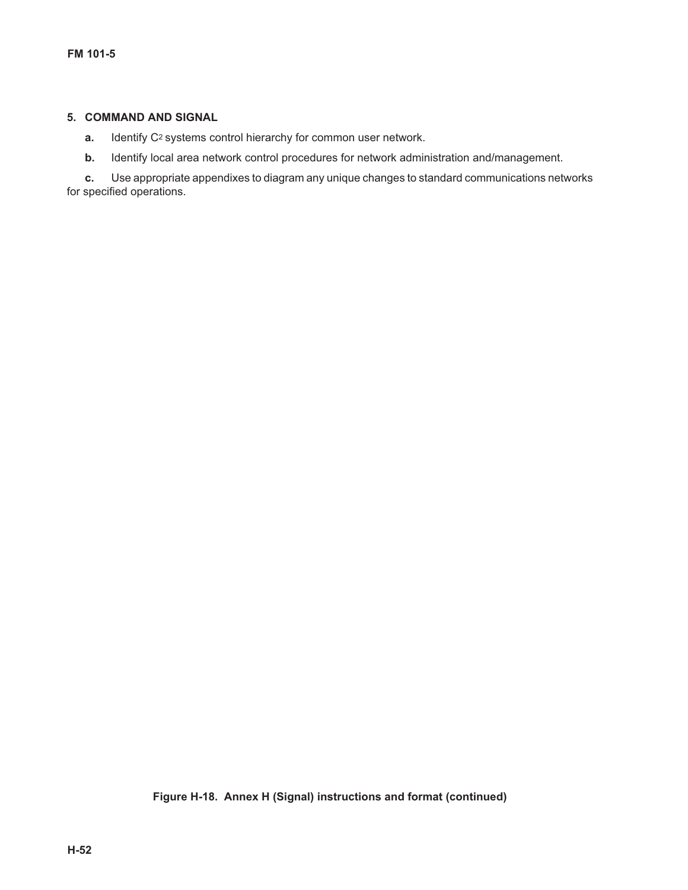**5. COMMAND AND SIGNAL**

**a.** Identify $C^2$ systems control hierarchy for common user network.

**b.** Identify local area network control procedures for network administration and/management.

**c.** Use appropriate appendixes to diagram any unique changes to standard communications networks for specified operations.

**Figure H-18. Annex H (Signal) instructions and format (continued)**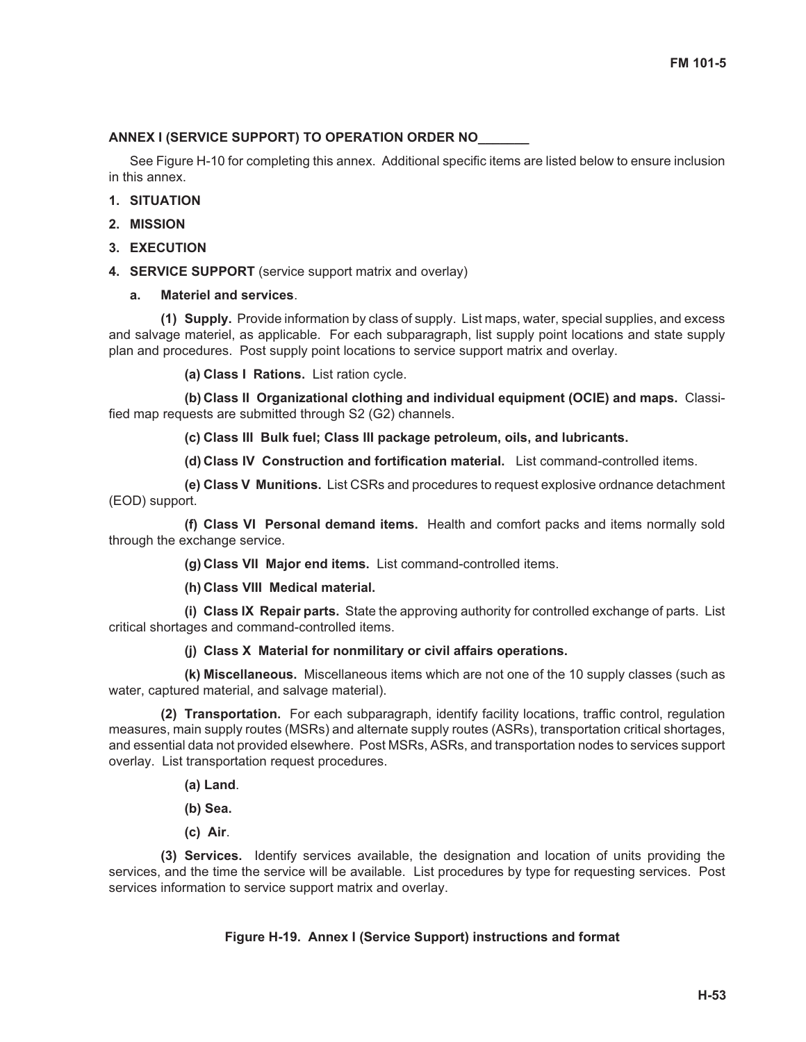**ANNEX I (SERVICE SUPPORT) TO OPERATION ORDER NO_______**

See Figure H-10 for completing this annex. Additional specific items are listed below to ensure inclusion in this annex.

**1. SITUATION**

**2. MISSION**

**3. EXECUTION**

**4. SERVICE SUPPORT** (service support matrix and overlay)

**a. Materiel and services**.

**(1) Supply.** Provide information by class of supply. List maps, water, special supplies, and excess and salvage materiel, as applicable. For each subparagraph, list supply point locations and state supply plan and procedures. Post supply point locations to service support matrix and overlay.

**(a) Class I Rations.** List ration cycle.

**(b) Class II Organizational clothing and individual equipment (OCIE) and maps.** Classified map requests are submitted through S2 (G2) channels.

**(c) Class III Bulk fuel; Class III package petroleum, oils, and lubricants.**

**(d) Class IV Construction and fortification material.** List command-controlled items.

**(e) Class V Munitions.** List CSRs and procedures to request explosive ordnance detachment (EOD) support.

**(f) Class VI Personal demand items.** Health and comfort packs and items normally sold through the exchange service.

**(g) Class VII Major end items.** List command-controlled items.

**(h) Class VIII Medical material.**

**(i) Class IX Repair parts.** State the approving authority for controlled exchange of parts. List critical shortages and command-controlled items.

**(j) Class X Material for nonmilitary or civil affairs operations.**

**(k) Miscellaneous.** Miscellaneous items which are not one of the 10 supply classes (such as water, captured material, and salvage material).

**(2) Transportation.** For each subparagraph, identify facility locations, traffic control, regulation measures, main supply routes (MSRs) and alternate supply routes (ASRs), transportation critical shortages, and essential data not provided elsewhere. Post MSRs, ASRs, and transportation nodes to services support overlay. List transportation request procedures.

**(a) Land**.

**(b) Sea.**

**(c) Air**.

**(3) Services.** Identify services available, the designation and location of units providing the services, and the time the service will be available. List procedures by type for requesting services. Post services information to service support matrix and overlay.

**Figure H-19. Annex I (Service Support) instructions and format**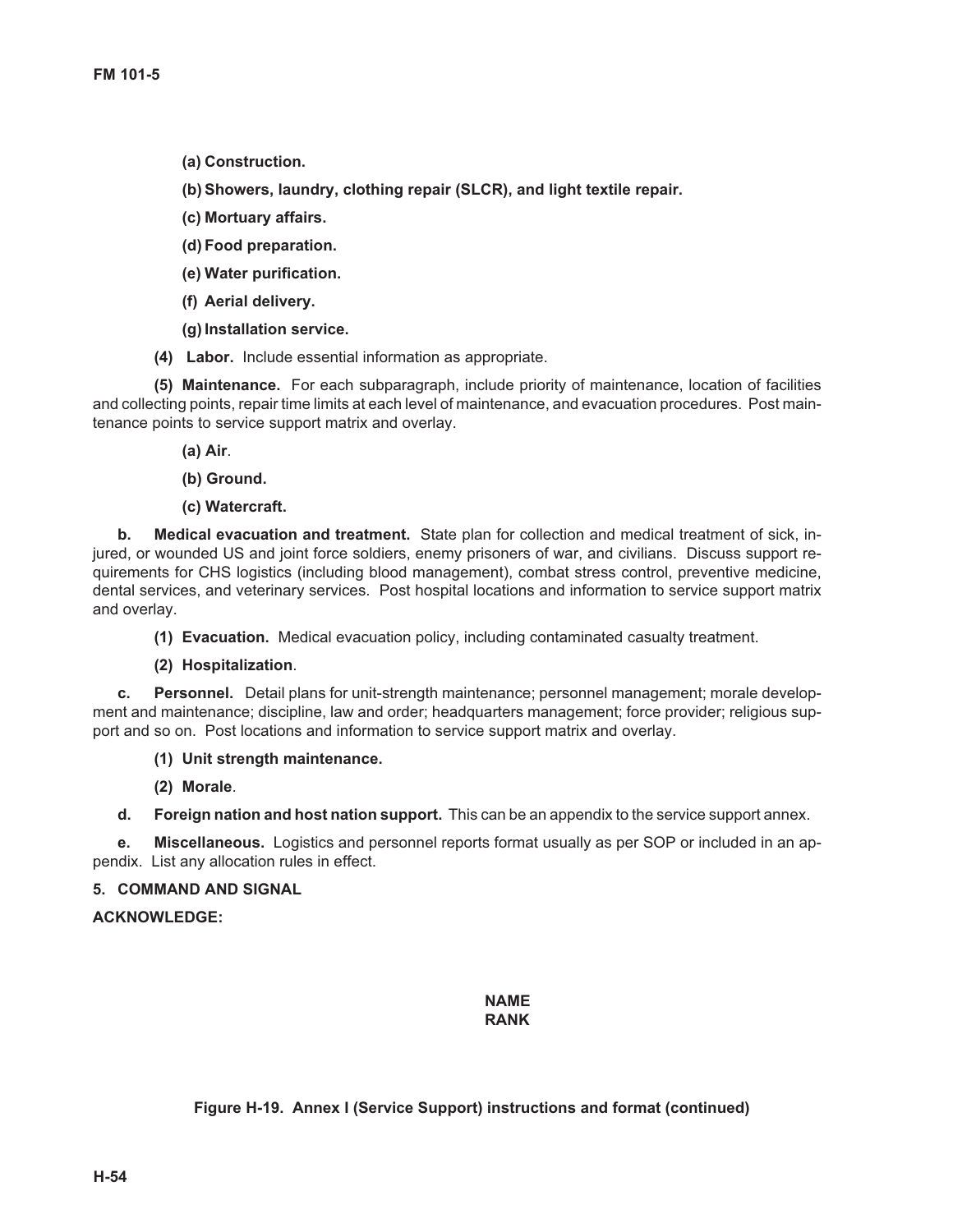**(a) Construction.**

**(b) Showers, laundry, clothing repair (SLCR), and light textile repair.**

**(c) Mortuary affairs.**

**(d) Food preparation.**

**(e) Water purification.**

**(f) Aerial delivery.**

**(g) Installation service.**

**(4) Labor.** Include essential information as appropriate.

**(5) Maintenance.** For each subparagraph, include priority of maintenance, location of facilities and collecting points, repair time limits at each level of maintenance, and evacuation procedures. Post maintenance points to service support matrix and overlay.

**(a) Air**.

**(b) Ground.**

**(c) Watercraft.**

**b. Medical evacuation and treatment.** State plan for collection and medical treatment of sick, injured, or wounded US and joint force soldiers, enemy prisoners of war, and civilians. Discuss support requirements for CHS logistics (including blood management), combat stress control, preventive medicine, dental services, and veterinary services. Post hospital locations and information to service support matrix and overlay.

**(1) Evacuation.** Medical evacuation policy, including contaminated casualty treatment.

**(2) Hospitalization**.

**c. Personnel.** Detail plans for unit-strength maintenance; personnel management; morale development and maintenance; discipline, law and order; headquarters management; force provider; religious support and so on. Post locations and information to service support matrix and overlay.

**(1) Unit strength maintenance.**

**(2) Morale**.

**d. Foreign nation and host nation support.** This can be an appendix to the service support annex.

**e. Miscellaneous.** Logistics and personnel reports format usually as per SOP or included in an appendix. List any allocation rules in effect.

**5. COMMAND AND SIGNAL**

**ACKNOWLEDGE:**

**NAME**
**RANK**

**Figure H-19. Annex I (Service Support) instructions and format (continued)**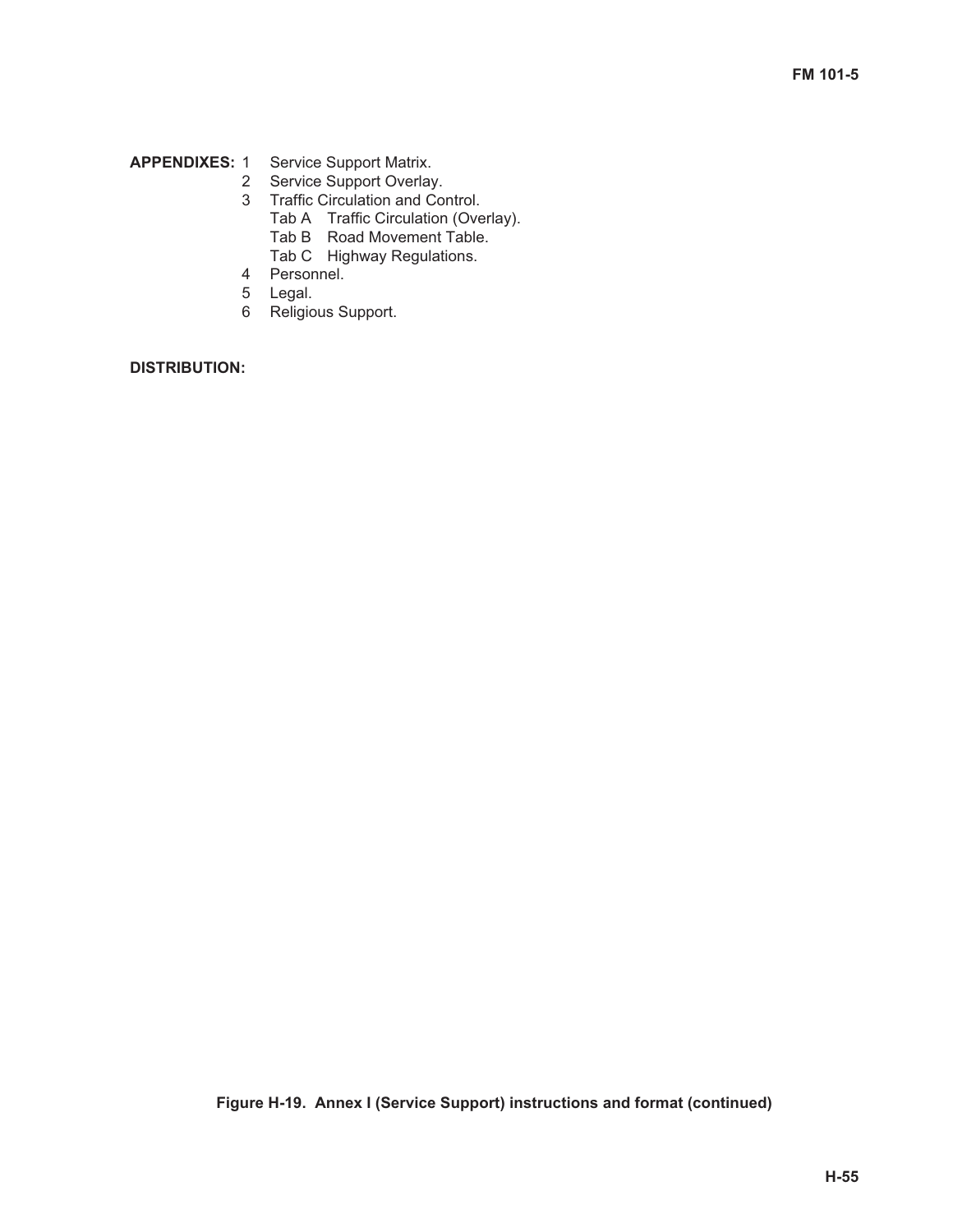**APPENDIXES:** 1 Service Support Matrix.
2 Service Support Overlay.
3 Traffic Circulation and Control.
Tab A Traffic Circulation (Overlay).
Tab B Road Movement Table.
Tab C Highway Regulations.
4 Personnel.
5 Legal.
6 Religious Support.

**DISTRIBUTION:**

**Figure H-19. Annex I (Service Support) instructions and format (continued)**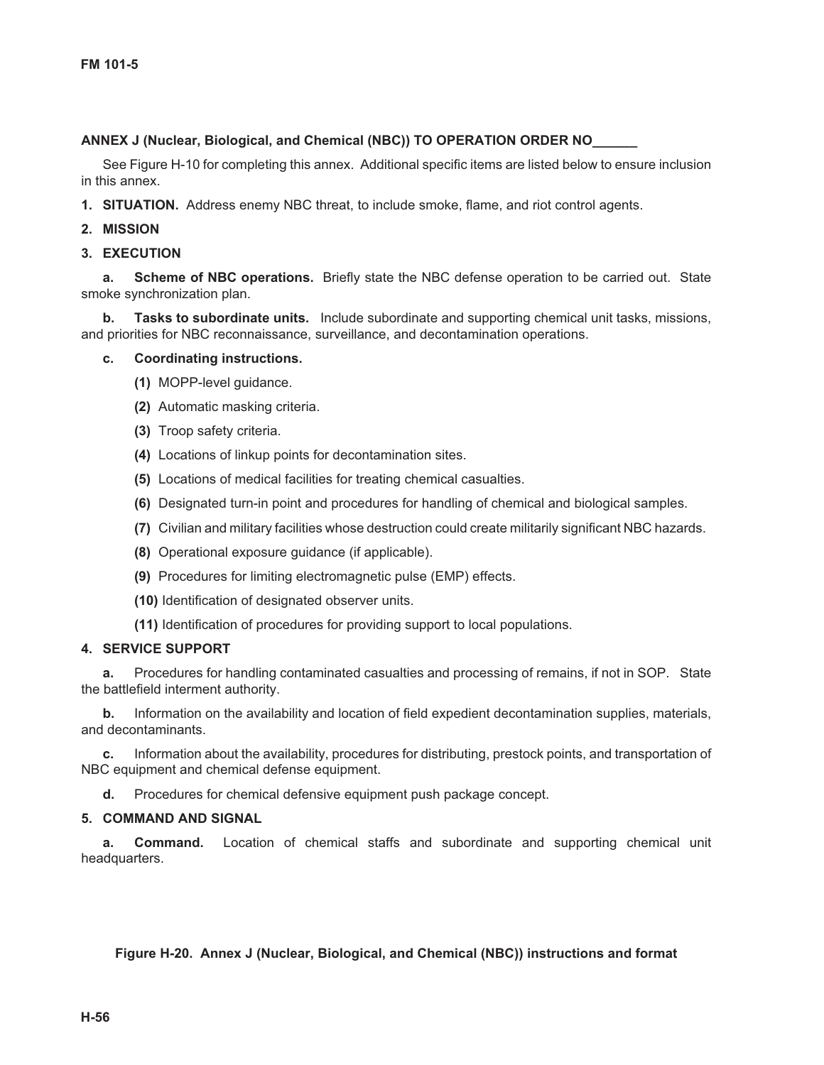**ANNEX J (Nuclear, Biological, and Chemical (NBC)) TO OPERATION ORDER NO______**

See Figure H-10 for completing this annex. Additional specific items are listed below to ensure inclusion in this annex.

**1. SITUATION.** Address enemy NBC threat, to include smoke, flame, and riot control agents.

**2. MISSION**

**3. EXECUTION**

**a. Scheme of NBC operations.** Briefly state the NBC defense operation to be carried out. State smoke synchronization plan.

**b. Tasks to subordinate units.** Include subordinate and supporting chemical unit tasks, missions, and priorities for NBC reconnaissance, surveillance, and decontamination operations.

**c. Coordinating instructions.**

**(1)** MOPP-level guidance.

**(2)** Automatic masking criteria.

**(3)** Troop safety criteria.

**(4)** Locations of linkup points for decontamination sites.

**(5)** Locations of medical facilities for treating chemical casualties.

**(6)** Designated turn-in point and procedures for handling of chemical and biological samples.

**(7)** Civilian and military facilities whose destruction could create militarily significant NBC hazards.

**(8)** Operational exposure guidance (if applicable).

**(9)** Procedures for limiting electromagnetic pulse (EMP) effects.

**(10)** Identification of designated observer units.

**(11)** Identification of procedures for providing support to local populations.

**4. SERVICE SUPPORT**

**a.** Procedures for handling contaminated casualties and processing of remains, if not in SOP. State the battlefield interment authority.

**b.** Information on the availability and location of field expedient decontamination supplies, materials, and decontaminants.

**c.** Information about the availability, procedures for distributing, prestock points, and transportation of NBC equipment and chemical defense equipment.

**d.** Procedures for chemical defensive equipment push package concept.

**5. COMMAND AND SIGNAL**

**a. Command.** Location of chemical staffs and subordinate and supporting chemical unit headquarters.

**Figure H-20. Annex J (Nuclear, Biological, and Chemical (NBC)) instructions and format**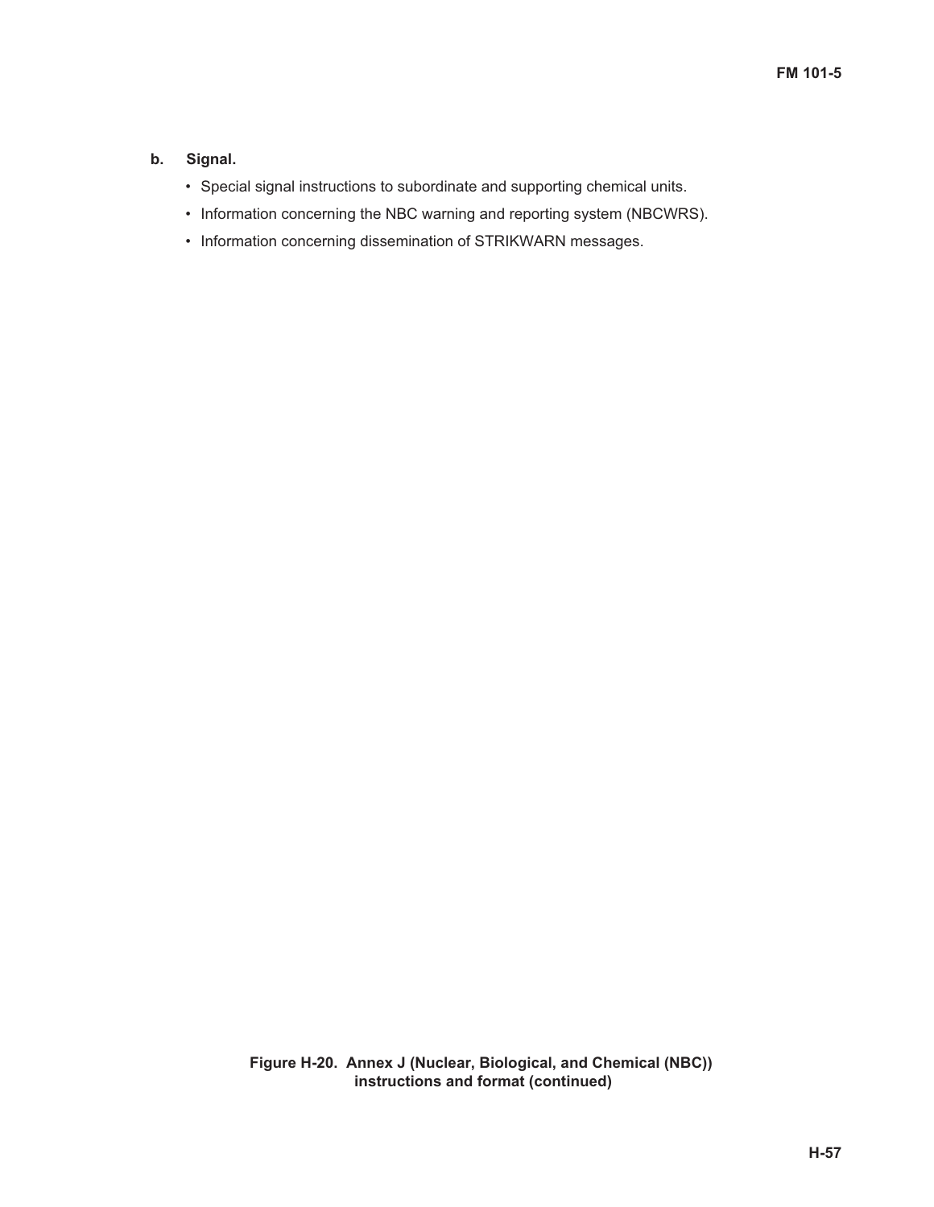**b. Signal.**

- Special signal instructions to subordinate and supporting chemical units.
- Information concerning the NBC warning and reporting system (NBCWRS).
- Information concerning dissemination of STRIKWARN messages.

**Figure H-20. Annex J (Nuclear, Biological, and Chemical (NBC)) instructions and format (continued)**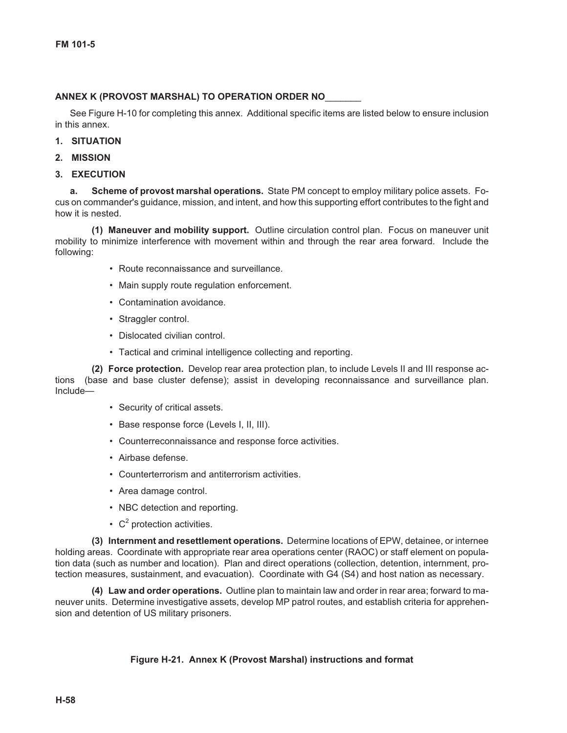## ANNEX K (PROVOST MARSHAL) TO OPERATION ORDER NO_______

See Figure H-10 for completing this annex. Additional specific items are listed below to ensure inclusion in this annex.

**1. SITUATION**

**2. MISSION**

**3. EXECUTION**

**a. Scheme of provost marshal operations.** State PM concept to employ military police assets. Focus on commander's guidance, mission, and intent, and how this supporting effort contributes to the fight and how it is nested.

**(1) Maneuver and mobility support.** Outline circulation control plan. Focus on maneuver unit mobility to minimize interference with movement within and through the rear area forward. Include the following:

- Route reconnaissance and surveillance.
- Main supply route regulation enforcement.
- Contamination avoidance.
- Straggler control.
- Dislocated civilian control.
- Tactical and criminal intelligence collecting and reporting.

**(2) Force protection.** Develop rear area protection plan, to include Levels II and III response actions (base and base cluster defense); assist in developing reconnaissance and surveillance plan. Include—

- Security of critical assets.
- Base response force (Levels I, II, III).
- Counterreconnaissance and response force activities.
- Airbase defense.
- Counterterrorism and antiterrorism activities.
- Area damage control.
- NBC detection and reporting.
- $C^2$ protection activities.

**(3) Internment and resettlement operations.** Determine locations of EPW, detainee, or internee holding areas. Coordinate with appropriate rear area operations center (RAOC) or staff element on population data (such as number and location). Plan and direct operations (collection, detention, internment, protection measures, sustainment, and evacuation). Coordinate with G4 (S4) and host nation as necessary.

**(4) Law and order operations.** Outline plan to maintain law and order in rear area; forward to maneuver units. Determine investigative assets, develop MP patrol routes, and establish criteria for apprehension and detention of US military prisoners.

**Figure H-21. Annex K (Provost Marshal) instructions and format**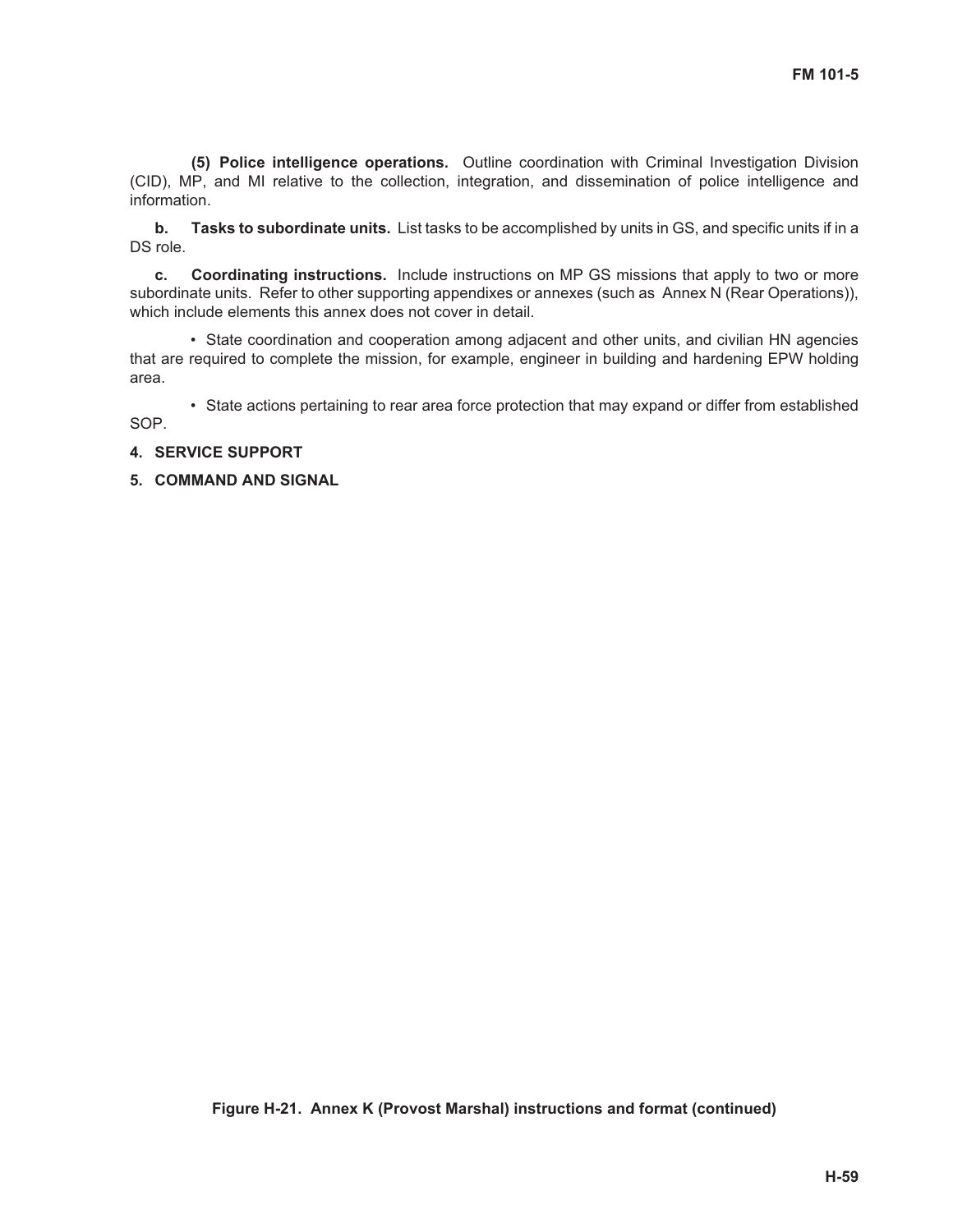**(5) Police intelligence operations.** Outline coordination with Criminal Investigation Division (CID), MP, and MI relative to the collection, integration, and dissemination of police intelligence and information.

**b. Tasks to subordinate units.** List tasks to be accomplished by units in GS, and specific units if in a DS role.

**c. Coordinating instructions.** Include instructions on MP GS missions that apply to two or more subordinate units. Refer to other supporting appendixes or annexes (such as Annex N (Rear Operations)), which include elements this annex does not cover in detail.

- State coordination and cooperation among adjacent and other units, and civilian HN agencies that are required to complete the mission, for example, engineer in building and hardening EPW holding area.

- State actions pertaining to rear area force protection that may expand or differ from established SOP.

**4. SERVICE SUPPORT**

**5. COMMAND AND SIGNAL**

**Figure H-21. Annex K (Provost Marshal) instructions and format (continued)**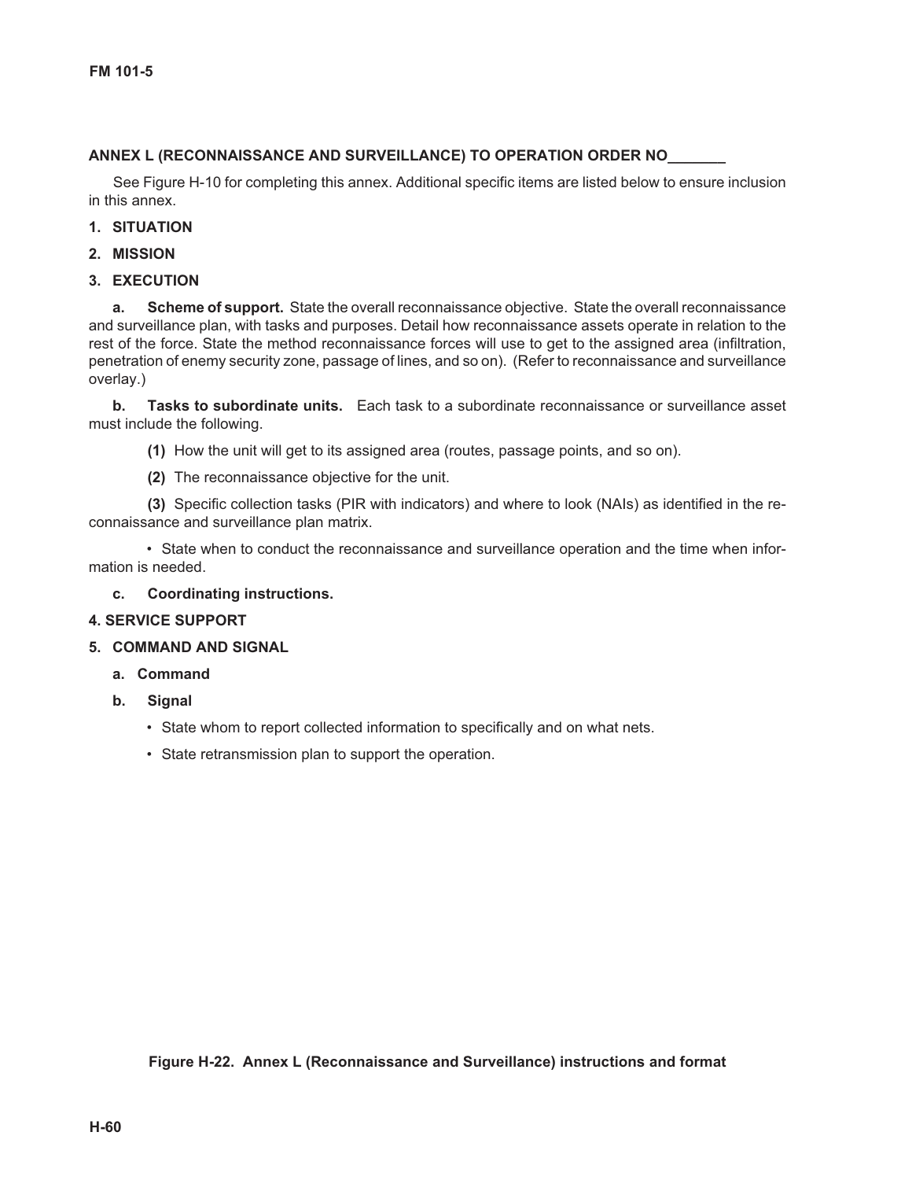## ANNEX L (RECONNAISSANCE AND SURVEILLANCE) TO OPERATION ORDER NO_______

See Figure H-10 for completing this annex. Additional specific items are listed below to ensure inclusion in this annex.

**1. SITUATION**

**2. MISSION**

**3. EXECUTION**

**a. Scheme of support.** State the overall reconnaissance objective. State the overall reconnaissance and surveillance plan, with tasks and purposes. Detail how reconnaissance assets operate in relation to the rest of the force. State the method reconnaissance forces will use to get to the assigned area (infiltration, penetration of enemy security zone, passage of lines, and so on). (Refer to reconnaissance and surveillance overlay.)

**b. Tasks to subordinate units.** Each task to a subordinate reconnaissance or surveillance asset must include the following.

**(1)** How the unit will get to its assigned area (routes, passage points, and so on).

**(2)** The reconnaissance objective for the unit.

**(3)** Specific collection tasks (PIR with indicators) and where to look (NAIs) as identified in the reconnaissance and surveillance plan matrix.

- State when to conduct the reconnaissance and surveillance operation and the time when information is needed.

**c. Coordinating instructions.**

**4. SERVICE SUPPORT**

**5. COMMAND AND SIGNAL**

**a. Command**

**b. Signal**

- State whom to report collected information to specifically and on what nets.
- State retransmission plan to support the operation.

**Figure H-22. Annex L (Reconnaissance and Surveillance) instructions and format**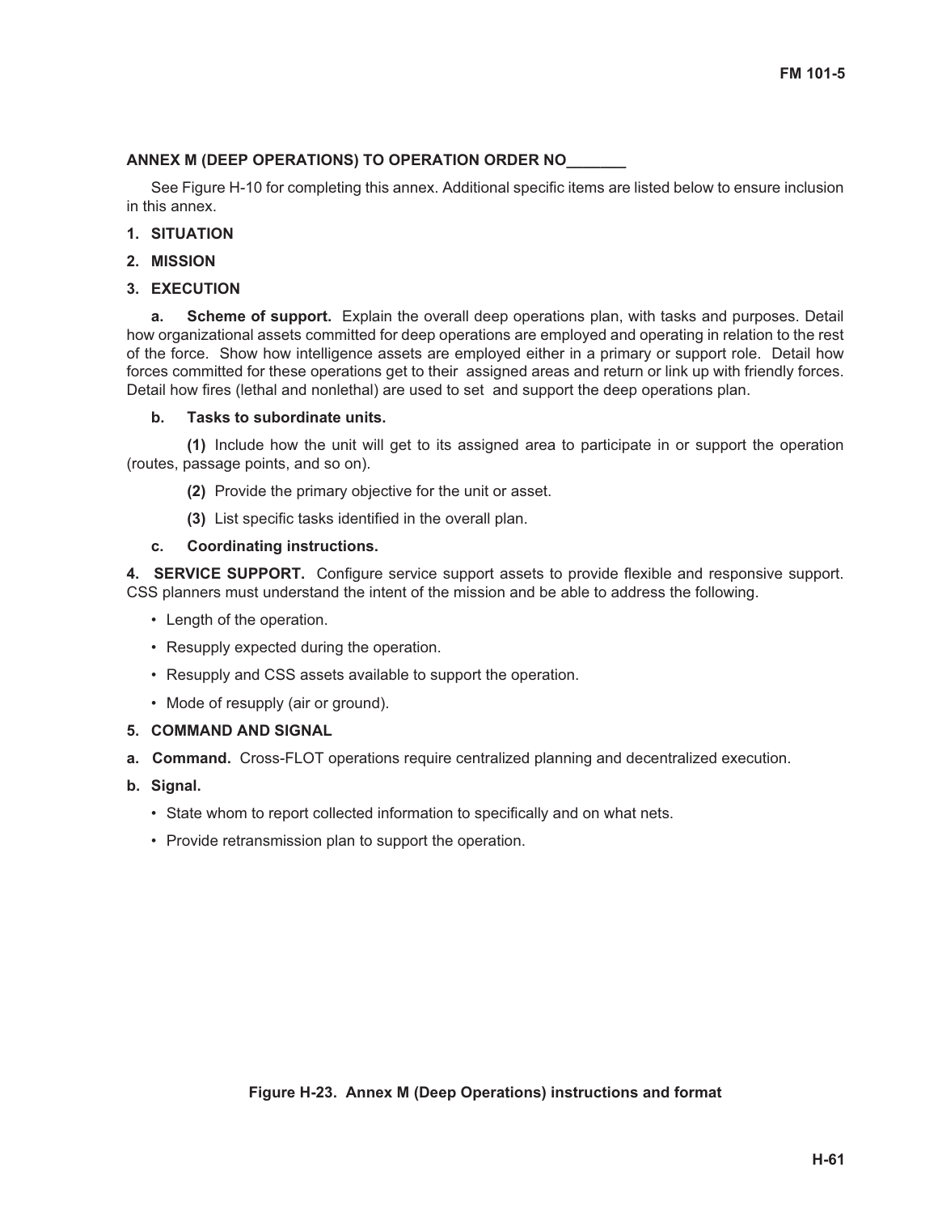## ANNEX M (DEEP OPERATIONS) TO OPERATION ORDER NO_______

See Figure H-10 for completing this annex. Additional specific items are listed below to ensure inclusion in this annex.

**1. SITUATION**

**2. MISSION**

**3. EXECUTION**

**a. Scheme of support.** Explain the overall deep operations plan, with tasks and purposes. Detail how organizational assets committed for deep operations are employed and operating in relation to the rest of the force. Show how intelligence assets are employed either in a primary or support role. Detail how forces committed for these operations get to their assigned areas and return or link up with friendly forces. Detail how fires (lethal and nonlethal) are used to set and support the deep operations plan.

**b. Tasks to subordinate units.**

**(1)** Include how the unit will get to its assigned area to participate in or support the operation (routes, passage points, and so on).

**(2)** Provide the primary objective for the unit or asset.

**(3)** List specific tasks identified in the overall plan.

**c. Coordinating instructions.**

**4. SERVICE SUPPORT.** Configure service support assets to provide flexible and responsive support. CSS planners must understand the intent of the mission and be able to address the following.

- Length of the operation.
- Resupply expected during the operation.
- Resupply and CSS assets available to support the operation.
- Mode of resupply (air or ground).

**5. COMMAND AND SIGNAL**

**a. Command.** Cross-FLOT operations require centralized planning and decentralized execution.

**b. Signal.**

- State whom to report collected information to specifically and on what nets.
- Provide retransmission plan to support the operation.

**Figure H-23. Annex M (Deep Operations) instructions and format**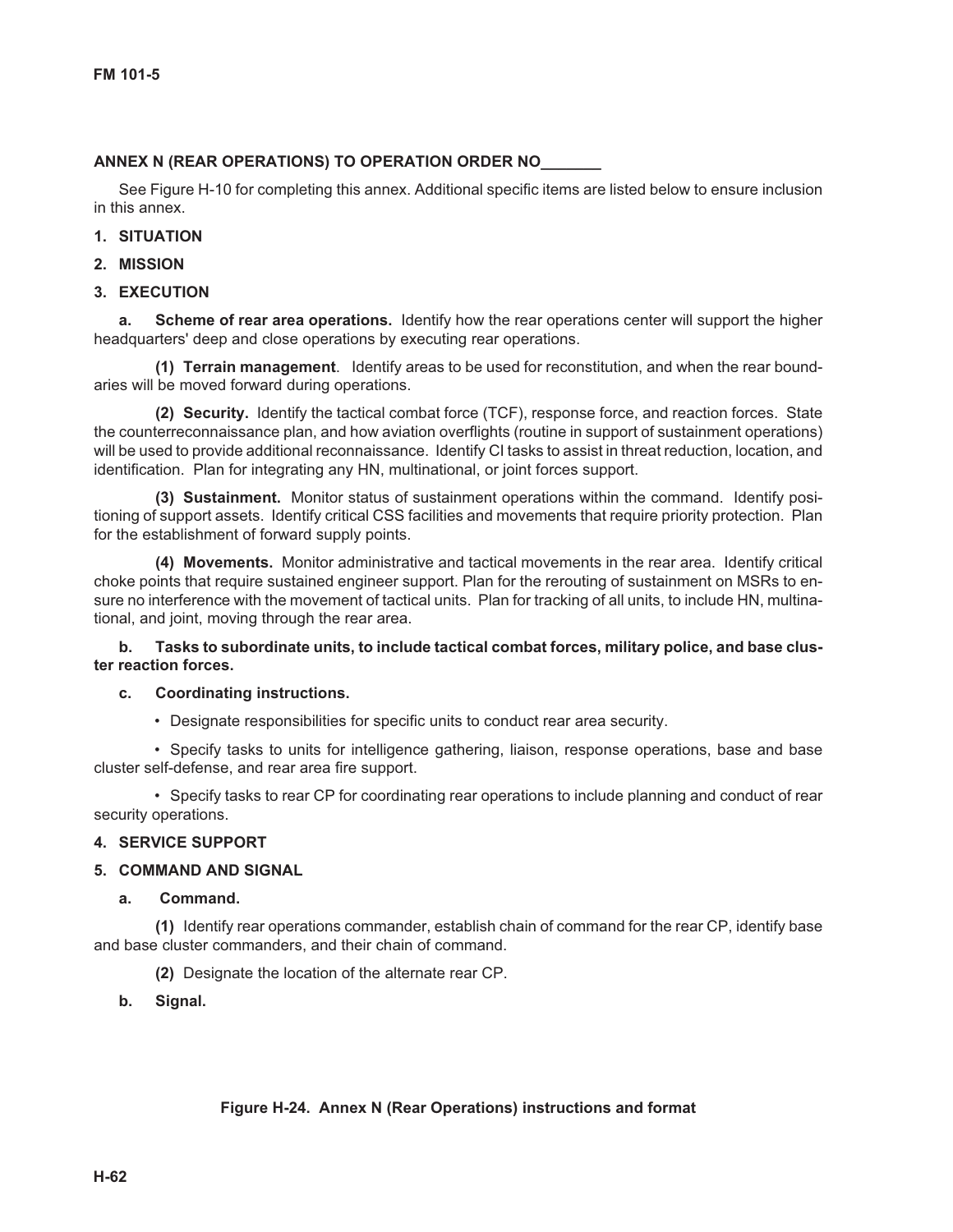## ANNEX N (REAR OPERATIONS) TO OPERATION ORDER NO_______

See Figure H-10 for completing this annex. Additional specific items are listed below to ensure inclusion in this annex.

**1. SITUATION**

**2. MISSION**

**3. EXECUTION**

**a. Scheme of rear area operations.** Identify how the rear operations center will support the higher headquarters' deep and close operations by executing rear operations.

**(1) Terrain management**. Identify areas to be used for reconstitution, and when the rear boundaries will be moved forward during operations.

**(2) Security.** Identify the tactical combat force (TCF), response force, and reaction forces. State the counterreconnaissance plan, and how aviation overflights (routine in support of sustainment operations) will be used to provide additional reconnaissance. Identify CI tasks to assist in threat reduction, location, and identification. Plan for integrating any HN, multinational, or joint forces support.

**(3) Sustainment.** Monitor status of sustainment operations within the command. Identify positioning of support assets. Identify critical CSS facilities and movements that require priority protection. Plan for the establishment of forward supply points.

**(4) Movements.** Monitor administrative and tactical movements in the rear area. Identify critical choke points that require sustained engineer support. Plan for the rerouting of sustainment on MSRs to ensure no interference with the movement of tactical units. Plan for tracking of all units, to include HN, multinational, and joint, moving through the rear area.

**b. Tasks to subordinate units, to include tactical combat forces, military police, and base cluster reaction forces.**

**c. Coordinating instructions.**

- Designate responsibilities for specific units to conduct rear area security.
- Specify tasks to units for intelligence gathering, liaison, response operations, base and base cluster self-defense, and rear area fire support.
- Specify tasks to rear CP for coordinating rear operations to include planning and conduct of rear security operations.

**4. SERVICE SUPPORT**

**5. COMMAND AND SIGNAL**

**a. Command.**

**(1)** Identify rear operations commander, establish chain of command for the rear CP, identify base and base cluster commanders, and their chain of command.

**(2)** Designate the location of the alternate rear CP.

**b. Signal.**

**Figure H-24. Annex N (Rear Operations) instructions and format**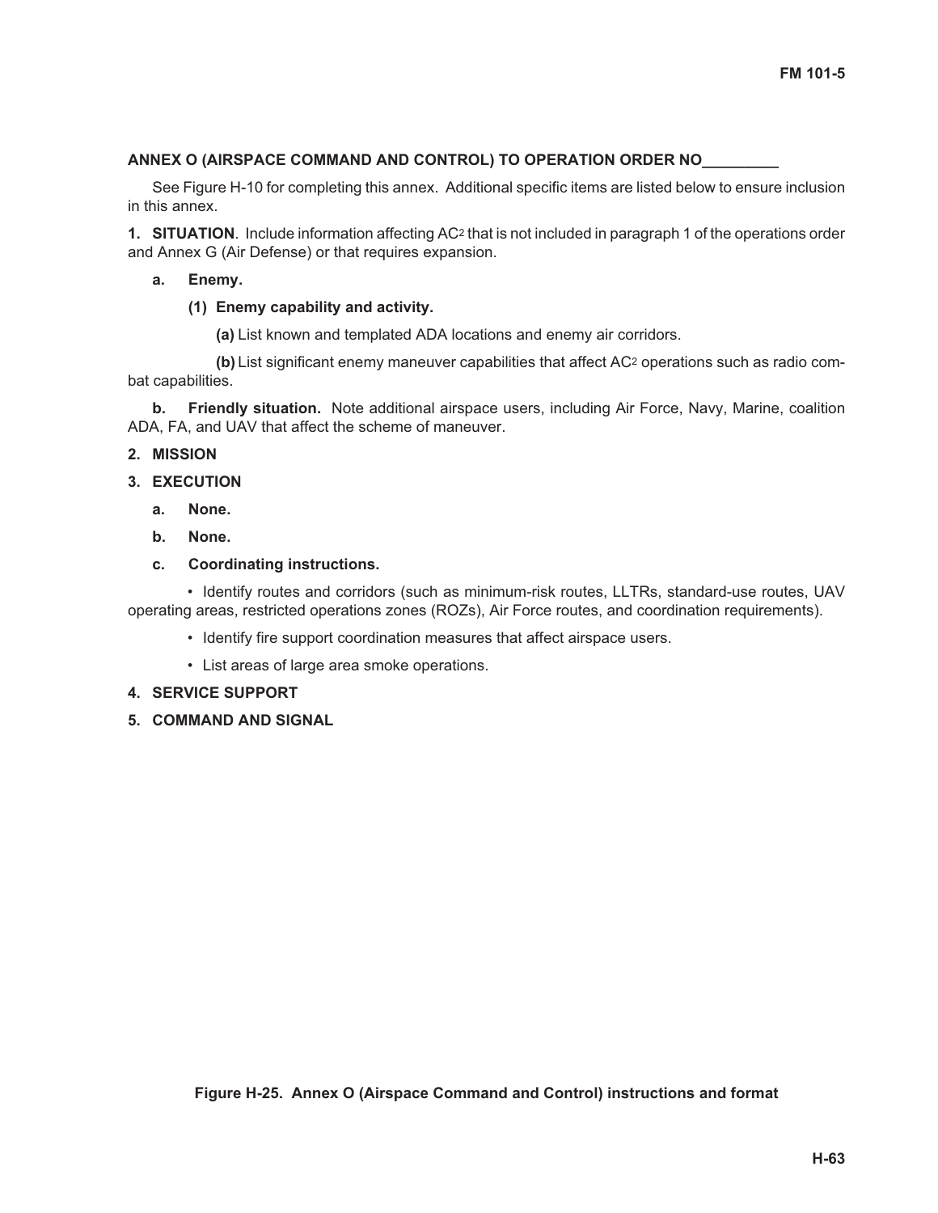## ANNEX O (AIRSPACE COMMAND AND CONTROL) TO OPERATION ORDER NO________

See Figure H-10 for completing this annex. Additional specific items are listed below to ensure inclusion in this annex.

**1. SITUATION**. Include information affecting $AC^2$ that is not included in paragraph 1 of the operations order and Annex G (Air Defense) or that requires expansion.

**a. Enemy.**

**(1) Enemy capability and activity.**

**(a)** List known and templated ADA locations and enemy air corridors.

**(b)** List significant enemy maneuver capabilities that affect $AC^2$ operations such as radio combat capabilities.

**b. Friendly situation.** Note additional airspace users, including Air Force, Navy, Marine, coalition ADA, FA, and UAV that affect the scheme of maneuver.

**2. MISSION**

**3. EXECUTION**

**a. None.**

**b. None.**

**c. Coordinating instructions.**

- Identify routes and corridors (such as minimum-risk routes, LLTRs, standard-use routes, UAV operating areas, restricted operations zones (ROZs), Air Force routes, and coordination requirements).
- Identify fire support coordination measures that affect airspace users.
- List areas of large area smoke operations.

**4. SERVICE SUPPORT**

**5. COMMAND AND SIGNAL**

**Figure H-25. Annex O (Airspace Command and Control) instructions and format**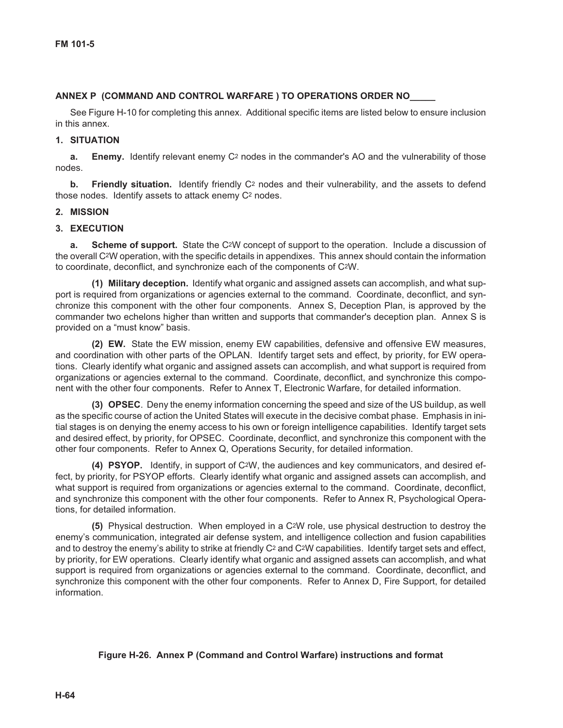## ANNEX P (COMMAND AND CONTROL WARFARE ) TO OPERATIONS ORDER NO_____

See Figure H-10 for completing this annex. Additional specific items are listed below to ensure inclusion in this annex.

**1. SITUATION**

**a. Enemy.** Identify relevant enemy $C^2$ nodes in the commander's AO and the vulnerability of those nodes.

**b. Friendly situation.** Identify friendly $C^2$ nodes and their vulnerability, and the assets to defend those nodes. Identify assets to attack enemy $C^2$ nodes.

**2. MISSION**

**3. EXECUTION**

**a. Scheme of support.** State the $C^2W$ concept of support to the operation. Include a discussion of the overall $C^2W$ operation, with the specific details in appendixes. This annex should contain the information to coordinate, deconflict, and synchronize each of the components of $C^2W$.

**(1) Military deception.** Identify what organic and assigned assets can accomplish, and what support is required from organizations or agencies external to the command. Coordinate, deconflict, and synchronize this component with the other four components. Annex S, Deception Plan, is approved by the commander two echelons higher than written and supports that commander's deception plan. Annex S is provided on a "must know" basis.

**(2) EW.** State the EW mission, enemy EW capabilities, defensive and offensive EW measures, and coordination with other parts of the OPLAN. Identify target sets and effect, by priority, for EW operations. Clearly identify what organic and assigned assets can accomplish, and what support is required from organizations or agencies external to the command. Coordinate, deconflict, and synchronize this component with the other four components. Refer to Annex T, Electronic Warfare, for detailed information.

**(3) OPSEC**. Deny the enemy information concerning the speed and size of the US buildup, as well as the specific course of action the United States will execute in the decisive combat phase. Emphasis in initial stages is on denying the enemy access to his own or foreign intelligence capabilities. Identify target sets and desired effect, by priority, for OPSEC. Coordinate, deconflict, and synchronize this component with the other four components. Refer to Annex Q, Operations Security, for detailed information.

**(4) PSYOP.** Identify, in support of $C^2W$, the audiences and key communicators, and desired effect, by priority, for PSYOP efforts. Clearly identify what organic and assigned assets can accomplish, and what support is required from organizations or agencies external to the command. Coordinate, deconflict, and synchronize this component with the other four components. Refer to Annex R, Psychological Operations, for detailed information.

**(5)** Physical destruction. When employed in a $C^2W$ role, use physical destruction to destroy the enemy's communication, integrated air defense system, and intelligence collection and fusion capabilities and to destroy the enemy's ability to strike at friendly $C^2$ and $C^2W$ capabilities. Identify target sets and effect, by priority, for EW operations. Clearly identify what organic and assigned assets can accomplish, and what support is required from organizations or agencies external to the command. Coordinate, deconflict, and synchronize this component with the other four components. Refer to Annex D, Fire Support, for detailed information.

**Figure H-26. Annex P (Command and Control Warfare) instructions and format**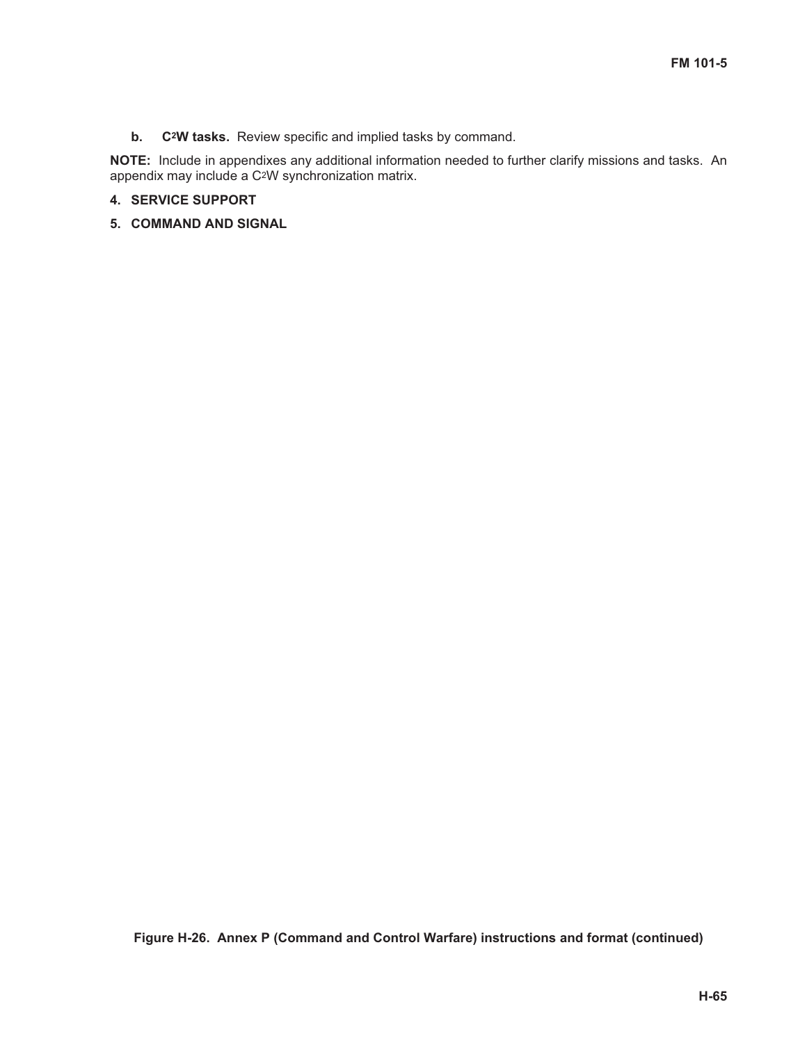**b. $C^2W$ tasks.** Review specific and implied tasks by command.

**NOTE:** Include in appendixes any additional information needed to further clarify missions and tasks. An appendix may include a $C^2W$ synchronization matrix.

**4. SERVICE SUPPORT**

**5. COMMAND AND SIGNAL**

**Figure H-26. Annex P (Command and Control Warfare) instructions and format (continued)**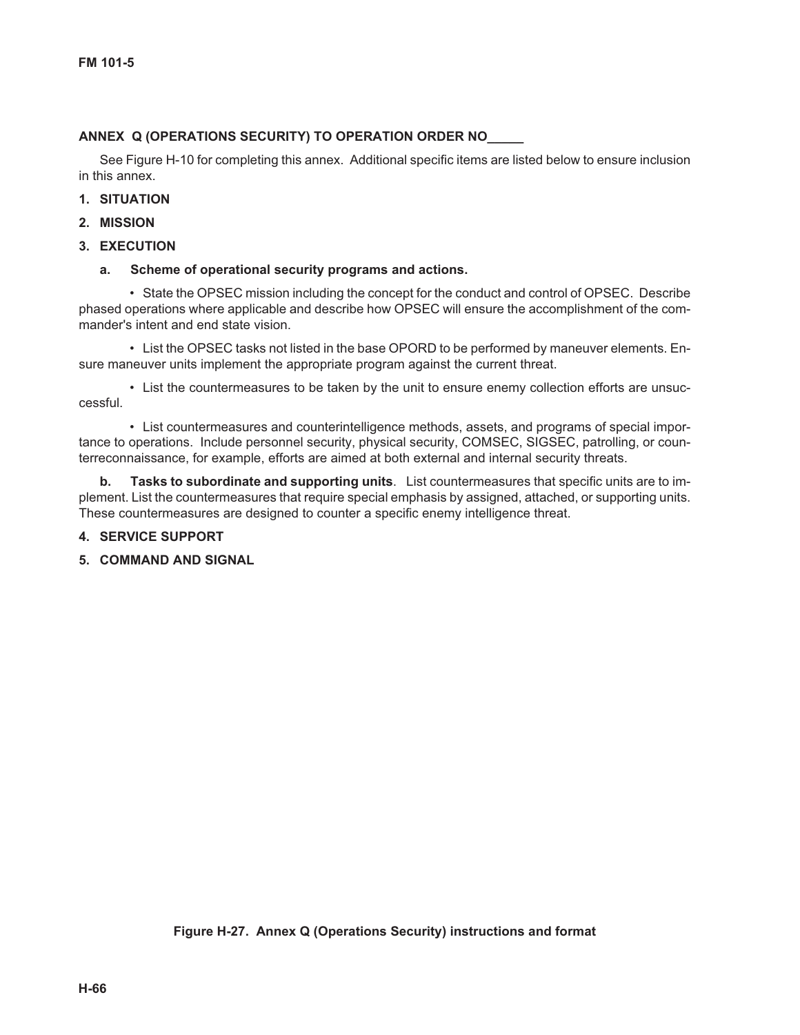## ANNEX Q (OPERATIONS SECURITY) TO OPERATION ORDER NO_____

See Figure H-10 for completing this annex. Additional specific items are listed below to ensure inclusion in this annex.

**1. SITUATION**

**2. MISSION**

**3. EXECUTION**

**a. Scheme of operational security programs and actions.**

- State the OPSEC mission including the concept for the conduct and control of OPSEC. Describe phased operations where applicable and describe how OPSEC will ensure the accomplishment of the commander's intent and end state vision.

- List the OPSEC tasks not listed in the base OPORD to be performed by maneuver elements. Ensure maneuver units implement the appropriate program against the current threat.

- List the countermeasures to be taken by the unit to ensure enemy collection efforts are unsuccessful.

- List countermeasures and counterintelligence methods, assets, and programs of special importance to operations. Include personnel security, physical security, COMSEC, SIGSEC, patrolling, or counterreconnaissance, for example, efforts are aimed at both external and internal security threats.

**b. Tasks to subordinate and supporting units**. List countermeasures that specific units are to implement. List the countermeasures that require special emphasis by assigned, attached, or supporting units. These countermeasures are designed to counter a specific enemy intelligence threat.

**4. SERVICE SUPPORT**

**5. COMMAND AND SIGNAL**

**Figure H-27. Annex Q (Operations Security) instructions and format**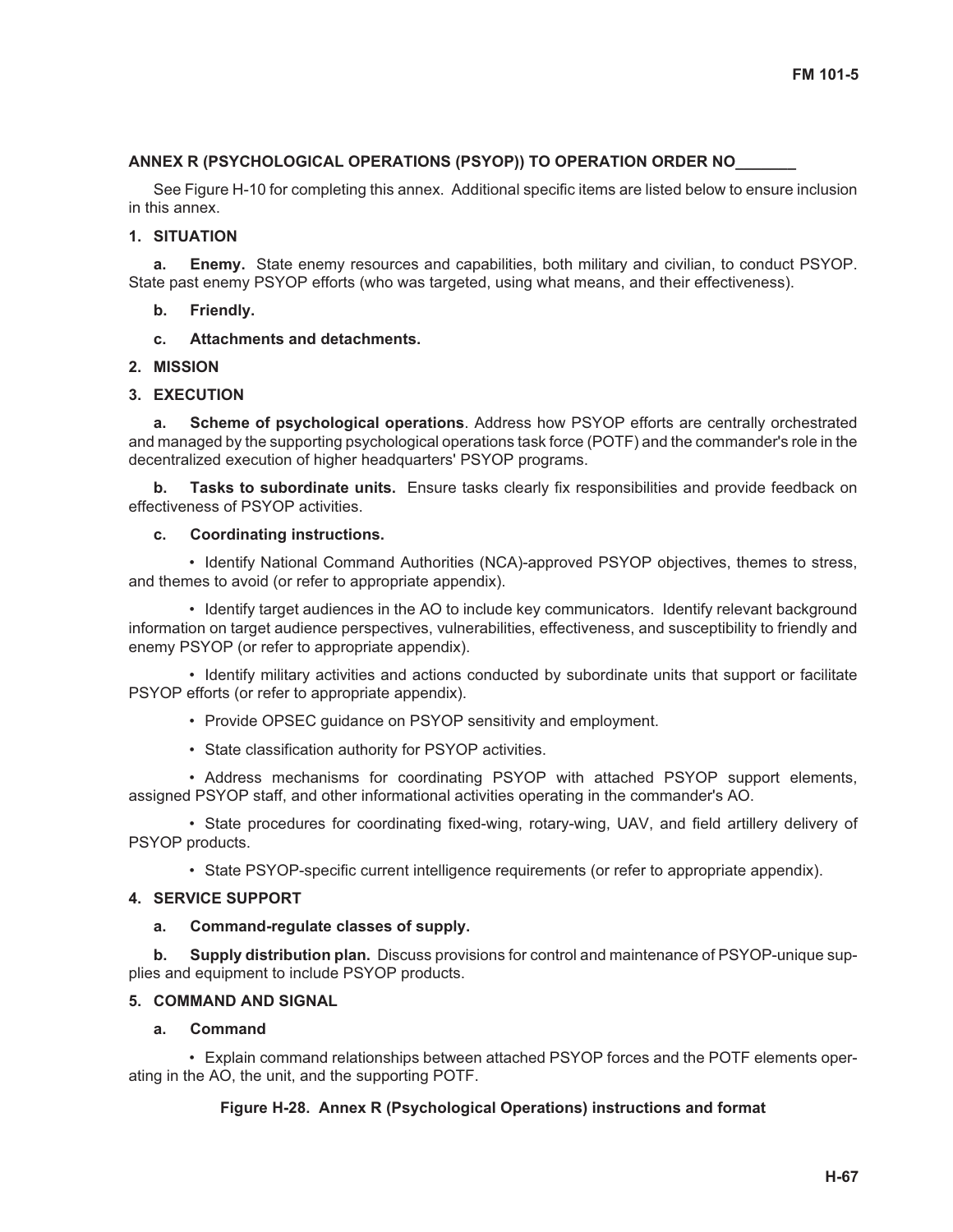**ANNEX R (PSYCHOLOGICAL OPERATIONS (PSYOP)) TO OPERATION ORDER NO_______**

See Figure H-10 for completing this annex. Additional specific items are listed below to ensure inclusion in this annex.

**1. SITUATION**

**a. Enemy.** State enemy resources and capabilities, both military and civilian, to conduct PSYOP. State past enemy PSYOP efforts (who was targeted, using what means, and their effectiveness).

**b. Friendly.**

**c. Attachments and detachments.**

**2. MISSION**

**3. EXECUTION**

**a. Scheme of psychological operations**. Address how PSYOP efforts are centrally orchestrated and managed by the supporting psychological operations task force (POTF) and the commander's role in the decentralized execution of higher headquarters' PSYOP programs.

**b. Tasks to subordinate units.** Ensure tasks clearly fix responsibilities and provide feedback on effectiveness of PSYOP activities.

**c. Coordinating instructions.**

- Identify National Command Authorities (NCA)-approved PSYOP objectives, themes to stress, and themes to avoid (or refer to appropriate appendix).
- Identify target audiences in the AO to include key communicators. Identify relevant background information on target audience perspectives, vulnerabilities, effectiveness, and susceptibility to friendly and enemy PSYOP (or refer to appropriate appendix).
- Identify military activities and actions conducted by subordinate units that support or facilitate PSYOP efforts (or refer to appropriate appendix).
- Provide OPSEC guidance on PSYOP sensitivity and employment.
- State classification authority for PSYOP activities.
- Address mechanisms for coordinating PSYOP with attached PSYOP support elements, assigned PSYOP staff, and other informational activities operating in the commander's AO.
- State procedures for coordinating fixed-wing, rotary-wing, UAV, and field artillery delivery of PSYOP products.
- State PSYOP-specific current intelligence requirements (or refer to appropriate appendix).

**4. SERVICE SUPPORT**

**a. Command-regulate classes of supply.**

**b. Supply distribution plan.** Discuss provisions for control and maintenance of PSYOP-unique supplies and equipment to include PSYOP products.

**5. COMMAND AND SIGNAL**

**a. Command**

- Explain command relationships between attached PSYOP forces and the POTF elements operating in the AO, the unit, and the supporting POTF.

**Figure H-28. Annex R (Psychological Operations) instructions and format**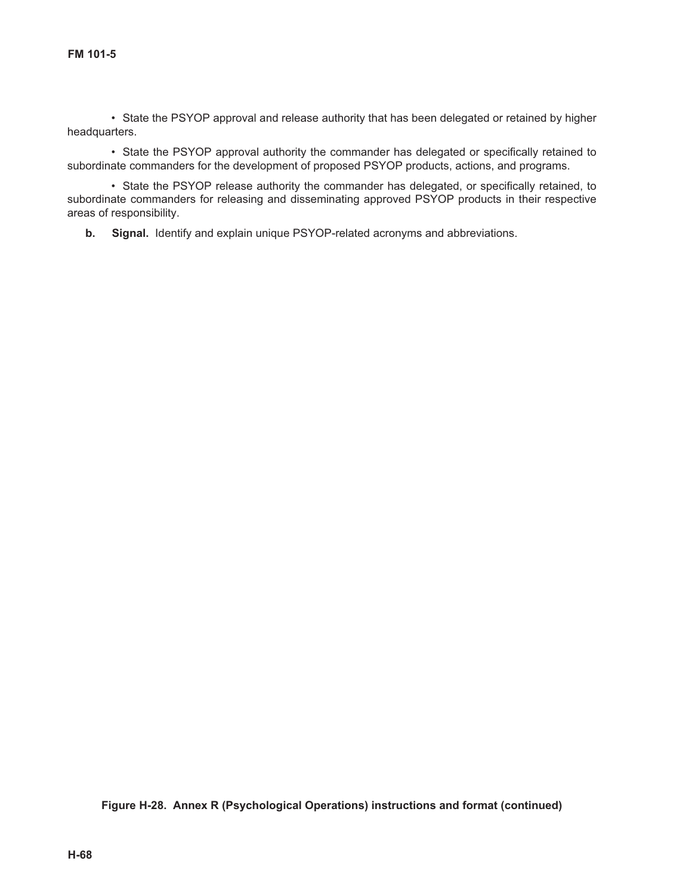- State the PSYOP approval and release authority that has been delegated or retained by higher headquarters.

- State the PSYOP approval authority the commander has delegated or specifically retained to subordinate commanders for the development of proposed PSYOP products, actions, and programs.

- State the PSYOP release authority the commander has delegated, or specifically retained, to subordinate commanders for releasing and disseminating approved PSYOP products in their respective areas of responsibility.

**b. Signal.** Identify and explain unique PSYOP-related acronyms and abbreviations.

**Figure H-28. Annex R (Psychological Operations) instructions and format (continued)**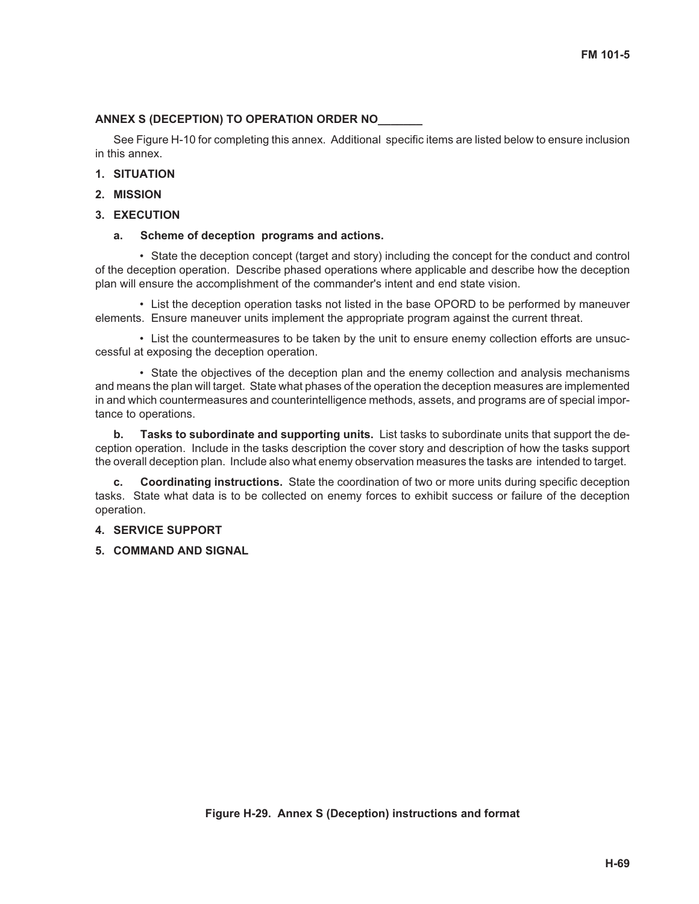**ANNEX S (DECEPTION) TO OPERATION ORDER NO_______**

See Figure H-10 for completing this annex. Additional specific items are listed below to ensure inclusion in this annex.

**1. SITUATION**

**2. MISSION**

**3. EXECUTION**

**a. Scheme of deception programs and actions.**

- State the deception concept (target and story) including the concept for the conduct and control of the deception operation. Describe phased operations where applicable and describe how the deception plan will ensure the accomplishment of the commander's intent and end state vision.

- List the deception operation tasks not listed in the base OPORD to be performed by maneuver elements. Ensure maneuver units implement the appropriate program against the current threat.

- List the countermeasures to be taken by the unit to ensure enemy collection efforts are unsuccessful at exposing the deception operation.

- State the objectives of the deception plan and the enemy collection and analysis mechanisms and means the plan will target. State what phases of the operation the deception measures are implemented in and which countermeasures and counterintelligence methods, assets, and programs are of special importance to operations.

**b. Tasks to subordinate and supporting units.** List tasks to subordinate units that support the deception operation. Include in the tasks description the cover story and description of how the tasks support the overall deception plan. Include also what enemy observation measures the tasks are intended to target.

**c. Coordinating instructions.** State the coordination of two or more units during specific deception tasks. State what data is to be collected on enemy forces to exhibit success or failure of the deception operation.

**4. SERVICE SUPPORT**

**5. COMMAND AND SIGNAL**

**Figure H-29. Annex S (Deception) instructions and format**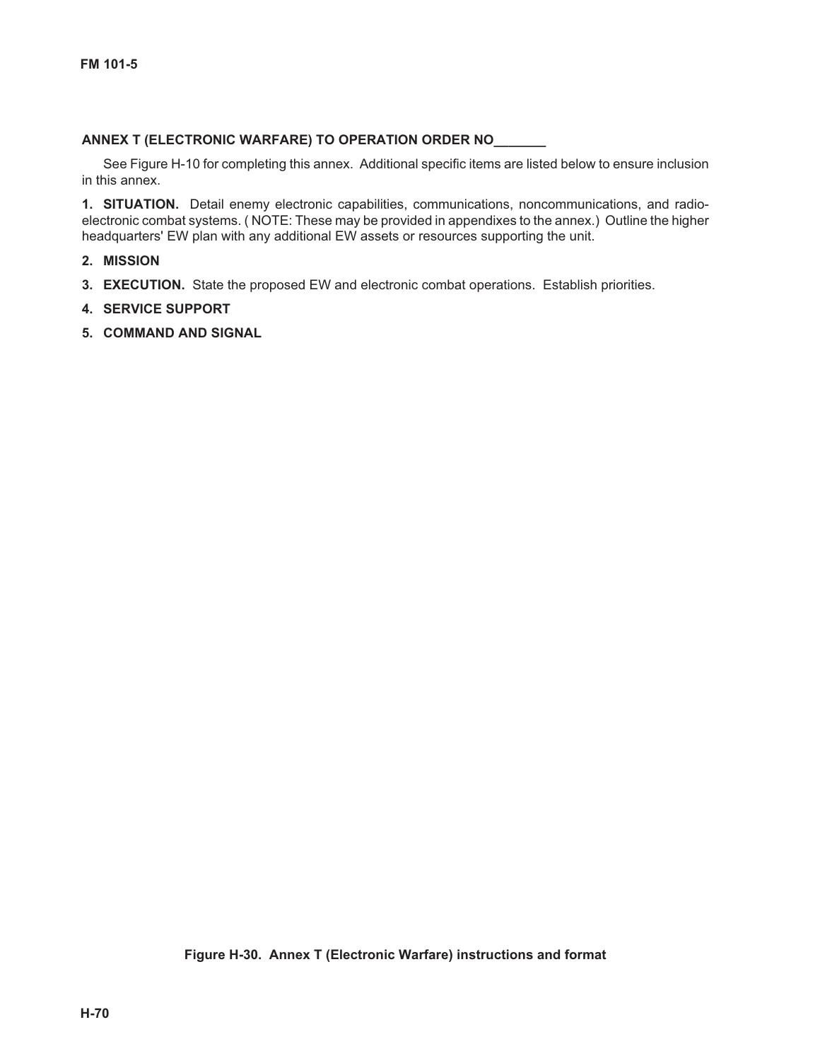**ANNEX T (ELECTRONIC WARFARE) TO OPERATION ORDER NO_______**

See Figure H-10 for completing this annex. Additional specific items are listed below to ensure inclusion in this annex.

**1. SITUATION.** Detail enemy electronic capabilities, communications, noncommunications, and radio-electronic combat systems. ( NOTE: These may be provided in appendixes to the annex.) Outline the higher headquarters' EW plan with any additional EW assets or resources supporting the unit.

**2. MISSION**

**3. EXECUTION.** State the proposed EW and electronic combat operations. Establish priorities.

**4. SERVICE SUPPORT**

**5. COMMAND AND SIGNAL**

**Figure H-30. Annex T (Electronic Warfare) instructions and format**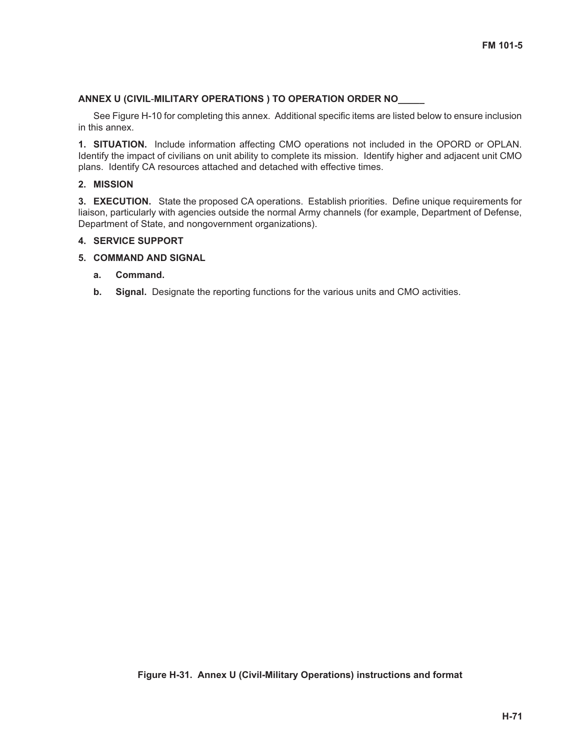**ANNEX U (CIVIL-MILITARY OPERATIONS ) TO OPERATION ORDER NO_____**

See Figure H-10 for completing this annex. Additional specific items are listed below to ensure inclusion in this annex.

**1. SITUATION.** Include information affecting CMO operations not included in the OPORD or OPLAN. Identify the impact of civilians on unit ability to complete its mission. Identify higher and adjacent unit CMO plans. Identify CA resources attached and detached with effective times.

**2. MISSION**

**3. EXECUTION.** State the proposed CA operations. Establish priorities. Define unique requirements for liaison, particularly with agencies outside the normal Army channels (for example, Department of Defense, Department of State, and nongovernment organizations).

**4. SERVICE SUPPORT**

**5. COMMAND AND SIGNAL**

**a. Command.**

**b. Signal.** Designate the reporting functions for the various units and CMO activities.

**Figure H-31. Annex U (Civil-Military Operations) instructions and format**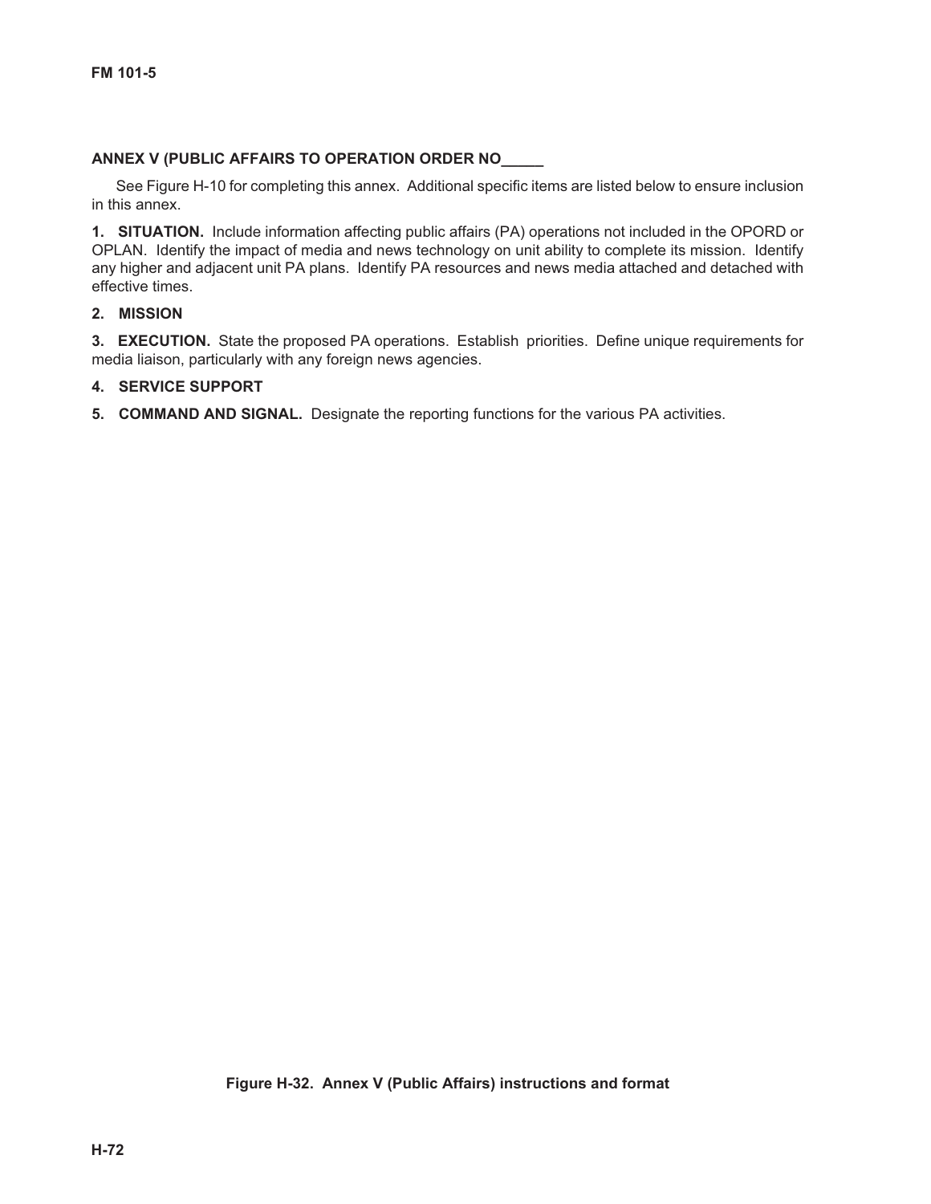**ANNEX V (PUBLIC AFFAIRS TO OPERATION ORDER NO_____**

See Figure H-10 for completing this annex. Additional specific items are listed below to ensure inclusion in this annex.

**1. SITUATION.** Include information affecting public affairs (PA) operations not included in the OPORD or OPLAN. Identify the impact of media and news technology on unit ability to complete its mission. Identify any higher and adjacent unit PA plans. Identify PA resources and news media attached and detached with effective times.

**2. MISSION**

**3. EXECUTION.** State the proposed PA operations. Establish priorities. Define unique requirements for media liaison, particularly with any foreign news agencies.

**4. SERVICE SUPPORT**

**5. COMMAND AND SIGNAL.** Designate the reporting functions for the various PA activities.

**Figure H-32. Annex V (Public Affairs) instructions and format**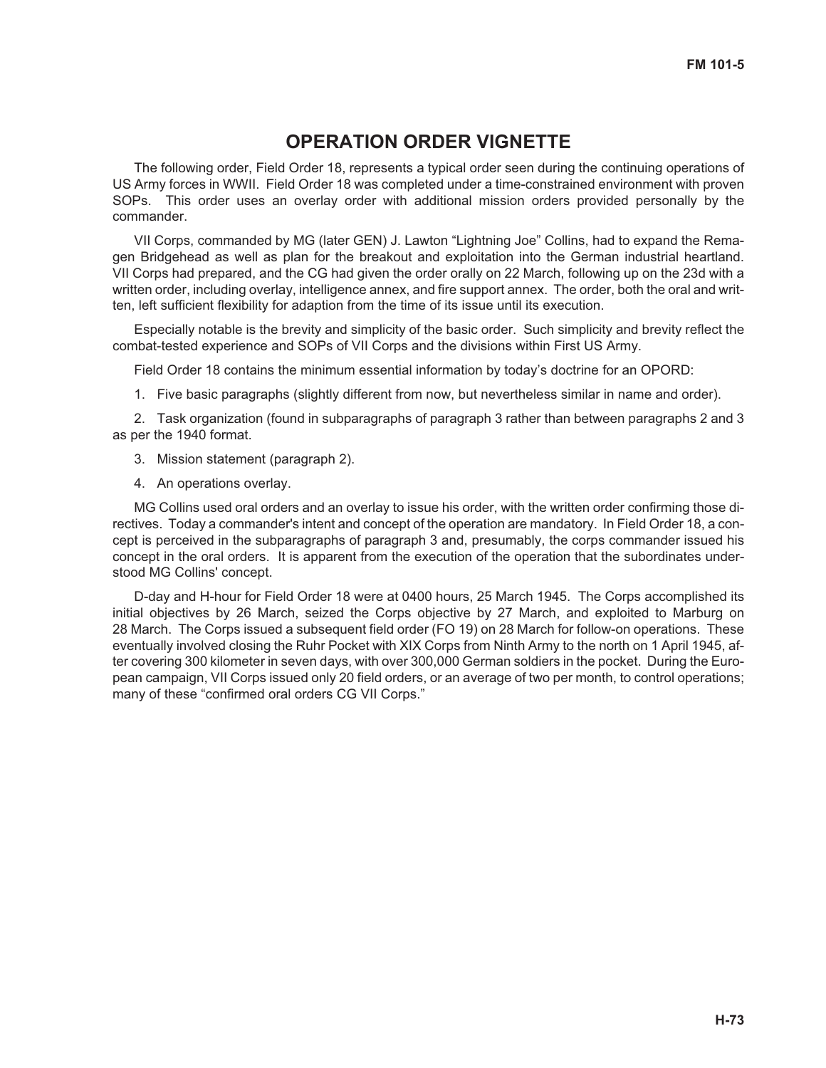# OPERATION ORDER VIGNETTE

The following order, Field Order 18, represents a typical order seen during the continuing operations of US Army forces in WWII. Field Order 18 was completed under a time-constrained environment with proven SOPs. This order uses an overlay order with additional mission orders provided personally by the commander.

VII Corps, commanded by MG (later GEN) J. Lawton “Lightning Joe” Collins, had to expand the Remagen Bridgehead as well as plan for the breakout and exploitation into the German industrial heartland. VII Corps had prepared, and the CG had given the order orally on 22 March, following up on the 23d with a written order, including overlay, intelligence annex, and fire support annex. The order, both the oral and written, left sufficient flexibility for adaption from the time of its issue until its execution.

Especially notable is the brevity and simplicity of the basic order. Such simplicity and brevity reflect the combat-tested experience and SOPs of VII Corps and the divisions within First US Army.

Field Order 18 contains the minimum essential information by today’s doctrine for an OPORD:

1. Five basic paragraphs (slightly different from now, but nevertheless similar in name and order).

2. Task organization (found in subparagraphs of paragraph 3 rather than between paragraphs 2 and 3 as per the 1940 format.

3. Mission statement (paragraph 2).

4. An operations overlay.

MG Collins used oral orders and an overlay to issue his order, with the written order confirming those directives. Today a commander's intent and concept of the operation are mandatory. In Field Order 18, a concept is perceived in the subparagraphs of paragraph 3 and, presumably, the corps commander issued his concept in the oral orders. It is apparent from the execution of the operation that the subordinates understood MG Collins' concept.

D-day and H-hour for Field Order 18 were at 0400 hours, 25 March 1945. The Corps accomplished its initial objectives by 26 March, seized the Corps objective by 27 March, and exploited to Marburg on 28 March. The Corps issued a subsequent field order (FO 19) on 28 March for follow-on operations. These eventually involved closing the Ruhr Pocket with XIX Corps from Ninth Army to the north on 1 April 1945, after covering 300 kilometer in seven days, with over 300,000 German soldiers in the pocket. During the European campaign, VII Corps issued only 20 field orders, or an average of two per month, to control operations; many of these “confirmed oral orders CG VII Corps.”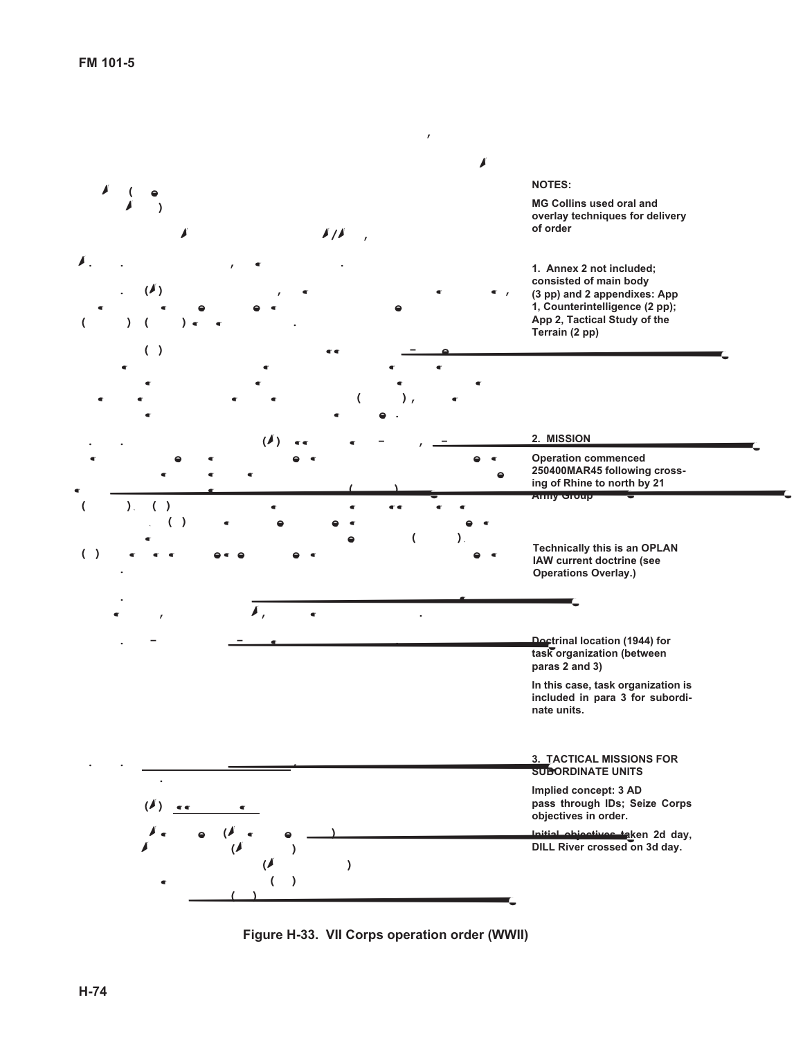NOTES:

MG Collins used oral and overlay techniques for delivery of order

1. Annex 2 not included; consisted of main body (3 pp) and 2 appendixes: App 1, Counterintelligence (2 pp); App 2, Tactical Study of the Terrain (2 pp)

2. MISSION

Operation commenced 250400MAR45 following crossing of Rhine to north by 21 Army Group

Technically this is an OPLAN IAW current doctrine (see Operations Overlay.)

Doctrinal location (1944) for task organization (between paras 2 and 3)

In this case, task organization is included in para 3 for subordinate units.

3. TACTICAL MISSIONS FOR SUBORDINATE UNITS

Implied concept: 3 AD pass through IDs; Seize Corps objectives in order.

Initial objectives taken 2d day, DILL River crossed on 3d day.

Figure H-33. VII Corps operation order (WWII)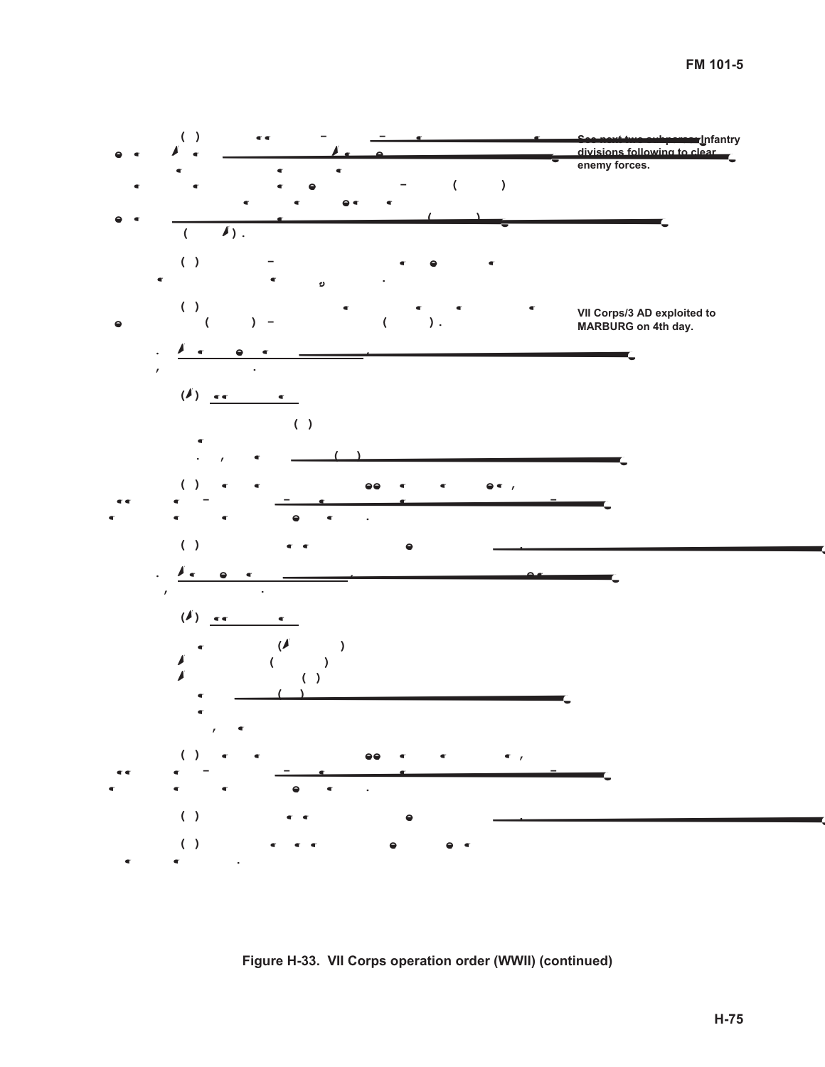See next two subparas: Infantry divisions following to clear enemy forces.

VII Corps/3 AD exploited to MARBURG on 4th day.

Figure H-33. VII Corps operation order (WWII) (continued)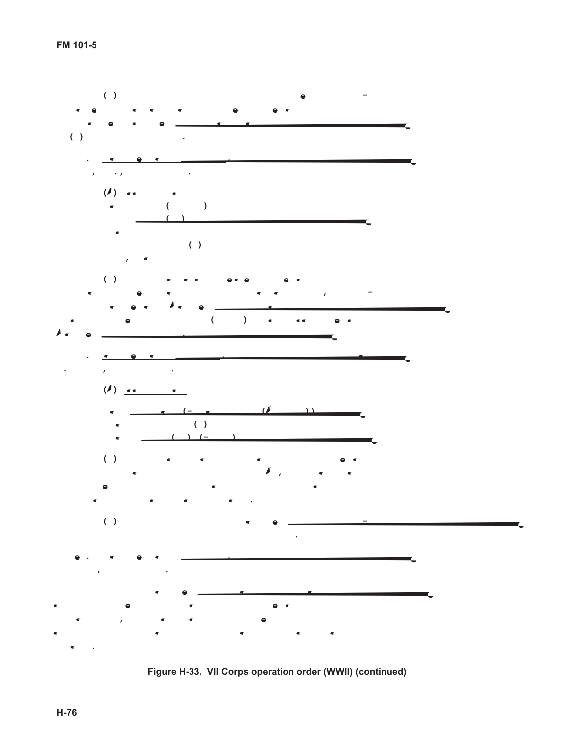Figure H-33. VII Corps operation order (WWII) (continued)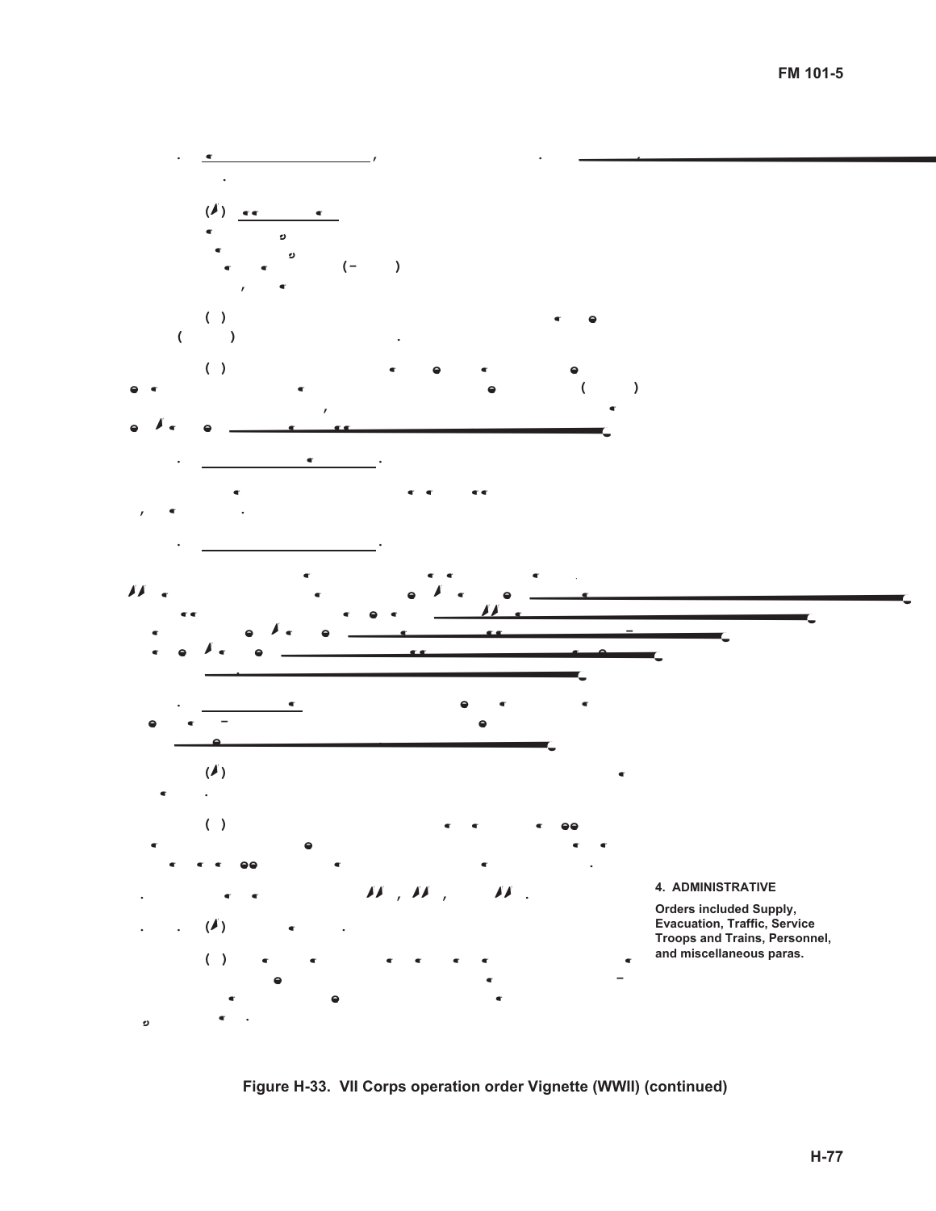4. ADMINISTRATIVE

Orders included Supply, Evacuation, Traffic, Service Troops and Trains, Personnel, and miscellaneous paras.

Figure H-33. VII Corps operation order Vignette (WWII) (continued)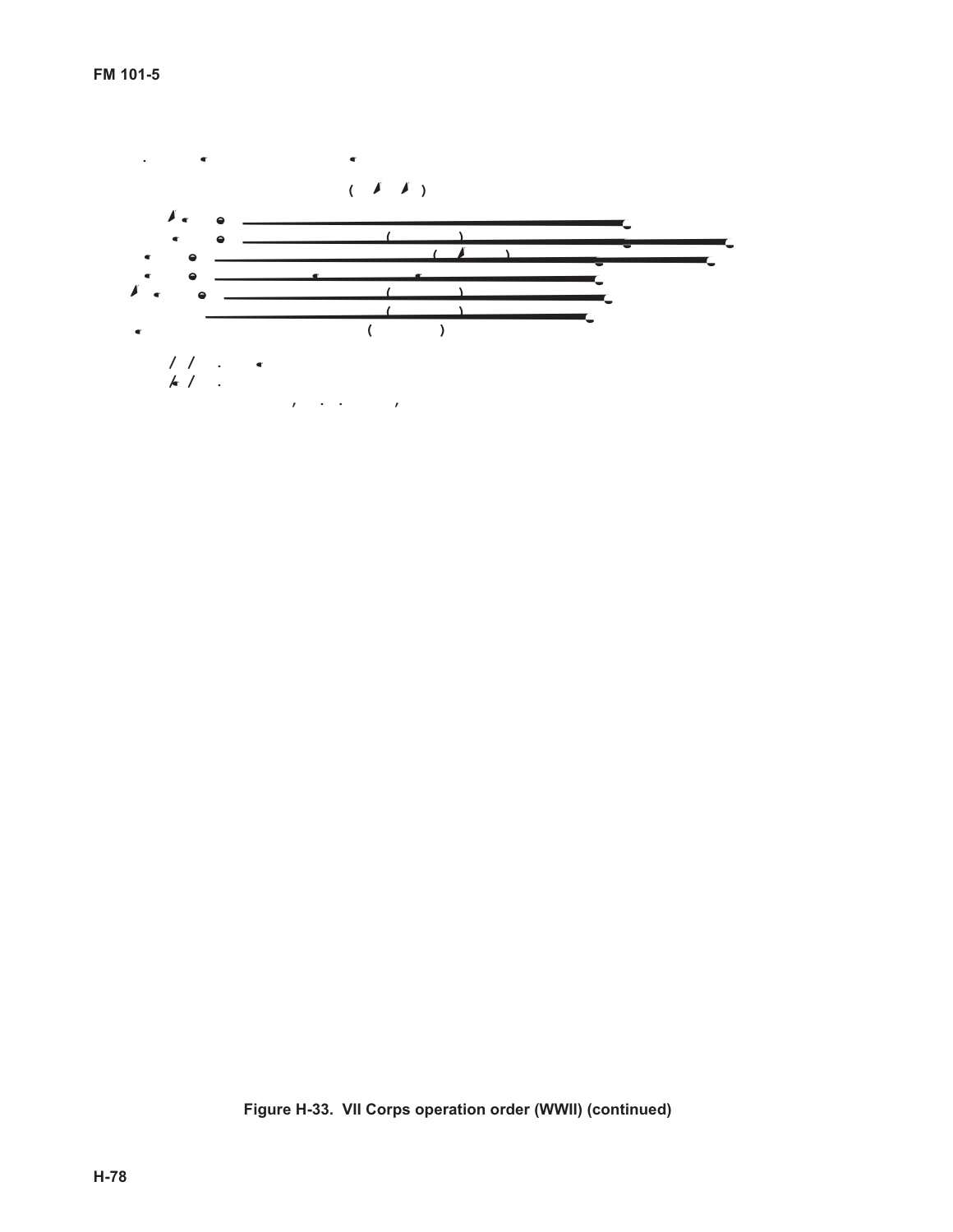Figure H-33. VII Corps operation order (WWII) (continued)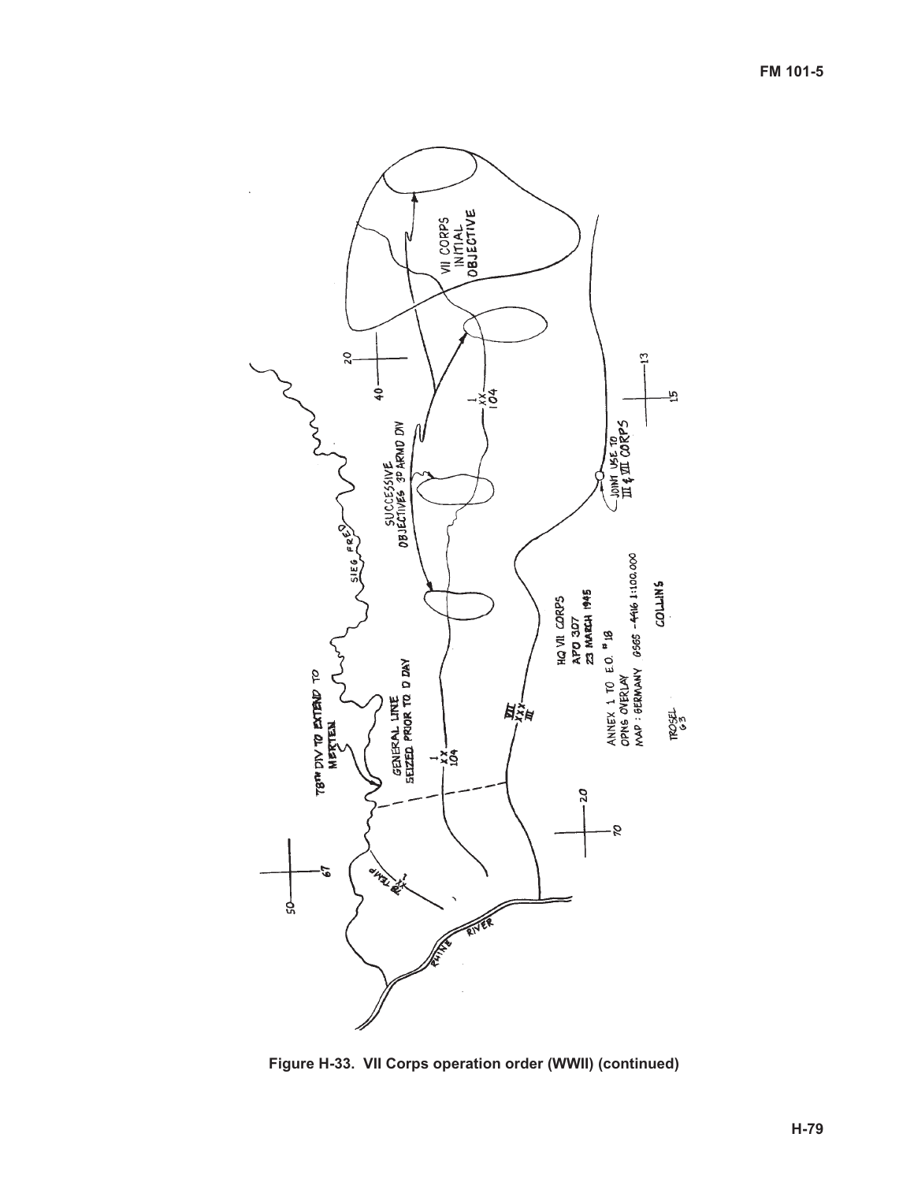78TH DIV TO EXTEND TO MERTEN

GENERAL LINE SEIZED PRIOR TO D DAY

SUCCESSIVE OBJECTIVES 3D ARMD DIV

VII CORPS INITIAL OBJECTIVE

SIEG FRED

RHINE RIVER

JOINT USE TO III & VII CORPS

HQ VII CORPS
APO 307
23 MARCH 1945

ANNEX 1 TO F.O. # 18
OPNS OVERLAY
MAP: GERMANY GSGS - 4416 1:100,000

COLLINS

TROSEL
G-3

Figure H-33. VII Corps operation order (WWII) (continued)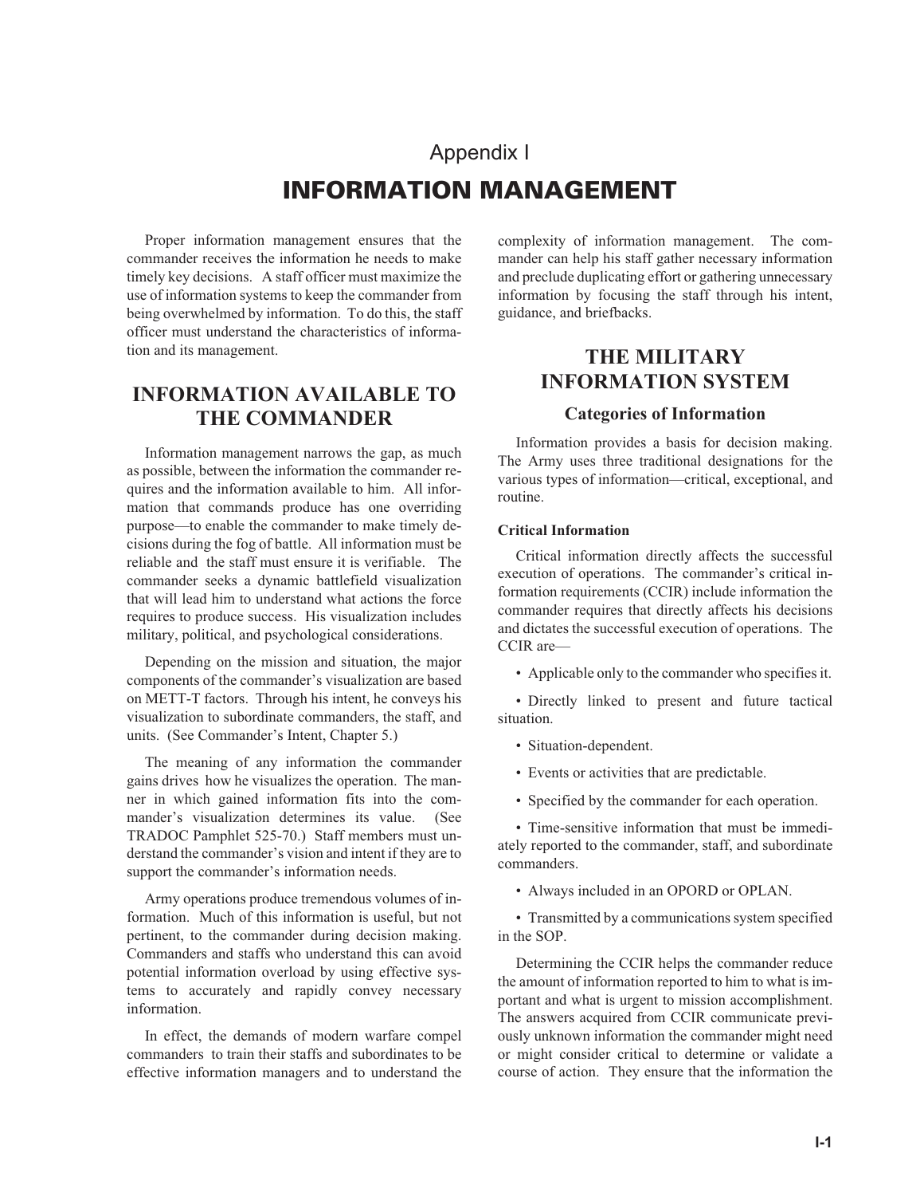# Appendix I

# INFORMATION MANAGEMENT

Proper information management ensures that the commander receives the information he needs to make timely key decisions. A staff officer must maximize the use of information systems to keep the commander from being overwhelmed by information. To do this, the staff officer must understand the characteristics of information and its management.

## INFORMATION AVAILABLE TO THE COMMANDER

Information management narrows the gap, as much as possible, between the information the commander requires and the information available to him. All information that commands produce has one overriding purpose—to enable the commander to make timely decisions during the fog of battle. All information must be reliable and the staff must ensure it is verifiable. The commander seeks a dynamic battlefield visualization that will lead him to understand what actions the force requires to produce success. His visualization includes military, political, and psychological considerations.

Depending on the mission and situation, the major components of the commander's visualization are based on METT-T factors. Through his intent, he conveys his visualization to subordinate commanders, the staff, and units. (See Commander's Intent, Chapter 5.)

The meaning of any information the commander gains drives how he visualizes the operation. The manner in which gained information fits into the commander's visualization determines its value. (See TRADOC Pamphlet 525-70.) Staff members must understand the commander's vision and intent if they are to support the commander's information needs.

Army operations produce tremendous volumes of information. Much of this information is useful, but not pertinent, to the commander during decision making. Commanders and staffs who understand this can avoid potential information overload by using effective systems to accurately and rapidly convey necessary information.

In effect, the demands of modern warfare compel commanders to train their staffs and subordinates to be effective information managers and to understand the complexity of information management. The commander can help his staff gather necessary information and preclude duplicating effort or gathering unnecessary information by focusing the staff through his intent, guidance, and briefbacks.

## THE MILITARY INFORMATION SYSTEM

### Categories of Information

Information provides a basis for decision making. The Army uses three traditional designations for the various types of information—critical, exceptional, and routine.

#### Critical Information

Critical information directly affects the successful execution of operations. The commander's critical information requirements (CCIR) include information the commander requires that directly affects his decisions and dictates the successful execution of operations. The CCIR are—

- Applicable only to the commander who specifies it.
- Directly linked to present and future tactical situation.
- Situation-dependent.
- Events or activities that are predictable.
- Specified by the commander for each operation.
- Time-sensitive information that must be immediately reported to the commander, staff, and subordinate commanders.
- Always included in an OPORD or OPLAN.
- Transmitted by a communications system specified in the SOP.

Determining the CCIR helps the commander reduce the amount of information reported to him to what is important and what is urgent to mission accomplishment. The answers acquired from CCIR communicate previously unknown information the commander might need or might consider critical to determine or validate a course of action. They ensure that the information the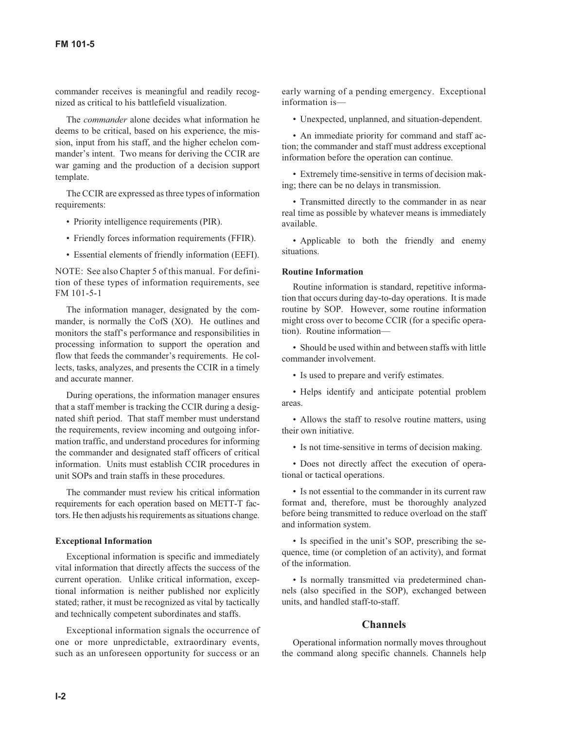commander receives is meaningful and readily recognized as critical to his battlefield visualization.

The *commander* alone decides what information he deems to be critical, based on his experience, the mission, input from his staff, and the higher echelon commander's intent. Two means for deriving the CCIR are war gaming and the production of a decision support template.

The CCIR are expressed as three types of information requirements:

- Priority intelligence requirements (PIR).
- Friendly forces information requirements (FFIR).
- Essential elements of friendly information (EEFI).

NOTE: See also Chapter 5 of this manual. For definition of these types of information requirements, see FM 101-5-1

The information manager, designated by the commander, is normally the CofS (XO). He outlines and monitors the staff's performance and responsibilities in processing information to support the operation and flow that feeds the commander's requirements. He collects, tasks, analyzes, and presents the CCIR in a timely and accurate manner.

During operations, the information manager ensures that a staff member is tracking the CCIR during a designated shift period. That staff member must understand the requirements, review incoming and outgoing information traffic, and understand procedures for informing the commander and designated staff officers of critical information. Units must establish CCIR procedures in unit SOPs and train staffs in these procedures.

The commander must review his critical information requirements for each operation based on METT-T factors. He then adjusts his requirements as situations change.

#### Exceptional Information

Exceptional information is specific and immediately vital information that directly affects the success of the current operation. Unlike critical information, exceptional information is neither published nor explicitly stated; rather, it must be recognized as vital by tactically and technically competent subordinates and staffs.

Exceptional information signals the occurrence of one or more unpredictable, extraordinary events, such as an unforeseen opportunity for success or an early warning of a pending emergency. Exceptional information is—

- Unexpected, unplanned, and situation-dependent.
- An immediate priority for command and staff action; the commander and staff must address exceptional information before the operation can continue.
- Extremely time-sensitive in terms of decision making; there can be no delays in transmission.
- Transmitted directly to the commander in as near real time as possible by whatever means is immediately available.
- Applicable to both the friendly and enemy situations.

#### Routine Information

Routine information is standard, repetitive information that occurs during day-to-day operations. It is made routine by SOP. However, some routine information might cross over to become CCIR (for a specific operation). Routine information—

- Should be used within and between staffs with little commander involvement.
- Is used to prepare and verify estimates.
- Helps identify and anticipate potential problem areas.
- Allows the staff to resolve routine matters, using their own initiative.
- Is not time-sensitive in terms of decision making.
- Does not directly affect the execution of operational or tactical operations.
- Is not essential to the commander in its current raw format and, therefore, must be thoroughly analyzed before being transmitted to reduce overload on the staff and information system.
- Is specified in the unit's SOP, prescribing the sequence, time (or completion of an activity), and format of the information.
- Is normally transmitted via predetermined channels (also specified in the SOP), exchanged between units, and handled staff-to-staff.

### Channels

Operational information normally moves throughout the command along specific channels. Channels help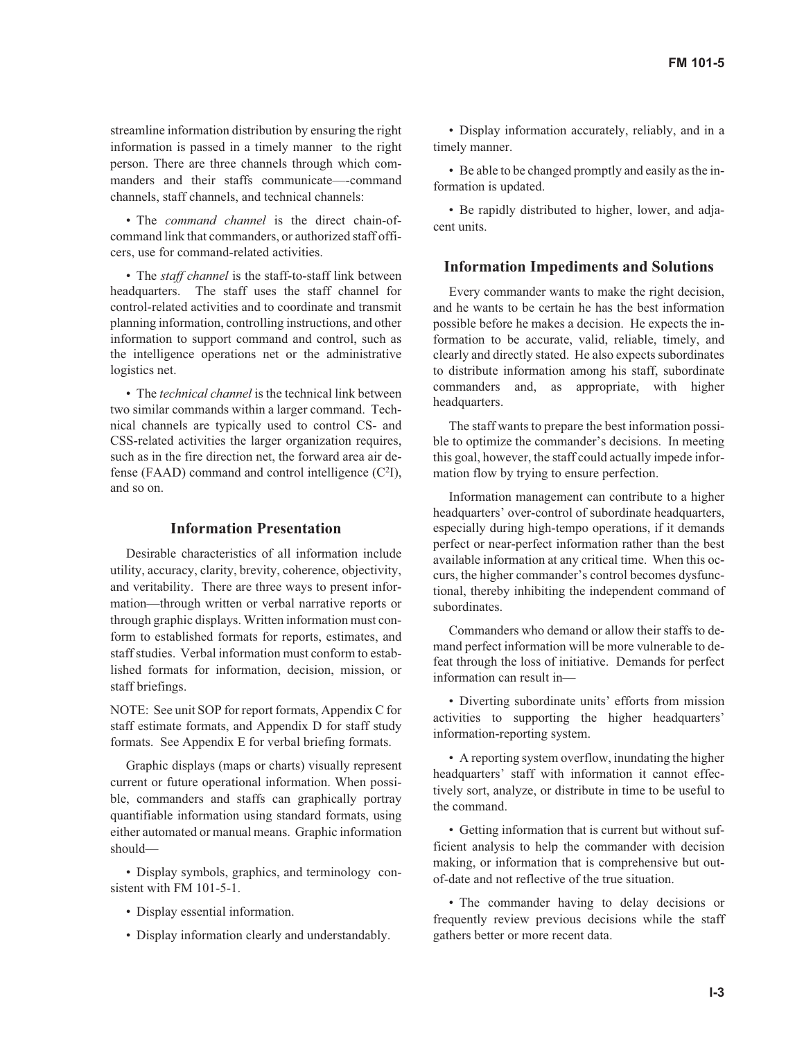streamline information distribution by ensuring the right information is passed in a timely manner to the right person. There are three channels through which commanders and their staffs communicate—-command channels, staff channels, and technical channels:

- The *command channel* is the direct chain-of-command link that commanders, or authorized staff officers, use for command-related activities.

- The *staff channel* is the staff-to-staff link between headquarters. The staff uses the staff channel for control-related activities and to coordinate and transmit planning information, controlling instructions, and other information to support command and control, such as the intelligence operations net or the administrative logistics net.

- The *technical channel* is the technical link between two similar commands within a larger command. Technical channels are typically used to control CS- and CSS-related activities the larger organization requires, such as in the fire direction net, the forward area air defense (FAAD) command and control intelligence ($C^2I$), and so on.

### Information Presentation

Desirable characteristics of all information include utility, accuracy, clarity, brevity, coherence, objectivity, and veritability. There are three ways to present information—through written or verbal narrative reports or through graphic displays. Written information must conform to established formats for reports, estimates, and staff studies. Verbal information must conform to established formats for information, decision, mission, or staff briefings.

NOTE: See unit SOP for report formats, Appendix C for staff estimate formats, and Appendix D for staff study formats. See Appendix E for verbal briefing formats.

Graphic displays (maps or charts) visually represent current or future operational information. When possible, commanders and staffs can graphically portray quantifiable information using standard formats, using either automated or manual means. Graphic information should—

- Display symbols, graphics, and terminology consistent with FM 101-5-1.
- Display essential information.
- Display information clearly and understandably.
- Display information accurately, reliably, and in a timely manner.
- Be able to be changed promptly and easily as the information is updated.
- Be rapidly distributed to higher, lower, and adjacent units.

### Information Impediments and Solutions

Every commander wants to make the right decision, and he wants to be certain he has the best information possible before he makes a decision. He expects the information to be accurate, valid, reliable, timely, and clearly and directly stated. He also expects subordinates to distribute information among his staff, subordinate commanders and, as appropriate, with higher headquarters.

The staff wants to prepare the best information possible to optimize the commander's decisions. In meeting this goal, however, the staff could actually impede information flow by trying to ensure perfection.

Information management can contribute to a higher headquarters' over-control of subordinate headquarters, especially during high-tempo operations, if it demands perfect or near-perfect information rather than the best available information at any critical time. When this occurs, the higher commander's control becomes dysfunctional, thereby inhibiting the independent command of subordinates.

Commanders who demand or allow their staffs to demand perfect information will be more vulnerable to defeat through the loss of initiative. Demands for perfect information can result in—

- Diverting subordinate units' efforts from mission activities to supporting the higher headquarters' information-reporting system.
- A reporting system overflow, inundating the higher headquarters' staff with information it cannot effectively sort, analyze, or distribute in time to be useful to the command.
- Getting information that is current but without sufficient analysis to help the commander with decision making, or information that is comprehensive but out-of-date and not reflective of the true situation.
- The commander having to delay decisions or frequently review previous decisions while the staff gathers better or more recent data.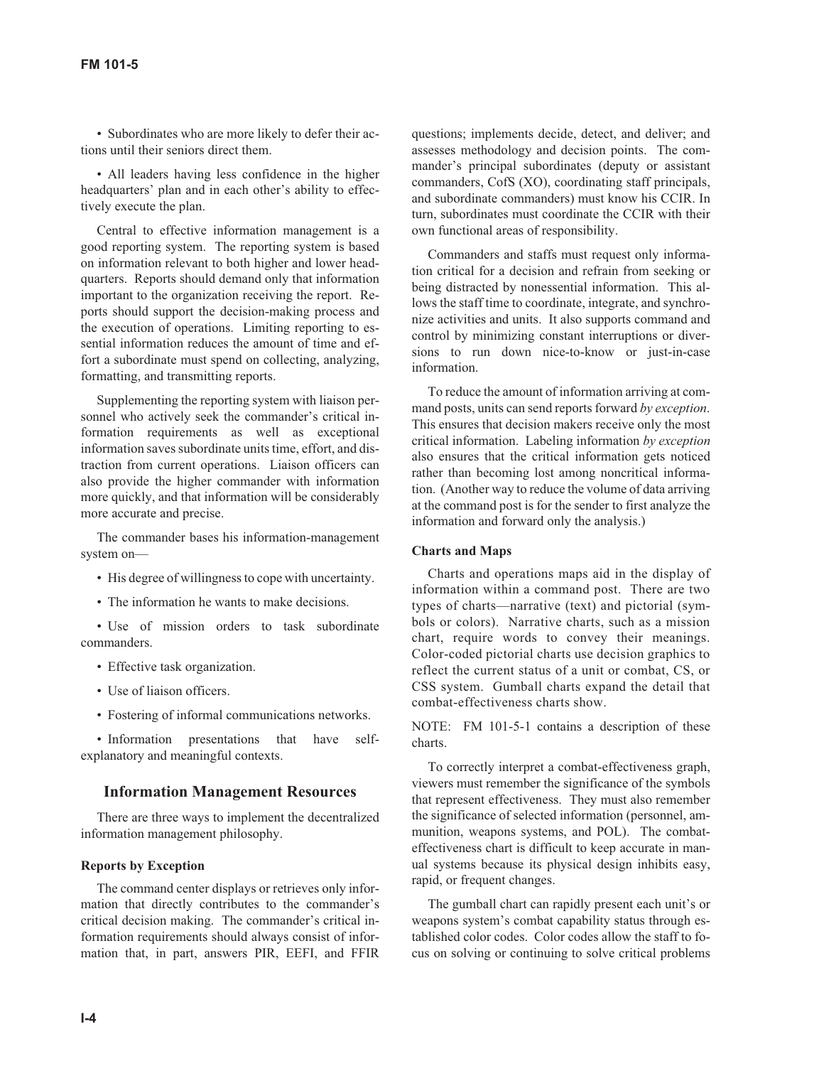• Subordinates who are more likely to defer their actions until their seniors direct them.

• All leaders having less confidence in the higher headquarters' plan and in each other's ability to effectively execute the plan.

Central to effective information management is a good reporting system. The reporting system is based on information relevant to both higher and lower headquarters. Reports should demand only that information important to the organization receiving the report. Reports should support the decision-making process and the execution of operations. Limiting reporting to essential information reduces the amount of time and effort a subordinate must spend on collecting, analyzing, formatting, and transmitting reports.

Supplementing the reporting system with liaison personnel who actively seek the commander's critical information requirements as well as exceptional information saves subordinate units time, effort, and distraction from current operations. Liaison officers can also provide the higher commander with information more quickly, and that information will be considerably more accurate and precise.

The commander bases his information-management system on—

- His degree of willingness to cope with uncertainty.
- The information he wants to make decisions.
- Use of mission orders to task subordinate commanders.
- Effective task organization.
- Use of liaison officers.
- Fostering of informal communications networks.
- Information presentations that have self-explanatory and meaningful contexts.

## Information Management Resources

There are three ways to implement the decentralized information management philosophy.

### Reports by Exception

The command center displays or retrieves only information that directly contributes to the commander's critical decision making. The commander's critical information requirements should always consist of information that, in part, answers PIR, EEFI, and FFIR questions; implements decide, detect, and deliver; and assesses methodology and decision points. The commander's principal subordinates (deputy or assistant commanders, CofS (XO), coordinating staff principals, and subordinate commanders) must know his CCIR. In turn, subordinates must coordinate the CCIR with their own functional areas of responsibility.

Commanders and staffs must request only information critical for a decision and refrain from seeking or being distracted by nonessential information. This allows the staff time to coordinate, integrate, and synchronize activities and units. It also supports command and control by minimizing constant interruptions or diversions to run down nice-to-know or just-in-case information.

To reduce the amount of information arriving at command posts, units can send reports forward *by exception*. This ensures that decision makers receive only the most critical information. Labeling information *by exception* also ensures that the critical information gets noticed rather than becoming lost among noncritical information. (Another way to reduce the volume of data arriving at the command post is for the sender to first analyze the information and forward only the analysis.)

### Charts and Maps

Charts and operations maps aid in the display of information within a command post. There are two types of charts—narrative (text) and pictorial (symbols or colors). Narrative charts, such as a mission chart, require words to convey their meanings. Color-coded pictorial charts use decision graphics to reflect the current status of a unit or combat, CS, or CSS system. Gumball charts expand the detail that combat-effectiveness charts show.

NOTE: FM 101-5-1 contains a description of these charts.

To correctly interpret a combat-effectiveness graph, viewers must remember the significance of the symbols that represent effectiveness. They must also remember the significance of selected information (personnel, ammunition, weapons systems, and POL). The combat-effectiveness chart is difficult to keep accurate in manual systems because its physical design inhibits easy, rapid, or frequent changes.

The gumball chart can rapidly present each unit's or weapons system's combat capability status through established color codes. Color codes allow the staff to focus on solving or continuing to solve critical problems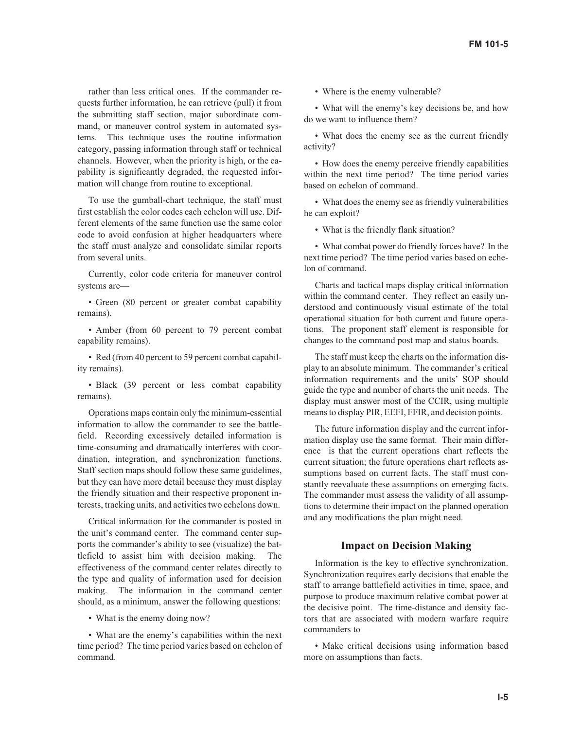rather than less critical ones. If the commander requests further information, he can retrieve (pull) it from the submitting staff section, major subordinate command, or maneuver control system in automated systems. This technique uses the routine information category, passing information through staff or technical channels. However, when the priority is high, or the capability is significantly degraded, the requested information will change from routine to exceptional.

To use the gumball-chart technique, the staff must first establish the color codes each echelon will use. Different elements of the same function use the same color code to avoid confusion at higher headquarters where the staff must analyze and consolidate similar reports from several units.

Currently, color code criteria for maneuver control systems are—

- Green (80 percent or greater combat capability remains).
- Amber (from 60 percent to 79 percent combat capability remains).
- Red (from 40 percent to 59 percent combat capability remains).
- Black (39 percent or less combat capability remains).

Operations maps contain only the minimum-essential information to allow the commander to see the battlefield. Recording excessively detailed information is time-consuming and dramatically interferes with coordination, integration, and synchronization functions. Staff section maps should follow these same guidelines, but they can have more detail because they must display the friendly situation and their respective proponent interests, tracking units, and activities two echelons down.

Critical information for the commander is posted in the unit's command center. The command center supports the commander's ability to see (visualize) the battlefield to assist him with decision making. The effectiveness of the command center relates directly to the type and quality of information used for decision making. The information in the command center should, as a minimum, answer the following questions:

- What is the enemy doing now?
- What are the enemy's capabilities within the next time period? The time period varies based on echelon of command.
- Where is the enemy vulnerable?
- What will the enemy's key decisions be, and how do we want to influence them?
- What does the enemy see as the current friendly activity?
- How does the enemy perceive friendly capabilities within the next time period? The time period varies based on echelon of command.
- What does the enemy see as friendly vulnerabilities he can exploit?
- What is the friendly flank situation?
- What combat power do friendly forces have? In the next time period? The time period varies based on echelon of command.

Charts and tactical maps display critical information within the command center. They reflect an easily understood and continuously visual estimate of the total operational situation for both current and future operations. The proponent staff element is responsible for changes to the command post map and status boards.

The staff must keep the charts on the information display to an absolute minimum. The commander's critical information requirements and the units' SOP should guide the type and number of charts the unit needs. The display must answer most of the CCIR, using multiple means to display PIR, EEFI, FFIR, and decision points.

The future information display and the current information display use the same format. Their main difference is that the current operations chart reflects the current situation; the future operations chart reflects assumptions based on current facts. The staff must constantly reevaluate these assumptions on emerging facts. The commander must assess the validity of all assumptions to determine their impact on the planned operation and any modifications the plan might need.

## Impact on Decision Making

Information is the key to effective synchronization. Synchronization requires early decisions that enable the staff to arrange battlefield activities in time, space, and purpose to produce maximum relative combat power at the decisive point. The time-distance and density factors that are associated with modern warfare require commanders to—

- Make critical decisions using information based more on assumptions than facts.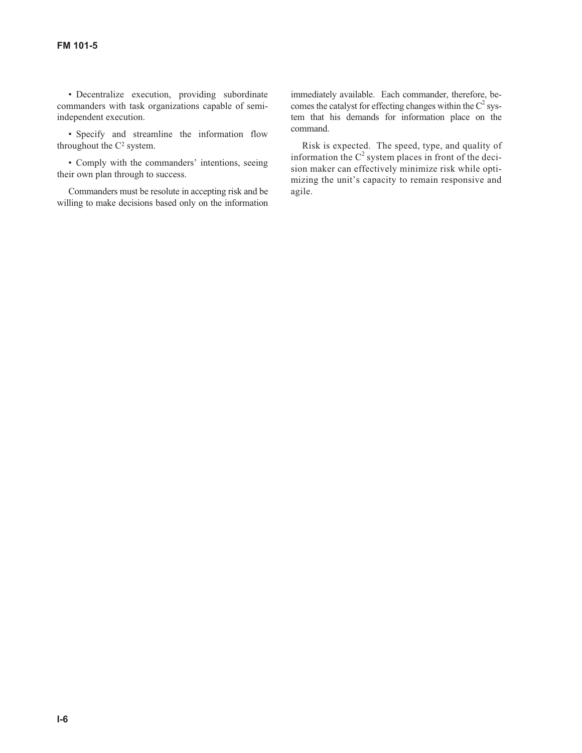- Decentralize execution, providing subordinate commanders with task organizations capable of semi-independent execution.
- Specify and streamline the information flow throughout the $C^2$ system.
- Comply with the commanders' intentions, seeing their own plan through to success.

Commanders must be resolute in accepting risk and be willing to make decisions based only on the information immediately available. Each commander, therefore, becomes the catalyst for effecting changes within the $C^2$ system that his demands for information place on the command.

Risk is expected. The speed, type, and quality of information the $C^2$ system places in front of the decision maker can effectively minimize risk while optimizing the unit's capacity to remain responsive and agile.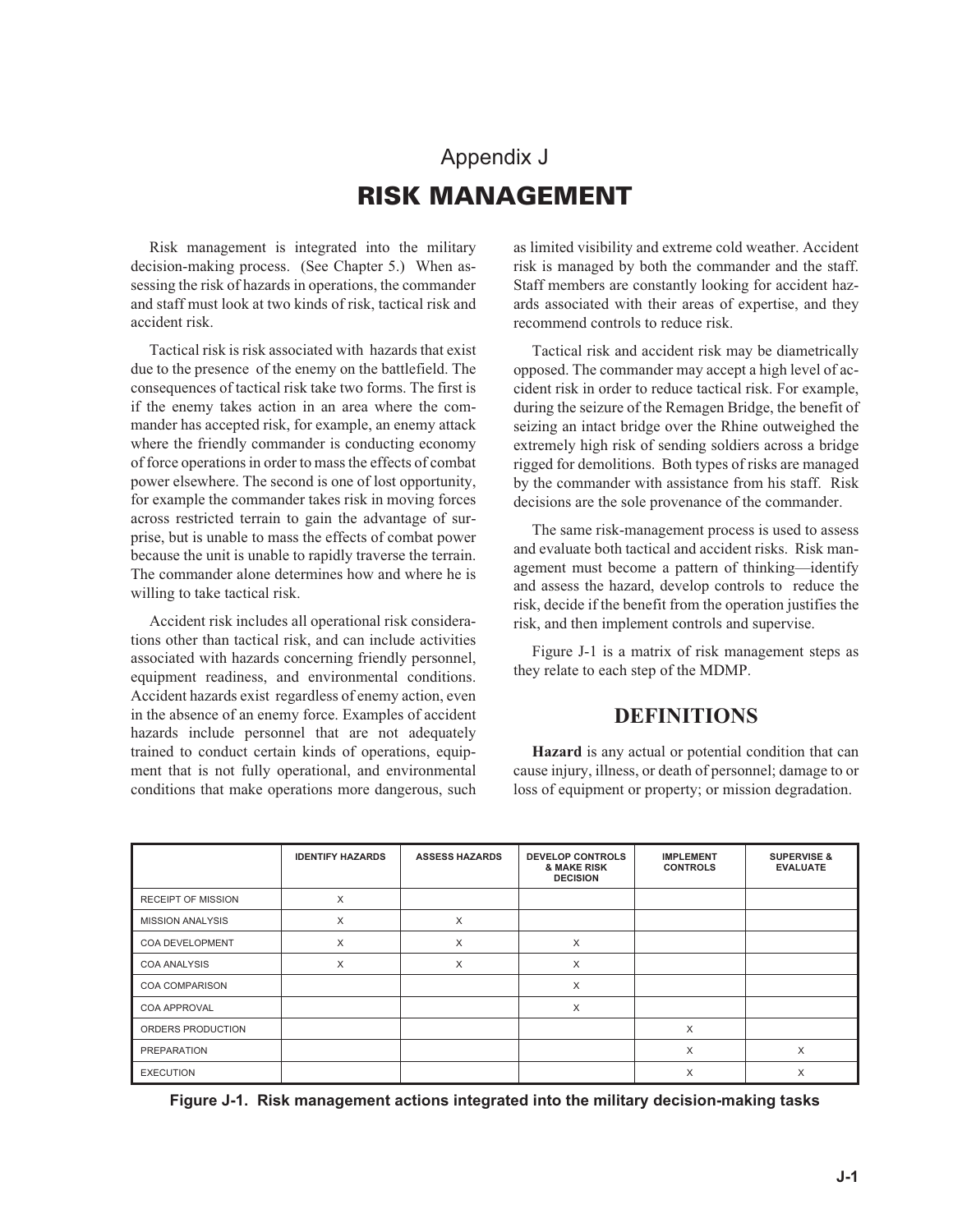# Appendix J

# RISK MANAGEMENT

Risk management is integrated into the military decision-making process. (See Chapter 5.) When assessing the risk of hazards in operations, the commander and staff must look at two kinds of risk, tactical risk and accident risk.

Tactical risk is risk associated with hazards that exist due to the presence of the enemy on the battlefield. The consequences of tactical risk take two forms. The first is if the enemy takes action in an area where the commander has accepted risk, for example, an enemy attack where the friendly commander is conducting economy of force operations in order to mass the effects of combat power elsewhere. The second is one of lost opportunity, for example the commander takes risk in moving forces across restricted terrain to gain the advantage of surprise, but is unable to mass the effects of combat power because the unit is unable to rapidly traverse the terrain. The commander alone determines how and where he is willing to take tactical risk.

Accident risk includes all operational risk considerations other than tactical risk, and can include activities associated with hazards concerning friendly personnel, equipment readiness, and environmental conditions. Accident hazards exist regardless of enemy action, even in the absence of an enemy force. Examples of accident hazards include personnel that are not adequately trained to conduct certain kinds of operations, equipment that is not fully operational, and environmental conditions that make operations more dangerous, such as limited visibility and extreme cold weather. Accident risk is managed by both the commander and the staff. Staff members are constantly looking for accident hazards associated with their areas of expertise, and they recommend controls to reduce risk.

Tactical risk and accident risk may be diametrically opposed. The commander may accept a high level of accident risk in order to reduce tactical risk. For example, during the seizure of the Remagen Bridge, the benefit of seizing an intact bridge over the Rhine outweighed the extremely high risk of sending soldiers across a bridge rigged for demolitions. Both types of risks are managed by the commander with assistance from his staff. Risk decisions are the sole provenance of the commander.

The same risk-management process is used to assess and evaluate both tactical and accident risks. Risk management must become a pattern of thinking—identify and assess the hazard, develop controls to reduce the risk, decide if the benefit from the operation justifies the risk, and then implement controls and supervise.

Figure J-1 is a matrix of risk management steps as they relate to each step of the MDMP.

## DEFINITIONS

**Hazard** is any actual or potential condition that can cause injury, illness, or death of personnel; damage to or loss of equipment or property; or mission degradation.

| | IDENTIFY HAZARDS | ASSESS HAZARDS | DEVELOP CONTROLS & MAKE RISK DECISION | IMPLEMENT CONTROLS | SUPERVISE & EVALUATE |
|---|---|---|---|---|---|
| RECEIPT OF MISSION | X | | | | |
| MISSION ANALYSIS | X | X | | | |
| COA DEVELOPMENT | X | X | X | | |
| COA ANALYSIS | X | X | X | | |
| COA COMPARISON | | | X | | |
| COA APPROVAL | | | X | | |
| ORDERS PRODUCTION | | | | X | |
| PREPARATION | | | | X | X |
| EXECUTION | | | | X | X |

**Figure J-1. Risk management actions integrated into the military decision-making tasks**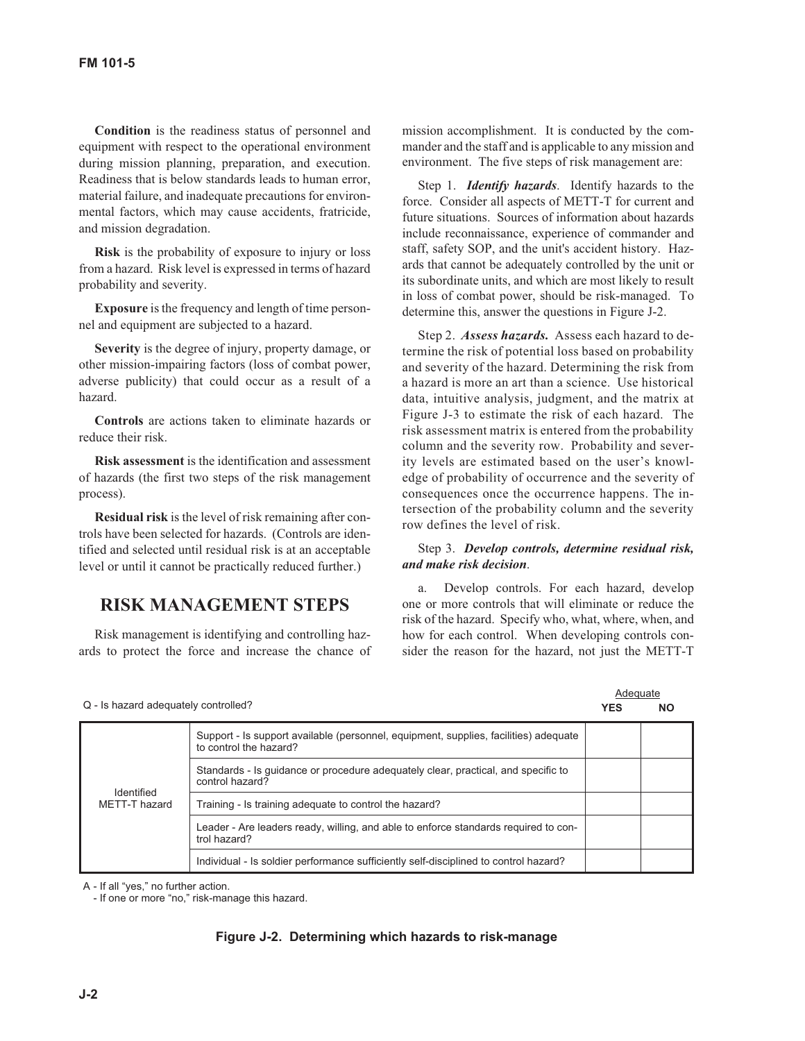**Condition** is the readiness status of personnel and equipment with respect to the operational environment during mission planning, preparation, and execution. Readiness that is below standards leads to human error, material failure, and inadequate precautions for environmental factors, which may cause accidents, fratricide, and mission degradation.

**Risk** is the probability of exposure to injury or loss from a hazard. Risk level is expressed in terms of hazard probability and severity.

**Exposure** is the frequency and length of time personnel and equipment are subjected to a hazard.

**Severity** is the degree of injury, property damage, or other mission-impairing factors (loss of combat power, adverse publicity) that could occur as a result of a hazard.

**Controls** are actions taken to eliminate hazards or reduce their risk.

**Risk assessment** is the identification and assessment of hazards (the first two steps of the risk management process).

**Residual risk** is the level of risk remaining after controls have been selected for hazards. (Controls are identified and selected until residual risk is at an acceptable level or until it cannot be practically reduced further.)

## RISK MANAGEMENT STEPS

Risk management is identifying and controlling hazards to protect the force and increase the chance of mission accomplishment. It is conducted by the commander and the staff and is applicable to any mission and environment. The five steps of risk management are:

Step 1. ***Identify hazards***. Identify hazards to the force. Consider all aspects of METT-T for current and future situations. Sources of information about hazards include reconnaissance, experience of commander and staff, safety SOP, and the unit's accident history. Hazards that cannot be adequately controlled by the unit or its subordinate units, and which are most likely to result in loss of combat power, should be risk-managed. To determine this, answer the questions in Figure J-2.

Step 2. ***Assess hazards.*** Assess each hazard to determine the risk of potential loss based on probability and severity of the hazard. Determining the risk from a hazard is more an art than a science. Use historical data, intuitive analysis, judgment, and the matrix at Figure J-3 to estimate the risk of each hazard. The risk assessment matrix is entered from the probability column and the severity row. Probability and severity levels are estimated based on the user's knowledge of probability of occurrence and the severity of consequences once the occurrence happens. The intersection of the probability column and the severity row defines the level of risk.

Step 3. ***Develop controls, determine residual risk, and make risk decision***.

a. Develop controls. For each hazard, develop one or more controls that will eliminate or reduce the risk of the hazard. Specify who, what, where, when, and how for each control. When developing controls consider the reason for the hazard, not just the METT-T

| Q - Is hazard adequately controlled? | | Adequate YES | Adequate NO |
|---|---|---|---|
| Identified METT-T hazard | Support - Is support available (personnel, equipment, supplies, facilities) adequate to control the hazard? | | |
| | Standards - Is guidance or procedure adequately clear, practical, and specific to control hazard? | | |
| | Training - Is training adequate to control the hazard? | | |
| | Leader - Are leaders ready, willing, and able to enforce standards required to control hazard? | | |
| | Individual - Is soldier performance sufficiently self-disciplined to control hazard? | | |

A - If all "yes," no further action.
- If one or more "no," risk-manage this hazard.

**Figure J-2. Determining which hazards to risk-manage**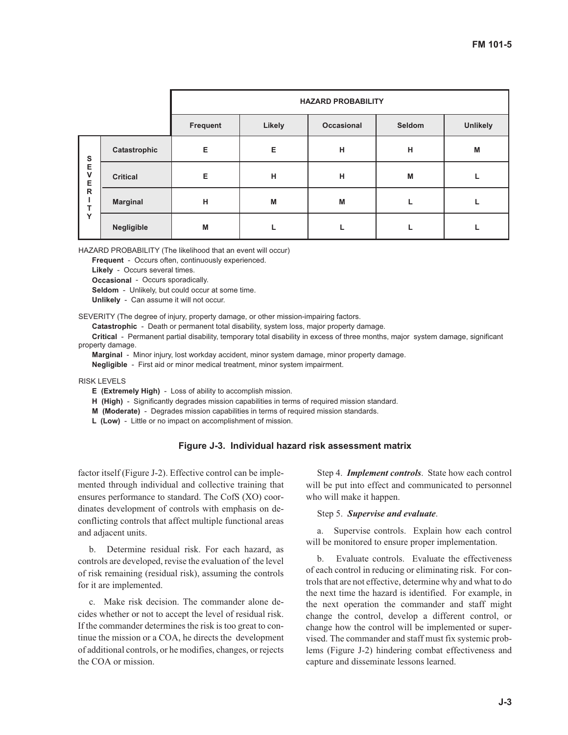| | | HAZARD PROBABILITY | | | | |
|---|---|---|---|---|---|---|
| | | **Frequent** | **Likely** | **Occasional** | **Seldom** | **Unlikely** |
| **SEVERITY** | **Catastrophic** | **E** | **E** | **H** | **H** | **M** |
| | **Critical** | **E** | **H** | **H** | **M** | **L** |
| | **Marginal** | **H** | **M** | **M** | **L** | **L** |
| | **Negligible** | **M** | **L** | **L** | **L** | **L** |

HAZARD PROBABILITY (The likelihood that an event will occur)

**Frequent** - Occurs often, continuously experienced.
**Likely** - Occurs several times.
**Occasional** - Occurs sporadically.
**Seldom** - Unlikely, but could occur at some time.
**Unlikely** - Can assume it will not occur.

SEVERITY (The degree of injury, property damage, or other mission-impairing factors.

**Catastrophic** - Death or permanent total disability, system loss, major property damage.
**Critical** - Permanent partial disability, temporary total disability in excess of three months, major system damage, significant property damage.
**Marginal** - Minor injury, lost workday accident, minor system damage, minor property damage.
**Negligible** - First aid or minor medical treatment, minor system impairment.

RISK LEVELS

**E (Extremely High)** - Loss of ability to accomplish mission.
**H (High)** - Significantly degrades mission capabilities in terms of required mission standard.
**M (Moderate)** - Degrades mission capabilities in terms of required mission standards.
**L (Low)** - Little or no impact on accomplishment of mission.

**Figure J-3. Individual hazard risk assessment matrix**

factor itself (Figure J-2). Effective control can be implemented through individual and collective training that ensures performance to standard. The CofS (XO) coordinates development of controls with emphasis on deconflicting controls that affect multiple functional areas and adjacent units.

b. Determine residual risk. For each hazard, as controls are developed, revise the evaluation of the level of risk remaining (residual risk), assuming the controls for it are implemented.

c. Make risk decision. The commander alone decides whether or not to accept the level of residual risk. If the commander determines the risk is too great to continue the mission or a COA, he directs the development of additional controls, or he modifies, changes, or rejects the COA or mission.

Step 4. ***Implement controls***. State how each control will be put into effect and communicated to personnel who will make it happen.

Step 5. ***Supervise and evaluate***.

a. Supervise controls. Explain how each control will be monitored to ensure proper implementation.

b. Evaluate controls. Evaluate the effectiveness of each control in reducing or eliminating risk. For controls that are not effective, determine why and what to do the next time the hazard is identified. For example, in the next operation the commander and staff might change the control, develop a different control, or change how the control will be implemented or supervised. The commander and staff must fix systemic problems (Figure J-2) hindering combat effectiveness and capture and disseminate lessons learned.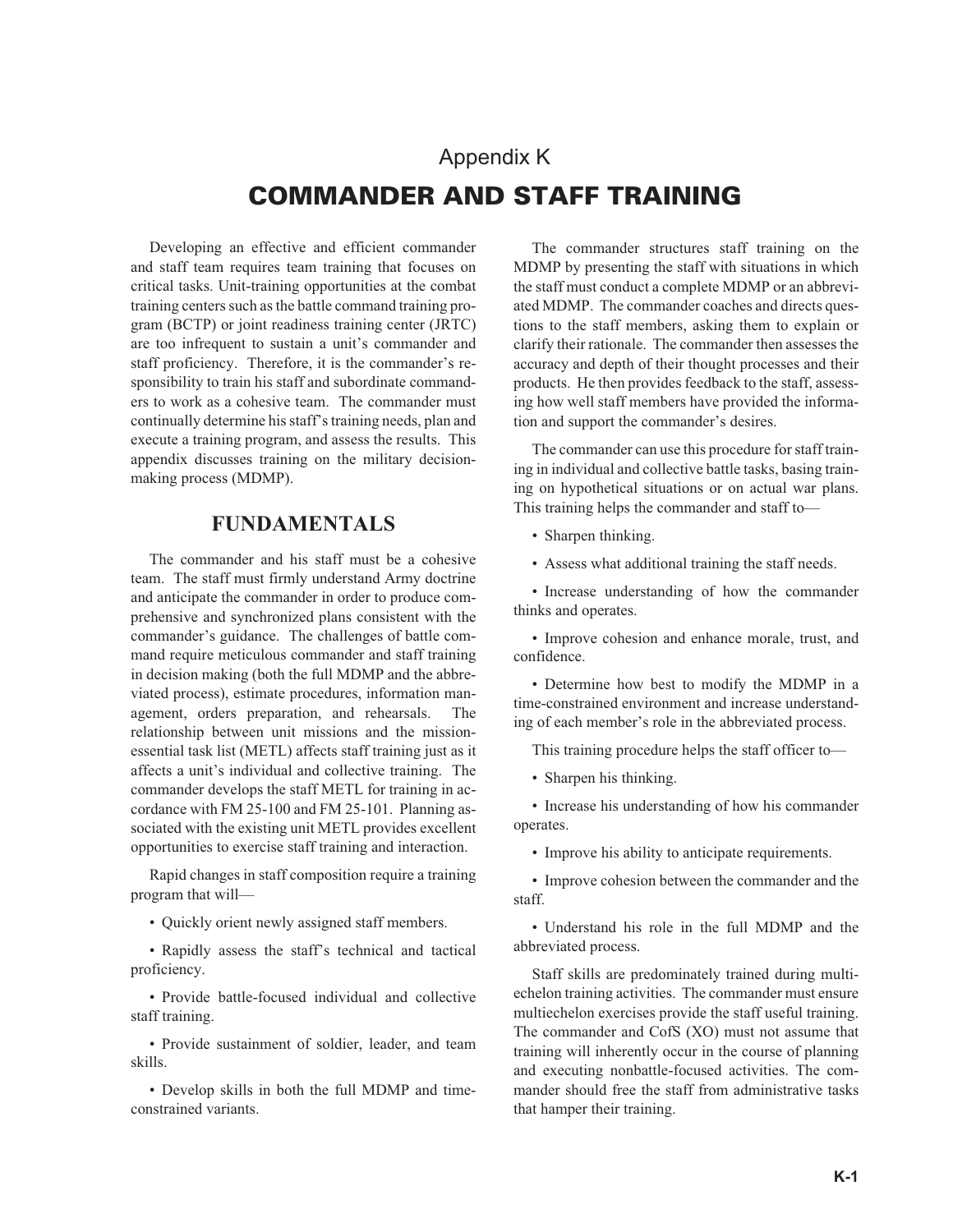# Appendix K

# COMMANDER AND STAFF TRAINING

Developing an effective and efficient commander and staff team requires team training that focuses on critical tasks. Unit-training opportunities at the combat training centers such as the battle command training program (BCTP) or joint readiness training center (JRTC) are too infrequent to sustain a unit's commander and staff proficiency. Therefore, it is the commander's responsibility to train his staff and subordinate commanders to work as a cohesive team. The commander must continually determine his staff's training needs, plan and execute a training program, and assess the results. This appendix discusses training on the military decision-making process (MDMP).

## FUNDAMENTALS

The commander and his staff must be a cohesive team. The staff must firmly understand Army doctrine and anticipate the commander in order to produce comprehensive and synchronized plans consistent with the commander's guidance. The challenges of battle command require meticulous commander and staff training in decision making (both the full MDMP and the abbreviated process), estimate procedures, information management, orders preparation, and rehearsals. The relationship between unit missions and the mission-essential task list (METL) affects staff training just as it affects a unit's individual and collective training. The commander develops the staff METL for training in accordance with FM 25-100 and FM 25-101. Planning associated with the existing unit METL provides excellent opportunities to exercise staff training and interaction.

Rapid changes in staff composition require a training program that will—

- Quickly orient newly assigned staff members.
- Rapidly assess the staff's technical and tactical proficiency.
- Provide battle-focused individual and collective staff training.
- Provide sustainment of soldier, leader, and team skills.
- Develop skills in both the full MDMP and time-constrained variants.

The commander structures staff training on the MDMP by presenting the staff with situations in which the staff must conduct a complete MDMP or an abbreviated MDMP. The commander coaches and directs questions to the staff members, asking them to explain or clarify their rationale. The commander then assesses the accuracy and depth of their thought processes and their products. He then provides feedback to the staff, assessing how well staff members have provided the information and support the commander's desires.

The commander can use this procedure for staff training in individual and collective battle tasks, basing training on hypothetical situations or on actual war plans. This training helps the commander and staff to—

- Sharpen thinking.
- Assess what additional training the staff needs.
- Increase understanding of how the commander thinks and operates.
- Improve cohesion and enhance morale, trust, and confidence.
- Determine how best to modify the MDMP in a time-constrained environment and increase understanding of each member's role in the abbreviated process.

This training procedure helps the staff officer to—

- Sharpen his thinking.
- Increase his understanding of how his commander operates.
- Improve his ability to anticipate requirements.
- Improve cohesion between the commander and the staff.
- Understand his role in the full MDMP and the abbreviated process.

Staff skills are predominately trained during multiechelon training activities. The commander must ensure multiechelon exercises provide the staff useful training. The commander and CofS (XO) must not assume that training will inherently occur in the course of planning and executing nonbattle-focused activities. The commander should free the staff from administrative tasks that hamper their training.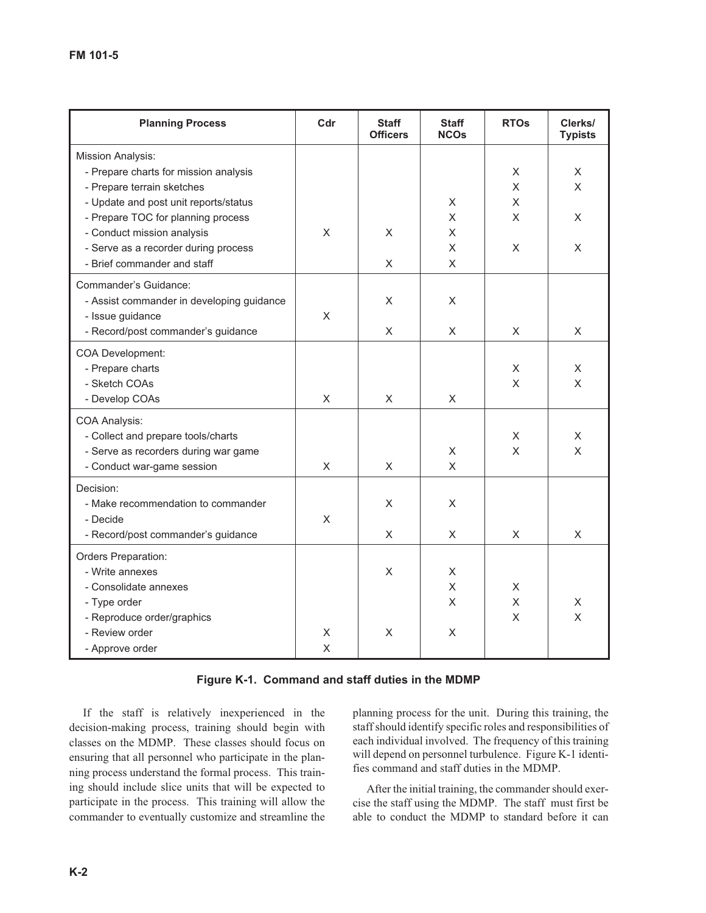| Planning Process | Cdr | Staff Officers | Staff NCOs | RTOs | Clerks/ Typists |
|---|---|---|---|---|---|
| Mission Analysis: | | | | | |
| - Prepare charts for mission analysis | | | | X | X |
| - Prepare terrain sketches | | | | X | X |
| - Update and post unit reports/status | | | X | X | |
| - Prepare TOC for planning process | | | X | X | X |
| - Conduct mission analysis | X | X | X | | |
| - Serve as a recorder during process | | | X | X | X |
| - Brief commander and staff | | X | X | | |
| Commander's Guidance: | | | | | |
| - Assist commander in developing guidance | | X | X | | |
| - Issue guidance | X | | | | |
| - Record/post commander's guidance | | X | X | X | X |
| COA Development: | | | | | |
| - Prepare charts | | | | X | X |
| - Sketch COAs | | | | X | X |
| - Develop COAs | X | X | X | | |
| COA Analysis: | | | | | |
| - Collect and prepare tools/charts | | | | X | X |
| - Serve as recorders during war game | | | X | X | X |
| - Conduct war-game session | X | X | X | | |
| Decision: | | | | | |
| - Make recommendation to commander | | X | X | | |
| - Decide | X | | | | |
| - Record/post commander's guidance | | X | X | X | X |
| Orders Preparation: | | | | | |
| - Write annexes | | X | X | | |
| - Consolidate annexes | | | X | X | |
| - Type order | | | X | X | X |
| - Reproduce order/graphics | | | | X | X |
| - Review order | X | X | X | | |
| - Approve order | X | | | | |

**Figure K-1. Command and staff duties in the MDMP**

If the staff is relatively inexperienced in the decision-making process, training should begin with classes on the MDMP. These classes should focus on ensuring that all personnel who participate in the planning process understand the formal process. This training should include slice units that will be expected to participate in the process. This training will allow the commander to eventually customize and streamline the planning process for the unit. During this training, the staff should identify specific roles and responsibilities of each individual involved. The frequency of this training will depend on personnel turbulence. Figure K-1 identifies command and staff duties in the MDMP.

After the initial training, the commander should exercise the staff using the MDMP. The staff must first be able to conduct the MDMP to standard before it can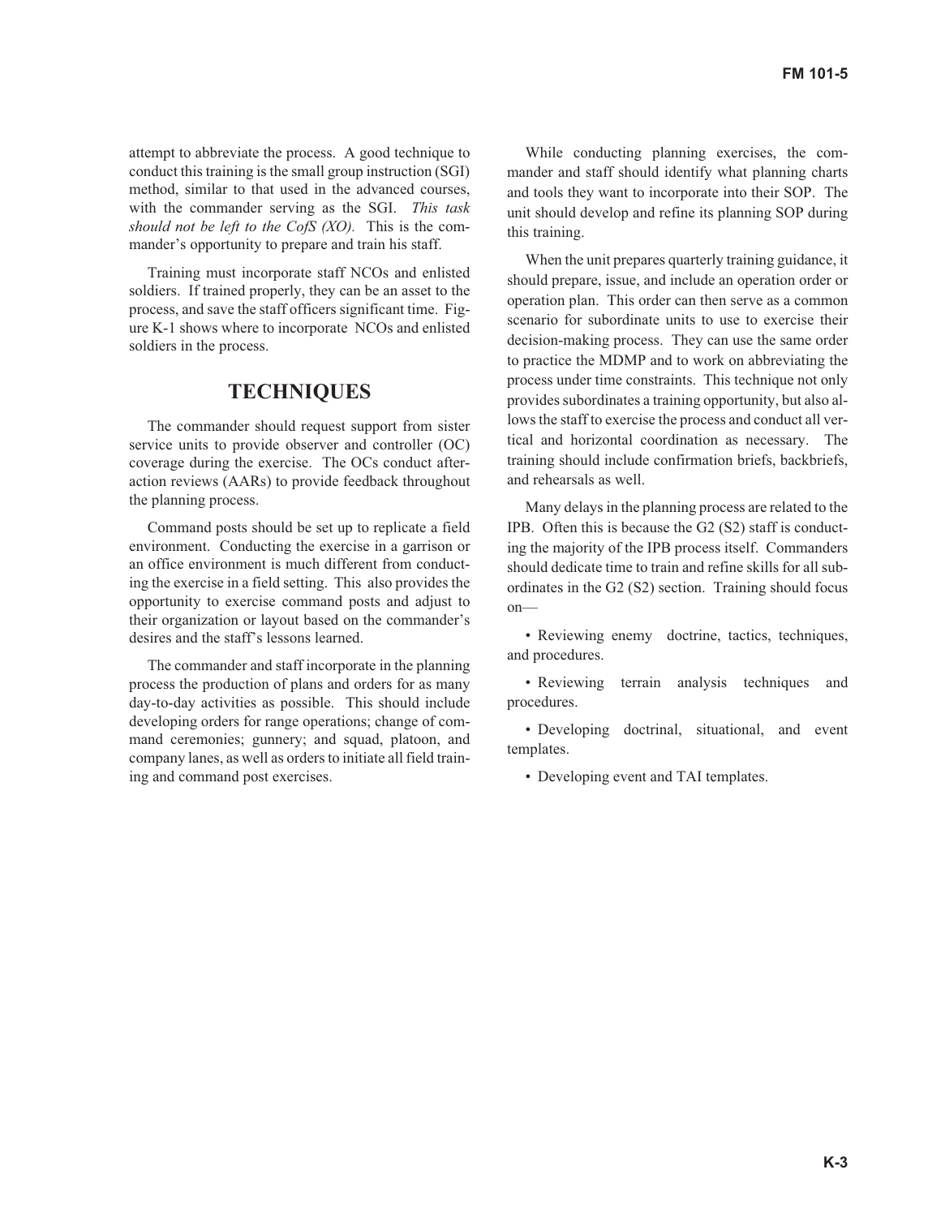attempt to abbreviate the process. A good technique to conduct this training is the small group instruction (SGI) method, similar to that used in the advanced courses, with the commander serving as the SGI. *This task should not be left to the CofS (XO).* This is the commander's opportunity to prepare and train his staff.

Training must incorporate staff NCOs and enlisted soldiers. If trained properly, they can be an asset to the process, and save the staff officers significant time. Figure K-1 shows where to incorporate NCOs and enlisted soldiers in the process.

## TECHNIQUES

The commander should request support from sister service units to provide observer and controller (OC) coverage during the exercise. The OCs conduct after-action reviews (AARs) to provide feedback throughout the planning process.

Command posts should be set up to replicate a field environment. Conducting the exercise in a garrison or an office environment is much different from conducting the exercise in a field setting. This also provides the opportunity to exercise command posts and adjust to their organization or layout based on the commander's desires and the staff's lessons learned.

The commander and staff incorporate in the planning process the production of plans and orders for as many day-to-day activities as possible. This should include developing orders for range operations; change of command ceremonies; gunnery; and squad, platoon, and company lanes, as well as orders to initiate all field training and command post exercises.

While conducting planning exercises, the commander and staff should identify what planning charts and tools they want to incorporate into their SOP. The unit should develop and refine its planning SOP during this training.

When the unit prepares quarterly training guidance, it should prepare, issue, and include an operation order or operation plan. This order can then serve as a common scenario for subordinate units to use to exercise their decision-making process. They can use the same order to practice the MDMP and to work on abbreviating the process under time constraints. This technique not only provides subordinates a training opportunity, but also allows the staff to exercise the process and conduct all vertical and horizontal coordination as necessary. The training should include confirmation briefs, backbriefs, and rehearsals as well.

Many delays in the planning process are related to the IPB. Often this is because the G2 (S2) staff is conducting the majority of the IPB process itself. Commanders should dedicate time to train and refine skills for all subordinates in the G2 (S2) section. Training should focus on—

- Reviewing enemy doctrine, tactics, techniques, and procedures.
- Reviewing terrain analysis techniques and procedures.
- Developing doctrinal, situational, and event templates.
- Developing event and TAI templates.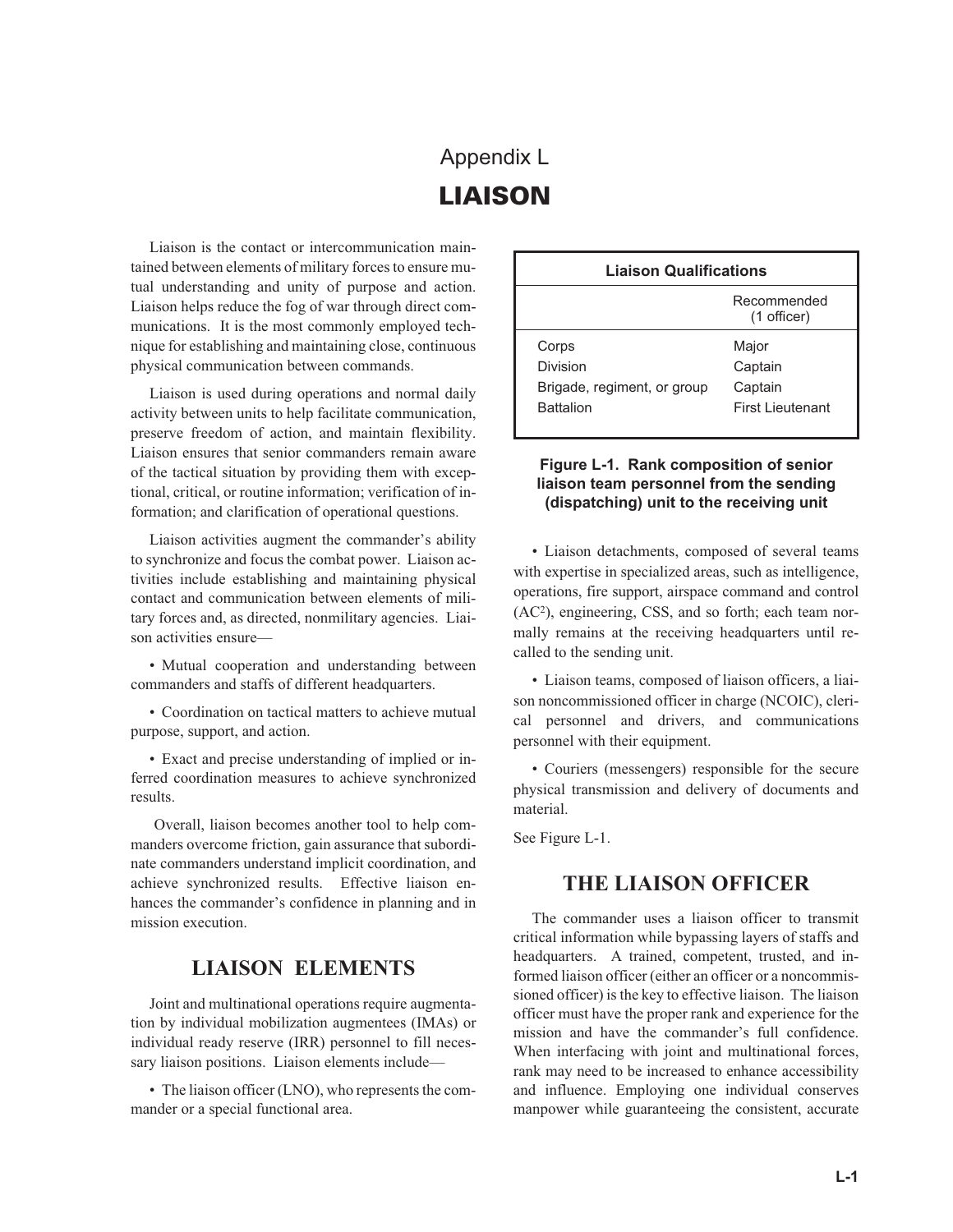# Appendix L
# LIAISON

Liaison is the contact or intercommunication maintained between elements of military forces to ensure mutual understanding and unity of purpose and action. Liaison helps reduce the fog of war through direct communications. It is the most commonly employed technique for establishing and maintaining close, continuous physical communication between commands.

Liaison is used during operations and normal daily activity between units to help facilitate communication, preserve freedom of action, and maintain flexibility. Liaison ensures that senior commanders remain aware of the tactical situation by providing them with exceptional, critical, or routine information; verification of information; and clarification of operational questions.

Liaison activities augment the commander's ability to synchronize and focus the combat power. Liaison activities include establishing and maintaining physical contact and communication between elements of military forces and, as directed, nonmilitary agencies. Liaison activities ensure—

- Mutual cooperation and understanding between commanders and staffs of different headquarters.
- Coordination on tactical matters to achieve mutual purpose, support, and action.
- Exact and precise understanding of implied or inferred coordination measures to achieve synchronized results.

Overall, liaison becomes another tool to help commanders overcome friction, gain assurance that subordinate commanders understand implicit coordination, and achieve synchronized results. Effective liaison enhances the commander's confidence in planning and in mission execution.

## LIAISON ELEMENTS

Joint and multinational operations require augmentation by individual mobilization augmentees (IMAs) or individual ready reserve (IRR) personnel to fill necessary liaison positions. Liaison elements include—

- The liaison officer (LNO), who represents the commander or a special functional area.
- Liaison detachments, composed of several teams with expertise in specialized areas, such as intelligence, operations, fire support, airspace command and control (AC[2]), engineering, CSS, and so forth; each team normally remains at the receiving headquarters until recalled to the sending unit.
- Liaison teams, composed of liaison officers, a liaison noncommissioned officer in charge (NCOIC), clerical personnel and drivers, and communications personnel with their equipment.
- Couriers (messengers) responsible for the secure physical transmission and delivery of documents and material.

See Figure L-1.

| Liaison Qualifications | Recommended (1 officer) |
|---|---|
| Corps | Major |
| Division | Captain |
| Brigade, regiment, or group | Captain |
| Battalion | First Lieutenant |

**Figure L-1. Rank composition of senior liaison team personnel from the sending (dispatching) unit to the receiving unit**

## THE LIAISON OFFICER

The commander uses a liaison officer to transmit critical information while bypassing layers of staffs and headquarters. A trained, competent, trusted, and informed liaison officer (either an officer or a noncommissioned officer) is the key to effective liaison. The liaison officer must have the proper rank and experience for the mission and have the commander's full confidence. When interfacing with joint and multinational forces, rank may need to be increased to enhance accessibility and influence. Employing one individual conserves manpower while guaranteeing the consistent, accurate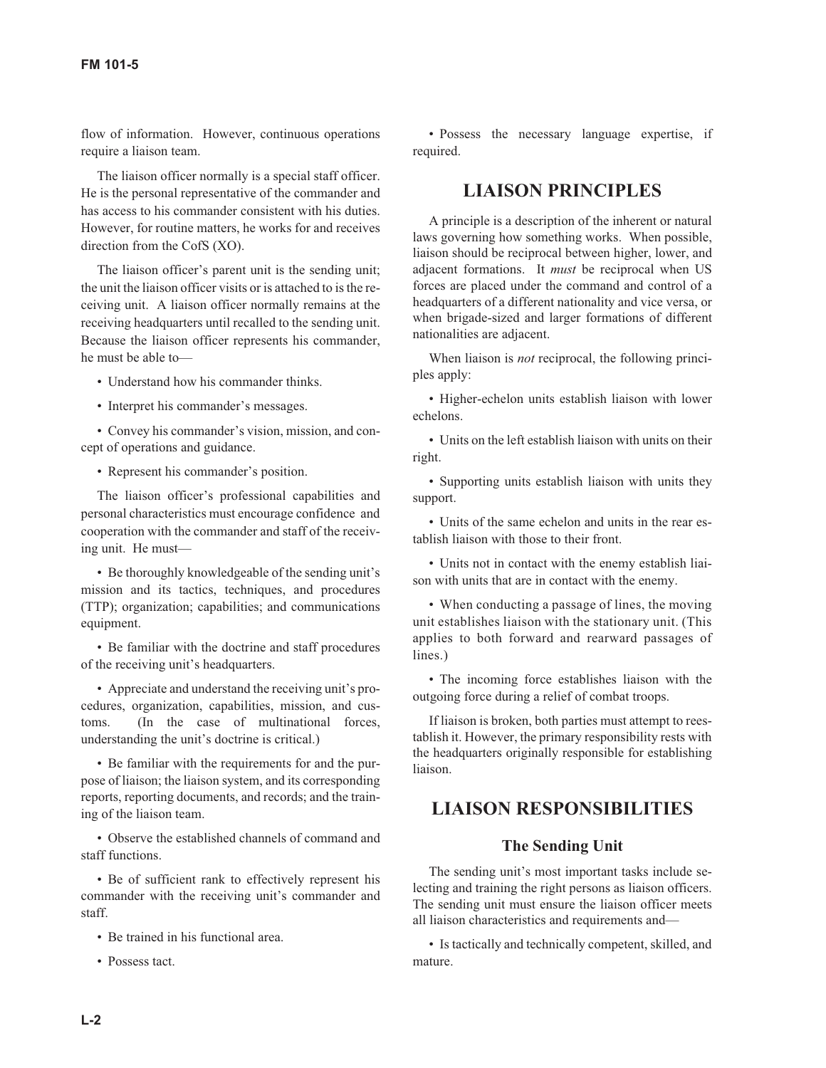flow of information. However, continuous operations require a liaison team.

The liaison officer normally is a special staff officer. He is the personal representative of the commander and has access to his commander consistent with his duties. However, for routine matters, he works for and receives direction from the CofS (XO).

The liaison officer's parent unit is the sending unit; the unit the liaison officer visits or is attached to is the receiving unit. A liaison officer normally remains at the receiving headquarters until recalled to the sending unit. Because the liaison officer represents his commander, he must be able to—

- Understand how his commander thinks.
- Interpret his commander's messages.
- Convey his commander's vision, mission, and concept of operations and guidance.
- Represent his commander's position.

The liaison officer's professional capabilities and personal characteristics must encourage confidence and cooperation with the commander and staff of the receiving unit. He must—

- Be thoroughly knowledgeable of the sending unit's mission and its tactics, techniques, and procedures (TTP); organization; capabilities; and communications equipment.
- Be familiar with the doctrine and staff procedures of the receiving unit's headquarters.
- Appreciate and understand the receiving unit's procedures, organization, capabilities, mission, and customs. (In the case of multinational forces, understanding the unit's doctrine is critical.)
- Be familiar with the requirements for and the purpose of liaison; the liaison system, and its corresponding reports, reporting documents, and records; and the training of the liaison team.
- Observe the established channels of command and staff functions.
- Be of sufficient rank to effectively represent his commander with the receiving unit's commander and staff.
- Be trained in his functional area.
- Possess tact.
- Possess the necessary language expertise, if required.

## LIAISON PRINCIPLES

A principle is a description of the inherent or natural laws governing how something works. When possible, liaison should be reciprocal between higher, lower, and adjacent formations. It *must* be reciprocal when US forces are placed under the command and control of a headquarters of a different nationality and vice versa, or when brigade-sized and larger formations of different nationalities are adjacent.

When liaison is *not* reciprocal, the following principles apply:

- Higher-echelon units establish liaison with lower echelons.
- Units on the left establish liaison with units on their right.
- Supporting units establish liaison with units they support.
- Units of the same echelon and units in the rear establish liaison with those to their front.
- Units not in contact with the enemy establish liaison with units that are in contact with the enemy.
- When conducting a passage of lines, the moving unit establishes liaison with the stationary unit. (This applies to both forward and rearward passages of lines.)
- The incoming force establishes liaison with the outgoing force during a relief of combat troops.

If liaison is broken, both parties must attempt to reestablish it. However, the primary responsibility rests with the headquarters originally responsible for establishing liaison.

## LIAISON RESPONSIBILITIES

### The Sending Unit

The sending unit's most important tasks include selecting and training the right persons as liaison officers. The sending unit must ensure the liaison officer meets all liaison characteristics and requirements and—

- Is tactically and technically competent, skilled, and mature.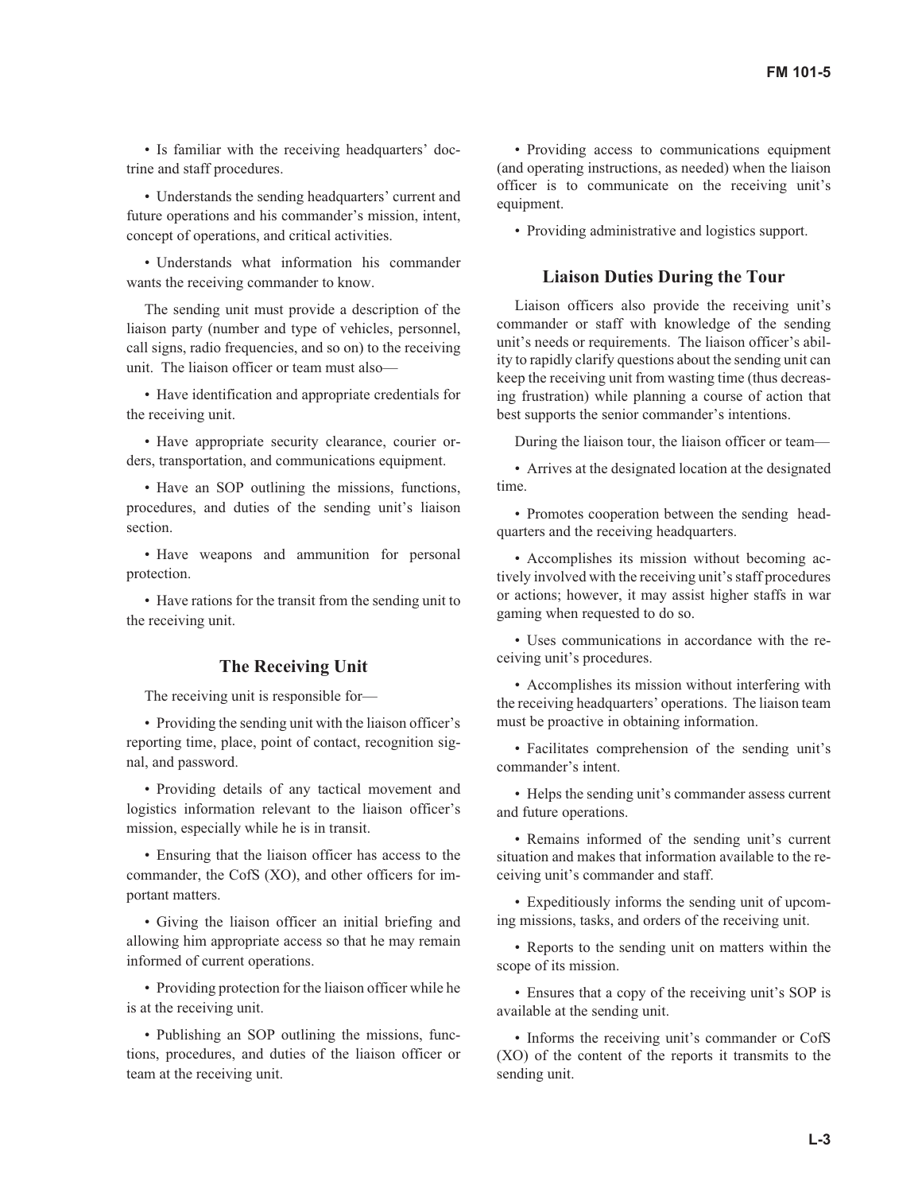- Is familiar with the receiving headquarters' doctrine and staff procedures.

- Understands the sending headquarters' current and future operations and his commander's mission, intent, concept of operations, and critical activities.

- Understands what information his commander wants the receiving commander to know.

The sending unit must provide a description of the liaison party (number and type of vehicles, personnel, call signs, radio frequencies, and so on) to the receiving unit. The liaison officer or team must also—

- Have identification and appropriate credentials for the receiving unit.

- Have appropriate security clearance, courier orders, transportation, and communications equipment.

- Have an SOP outlining the missions, functions, procedures, and duties of the sending unit's liaison section.

- Have weapons and ammunition for personal protection.

- Have rations for the transit from the sending unit to the receiving unit.

### The Receiving Unit

The receiving unit is responsible for—

- Providing the sending unit with the liaison officer's reporting time, place, point of contact, recognition signal, and password.

- Providing details of any tactical movement and logistics information relevant to the liaison officer's mission, especially while he is in transit.

- Ensuring that the liaison officer has access to the commander, the CofS (XO), and other officers for important matters.

- Giving the liaison officer an initial briefing and allowing him appropriate access so that he may remain informed of current operations.

- Providing protection for the liaison officer while he is at the receiving unit.

- Publishing an SOP outlining the missions, functions, procedures, and duties of the liaison officer or team at the receiving unit.

- Providing access to communications equipment (and operating instructions, as needed) when the liaison officer is to communicate on the receiving unit's equipment.

- Providing administrative and logistics support.

### Liaison Duties During the Tour

Liaison officers also provide the receiving unit's commander or staff with knowledge of the sending unit's needs or requirements. The liaison officer's ability to rapidly clarify questions about the sending unit can keep the receiving unit from wasting time (thus decreasing frustration) while planning a course of action that best supports the senior commander's intentions.

During the liaison tour, the liaison officer or team—

- Arrives at the designated location at the designated time.

- Promotes cooperation between the sending headquarters and the receiving headquarters.

- Accomplishes its mission without becoming actively involved with the receiving unit's staff procedures or actions; however, it may assist higher staffs in war gaming when requested to do so.

- Uses communications in accordance with the receiving unit's procedures.

- Accomplishes its mission without interfering with the receiving headquarters' operations. The liaison team must be proactive in obtaining information.

- Facilitates comprehension of the sending unit's commander's intent.

- Helps the sending unit's commander assess current and future operations.

- Remains informed of the sending unit's current situation and makes that information available to the receiving unit's commander and staff.

- Expeditiously informs the sending unit of upcoming missions, tasks, and orders of the receiving unit.

- Reports to the sending unit on matters within the scope of its mission.

- Ensures that a copy of the receiving unit's SOP is available at the sending unit.

- Informs the receiving unit's commander or CofS (XO) of the content of the reports it transmits to the sending unit.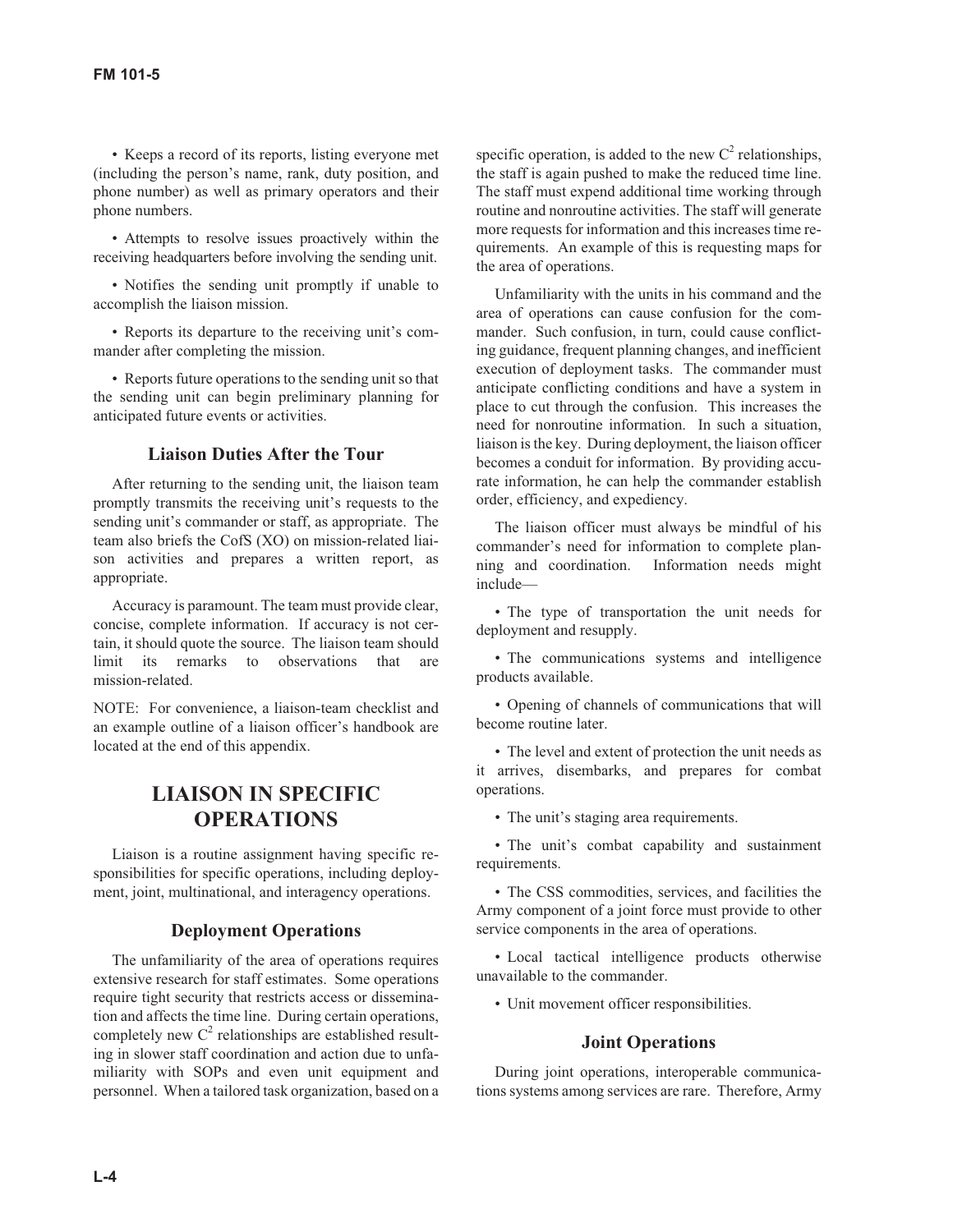• Keeps a record of its reports, listing everyone met (including the person's name, rank, duty position, and phone number) as well as primary operators and their phone numbers.

• Attempts to resolve issues proactively within the receiving headquarters before involving the sending unit.

• Notifies the sending unit promptly if unable to accomplish the liaison mission.

• Reports its departure to the receiving unit's commander after completing the mission.

• Reports future operations to the sending unit so that the sending unit can begin preliminary planning for anticipated future events or activities.

### Liaison Duties After the Tour

After returning to the sending unit, the liaison team promptly transmits the receiving unit's requests to the sending unit's commander or staff, as appropriate. The team also briefs the CofS (XO) on mission-related liaison activities and prepares a written report, as appropriate.

Accuracy is paramount. The team must provide clear, concise, complete information. If accuracy is not certain, it should quote the source. The liaison team should limit its remarks to observations that are mission-related.

NOTE: For convenience, a liaison-team checklist and an example outline of a liaison officer's handbook are located at the end of this appendix.

## LIAISON IN SPECIFIC OPERATIONS

Liaison is a routine assignment having specific responsibilities for specific operations, including deployment, joint, multinational, and interagency operations.

### Deployment Operations

The unfamiliarity of the area of operations requires extensive research for staff estimates. Some operations require tight security that restricts access or dissemination and affects the time line. During certain operations, completely new $C^2$ relationships are established resulting in slower staff coordination and action due to unfamiliarity with SOPs and even unit equipment and personnel. When a tailored task organization, based on a specific operation, is added to the new $C^2$ relationships, the staff is again pushed to make the reduced time line. The staff must expend additional time working through routine and nonroutine activities. The staff will generate more requests for information and this increases time requirements. An example of this is requesting maps for the area of operations.

Unfamiliarity with the units in his command and the area of operations can cause confusion for the commander. Such confusion, in turn, could cause conflicting guidance, frequent planning changes, and inefficient execution of deployment tasks. The commander must anticipate conflicting conditions and have a system in place to cut through the confusion. This increases the need for nonroutine information. In such a situation, liaison is the key. During deployment, the liaison officer becomes a conduit for information. By providing accurate information, he can help the commander establish order, efficiency, and expediency.

The liaison officer must always be mindful of his commander's need for information to complete planning and coordination. Information needs might include—

• The type of transportation the unit needs for deployment and resupply.

• The communications systems and intelligence products available.

• Opening of channels of communications that will become routine later.

• The level and extent of protection the unit needs as it arrives, disembarks, and prepares for combat operations.

• The unit's staging area requirements.

• The unit's combat capability and sustainment requirements.

• The CSS commodities, services, and facilities the Army component of a joint force must provide to other service components in the area of operations.

• Local tactical intelligence products otherwise unavailable to the commander.

• Unit movement officer responsibilities.

### Joint Operations

During joint operations, interoperable communications systems among services are rare. Therefore, Army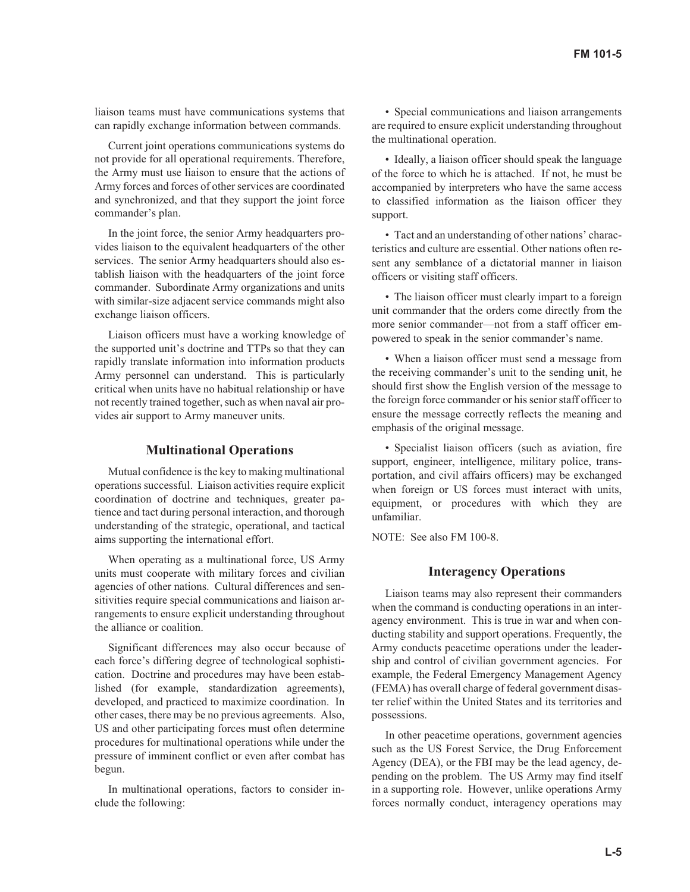liaison teams must have communications systems that can rapidly exchange information between commands.

Current joint operations communications systems do not provide for all operational requirements. Therefore, the Army must use liaison to ensure that the actions of Army forces and forces of other services are coordinated and synchronized, and that they support the joint force commander's plan.

In the joint force, the senior Army headquarters provides liaison to the equivalent headquarters of the other services. The senior Army headquarters should also establish liaison with the headquarters of the joint force commander. Subordinate Army organizations and units with similar-size adjacent service commands might also exchange liaison officers.

Liaison officers must have a working knowledge of the supported unit's doctrine and TTPs so that they can rapidly translate information into information products Army personnel can understand. This is particularly critical when units have no habitual relationship or have not recently trained together, such as when naval air provides air support to Army maneuver units.

## Multinational Operations

Mutual confidence is the key to making multinational operations successful. Liaison activities require explicit coordination of doctrine and techniques, greater patience and tact during personal interaction, and thorough understanding of the strategic, operational, and tactical aims supporting the international effort.

When operating as a multinational force, US Army units must cooperate with military forces and civilian agencies of other nations. Cultural differences and sensitivities require special communications and liaison arrangements to ensure explicit understanding throughout the alliance or coalition.

Significant differences may also occur because of each force's differing degree of technological sophistication. Doctrine and procedures may have been established (for example, standardization agreements), developed, and practiced to maximize coordination. In other cases, there may be no previous agreements. Also, US and other participating forces must often determine procedures for multinational operations while under the pressure of imminent conflict or even after combat has begun.

In multinational operations, factors to consider include the following:

- Special communications and liaison arrangements are required to ensure explicit understanding throughout the multinational operation.
- Ideally, a liaison officer should speak the language of the force to which he is attached. If not, he must be accompanied by interpreters who have the same access to classified information as the liaison officer they support.
- Tact and an understanding of other nations' characteristics and culture are essential. Other nations often resent any semblance of a dictatorial manner in liaison officers or visiting staff officers.
- The liaison officer must clearly impart to a foreign unit commander that the orders come directly from the more senior commander—not from a staff officer empowered to speak in the senior commander's name.
- When a liaison officer must send a message from the receiving commander's unit to the sending unit, he should first show the English version of the message to the foreign force commander or his senior staff officer to ensure the message correctly reflects the meaning and emphasis of the original message.
- Specialist liaison officers (such as aviation, fire support, engineer, intelligence, military police, transportation, and civil affairs officers) may be exchanged when foreign or US forces must interact with units, equipment, or procedures with which they are unfamiliar.

NOTE: See also FM 100-8.

## Interagency Operations

Liaison teams may also represent their commanders when the command is conducting operations in an interagency environment. This is true in war and when conducting stability and support operations. Frequently, the Army conducts peacetime operations under the leadership and control of civilian government agencies. For example, the Federal Emergency Management Agency (FEMA) has overall charge of federal government disaster relief within the United States and its territories and possessions.

In other peacetime operations, government agencies such as the US Forest Service, the Drug Enforcement Agency (DEA), or the FBI may be the lead agency, depending on the problem. The US Army may find itself in a supporting role. However, unlike operations Army forces normally conduct, interagency operations may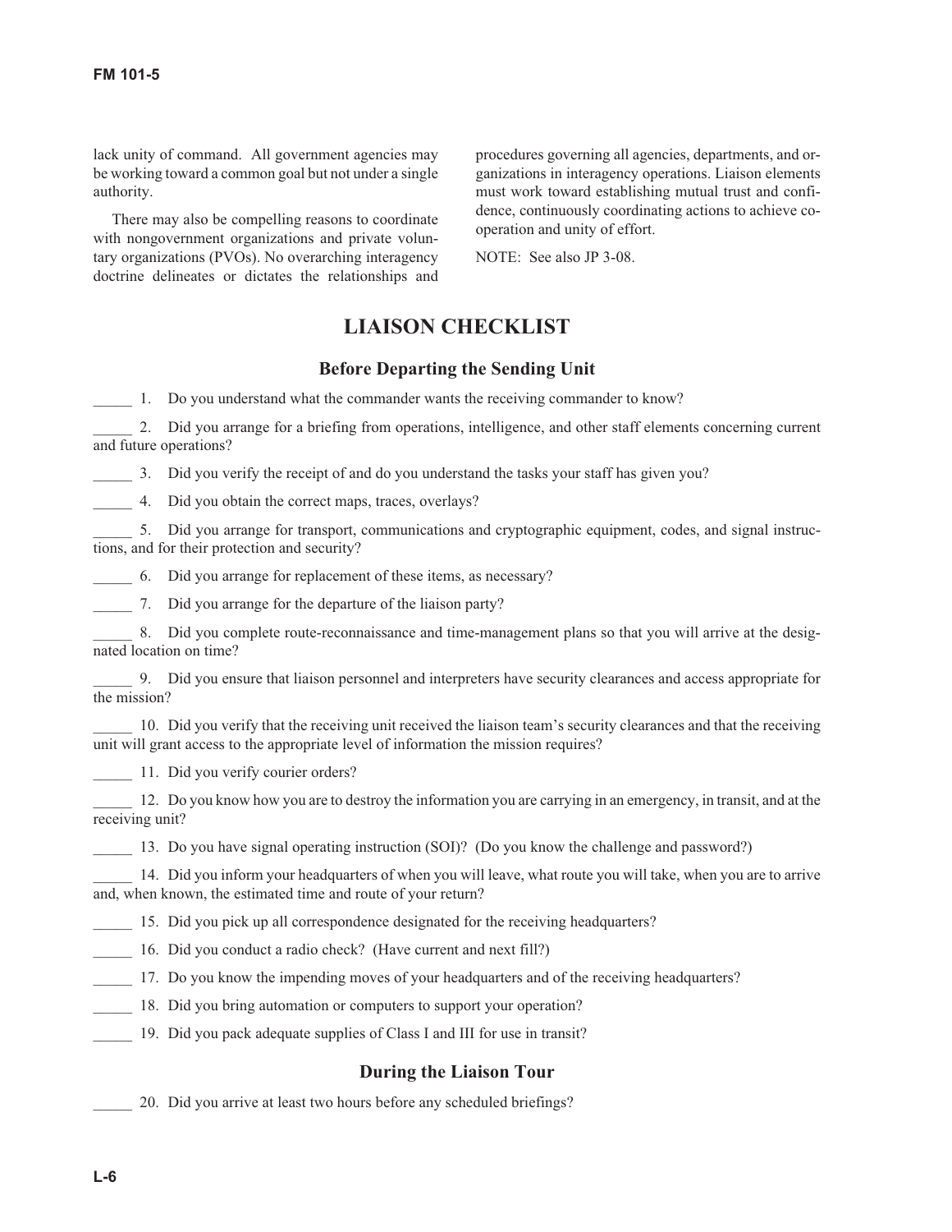lack unity of command. All government agencies may be working toward a common goal but not under a single authority.

There may also be compelling reasons to coordinate with nongovernment organizations and private voluntary organizations (PVOs). No overarching interagency doctrine delineates or dictates the relationships and procedures governing all agencies, departments, and organizations in interagency operations. Liaison elements must work toward establishing mutual trust and confidence, continuously coordinating actions to achieve cooperation and unity of effort.

NOTE: See also JP 3-08.

## LIAISON CHECKLIST

### Before Departing the Sending Unit

_____ 1. Do you understand what the commander wants the receiving commander to know?

_____ 2. Did you arrange for a briefing from operations, intelligence, and other staff elements concerning current and future operations?

_____ 3. Did you verify the receipt of and do you understand the tasks your staff has given you?

_____ 4. Did you obtain the correct maps, traces, overlays?

_____ 5. Did you arrange for transport, communications and cryptographic equipment, codes, and signal instructions, and for their protection and security?

_____ 6. Did you arrange for replacement of these items, as necessary?

_____ 7. Did you arrange for the departure of the liaison party?

_____ 8. Did you complete route-reconnaissance and time-management plans so that you will arrive at the designated location on time?

_____ 9. Did you ensure that liaison personnel and interpreters have security clearances and access appropriate for the mission?

_____ 10. Did you verify that the receiving unit received the liaison team's security clearances and that the receiving unit will grant access to the appropriate level of information the mission requires?

_____ 11. Did you verify courier orders?

_____ 12. Do you know how you are to destroy the information you are carrying in an emergency, in transit, and at the receiving unit?

_____ 13. Do you have signal operating instruction (SOI)? (Do you know the challenge and password?)

_____ 14. Did you inform your headquarters of when you will leave, what route you will take, when you are to arrive and, when known, the estimated time and route of your return?

_____ 15. Did you pick up all correspondence designated for the receiving headquarters?

_____ 16. Did you conduct a radio check? (Have current and next fill?)

_____ 17. Do you know the impending moves of your headquarters and of the receiving headquarters?

_____ 18. Did you bring automation or computers to support your operation?

_____ 19. Did you pack adequate supplies of Class I and III for use in transit?

### During the Liaison Tour

_____ 20. Did you arrive at least two hours before any scheduled briefings?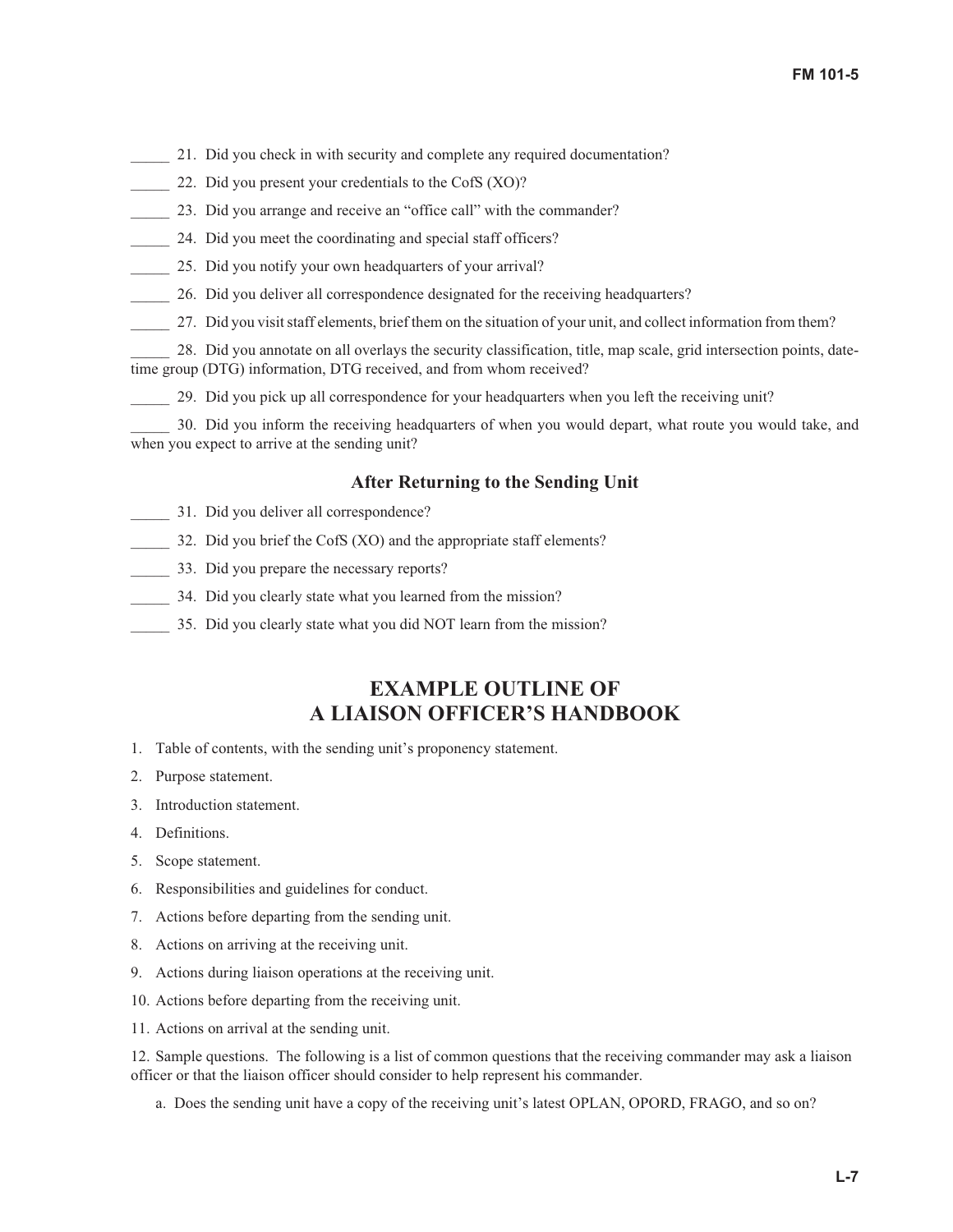_____ 21. Did you check in with security and complete any required documentation?

_____ 22. Did you present your credentials to the CofS (XO)?

_____ 23. Did you arrange and receive an "office call" with the commander?

_____ 24. Did you meet the coordinating and special staff officers?

_____ 25. Did you notify your own headquarters of your arrival?

_____ 26. Did you deliver all correspondence designated for the receiving headquarters?

_____ 27. Did you visit staff elements, brief them on the situation of your unit, and collect information from them?

_____ 28. Did you annotate on all overlays the security classification, title, map scale, grid intersection points, date-time group (DTG) information, DTG received, and from whom received?

_____ 29. Did you pick up all correspondence for your headquarters when you left the receiving unit?

_____ 30. Did you inform the receiving headquarters of when you would depart, what route you would take, and when you expect to arrive at the sending unit?

### After Returning to the Sending Unit

_____ 31. Did you deliver all correspondence?

_____ 32. Did you brief the CofS (XO) and the appropriate staff elements?

_____ 33. Did you prepare the necessary reports?

_____ 34. Did you clearly state what you learned from the mission?

_____ 35. Did you clearly state what you did NOT learn from the mission?

## EXAMPLE OUTLINE OF A LIAISON OFFICER'S HANDBOOK

1. Table of contents, with the sending unit's proponency statement.
2. Purpose statement.
3. Introduction statement.
4. Definitions.
5. Scope statement.
6. Responsibilities and guidelines for conduct.
7. Actions before departing from the sending unit.
8. Actions on arriving at the receiving unit.
9. Actions during liaison operations at the receiving unit.
10. Actions before departing from the receiving unit.
11. Actions on arrival at the sending unit.
12. Sample questions. The following is a list of common questions that the receiving commander may ask a liaison officer or that the liaison officer should consider to help represent his commander.

    a. Does the sending unit have a copy of the receiving unit's latest OPLAN, OPORD, FRAGO, and so on?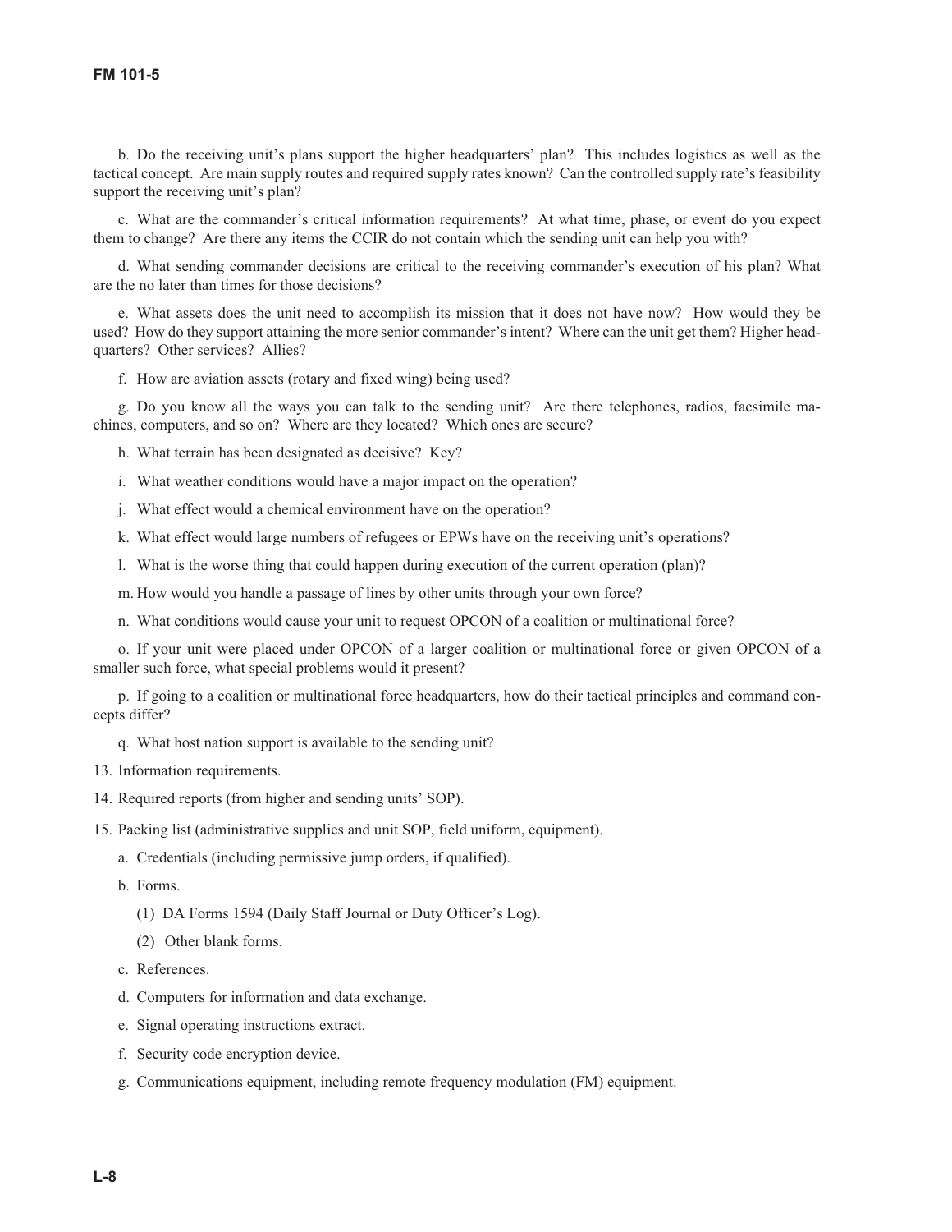b. Do the receiving unit's plans support the higher headquarters' plan? This includes logistics as well as the tactical concept. Are main supply routes and required supply rates known? Can the controlled supply rate's feasibility support the receiving unit's plan?

c. What are the commander's critical information requirements? At what time, phase, or event do you expect them to change? Are there any items the CCIR do not contain which the sending unit can help you with?

d. What sending commander decisions are critical to the receiving commander's execution of his plan? What are the no later than times for those decisions?

e. What assets does the unit need to accomplish its mission that it does not have now? How would they be used? How do they support attaining the more senior commander's intent? Where can the unit get them? Higher headquarters? Other services? Allies?

f. How are aviation assets (rotary and fixed wing) being used?

g. Do you know all the ways you can talk to the sending unit? Are there telephones, radios, facsimile machines, computers, and so on? Where are they located? Which ones are secure?

h. What terrain has been designated as decisive? Key?

i. What weather conditions would have a major impact on the operation?

j. What effect would a chemical environment have on the operation?

k. What effect would large numbers of refugees or EPWs have on the receiving unit's operations?

l. What is the worse thing that could happen during execution of the current operation (plan)?

m. How would you handle a passage of lines by other units through your own force?

n. What conditions would cause your unit to request OPCON of a coalition or multinational force?

o. If your unit were placed under OPCON of a larger coalition or multinational force or given OPCON of a smaller such force, what special problems would it present?

p. If going to a coalition or multinational force headquarters, how do their tactical principles and command concepts differ?

q. What host nation support is available to the sending unit?

13. Information requirements.

14. Required reports (from higher and sending units' SOP).

15. Packing list (administrative supplies and unit SOP, field uniform, equipment).

a. Credentials (including permissive jump orders, if qualified).

b. Forms.

(1) DA Forms 1594 (Daily Staff Journal or Duty Officer's Log).

(2) Other blank forms.

c. References.

d. Computers for information and data exchange.

e. Signal operating instructions extract.

f. Security code encryption device.

g. Communications equipment, including remote frequency modulation (FM) equipment.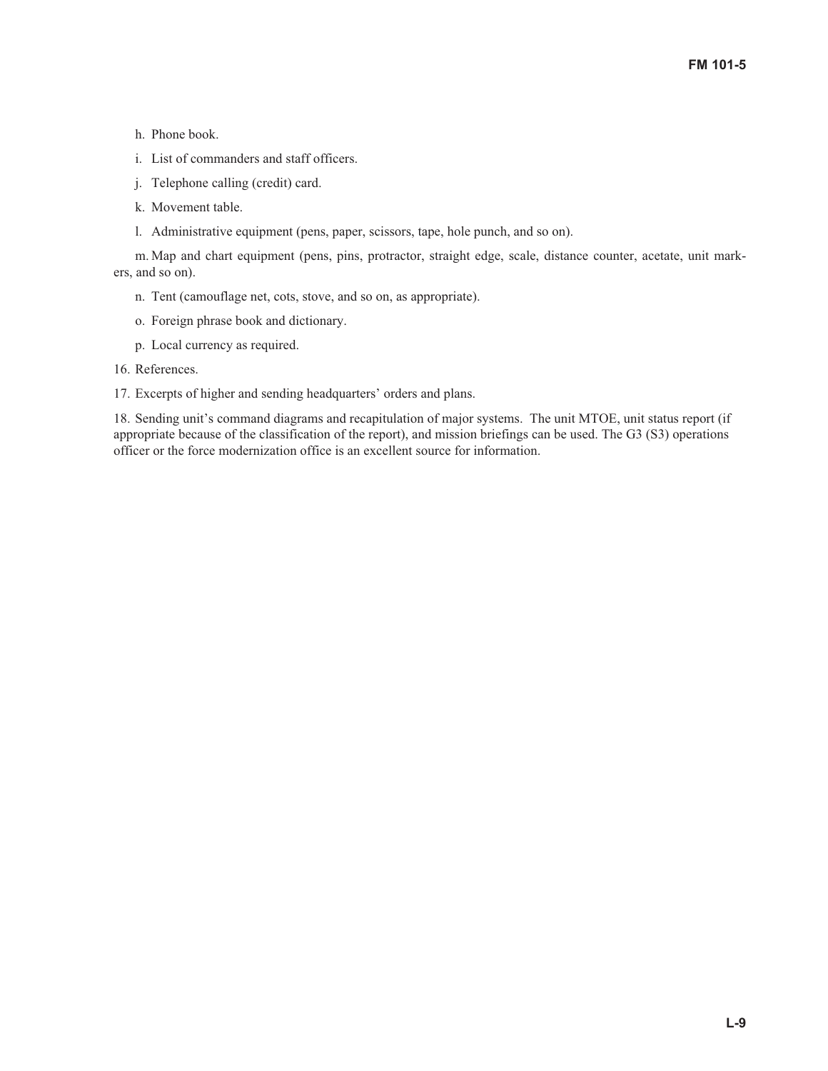h. Phone book.

i. List of commanders and staff officers.

j. Telephone calling (credit) card.

k. Movement table.

l. Administrative equipment (pens, paper, scissors, tape, hole punch, and so on).

m. Map and chart equipment (pens, pins, protractor, straight edge, scale, distance counter, acetate, unit markers, and so on).

n. Tent (camouflage net, cots, stove, and so on, as appropriate).

o. Foreign phrase book and dictionary.

p. Local currency as required.

16. References.

17. Excerpts of higher and sending headquarters' orders and plans.

18. Sending unit's command diagrams and recapitulation of major systems. The unit MTOE, unit status report (if appropriate because of the classification of the report), and mission briefings can be used. The G3 (S3) operations officer or the force modernization office is an excellent source for information.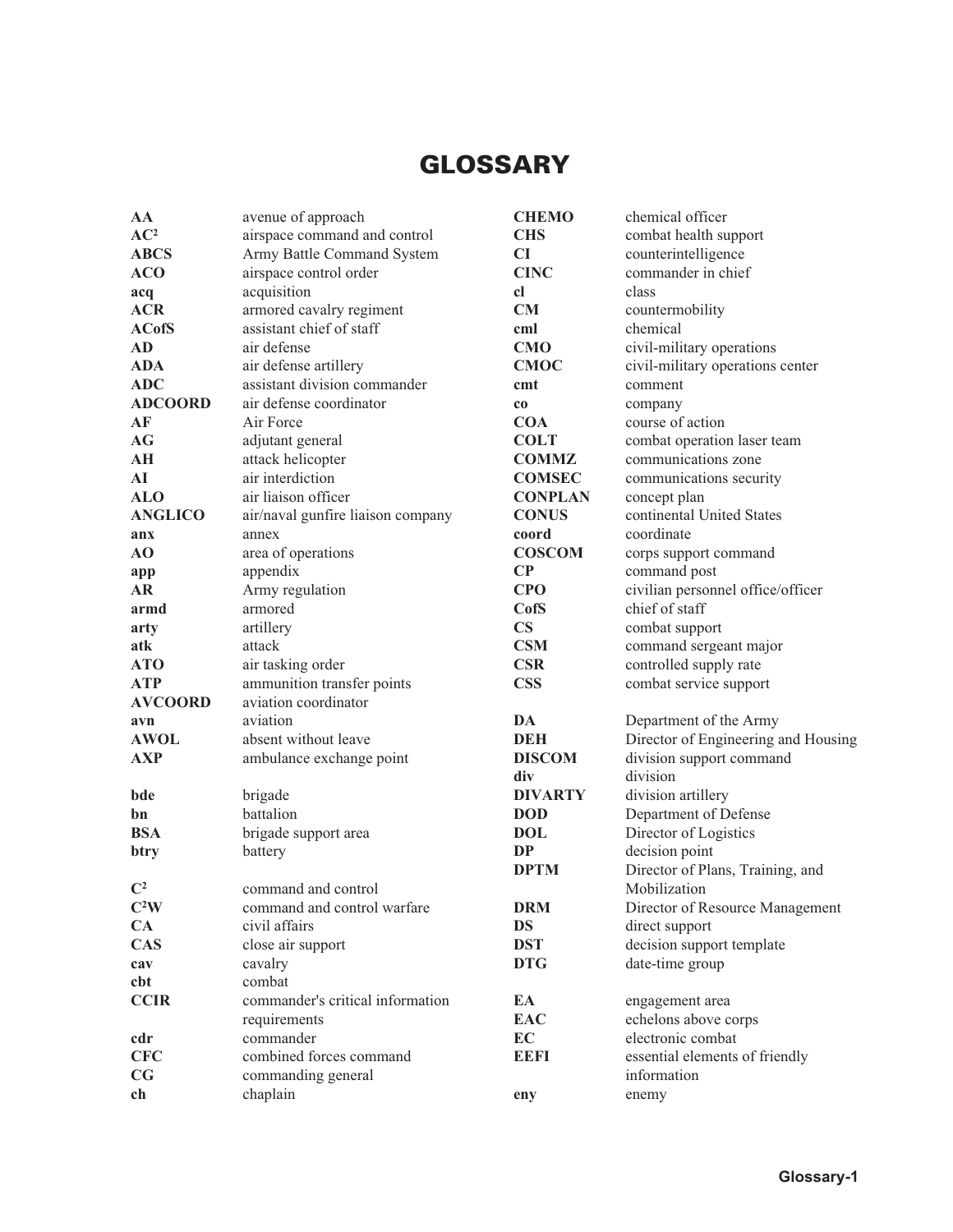# GLOSSARY

| | |
|---|---|
| **AA** | avenue of approach |
| **AC$^2$** | airspace command and control |
| **ABCS** | Army Battle Command System |
| **ACO** | airspace control order |
| **acq** | acquisition |
| **ACR** | armored cavalry regiment |
| **ACofS** | assistant chief of staff |
| **AD** | air defense |
| **ADA** | air defense artillery |
| **ADC** | assistant division commander |
| **ADCOORD** | air defense coordinator |
| **AF** | Air Force |
| **AG** | adjutant general |
| **AH** | attack helicopter |
| **AI** | air interdiction |
| **ALO** | air liaison officer |
| **ANGLICO** | air/naval gunfire liaison company |
| **anx** | annex |
| **AO** | area of operations |
| **app** | appendix |
| **AR** | Army regulation |
| **armd** | armored |
| **arty** | artillery |
| **atk** | attack |
| **ATO** | air tasking order |
| **ATP** | ammunition transfer points |
| **AVCOORD** | aviation coordinator |
| **avn** | aviation |
| **AWOL** | absent without leave |
| **AXP** | ambulance exchange point |
| **bde** | brigade |
| **bn** | battalion |
| **BSA** | brigade support area |
| **btry** | battery |
| **C$^2$** | command and control |
| **C$^2$W** | command and control warfare |
| **CA** | civil affairs |
| **CAS** | close air support |
| **cav** | cavalry |
| **cbt** | combat |
| **CCIR** | commander's critical information requirements |
| **cdr** | commander |
| **CFC** | combined forces command |
| **CG** | commanding general |
| **ch** | chaplain |
| **CHEMO** | chemical officer |
| **CHS** | combat health support |
| **CI** | counterintelligence |
| **CINC** | commander in chief |
| **cl** | class |
| **CM** | countermobility |
| **cml** | chemical |
| **CMO** | civil-military operations |
| **CMOC** | civil-military operations center |
| **cmt** | comment |
| **co** | company |
| **COA** | course of action |
| **COLT** | combat operation laser team |
| **COMMZ** | communications zone |
| **COMSEC** | communications security |
| **CONPLAN** | concept plan |
| **CONUS** | continental United States |
| **coord** | coordinate |
| **COSCOM** | corps support command |
| **CP** | command post |
| **CPO** | civilian personnel office/officer |
| **CofS** | chief of staff |
| **CS** | combat support |
| **CSM** | command sergeant major |
| **CSR** | controlled supply rate |
| **CSS** | combat service support |
| **DA** | Department of the Army |
| **DEH** | Director of Engineering and Housing |
| **DISCOM** | division support command |
| **div** | division |
| **DIVARTY** | division artillery |
| **DOD** | Department of Defense |
| **DOL** | Director of Logistics |
| **DP** | decision point |
| **DPTM** | Director of Plans, Training, and Mobilization |
| **DRM** | Director of Resource Management |
| **DS** | direct support |
| **DST** | decision support template |
| **DTG** | date-time group |
| **EA** | engagement area |
| **EAC** | echelons above corps |
| **EC** | electronic combat |
| **EEFI** | essential elements of friendly information |
| **eny** | enemy |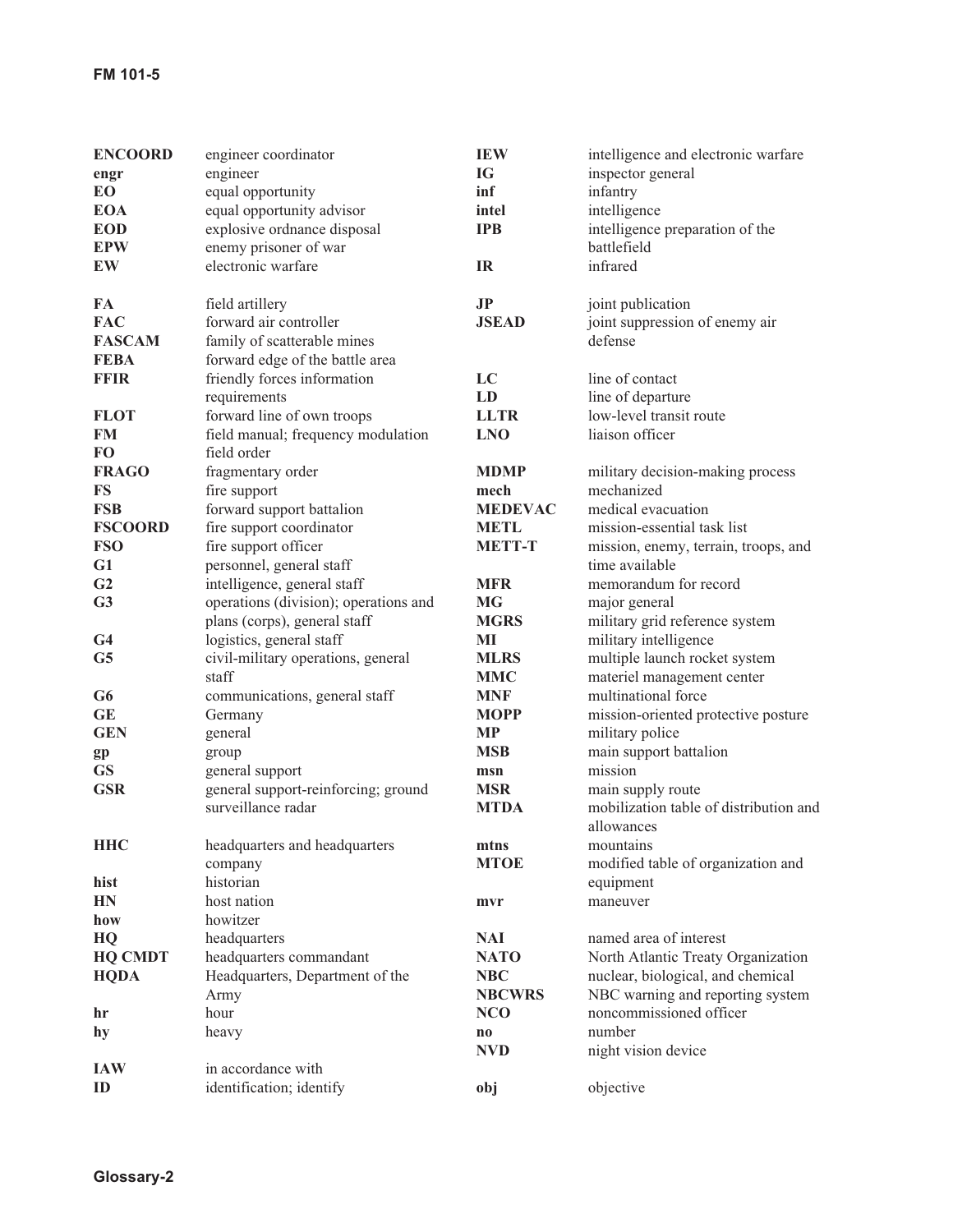| | |
|---|---|
| **ENCOORD** | engineer coordinator |
| **engr** | engineer |
| **EO** | equal opportunity |
| **EOA** | equal opportunity advisor |
| **EOD** | explosive ordnance disposal |
| **EPW** | enemy prisoner of war |
| **EW** | electronic warfare |
| | |
| **FA** | field artillery |
| **FAC** | forward air controller |
| **FASCAM** | family of scatterable mines |
| **FEBA** | forward edge of the battle area |
| **FFIR** | friendly forces information requirements |
| **FLOT** | forward line of own troops |
| **FM** | field manual; frequency modulation |
| **FO** | field order |
| **FRAGO** | fragmentary order |
| **FS** | fire support |
| **FSB** | forward support battalion |
| **FSCOORD** | fire support coordinator |
| **FSO** | fire support officer |
| **G1** | personnel, general staff |
| **G2** | intelligence, general staff |
| **G3** | operations (division); operations and plans (corps), general staff |
| **G4** | logistics, general staff |
| **G5** | civil-military operations, general staff |
| **G6** | communications, general staff |
| **GE** | Germany |
| **GEN** | general |
| **gp** | group |
| **GS** | general support |
| **GSR** | general support-reinforcing; ground surveillance radar |
| | |
| **HHC** | headquarters and headquarters company |
| **hist** | historian |
| **HN** | host nation |
| **how** | howitzer |
| **HQ** | headquarters |
| **HQ CMDT** | headquarters commandant |
| **HQDA** | Headquarters, Department of the Army |
| **hr** | hour |
| **hy** | heavy |
| | |
| **IAW** | in accordance with |
| **ID** | identification; identify |
| **IEW** | intelligence and electronic warfare |
| **IG** | inspector general |
| **inf** | infantry |
| **intel** | intelligence |
| **IPB** | intelligence preparation of the battlefield |
| **IR** | infrared |
| | |
| **JP** | joint publication |
| **JSEAD** | joint suppression of enemy air defense |
| | |
| **LC** | line of contact |
| **LD** | line of departure |
| **LLTR** | low-level transit route |
| **LNO** | liaison officer |
| | |
| **MDMP** | military decision-making process |
| **mech** | mechanized |
| **MEDEVAC** | medical evacuation |
| **METL** | mission-essential task list |
| **METT-T** | mission, enemy, terrain, troops, and time available |
| **MFR** | memorandum for record |
| **MG** | major general |
| **MGRS** | military grid reference system |
| **MI** | military intelligence |
| **MLRS** | multiple launch rocket system |
| **MMC** | materiel management center |
| **MNF** | multinational force |
| **MOPP** | mission-oriented protective posture |
| **MP** | military police |
| **MSB** | main support battalion |
| **msn** | mission |
| **MSR** | main supply route |
| **MTDA** | mobilization table of distribution and allowances |
| **mtns** | mountains |
| **MTOE** | modified table of organization and equipment |
| **mvr** | maneuver |
| | |
| **NAI** | named area of interest |
| **NATO** | North Atlantic Treaty Organization |
| **NBC** | nuclear, biological, and chemical |
| **NBCWRS** | NBC warning and reporting system |
| **NCO** | noncommissioned officer |
| **no** | number |
| **NVD** | night vision device |
| | |
| **obj** | objective |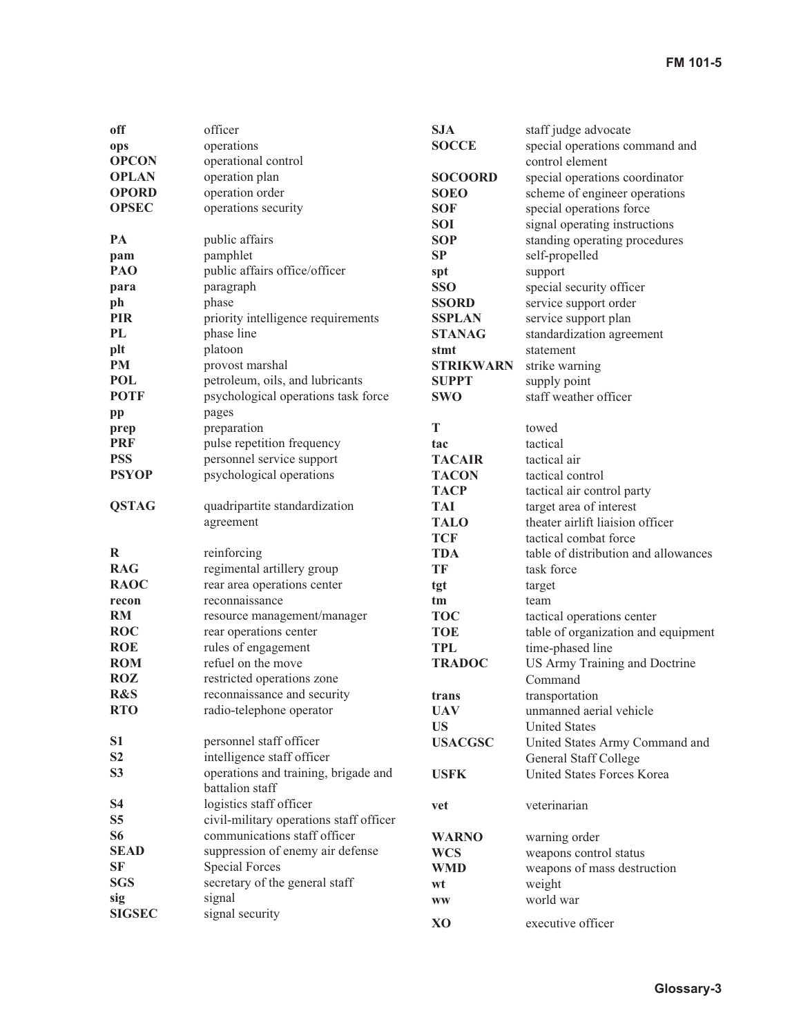**off** officer
**ops** operations
**OPCON** operational control
**OPLAN** operation plan
**OPORD** operation order
**OPSEC** operations security

**PA** public affairs
**pam** pamphlet
**PAO** public affairs office/officer
**para** paragraph
**ph** phase
**PIR** priority intelligence requirements
**PL** phase line
**plt** platoon
**PM** provost marshal
**POL** petroleum, oils, and lubricants
**POTF** psychological operations task force
**pp** pages
**prep** preparation
**PRF** pulse repetition frequency
**PSS** personnel service support
**PSYOP** psychological operations

**QSTAG** quadripartite standardization agreement

**R** reinforcing
**RAG** regimental artillery group
**RAOC** rear area operations center
**recon** reconnaissance
**RM** resource management/manager
**ROC** rear operations center
**ROE** rules of engagement
**ROM** refuel on the move
**ROZ** restricted operations zone
**R&S** reconnaissance and security
**RTO** radio-telephone operator

**S1** personnel staff officer
**S2** intelligence staff officer
**S3** operations and training, brigade and battalion staff
**S4** logistics staff officer
**S5** civil-military operations staff officer
**S6** communications staff officer
**SEAD** suppression of enemy air defense
**SF** Special Forces
**SGS** secretary of the general staff
**sig** signal
**SIGSEC** signal security
**SJA** staff judge advocate
**SOCCE** special operations command and control element
**SOCOORD** special operations coordinator
**SOEO** scheme of engineer operations
**SOF** special operations force
**SOI** signal operating instructions
**SOP** standing operating procedures
**SP** self-propelled
**spt** support
**SSO** special security officer
**SSORD** service support order
**SSPLAN** service support plan
**STANAG** standardization agreement
**stmt** statement
**STRIKWARN** strike warning
**SUPPT** supply point
**SWO** staff weather officer

**T** towed
**tac** tactical
**TACAIR** tactical air
**TACON** tactical control
**TACP** tactical air control party
**TAI** target area of interest
**TALO** theater airlift liaision officer
**TCF** tactical combat force
**TDA** table of distribution and allowances
**TF** task force
**tgt** target
**tm** team
**TOC** tactical operations center
**TOE** table of organization and equipment
**TPL** time-phased line
**TRADOC** US Army Training and Doctrine Command
**trans** transportation

**UAV** unmanned aerial vehicle
**US** United States
**USACGSC** United States Army Command and General Staff College
**USFK** United States Forces Korea

**vet** veterinarian

**WARNO** warning order
**WCS** weapons control status
**WMD** weapons of mass destruction
**wt** weight
**ww** world war

**XO** executive officer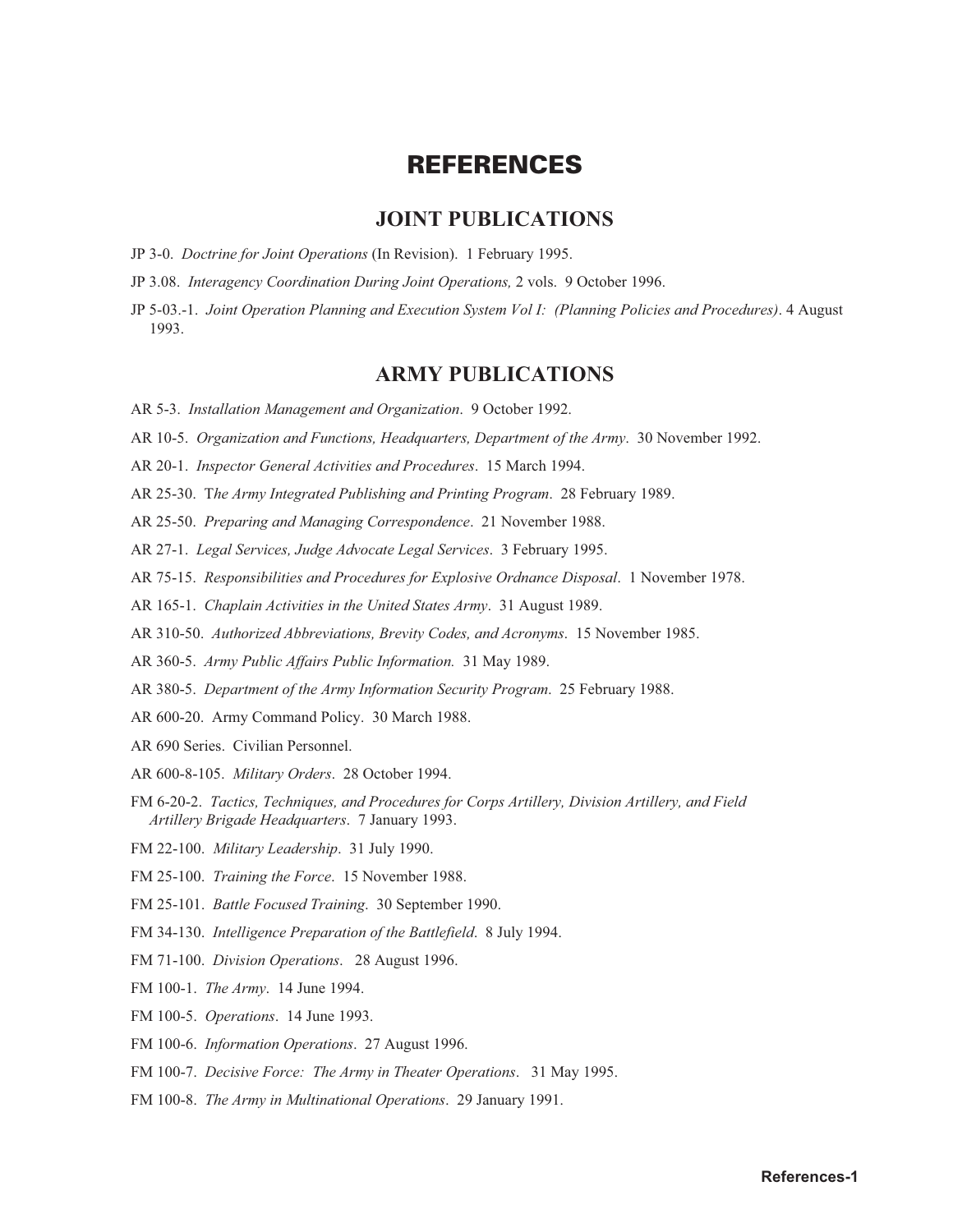# REFERENCES

## JOINT PUBLICATIONS

JP 3-0. *Doctrine for Joint Operations* (In Revision). 1 February 1995.

JP 3.08. *Interagency Coordination During Joint Operations,* 2 vols. 9 October 1996.

JP 5-03.-1. *Joint Operation Planning and Execution System Vol I: (Planning Policies and Procedures)*. 4 August 1993.

## ARMY PUBLICATIONS

AR 5-3. *Installation Management and Organization*. 9 October 1992.

AR 10-5. *Organization and Functions, Headquarters, Department of the Army*. 30 November 1992.

AR 20-1. *Inspector General Activities and Procedures*. 15 March 1994.

AR 25-30. T*he Army Integrated Publishing and Printing Program*. 28 February 1989.

AR 25-50. *Preparing and Managing Correspondence*. 21 November 1988.

AR 27-1. *Legal Services, Judge Advocate Legal Services*. 3 February 1995.

AR 75-15. *Responsibilities and Procedures for Explosive Ordnance Disposal*. 1 November 1978.

AR 165-1. *Chaplain Activities in the United States Army*. 31 August 1989.

AR 310-50. *Authorized Abbreviations, Brevity Codes, and Acronyms*. 15 November 1985.

AR 360-5. *Army Public Affairs Public Information.* 31 May 1989.

AR 380-5. *Department of the Army Information Security Program*. 25 February 1988.

AR 600-20. Army Command Policy. 30 March 1988.

AR 690 Series. Civilian Personnel.

AR 600-8-105. *Military Orders*. 28 October 1994.

FM 6-20-2. *Tactics, Techniques, and Procedures for Corps Artillery, Division Artillery, and Field Artillery Brigade Headquarters*. 7 January 1993.

FM 22-100. *Military Leadership*. 31 July 1990.

FM 25-100. *Training the Force*. 15 November 1988.

FM 25-101. *Battle Focused Training*. 30 September 1990.

FM 34-130. *Intelligence Preparation of the Battlefield*. 8 July 1994.

FM 71-100. *Division Operations*. 28 August 1996.

FM 100-1. *The Army*. 14 June 1994.

FM 100-5. *Operations*. 14 June 1993.

FM 100-6. *Information Operations*. 27 August 1996.

FM 100-7. *Decisive Force: The Army in Theater Operations*. 31 May 1995.

FM 100-8. *The Army in Multinational Operations*. 29 January 1991.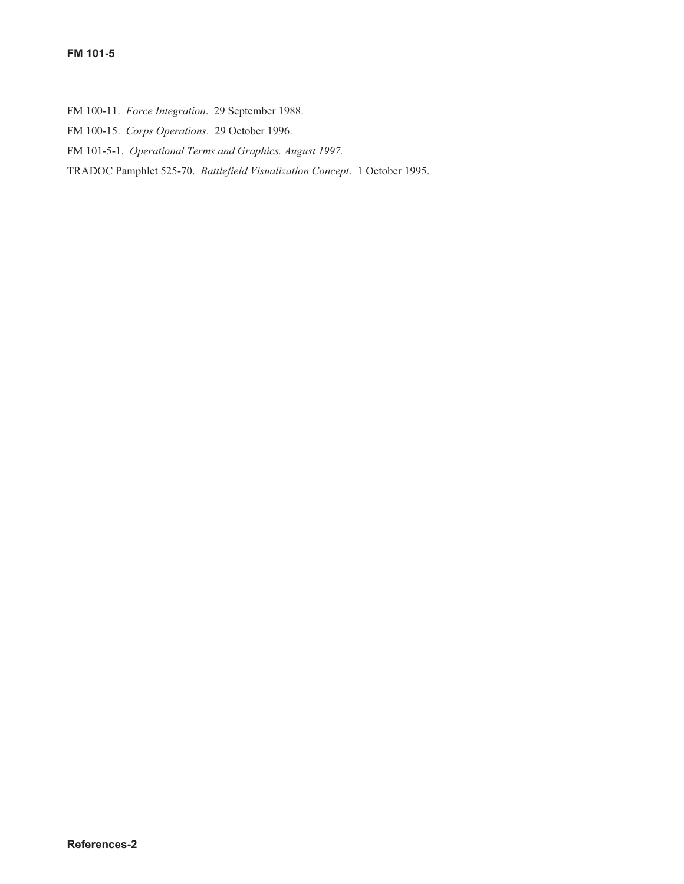FM 100-11. *Force Integration*. 29 September 1988.

FM 100-15. *Corps Operations*. 29 October 1996.

FM 101-5-1. *Operational Terms and Graphics. August 1997.*

TRADOC Pamphlet 525-70. *Battlefield Visualization Concept*. 1 October 1995.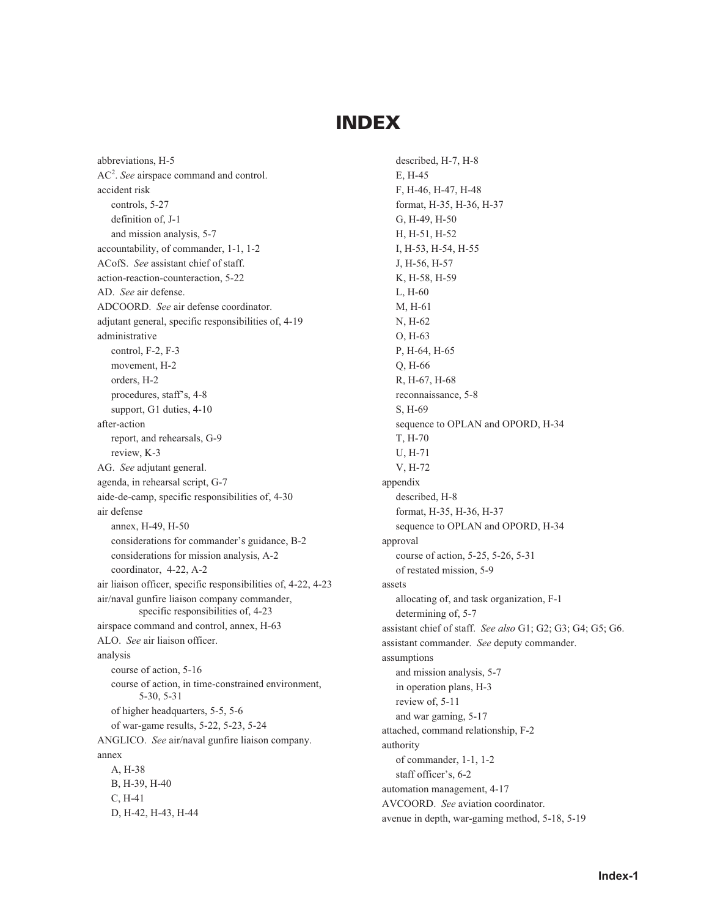# INDEX

abbreviations, H-5
AC$^2$. *See* airspace command and control.
accident risk
  controls, 5-27
  definition of, J-1
  and mission analysis, 5-7
accountability, of commander, 1-1, 1-2
ACofS. *See* assistant chief of staff.
action-reaction-counteraction, 5-22
AD. *See* air defense.
ADCOORD. *See* air defense coordinator.
adjutant general, specific responsibilities of, 4-19
administrative
  control, F-2, F-3
  movement, H-2
  orders, H-2
  procedures, staff's, 4-8
  support, G1 duties, 4-10
after-action
  report, and rehearsals, G-9
  review, K-3
AG. *See* adjutant general.
agenda, in rehearsal script, G-7
aide-de-camp, specific responsibilities of, 4-30
air defense
  annex, H-49, H-50
  considerations for commander's guidance, B-2
  considerations for mission analysis, A-2
  coordinator, 4-22, A-2
air liaison officer, specific responsibilities of, 4-22, 4-23
air/naval gunfire liaison company commander, specific responsibilities of, 4-23
airspace command and control, annex, H-63
ALO. *See* air liaison officer.
analysis
  course of action, 5-16
  course of action, in time-constrained environment, 5-30, 5-31
  of higher headquarters, 5-5, 5-6
  of war-game results, 5-22, 5-23, 5-24
ANGLICO. *See* air/naval gunfire liaison company.
annex
  A, H-38
  B, H-39, H-40
  C, H-41
  D, H-42, H-43, H-44
  described, H-7, H-8
  E, H-45
  F, H-46, H-47, H-48
  format, H-35, H-36, H-37
  G, H-49, H-50
  H, H-51, H-52
  I, H-53, H-54, H-55
  J, H-56, H-57
  K, H-58, H-59
  L, H-60
  M, H-61
  N, H-62
  O, H-63
  P, H-64, H-65
  Q, H-66
  R, H-67, H-68
  reconnaissance, 5-8
  S, H-69
  sequence to OPLAN and OPORD, H-34
  T, H-70
  U, H-71
  V, H-72
appendix
  described, H-8
  format, H-35, H-36, H-37
  sequence to OPLAN and OPORD, H-34
approval
  course of action, 5-25, 5-26, 5-31
  of restated mission, 5-9
assets
  allocating of, and task organization, F-1
  determining of, 5-7
assistant chief of staff. *See also* G1; G2; G3; G4; G5; G6.
assistant commander. *See* deputy commander.
assumptions
  and mission analysis, 5-7
  in operation plans, H-3
  review of, 5-11
  and war gaming, 5-17
attached, command relationship, F-2
authority
  of commander, 1-1, 1-2
  staff officer's, 6-2
automation management, 4-17
AVCOORD. *See* aviation coordinator.
avenue in depth, war-gaming method, 5-18, 5-19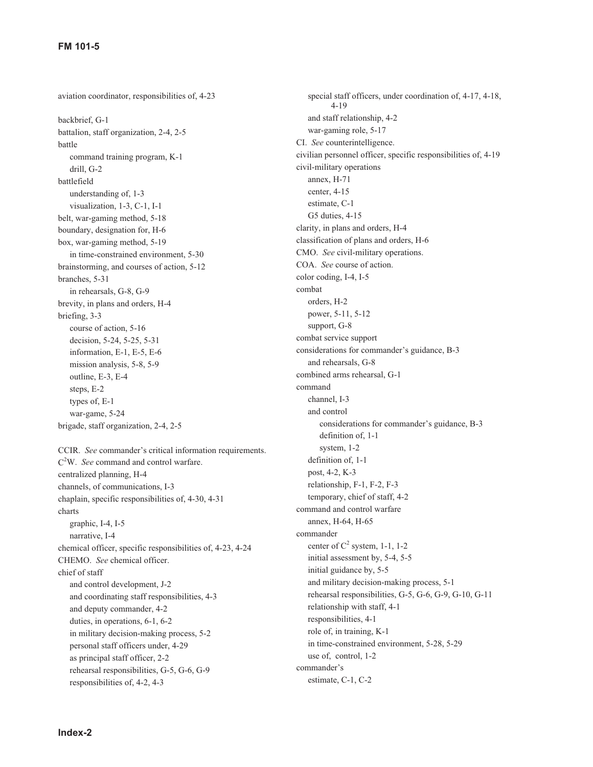aviation coordinator, responsibilities of, 4-23

backbrief, G-1
battalion, staff organization, 2-4, 2-5
battle
  command training program, K-1
  drill, G-2
battlefield
  understanding of, 1-3
  visualization, 1-3, C-1, I-1
belt, war-gaming method, 5-18
boundary, designation for, H-6
box, war-gaming method, 5-19
  in time-constrained environment, 5-30
brainstorming, and courses of action, 5-12
branches, 5-31
  in rehearsals, G-8, G-9
brevity, in plans and orders, H-4
briefing, 3-3
  course of action, 5-16
  decision, 5-24, 5-25, 5-31
  information, E-1, E-5, E-6
  mission analysis, 5-8, 5-9
  outline, E-3, E-4
  steps, E-2
  types of, E-1
  war-game, 5-24
brigade, staff organization, 2-4, 2-5

CCIR. *See* commander's critical information requirements.
$C^2$W. *See* command and control warfare.
centralized planning, H-4
channels, of communications, I-3
chaplain, specific responsibilities of, 4-30, 4-31
charts
  graphic, I-4, I-5
  narrative, I-4
chemical officer, specific responsibilities of, 4-23, 4-24
CHEMO. *See* chemical officer.
chief of staff
  and control development, J-2
  and coordinating staff responsibilities, 4-3
  and deputy commander, 4-2
  duties, in operations, 6-1, 6-2
  in military decision-making process, 5-2
  personal staff officers under, 4-29
  as principal staff officer, 2-2
  rehearsal responsibilities, G-5, G-6, G-9
  responsibilities of, 4-2, 4-3
  special staff officers, under coordination of, 4-17, 4-18, 4-19
  and staff relationship, 4-2
  war-gaming role, 5-17
CI. *See* counterintelligence.
civilian personnel officer, specific responsibilities of, 4-19
civil-military operations
  annex, H-71
  center, 4-15
  estimate, C-1
  G5 duties, 4-15
clarity, in plans and orders, H-4
classification of plans and orders, H-6
CMO. *See* civil-military operations.
COA. *See* course of action.
color coding, I-4, I-5
combat
  orders, H-2
  power, 5-11, 5-12
  support, G-8
combat service support
considerations for commander's guidance, B-3
  and rehearsals, G-8
combined arms rehearsal, G-1
command
  channel, I-3
  and control
    considerations for commander's guidance, B-3
    definition of, 1-1
    system, 1-2
  definition of, 1-1
  post, 4-2, K-3
  relationship, F-1, F-2, F-3
  temporary, chief of staff, 4-2
command and control warfare
  annex, H-64, H-65
commander
  center of $C^2$ system, 1-1, 1-2
  initial assessment by, 5-4, 5-5
  initial guidance by, 5-5
  and military decision-making process, 5-1
  rehearsal responsibilities, G-5, G-6, G-9, G-10, G-11
  relationship with staff, 4-1
  responsibilities, 4-1
  role of, in training, K-1
  in time-constrained environment, 5-28, 5-29
  use of, control, 1-2
commander's
  estimate, C-1, C-2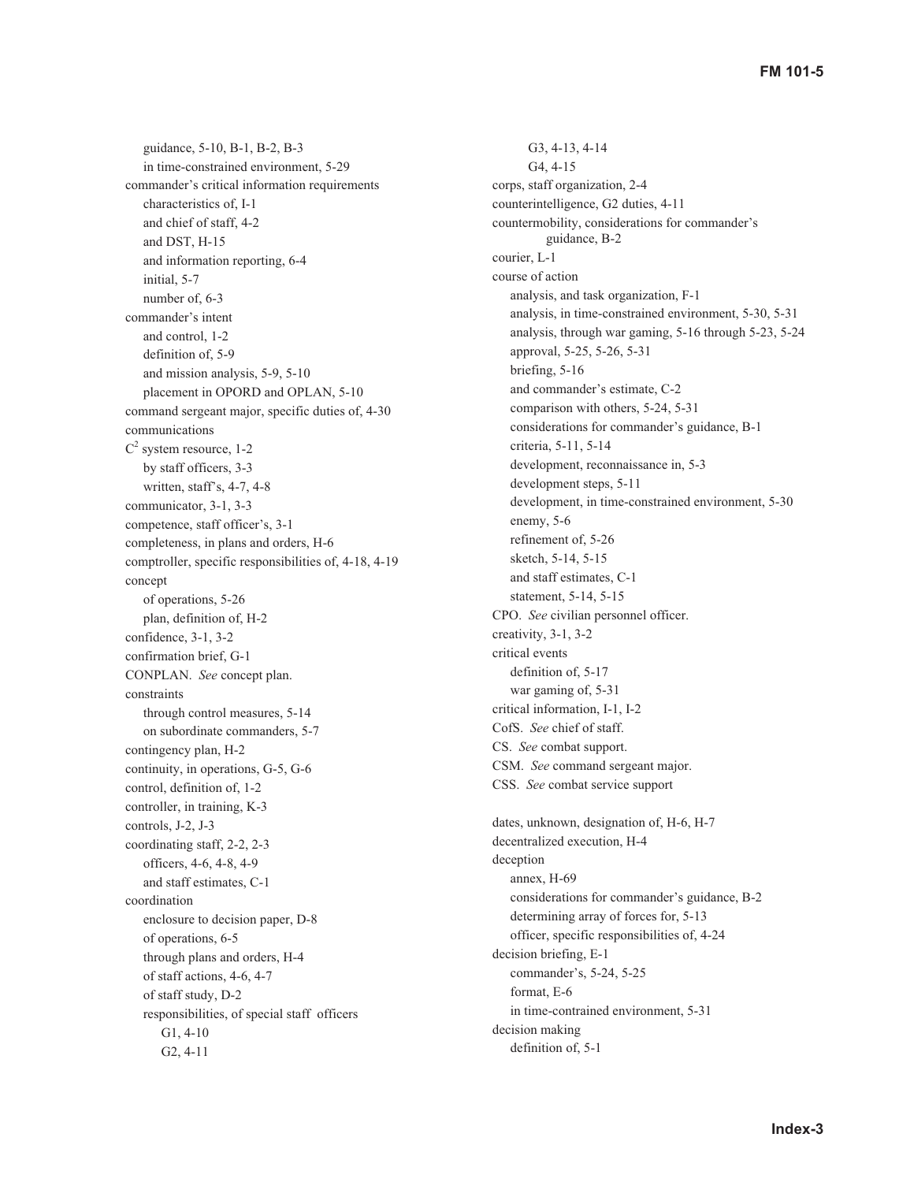guidance, 5-10, B-1, B-2, B-3
    in time-constrained environment, 5-29

commander's critical information requirements
    characteristics of, I-1
    and chief of staff, 4-2
    and DST, H-15
    and information reporting, 6-4
    initial, 5-7
    number of, 6-3

commander's intent
    and control, 1-2
    definition of, 5-9
    and mission analysis, 5-9, 5-10
    placement in OPORD and OPLAN, 5-10

command sergeant major, specific duties of, 4-30

communications
    $C^2$ system resource, 1-2
    by staff officers, 3-3
    written, staff's, 4-7, 4-8

communicator, 3-1, 3-3

competence, staff officer's, 3-1

completeness, in plans and orders, H-6

comptroller, specific responsibilities of, 4-18, 4-19

concept
    of operations, 5-26
    plan, definition of, H-2

confidence, 3-1, 3-2

confirmation brief, G-1

CONPLAN. *See* concept plan.

constraints
    through control measures, 5-14
    on subordinate commanders, 5-7

contingency plan, H-2

continuity, in operations, G-5, G-6

control, definition of, 1-2

controller, in training, K-3

controls, J-2, J-3

coordinating staff, 2-2, 2-3
    officers, 4-6, 4-8, 4-9
    and staff estimates, C-1

coordination
    enclosure to decision paper, D-8
    of operations, 6-5
    through plans and orders, H-4
    of staff actions, 4-6, 4-7
    of staff study, D-2
    responsibilities, of special staff officers
        G1, 4-10
        G2, 4-11
        G3, 4-13, 4-14
        G4, 4-15

corps, staff organization, 2-4

counterintelligence, G2 duties, 4-11

countermobility, considerations for commander's guidance, B-2

courier, L-1

course of action
    analysis, and task organization, F-1
    analysis, in time-constrained environment, 5-30, 5-31
    analysis, through war gaming, 5-16 through 5-23, 5-24
    approval, 5-25, 5-26, 5-31
    briefing, 5-16
    and commander's estimate, C-2
    comparison with others, 5-24, 5-31
    considerations for commander's guidance, B-1
    criteria, 5-11, 5-14
    development, reconnaissance in, 5-3
    development steps, 5-11
    development, in time-constrained environment, 5-30
    enemy, 5-6
    refinement of, 5-26
    sketch, 5-14, 5-15
    and staff estimates, C-1
    statement, 5-14, 5-15

CPO. *See* civilian personnel officer.

creativity, 3-1, 3-2

critical events
    definition of, 5-17
    war gaming of, 5-31

critical information, I-1, I-2

CofS. *See* chief of staff.

CS. *See* combat support.

CSM. *See* command sergeant major.

CSS. *See* combat service support

dates, unknown, designation of, H-6, H-7

decentralized execution, H-4

deception
    annex, H-69
    considerations for commander's guidance, B-2
    determining array of forces for, 5-13
    officer, specific responsibilities of, 4-24

decision briefing, E-1
    commander's, 5-24, 5-25
    format, E-6
    in time-contrained environment, 5-31

decision making
    definition of, 5-1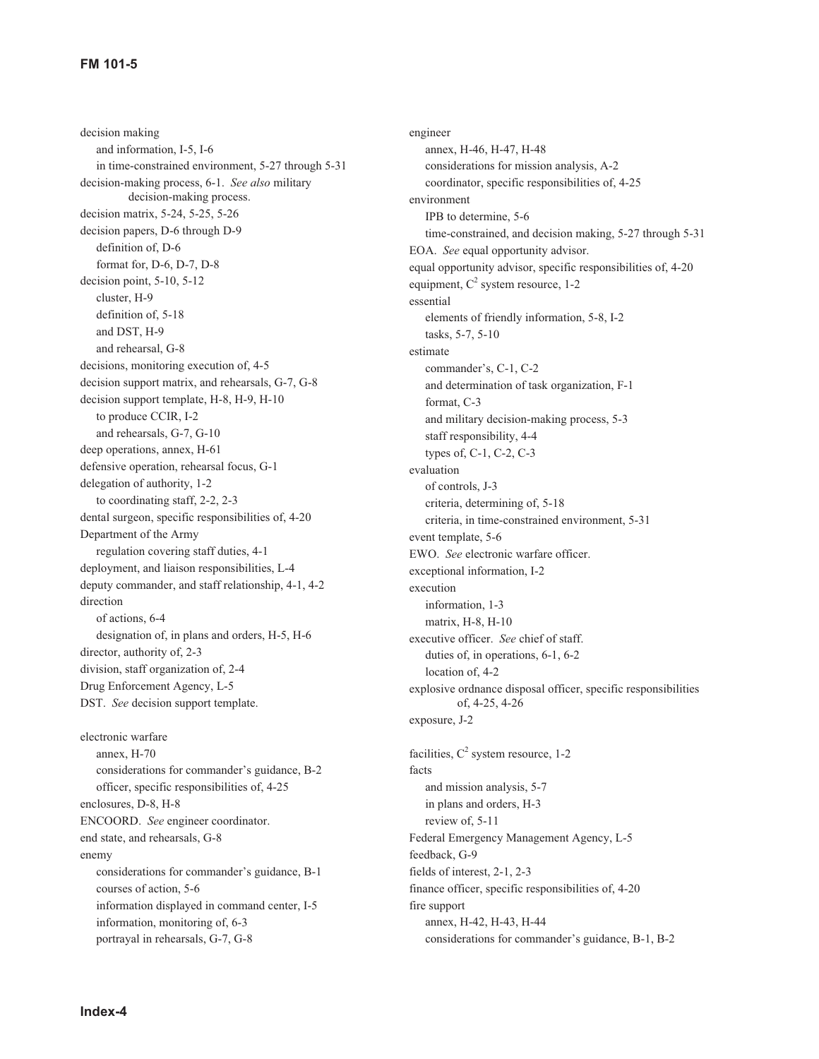decision making
- and information, I-5, I-6
- in time-constrained environment, 5-27 through 5-31

decision-making process, 6-1. *See also* military decision-making process.

decision matrix, 5-24, 5-25, 5-26

decision papers, D-6 through D-9
- definition of, D-6
- format for, D-6, D-7, D-8

decision point, 5-10, 5-12
- cluster, H-9
- definition of, 5-18
- and DST, H-9
- and rehearsal, G-8

decisions, monitoring execution of, 4-5

decision support matrix, and rehearsals, G-7, G-8

decision support template, H-8, H-9, H-10
- to produce CCIR, I-2
- and rehearsals, G-7, G-10

deep operations, annex, H-61

defensive operation, rehearsal focus, G-1

delegation of authority, 1-2
- to coordinating staff, 2-2, 2-3

dental surgeon, specific responsibilities of, 4-20

Department of the Army
- regulation covering staff duties, 4-1

deployment, and liaison responsibilities, L-4

deputy commander, and staff relationship, 4-1, 4-2

direction
- of actions, 6-4
- designation of, in plans and orders, H-5, H-6

director, authority of, 2-3

division, staff organization of, 2-4

Drug Enforcement Agency, L-5

DST. *See* decision support template.

electronic warfare
- annex, H-70
- considerations for commander's guidance, B-2
- officer, specific responsibilities of, 4-25

enclosures, D-8, H-8

ENCOORD. *See* engineer coordinator.

end state, and rehearsals, G-8

enemy
- considerations for commander's guidance, B-1
- courses of action, 5-6
- information displayed in command center, I-5
- information, monitoring of, 6-3
- portrayal in rehearsals, G-7, G-8

engineer
- annex, H-46, H-47, H-48
- considerations for mission analysis, A-2
- coordinator, specific responsibilities of, 4-25

environment
- IPB to determine, 5-6
- time-constrained, and decision making, 5-27 through 5-31

EOA. *See* equal opportunity advisor.

equal opportunity advisor, specific responsibilities of, 4-20

equipment, $C^2$ system resource, 1-2

essential
- elements of friendly information, 5-8, I-2
- tasks, 5-7, 5-10

estimate
- commander's, C-1, C-2
- and determination of task organization, F-1
- format, C-3
- and military decision-making process, 5-3
- staff responsibility, 4-4
- types of, C-1, C-2, C-3

evaluation
- of controls, J-3
- criteria, determining of, 5-18
- criteria, in time-constrained environment, 5-31

event template, 5-6

EWO. *See* electronic warfare officer.

exceptional information, I-2

execution
- information, 1-3
- matrix, H-8, H-10

executive officer. *See* chief of staff.
- duties of, in operations, 6-1, 6-2
- location of, 4-2

explosive ordnance disposal officer, specific responsibilities of, 4-25, 4-26

exposure, J-2

facilities, $C^2$ system resource, 1-2

facts
- and mission analysis, 5-7
- in plans and orders, H-3
- review of, 5-11

Federal Emergency Management Agency, L-5

feedback, G-9

fields of interest, 2-1, 2-3

finance officer, specific responsibilities of, 4-20

fire support
- annex, H-42, H-43, H-44
- considerations for commander's guidance, B-1, B-2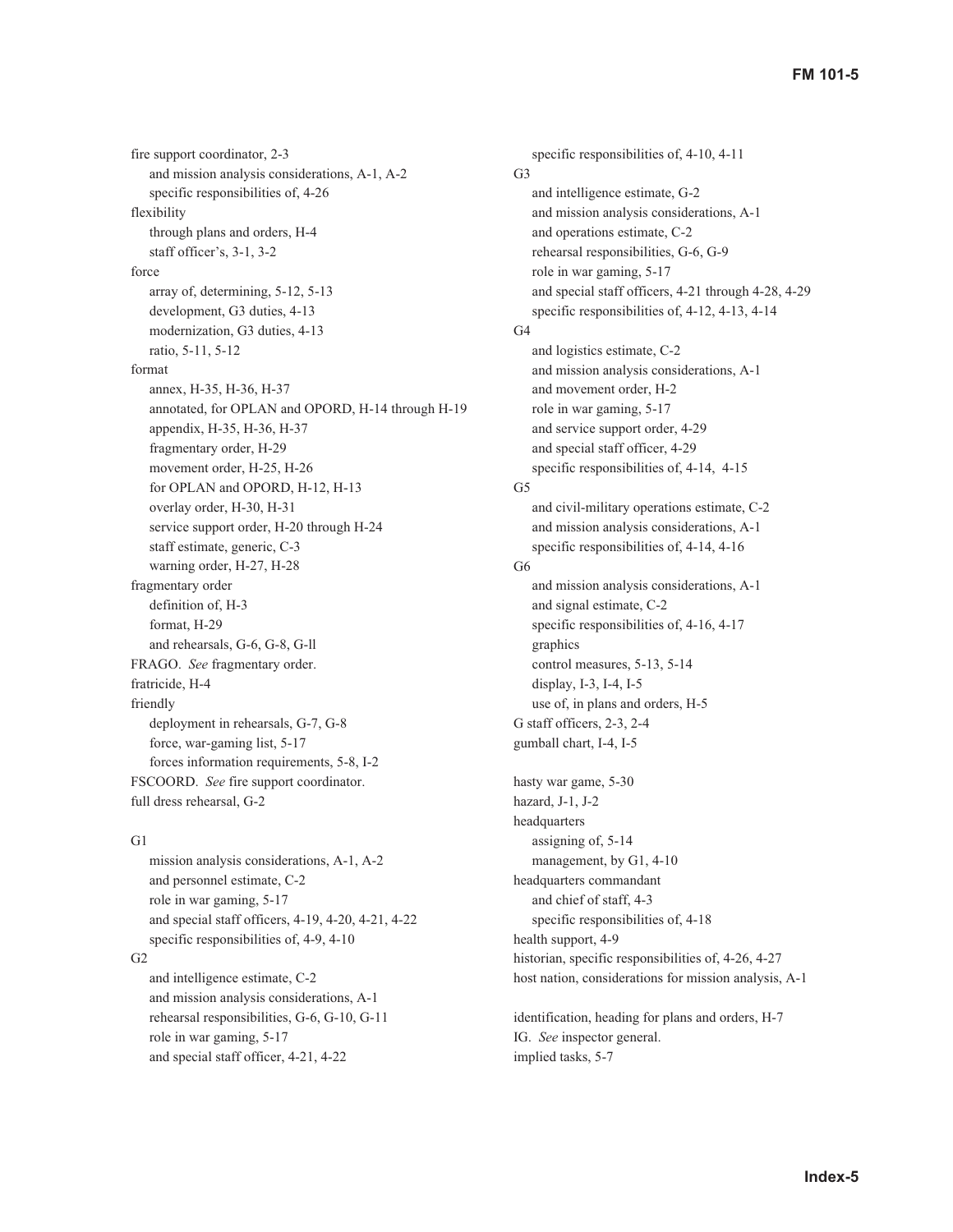fire support coordinator, 2-3
- and mission analysis considerations, A-1, A-2
- specific responsibilities of, 4-26

flexibility
- through plans and orders, H-4
- staff officer's, 3-1, 3-2

force
- array of, determining, 5-12, 5-13
- development, G3 duties, 4-13
- modernization, G3 duties, 4-13
- ratio, 5-11, 5-12

format
- annex, H-35, H-36, H-37
- annotated, for OPLAN and OPORD, H-14 through H-19
- appendix, H-35, H-36, H-37
- fragmentary order, H-29
- movement order, H-25, H-26
- for OPLAN and OPORD, H-12, H-13
- overlay order, H-30, H-31
- service support order, H-20 through H-24
- staff estimate, generic, C-3
- warning order, H-27, H-28

fragmentary order
- definition of, H-3
- format, H-29
- and rehearsals, G-6, G-8, G-ll

FRAGO. *See* fragmentary order.

fratricide, H-4

friendly
- deployment in rehearsals, G-7, G-8
- force, war-gaming list, 5-17
- forces information requirements, 5-8, I-2

FSCOORD. *See* fire support coordinator.

full dress rehearsal, G-2

G1
- mission analysis considerations, A-1, A-2
- and personnel estimate, C-2
- role in war gaming, 5-17
- and special staff officers, 4-19, 4-20, 4-21, 4-22
- specific responsibilities of, 4-9, 4-10

G2
- and intelligence estimate, C-2
- and mission analysis considerations, A-1
- rehearsal responsibilities, G-6, G-10, G-11
- role in war gaming, 5-17
- and special staff officer, 4-21, 4-22
- specific responsibilities of, 4-10, 4-11

G3
- and intelligence estimate, G-2
- and mission analysis considerations, A-1
- and operations estimate, C-2
- rehearsal responsibilities, G-6, G-9
- role in war gaming, 5-17
- and special staff officers, 4-21 through 4-28, 4-29
- specific responsibilities of, 4-12, 4-13, 4-14

G4
- and logistics estimate, C-2
- and mission analysis considerations, A-1
- and movement order, H-2
- role in war gaming, 5-17
- and service support order, 4-29
- and special staff officer, 4-29
- specific responsibilities of, 4-14, 4-15

G5
- and civil-military operations estimate, C-2
- and mission analysis considerations, A-1
- specific responsibilities of, 4-14, 4-16

G6
- and mission analysis considerations, A-1
- and signal estimate, C-2
- specific responsibilities of, 4-16, 4-17
- graphics
- control measures, 5-13, 5-14
- display, I-3, I-4, I-5
- use of, in plans and orders, H-5

G staff officers, 2-3, 2-4

gumball chart, I-4, I-5

hasty war game, 5-30

hazard, J-1, J-2

headquarters
- assigning of, 5-14
- management, by G1, 4-10

headquarters commandant
- and chief of staff, 4-3
- specific responsibilities of, 4-18

health support, 4-9

historian, specific responsibilities of, 4-26, 4-27

host nation, considerations for mission analysis, A-1

identification, heading for plans and orders, H-7

IG. *See* inspector general.

implied tasks, 5-7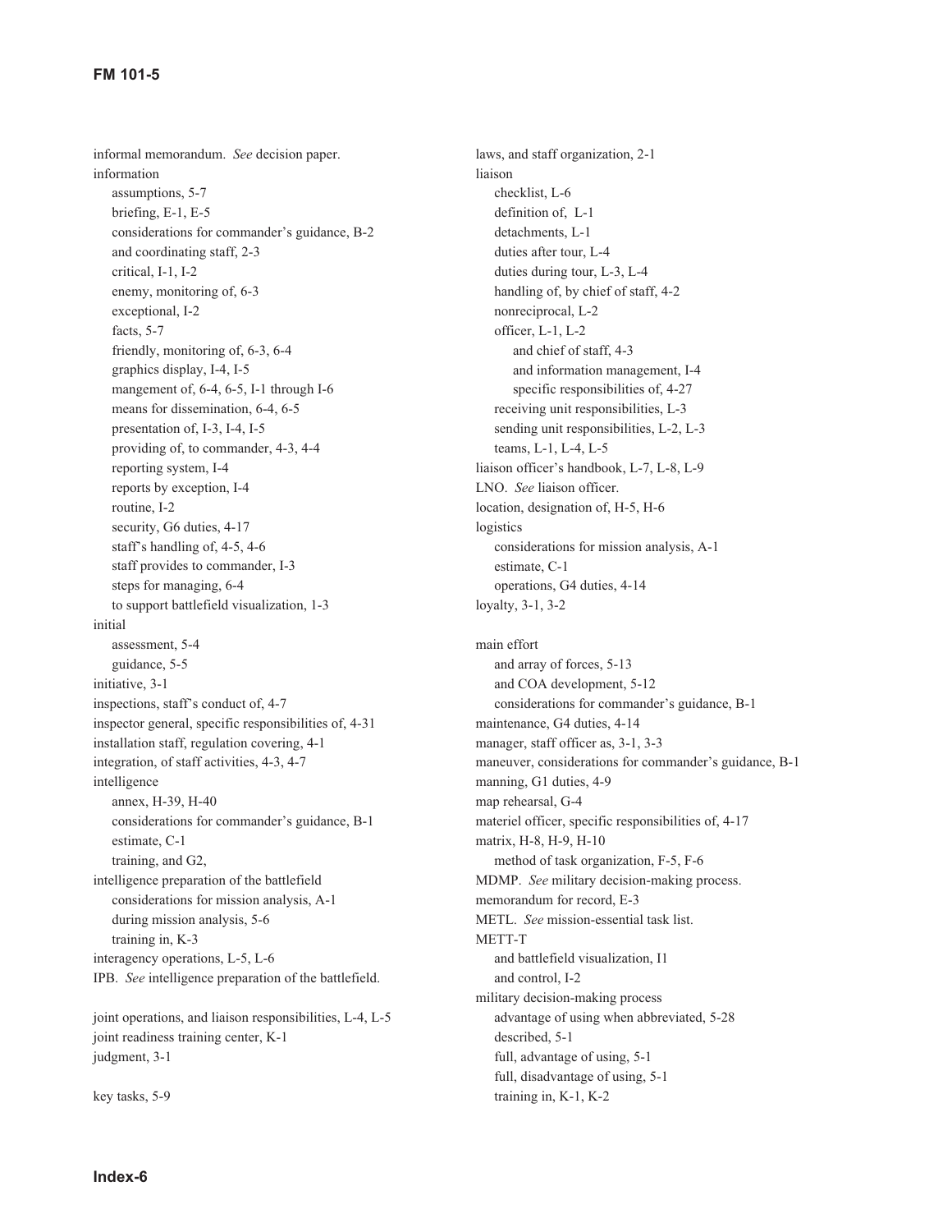informal memorandum. *See* decision paper.

information

- assumptions, 5-7
- briefing, E-1, E-5
- considerations for commander's guidance, B-2
- and coordinating staff, 2-3
- critical, I-1, I-2
- enemy, monitoring of, 6-3
- exceptional, I-2
- facts, 5-7
- friendly, monitoring of, 6-3, 6-4
- graphics display, I-4, I-5
- mangement of, 6-4, 6-5, I-1 through I-6
- means for dissemination, 6-4, 6-5
- presentation of, I-3, I-4, I-5
- providing of, to commander, 4-3, 4-4
- reporting system, I-4
- reports by exception, I-4
- routine, I-2
- security, G6 duties, 4-17
- staff's handling of, 4-5, 4-6
- staff provides to commander, I-3
- steps for managing, 6-4
- to support battlefield visualization, 1-3

initial

- assessment, 5-4
- guidance, 5-5

initiative, 3-1

inspections, staff's conduct of, 4-7

inspector general, specific responsibilities of, 4-31

installation staff, regulation covering, 4-1

integration, of staff activities, 4-3, 4-7

intelligence

- annex, H-39, H-40
- considerations for commander's guidance, B-1
- estimate, C-1
- training, and G2,

intelligence preparation of the battlefield

- considerations for mission analysis, A-1
- during mission analysis, 5-6
- training in, K-3

interagency operations, L-5, L-6

IPB. *See* intelligence preparation of the battlefield.

joint operations, and liaison responsibilities, L-4, L-5

joint readiness training center, K-1

judgment, 3-1

key tasks, 5-9

laws, and staff organization, 2-1

liaison

- checklist, L-6
- definition of, L-1
- detachments, L-1
- duties after tour, L-4
- duties during tour, L-3, L-4
- handling of, by chief of staff, 4-2
- nonreciprocal, L-2
- officer, L-1, L-2
  - and chief of staff, 4-3
  - and information management, I-4
  - specific responsibilities of, 4-27
- receiving unit responsibilities, L-3
- sending unit responsibilities, L-2, L-3
- teams, L-1, L-4, L-5

liaison officer's handbook, L-7, L-8, L-9

LNO. *See* liaison officer.

location, designation of, H-5, H-6

logistics

- considerations for mission analysis, A-1
- estimate, C-1
- operations, G4 duties, 4-14

loyalty, 3-1, 3-2

main effort

- and array of forces, 5-13
- and COA development, 5-12
- considerations for commander's guidance, B-1

maintenance, G4 duties, 4-14

manager, staff officer as, 3-1, 3-3

maneuver, considerations for commander's guidance, B-1

manning, G1 duties, 4-9

map rehearsal, G-4

materiel officer, specific responsibilities of, 4-17

matrix, H-8, H-9, H-10

- method of task organization, F-5, F-6

MDMP. *See* military decision-making process.

memorandum for record, E-3

METL. *See* mission-essential task list.

METT-T

- and battlefield visualization, I1
- and control, I-2

military decision-making process

- advantage of using when abbreviated, 5-28
- described, 5-1
- full, advantage of using, 5-1
- full, disadvantage of using, 5-1
- training in, K-1, K-2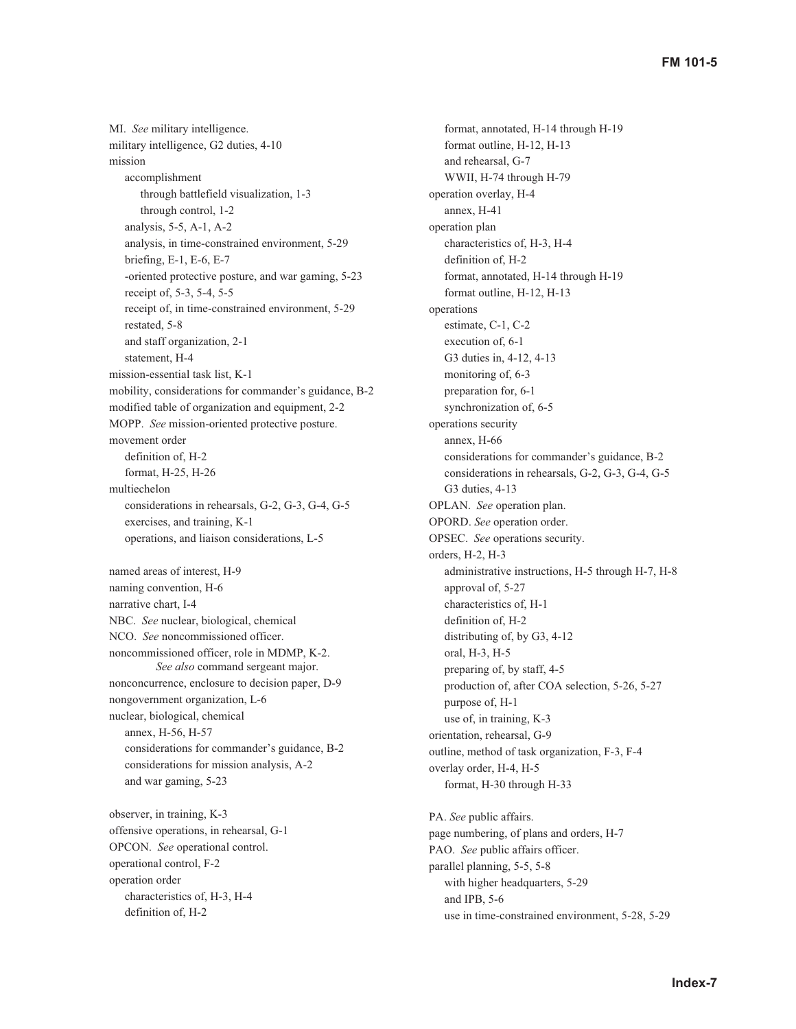MI. *See* military intelligence.
military intelligence, G2 duties, 4-10
mission
  accomplishment
    through battlefield visualization, 1-3
    through control, 1-2
  analysis, 5-5, A-1, A-2
  analysis, in time-constrained environment, 5-29
  briefing, E-1, E-6, E-7
  -oriented protective posture, and war gaming, 5-23
  receipt of, 5-3, 5-4, 5-5
  receipt of, in time-constrained environment, 5-29
  restated, 5-8
  and staff organization, 2-1
  statement, H-4
mission-essential task list, K-1
mobility, considerations for commander's guidance, B-2
modified table of organization and equipment, 2-2
MOPP. *See* mission-oriented protective posture.
movement order
  definition of, H-2
  format, H-25, H-26
multiechelon
  considerations in rehearsals, G-2, G-3, G-4, G-5
  exercises, and training, K-1
  operations, and liaison considerations, L-5

named areas of interest, H-9
naming convention, H-6
narrative chart, I-4
NBC. *See* nuclear, biological, chemical
NCO. *See* noncommissioned officer.
noncommissioned officer, role in MDMP, K-2.
    *See also* command sergeant major.
nonconcurrence, enclosure to decision paper, D-9
nongovernment organization, L-6
nuclear, biological, chemical
  annex, H-56, H-57
  considerations for commander's guidance, B-2
  considerations for mission analysis, A-2
  and war gaming, 5-23

observer, in training, K-3
offensive operations, in rehearsal, G-1
OPCON. *See* operational control.
operational control, F-2
operation order
  characteristics of, H-3, H-4
  definition of, H-2
  format, annotated, H-14 through H-19
  format outline, H-12, H-13
  and rehearsal, G-7
  WWII, H-74 through H-79
operation overlay, H-4
  annex, H-41
operation plan
  characteristics of, H-3, H-4
  definition of, H-2
  format, annotated, H-14 through H-19
  format outline, H-12, H-13
operations
  estimate, C-1, C-2
  execution of, 6-1
  G3 duties in, 4-12, 4-13
  monitoring of, 6-3
  preparation for, 6-1
  synchronization of, 6-5
operations security
  annex, H-66
  considerations for commander's guidance, B-2
  considerations in rehearsals, G-2, G-3, G-4, G-5
  G3 duties, 4-13
OPLAN. *See* operation plan.
OPORD. *See* operation order.
OPSEC. *See* operations security.
orders, H-2, H-3
  administrative instructions, H-5 through H-7, H-8
  approval of, 5-27
  characteristics of, H-1
  definition of, H-2
  distributing of, by G3, 4-12
  oral, H-3, H-5
  preparing of, by staff, 4-5
  production of, after COA selection, 5-26, 5-27
  purpose of, H-1
  use of, in training, K-3
orientation, rehearsal, G-9
outline, method of task organization, F-3, F-4
overlay order, H-4, H-5
  format, H-30 through H-33

PA. *See* public affairs.
page numbering, of plans and orders, H-7
PAO. *See* public affairs officer.
parallel planning, 5-5, 5-8
  with higher headquarters, 5-29
  and IPB, 5-6
  use in time-constrained environment, 5-28, 5-29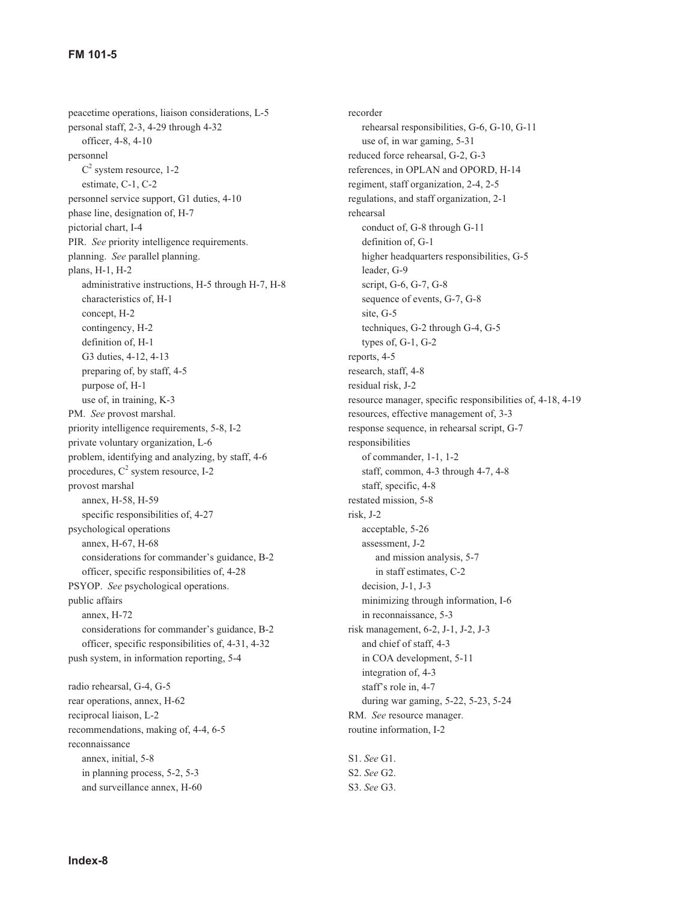peacetime operations, liaison considerations, L-5
personal staff, 2-3, 4-29 through 4-32
    officer, 4-8, 4-10
personnel
    $C^2$ system resource, 1-2
    estimate, C-1, C-2
personnel service support, G1 duties, 4-10
phase line, designation of, H-7
pictorial chart, I-4
PIR. *See* priority intelligence requirements.
planning. *See* parallel planning.
plans, H-1, H-2
    administrative instructions, H-5 through H-7, H-8
    characteristics of, H-1
    concept, H-2
    contingency, H-2
    definition of, H-1
    G3 duties, 4-12, 4-13
    preparing of, by staff, 4-5
    purpose of, H-1
    use of, in training, K-3
PM. *See* provost marshal.
priority intelligence requirements, 5-8, I-2
private voluntary organization, L-6
problem, identifying and analyzing, by staff, 4-6
procedures, $C^2$ system resource, I-2
provost marshal
    annex, H-58, H-59
    specific responsibilities of, 4-27
psychological operations
    annex, H-67, H-68
    considerations for commander's guidance, B-2
    officer, specific responsibilities of, 4-28
PSYOP. *See* psychological operations.
public affairs
    annex, H-72
    considerations for commander's guidance, B-2
    officer, specific responsibilities of, 4-31, 4-32
push system, in information reporting, 5-4

radio rehearsal, G-4, G-5
rear operations, annex, H-62
reciprocal liaison, L-2
recommendations, making of, 4-4, 6-5
reconnaissance
    annex, initial, 5-8
    in planning process, 5-2, 5-3
    and surveillance annex, H-60
recorder
    rehearsal responsibilities, G-6, G-10, G-11
    use of, in war gaming, 5-31
reduced force rehearsal, G-2, G-3
references, in OPLAN and OPORD, H-14
regiment, staff organization, 2-4, 2-5
regulations, and staff organization, 2-1
rehearsal
    conduct of, G-8 through G-11
    definition of, G-1
    higher headquarters responsibilities, G-5
    leader, G-9
    script, G-6, G-7, G-8
    sequence of events, G-7, G-8
    site, G-5
    techniques, G-2 through G-4, G-5
    types of, G-1, G-2
reports, 4-5
research, staff, 4-8
residual risk, J-2
resource manager, specific responsibilities of, 4-18, 4-19
resources, effective management of, 3-3
response sequence, in rehearsal script, G-7
responsibilities
    of commander, 1-1, 1-2
    staff, common, 4-3 through 4-7, 4-8
    staff, specific, 4-8
restated mission, 5-8
risk, J-2
    acceptable, 5-26
    assessment, J-2
        and mission analysis, 5-7
        in staff estimates, C-2
    decision, J-1, J-3
    minimizing through information, I-6
    in reconnaissance, 5-3
risk management, 6-2, J-1, J-2, J-3
    and chief of staff, 4-3
    in COA development, 5-11
    integration of, 4-3
    staff's role in, 4-7
    during war gaming, 5-22, 5-23, 5-24
RM. *See* resource manager.
routine information, I-2

S1. *See* G1.
S2. *See* G2.
S3. *See* G3.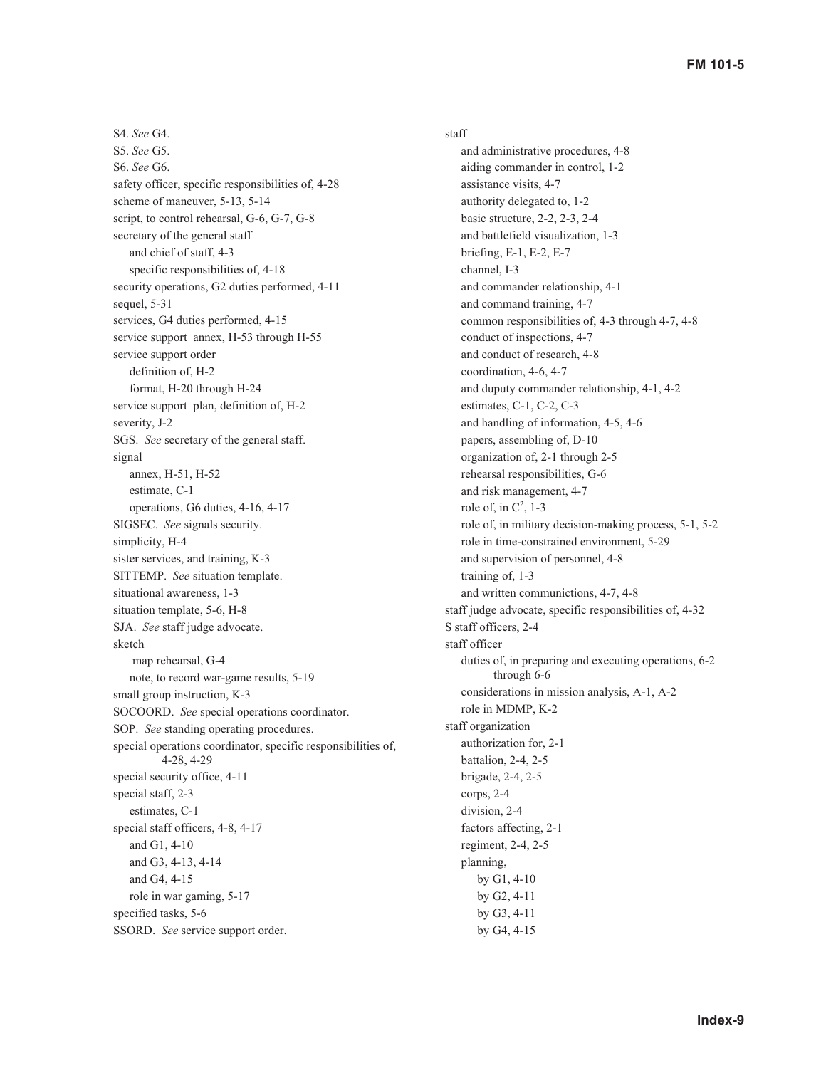S4. *See* G4.
S5. *See* G5.
S6. *See* G6.
safety officer, specific responsibilities of, 4-28
scheme of maneuver, 5-13, 5-14
script, to control rehearsal, G-6, G-7, G-8
secretary of the general staff
- and chief of staff, 4-3
- specific responsibilities of, 4-18

security operations, G2 duties performed, 4-11
sequel, 5-31
services, G4 duties performed, 4-15
service support annex, H-53 through H-55
service support order
- definition of, H-2
- format, H-20 through H-24

service support plan, definition of, H-2
severity, J-2
SGS. *See* secretary of the general staff.
signal
- annex, H-51, H-52
- estimate, C-1
- operations, G6 duties, 4-16, 4-17

SIGSEC. *See* signals security.
simplicity, H-4
sister services, and training, K-3
SITTEMP. *See* situation template.
situational awareness, 1-3
situation template, 5-6, H-8
SJA. *See* staff judge advocate.
sketch
- map rehearsal, G-4
- note, to record war-game results, 5-19

small group instruction, K-3
SOCOORD. *See* special operations coordinator.
SOP. *See* standing operating procedures.
special operations coordinator, specific responsibilities of, 4-28, 4-29
special security office, 4-11
special staff, 2-3
- estimates, C-1

special staff officers, 4-8, 4-17
- and G1, 4-10
- and G3, 4-13, 4-14
- and G4, 4-15
- role in war gaming, 5-17

specified tasks, 5-6
SSORD. *See* service support order.

staff
- and administrative procedures, 4-8
- aiding commander in control, 1-2
- assistance visits, 4-7
- authority delegated to, 1-2
- basic structure, 2-2, 2-3, 2-4
- and battlefield visualization, 1-3
- briefing, E-1, E-2, E-7
- channel, I-3
- and commander relationship, 4-1
- and command training, 4-7
- common responsibilities of, 4-3 through 4-7, 4-8
- conduct of inspections, 4-7
- and conduct of research, 4-8
- coordination, 4-6, 4-7
- and duputy commander relationship, 4-1, 4-2
- estimates, C-1, C-2, C-3
- and handling of information, 4-5, 4-6
- papers, assembling of, D-10
- organization of, 2-1 through 2-5
- rehearsal responsibilities, G-6
- and risk management, 4-7
- role of, in $C^2$, 1-3
- role of, in military decision-making process, 5-1, 5-2
- role in time-constrained environment, 5-29
- and supervision of personnel, 4-8
- training of, 1-3
- and written communictions, 4-7, 4-8

staff judge advocate, specific responsibilities of, 4-32
S staff officers, 2-4
staff officer
- duties of, in preparing and executing operations, 6-2 through 6-6
- considerations in mission analysis, A-1, A-2
- role in MDMP, K-2

staff organization
- authorization for, 2-1
- battalion, 2-4, 2-5
- brigade, 2-4, 2-5
- corps, 2-4
- division, 2-4
- factors affecting, 2-1
- regiment, 2-4, 2-5
- planning,
  - by G1, 4-10
  - by G2, 4-11
  - by G3, 4-11
  - by G4, 4-15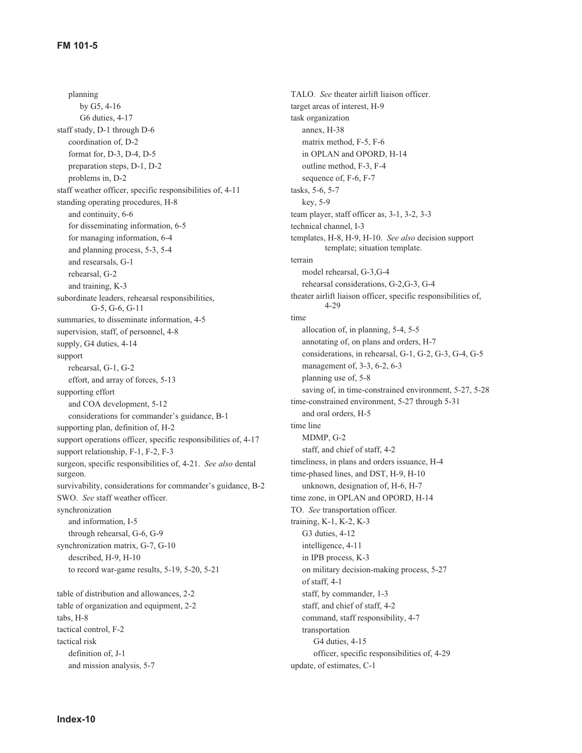planning
    by G5, 4-16
    G6 duties, 4-17
staff study, D-1 through D-6
  coordination of, D-2
  format for, D-3, D-4, D-5
  preparation steps, D-1, D-2
  problems in, D-2
staff weather officer, specific responsibilities of, 4-11
standing operating procedures, H-8
  and continuity, 6-6
  for disseminating information, 6-5
  for managing information, 6-4
  and planning process, 5-3, 5-4
  and researsals, G-1
  rehearsal, G-2
  and training, K-3
subordinate leaders, rehearsal responsibilities, G-5, G-6, G-11
summaries, to disseminate information, 4-5
supervision, staff, of personnel, 4-8
supply, G4 duties, 4-14
support
  rehearsal, G-1, G-2
  effort, and array of forces, 5-13
supporting effort
  and COA development, 5-12
  considerations for commander's guidance, B-1
supporting plan, definition of, H-2
support operations officer, specific responsibilities of, 4-17
support relationship, F-1, F-2, F-3
surgeon, specific responsibilities of, 4-21. *See also* dental surgeon.
survivability, considerations for commander's guidance, B-2
SWO. *See* staff weather officer.
synchronization
  and information, I-5
  through rehearsal, G-6, G-9
synchronization matrix, G-7, G-10
  described, H-9, H-10
  to record war-game results, 5-19, 5-20, 5-21

table of distribution and allowances, 2-2
table of organization and equipment, 2-2
tabs, H-8
tactical control, F-2
tactical risk
  definition of, J-1
  and mission analysis, 5-7

TALO. *See* theater airlift liaison officer.
target areas of interest, H-9
task organization
  annex, H-38
  matrix method, F-5, F-6
  in OPLAN and OPORD, H-14
  outline method, F-3, F-4
  sequence of, F-6, F-7
tasks, 5-6, 5-7
  key, 5-9
team player, staff officer as, 3-1, 3-2, 3-3
technical channel, I-3
templates, H-8, H-9, H-10. *See also* decision support template; situation template.
terrain
  model rehearsal, G-3,G-4
  rehearsal considerations, G-2,G-3, G-4
theater airlift liaison officer, specific responsibilities of, 4-29
time
  allocation of, in planning, 5-4, 5-5
  annotating of, on plans and orders, H-7
  considerations, in rehearsal, G-1, G-2, G-3, G-4, G-5
  management of, 3-3, 6-2, 6-3
  planning use of, 5-8
  saving of, in time-constrained environment, 5-27, 5-28
time-constrained environment, 5-27 through 5-31
  and oral orders, H-5
time line
  MDMP, G-2
  staff, and chief of staff, 4-2
timeliness, in plans and orders issuance, H-4
time-phased lines, and DST, H-9, H-10
  unknown, designation of, H-6, H-7
time zone, in OPLAN and OPORD, H-14
TO. *See* transportation officer.
training, K-1, K-2, K-3
  G3 duties, 4-12
  intelligence, 4-11
  in IPB process, K-3
  on military decision-making process, 5-27
  of staff, 4-1
  staff, by commander, 1-3
  staff, and chief of staff, 4-2
  command, staff responsibility, 4-7
  transportation
    G4 duties, 4-15
    officer, specific responsibilities of, 4-29
update, of estimates, C-1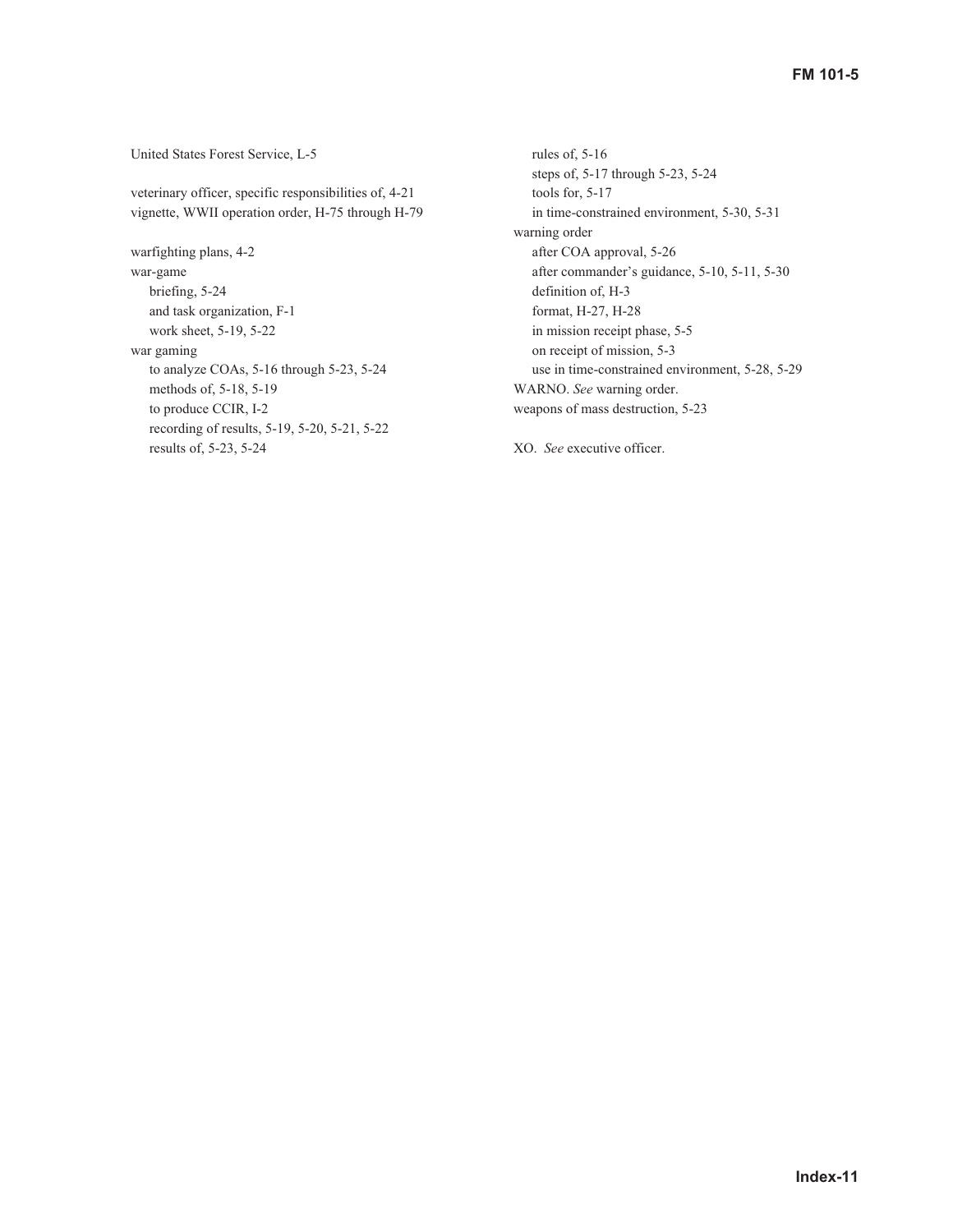United States Forest Service, L-5

veterinary officer, specific responsibilities of, 4-21
vignette, WWII operation order, H-75 through H-79

warfighting plans, 4-2
war-game
  briefing, 5-24
  and task organization, F-1
  work sheet, 5-19, 5-22
war gaming
  to analyze COAs, 5-16 through 5-23, 5-24
  methods of, 5-18, 5-19
  to produce CCIR, I-2
  recording of results, 5-19, 5-20, 5-21, 5-22
  results of, 5-23, 5-24
  rules of, 5-16
  steps of, 5-17 through 5-23, 5-24
  tools for, 5-17
  in time-constrained environment, 5-30, 5-31
warning order
  after COA approval, 5-26
  after commander's guidance, 5-10, 5-11, 5-30
  definition of, H-3
  format, H-27, H-28
  in mission receipt phase, 5-5
  on receipt of mission, 5-3
  use in time-constrained environment, 5-28, 5-29
WARNO. *See* warning order.
weapons of mass destruction, 5-23

XO. *See* executive officer.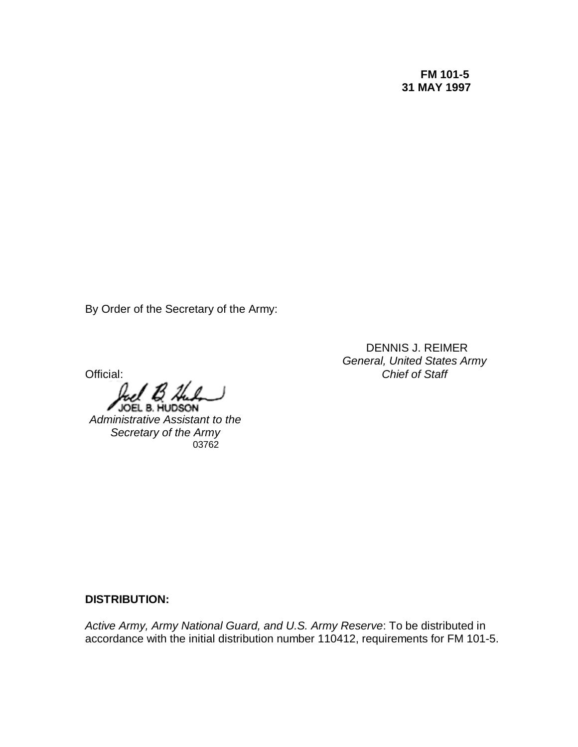**FM 101-5**
**31 MAY 1997**

By Order of the Secretary of the Army:

DENNIS J. REIMER
*General, United States Army*
*Chief of Staff*

Official:

JOEL B. HUDSON
*Administrative Assistant to the*
*Secretary of the Army*
03762

**DISTRIBUTION:**

*Active Army, Army National Guard, and U.S. Army Reserve*: To be distributed in accordance with the initial distribution number 110412, requirements for FM 101-5.